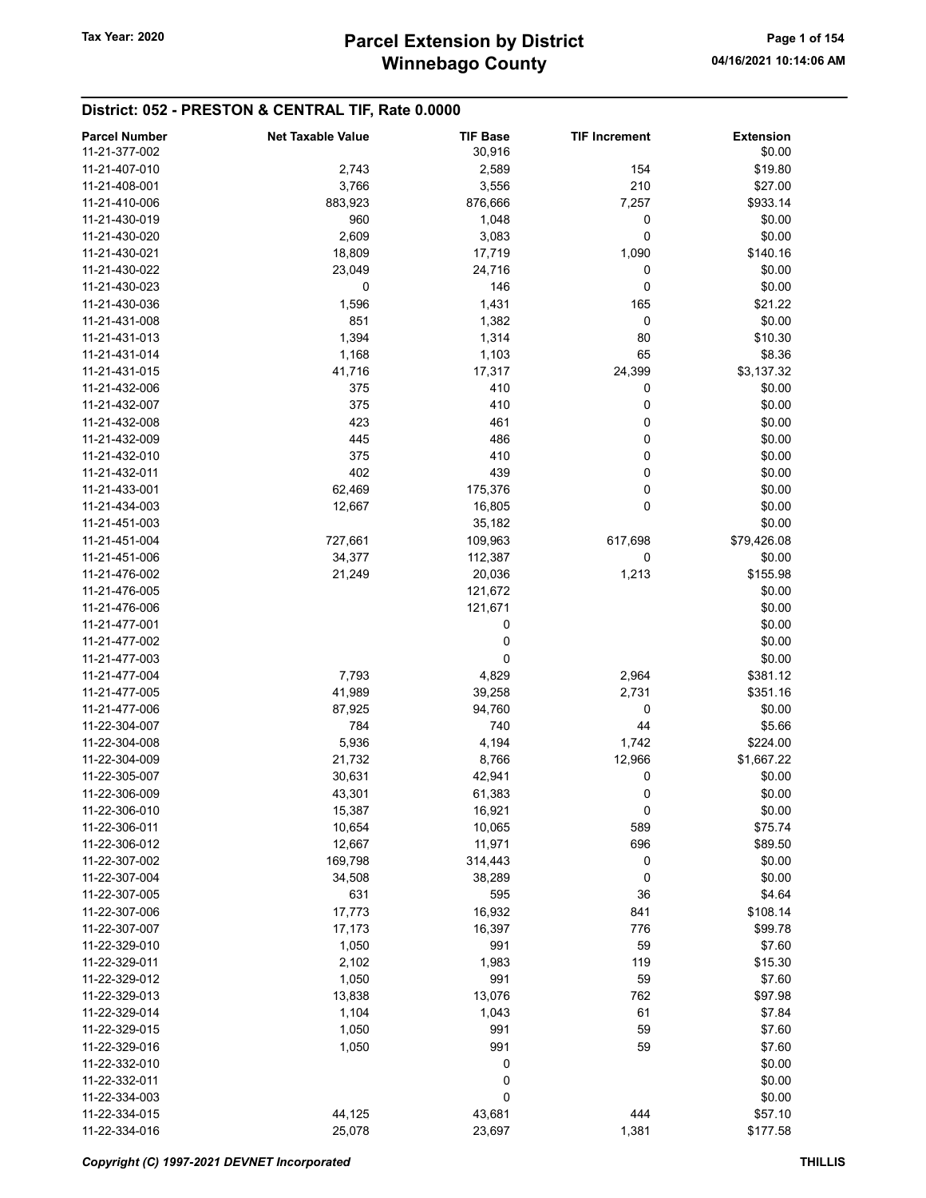## District: 052 - PRESTON & CENTRAL TIF, Rate 0.0000

| Parcel Number | Net Taxable Value | TIF Base | TIF Increment | Extension |
|---|---|---|---|---|
| 11-21-377-002 | | 30,916 | | $0.00 |
| 11-21-407-010 | 2,743 | 2,589 | 154 | $19.80 |
| 11-21-408-001 | 3,766 | 3,556 | 210 | $27.00 |
| 11-21-410-006 | 883,923 | 876,666 | 7,257 | $933.14 |
| 11-21-430-019 | 960 | 1,048 | 0 | $0.00 |
| 11-21-430-020 | 2,609 | 3,083 | 0 | $0.00 |
| 11-21-430-021 | 18,809 | 17,719 | 1,090 | $140.16 |
| 11-21-430-022 | 23,049 | 24,716 | 0 | $0.00 |
| 11-21-430-023 | 0 | 146 | 0 | $0.00 |
| 11-21-430-036 | 1,596 | 1,431 | 165 | $21.22 |
| 11-21-431-008 | 851 | 1,382 | 0 | $0.00 |
| 11-21-431-013 | 1,394 | 1,314 | 80 | $10.30 |
| 11-21-431-014 | 1,168 | 1,103 | 65 | $8.36 |
| 11-21-431-015 | 41,716 | 17,317 | 24,399 | $3,137.32 |
| 11-21-432-006 | 375 | 410 | 0 | $0.00 |
| 11-21-432-007 | 375 | 410 | 0 | $0.00 |
| 11-21-432-008 | 423 | 461 | 0 | $0.00 |
| 11-21-432-009 | 445 | 486 | 0 | $0.00 |
| 11-21-432-010 | 375 | 410 | 0 | $0.00 |
| 11-21-432-011 | 402 | 439 | 0 | $0.00 |
| 11-21-433-001 | 62,469 | 175,376 | 0 | $0.00 |
| 11-21-434-003 | 12,667 | 16,805 | 0 | $0.00 |
| 11-21-451-003 | | 35,182 | | $0.00 |
| 11-21-451-004 | 727,661 | 109,963 | 617,698 | $79,426.08 |
| 11-21-451-006 | 34,377 | 112,387 | 0 | $0.00 |
| 11-21-476-002 | 21,249 | 20,036 | 1,213 | $155.98 |
| 11-21-476-005 | | 121,672 | | $0.00 |
| 11-21-476-006 | | 121,671 | | $0.00 |
| 11-21-477-001 | | 0 | | $0.00 |
| 11-21-477-002 | | 0 | | $0.00 |
| 11-21-477-003 | | 0 | | $0.00 |
| 11-21-477-004 | 7,793 | 4,829 | 2,964 | $381.12 |
| 11-21-477-005 | 41,989 | 39,258 | 2,731 | $351.16 |
| 11-21-477-006 | 87,925 | 94,760 | 0 | $0.00 |
| 11-22-304-007 | 784 | 740 | 44 | $5.66 |
| 11-22-304-008 | 5,936 | 4,194 | 1,742 | $224.00 |
| 11-22-304-009 | 21,732 | 8,766 | 12,966 | $1,667.22 |
| 11-22-305-007 | 30,631 | 42,941 | 0 | $0.00 |
| 11-22-306-009 | 43,301 | 61,383 | 0 | $0.00 |
| 11-22-306-010 | 15,387 | 16,921 | 0 | $0.00 |
| 11-22-306-011 | 10,654 | 10,065 | 589 | $75.74 |
| 11-22-306-012 | 12,667 | 11,971 | 696 | $89.50 |
| 11-22-307-002 | 169,798 | 314,443 | 0 | $0.00 |
| 11-22-307-004 | 34,508 | 38,289 | 0 | $0.00 |
| 11-22-307-005 | 631 | 595 | 36 | $4.64 |
| 11-22-307-006 | 17,773 | 16,932 | 841 | $108.14 |
| 11-22-307-007 | 17,173 | 16,397 | 776 | $99.78 |
| 11-22-329-010 | 1,050 | 991 | 59 | $7.60 |
| 11-22-329-011 | 2,102 | 1,983 | 119 | $15.30 |
| 11-22-329-012 | 1,050 | 991 | 59 | $7.60 |
| 11-22-329-013 | 13,838 | 13,076 | 762 | $97.98 |
| 11-22-329-014 | 1,104 | 1,043 | 61 | $7.84 |
| 11-22-329-015 | 1,050 | 991 | 59 | $7.60 |
| 11-22-329-016 | 1,050 | 991 | 59 | $7.60 |
| 11-22-332-010 | | 0 | | $0.00 |
| 11-22-332-011 | | 0 | | $0.00 |
| 11-22-334-003 | | 0 | | $0.00 |
| 11-22-334-015 | 44,125 | 43,681 | 444 | $57.10 |
| 11-22-334-016 | 25,078 | 23,697 | 1,381 | $177.58 |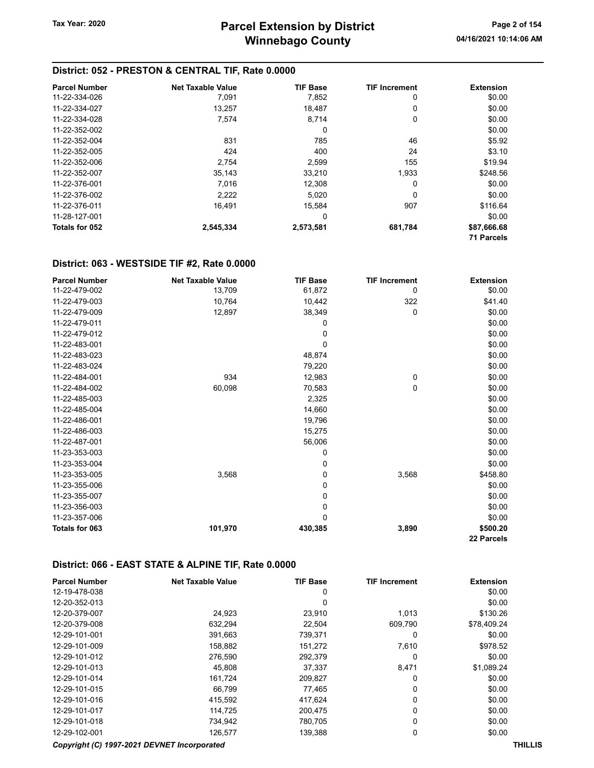## District: 052 - PRESTON & CENTRAL TIF, Rate 0.0000

| Parcel Number | Net Taxable Value | TIF Base | TIF Increment | Extension |
|---|---|---|---|---|
| 11-22-334-026 | 7,091 | 7,852 | 0 | $0.00 |
| 11-22-334-027 | 13,257 | 18,487 | 0 | $0.00 |
| 11-22-334-028 | 7,574 | 8,714 | 0 | $0.00 |
| 11-22-352-002 | | 0 | | $0.00 |
| 11-22-352-004 | 831 | 785 | 46 | $5.92 |
| 11-22-352-005 | 424 | 400 | 24 | $3.10 |
| 11-22-352-006 | 2,754 | 2,599 | 155 | $19.94 |
| 11-22-352-007 | 35,143 | 33,210 | 1,933 | $248.56 |
| 11-22-376-001 | 7,016 | 12,308 | 0 | $0.00 |
| 11-22-376-002 | 2,222 | 5,020 | 0 | $0.00 |
| 11-22-376-011 | 16,491 | 15,584 | 907 | $116.64 |
| 11-28-127-001 | | 0 | | $0.00 |
| **Totals for 052** | **2,545,334** | **2,573,581** | **681,784** | **$87,666.68** |
| | | | | **71 Parcels** |

## District: 063 - WESTSIDE TIF #2, Rate 0.0000

| Parcel Number | Net Taxable Value | TIF Base | TIF Increment | Extension |
|---|---|---|---|---|
| 11-22-479-002 | 13,709 | 61,872 | 0 | $0.00 |
| 11-22-479-003 | 10,764 | 10,442 | 322 | $41.40 |
| 11-22-479-009 | 12,897 | 38,349 | 0 | $0.00 |
| 11-22-479-011 | | 0 | | $0.00 |
| 11-22-479-012 | | 0 | | $0.00 |
| 11-22-483-001 | | 0 | | $0.00 |
| 11-22-483-023 | | 48,874 | | $0.00 |
| 11-22-483-024 | | 79,220 | | $0.00 |
| 11-22-484-001 | 934 | 12,983 | 0 | $0.00 |
| 11-22-484-002 | 60,098 | 70,583 | 0 | $0.00 |
| 11-22-485-003 | | 2,325 | | $0.00 |
| 11-22-485-004 | | 14,660 | | $0.00 |
| 11-22-486-001 | | 19,796 | | $0.00 |
| 11-22-486-003 | | 15,275 | | $0.00 |
| 11-22-487-001 | | 56,006 | | $0.00 |
| 11-23-353-003 | | 0 | | $0.00 |
| 11-23-353-004 | | 0 | | $0.00 |
| 11-23-353-005 | 3,568 | 0 | 3,568 | $458.80 |
| 11-23-355-006 | | 0 | | $0.00 |
| 11-23-355-007 | | 0 | | $0.00 |
| 11-23-356-003 | | 0 | | $0.00 |
| 11-23-357-006 | | 0 | | $0.00 |
| **Totals for 063** | **101,970** | **430,385** | **3,890** | **$500.20** |
| | | | | **22 Parcels** |

## District: 066 - EAST STATE & ALPINE TIF, Rate 0.0000

| Parcel Number | Net Taxable Value | TIF Base | TIF Increment | Extension |
|---|---|---|---|---|
| 12-19-478-038 | | 0 | | $0.00 |
| 12-20-352-013 | | 0 | | $0.00 |
| 12-20-379-007 | 24,923 | 23,910 | 1,013 | $130.26 |
| 12-20-379-008 | 632,294 | 22,504 | 609,790 | $78,409.24 |
| 12-29-101-001 | 391,663 | 739,371 | 0 | $0.00 |
| 12-29-101-009 | 158,882 | 151,272 | 7,610 | $978.52 |
| 12-29-101-012 | 276,590 | 292,379 | 0 | $0.00 |
| 12-29-101-013 | 45,808 | 37,337 | 8,471 | $1,089.24 |
| 12-29-101-014 | 161,724 | 209,827 | 0 | $0.00 |
| 12-29-101-015 | 66,799 | 77,465 | 0 | $0.00 |
| 12-29-101-016 | 415,592 | 417,624 | 0 | $0.00 |
| 12-29-101-017 | 114,725 | 200,475 | 0 | $0.00 |
| 12-29-101-018 | 734,942 | 780,705 | 0 | $0.00 |
| 12-29-102-001 | 126,577 | 139,388 | 0 | $0.00 |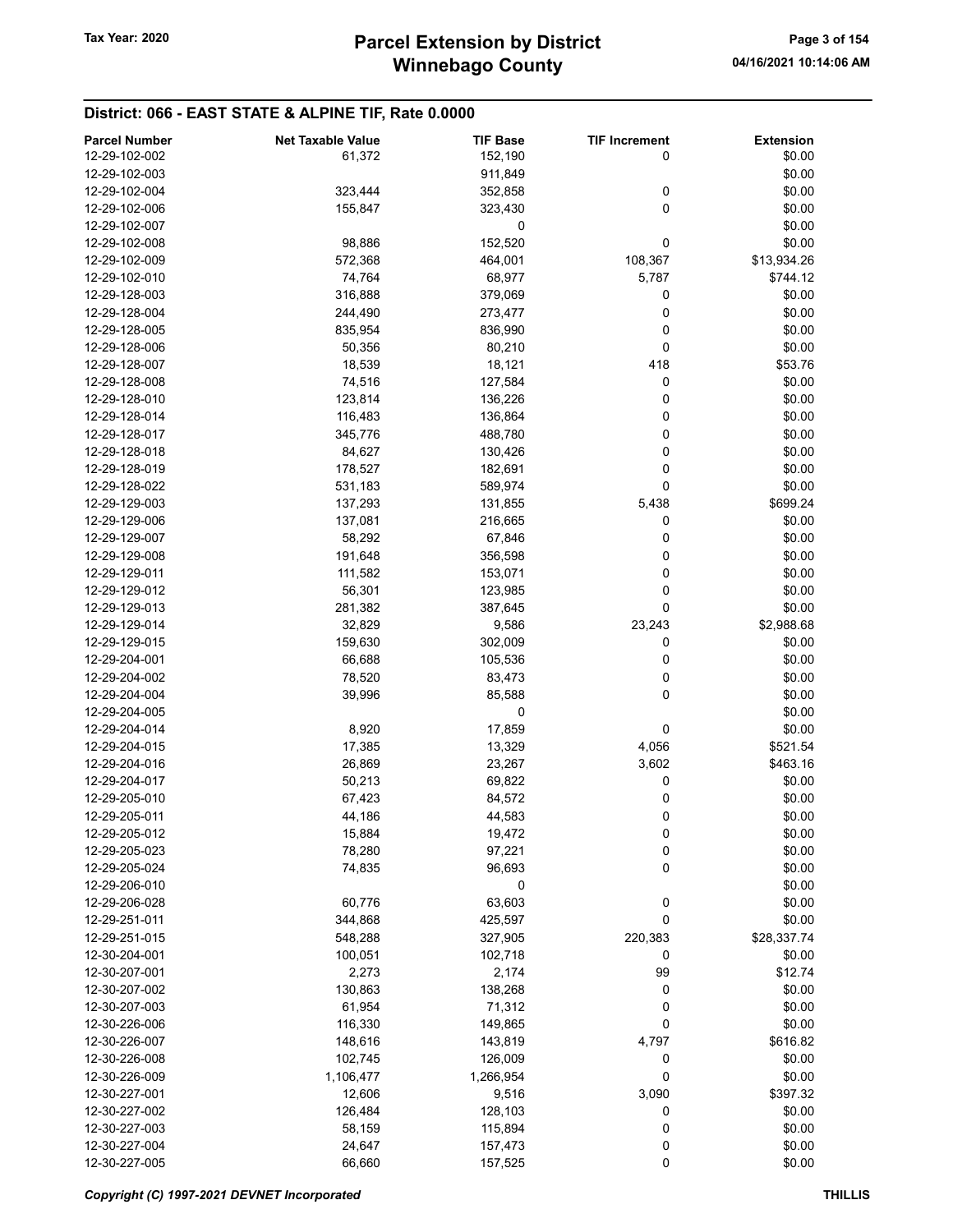## District: 066 - EAST STATE & ALPINE TIF, Rate 0.0000

| Parcel Number | Net Taxable Value | TIF Base | TIF Increment | Extension |
|---|---|---|---|---|
| 12-29-102-002 | 61,372 | 152,190 | 0 | $0.00 |
| 12-29-102-003 | | 911,849 | | $0.00 |
| 12-29-102-004 | 323,444 | 352,858 | 0 | $0.00 |
| 12-29-102-006 | 155,847 | 323,430 | 0 | $0.00 |
| 12-29-102-007 | | 0 | | $0.00 |
| 12-29-102-008 | 98,886 | 152,520 | 0 | $0.00 |
| 12-29-102-009 | 572,368 | 464,001 | 108,367 | $13,934.26 |
| 12-29-102-010 | 74,764 | 68,977 | 5,787 | $744.12 |
| 12-29-128-003 | 316,888 | 379,069 | 0 | $0.00 |
| 12-29-128-004 | 244,490 | 273,477 | 0 | $0.00 |
| 12-29-128-005 | 835,954 | 836,990 | 0 | $0.00 |
| 12-29-128-006 | 50,356 | 80,210 | 0 | $0.00 |
| 12-29-128-007 | 18,539 | 18,121 | 418 | $53.76 |
| 12-29-128-008 | 74,516 | 127,584 | 0 | $0.00 |
| 12-29-128-010 | 123,814 | 136,226 | 0 | $0.00 |
| 12-29-128-014 | 116,483 | 136,864 | 0 | $0.00 |
| 12-29-128-017 | 345,776 | 488,780 | 0 | $0.00 |
| 12-29-128-018 | 84,627 | 130,426 | 0 | $0.00 |
| 12-29-128-019 | 178,527 | 182,691 | 0 | $0.00 |
| 12-29-128-022 | 531,183 | 589,974 | 0 | $0.00 |
| 12-29-129-003 | 137,293 | 131,855 | 5,438 | $699.24 |
| 12-29-129-006 | 137,081 | 216,665 | 0 | $0.00 |
| 12-29-129-007 | 58,292 | 67,846 | 0 | $0.00 |
| 12-29-129-008 | 191,648 | 356,598 | 0 | $0.00 |
| 12-29-129-011 | 111,582 | 153,071 | 0 | $0.00 |
| 12-29-129-012 | 56,301 | 123,985 | 0 | $0.00 |
| 12-29-129-013 | 281,382 | 387,645 | 0 | $0.00 |
| 12-29-129-014 | 32,829 | 9,586 | 23,243 | $2,988.68 |
| 12-29-129-015 | 159,630 | 302,009 | 0 | $0.00 |
| 12-29-204-001 | 66,688 | 105,536 | 0 | $0.00 |
| 12-29-204-002 | 78,520 | 83,473 | 0 | $0.00 |
| 12-29-204-004 | 39,996 | 85,588 | 0 | $0.00 |
| 12-29-204-005 | | 0 | | $0.00 |
| 12-29-204-014 | 8,920 | 17,859 | 0 | $0.00 |
| 12-29-204-015 | 17,385 | 13,329 | 4,056 | $521.54 |
| 12-29-204-016 | 26,869 | 23,267 | 3,602 | $463.16 |
| 12-29-204-017 | 50,213 | 69,822 | 0 | $0.00 |
| 12-29-205-010 | 67,423 | 84,572 | 0 | $0.00 |
| 12-29-205-011 | 44,186 | 44,583 | 0 | $0.00 |
| 12-29-205-012 | 15,884 | 19,472 | 0 | $0.00 |
| 12-29-205-023 | 78,280 | 97,221 | 0 | $0.00 |
| 12-29-205-024 | 74,835 | 96,693 | 0 | $0.00 |
| 12-29-206-010 | | 0 | | $0.00 |
| 12-29-206-028 | 60,776 | 63,603 | 0 | $0.00 |
| 12-29-251-011 | 344,868 | 425,597 | 0 | $0.00 |
| 12-29-251-015 | 548,288 | 327,905 | 220,383 | $28,337.74 |
| 12-30-204-001 | 100,051 | 102,718 | 0 | $0.00 |
| 12-30-207-001 | 2,273 | 2,174 | 99 | $12.74 |
| 12-30-207-002 | 130,863 | 138,268 | 0 | $0.00 |
| 12-30-207-003 | 61,954 | 71,312 | 0 | $0.00 |
| 12-30-226-006 | 116,330 | 149,865 | 0 | $0.00 |
| 12-30-226-007 | 148,616 | 143,819 | 4,797 | $616.82 |
| 12-30-226-008 | 102,745 | 126,009 | 0 | $0.00 |
| 12-30-226-009 | 1,106,477 | 1,266,954 | 0 | $0.00 |
| 12-30-227-001 | 12,606 | 9,516 | 3,090 | $397.32 |
| 12-30-227-002 | 126,484 | 128,103 | 0 | $0.00 |
| 12-30-227-003 | 58,159 | 115,894 | 0 | $0.00 |
| 12-30-227-004 | 24,647 | 157,473 | 0 | $0.00 |
| 12-30-227-005 | 66,660 | 157,525 | 0 | $0.00 |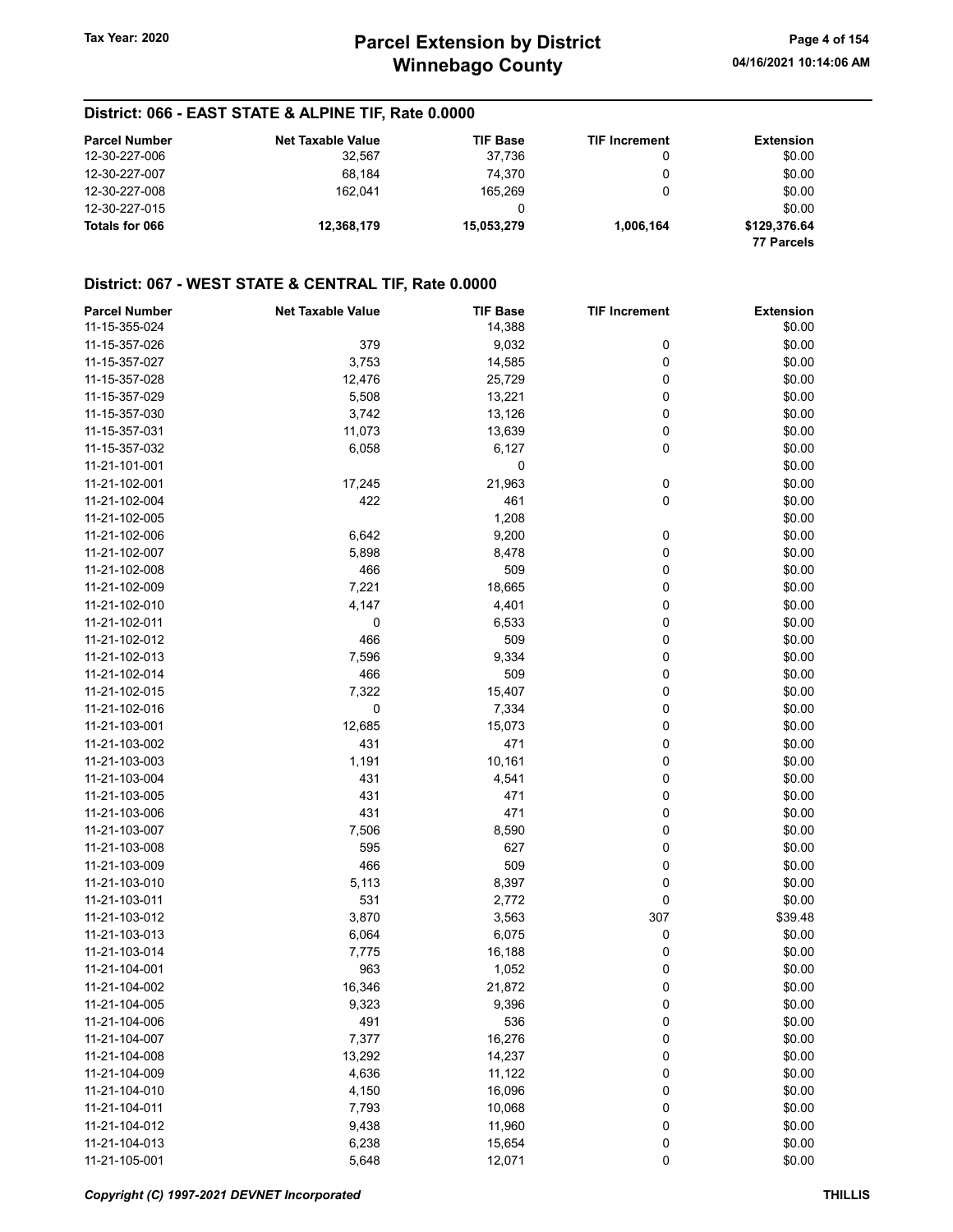## District: 066 - EAST STATE & ALPINE TIF, Rate 0.0000

| Parcel Number | Net Taxable Value | TIF Base | TIF Increment | Extension |
|---|---|---|---|---|
| 12-30-227-006 | 32,567 | 37,736 | 0 | $0.00 |
| 12-30-227-007 | 68,184 | 74,370 | 0 | $0.00 |
| 12-30-227-008 | 162,041 | 165,269 | 0 | $0.00 |
| 12-30-227-015 | | 0 | | $0.00 |
| **Totals for 066** | **12,368,179** | **15,053,279** | **1,006,164** | **$129,376.64** |
| | | | | **77 Parcels** |

## District: 067 - WEST STATE & CENTRAL TIF, Rate 0.0000

| Parcel Number | Net Taxable Value | TIF Base | TIF Increment | Extension |
|---|---|---|---|---|
| 11-15-355-024 | | 14,388 | | $0.00 |
| 11-15-357-026 | 379 | 9,032 | 0 | $0.00 |
| 11-15-357-027 | 3,753 | 14,585 | 0 | $0.00 |
| 11-15-357-028 | 12,476 | 25,729 | 0 | $0.00 |
| 11-15-357-029 | 5,508 | 13,221 | 0 | $0.00 |
| 11-15-357-030 | 3,742 | 13,126 | 0 | $0.00 |
| 11-15-357-031 | 11,073 | 13,639 | 0 | $0.00 |
| 11-15-357-032 | 6,058 | 6,127 | 0 | $0.00 |
| 11-21-101-001 | | 0 | | $0.00 |
| 11-21-102-001 | 17,245 | 21,963 | 0 | $0.00 |
| 11-21-102-004 | 422 | 461 | 0 | $0.00 |
| 11-21-102-005 | | 1,208 | | $0.00 |
| 11-21-102-006 | 6,642 | 9,200 | 0 | $0.00 |
| 11-21-102-007 | 5,898 | 8,478 | 0 | $0.00 |
| 11-21-102-008 | 466 | 509 | 0 | $0.00 |
| 11-21-102-009 | 7,221 | 18,665 | 0 | $0.00 |
| 11-21-102-010 | 4,147 | 4,401 | 0 | $0.00 |
| 11-21-102-011 | 0 | 6,533 | 0 | $0.00 |
| 11-21-102-012 | 466 | 509 | 0 | $0.00 |
| 11-21-102-013 | 7,596 | 9,334 | 0 | $0.00 |
| 11-21-102-014 | 466 | 509 | 0 | $0.00 |
| 11-21-102-015 | 7,322 | 15,407 | 0 | $0.00 |
| 11-21-102-016 | 0 | 7,334 | 0 | $0.00 |
| 11-21-103-001 | 12,685 | 15,073 | 0 | $0.00 |
| 11-21-103-002 | 431 | 471 | 0 | $0.00 |
| 11-21-103-003 | 1,191 | 10,161 | 0 | $0.00 |
| 11-21-103-004 | 431 | 4,541 | 0 | $0.00 |
| 11-21-103-005 | 431 | 471 | 0 | $0.00 |
| 11-21-103-006 | 431 | 471 | 0 | $0.00 |
| 11-21-103-007 | 7,506 | 8,590 | 0 | $0.00 |
| 11-21-103-008 | 595 | 627 | 0 | $0.00 |
| 11-21-103-009 | 466 | 509 | 0 | $0.00 |
| 11-21-103-010 | 5,113 | 8,397 | 0 | $0.00 |
| 11-21-103-011 | 531 | 2,772 | 0 | $0.00 |
| 11-21-103-012 | 3,870 | 3,563 | 307 | $39.48 |
| 11-21-103-013 | 6,064 | 6,075 | 0 | $0.00 |
| 11-21-103-014 | 7,775 | 16,188 | 0 | $0.00 |
| 11-21-104-001 | 963 | 1,052 | 0 | $0.00 |
| 11-21-104-002 | 16,346 | 21,872 | 0 | $0.00 |
| 11-21-104-005 | 9,323 | 9,396 | 0 | $0.00 |
| 11-21-104-006 | 491 | 536 | 0 | $0.00 |
| 11-21-104-007 | 7,377 | 16,276 | 0 | $0.00 |
| 11-21-104-008 | 13,292 | 14,237 | 0 | $0.00 |
| 11-21-104-009 | 4,636 | 11,122 | 0 | $0.00 |
| 11-21-104-010 | 4,150 | 16,096 | 0 | $0.00 |
| 11-21-104-011 | 7,793 | 10,068 | 0 | $0.00 |
| 11-21-104-012 | 9,438 | 11,960 | 0 | $0.00 |
| 11-21-104-013 | 6,238 | 15,654 | 0 | $0.00 |
| 11-21-105-001 | 5,648 | 12,071 | 0 | $0.00 |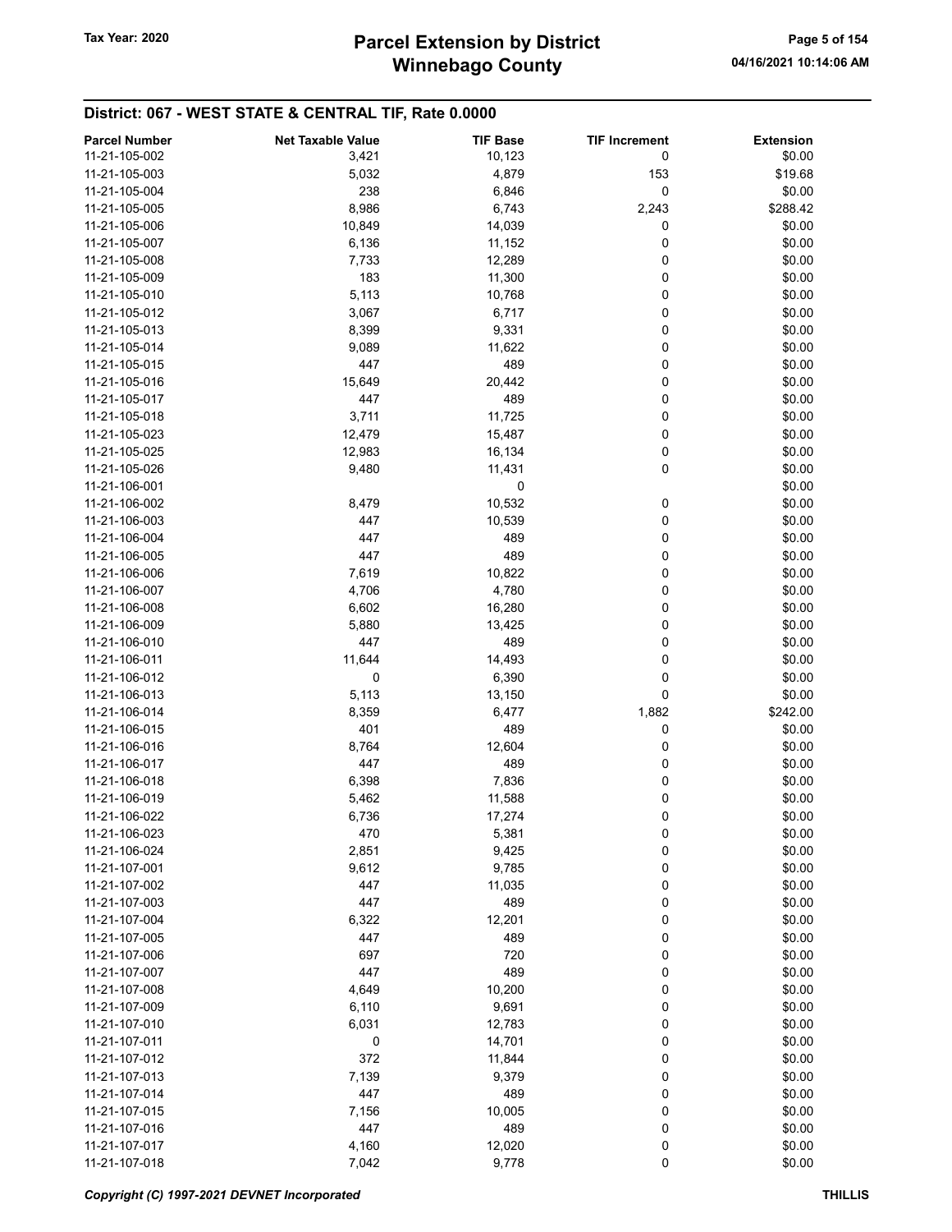## District: 067 - WEST STATE & CENTRAL TIF, Rate 0.0000

| Parcel Number | Net Taxable Value | TIF Base | TIF Increment | Extension |
|---|---|---|---|---|
| 11-21-105-002 | 3,421 | 10,123 | 0 | $0.00 |
| 11-21-105-003 | 5,032 | 4,879 | 153 | $19.68 |
| 11-21-105-004 | 238 | 6,846 | 0 | $0.00 |
| 11-21-105-005 | 8,986 | 6,743 | 2,243 | $288.42 |
| 11-21-105-006 | 10,849 | 14,039 | 0 | $0.00 |
| 11-21-105-007 | 6,136 | 11,152 | 0 | $0.00 |
| 11-21-105-008 | 7,733 | 12,289 | 0 | $0.00 |
| 11-21-105-009 | 183 | 11,300 | 0 | $0.00 |
| 11-21-105-010 | 5,113 | 10,768 | 0 | $0.00 |
| 11-21-105-012 | 3,067 | 6,717 | 0 | $0.00 |
| 11-21-105-013 | 8,399 | 9,331 | 0 | $0.00 |
| 11-21-105-014 | 9,089 | 11,622 | 0 | $0.00 |
| 11-21-105-015 | 447 | 489 | 0 | $0.00 |
| 11-21-105-016 | 15,649 | 20,442 | 0 | $0.00 |
| 11-21-105-017 | 447 | 489 | 0 | $0.00 |
| 11-21-105-018 | 3,711 | 11,725 | 0 | $0.00 |
| 11-21-105-023 | 12,479 | 15,487 | 0 | $0.00 |
| 11-21-105-025 | 12,983 | 16,134 | 0 | $0.00 |
| 11-21-105-026 | 9,480 | 11,431 | 0 | $0.00 |
| 11-21-106-001 | | 0 | | $0.00 |
| 11-21-106-002 | 8,479 | 10,532 | 0 | $0.00 |
| 11-21-106-003 | 447 | 10,539 | 0 | $0.00 |
| 11-21-106-004 | 447 | 489 | 0 | $0.00 |
| 11-21-106-005 | 447 | 489 | 0 | $0.00 |
| 11-21-106-006 | 7,619 | 10,822 | 0 | $0.00 |
| 11-21-106-007 | 4,706 | 4,780 | 0 | $0.00 |
| 11-21-106-008 | 6,602 | 16,280 | 0 | $0.00 |
| 11-21-106-009 | 5,880 | 13,425 | 0 | $0.00 |
| 11-21-106-010 | 447 | 489 | 0 | $0.00 |
| 11-21-106-011 | 11,644 | 14,493 | 0 | $0.00 |
| 11-21-106-012 | 0 | 6,390 | 0 | $0.00 |
| 11-21-106-013 | 5,113 | 13,150 | 0 | $0.00 |
| 11-21-106-014 | 8,359 | 6,477 | 1,882 | $242.00 |
| 11-21-106-015 | 401 | 489 | 0 | $0.00 |
| 11-21-106-016 | 8,764 | 12,604 | 0 | $0.00 |
| 11-21-106-017 | 447 | 489 | 0 | $0.00 |
| 11-21-106-018 | 6,398 | 7,836 | 0 | $0.00 |
| 11-21-106-019 | 5,462 | 11,588 | 0 | $0.00 |
| 11-21-106-022 | 6,736 | 17,274 | 0 | $0.00 |
| 11-21-106-023 | 470 | 5,381 | 0 | $0.00 |
| 11-21-106-024 | 2,851 | 9,425 | 0 | $0.00 |
| 11-21-107-001 | 9,612 | 9,785 | 0 | $0.00 |
| 11-21-107-002 | 447 | 11,035 | 0 | $0.00 |
| 11-21-107-003 | 447 | 489 | 0 | $0.00 |
| 11-21-107-004 | 6,322 | 12,201 | 0 | $0.00 |
| 11-21-107-005 | 447 | 489 | 0 | $0.00 |
| 11-21-107-006 | 697 | 720 | 0 | $0.00 |
| 11-21-107-007 | 447 | 489 | 0 | $0.00 |
| 11-21-107-008 | 4,649 | 10,200 | 0 | $0.00 |
| 11-21-107-009 | 6,110 | 9,691 | 0 | $0.00 |
| 11-21-107-010 | 6,031 | 12,783 | 0 | $0.00 |
| 11-21-107-011 | 0 | 14,701 | 0 | $0.00 |
| 11-21-107-012 | 372 | 11,844 | 0 | $0.00 |
| 11-21-107-013 | 7,139 | 9,379 | 0 | $0.00 |
| 11-21-107-014 | 447 | 489 | 0 | $0.00 |
| 11-21-107-015 | 7,156 | 10,005 | 0 | $0.00 |
| 11-21-107-016 | 447 | 489 | 0 | $0.00 |
| 11-21-107-017 | 4,160 | 12,020 | 0 | $0.00 |
| 11-21-107-018 | 7,042 | 9,778 | 0 | $0.00 |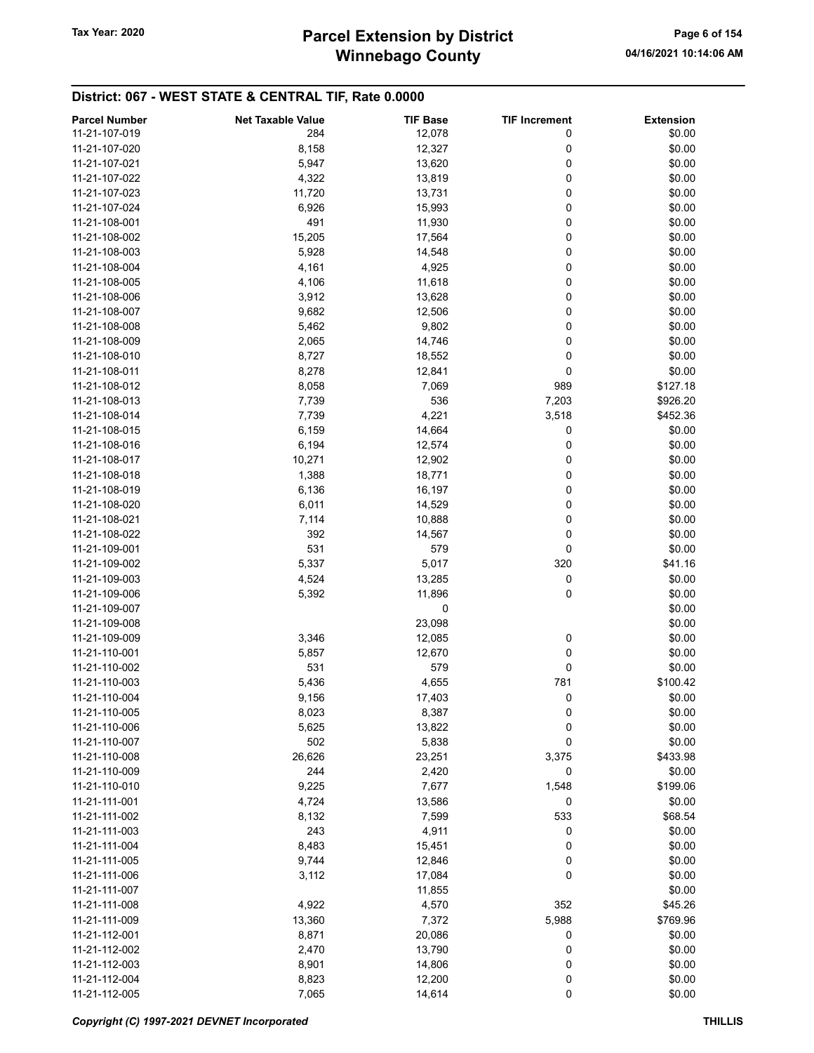## District: 067 - WEST STATE & CENTRAL TIF, Rate 0.0000

| Parcel Number | Net Taxable Value | TIF Base | TIF Increment | Extension |
|---|---|---|---|---|
| 11-21-107-019 | 284 | 12,078 | 0 | $0.00 |
| 11-21-107-020 | 8,158 | 12,327 | 0 | $0.00 |
| 11-21-107-021 | 5,947 | 13,620 | 0 | $0.00 |
| 11-21-107-022 | 4,322 | 13,819 | 0 | $0.00 |
| 11-21-107-023 | 11,720 | 13,731 | 0 | $0.00 |
| 11-21-107-024 | 6,926 | 15,993 | 0 | $0.00 |
| 11-21-108-001 | 491 | 11,930 | 0 | $0.00 |
| 11-21-108-002 | 15,205 | 17,564 | 0 | $0.00 |
| 11-21-108-003 | 5,928 | 14,548 | 0 | $0.00 |
| 11-21-108-004 | 4,161 | 4,925 | 0 | $0.00 |
| 11-21-108-005 | 4,106 | 11,618 | 0 | $0.00 |
| 11-21-108-006 | 3,912 | 13,628 | 0 | $0.00 |
| 11-21-108-007 | 9,682 | 12,506 | 0 | $0.00 |
| 11-21-108-008 | 5,462 | 9,802 | 0 | $0.00 |
| 11-21-108-009 | 2,065 | 14,746 | 0 | $0.00 |
| 11-21-108-010 | 8,727 | 18,552 | 0 | $0.00 |
| 11-21-108-011 | 8,278 | 12,841 | 0 | $0.00 |
| 11-21-108-012 | 8,058 | 7,069 | 989 | $127.18 |
| 11-21-108-013 | 7,739 | 536 | 7,203 | $926.20 |
| 11-21-108-014 | 7,739 | 4,221 | 3,518 | $452.36 |
| 11-21-108-015 | 6,159 | 14,664 | 0 | $0.00 |
| 11-21-108-016 | 6,194 | 12,574 | 0 | $0.00 |
| 11-21-108-017 | 10,271 | 12,902 | 0 | $0.00 |
| 11-21-108-018 | 1,388 | 18,771 | 0 | $0.00 |
| 11-21-108-019 | 6,136 | 16,197 | 0 | $0.00 |
| 11-21-108-020 | 6,011 | 14,529 | 0 | $0.00 |
| 11-21-108-021 | 7,114 | 10,888 | 0 | $0.00 |
| 11-21-108-022 | 392 | 14,567 | 0 | $0.00 |
| 11-21-109-001 | 531 | 579 | 0 | $0.00 |
| 11-21-109-002 | 5,337 | 5,017 | 320 | $41.16 |
| 11-21-109-003 | 4,524 | 13,285 | 0 | $0.00 |
| 11-21-109-006 | 5,392 | 11,896 | 0 | $0.00 |
| 11-21-109-007 | | 0 | | $0.00 |
| 11-21-109-008 | | 23,098 | | $0.00 |
| 11-21-109-009 | 3,346 | 12,085 | 0 | $0.00 |
| 11-21-110-001 | 5,857 | 12,670 | 0 | $0.00 |
| 11-21-110-002 | 531 | 579 | 0 | $0.00 |
| 11-21-110-003 | 5,436 | 4,655 | 781 | $100.42 |
| 11-21-110-004 | 9,156 | 17,403 | 0 | $0.00 |
| 11-21-110-005 | 8,023 | 8,387 | 0 | $0.00 |
| 11-21-110-006 | 5,625 | 13,822 | 0 | $0.00 |
| 11-21-110-007 | 502 | 5,838 | 0 | $0.00 |
| 11-21-110-008 | 26,626 | 23,251 | 3,375 | $433.98 |
| 11-21-110-009 | 244 | 2,420 | 0 | $0.00 |
| 11-21-110-010 | 9,225 | 7,677 | 1,548 | $199.06 |
| 11-21-111-001 | 4,724 | 13,586 | 0 | $0.00 |
| 11-21-111-002 | 8,132 | 7,599 | 533 | $68.54 |
| 11-21-111-003 | 243 | 4,911 | 0 | $0.00 |
| 11-21-111-004 | 8,483 | 15,451 | 0 | $0.00 |
| 11-21-111-005 | 9,744 | 12,846 | 0 | $0.00 |
| 11-21-111-006 | 3,112 | 17,084 | 0 | $0.00 |
| 11-21-111-007 | | 11,855 | | $0.00 |
| 11-21-111-008 | 4,922 | 4,570 | 352 | $45.26 |
| 11-21-111-009 | 13,360 | 7,372 | 5,988 | $769.96 |
| 11-21-112-001 | 8,871 | 20,086 | 0 | $0.00 |
| 11-21-112-002 | 2,470 | 13,790 | 0 | $0.00 |
| 11-21-112-003 | 8,901 | 14,806 | 0 | $0.00 |
| 11-21-112-004 | 8,823 | 12,200 | 0 | $0.00 |
| 11-21-112-005 | 7,065 | 14,614 | 0 | $0.00 |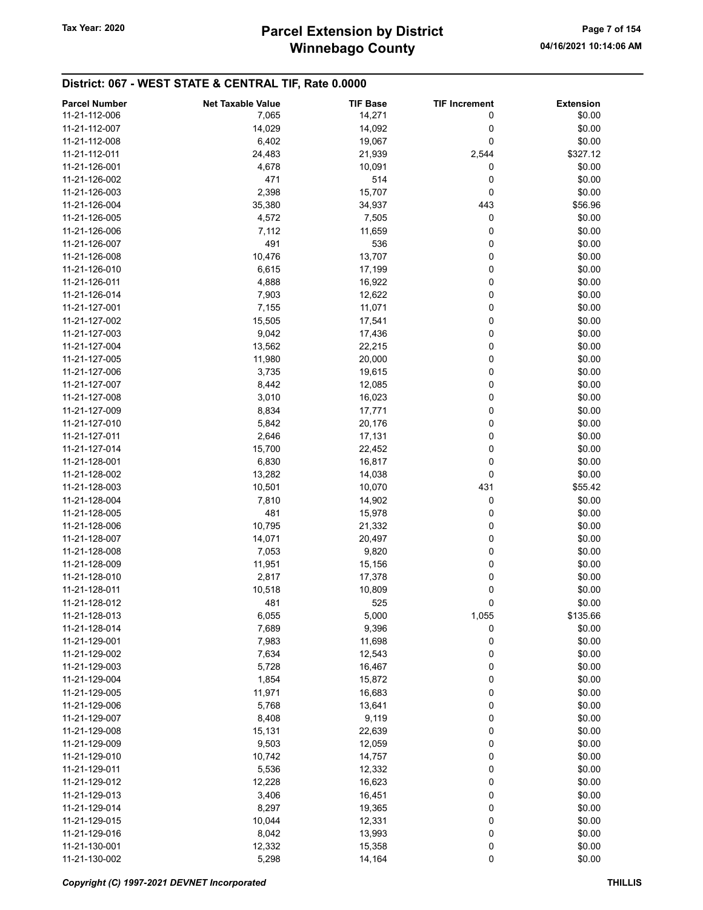## District: 067 - WEST STATE & CENTRAL TIF, Rate 0.0000

| Parcel Number | Net Taxable Value | TIF Base | TIF Increment | Extension |
|---|---|---|---|---|
| 11-21-112-006 | 7,065 | 14,271 | 0 | $0.00 |
| 11-21-112-007 | 14,029 | 14,092 | 0 | $0.00 |
| 11-21-112-008 | 6,402 | 19,067 | 0 | $0.00 |
| 11-21-112-011 | 24,483 | 21,939 | 2,544 | $327.12 |
| 11-21-126-001 | 4,678 | 10,091 | 0 | $0.00 |
| 11-21-126-002 | 471 | 514 | 0 | $0.00 |
| 11-21-126-003 | 2,398 | 15,707 | 0 | $0.00 |
| 11-21-126-004 | 35,380 | 34,937 | 443 | $56.96 |
| 11-21-126-005 | 4,572 | 7,505 | 0 | $0.00 |
| 11-21-126-006 | 7,112 | 11,659 | 0 | $0.00 |
| 11-21-126-007 | 491 | 536 | 0 | $0.00 |
| 11-21-126-008 | 10,476 | 13,707 | 0 | $0.00 |
| 11-21-126-010 | 6,615 | 17,199 | 0 | $0.00 |
| 11-21-126-011 | 4,888 | 16,922 | 0 | $0.00 |
| 11-21-126-014 | 7,903 | 12,622 | 0 | $0.00 |
| 11-21-127-001 | 7,155 | 11,071 | 0 | $0.00 |
| 11-21-127-002 | 15,505 | 17,541 | 0 | $0.00 |
| 11-21-127-003 | 9,042 | 17,436 | 0 | $0.00 |
| 11-21-127-004 | 13,562 | 22,215 | 0 | $0.00 |
| 11-21-127-005 | 11,980 | 20,000 | 0 | $0.00 |
| 11-21-127-006 | 3,735 | 19,615 | 0 | $0.00 |
| 11-21-127-007 | 8,442 | 12,085 | 0 | $0.00 |
| 11-21-127-008 | 3,010 | 16,023 | 0 | $0.00 |
| 11-21-127-009 | 8,834 | 17,771 | 0 | $0.00 |
| 11-21-127-010 | 5,842 | 20,176 | 0 | $0.00 |
| 11-21-127-011 | 2,646 | 17,131 | 0 | $0.00 |
| 11-21-127-014 | 15,700 | 22,452 | 0 | $0.00 |
| 11-21-128-001 | 6,830 | 16,817 | 0 | $0.00 |
| 11-21-128-002 | 13,282 | 14,038 | 0 | $0.00 |
| 11-21-128-003 | 10,501 | 10,070 | 431 | $55.42 |
| 11-21-128-004 | 7,810 | 14,902 | 0 | $0.00 |
| 11-21-128-005 | 481 | 15,978 | 0 | $0.00 |
| 11-21-128-006 | 10,795 | 21,332 | 0 | $0.00 |
| 11-21-128-007 | 14,071 | 20,497 | 0 | $0.00 |
| 11-21-128-008 | 7,053 | 9,820 | 0 | $0.00 |
| 11-21-128-009 | 11,951 | 15,156 | 0 | $0.00 |
| 11-21-128-010 | 2,817 | 17,378 | 0 | $0.00 |
| 11-21-128-011 | 10,518 | 10,809 | 0 | $0.00 |
| 11-21-128-012 | 481 | 525 | 0 | $0.00 |
| 11-21-128-013 | 6,055 | 5,000 | 1,055 | $135.66 |
| 11-21-128-014 | 7,689 | 9,396 | 0 | $0.00 |
| 11-21-129-001 | 7,983 | 11,698 | 0 | $0.00 |
| 11-21-129-002 | 7,634 | 12,543 | 0 | $0.00 |
| 11-21-129-003 | 5,728 | 16,467 | 0 | $0.00 |
| 11-21-129-004 | 1,854 | 15,872 | 0 | $0.00 |
| 11-21-129-005 | 11,971 | 16,683 | 0 | $0.00 |
| 11-21-129-006 | 5,768 | 13,641 | 0 | $0.00 |
| 11-21-129-007 | 8,408 | 9,119 | 0 | $0.00 |
| 11-21-129-008 | 15,131 | 22,639 | 0 | $0.00 |
| 11-21-129-009 | 9,503 | 12,059 | 0 | $0.00 |
| 11-21-129-010 | 10,742 | 14,757 | 0 | $0.00 |
| 11-21-129-011 | 5,536 | 12,332 | 0 | $0.00 |
| 11-21-129-012 | 12,228 | 16,623 | 0 | $0.00 |
| 11-21-129-013 | 3,406 | 16,451 | 0 | $0.00 |
| 11-21-129-014 | 8,297 | 19,365 | 0 | $0.00 |
| 11-21-129-015 | 10,044 | 12,331 | 0 | $0.00 |
| 11-21-129-016 | 8,042 | 13,993 | 0 | $0.00 |
| 11-21-130-001 | 12,332 | 15,358 | 0 | $0.00 |
| 11-21-130-002 | 5,298 | 14,164 | 0 | $0.00 |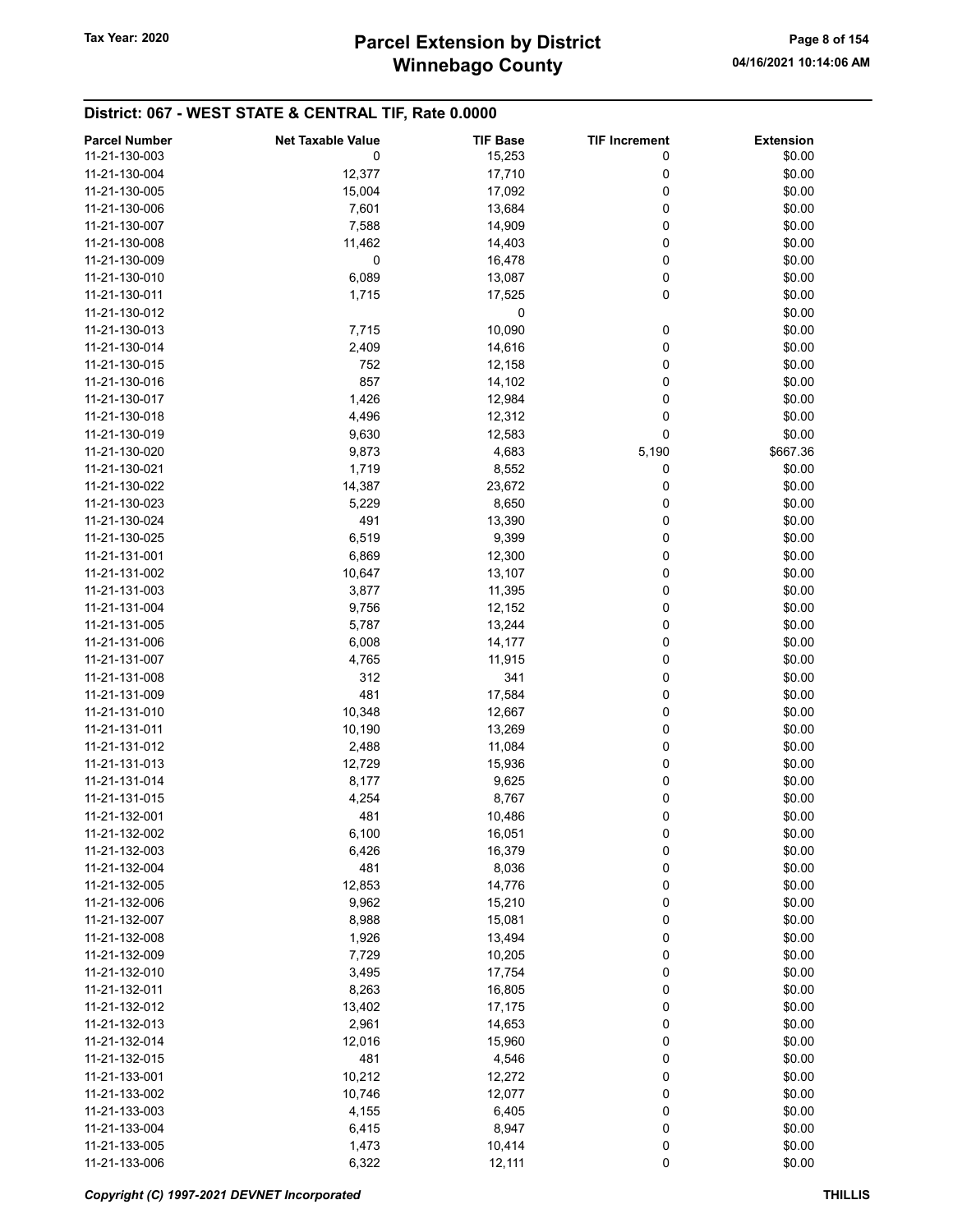## District: 067 - WEST STATE & CENTRAL TIF, Rate 0.0000

| Parcel Number | Net Taxable Value | TIF Base | TIF Increment | Extension |
|---|---|---|---|---|
| 11-21-130-003 | 0 | 15,253 | 0 | $0.00 |
| 11-21-130-004 | 12,377 | 17,710 | 0 | $0.00 |
| 11-21-130-005 | 15,004 | 17,092 | 0 | $0.00 |
| 11-21-130-006 | 7,601 | 13,684 | 0 | $0.00 |
| 11-21-130-007 | 7,588 | 14,909 | 0 | $0.00 |
| 11-21-130-008 | 11,462 | 14,403 | 0 | $0.00 |
| 11-21-130-009 | 0 | 16,478 | 0 | $0.00 |
| 11-21-130-010 | 6,089 | 13,087 | 0 | $0.00 |
| 11-21-130-011 | 1,715 | 17,525 | 0 | $0.00 |
| 11-21-130-012 | | 0 | | $0.00 |
| 11-21-130-013 | 7,715 | 10,090 | 0 | $0.00 |
| 11-21-130-014 | 2,409 | 14,616 | 0 | $0.00 |
| 11-21-130-015 | 752 | 12,158 | 0 | $0.00 |
| 11-21-130-016 | 857 | 14,102 | 0 | $0.00 |
| 11-21-130-017 | 1,426 | 12,984 | 0 | $0.00 |
| 11-21-130-018 | 4,496 | 12,312 | 0 | $0.00 |
| 11-21-130-019 | 9,630 | 12,583 | 0 | $0.00 |
| 11-21-130-020 | 9,873 | 4,683 | 5,190 | $667.36 |
| 11-21-130-021 | 1,719 | 8,552 | 0 | $0.00 |
| 11-21-130-022 | 14,387 | 23,672 | 0 | $0.00 |
| 11-21-130-023 | 5,229 | 8,650 | 0 | $0.00 |
| 11-21-130-024 | 491 | 13,390 | 0 | $0.00 |
| 11-21-130-025 | 6,519 | 9,399 | 0 | $0.00 |
| 11-21-131-001 | 6,869 | 12,300 | 0 | $0.00 |
| 11-21-131-002 | 10,647 | 13,107 | 0 | $0.00 |
| 11-21-131-003 | 3,877 | 11,395 | 0 | $0.00 |
| 11-21-131-004 | 9,756 | 12,152 | 0 | $0.00 |
| 11-21-131-005 | 5,787 | 13,244 | 0 | $0.00 |
| 11-21-131-006 | 6,008 | 14,177 | 0 | $0.00 |
| 11-21-131-007 | 4,765 | 11,915 | 0 | $0.00 |
| 11-21-131-008 | 312 | 341 | 0 | $0.00 |
| 11-21-131-009 | 481 | 17,584 | 0 | $0.00 |
| 11-21-131-010 | 10,348 | 12,667 | 0 | $0.00 |
| 11-21-131-011 | 10,190 | 13,269 | 0 | $0.00 |
| 11-21-131-012 | 2,488 | 11,084 | 0 | $0.00 |
| 11-21-131-013 | 12,729 | 15,936 | 0 | $0.00 |
| 11-21-131-014 | 8,177 | 9,625 | 0 | $0.00 |
| 11-21-131-015 | 4,254 | 8,767 | 0 | $0.00 |
| 11-21-132-001 | 481 | 10,486 | 0 | $0.00 |
| 11-21-132-002 | 6,100 | 16,051 | 0 | $0.00 |
| 11-21-132-003 | 6,426 | 16,379 | 0 | $0.00 |
| 11-21-132-004 | 481 | 8,036 | 0 | $0.00 |
| 11-21-132-005 | 12,853 | 14,776 | 0 | $0.00 |
| 11-21-132-006 | 9,962 | 15,210 | 0 | $0.00 |
| 11-21-132-007 | 8,988 | 15,081 | 0 | $0.00 |
| 11-21-132-008 | 1,926 | 13,494 | 0 | $0.00 |
| 11-21-132-009 | 7,729 | 10,205 | 0 | $0.00 |
| 11-21-132-010 | 3,495 | 17,754 | 0 | $0.00 |
| 11-21-132-011 | 8,263 | 16,805 | 0 | $0.00 |
| 11-21-132-012 | 13,402 | 17,175 | 0 | $0.00 |
| 11-21-132-013 | 2,961 | 14,653 | 0 | $0.00 |
| 11-21-132-014 | 12,016 | 15,960 | 0 | $0.00 |
| 11-21-132-015 | 481 | 4,546 | 0 | $0.00 |
| 11-21-133-001 | 10,212 | 12,272 | 0 | $0.00 |
| 11-21-133-002 | 10,746 | 12,077 | 0 | $0.00 |
| 11-21-133-003 | 4,155 | 6,405 | 0 | $0.00 |
| 11-21-133-004 | 6,415 | 8,947 | 0 | $0.00 |
| 11-21-133-005 | 1,473 | 10,414 | 0 | $0.00 |
| 11-21-133-006 | 6,322 | 12,111 | 0 | $0.00 |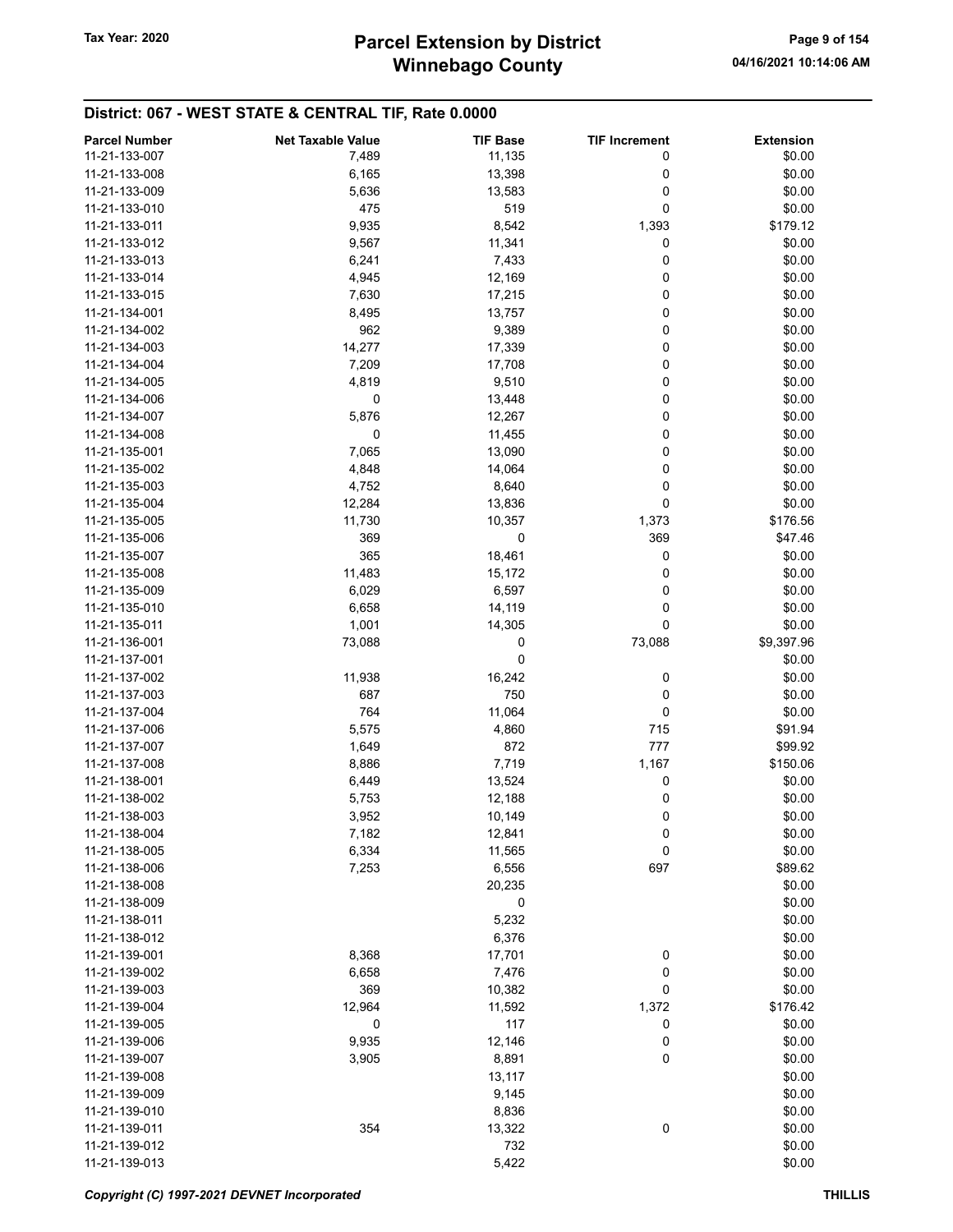## District: 067 - WEST STATE & CENTRAL TIF, Rate 0.0000

| Parcel Number | Net Taxable Value | TIF Base | TIF Increment | Extension |
|---|---|---|---|---|
| 11-21-133-007 | 7,489 | 11,135 | 0 | $0.00 |
| 11-21-133-008 | 6,165 | 13,398 | 0 | $0.00 |
| 11-21-133-009 | 5,636 | 13,583 | 0 | $0.00 |
| 11-21-133-010 | 475 | 519 | 0 | $0.00 |
| 11-21-133-011 | 9,935 | 8,542 | 1,393 | $179.12 |
| 11-21-133-012 | 9,567 | 11,341 | 0 | $0.00 |
| 11-21-133-013 | 6,241 | 7,433 | 0 | $0.00 |
| 11-21-133-014 | 4,945 | 12,169 | 0 | $0.00 |
| 11-21-133-015 | 7,630 | 17,215 | 0 | $0.00 |
| 11-21-134-001 | 8,495 | 13,757 | 0 | $0.00 |
| 11-21-134-002 | 962 | 9,389 | 0 | $0.00 |
| 11-21-134-003 | 14,277 | 17,339 | 0 | $0.00 |
| 11-21-134-004 | 7,209 | 17,708 | 0 | $0.00 |
| 11-21-134-005 | 4,819 | 9,510 | 0 | $0.00 |
| 11-21-134-006 | 0 | 13,448 | 0 | $0.00 |
| 11-21-134-007 | 5,876 | 12,267 | 0 | $0.00 |
| 11-21-134-008 | 0 | 11,455 | 0 | $0.00 |
| 11-21-135-001 | 7,065 | 13,090 | 0 | $0.00 |
| 11-21-135-002 | 4,848 | 14,064 | 0 | $0.00 |
| 11-21-135-003 | 4,752 | 8,640 | 0 | $0.00 |
| 11-21-135-004 | 12,284 | 13,836 | 0 | $0.00 |
| 11-21-135-005 | 11,730 | 10,357 | 1,373 | $176.56 |
| 11-21-135-006 | 369 | 0 | 369 | $47.46 |
| 11-21-135-007 | 365 | 18,461 | 0 | $0.00 |
| 11-21-135-008 | 11,483 | 15,172 | 0 | $0.00 |
| 11-21-135-009 | 6,029 | 6,597 | 0 | $0.00 |
| 11-21-135-010 | 6,658 | 14,119 | 0 | $0.00 |
| 11-21-135-011 | 1,001 | 14,305 | 0 | $0.00 |
| 11-21-136-001 | 73,088 | 0 | 73,088 | $9,397.96 |
| 11-21-137-001 | | 0 | | $0.00 |
| 11-21-137-002 | 11,938 | 16,242 | 0 | $0.00 |
| 11-21-137-003 | 687 | 750 | 0 | $0.00 |
| 11-21-137-004 | 764 | 11,064 | 0 | $0.00 |
| 11-21-137-006 | 5,575 | 4,860 | 715 | $91.94 |
| 11-21-137-007 | 1,649 | 872 | 777 | $99.92 |
| 11-21-137-008 | 8,886 | 7,719 | 1,167 | $150.06 |
| 11-21-138-001 | 6,449 | 13,524 | 0 | $0.00 |
| 11-21-138-002 | 5,753 | 12,188 | 0 | $0.00 |
| 11-21-138-003 | 3,952 | 10,149 | 0 | $0.00 |
| 11-21-138-004 | 7,182 | 12,841 | 0 | $0.00 |
| 11-21-138-005 | 6,334 | 11,565 | 0 | $0.00 |
| 11-21-138-006 | 7,253 | 6,556 | 697 | $89.62 |
| 11-21-138-008 | | 20,235 | | $0.00 |
| 11-21-138-009 | | 0 | | $0.00 |
| 11-21-138-011 | | 5,232 | | $0.00 |
| 11-21-138-012 | | 6,376 | | $0.00 |
| 11-21-139-001 | 8,368 | 17,701 | 0 | $0.00 |
| 11-21-139-002 | 6,658 | 7,476 | 0 | $0.00 |
| 11-21-139-003 | 369 | 10,382 | 0 | $0.00 |
| 11-21-139-004 | 12,964 | 11,592 | 1,372 | $176.42 |
| 11-21-139-005 | 0 | 117 | 0 | $0.00 |
| 11-21-139-006 | 9,935 | 12,146 | 0 | $0.00 |
| 11-21-139-007 | 3,905 | 8,891 | 0 | $0.00 |
| 11-21-139-008 | | 13,117 | | $0.00 |
| 11-21-139-009 | | 9,145 | | $0.00 |
| 11-21-139-010 | | 8,836 | | $0.00 |
| 11-21-139-011 | 354 | 13,322 | 0 | $0.00 |
| 11-21-139-012 | | 732 | | $0.00 |
| 11-21-139-013 | | 5,422 | | $0.00 |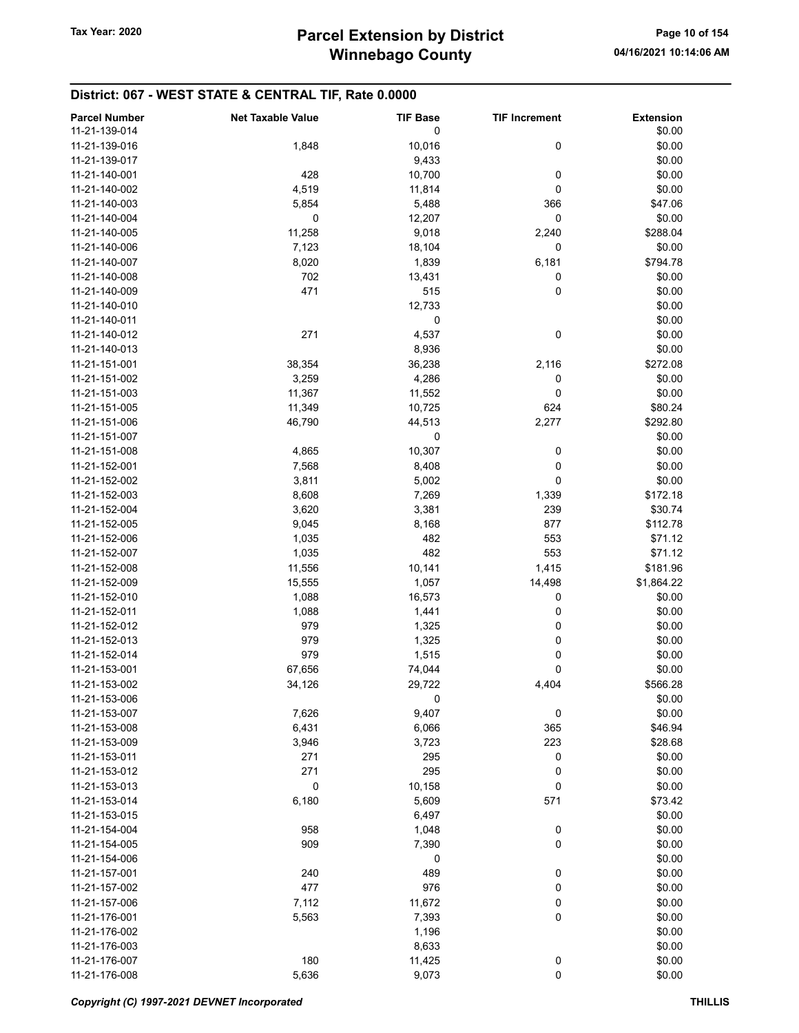## District: 067 - WEST STATE & CENTRAL TIF, Rate 0.0000

| Parcel Number | Net Taxable Value | TIF Base | TIF Increment | Extension |
|---|---|---|---|---|
| 11-21-139-014 | | 0 | | $0.00 |
| 11-21-139-016 | 1,848 | 10,016 | 0 | $0.00 |
| 11-21-139-017 | | 9,433 | | $0.00 |
| 11-21-140-001 | 428 | 10,700 | 0 | $0.00 |
| 11-21-140-002 | 4,519 | 11,814 | 0 | $0.00 |
| 11-21-140-003 | 5,854 | 5,488 | 366 | $47.06 |
| 11-21-140-004 | 0 | 12,207 | 0 | $0.00 |
| 11-21-140-005 | 11,258 | 9,018 | 2,240 | $288.04 |
| 11-21-140-006 | 7,123 | 18,104 | 0 | $0.00 |
| 11-21-140-007 | 8,020 | 1,839 | 6,181 | $794.78 |
| 11-21-140-008 | 702 | 13,431 | 0 | $0.00 |
| 11-21-140-009 | 471 | 515 | 0 | $0.00 |
| 11-21-140-010 | | 12,733 | | $0.00 |
| 11-21-140-011 | | 0 | | $0.00 |
| 11-21-140-012 | 271 | 4,537 | 0 | $0.00 |
| 11-21-140-013 | | 8,936 | | $0.00 |
| 11-21-151-001 | 38,354 | 36,238 | 2,116 | $272.08 |
| 11-21-151-002 | 3,259 | 4,286 | 0 | $0.00 |
| 11-21-151-003 | 11,367 | 11,552 | 0 | $0.00 |
| 11-21-151-005 | 11,349 | 10,725 | 624 | $80.24 |
| 11-21-151-006 | 46,790 | 44,513 | 2,277 | $292.80 |
| 11-21-151-007 | | 0 | | $0.00 |
| 11-21-151-008 | 4,865 | 10,307 | 0 | $0.00 |
| 11-21-152-001 | 7,568 | 8,408 | 0 | $0.00 |
| 11-21-152-002 | 3,811 | 5,002 | 0 | $0.00 |
| 11-21-152-003 | 8,608 | 7,269 | 1,339 | $172.18 |
| 11-21-152-004 | 3,620 | 3,381 | 239 | $30.74 |
| 11-21-152-005 | 9,045 | 8,168 | 877 | $112.78 |
| 11-21-152-006 | 1,035 | 482 | 553 | $71.12 |
| 11-21-152-007 | 1,035 | 482 | 553 | $71.12 |
| 11-21-152-008 | 11,556 | 10,141 | 1,415 | $181.96 |
| 11-21-152-009 | 15,555 | 1,057 | 14,498 | $1,864.22 |
| 11-21-152-010 | 1,088 | 16,573 | 0 | $0.00 |
| 11-21-152-011 | 1,088 | 1,441 | 0 | $0.00 |
| 11-21-152-012 | 979 | 1,325 | 0 | $0.00 |
| 11-21-152-013 | 979 | 1,325 | 0 | $0.00 |
| 11-21-152-014 | 979 | 1,515 | 0 | $0.00 |
| 11-21-153-001 | 67,656 | 74,044 | 0 | $0.00 |
| 11-21-153-002 | 34,126 | 29,722 | 4,404 | $566.28 |
| 11-21-153-006 | | 0 | | $0.00 |
| 11-21-153-007 | 7,626 | 9,407 | 0 | $0.00 |
| 11-21-153-008 | 6,431 | 6,066 | 365 | $46.94 |
| 11-21-153-009 | 3,946 | 3,723 | 223 | $28.68 |
| 11-21-153-011 | 271 | 295 | 0 | $0.00 |
| 11-21-153-012 | 271 | 295 | 0 | $0.00 |
| 11-21-153-013 | 0 | 10,158 | 0 | $0.00 |
| 11-21-153-014 | 6,180 | 5,609 | 571 | $73.42 |
| 11-21-153-015 | | 6,497 | | $0.00 |
| 11-21-154-004 | 958 | 1,048 | 0 | $0.00 |
| 11-21-154-005 | 909 | 7,390 | 0 | $0.00 |
| 11-21-154-006 | | 0 | | $0.00 |
| 11-21-157-001 | 240 | 489 | 0 | $0.00 |
| 11-21-157-002 | 477 | 976 | 0 | $0.00 |
| 11-21-157-006 | 7,112 | 11,672 | 0 | $0.00 |
| 11-21-176-001 | 5,563 | 7,393 | 0 | $0.00 |
| 11-21-176-002 | | 1,196 | | $0.00 |
| 11-21-176-003 | | 8,633 | | $0.00 |
| 11-21-176-007 | 180 | 11,425 | 0 | $0.00 |
| 11-21-176-008 | 5,636 | 9,073 | 0 | $0.00 |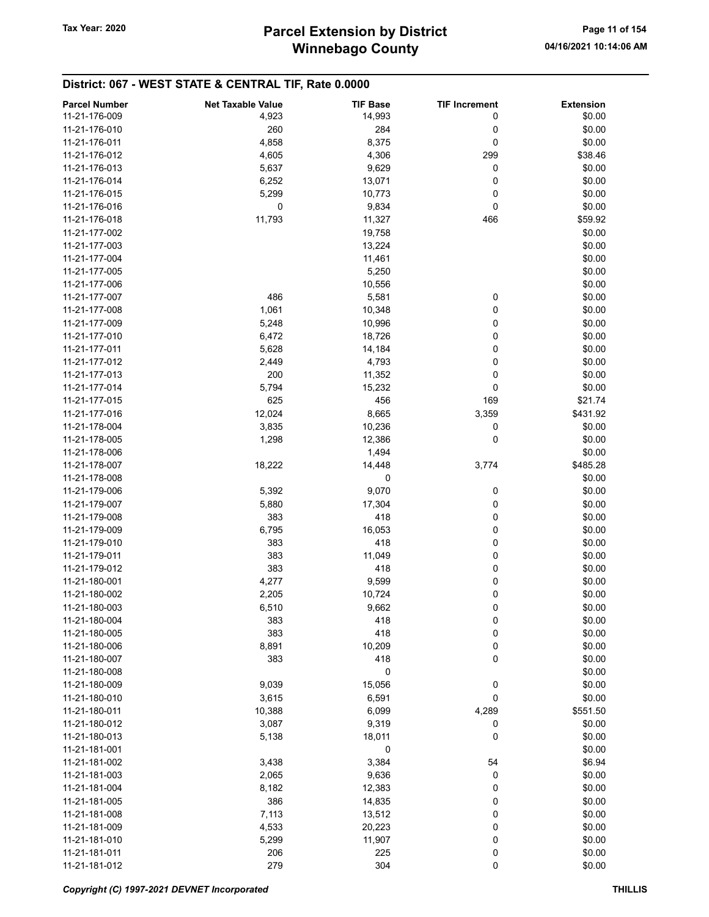# Parcel Extension by District
# Winnebago County

Tax Year: 2020

04/16/2021 10:14:06 AM

## District: 067 - WEST STATE & CENTRAL TIF, Rate 0.0000

| Parcel Number | Net Taxable Value | TIF Base | TIF Increment | Extension |
|---|---|---|---|---|
| 11-21-176-009 | 4,923 | 14,993 | 0 | $0.00 |
| 11-21-176-010 | 260 | 284 | 0 | $0.00 |
| 11-21-176-011 | 4,858 | 8,375 | 0 | $0.00 |
| 11-21-176-012 | 4,605 | 4,306 | 299 | $38.46 |
| 11-21-176-013 | 5,637 | 9,629 | 0 | $0.00 |
| 11-21-176-014 | 6,252 | 13,071 | 0 | $0.00 |
| 11-21-176-015 | 5,299 | 10,773 | 0 | $0.00 |
| 11-21-176-016 | 0 | 9,834 | 0 | $0.00 |
| 11-21-176-018 | 11,793 | 11,327 | 466 | $59.92 |
| 11-21-177-002 | | 19,758 | | $0.00 |
| 11-21-177-003 | | 13,224 | | $0.00 |
| 11-21-177-004 | | 11,461 | | $0.00 |
| 11-21-177-005 | | 5,250 | | $0.00 |
| 11-21-177-006 | | 10,556 | | $0.00 |
| 11-21-177-007 | 486 | 5,581 | 0 | $0.00 |
| 11-21-177-008 | 1,061 | 10,348 | 0 | $0.00 |
| 11-21-177-009 | 5,248 | 10,996 | 0 | $0.00 |
| 11-21-177-010 | 6,472 | 18,726 | 0 | $0.00 |
| 11-21-177-011 | 5,628 | 14,184 | 0 | $0.00 |
| 11-21-177-012 | 2,449 | 4,793 | 0 | $0.00 |
| 11-21-177-013 | 200 | 11,352 | 0 | $0.00 |
| 11-21-177-014 | 5,794 | 15,232 | 0 | $0.00 |
| 11-21-177-015 | 625 | 456 | 169 | $21.74 |
| 11-21-177-016 | 12,024 | 8,665 | 3,359 | $431.92 |
| 11-21-178-004 | 3,835 | 10,236 | 0 | $0.00 |
| 11-21-178-005 | 1,298 | 12,386 | 0 | $0.00 |
| 11-21-178-006 | | 1,494 | | $0.00 |
| 11-21-178-007 | 18,222 | 14,448 | 3,774 | $485.28 |
| 11-21-178-008 | | 0 | | $0.00 |
| 11-21-179-006 | 5,392 | 9,070 | 0 | $0.00 |
| 11-21-179-007 | 5,880 | 17,304 | 0 | $0.00 |
| 11-21-179-008 | 383 | 418 | 0 | $0.00 |
| 11-21-179-009 | 6,795 | 16,053 | 0 | $0.00 |
| 11-21-179-010 | 383 | 418 | 0 | $0.00 |
| 11-21-179-011 | 383 | 11,049 | 0 | $0.00 |
| 11-21-179-012 | 383 | 418 | 0 | $0.00 |
| 11-21-180-001 | 4,277 | 9,599 | 0 | $0.00 |
| 11-21-180-002 | 2,205 | 10,724 | 0 | $0.00 |
| 11-21-180-003 | 6,510 | 9,662 | 0 | $0.00 |
| 11-21-180-004 | 383 | 418 | 0 | $0.00 |
| 11-21-180-005 | 383 | 418 | 0 | $0.00 |
| 11-21-180-006 | 8,891 | 10,209 | 0 | $0.00 |
| 11-21-180-007 | 383 | 418 | 0 | $0.00 |
| 11-21-180-008 | | 0 | | $0.00 |
| 11-21-180-009 | 9,039 | 15,056 | 0 | $0.00 |
| 11-21-180-010 | 3,615 | 6,591 | 0 | $0.00 |
| 11-21-180-011 | 10,388 | 6,099 | 4,289 | $551.50 |
| 11-21-180-012 | 3,087 | 9,319 | 0 | $0.00 |
| 11-21-180-013 | 5,138 | 18,011 | 0 | $0.00 |
| 11-21-181-001 | | 0 | | $0.00 |
| 11-21-181-002 | 3,438 | 3,384 | 54 | $6.94 |
| 11-21-181-003 | 2,065 | 9,636 | 0 | $0.00 |
| 11-21-181-004 | 8,182 | 12,383 | 0 | $0.00 |
| 11-21-181-005 | 386 | 14,835 | 0 | $0.00 |
| 11-21-181-008 | 7,113 | 13,512 | 0 | $0.00 |
| 11-21-181-009 | 4,533 | 20,223 | 0 | $0.00 |
| 11-21-181-010 | 5,299 | 11,907 | 0 | $0.00 |
| 11-21-181-011 | 206 | 225 | 0 | $0.00 |
| 11-21-181-012 | 279 | 304 | 0 | $0.00 |

*Copyright (C) 1997-2021 DEVNET Incorporated* THILLIS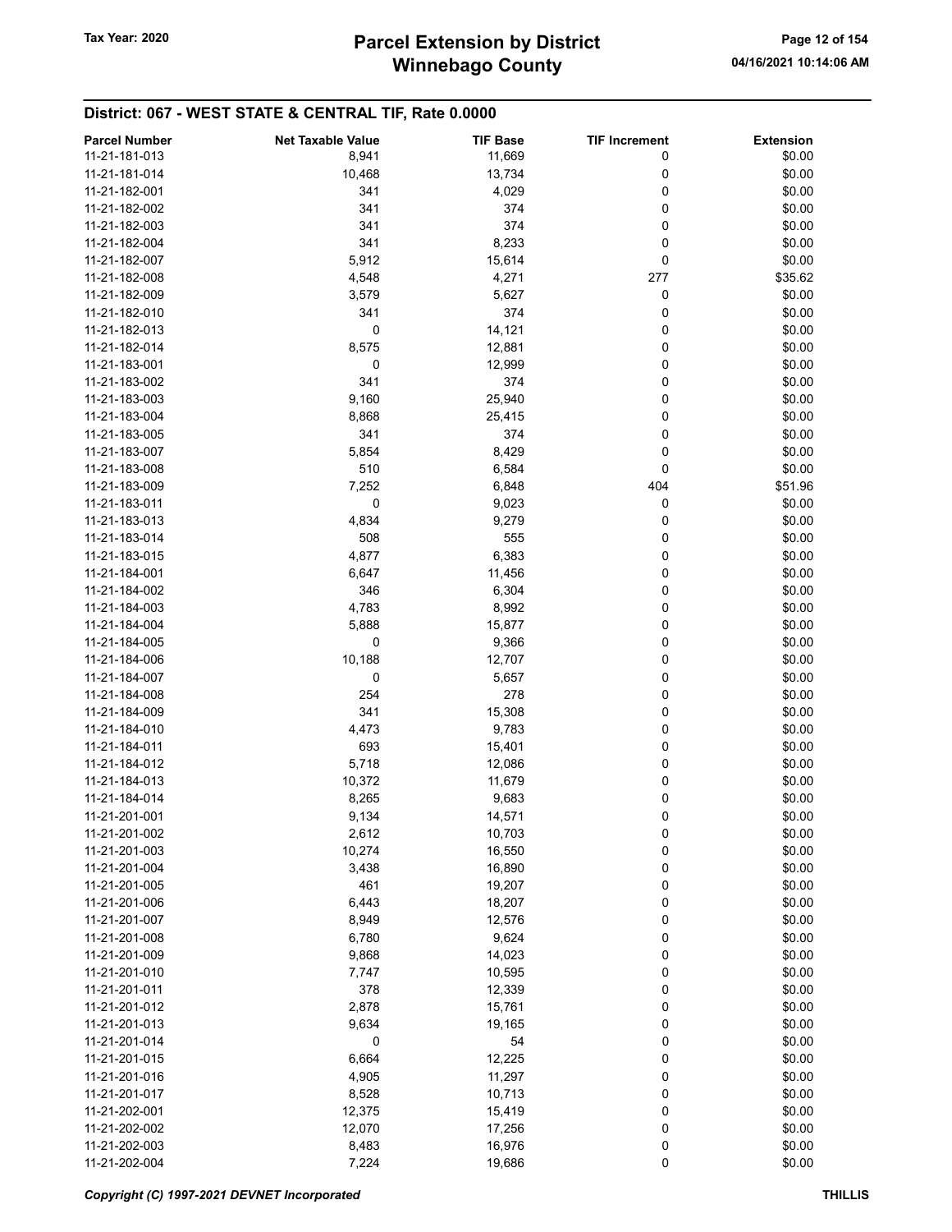## District: 067 - WEST STATE & CENTRAL TIF, Rate 0.0000

| Parcel Number | Net Taxable Value | TIF Base | TIF Increment | Extension |
|---|---|---|---|---|
| 11-21-181-013 | 8,941 | 11,669 | 0 | $0.00 |
| 11-21-181-014 | 10,468 | 13,734 | 0 | $0.00 |
| 11-21-182-001 | 341 | 4,029 | 0 | $0.00 |
| 11-21-182-002 | 341 | 374 | 0 | $0.00 |
| 11-21-182-003 | 341 | 374 | 0 | $0.00 |
| 11-21-182-004 | 341 | 8,233 | 0 | $0.00 |
| 11-21-182-007 | 5,912 | 15,614 | 0 | $0.00 |
| 11-21-182-008 | 4,548 | 4,271 | 277 | $35.62 |
| 11-21-182-009 | 3,579 | 5,627 | 0 | $0.00 |
| 11-21-182-010 | 341 | 374 | 0 | $0.00 |
| 11-21-182-013 | 0 | 14,121 | 0 | $0.00 |
| 11-21-182-014 | 8,575 | 12,881 | 0 | $0.00 |
| 11-21-183-001 | 0 | 12,999 | 0 | $0.00 |
| 11-21-183-002 | 341 | 374 | 0 | $0.00 |
| 11-21-183-003 | 9,160 | 25,940 | 0 | $0.00 |
| 11-21-183-004 | 8,868 | 25,415 | 0 | $0.00 |
| 11-21-183-005 | 341 | 374 | 0 | $0.00 |
| 11-21-183-007 | 5,854 | 8,429 | 0 | $0.00 |
| 11-21-183-008 | 510 | 6,584 | 0 | $0.00 |
| 11-21-183-009 | 7,252 | 6,848 | 404 | $51.96 |
| 11-21-183-011 | 0 | 9,023 | 0 | $0.00 |
| 11-21-183-013 | 4,834 | 9,279 | 0 | $0.00 |
| 11-21-183-014 | 508 | 555 | 0 | $0.00 |
| 11-21-183-015 | 4,877 | 6,383 | 0 | $0.00 |
| 11-21-184-001 | 6,647 | 11,456 | 0 | $0.00 |
| 11-21-184-002 | 346 | 6,304 | 0 | $0.00 |
| 11-21-184-003 | 4,783 | 8,992 | 0 | $0.00 |
| 11-21-184-004 | 5,888 | 15,877 | 0 | $0.00 |
| 11-21-184-005 | 0 | 9,366 | 0 | $0.00 |
| 11-21-184-006 | 10,188 | 12,707 | 0 | $0.00 |
| 11-21-184-007 | 0 | 5,657 | 0 | $0.00 |
| 11-21-184-008 | 254 | 278 | 0 | $0.00 |
| 11-21-184-009 | 341 | 15,308 | 0 | $0.00 |
| 11-21-184-010 | 4,473 | 9,783 | 0 | $0.00 |
| 11-21-184-011 | 693 | 15,401 | 0 | $0.00 |
| 11-21-184-012 | 5,718 | 12,086 | 0 | $0.00 |
| 11-21-184-013 | 10,372 | 11,679 | 0 | $0.00 |
| 11-21-184-014 | 8,265 | 9,683 | 0 | $0.00 |
| 11-21-201-001 | 9,134 | 14,571 | 0 | $0.00 |
| 11-21-201-002 | 2,612 | 10,703 | 0 | $0.00 |
| 11-21-201-003 | 10,274 | 16,550 | 0 | $0.00 |
| 11-21-201-004 | 3,438 | 16,890 | 0 | $0.00 |
| 11-21-201-005 | 461 | 19,207 | 0 | $0.00 |
| 11-21-201-006 | 6,443 | 18,207 | 0 | $0.00 |
| 11-21-201-007 | 8,949 | 12,576 | 0 | $0.00 |
| 11-21-201-008 | 6,780 | 9,624 | 0 | $0.00 |
| 11-21-201-009 | 9,868 | 14,023 | 0 | $0.00 |
| 11-21-201-010 | 7,747 | 10,595 | 0 | $0.00 |
| 11-21-201-011 | 378 | 12,339 | 0 | $0.00 |
| 11-21-201-012 | 2,878 | 15,761 | 0 | $0.00 |
| 11-21-201-013 | 9,634 | 19,165 | 0 | $0.00 |
| 11-21-201-014 | 0 | 54 | 0 | $0.00 |
| 11-21-201-015 | 6,664 | 12,225 | 0 | $0.00 |
| 11-21-201-016 | 4,905 | 11,297 | 0 | $0.00 |
| 11-21-201-017 | 8,528 | 10,713 | 0 | $0.00 |
| 11-21-202-001 | 12,375 | 15,419 | 0 | $0.00 |
| 11-21-202-002 | 12,070 | 17,256 | 0 | $0.00 |
| 11-21-202-003 | 8,483 | 16,976 | 0 | $0.00 |
| 11-21-202-004 | 7,224 | 19,686 | 0 | $0.00 |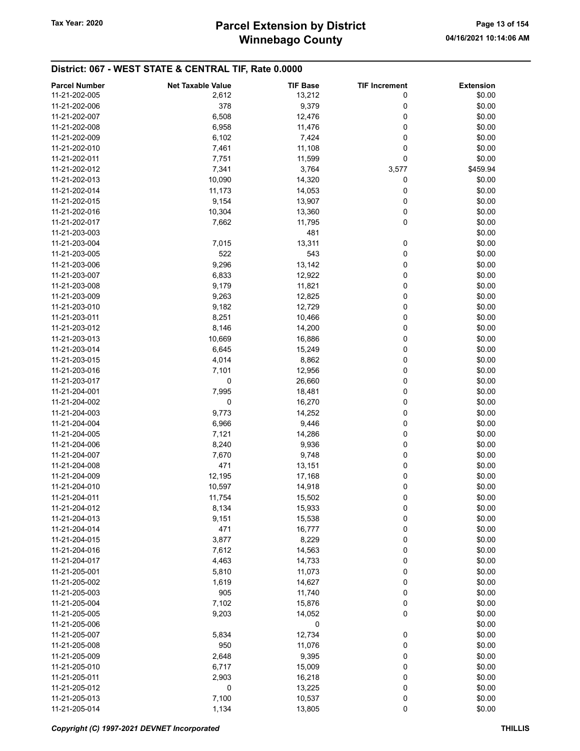## District: 067 - WEST STATE & CENTRAL TIF, Rate 0.0000

| Parcel Number | Net Taxable Value | TIF Base | TIF Increment | Extension |
|---|---|---|---|---|
| 11-21-202-005 | 2,612 | 13,212 | 0 | $0.00 |
| 11-21-202-006 | 378 | 9,379 | 0 | $0.00 |
| 11-21-202-007 | 6,508 | 12,476 | 0 | $0.00 |
| 11-21-202-008 | 6,958 | 11,476 | 0 | $0.00 |
| 11-21-202-009 | 6,102 | 7,424 | 0 | $0.00 |
| 11-21-202-010 | 7,461 | 11,108 | 0 | $0.00 |
| 11-21-202-011 | 7,751 | 11,599 | 0 | $0.00 |
| 11-21-202-012 | 7,341 | 3,764 | 3,577 | $459.94 |
| 11-21-202-013 | 10,090 | 14,320 | 0 | $0.00 |
| 11-21-202-014 | 11,173 | 14,053 | 0 | $0.00 |
| 11-21-202-015 | 9,154 | 13,907 | 0 | $0.00 |
| 11-21-202-016 | 10,304 | 13,360 | 0 | $0.00 |
| 11-21-202-017 | 7,662 | 11,795 | 0 | $0.00 |
| 11-21-203-003 | | 481 | | $0.00 |
| 11-21-203-004 | 7,015 | 13,311 | 0 | $0.00 |
| 11-21-203-005 | 522 | 543 | 0 | $0.00 |
| 11-21-203-006 | 9,296 | 13,142 | 0 | $0.00 |
| 11-21-203-007 | 6,833 | 12,922 | 0 | $0.00 |
| 11-21-203-008 | 9,179 | 11,821 | 0 | $0.00 |
| 11-21-203-009 | 9,263 | 12,825 | 0 | $0.00 |
| 11-21-203-010 | 9,182 | 12,729 | 0 | $0.00 |
| 11-21-203-011 | 8,251 | 10,466 | 0 | $0.00 |
| 11-21-203-012 | 8,146 | 14,200 | 0 | $0.00 |
| 11-21-203-013 | 10,669 | 16,886 | 0 | $0.00 |
| 11-21-203-014 | 6,645 | 15,249 | 0 | $0.00 |
| 11-21-203-015 | 4,014 | 8,862 | 0 | $0.00 |
| 11-21-203-016 | 7,101 | 12,956 | 0 | $0.00 |
| 11-21-203-017 | 0 | 26,660 | 0 | $0.00 |
| 11-21-204-001 | 7,995 | 18,481 | 0 | $0.00 |
| 11-21-204-002 | 0 | 16,270 | 0 | $0.00 |
| 11-21-204-003 | 9,773 | 14,252 | 0 | $0.00 |
| 11-21-204-004 | 6,966 | 9,446 | 0 | $0.00 |
| 11-21-204-005 | 7,121 | 14,286 | 0 | $0.00 |
| 11-21-204-006 | 8,240 | 9,936 | 0 | $0.00 |
| 11-21-204-007 | 7,670 | 9,748 | 0 | $0.00 |
| 11-21-204-008 | 471 | 13,151 | 0 | $0.00 |
| 11-21-204-009 | 12,195 | 17,168 | 0 | $0.00 |
| 11-21-204-010 | 10,597 | 14,918 | 0 | $0.00 |
| 11-21-204-011 | 11,754 | 15,502 | 0 | $0.00 |
| 11-21-204-012 | 8,134 | 15,933 | 0 | $0.00 |
| 11-21-204-013 | 9,151 | 15,538 | 0 | $0.00 |
| 11-21-204-014 | 471 | 16,777 | 0 | $0.00 |
| 11-21-204-015 | 3,877 | 8,229 | 0 | $0.00 |
| 11-21-204-016 | 7,612 | 14,563 | 0 | $0.00 |
| 11-21-204-017 | 4,463 | 14,733 | 0 | $0.00 |
| 11-21-205-001 | 5,810 | 11,073 | 0 | $0.00 |
| 11-21-205-002 | 1,619 | 14,627 | 0 | $0.00 |
| 11-21-205-003 | 905 | 11,740 | 0 | $0.00 |
| 11-21-205-004 | 7,102 | 15,876 | 0 | $0.00 |
| 11-21-205-005 | 9,203 | 14,052 | 0 | $0.00 |
| 11-21-205-006 | | 0 | | $0.00 |
| 11-21-205-007 | 5,834 | 12,734 | 0 | $0.00 |
| 11-21-205-008 | 950 | 11,076 | 0 | $0.00 |
| 11-21-205-009 | 2,648 | 9,395 | 0 | $0.00 |
| 11-21-205-010 | 6,717 | 15,009 | 0 | $0.00 |
| 11-21-205-011 | 2,903 | 16,218 | 0 | $0.00 |
| 11-21-205-012 | 0 | 13,225 | 0 | $0.00 |
| 11-21-205-013 | 7,100 | 10,537 | 0 | $0.00 |
| 11-21-205-014 | 1,134 | 13,805 | 0 | $0.00 |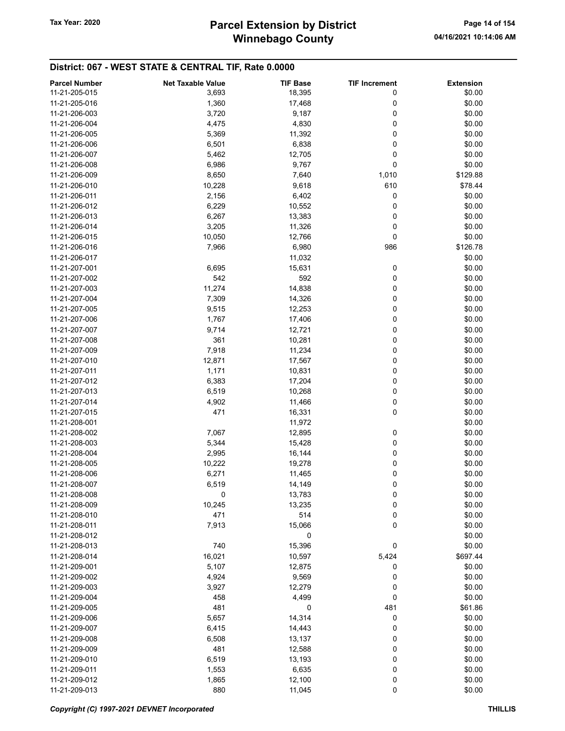## District: 067 - WEST STATE & CENTRAL TIF, Rate 0.0000

| Parcel Number | Net Taxable Value | TIF Base | TIF Increment | Extension |
|---|---|---|---|---|
| 11-21-205-015 | 3,693 | 18,395 | 0 | $0.00 |
| 11-21-205-016 | 1,360 | 17,468 | 0 | $0.00 |
| 11-21-206-003 | 3,720 | 9,187 | 0 | $0.00 |
| 11-21-206-004 | 4,475 | 4,830 | 0 | $0.00 |
| 11-21-206-005 | 5,369 | 11,392 | 0 | $0.00 |
| 11-21-206-006 | 6,501 | 6,838 | 0 | $0.00 |
| 11-21-206-007 | 5,462 | 12,705 | 0 | $0.00 |
| 11-21-206-008 | 6,986 | 9,767 | 0 | $0.00 |
| 11-21-206-009 | 8,650 | 7,640 | 1,010 | $129.88 |
| 11-21-206-010 | 10,228 | 9,618 | 610 | $78.44 |
| 11-21-206-011 | 2,156 | 6,402 | 0 | $0.00 |
| 11-21-206-012 | 6,229 | 10,552 | 0 | $0.00 |
| 11-21-206-013 | 6,267 | 13,383 | 0 | $0.00 |
| 11-21-206-014 | 3,205 | 11,326 | 0 | $0.00 |
| 11-21-206-015 | 10,050 | 12,766 | 0 | $0.00 |
| 11-21-206-016 | 7,966 | 6,980 | 986 | $126.78 |
| 11-21-206-017 | | 11,032 | | $0.00 |
| 11-21-207-001 | 6,695 | 15,631 | 0 | $0.00 |
| 11-21-207-002 | 542 | 592 | 0 | $0.00 |
| 11-21-207-003 | 11,274 | 14,838 | 0 | $0.00 |
| 11-21-207-004 | 7,309 | 14,326 | 0 | $0.00 |
| 11-21-207-005 | 9,515 | 12,253 | 0 | $0.00 |
| 11-21-207-006 | 1,767 | 17,406 | 0 | $0.00 |
| 11-21-207-007 | 9,714 | 12,721 | 0 | $0.00 |
| 11-21-207-008 | 361 | 10,281 | 0 | $0.00 |
| 11-21-207-009 | 7,918 | 11,234 | 0 | $0.00 |
| 11-21-207-010 | 12,871 | 17,567 | 0 | $0.00 |
| 11-21-207-011 | 1,171 | 10,831 | 0 | $0.00 |
| 11-21-207-012 | 6,383 | 17,204 | 0 | $0.00 |
| 11-21-207-013 | 6,519 | 10,268 | 0 | $0.00 |
| 11-21-207-014 | 4,902 | 11,466 | 0 | $0.00 |
| 11-21-207-015 | 471 | 16,331 | 0 | $0.00 |
| 11-21-208-001 | | 11,972 | | $0.00 |
| 11-21-208-002 | 7,067 | 12,895 | 0 | $0.00 |
| 11-21-208-003 | 5,344 | 15,428 | 0 | $0.00 |
| 11-21-208-004 | 2,995 | 16,144 | 0 | $0.00 |
| 11-21-208-005 | 10,222 | 19,278 | 0 | $0.00 |
| 11-21-208-006 | 6,271 | 11,465 | 0 | $0.00 |
| 11-21-208-007 | 6,519 | 14,149 | 0 | $0.00 |
| 11-21-208-008 | 0 | 13,783 | 0 | $0.00 |
| 11-21-208-009 | 10,245 | 13,235 | 0 | $0.00 |
| 11-21-208-010 | 471 | 514 | 0 | $0.00 |
| 11-21-208-011 | 7,913 | 15,066 | 0 | $0.00 |
| 11-21-208-012 | | 0 | | $0.00 |
| 11-21-208-013 | 740 | 15,396 | 0 | $0.00 |
| 11-21-208-014 | 16,021 | 10,597 | 5,424 | $697.44 |
| 11-21-209-001 | 5,107 | 12,875 | 0 | $0.00 |
| 11-21-209-002 | 4,924 | 9,569 | 0 | $0.00 |
| 11-21-209-003 | 3,927 | 12,279 | 0 | $0.00 |
| 11-21-209-004 | 458 | 4,499 | 0 | $0.00 |
| 11-21-209-005 | 481 | 0 | 481 | $61.86 |
| 11-21-209-006 | 5,657 | 14,314 | 0 | $0.00 |
| 11-21-209-007 | 6,415 | 14,443 | 0 | $0.00 |
| 11-21-209-008 | 6,508 | 13,137 | 0 | $0.00 |
| 11-21-209-009 | 481 | 12,588 | 0 | $0.00 |
| 11-21-209-010 | 6,519 | 13,193 | 0 | $0.00 |
| 11-21-209-011 | 1,553 | 6,635 | 0 | $0.00 |
| 11-21-209-012 | 1,865 | 12,100 | 0 | $0.00 |
| 11-21-209-013 | 880 | 11,045 | 0 | $0.00 |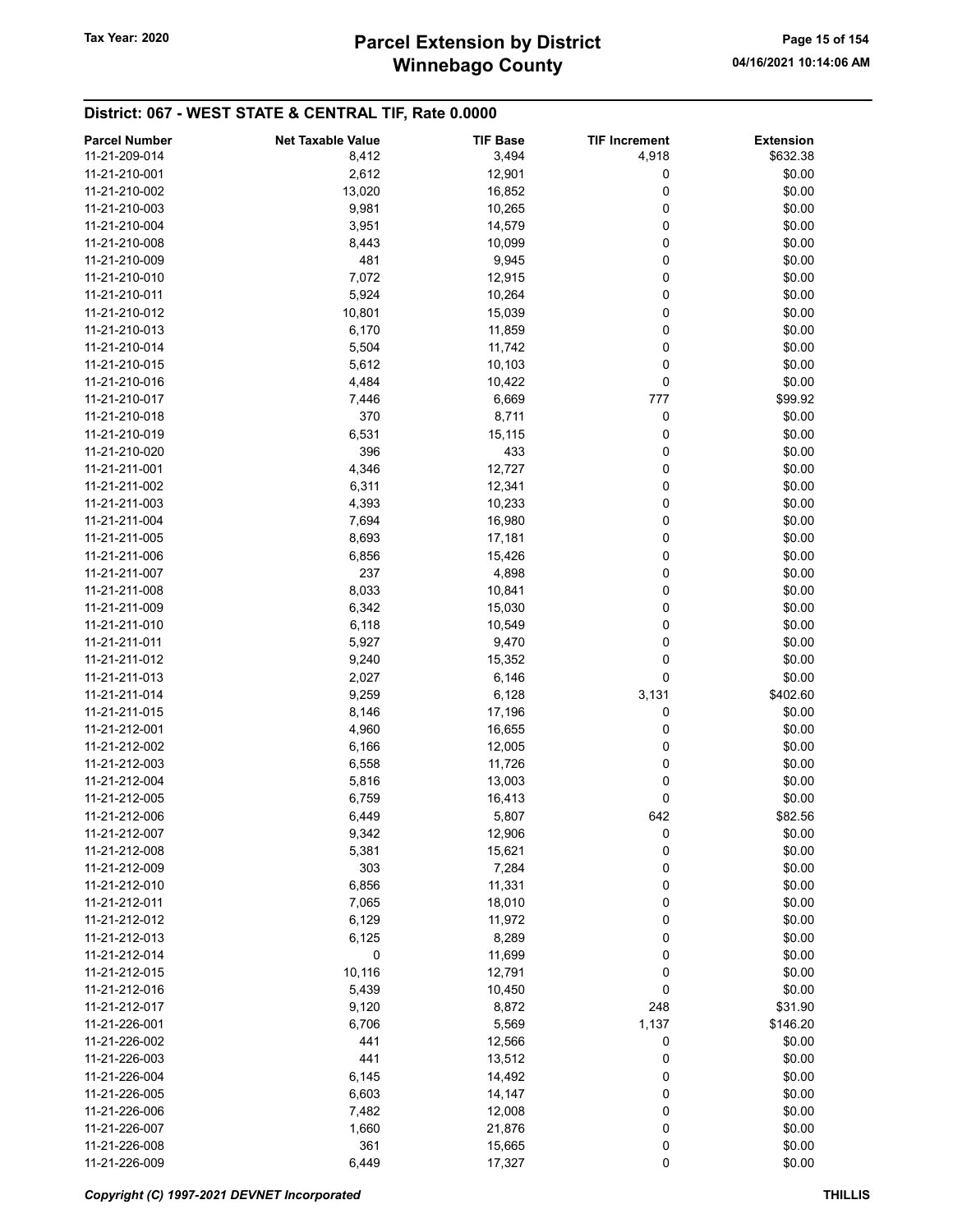## District: 067 - WEST STATE & CENTRAL TIF, Rate 0.0000

| Parcel Number | Net Taxable Value | TIF Base | TIF Increment | Extension |
|---|---|---|---|---|
| 11-21-209-014 | 8,412 | 3,494 | 4,918 | $632.38 |
| 11-21-210-001 | 2,612 | 12,901 | 0 | $0.00 |
| 11-21-210-002 | 13,020 | 16,852 | 0 | $0.00 |
| 11-21-210-003 | 9,981 | 10,265 | 0 | $0.00 |
| 11-21-210-004 | 3,951 | 14,579 | 0 | $0.00 |
| 11-21-210-008 | 8,443 | 10,099 | 0 | $0.00 |
| 11-21-210-009 | 481 | 9,945 | 0 | $0.00 |
| 11-21-210-010 | 7,072 | 12,915 | 0 | $0.00 |
| 11-21-210-011 | 5,924 | 10,264 | 0 | $0.00 |
| 11-21-210-012 | 10,801 | 15,039 | 0 | $0.00 |
| 11-21-210-013 | 6,170 | 11,859 | 0 | $0.00 |
| 11-21-210-014 | 5,504 | 11,742 | 0 | $0.00 |
| 11-21-210-015 | 5,612 | 10,103 | 0 | $0.00 |
| 11-21-210-016 | 4,484 | 10,422 | 0 | $0.00 |
| 11-21-210-017 | 7,446 | 6,669 | 777 | $99.92 |
| 11-21-210-018 | 370 | 8,711 | 0 | $0.00 |
| 11-21-210-019 | 6,531 | 15,115 | 0 | $0.00 |
| 11-21-210-020 | 396 | 433 | 0 | $0.00 |
| 11-21-211-001 | 4,346 | 12,727 | 0 | $0.00 |
| 11-21-211-002 | 6,311 | 12,341 | 0 | $0.00 |
| 11-21-211-003 | 4,393 | 10,233 | 0 | $0.00 |
| 11-21-211-004 | 7,694 | 16,980 | 0 | $0.00 |
| 11-21-211-005 | 8,693 | 17,181 | 0 | $0.00 |
| 11-21-211-006 | 6,856 | 15,426 | 0 | $0.00 |
| 11-21-211-007 | 237 | 4,898 | 0 | $0.00 |
| 11-21-211-008 | 8,033 | 10,841 | 0 | $0.00 |
| 11-21-211-009 | 6,342 | 15,030 | 0 | $0.00 |
| 11-21-211-010 | 6,118 | 10,549 | 0 | $0.00 |
| 11-21-211-011 | 5,927 | 9,470 | 0 | $0.00 |
| 11-21-211-012 | 9,240 | 15,352 | 0 | $0.00 |
| 11-21-211-013 | 2,027 | 6,146 | 0 | $0.00 |
| 11-21-211-014 | 9,259 | 6,128 | 3,131 | $402.60 |
| 11-21-211-015 | 8,146 | 17,196 | 0 | $0.00 |
| 11-21-212-001 | 4,960 | 16,655 | 0 | $0.00 |
| 11-21-212-002 | 6,166 | 12,005 | 0 | $0.00 |
| 11-21-212-003 | 6,558 | 11,726 | 0 | $0.00 |
| 11-21-212-004 | 5,816 | 13,003 | 0 | $0.00 |
| 11-21-212-005 | 6,759 | 16,413 | 0 | $0.00 |
| 11-21-212-006 | 6,449 | 5,807 | 642 | $82.56 |
| 11-21-212-007 | 9,342 | 12,906 | 0 | $0.00 |
| 11-21-212-008 | 5,381 | 15,621 | 0 | $0.00 |
| 11-21-212-009 | 303 | 7,284 | 0 | $0.00 |
| 11-21-212-010 | 6,856 | 11,331 | 0 | $0.00 |
| 11-21-212-011 | 7,065 | 18,010 | 0 | $0.00 |
| 11-21-212-012 | 6,129 | 11,972 | 0 | $0.00 |
| 11-21-212-013 | 6,125 | 8,289 | 0 | $0.00 |
| 11-21-212-014 | 0 | 11,699 | 0 | $0.00 |
| 11-21-212-015 | 10,116 | 12,791 | 0 | $0.00 |
| 11-21-212-016 | 5,439 | 10,450 | 0 | $0.00 |
| 11-21-212-017 | 9,120 | 8,872 | 248 | $31.90 |
| 11-21-226-001 | 6,706 | 5,569 | 1,137 | $146.20 |
| 11-21-226-002 | 441 | 12,566 | 0 | $0.00 |
| 11-21-226-003 | 441 | 13,512 | 0 | $0.00 |
| 11-21-226-004 | 6,145 | 14,492 | 0 | $0.00 |
| 11-21-226-005 | 6,603 | 14,147 | 0 | $0.00 |
| 11-21-226-006 | 7,482 | 12,008 | 0 | $0.00 |
| 11-21-226-007 | 1,660 | 21,876 | 0 | $0.00 |
| 11-21-226-008 | 361 | 15,665 | 0 | $0.00 |
| 11-21-226-009 | 6,449 | 17,327 | 0 | $0.00 |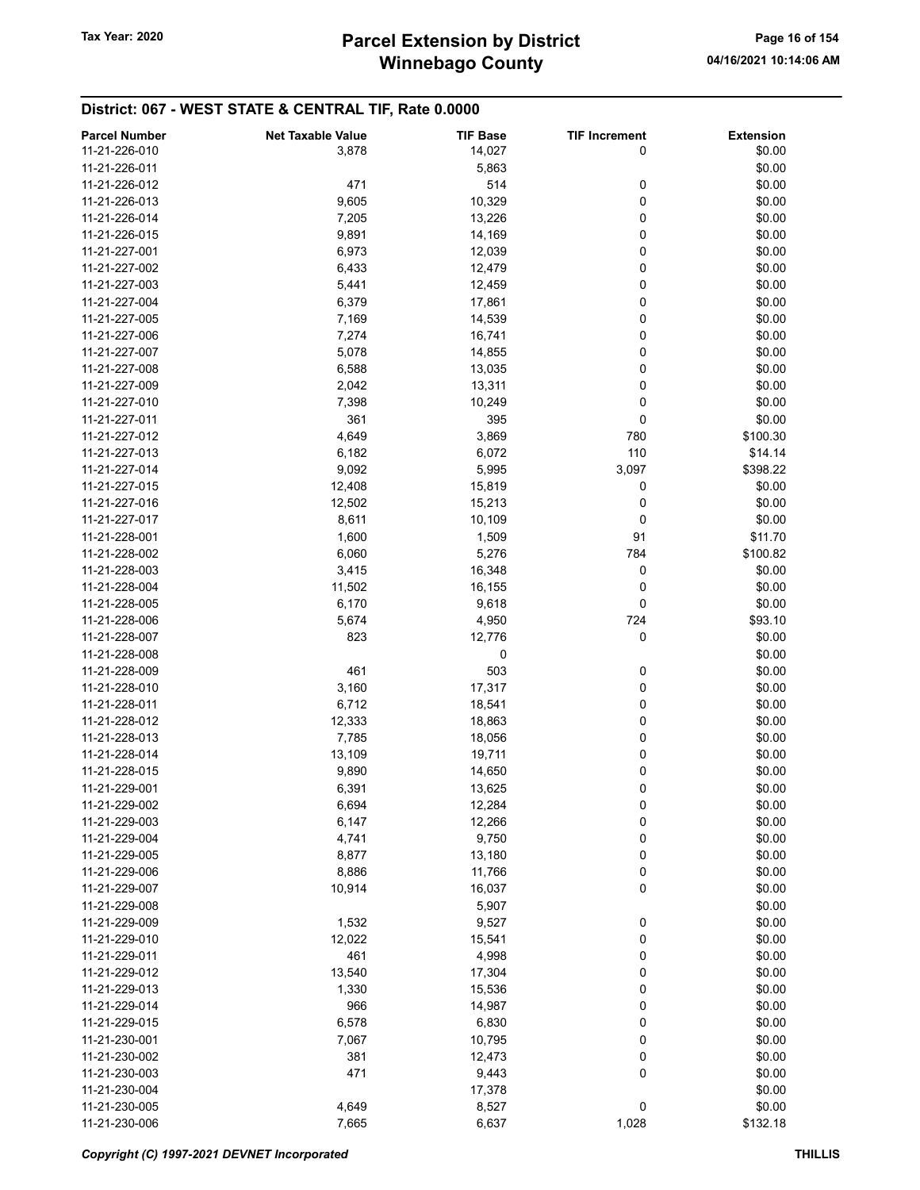## District: 067 - WEST STATE & CENTRAL TIF, Rate 0.0000

| Parcel Number | Net Taxable Value | TIF Base | TIF Increment | Extension |
|---|---|---|---|---|
| 11-21-226-010 | 3,878 | 14,027 | 0 | $0.00 |
| 11-21-226-011 | | 5,863 | | $0.00 |
| 11-21-226-012 | 471 | 514 | 0 | $0.00 |
| 11-21-226-013 | 9,605 | 10,329 | 0 | $0.00 |
| 11-21-226-014 | 7,205 | 13,226 | 0 | $0.00 |
| 11-21-226-015 | 9,891 | 14,169 | 0 | $0.00 |
| 11-21-227-001 | 6,973 | 12,039 | 0 | $0.00 |
| 11-21-227-002 | 6,433 | 12,479 | 0 | $0.00 |
| 11-21-227-003 | 5,441 | 12,459 | 0 | $0.00 |
| 11-21-227-004 | 6,379 | 17,861 | 0 | $0.00 |
| 11-21-227-005 | 7,169 | 14,539 | 0 | $0.00 |
| 11-21-227-006 | 7,274 | 16,741 | 0 | $0.00 |
| 11-21-227-007 | 5,078 | 14,855 | 0 | $0.00 |
| 11-21-227-008 | 6,588 | 13,035 | 0 | $0.00 |
| 11-21-227-009 | 2,042 | 13,311 | 0 | $0.00 |
| 11-21-227-010 | 7,398 | 10,249 | 0 | $0.00 |
| 11-21-227-011 | 361 | 395 | 0 | $0.00 |
| 11-21-227-012 | 4,649 | 3,869 | 780 | $100.30 |
| 11-21-227-013 | 6,182 | 6,072 | 110 | $14.14 |
| 11-21-227-014 | 9,092 | 5,995 | 3,097 | $398.22 |
| 11-21-227-015 | 12,408 | 15,819 | 0 | $0.00 |
| 11-21-227-016 | 12,502 | 15,213 | 0 | $0.00 |
| 11-21-227-017 | 8,611 | 10,109 | 0 | $0.00 |
| 11-21-228-001 | 1,600 | 1,509 | 91 | $11.70 |
| 11-21-228-002 | 6,060 | 5,276 | 784 | $100.82 |
| 11-21-228-003 | 3,415 | 16,348 | 0 | $0.00 |
| 11-21-228-004 | 11,502 | 16,155 | 0 | $0.00 |
| 11-21-228-005 | 6,170 | 9,618 | 0 | $0.00 |
| 11-21-228-006 | 5,674 | 4,950 | 724 | $93.10 |
| 11-21-228-007 | 823 | 12,776 | 0 | $0.00 |
| 11-21-228-008 | | 0 | | $0.00 |
| 11-21-228-009 | 461 | 503 | 0 | $0.00 |
| 11-21-228-010 | 3,160 | 17,317 | 0 | $0.00 |
| 11-21-228-011 | 6,712 | 18,541 | 0 | $0.00 |
| 11-21-228-012 | 12,333 | 18,863 | 0 | $0.00 |
| 11-21-228-013 | 7,785 | 18,056 | 0 | $0.00 |
| 11-21-228-014 | 13,109 | 19,711 | 0 | $0.00 |
| 11-21-228-015 | 9,890 | 14,650 | 0 | $0.00 |
| 11-21-229-001 | 6,391 | 13,625 | 0 | $0.00 |
| 11-21-229-002 | 6,694 | 12,284 | 0 | $0.00 |
| 11-21-229-003 | 6,147 | 12,266 | 0 | $0.00 |
| 11-21-229-004 | 4,741 | 9,750 | 0 | $0.00 |
| 11-21-229-005 | 8,877 | 13,180 | 0 | $0.00 |
| 11-21-229-006 | 8,886 | 11,766 | 0 | $0.00 |
| 11-21-229-007 | 10,914 | 16,037 | 0 | $0.00 |
| 11-21-229-008 | | 5,907 | | $0.00 |
| 11-21-229-009 | 1,532 | 9,527 | 0 | $0.00 |
| 11-21-229-010 | 12,022 | 15,541 | 0 | $0.00 |
| 11-21-229-011 | 461 | 4,998 | 0 | $0.00 |
| 11-21-229-012 | 13,540 | 17,304 | 0 | $0.00 |
| 11-21-229-013 | 1,330 | 15,536 | 0 | $0.00 |
| 11-21-229-014 | 966 | 14,987 | 0 | $0.00 |
| 11-21-229-015 | 6,578 | 6,830 | 0 | $0.00 |
| 11-21-230-001 | 7,067 | 10,795 | 0 | $0.00 |
| 11-21-230-002 | 381 | 12,473 | 0 | $0.00 |
| 11-21-230-003 | 471 | 9,443 | 0 | $0.00 |
| 11-21-230-004 | | 17,378 | | $0.00 |
| 11-21-230-005 | 4,649 | 8,527 | 0 | $0.00 |
| 11-21-230-006 | 7,665 | 6,637 | 1,028 | $132.18 |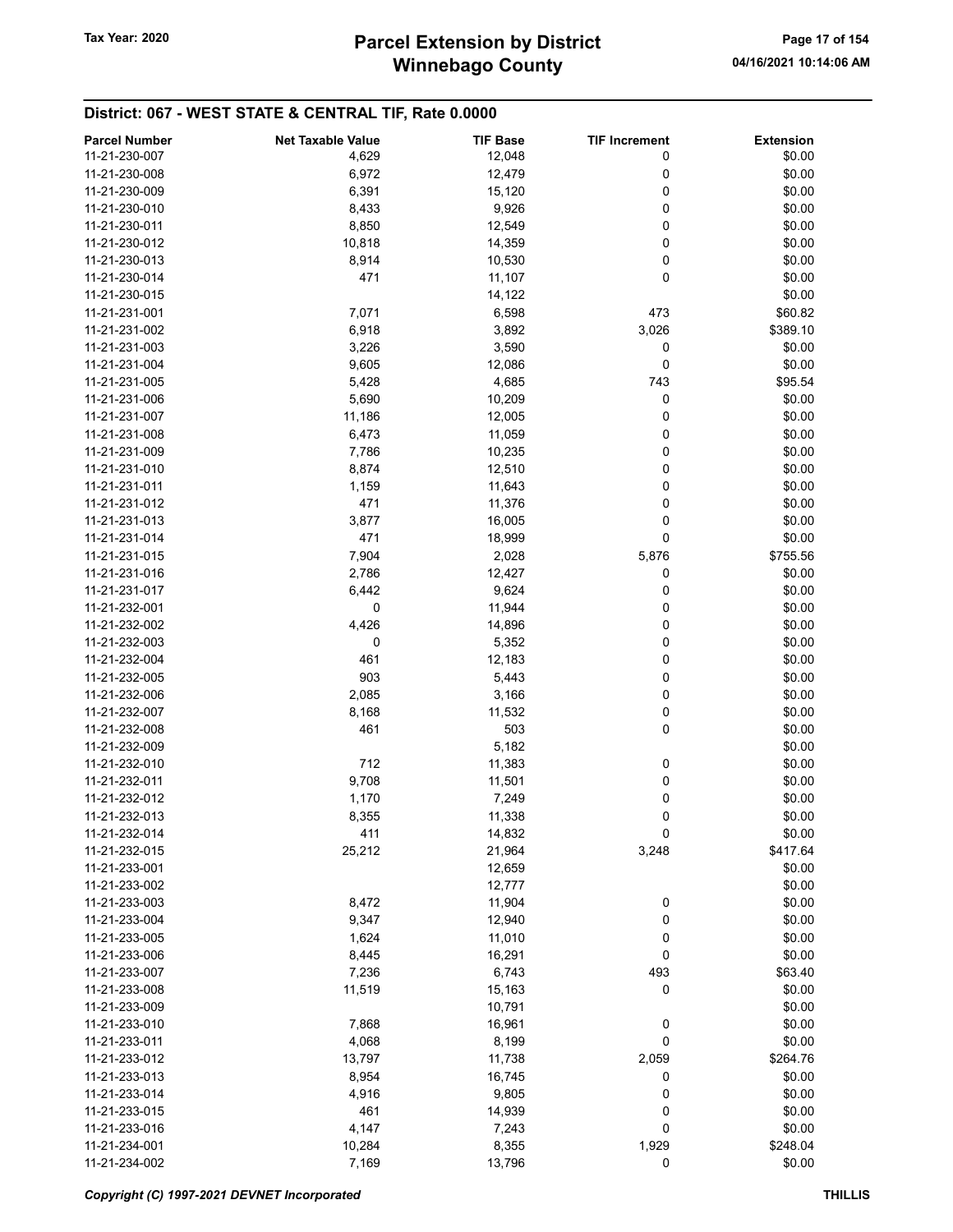## District: 067 - WEST STATE & CENTRAL TIF, Rate 0.0000

| Parcel Number | Net Taxable Value | TIF Base | TIF Increment | Extension |
|---|---|---|---|---|
| 11-21-230-007 | 4,629 | 12,048 | 0 | $0.00 |
| 11-21-230-008 | 6,972 | 12,479 | 0 | $0.00 |
| 11-21-230-009 | 6,391 | 15,120 | 0 | $0.00 |
| 11-21-230-010 | 8,433 | 9,926 | 0 | $0.00 |
| 11-21-230-011 | 8,850 | 12,549 | 0 | $0.00 |
| 11-21-230-012 | 10,818 | 14,359 | 0 | $0.00 |
| 11-21-230-013 | 8,914 | 10,530 | 0 | $0.00 |
| 11-21-230-014 | 471 | 11,107 | 0 | $0.00 |
| 11-21-230-015 | | 14,122 | | $0.00 |
| 11-21-231-001 | 7,071 | 6,598 | 473 | $60.82 |
| 11-21-231-002 | 6,918 | 3,892 | 3,026 | $389.10 |
| 11-21-231-003 | 3,226 | 3,590 | 0 | $0.00 |
| 11-21-231-004 | 9,605 | 12,086 | 0 | $0.00 |
| 11-21-231-005 | 5,428 | 4,685 | 743 | $95.54 |
| 11-21-231-006 | 5,690 | 10,209 | 0 | $0.00 |
| 11-21-231-007 | 11,186 | 12,005 | 0 | $0.00 |
| 11-21-231-008 | 6,473 | 11,059 | 0 | $0.00 |
| 11-21-231-009 | 7,786 | 10,235 | 0 | $0.00 |
| 11-21-231-010 | 8,874 | 12,510 | 0 | $0.00 |
| 11-21-231-011 | 1,159 | 11,643 | 0 | $0.00 |
| 11-21-231-012 | 471 | 11,376 | 0 | $0.00 |
| 11-21-231-013 | 3,877 | 16,005 | 0 | $0.00 |
| 11-21-231-014 | 471 | 18,999 | 0 | $0.00 |
| 11-21-231-015 | 7,904 | 2,028 | 5,876 | $755.56 |
| 11-21-231-016 | 2,786 | 12,427 | 0 | $0.00 |
| 11-21-231-017 | 6,442 | 9,624 | 0 | $0.00 |
| 11-21-232-001 | 0 | 11,944 | 0 | $0.00 |
| 11-21-232-002 | 4,426 | 14,896 | 0 | $0.00 |
| 11-21-232-003 | 0 | 5,352 | 0 | $0.00 |
| 11-21-232-004 | 461 | 12,183 | 0 | $0.00 |
| 11-21-232-005 | 903 | 5,443 | 0 | $0.00 |
| 11-21-232-006 | 2,085 | 3,166 | 0 | $0.00 |
| 11-21-232-007 | 8,168 | 11,532 | 0 | $0.00 |
| 11-21-232-008 | 461 | 503 | 0 | $0.00 |
| 11-21-232-009 | | 5,182 | | $0.00 |
| 11-21-232-010 | 712 | 11,383 | 0 | $0.00 |
| 11-21-232-011 | 9,708 | 11,501 | 0 | $0.00 |
| 11-21-232-012 | 1,170 | 7,249 | 0 | $0.00 |
| 11-21-232-013 | 8,355 | 11,338 | 0 | $0.00 |
| 11-21-232-014 | 411 | 14,832 | 0 | $0.00 |
| 11-21-232-015 | 25,212 | 21,964 | 3,248 | $417.64 |
| 11-21-233-001 | | 12,659 | | $0.00 |
| 11-21-233-002 | | 12,777 | | $0.00 |
| 11-21-233-003 | 8,472 | 11,904 | 0 | $0.00 |
| 11-21-233-004 | 9,347 | 12,940 | 0 | $0.00 |
| 11-21-233-005 | 1,624 | 11,010 | 0 | $0.00 |
| 11-21-233-006 | 8,445 | 16,291 | 0 | $0.00 |
| 11-21-233-007 | 7,236 | 6,743 | 493 | $63.40 |
| 11-21-233-008 | 11,519 | 15,163 | 0 | $0.00 |
| 11-21-233-009 | | 10,791 | | $0.00 |
| 11-21-233-010 | 7,868 | 16,961 | 0 | $0.00 |
| 11-21-233-011 | 4,068 | 8,199 | 0 | $0.00 |
| 11-21-233-012 | 13,797 | 11,738 | 2,059 | $264.76 |
| 11-21-233-013 | 8,954 | 16,745 | 0 | $0.00 |
| 11-21-233-014 | 4,916 | 9,805 | 0 | $0.00 |
| 11-21-233-015 | 461 | 14,939 | 0 | $0.00 |
| 11-21-233-016 | 4,147 | 7,243 | 0 | $0.00 |
| 11-21-234-001 | 10,284 | 8,355 | 1,929 | $248.04 |
| 11-21-234-002 | 7,169 | 13,796 | 0 | $0.00 |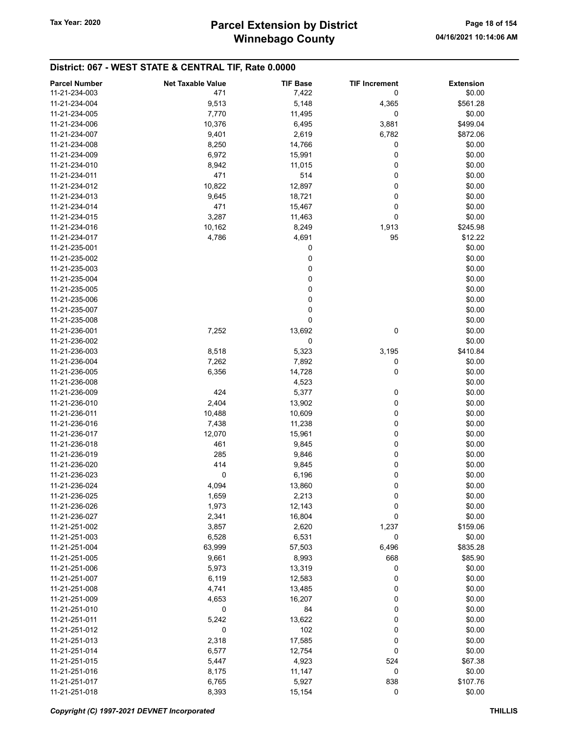## District: 067 - WEST STATE & CENTRAL TIF, Rate 0.0000

| Parcel Number | Net Taxable Value | TIF Base | TIF Increment | Extension |
|---|---|---|---|---|
| 11-21-234-003 | 471 | 7,422 | 0 | $0.00 |
| 11-21-234-004 | 9,513 | 5,148 | 4,365 | $561.28 |
| 11-21-234-005 | 7,770 | 11,495 | 0 | $0.00 |
| 11-21-234-006 | 10,376 | 6,495 | 3,881 | $499.04 |
| 11-21-234-007 | 9,401 | 2,619 | 6,782 | $872.06 |
| 11-21-234-008 | 8,250 | 14,766 | 0 | $0.00 |
| 11-21-234-009 | 6,972 | 15,991 | 0 | $0.00 |
| 11-21-234-010 | 8,942 | 11,015 | 0 | $0.00 |
| 11-21-234-011 | 471 | 514 | 0 | $0.00 |
| 11-21-234-012 | 10,822 | 12,897 | 0 | $0.00 |
| 11-21-234-013 | 9,645 | 18,721 | 0 | $0.00 |
| 11-21-234-014 | 471 | 15,467 | 0 | $0.00 |
| 11-21-234-015 | 3,287 | 11,463 | 0 | $0.00 |
| 11-21-234-016 | 10,162 | 8,249 | 1,913 | $245.98 |
| 11-21-234-017 | 4,786 | 4,691 | 95 | $12.22 |
| 11-21-235-001 | | 0 | | $0.00 |
| 11-21-235-002 | | 0 | | $0.00 |
| 11-21-235-003 | | 0 | | $0.00 |
| 11-21-235-004 | | 0 | | $0.00 |
| 11-21-235-005 | | 0 | | $0.00 |
| 11-21-235-006 | | 0 | | $0.00 |
| 11-21-235-007 | | 0 | | $0.00 |
| 11-21-235-008 | | 0 | | $0.00 |
| 11-21-236-001 | 7,252 | 13,692 | 0 | $0.00 |
| 11-21-236-002 | | 0 | | $0.00 |
| 11-21-236-003 | 8,518 | 5,323 | 3,195 | $410.84 |
| 11-21-236-004 | 7,262 | 7,892 | 0 | $0.00 |
| 11-21-236-005 | 6,356 | 14,728 | 0 | $0.00 |
| 11-21-236-008 | | 4,523 | | $0.00 |
| 11-21-236-009 | 424 | 5,377 | 0 | $0.00 |
| 11-21-236-010 | 2,404 | 13,902 | 0 | $0.00 |
| 11-21-236-011 | 10,488 | 10,609 | 0 | $0.00 |
| 11-21-236-016 | 7,438 | 11,238 | 0 | $0.00 |
| 11-21-236-017 | 12,070 | 15,961 | 0 | $0.00 |
| 11-21-236-018 | 461 | 9,845 | 0 | $0.00 |
| 11-21-236-019 | 285 | 9,846 | 0 | $0.00 |
| 11-21-236-020 | 414 | 9,845 | 0 | $0.00 |
| 11-21-236-023 | 0 | 6,196 | 0 | $0.00 |
| 11-21-236-024 | 4,094 | 13,860 | 0 | $0.00 |
| 11-21-236-025 | 1,659 | 2,213 | 0 | $0.00 |
| 11-21-236-026 | 1,973 | 12,143 | 0 | $0.00 |
| 11-21-236-027 | 2,341 | 16,804 | 0 | $0.00 |
| 11-21-251-002 | 3,857 | 2,620 | 1,237 | $159.06 |
| 11-21-251-003 | 6,528 | 6,531 | 0 | $0.00 |
| 11-21-251-004 | 63,999 | 57,503 | 6,496 | $835.28 |
| 11-21-251-005 | 9,661 | 8,993 | 668 | $85.90 |
| 11-21-251-006 | 5,973 | 13,319 | 0 | $0.00 |
| 11-21-251-007 | 6,119 | 12,583 | 0 | $0.00 |
| 11-21-251-008 | 4,741 | 13,485 | 0 | $0.00 |
| 11-21-251-009 | 4,653 | 16,207 | 0 | $0.00 |
| 11-21-251-010 | 0 | 84 | 0 | $0.00 |
| 11-21-251-011 | 5,242 | 13,622 | 0 | $0.00 |
| 11-21-251-012 | 0 | 102 | 0 | $0.00 |
| 11-21-251-013 | 2,318 | 17,585 | 0 | $0.00 |
| 11-21-251-014 | 6,577 | 12,754 | 0 | $0.00 |
| 11-21-251-015 | 5,447 | 4,923 | 524 | $67.38 |
| 11-21-251-016 | 8,175 | 11,147 | 0 | $0.00 |
| 11-21-251-017 | 6,765 | 5,927 | 838 | $107.76 |
| 11-21-251-018 | 8,393 | 15,154 | 0 | $0.00 |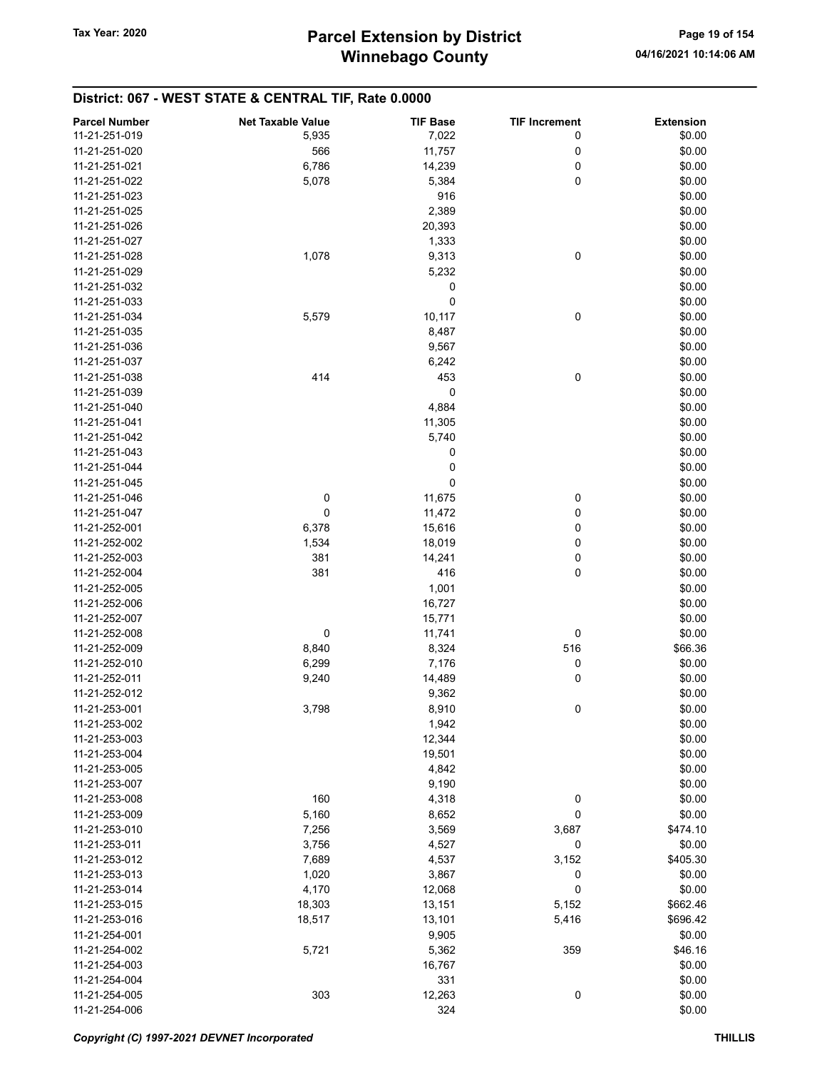## District: 067 - WEST STATE & CENTRAL TIF, Rate 0.0000

| Parcel Number | Net Taxable Value | TIF Base | TIF Increment | Extension |
|---|---|---|---|---|
| 11-21-251-019 | 5,935 | 7,022 | 0 | $0.00 |
| 11-21-251-020 | 566 | 11,757 | 0 | $0.00 |
| 11-21-251-021 | 6,786 | 14,239 | 0 | $0.00 |
| 11-21-251-022 | 5,078 | 5,384 | 0 | $0.00 |
| 11-21-251-023 | | 916 | | $0.00 |
| 11-21-251-025 | | 2,389 | | $0.00 |
| 11-21-251-026 | | 20,393 | | $0.00 |
| 11-21-251-027 | | 1,333 | | $0.00 |
| 11-21-251-028 | 1,078 | 9,313 | 0 | $0.00 |
| 11-21-251-029 | | 5,232 | | $0.00 |
| 11-21-251-032 | | 0 | | $0.00 |
| 11-21-251-033 | | 0 | | $0.00 |
| 11-21-251-034 | 5,579 | 10,117 | 0 | $0.00 |
| 11-21-251-035 | | 8,487 | | $0.00 |
| 11-21-251-036 | | 9,567 | | $0.00 |
| 11-21-251-037 | | 6,242 | | $0.00 |
| 11-21-251-038 | 414 | 453 | 0 | $0.00 |
| 11-21-251-039 | | 0 | | $0.00 |
| 11-21-251-040 | | 4,884 | | $0.00 |
| 11-21-251-041 | | 11,305 | | $0.00 |
| 11-21-251-042 | | 5,740 | | $0.00 |
| 11-21-251-043 | | 0 | | $0.00 |
| 11-21-251-044 | | 0 | | $0.00 |
| 11-21-251-045 | | 0 | | $0.00 |
| 11-21-251-046 | 0 | 11,675 | 0 | $0.00 |
| 11-21-251-047 | 0 | 11,472 | 0 | $0.00 |
| 11-21-252-001 | 6,378 | 15,616 | 0 | $0.00 |
| 11-21-252-002 | 1,534 | 18,019 | 0 | $0.00 |
| 11-21-252-003 | 381 | 14,241 | 0 | $0.00 |
| 11-21-252-004 | 381 | 416 | 0 | $0.00 |
| 11-21-252-005 | | 1,001 | | $0.00 |
| 11-21-252-006 | | 16,727 | | $0.00 |
| 11-21-252-007 | | 15,771 | | $0.00 |
| 11-21-252-008 | 0 | 11,741 | 0 | $0.00 |
| 11-21-252-009 | 8,840 | 8,324 | 516 | $66.36 |
| 11-21-252-010 | 6,299 | 7,176 | 0 | $0.00 |
| 11-21-252-011 | 9,240 | 14,489 | 0 | $0.00 |
| 11-21-252-012 | | 9,362 | | $0.00 |
| 11-21-253-001 | 3,798 | 8,910 | 0 | $0.00 |
| 11-21-253-002 | | 1,942 | | $0.00 |
| 11-21-253-003 | | 12,344 | | $0.00 |
| 11-21-253-004 | | 19,501 | | $0.00 |
| 11-21-253-005 | | 4,842 | | $0.00 |
| 11-21-253-007 | | 9,190 | | $0.00 |
| 11-21-253-008 | 160 | 4,318 | 0 | $0.00 |
| 11-21-253-009 | 5,160 | 8,652 | 0 | $0.00 |
| 11-21-253-010 | 7,256 | 3,569 | 3,687 | $474.10 |
| 11-21-253-011 | 3,756 | 4,527 | 0 | $0.00 |
| 11-21-253-012 | 7,689 | 4,537 | 3,152 | $405.30 |
| 11-21-253-013 | 1,020 | 3,867 | 0 | $0.00 |
| 11-21-253-014 | 4,170 | 12,068 | 0 | $0.00 |
| 11-21-253-015 | 18,303 | 13,151 | 5,152 | $662.46 |
| 11-21-253-016 | 18,517 | 13,101 | 5,416 | $696.42 |
| 11-21-254-001 | | 9,905 | | $0.00 |
| 11-21-254-002 | 5,721 | 5,362 | 359 | $46.16 |
| 11-21-254-003 | | 16,767 | | $0.00 |
| 11-21-254-004 | | 331 | | $0.00 |
| 11-21-254-005 | 303 | 12,263 | 0 | $0.00 |
| 11-21-254-006 | | 324 | | $0.00 |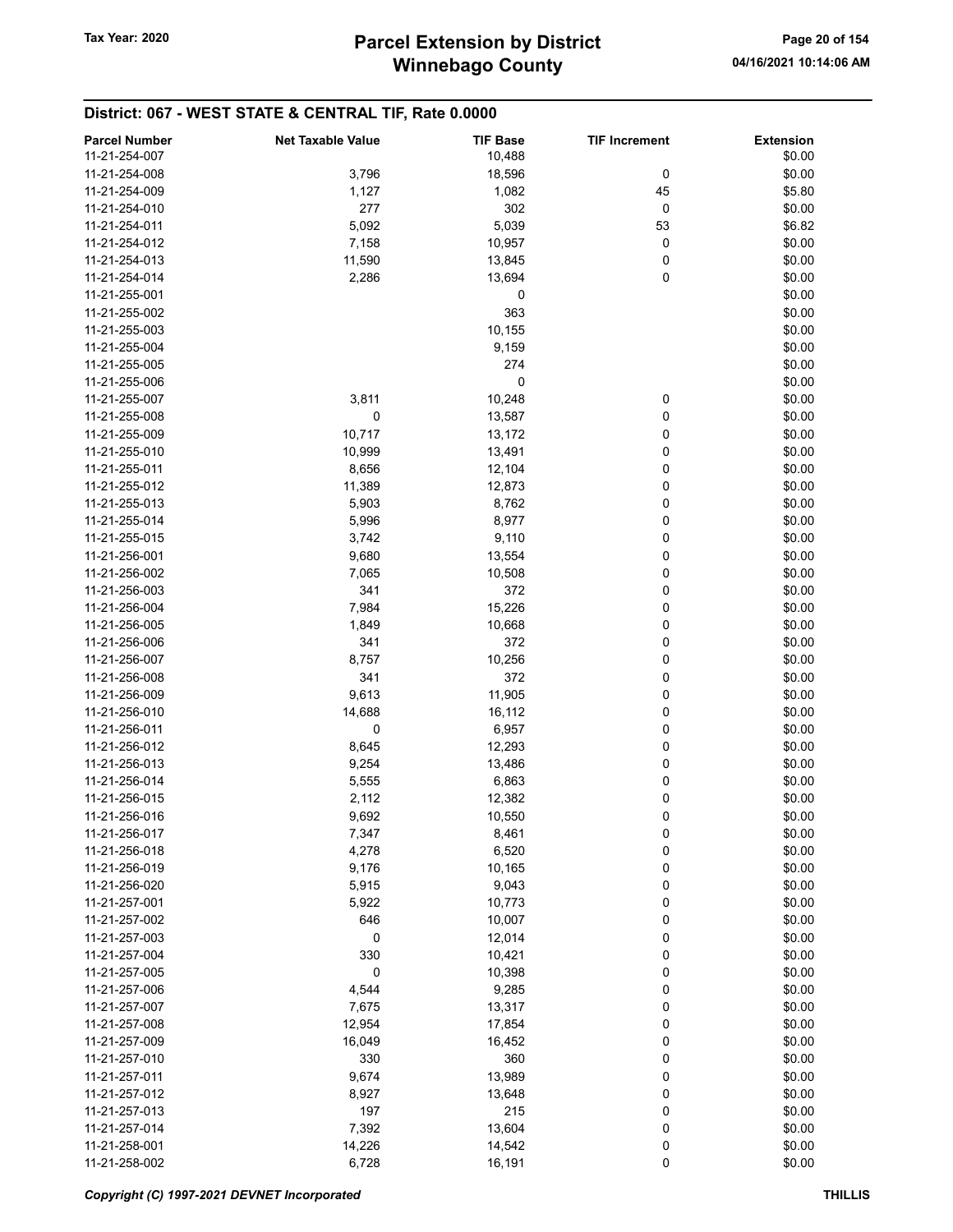## District: 067 - WEST STATE & CENTRAL TIF, Rate 0.0000

| Parcel Number | Net Taxable Value | TIF Base | TIF Increment | Extension |
|---|---|---|---|---|
| 11-21-254-007 | | 10,488 | | $0.00 |
| 11-21-254-008 | 3,796 | 18,596 | 0 | $0.00 |
| 11-21-254-009 | 1,127 | 1,082 | 45 | $5.80 |
| 11-21-254-010 | 277 | 302 | 0 | $0.00 |
| 11-21-254-011 | 5,092 | 5,039 | 53 | $6.82 |
| 11-21-254-012 | 7,158 | 10,957 | 0 | $0.00 |
| 11-21-254-013 | 11,590 | 13,845 | 0 | $0.00 |
| 11-21-254-014 | 2,286 | 13,694 | 0 | $0.00 |
| 11-21-255-001 | | 0 | | $0.00 |
| 11-21-255-002 | | 363 | | $0.00 |
| 11-21-255-003 | | 10,155 | | $0.00 |
| 11-21-255-004 | | 9,159 | | $0.00 |
| 11-21-255-005 | | 274 | | $0.00 |
| 11-21-255-006 | | 0 | | $0.00 |
| 11-21-255-007 | 3,811 | 10,248 | 0 | $0.00 |
| 11-21-255-008 | 0 | 13,587 | 0 | $0.00 |
| 11-21-255-009 | 10,717 | 13,172 | 0 | $0.00 |
| 11-21-255-010 | 10,999 | 13,491 | 0 | $0.00 |
| 11-21-255-011 | 8,656 | 12,104 | 0 | $0.00 |
| 11-21-255-012 | 11,389 | 12,873 | 0 | $0.00 |
| 11-21-255-013 | 5,903 | 8,762 | 0 | $0.00 |
| 11-21-255-014 | 5,996 | 8,977 | 0 | $0.00 |
| 11-21-255-015 | 3,742 | 9,110 | 0 | $0.00 |
| 11-21-256-001 | 9,680 | 13,554 | 0 | $0.00 |
| 11-21-256-002 | 7,065 | 10,508 | 0 | $0.00 |
| 11-21-256-003 | 341 | 372 | 0 | $0.00 |
| 11-21-256-004 | 7,984 | 15,226 | 0 | $0.00 |
| 11-21-256-005 | 1,849 | 10,668 | 0 | $0.00 |
| 11-21-256-006 | 341 | 372 | 0 | $0.00 |
| 11-21-256-007 | 8,757 | 10,256 | 0 | $0.00 |
| 11-21-256-008 | 341 | 372 | 0 | $0.00 |
| 11-21-256-009 | 9,613 | 11,905 | 0 | $0.00 |
| 11-21-256-010 | 14,688 | 16,112 | 0 | $0.00 |
| 11-21-256-011 | 0 | 6,957 | 0 | $0.00 |
| 11-21-256-012 | 8,645 | 12,293 | 0 | $0.00 |
| 11-21-256-013 | 9,254 | 13,486 | 0 | $0.00 |
| 11-21-256-014 | 5,555 | 6,863 | 0 | $0.00 |
| 11-21-256-015 | 2,112 | 12,382 | 0 | $0.00 |
| 11-21-256-016 | 9,692 | 10,550 | 0 | $0.00 |
| 11-21-256-017 | 7,347 | 8,461 | 0 | $0.00 |
| 11-21-256-018 | 4,278 | 6,520 | 0 | $0.00 |
| 11-21-256-019 | 9,176 | 10,165 | 0 | $0.00 |
| 11-21-256-020 | 5,915 | 9,043 | 0 | $0.00 |
| 11-21-257-001 | 5,922 | 10,773 | 0 | $0.00 |
| 11-21-257-002 | 646 | 10,007 | 0 | $0.00 |
| 11-21-257-003 | 0 | 12,014 | 0 | $0.00 |
| 11-21-257-004 | 330 | 10,421 | 0 | $0.00 |
| 11-21-257-005 | 0 | 10,398 | 0 | $0.00 |
| 11-21-257-006 | 4,544 | 9,285 | 0 | $0.00 |
| 11-21-257-007 | 7,675 | 13,317 | 0 | $0.00 |
| 11-21-257-008 | 12,954 | 17,854 | 0 | $0.00 |
| 11-21-257-009 | 16,049 | 16,452 | 0 | $0.00 |
| 11-21-257-010 | 330 | 360 | 0 | $0.00 |
| 11-21-257-011 | 9,674 | 13,989 | 0 | $0.00 |
| 11-21-257-012 | 8,927 | 13,648 | 0 | $0.00 |
| 11-21-257-013 | 197 | 215 | 0 | $0.00 |
| 11-21-257-014 | 7,392 | 13,604 | 0 | $0.00 |
| 11-21-258-001 | 14,226 | 14,542 | 0 | $0.00 |
| 11-21-258-002 | 6,728 | 16,191 | 0 | $0.00 |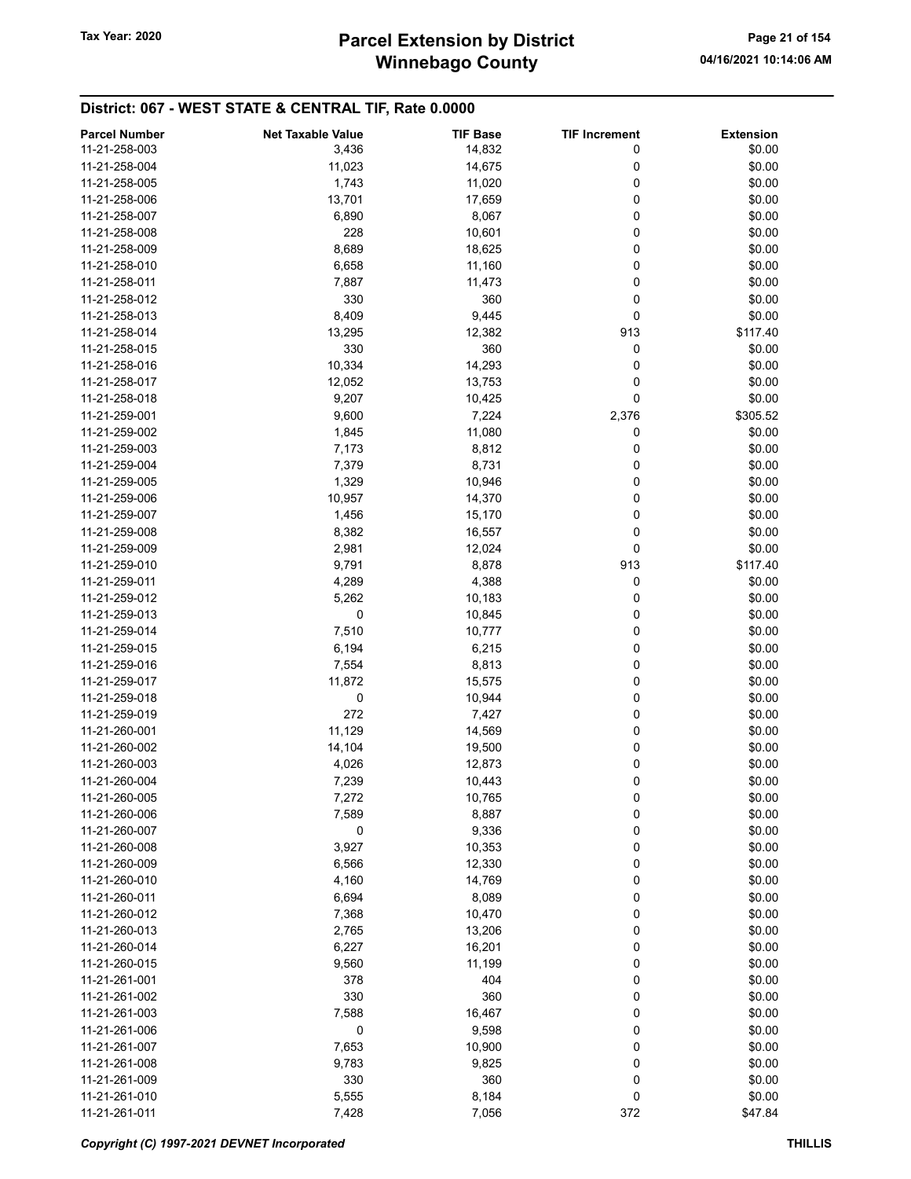## District: 067 - WEST STATE & CENTRAL TIF, Rate 0.0000

| Parcel Number | Net Taxable Value | TIF Base | TIF Increment | Extension |
|---|---|---|---|---|
| 11-21-258-003 | 3,436 | 14,832 | 0 | $0.00 |
| 11-21-258-004 | 11,023 | 14,675 | 0 | $0.00 |
| 11-21-258-005 | 1,743 | 11,020 | 0 | $0.00 |
| 11-21-258-006 | 13,701 | 17,659 | 0 | $0.00 |
| 11-21-258-007 | 6,890 | 8,067 | 0 | $0.00 |
| 11-21-258-008 | 228 | 10,601 | 0 | $0.00 |
| 11-21-258-009 | 8,689 | 18,625 | 0 | $0.00 |
| 11-21-258-010 | 6,658 | 11,160 | 0 | $0.00 |
| 11-21-258-011 | 7,887 | 11,473 | 0 | $0.00 |
| 11-21-258-012 | 330 | 360 | 0 | $0.00 |
| 11-21-258-013 | 8,409 | 9,445 | 0 | $0.00 |
| 11-21-258-014 | 13,295 | 12,382 | 913 | $117.40 |
| 11-21-258-015 | 330 | 360 | 0 | $0.00 |
| 11-21-258-016 | 10,334 | 14,293 | 0 | $0.00 |
| 11-21-258-017 | 12,052 | 13,753 | 0 | $0.00 |
| 11-21-258-018 | 9,207 | 10,425 | 0 | $0.00 |
| 11-21-259-001 | 9,600 | 7,224 | 2,376 | $305.52 |
| 11-21-259-002 | 1,845 | 11,080 | 0 | $0.00 |
| 11-21-259-003 | 7,173 | 8,812 | 0 | $0.00 |
| 11-21-259-004 | 7,379 | 8,731 | 0 | $0.00 |
| 11-21-259-005 | 1,329 | 10,946 | 0 | $0.00 |
| 11-21-259-006 | 10,957 | 14,370 | 0 | $0.00 |
| 11-21-259-007 | 1,456 | 15,170 | 0 | $0.00 |
| 11-21-259-008 | 8,382 | 16,557 | 0 | $0.00 |
| 11-21-259-009 | 2,981 | 12,024 | 0 | $0.00 |
| 11-21-259-010 | 9,791 | 8,878 | 913 | $117.40 |
| 11-21-259-011 | 4,289 | 4,388 | 0 | $0.00 |
| 11-21-259-012 | 5,262 | 10,183 | 0 | $0.00 |
| 11-21-259-013 | 0 | 10,845 | 0 | $0.00 |
| 11-21-259-014 | 7,510 | 10,777 | 0 | $0.00 |
| 11-21-259-015 | 6,194 | 6,215 | 0 | $0.00 |
| 11-21-259-016 | 7,554 | 8,813 | 0 | $0.00 |
| 11-21-259-017 | 11,872 | 15,575 | 0 | $0.00 |
| 11-21-259-018 | 0 | 10,944 | 0 | $0.00 |
| 11-21-259-019 | 272 | 7,427 | 0 | $0.00 |
| 11-21-260-001 | 11,129 | 14,569 | 0 | $0.00 |
| 11-21-260-002 | 14,104 | 19,500 | 0 | $0.00 |
| 11-21-260-003 | 4,026 | 12,873 | 0 | $0.00 |
| 11-21-260-004 | 7,239 | 10,443 | 0 | $0.00 |
| 11-21-260-005 | 7,272 | 10,765 | 0 | $0.00 |
| 11-21-260-006 | 7,589 | 8,887 | 0 | $0.00 |
| 11-21-260-007 | 0 | 9,336 | 0 | $0.00 |
| 11-21-260-008 | 3,927 | 10,353 | 0 | $0.00 |
| 11-21-260-009 | 6,566 | 12,330 | 0 | $0.00 |
| 11-21-260-010 | 4,160 | 14,769 | 0 | $0.00 |
| 11-21-260-011 | 6,694 | 8,089 | 0 | $0.00 |
| 11-21-260-012 | 7,368 | 10,470 | 0 | $0.00 |
| 11-21-260-013 | 2,765 | 13,206 | 0 | $0.00 |
| 11-21-260-014 | 6,227 | 16,201 | 0 | $0.00 |
| 11-21-260-015 | 9,560 | 11,199 | 0 | $0.00 |
| 11-21-261-001 | 378 | 404 | 0 | $0.00 |
| 11-21-261-002 | 330 | 360 | 0 | $0.00 |
| 11-21-261-003 | 7,588 | 16,467 | 0 | $0.00 |
| 11-21-261-006 | 0 | 9,598 | 0 | $0.00 |
| 11-21-261-007 | 7,653 | 10,900 | 0 | $0.00 |
| 11-21-261-008 | 9,783 | 9,825 | 0 | $0.00 |
| 11-21-261-009 | 330 | 360 | 0 | $0.00 |
| 11-21-261-010 | 5,555 | 8,184 | 0 | $0.00 |
| 11-21-261-011 | 7,428 | 7,056 | 372 | $47.84 |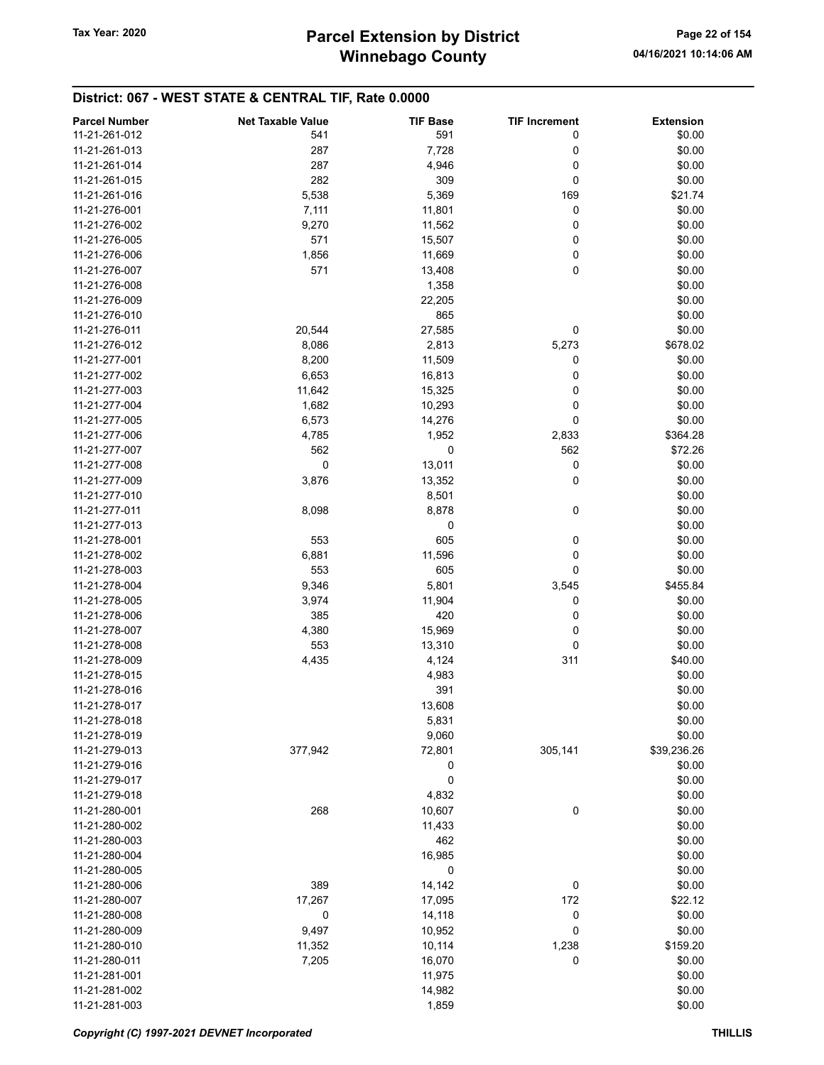# Parcel Extension by District
# Winnebago County

Tax Year: 2020

04/16/2021 10:14:06 AM

## District: 067 - WEST STATE & CENTRAL TIF, Rate 0.0000

| Parcel Number | Net Taxable Value | TIF Base | TIF Increment | Extension |
|---|---|---|---|---|
| 11-21-261-012 | 541 | 591 | 0 | $0.00 |
| 11-21-261-013 | 287 | 7,728 | 0 | $0.00 |
| 11-21-261-014 | 287 | 4,946 | 0 | $0.00 |
| 11-21-261-015 | 282 | 309 | 0 | $0.00 |
| 11-21-261-016 | 5,538 | 5,369 | 169 | $21.74 |
| 11-21-276-001 | 7,111 | 11,801 | 0 | $0.00 |
| 11-21-276-002 | 9,270 | 11,562 | 0 | $0.00 |
| 11-21-276-005 | 571 | 15,507 | 0 | $0.00 |
| 11-21-276-006 | 1,856 | 11,669 | 0 | $0.00 |
| 11-21-276-007 | 571 | 13,408 | 0 | $0.00 |
| 11-21-276-008 | | 1,358 | | $0.00 |
| 11-21-276-009 | | 22,205 | | $0.00 |
| 11-21-276-010 | | 865 | | $0.00 |
| 11-21-276-011 | 20,544 | 27,585 | 0 | $0.00 |
| 11-21-276-012 | 8,086 | 2,813 | 5,273 | $678.02 |
| 11-21-277-001 | 8,200 | 11,509 | 0 | $0.00 |
| 11-21-277-002 | 6,653 | 16,813 | 0 | $0.00 |
| 11-21-277-003 | 11,642 | 15,325 | 0 | $0.00 |
| 11-21-277-004 | 1,682 | 10,293 | 0 | $0.00 |
| 11-21-277-005 | 6,573 | 14,276 | 0 | $0.00 |
| 11-21-277-006 | 4,785 | 1,952 | 2,833 | $364.28 |
| 11-21-277-007 | 562 | 0 | 562 | $72.26 |
| 11-21-277-008 | 0 | 13,011 | 0 | $0.00 |
| 11-21-277-009 | 3,876 | 13,352 | 0 | $0.00 |
| 11-21-277-010 | | 8,501 | | $0.00 |
| 11-21-277-011 | 8,098 | 8,878 | 0 | $0.00 |
| 11-21-277-013 | | 0 | | $0.00 |
| 11-21-278-001 | 553 | 605 | 0 | $0.00 |
| 11-21-278-002 | 6,881 | 11,596 | 0 | $0.00 |
| 11-21-278-003 | 553 | 605 | 0 | $0.00 |
| 11-21-278-004 | 9,346 | 5,801 | 3,545 | $455.84 |
| 11-21-278-005 | 3,974 | 11,904 | 0 | $0.00 |
| 11-21-278-006 | 385 | 420 | 0 | $0.00 |
| 11-21-278-007 | 4,380 | 15,969 | 0 | $0.00 |
| 11-21-278-008 | 553 | 13,310 | 0 | $0.00 |
| 11-21-278-009 | 4,435 | 4,124 | 311 | $40.00 |
| 11-21-278-015 | | 4,983 | | $0.00 |
| 11-21-278-016 | | 391 | | $0.00 |
| 11-21-278-017 | | 13,608 | | $0.00 |
| 11-21-278-018 | | 5,831 | | $0.00 |
| 11-21-278-019 | | 9,060 | | $0.00 |
| 11-21-279-013 | 377,942 | 72,801 | 305,141 | $39,236.26 |
| 11-21-279-016 | | 0 | | $0.00 |
| 11-21-279-017 | | 0 | | $0.00 |
| 11-21-279-018 | | 4,832 | | $0.00 |
| 11-21-280-001 | 268 | 10,607 | 0 | $0.00 |
| 11-21-280-002 | | 11,433 | | $0.00 |
| 11-21-280-003 | | 462 | | $0.00 |
| 11-21-280-004 | | 16,985 | | $0.00 |
| 11-21-280-005 | | 0 | | $0.00 |
| 11-21-280-006 | 389 | 14,142 | 0 | $0.00 |
| 11-21-280-007 | 17,267 | 17,095 | 172 | $22.12 |
| 11-21-280-008 | 0 | 14,118 | 0 | $0.00 |
| 11-21-280-009 | 9,497 | 10,952 | 0 | $0.00 |
| 11-21-280-010 | 11,352 | 10,114 | 1,238 | $159.20 |
| 11-21-280-011 | 7,205 | 16,070 | 0 | $0.00 |
| 11-21-281-001 | | 11,975 | | $0.00 |
| 11-21-281-002 | | 14,982 | | $0.00 |
| 11-21-281-003 | | 1,859 | | $0.00 |

*Copyright (C) 1997-2021 DEVNET Incorporated* THILLIS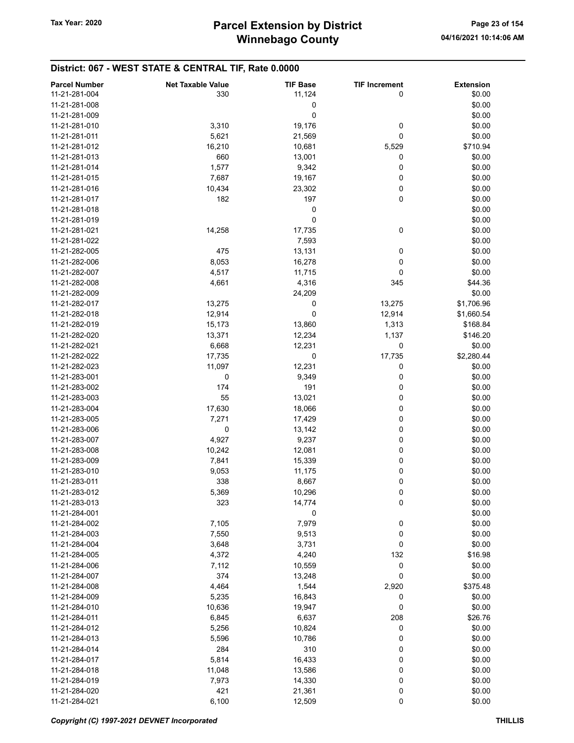# Parcel Extension by District
# Winnebago County

Tax Year: 2020

04/16/2021 10:14:06 AM

## District: 067 - WEST STATE & CENTRAL TIF, Rate 0.0000

| Parcel Number | Net Taxable Value | TIF Base | TIF Increment | Extension |
|---|---|---|---|---|
| 11-21-281-004 | 330 | 11,124 | 0 | $0.00 |
| 11-21-281-008 | | 0 | | $0.00 |
| 11-21-281-009 | | 0 | | $0.00 |
| 11-21-281-010 | 3,310 | 19,176 | 0 | $0.00 |
| 11-21-281-011 | 5,621 | 21,569 | 0 | $0.00 |
| 11-21-281-012 | 16,210 | 10,681 | 5,529 | $710.94 |
| 11-21-281-013 | 660 | 13,001 | 0 | $0.00 |
| 11-21-281-014 | 1,577 | 9,342 | 0 | $0.00 |
| 11-21-281-015 | 7,687 | 19,167 | 0 | $0.00 |
| 11-21-281-016 | 10,434 | 23,302 | 0 | $0.00 |
| 11-21-281-017 | 182 | 197 | 0 | $0.00 |
| 11-21-281-018 | | 0 | | $0.00 |
| 11-21-281-019 | | 0 | | $0.00 |
| 11-21-281-021 | 14,258 | 17,735 | 0 | $0.00 |
| 11-21-281-022 | | 7,593 | | $0.00 |
| 11-21-282-005 | 475 | 13,131 | 0 | $0.00 |
| 11-21-282-006 | 8,053 | 16,278 | 0 | $0.00 |
| 11-21-282-007 | 4,517 | 11,715 | 0 | $0.00 |
| 11-21-282-008 | 4,661 | 4,316 | 345 | $44.36 |
| 11-21-282-009 | | 24,209 | | $0.00 |
| 11-21-282-017 | 13,275 | 0 | 13,275 | $1,706.96 |
| 11-21-282-018 | 12,914 | 0 | 12,914 | $1,660.54 |
| 11-21-282-019 | 15,173 | 13,860 | 1,313 | $168.84 |
| 11-21-282-020 | 13,371 | 12,234 | 1,137 | $146.20 |
| 11-21-282-021 | 6,668 | 12,231 | 0 | $0.00 |
| 11-21-282-022 | 17,735 | 0 | 17,735 | $2,280.44 |
| 11-21-282-023 | 11,097 | 12,231 | 0 | $0.00 |
| 11-21-283-001 | 0 | 9,349 | 0 | $0.00 |
| 11-21-283-002 | 174 | 191 | 0 | $0.00 |
| 11-21-283-003 | 55 | 13,021 | 0 | $0.00 |
| 11-21-283-004 | 17,630 | 18,066 | 0 | $0.00 |
| 11-21-283-005 | 7,271 | 17,429 | 0 | $0.00 |
| 11-21-283-006 | 0 | 13,142 | 0 | $0.00 |
| 11-21-283-007 | 4,927 | 9,237 | 0 | $0.00 |
| 11-21-283-008 | 10,242 | 12,081 | 0 | $0.00 |
| 11-21-283-009 | 7,841 | 15,339 | 0 | $0.00 |
| 11-21-283-010 | 9,053 | 11,175 | 0 | $0.00 |
| 11-21-283-011 | 338 | 8,667 | 0 | $0.00 |
| 11-21-283-012 | 5,369 | 10,296 | 0 | $0.00 |
| 11-21-283-013 | 323 | 14,774 | 0 | $0.00 |
| 11-21-284-001 | | 0 | | $0.00 |
| 11-21-284-002 | 7,105 | 7,979 | 0 | $0.00 |
| 11-21-284-003 | 7,550 | 9,513 | 0 | $0.00 |
| 11-21-284-004 | 3,648 | 3,731 | 0 | $0.00 |
| 11-21-284-005 | 4,372 | 4,240 | 132 | $16.98 |
| 11-21-284-006 | 7,112 | 10,559 | 0 | $0.00 |
| 11-21-284-007 | 374 | 13,248 | 0 | $0.00 |
| 11-21-284-008 | 4,464 | 1,544 | 2,920 | $375.48 |
| 11-21-284-009 | 5,235 | 16,843 | 0 | $0.00 |
| 11-21-284-010 | 10,636 | 19,947 | 0 | $0.00 |
| 11-21-284-011 | 6,845 | 6,637 | 208 | $26.76 |
| 11-21-284-012 | 5,256 | 10,824 | 0 | $0.00 |
| 11-21-284-013 | 5,596 | 10,786 | 0 | $0.00 |
| 11-21-284-014 | 284 | 310 | 0 | $0.00 |
| 11-21-284-017 | 5,814 | 16,433 | 0 | $0.00 |
| 11-21-284-018 | 11,048 | 13,586 | 0 | $0.00 |
| 11-21-284-019 | 7,973 | 14,330 | 0 | $0.00 |
| 11-21-284-020 | 421 | 21,361 | 0 | $0.00 |
| 11-21-284-021 | 6,100 | 12,509 | 0 | $0.00 |

*Copyright (C) 1997-2021 DEVNET Incorporated* THILLIS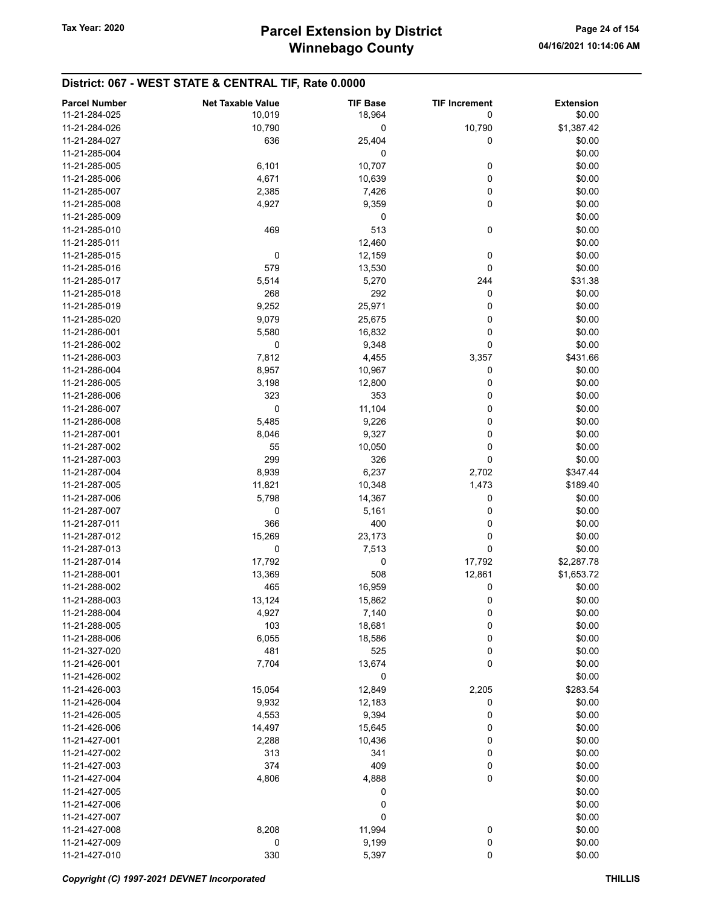# Parcel Extension by District
# Winnebago County

Tax Year: 2020

04/16/2021 10:14:06 AM

## District: 067 - WEST STATE & CENTRAL TIF, Rate 0.0000

| Parcel Number | Net Taxable Value | TIF Base | TIF Increment | Extension |
|---|---|---|---|---|
| 11-21-284-025 | 10,019 | 18,964 | 0 | $0.00 |
| 11-21-284-026 | 10,790 | 0 | 10,790 | $1,387.42 |
| 11-21-284-027 | 636 | 25,404 | 0 | $0.00 |
| 11-21-285-004 | | 0 | | $0.00 |
| 11-21-285-005 | 6,101 | 10,707 | 0 | $0.00 |
| 11-21-285-006 | 4,671 | 10,639 | 0 | $0.00 |
| 11-21-285-007 | 2,385 | 7,426 | 0 | $0.00 |
| 11-21-285-008 | 4,927 | 9,359 | 0 | $0.00 |
| 11-21-285-009 | | 0 | | $0.00 |
| 11-21-285-010 | 469 | 513 | 0 | $0.00 |
| 11-21-285-011 | | 12,460 | | $0.00 |
| 11-21-285-015 | 0 | 12,159 | 0 | $0.00 |
| 11-21-285-016 | 579 | 13,530 | 0 | $0.00 |
| 11-21-285-017 | 5,514 | 5,270 | 244 | $31.38 |
| 11-21-285-018 | 268 | 292 | 0 | $0.00 |
| 11-21-285-019 | 9,252 | 25,971 | 0 | $0.00 |
| 11-21-285-020 | 9,079 | 25,675 | 0 | $0.00 |
| 11-21-286-001 | 5,580 | 16,832 | 0 | $0.00 |
| 11-21-286-002 | 0 | 9,348 | 0 | $0.00 |
| 11-21-286-003 | 7,812 | 4,455 | 3,357 | $431.66 |
| 11-21-286-004 | 8,957 | 10,967 | 0 | $0.00 |
| 11-21-286-005 | 3,198 | 12,800 | 0 | $0.00 |
| 11-21-286-006 | 323 | 353 | 0 | $0.00 |
| 11-21-286-007 | 0 | 11,104 | 0 | $0.00 |
| 11-21-286-008 | 5,485 | 9,226 | 0 | $0.00 |
| 11-21-287-001 | 8,046 | 9,327 | 0 | $0.00 |
| 11-21-287-002 | 55 | 10,050 | 0 | $0.00 |
| 11-21-287-003 | 299 | 326 | 0 | $0.00 |
| 11-21-287-004 | 8,939 | 6,237 | 2,702 | $347.44 |
| 11-21-287-005 | 11,821 | 10,348 | 1,473 | $189.40 |
| 11-21-287-006 | 5,798 | 14,367 | 0 | $0.00 |
| 11-21-287-007 | 0 | 5,161 | 0 | $0.00 |
| 11-21-287-011 | 366 | 400 | 0 | $0.00 |
| 11-21-287-012 | 15,269 | 23,173 | 0 | $0.00 |
| 11-21-287-013 | 0 | 7,513 | 0 | $0.00 |
| 11-21-287-014 | 17,792 | 0 | 17,792 | $2,287.78 |
| 11-21-288-001 | 13,369 | 508 | 12,861 | $1,653.72 |
| 11-21-288-002 | 465 | 16,959 | 0 | $0.00 |
| 11-21-288-003 | 13,124 | 15,862 | 0 | $0.00 |
| 11-21-288-004 | 4,927 | 7,140 | 0 | $0.00 |
| 11-21-288-005 | 103 | 18,681 | 0 | $0.00 |
| 11-21-288-006 | 6,055 | 18,586 | 0 | $0.00 |
| 11-21-327-020 | 481 | 525 | 0 | $0.00 |
| 11-21-426-001 | 7,704 | 13,674 | 0 | $0.00 |
| 11-21-426-002 | | 0 | | $0.00 |
| 11-21-426-003 | 15,054 | 12,849 | 2,205 | $283.54 |
| 11-21-426-004 | 9,932 | 12,183 | 0 | $0.00 |
| 11-21-426-005 | 4,553 | 9,394 | 0 | $0.00 |
| 11-21-426-006 | 14,497 | 15,645 | 0 | $0.00 |
| 11-21-427-001 | 2,288 | 10,436 | 0 | $0.00 |
| 11-21-427-002 | 313 | 341 | 0 | $0.00 |
| 11-21-427-003 | 374 | 409 | 0 | $0.00 |
| 11-21-427-004 | 4,806 | 4,888 | 0 | $0.00 |
| 11-21-427-005 | | 0 | | $0.00 |
| 11-21-427-006 | | 0 | | $0.00 |
| 11-21-427-007 | | 0 | | $0.00 |
| 11-21-427-008 | 8,208 | 11,994 | 0 | $0.00 |
| 11-21-427-009 | 0 | 9,199 | 0 | $0.00 |
| 11-21-427-010 | 330 | 5,397 | 0 | $0.00 |

*Copyright (C) 1997-2021 DEVNET Incorporated* THILLIS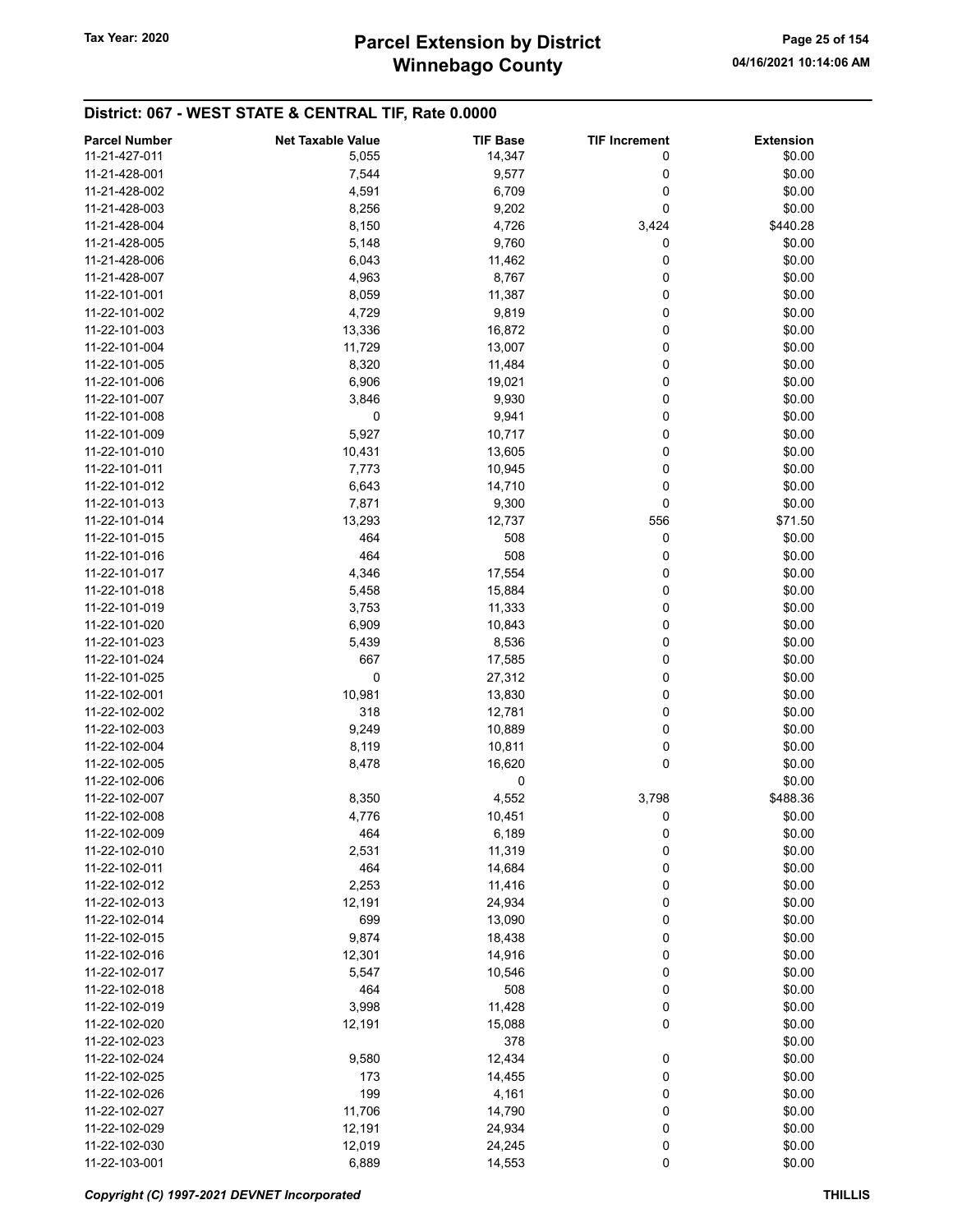## District: 067 - WEST STATE & CENTRAL TIF, Rate 0.0000

| Parcel Number | Net Taxable Value | TIF Base | TIF Increment | Extension |
|---|---|---|---|---|
| 11-21-427-011 | 5,055 | 14,347 | 0 | $0.00 |
| 11-21-428-001 | 7,544 | 9,577 | 0 | $0.00 |
| 11-21-428-002 | 4,591 | 6,709 | 0 | $0.00 |
| 11-21-428-003 | 8,256 | 9,202 | 0 | $0.00 |
| 11-21-428-004 | 8,150 | 4,726 | 3,424 | $440.28 |
| 11-21-428-005 | 5,148 | 9,760 | 0 | $0.00 |
| 11-21-428-006 | 6,043 | 11,462 | 0 | $0.00 |
| 11-21-428-007 | 4,963 | 8,767 | 0 | $0.00 |
| 11-22-101-001 | 8,059 | 11,387 | 0 | $0.00 |
| 11-22-101-002 | 4,729 | 9,819 | 0 | $0.00 |
| 11-22-101-003 | 13,336 | 16,872 | 0 | $0.00 |
| 11-22-101-004 | 11,729 | 13,007 | 0 | $0.00 |
| 11-22-101-005 | 8,320 | 11,484 | 0 | $0.00 |
| 11-22-101-006 | 6,906 | 19,021 | 0 | $0.00 |
| 11-22-101-007 | 3,846 | 9,930 | 0 | $0.00 |
| 11-22-101-008 | 0 | 9,941 | 0 | $0.00 |
| 11-22-101-009 | 5,927 | 10,717 | 0 | $0.00 |
| 11-22-101-010 | 10,431 | 13,605 | 0 | $0.00 |
| 11-22-101-011 | 7,773 | 10,945 | 0 | $0.00 |
| 11-22-101-012 | 6,643 | 14,710 | 0 | $0.00 |
| 11-22-101-013 | 7,871 | 9,300 | 0 | $0.00 |
| 11-22-101-014 | 13,293 | 12,737 | 556 | $71.50 |
| 11-22-101-015 | 464 | 508 | 0 | $0.00 |
| 11-22-101-016 | 464 | 508 | 0 | $0.00 |
| 11-22-101-017 | 4,346 | 17,554 | 0 | $0.00 |
| 11-22-101-018 | 5,458 | 15,884 | 0 | $0.00 |
| 11-22-101-019 | 3,753 | 11,333 | 0 | $0.00 |
| 11-22-101-020 | 6,909 | 10,843 | 0 | $0.00 |
| 11-22-101-023 | 5,439 | 8,536 | 0 | $0.00 |
| 11-22-101-024 | 667 | 17,585 | 0 | $0.00 |
| 11-22-101-025 | 0 | 27,312 | 0 | $0.00 |
| 11-22-102-001 | 10,981 | 13,830 | 0 | $0.00 |
| 11-22-102-002 | 318 | 12,781 | 0 | $0.00 |
| 11-22-102-003 | 9,249 | 10,889 | 0 | $0.00 |
| 11-22-102-004 | 8,119 | 10,811 | 0 | $0.00 |
| 11-22-102-005 | 8,478 | 16,620 | 0 | $0.00 |
| 11-22-102-006 | | 0 | | $0.00 |
| 11-22-102-007 | 8,350 | 4,552 | 3,798 | $488.36 |
| 11-22-102-008 | 4,776 | 10,451 | 0 | $0.00 |
| 11-22-102-009 | 464 | 6,189 | 0 | $0.00 |
| 11-22-102-010 | 2,531 | 11,319 | 0 | $0.00 |
| 11-22-102-011 | 464 | 14,684 | 0 | $0.00 |
| 11-22-102-012 | 2,253 | 11,416 | 0 | $0.00 |
| 11-22-102-013 | 12,191 | 24,934 | 0 | $0.00 |
| 11-22-102-014 | 699 | 13,090 | 0 | $0.00 |
| 11-22-102-015 | 9,874 | 18,438 | 0 | $0.00 |
| 11-22-102-016 | 12,301 | 14,916 | 0 | $0.00 |
| 11-22-102-017 | 5,547 | 10,546 | 0 | $0.00 |
| 11-22-102-018 | 464 | 508 | 0 | $0.00 |
| 11-22-102-019 | 3,998 | 11,428 | 0 | $0.00 |
| 11-22-102-020 | 12,191 | 15,088 | 0 | $0.00 |
| 11-22-102-023 | | 378 | | $0.00 |
| 11-22-102-024 | 9,580 | 12,434 | 0 | $0.00 |
| 11-22-102-025 | 173 | 14,455 | 0 | $0.00 |
| 11-22-102-026 | 199 | 4,161 | 0 | $0.00 |
| 11-22-102-027 | 11,706 | 14,790 | 0 | $0.00 |
| 11-22-102-029 | 12,191 | 24,934 | 0 | $0.00 |
| 11-22-102-030 | 12,019 | 24,245 | 0 | $0.00 |
| 11-22-103-001 | 6,889 | 14,553 | 0 | $0.00 |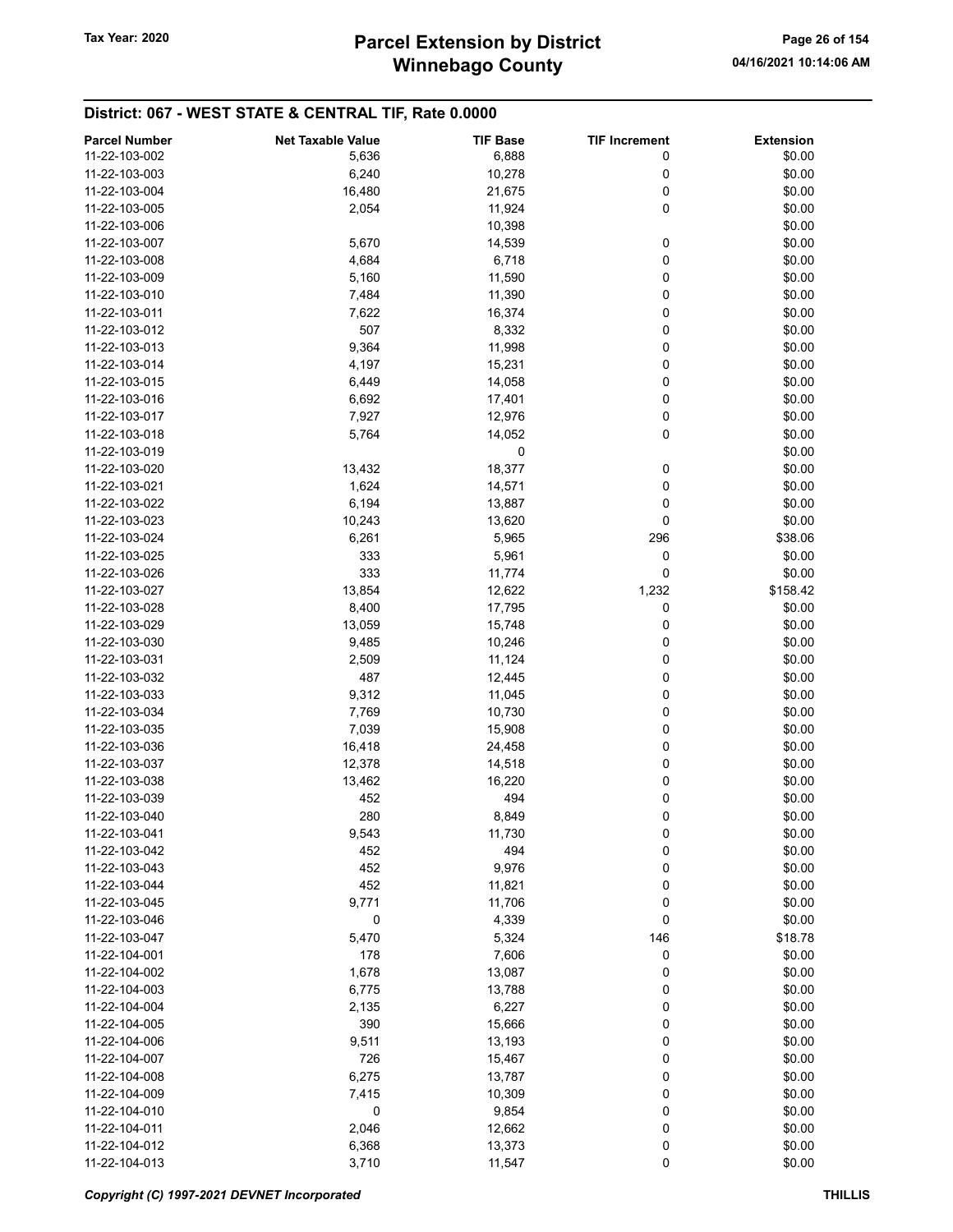# Parcel Extension by District
# Winnebago County

Tax Year: 2020

04/16/2021 10:14:06 AM

## District: 067 - WEST STATE & CENTRAL TIF, Rate 0.0000

| Parcel Number | Net Taxable Value | TIF Base | TIF Increment | Extension |
|---|---|---|---|---|
| 11-22-103-002 | 5,636 | 6,888 | 0 | $0.00 |
| 11-22-103-003 | 6,240 | 10,278 | 0 | $0.00 |
| 11-22-103-004 | 16,480 | 21,675 | 0 | $0.00 |
| 11-22-103-005 | 2,054 | 11,924 | 0 | $0.00 |
| 11-22-103-006 | | 10,398 | | $0.00 |
| 11-22-103-007 | 5,670 | 14,539 | 0 | $0.00 |
| 11-22-103-008 | 4,684 | 6,718 | 0 | $0.00 |
| 11-22-103-009 | 5,160 | 11,590 | 0 | $0.00 |
| 11-22-103-010 | 7,484 | 11,390 | 0 | $0.00 |
| 11-22-103-011 | 7,622 | 16,374 | 0 | $0.00 |
| 11-22-103-012 | 507 | 8,332 | 0 | $0.00 |
| 11-22-103-013 | 9,364 | 11,998 | 0 | $0.00 |
| 11-22-103-014 | 4,197 | 15,231 | 0 | $0.00 |
| 11-22-103-015 | 6,449 | 14,058 | 0 | $0.00 |
| 11-22-103-016 | 6,692 | 17,401 | 0 | $0.00 |
| 11-22-103-017 | 7,927 | 12,976 | 0 | $0.00 |
| 11-22-103-018 | 5,764 | 14,052 | 0 | $0.00 |
| 11-22-103-019 | | 0 | | $0.00 |
| 11-22-103-020 | 13,432 | 18,377 | 0 | $0.00 |
| 11-22-103-021 | 1,624 | 14,571 | 0 | $0.00 |
| 11-22-103-022 | 6,194 | 13,887 | 0 | $0.00 |
| 11-22-103-023 | 10,243 | 13,620 | 0 | $0.00 |
| 11-22-103-024 | 6,261 | 5,965 | 296 | $38.06 |
| 11-22-103-025 | 333 | 5,961 | 0 | $0.00 |
| 11-22-103-026 | 333 | 11,774 | 0 | $0.00 |
| 11-22-103-027 | 13,854 | 12,622 | 1,232 | $158.42 |
| 11-22-103-028 | 8,400 | 17,795 | 0 | $0.00 |
| 11-22-103-029 | 13,059 | 15,748 | 0 | $0.00 |
| 11-22-103-030 | 9,485 | 10,246 | 0 | $0.00 |
| 11-22-103-031 | 2,509 | 11,124 | 0 | $0.00 |
| 11-22-103-032 | 487 | 12,445 | 0 | $0.00 |
| 11-22-103-033 | 9,312 | 11,045 | 0 | $0.00 |
| 11-22-103-034 | 7,769 | 10,730 | 0 | $0.00 |
| 11-22-103-035 | 7,039 | 15,908 | 0 | $0.00 |
| 11-22-103-036 | 16,418 | 24,458 | 0 | $0.00 |
| 11-22-103-037 | 12,378 | 14,518 | 0 | $0.00 |
| 11-22-103-038 | 13,462 | 16,220 | 0 | $0.00 |
| 11-22-103-039 | 452 | 494 | 0 | $0.00 |
| 11-22-103-040 | 280 | 8,849 | 0 | $0.00 |
| 11-22-103-041 | 9,543 | 11,730 | 0 | $0.00 |
| 11-22-103-042 | 452 | 494 | 0 | $0.00 |
| 11-22-103-043 | 452 | 9,976 | 0 | $0.00 |
| 11-22-103-044 | 452 | 11,821 | 0 | $0.00 |
| 11-22-103-045 | 9,771 | 11,706 | 0 | $0.00 |
| 11-22-103-046 | 0 | 4,339 | 0 | $0.00 |
| 11-22-103-047 | 5,470 | 5,324 | 146 | $18.78 |
| 11-22-104-001 | 178 | 7,606 | 0 | $0.00 |
| 11-22-104-002 | 1,678 | 13,087 | 0 | $0.00 |
| 11-22-104-003 | 6,775 | 13,788 | 0 | $0.00 |
| 11-22-104-004 | 2,135 | 6,227 | 0 | $0.00 |
| 11-22-104-005 | 390 | 15,666 | 0 | $0.00 |
| 11-22-104-006 | 9,511 | 13,193 | 0 | $0.00 |
| 11-22-104-007 | 726 | 15,467 | 0 | $0.00 |
| 11-22-104-008 | 6,275 | 13,787 | 0 | $0.00 |
| 11-22-104-009 | 7,415 | 10,309 | 0 | $0.00 |
| 11-22-104-010 | 0 | 9,854 | 0 | $0.00 |
| 11-22-104-011 | 2,046 | 12,662 | 0 | $0.00 |
| 11-22-104-012 | 6,368 | 13,373 | 0 | $0.00 |
| 11-22-104-013 | 3,710 | 11,547 | 0 | $0.00 |

*Copyright (C) 1997-2021 DEVNET Incorporated* THILLIS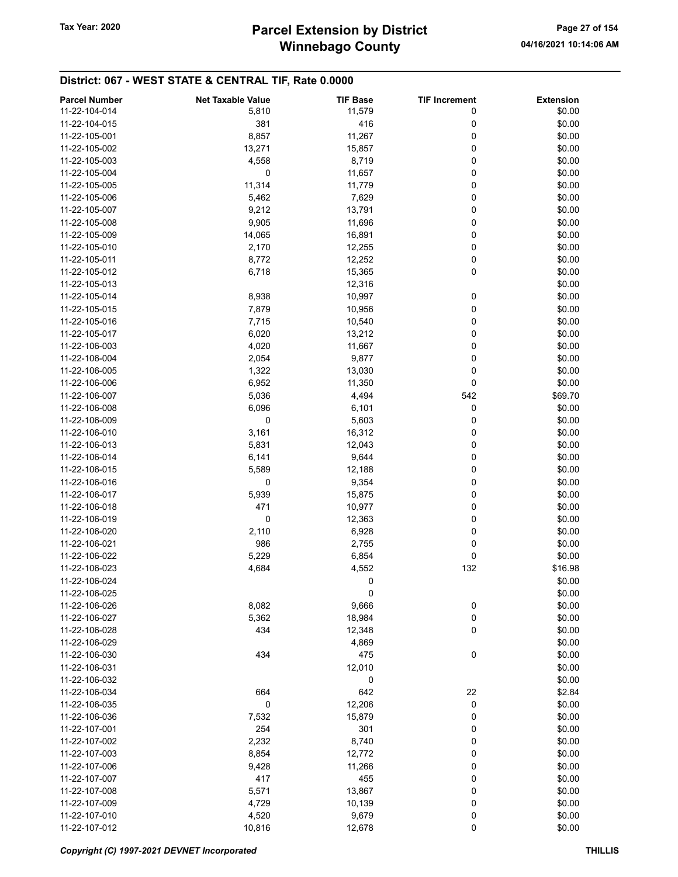## District: 067 - WEST STATE & CENTRAL TIF, Rate 0.0000

| Parcel Number | Net Taxable Value | TIF Base | TIF Increment | Extension |
|---|---|---|---|---|
| 11-22-104-014 | 5,810 | 11,579 | 0 | $0.00 |
| 11-22-104-015 | 381 | 416 | 0 | $0.00 |
| 11-22-105-001 | 8,857 | 11,267 | 0 | $0.00 |
| 11-22-105-002 | 13,271 | 15,857 | 0 | $0.00 |
| 11-22-105-003 | 4,558 | 8,719 | 0 | $0.00 |
| 11-22-105-004 | 0 | 11,657 | 0 | $0.00 |
| 11-22-105-005 | 11,314 | 11,779 | 0 | $0.00 |
| 11-22-105-006 | 5,462 | 7,629 | 0 | $0.00 |
| 11-22-105-007 | 9,212 | 13,791 | 0 | $0.00 |
| 11-22-105-008 | 9,905 | 11,696 | 0 | $0.00 |
| 11-22-105-009 | 14,065 | 16,891 | 0 | $0.00 |
| 11-22-105-010 | 2,170 | 12,255 | 0 | $0.00 |
| 11-22-105-011 | 8,772 | 12,252 | 0 | $0.00 |
| 11-22-105-012 | 6,718 | 15,365 | 0 | $0.00 |
| 11-22-105-013 | | 12,316 | | $0.00 |
| 11-22-105-014 | 8,938 | 10,997 | 0 | $0.00 |
| 11-22-105-015 | 7,879 | 10,956 | 0 | $0.00 |
| 11-22-105-016 | 7,715 | 10,540 | 0 | $0.00 |
| 11-22-105-017 | 6,020 | 13,212 | 0 | $0.00 |
| 11-22-106-003 | 4,020 | 11,667 | 0 | $0.00 |
| 11-22-106-004 | 2,054 | 9,877 | 0 | $0.00 |
| 11-22-106-005 | 1,322 | 13,030 | 0 | $0.00 |
| 11-22-106-006 | 6,952 | 11,350 | 0 | $0.00 |
| 11-22-106-007 | 5,036 | 4,494 | 542 | $69.70 |
| 11-22-106-008 | 6,096 | 6,101 | 0 | $0.00 |
| 11-22-106-009 | 0 | 5,603 | 0 | $0.00 |
| 11-22-106-010 | 3,161 | 16,312 | 0 | $0.00 |
| 11-22-106-013 | 5,831 | 12,043 | 0 | $0.00 |
| 11-22-106-014 | 6,141 | 9,644 | 0 | $0.00 |
| 11-22-106-015 | 5,589 | 12,188 | 0 | $0.00 |
| 11-22-106-016 | 0 | 9,354 | 0 | $0.00 |
| 11-22-106-017 | 5,939 | 15,875 | 0 | $0.00 |
| 11-22-106-018 | 471 | 10,977 | 0 | $0.00 |
| 11-22-106-019 | 0 | 12,363 | 0 | $0.00 |
| 11-22-106-020 | 2,110 | 6,928 | 0 | $0.00 |
| 11-22-106-021 | 986 | 2,755 | 0 | $0.00 |
| 11-22-106-022 | 5,229 | 6,854 | 0 | $0.00 |
| 11-22-106-023 | 4,684 | 4,552 | 132 | $16.98 |
| 11-22-106-024 | | 0 | | $0.00 |
| 11-22-106-025 | | 0 | | $0.00 |
| 11-22-106-026 | 8,082 | 9,666 | 0 | $0.00 |
| 11-22-106-027 | 5,362 | 18,984 | 0 | $0.00 |
| 11-22-106-028 | 434 | 12,348 | 0 | $0.00 |
| 11-22-106-029 | | 4,869 | | $0.00 |
| 11-22-106-030 | 434 | 475 | 0 | $0.00 |
| 11-22-106-031 | | 12,010 | | $0.00 |
| 11-22-106-032 | | 0 | | $0.00 |
| 11-22-106-034 | 664 | 642 | 22 | $2.84 |
| 11-22-106-035 | 0 | 12,206 | 0 | $0.00 |
| 11-22-106-036 | 7,532 | 15,879 | 0 | $0.00 |
| 11-22-107-001 | 254 | 301 | 0 | $0.00 |
| 11-22-107-002 | 2,232 | 8,740 | 0 | $0.00 |
| 11-22-107-003 | 8,854 | 12,772 | 0 | $0.00 |
| 11-22-107-006 | 9,428 | 11,266 | 0 | $0.00 |
| 11-22-107-007 | 417 | 455 | 0 | $0.00 |
| 11-22-107-008 | 5,571 | 13,867 | 0 | $0.00 |
| 11-22-107-009 | 4,729 | 10,139 | 0 | $0.00 |
| 11-22-107-010 | 4,520 | 9,679 | 0 | $0.00 |
| 11-22-107-012 | 10,816 | 12,678 | 0 | $0.00 |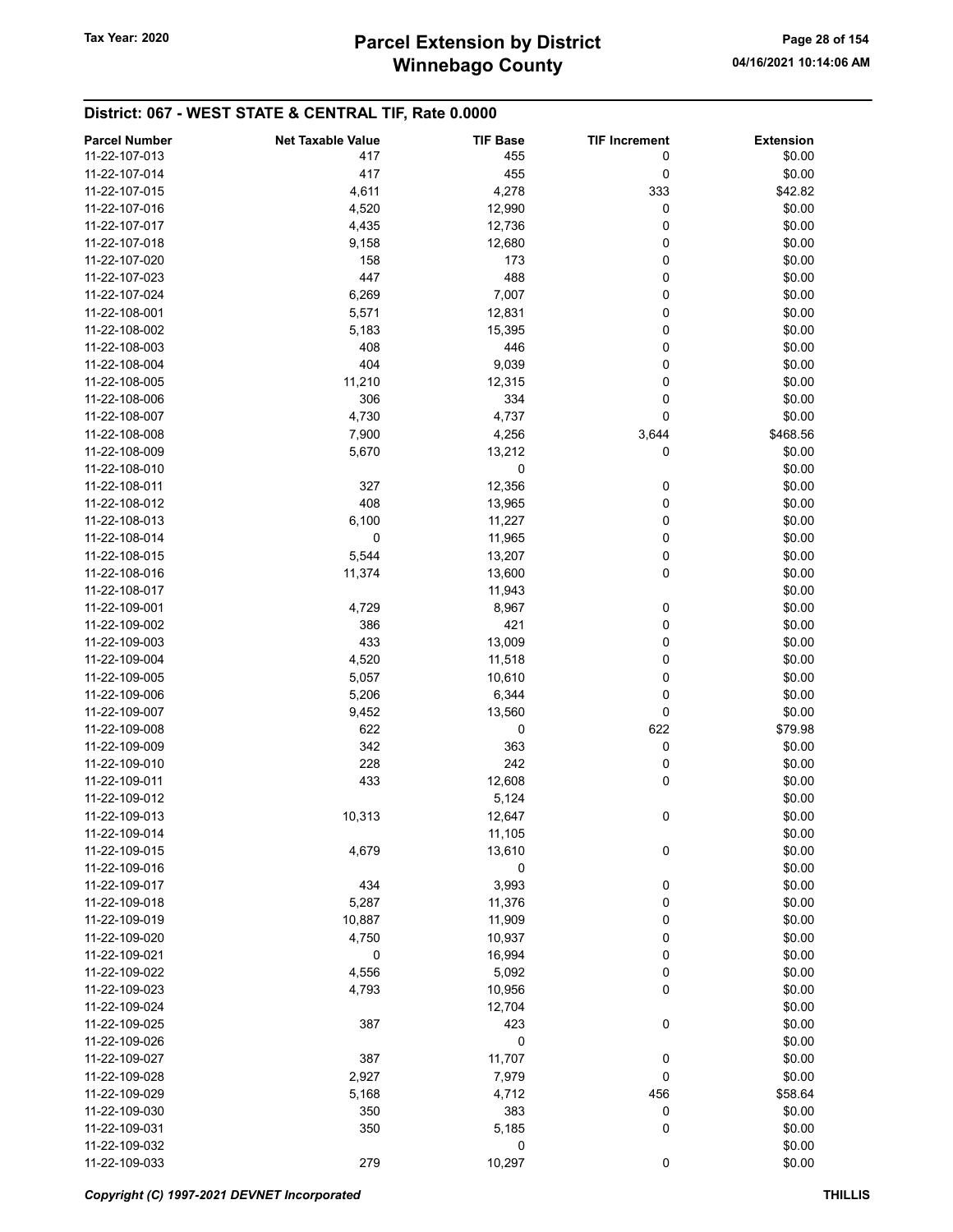## District: 067 - WEST STATE & CENTRAL TIF, Rate 0.0000

| Parcel Number | Net Taxable Value | TIF Base | TIF Increment | Extension |
|---|---|---|---|---|
| 11-22-107-013 | 417 | 455 | 0 | $0.00 |
| 11-22-107-014 | 417 | 455 | 0 | $0.00 |
| 11-22-107-015 | 4,611 | 4,278 | 333 | $42.82 |
| 11-22-107-016 | 4,520 | 12,990 | 0 | $0.00 |
| 11-22-107-017 | 4,435 | 12,736 | 0 | $0.00 |
| 11-22-107-018 | 9,158 | 12,680 | 0 | $0.00 |
| 11-22-107-020 | 158 | 173 | 0 | $0.00 |
| 11-22-107-023 | 447 | 488 | 0 | $0.00 |
| 11-22-107-024 | 6,269 | 7,007 | 0 | $0.00 |
| 11-22-108-001 | 5,571 | 12,831 | 0 | $0.00 |
| 11-22-108-002 | 5,183 | 15,395 | 0 | $0.00 |
| 11-22-108-003 | 408 | 446 | 0 | $0.00 |
| 11-22-108-004 | 404 | 9,039 | 0 | $0.00 |
| 11-22-108-005 | 11,210 | 12,315 | 0 | $0.00 |
| 11-22-108-006 | 306 | 334 | 0 | $0.00 |
| 11-22-108-007 | 4,730 | 4,737 | 0 | $0.00 |
| 11-22-108-008 | 7,900 | 4,256 | 3,644 | $468.56 |
| 11-22-108-009 | 5,670 | 13,212 | 0 | $0.00 |
| 11-22-108-010 | | 0 | | $0.00 |
| 11-22-108-011 | 327 | 12,356 | 0 | $0.00 |
| 11-22-108-012 | 408 | 13,965 | 0 | $0.00 |
| 11-22-108-013 | 6,100 | 11,227 | 0 | $0.00 |
| 11-22-108-014 | 0 | 11,965 | 0 | $0.00 |
| 11-22-108-015 | 5,544 | 13,207 | 0 | $0.00 |
| 11-22-108-016 | 11,374 | 13,600 | 0 | $0.00 |
| 11-22-108-017 | | 11,943 | | $0.00 |
| 11-22-109-001 | 4,729 | 8,967 | 0 | $0.00 |
| 11-22-109-002 | 386 | 421 | 0 | $0.00 |
| 11-22-109-003 | 433 | 13,009 | 0 | $0.00 |
| 11-22-109-004 | 4,520 | 11,518 | 0 | $0.00 |
| 11-22-109-005 | 5,057 | 10,610 | 0 | $0.00 |
| 11-22-109-006 | 5,206 | 6,344 | 0 | $0.00 |
| 11-22-109-007 | 9,452 | 13,560 | 0 | $0.00 |
| 11-22-109-008 | 622 | 0 | 622 | $79.98 |
| 11-22-109-009 | 342 | 363 | 0 | $0.00 |
| 11-22-109-010 | 228 | 242 | 0 | $0.00 |
| 11-22-109-011 | 433 | 12,608 | 0 | $0.00 |
| 11-22-109-012 | | 5,124 | | $0.00 |
| 11-22-109-013 | 10,313 | 12,647 | 0 | $0.00 |
| 11-22-109-014 | | 11,105 | | $0.00 |
| 11-22-109-015 | 4,679 | 13,610 | 0 | $0.00 |
| 11-22-109-016 | | 0 | | $0.00 |
| 11-22-109-017 | 434 | 3,993 | 0 | $0.00 |
| 11-22-109-018 | 5,287 | 11,376 | 0 | $0.00 |
| 11-22-109-019 | 10,887 | 11,909 | 0 | $0.00 |
| 11-22-109-020 | 4,750 | 10,937 | 0 | $0.00 |
| 11-22-109-021 | 0 | 16,994 | 0 | $0.00 |
| 11-22-109-022 | 4,556 | 5,092 | 0 | $0.00 |
| 11-22-109-023 | 4,793 | 10,956 | 0 | $0.00 |
| 11-22-109-024 | | 12,704 | | $0.00 |
| 11-22-109-025 | 387 | 423 | 0 | $0.00 |
| 11-22-109-026 | | 0 | | $0.00 |
| 11-22-109-027 | 387 | 11,707 | 0 | $0.00 |
| 11-22-109-028 | 2,927 | 7,979 | 0 | $0.00 |
| 11-22-109-029 | 5,168 | 4,712 | 456 | $58.64 |
| 11-22-109-030 | 350 | 383 | 0 | $0.00 |
| 11-22-109-031 | 350 | 5,185 | 0 | $0.00 |
| 11-22-109-032 | | 0 | | $0.00 |
| 11-22-109-033 | 279 | 10,297 | 0 | $0.00 |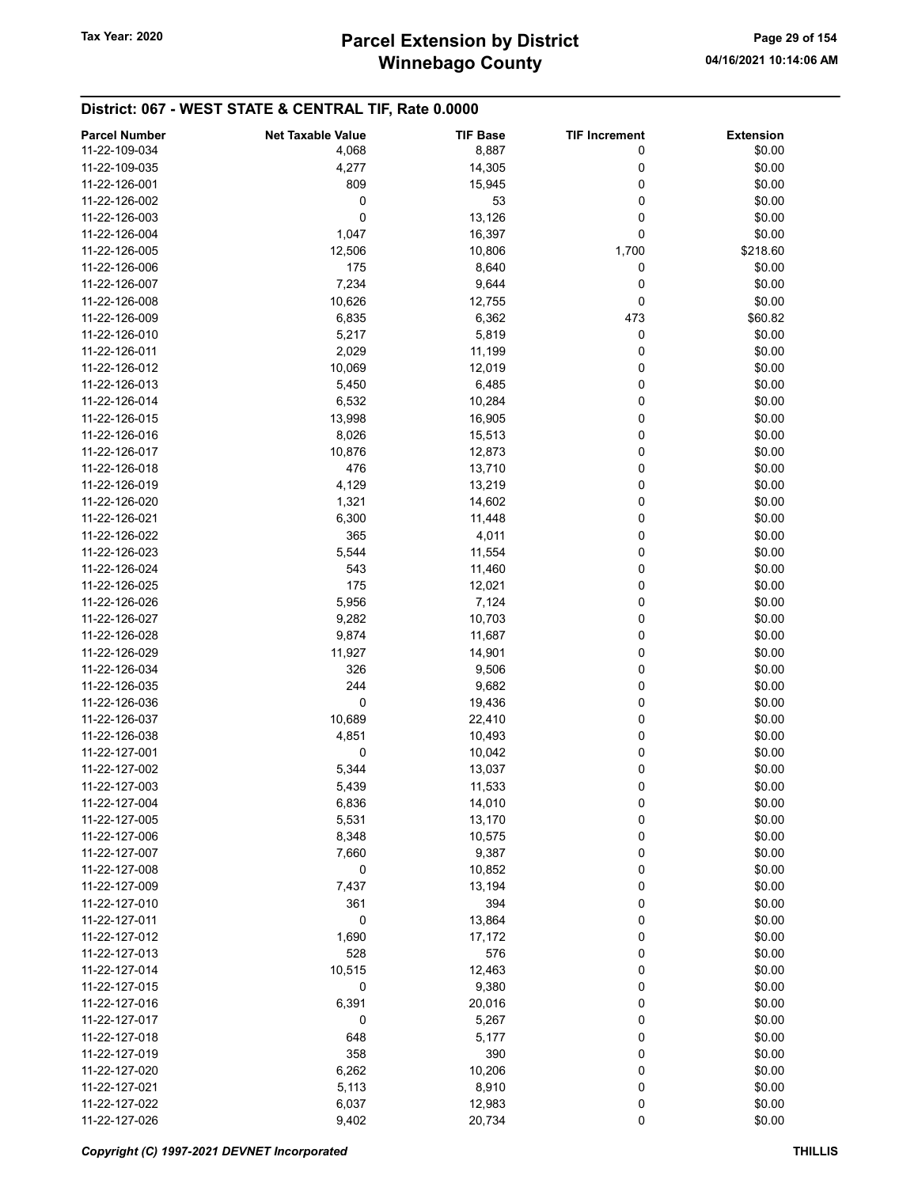## District: 067 - WEST STATE & CENTRAL TIF, Rate 0.0000

| Parcel Number | Net Taxable Value | TIF Base | TIF Increment | Extension |
|---|---|---|---|---|
| 11-22-109-034 | 4,068 | 8,887 | 0 | $0.00 |
| 11-22-109-035 | 4,277 | 14,305 | 0 | $0.00 |
| 11-22-126-001 | 809 | 15,945 | 0 | $0.00 |
| 11-22-126-002 | 0 | 53 | 0 | $0.00 |
| 11-22-126-003 | 0 | 13,126 | 0 | $0.00 |
| 11-22-126-004 | 1,047 | 16,397 | 0 | $0.00 |
| 11-22-126-005 | 12,506 | 10,806 | 1,700 | $218.60 |
| 11-22-126-006 | 175 | 8,640 | 0 | $0.00 |
| 11-22-126-007 | 7,234 | 9,644 | 0 | $0.00 |
| 11-22-126-008 | 10,626 | 12,755 | 0 | $0.00 |
| 11-22-126-009 | 6,835 | 6,362 | 473 | $60.82 |
| 11-22-126-010 | 5,217 | 5,819 | 0 | $0.00 |
| 11-22-126-011 | 2,029 | 11,199 | 0 | $0.00 |
| 11-22-126-012 | 10,069 | 12,019 | 0 | $0.00 |
| 11-22-126-013 | 5,450 | 6,485 | 0 | $0.00 |
| 11-22-126-014 | 6,532 | 10,284 | 0 | $0.00 |
| 11-22-126-015 | 13,998 | 16,905 | 0 | $0.00 |
| 11-22-126-016 | 8,026 | 15,513 | 0 | $0.00 |
| 11-22-126-017 | 10,876 | 12,873 | 0 | $0.00 |
| 11-22-126-018 | 476 | 13,710 | 0 | $0.00 |
| 11-22-126-019 | 4,129 | 13,219 | 0 | $0.00 |
| 11-22-126-020 | 1,321 | 14,602 | 0 | $0.00 |
| 11-22-126-021 | 6,300 | 11,448 | 0 | $0.00 |
| 11-22-126-022 | 365 | 4,011 | 0 | $0.00 |
| 11-22-126-023 | 5,544 | 11,554 | 0 | $0.00 |
| 11-22-126-024 | 543 | 11,460 | 0 | $0.00 |
| 11-22-126-025 | 175 | 12,021 | 0 | $0.00 |
| 11-22-126-026 | 5,956 | 7,124 | 0 | $0.00 |
| 11-22-126-027 | 9,282 | 10,703 | 0 | $0.00 |
| 11-22-126-028 | 9,874 | 11,687 | 0 | $0.00 |
| 11-22-126-029 | 11,927 | 14,901 | 0 | $0.00 |
| 11-22-126-034 | 326 | 9,506 | 0 | $0.00 |
| 11-22-126-035 | 244 | 9,682 | 0 | $0.00 |
| 11-22-126-036 | 0 | 19,436 | 0 | $0.00 |
| 11-22-126-037 | 10,689 | 22,410 | 0 | $0.00 |
| 11-22-126-038 | 4,851 | 10,493 | 0 | $0.00 |
| 11-22-127-001 | 0 | 10,042 | 0 | $0.00 |
| 11-22-127-002 | 5,344 | 13,037 | 0 | $0.00 |
| 11-22-127-003 | 5,439 | 11,533 | 0 | $0.00 |
| 11-22-127-004 | 6,836 | 14,010 | 0 | $0.00 |
| 11-22-127-005 | 5,531 | 13,170 | 0 | $0.00 |
| 11-22-127-006 | 8,348 | 10,575 | 0 | $0.00 |
| 11-22-127-007 | 7,660 | 9,387 | 0 | $0.00 |
| 11-22-127-008 | 0 | 10,852 | 0 | $0.00 |
| 11-22-127-009 | 7,437 | 13,194 | 0 | $0.00 |
| 11-22-127-010 | 361 | 394 | 0 | $0.00 |
| 11-22-127-011 | 0 | 13,864 | 0 | $0.00 |
| 11-22-127-012 | 1,690 | 17,172 | 0 | $0.00 |
| 11-22-127-013 | 528 | 576 | 0 | $0.00 |
| 11-22-127-014 | 10,515 | 12,463 | 0 | $0.00 |
| 11-22-127-015 | 0 | 9,380 | 0 | $0.00 |
| 11-22-127-016 | 6,391 | 20,016 | 0 | $0.00 |
| 11-22-127-017 | 0 | 5,267 | 0 | $0.00 |
| 11-22-127-018 | 648 | 5,177 | 0 | $0.00 |
| 11-22-127-019 | 358 | 390 | 0 | $0.00 |
| 11-22-127-020 | 6,262 | 10,206 | 0 | $0.00 |
| 11-22-127-021 | 5,113 | 8,910 | 0 | $0.00 |
| 11-22-127-022 | 6,037 | 12,983 | 0 | $0.00 |
| 11-22-127-026 | 9,402 | 20,734 | 0 | $0.00 |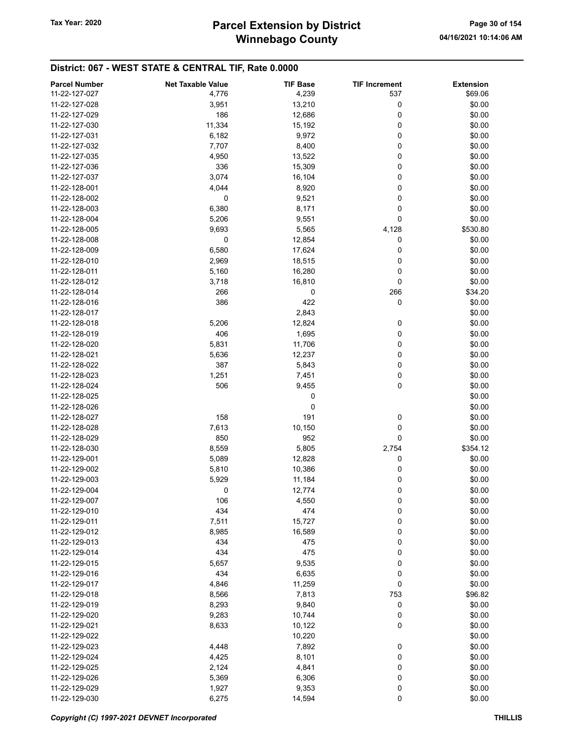## District: 067 - WEST STATE & CENTRAL TIF, Rate 0.0000

| Parcel Number | Net Taxable Value | TIF Base | TIF Increment | Extension |
|---|---|---|---|---|
| 11-22-127-027 | 4,776 | 4,239 | 537 | $69.06 |
| 11-22-127-028 | 3,951 | 13,210 | 0 | $0.00 |
| 11-22-127-029 | 186 | 12,686 | 0 | $0.00 |
| 11-22-127-030 | 11,334 | 15,192 | 0 | $0.00 |
| 11-22-127-031 | 6,182 | 9,972 | 0 | $0.00 |
| 11-22-127-032 | 7,707 | 8,400 | 0 | $0.00 |
| 11-22-127-035 | 4,950 | 13,522 | 0 | $0.00 |
| 11-22-127-036 | 336 | 15,309 | 0 | $0.00 |
| 11-22-127-037 | 3,074 | 16,104 | 0 | $0.00 |
| 11-22-128-001 | 4,044 | 8,920 | 0 | $0.00 |
| 11-22-128-002 | 0 | 9,521 | 0 | $0.00 |
| 11-22-128-003 | 6,380 | 8,171 | 0 | $0.00 |
| 11-22-128-004 | 5,206 | 9,551 | 0 | $0.00 |
| 11-22-128-005 | 9,693 | 5,565 | 4,128 | $530.80 |
| 11-22-128-008 | 0 | 12,854 | 0 | $0.00 |
| 11-22-128-009 | 6,580 | 17,624 | 0 | $0.00 |
| 11-22-128-010 | 2,969 | 18,515 | 0 | $0.00 |
| 11-22-128-011 | 5,160 | 16,280 | 0 | $0.00 |
| 11-22-128-012 | 3,718 | 16,810 | 0 | $0.00 |
| 11-22-128-014 | 266 | 0 | 266 | $34.20 |
| 11-22-128-016 | 386 | 422 | 0 | $0.00 |
| 11-22-128-017 | | 2,843 | | $0.00 |
| 11-22-128-018 | 5,206 | 12,824 | 0 | $0.00 |
| 11-22-128-019 | 406 | 1,695 | 0 | $0.00 |
| 11-22-128-020 | 5,831 | 11,706 | 0 | $0.00 |
| 11-22-128-021 | 5,636 | 12,237 | 0 | $0.00 |
| 11-22-128-022 | 387 | 5,843 | 0 | $0.00 |
| 11-22-128-023 | 1,251 | 7,451 | 0 | $0.00 |
| 11-22-128-024 | 506 | 9,455 | 0 | $0.00 |
| 11-22-128-025 | | 0 | | $0.00 |
| 11-22-128-026 | | 0 | | $0.00 |
| 11-22-128-027 | 158 | 191 | 0 | $0.00 |
| 11-22-128-028 | 7,613 | 10,150 | 0 | $0.00 |
| 11-22-128-029 | 850 | 952 | 0 | $0.00 |
| 11-22-128-030 | 8,559 | 5,805 | 2,754 | $354.12 |
| 11-22-129-001 | 5,089 | 12,828 | 0 | $0.00 |
| 11-22-129-002 | 5,810 | 10,386 | 0 | $0.00 |
| 11-22-129-003 | 5,929 | 11,184 | 0 | $0.00 |
| 11-22-129-004 | 0 | 12,774 | 0 | $0.00 |
| 11-22-129-007 | 106 | 4,550 | 0 | $0.00 |
| 11-22-129-010 | 434 | 474 | 0 | $0.00 |
| 11-22-129-011 | 7,511 | 15,727 | 0 | $0.00 |
| 11-22-129-012 | 8,985 | 16,589 | 0 | $0.00 |
| 11-22-129-013 | 434 | 475 | 0 | $0.00 |
| 11-22-129-014 | 434 | 475 | 0 | $0.00 |
| 11-22-129-015 | 5,657 | 9,535 | 0 | $0.00 |
| 11-22-129-016 | 434 | 6,635 | 0 | $0.00 |
| 11-22-129-017 | 4,846 | 11,259 | 0 | $0.00 |
| 11-22-129-018 | 8,566 | 7,813 | 753 | $96.82 |
| 11-22-129-019 | 8,293 | 9,840 | 0 | $0.00 |
| 11-22-129-020 | 9,283 | 10,744 | 0 | $0.00 |
| 11-22-129-021 | 8,633 | 10,122 | 0 | $0.00 |
| 11-22-129-022 | | 10,220 | | $0.00 |
| 11-22-129-023 | 4,448 | 7,892 | 0 | $0.00 |
| 11-22-129-024 | 4,425 | 8,101 | 0 | $0.00 |
| 11-22-129-025 | 2,124 | 4,841 | 0 | $0.00 |
| 11-22-129-026 | 5,369 | 6,306 | 0 | $0.00 |
| 11-22-129-029 | 1,927 | 9,353 | 0 | $0.00 |
| 11-22-129-030 | 6,275 | 14,594 | 0 | $0.00 |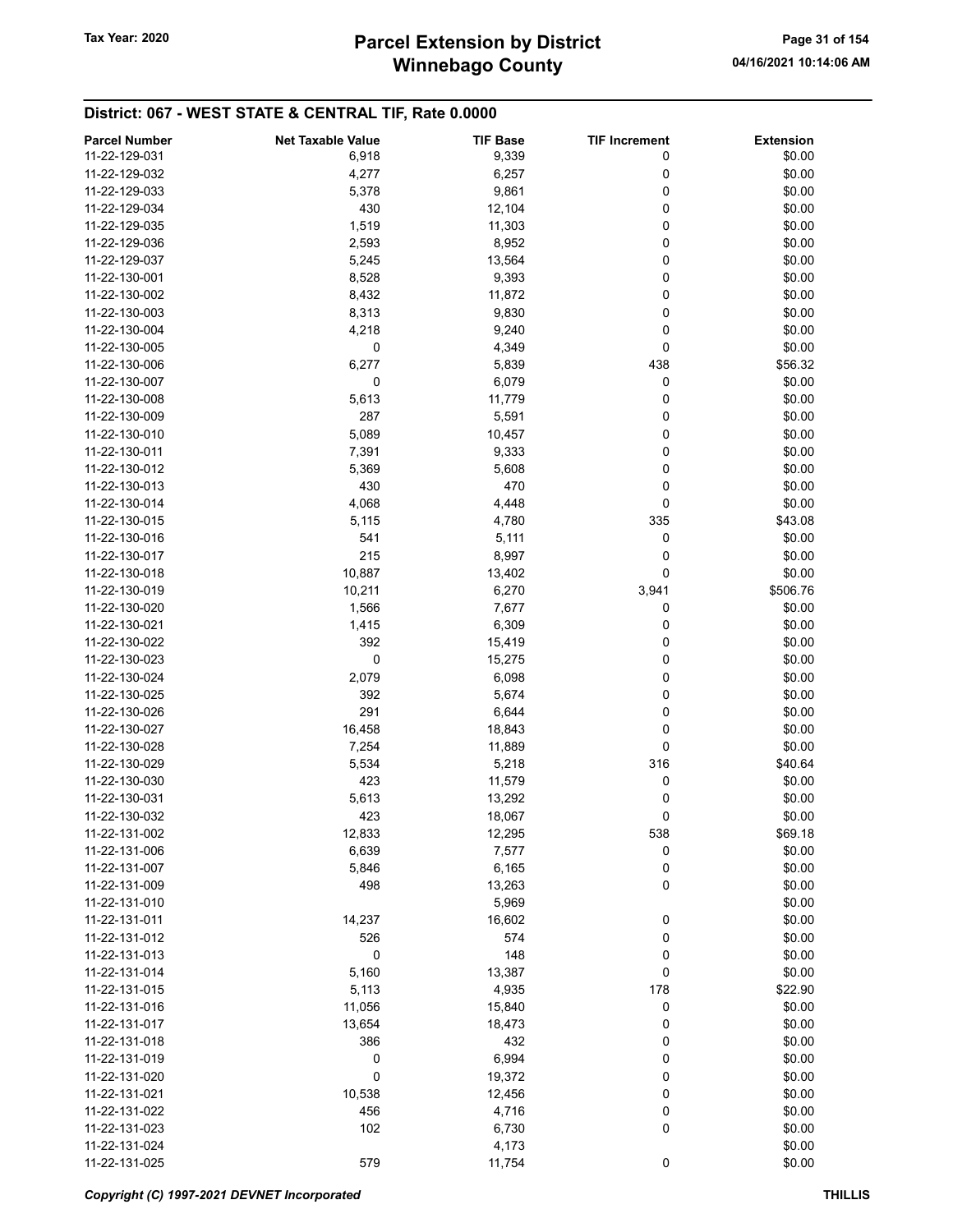## District: 067 - WEST STATE & CENTRAL TIF, Rate 0.0000

| Parcel Number | Net Taxable Value | TIF Base | TIF Increment | Extension |
|---|---|---|---|---|
| 11-22-129-031 | 6,918 | 9,339 | 0 | $0.00 |
| 11-22-129-032 | 4,277 | 6,257 | 0 | $0.00 |
| 11-22-129-033 | 5,378 | 9,861 | 0 | $0.00 |
| 11-22-129-034 | 430 | 12,104 | 0 | $0.00 |
| 11-22-129-035 | 1,519 | 11,303 | 0 | $0.00 |
| 11-22-129-036 | 2,593 | 8,952 | 0 | $0.00 |
| 11-22-129-037 | 5,245 | 13,564 | 0 | $0.00 |
| 11-22-130-001 | 8,528 | 9,393 | 0 | $0.00 |
| 11-22-130-002 | 8,432 | 11,872 | 0 | $0.00 |
| 11-22-130-003 | 8,313 | 9,830 | 0 | $0.00 |
| 11-22-130-004 | 4,218 | 9,240 | 0 | $0.00 |
| 11-22-130-005 | 0 | 4,349 | 0 | $0.00 |
| 11-22-130-006 | 6,277 | 5,839 | 438 | $56.32 |
| 11-22-130-007 | 0 | 6,079 | 0 | $0.00 |
| 11-22-130-008 | 5,613 | 11,779 | 0 | $0.00 |
| 11-22-130-009 | 287 | 5,591 | 0 | $0.00 |
| 11-22-130-010 | 5,089 | 10,457 | 0 | $0.00 |
| 11-22-130-011 | 7,391 | 9,333 | 0 | $0.00 |
| 11-22-130-012 | 5,369 | 5,608 | 0 | $0.00 |
| 11-22-130-013 | 430 | 470 | 0 | $0.00 |
| 11-22-130-014 | 4,068 | 4,448 | 0 | $0.00 |
| 11-22-130-015 | 5,115 | 4,780 | 335 | $43.08 |
| 11-22-130-016 | 541 | 5,111 | 0 | $0.00 |
| 11-22-130-017 | 215 | 8,997 | 0 | $0.00 |
| 11-22-130-018 | 10,887 | 13,402 | 0 | $0.00 |
| 11-22-130-019 | 10,211 | 6,270 | 3,941 | $506.76 |
| 11-22-130-020 | 1,566 | 7,677 | 0 | $0.00 |
| 11-22-130-021 | 1,415 | 6,309 | 0 | $0.00 |
| 11-22-130-022 | 392 | 15,419 | 0 | $0.00 |
| 11-22-130-023 | 0 | 15,275 | 0 | $0.00 |
| 11-22-130-024 | 2,079 | 6,098 | 0 | $0.00 |
| 11-22-130-025 | 392 | 5,674 | 0 | $0.00 |
| 11-22-130-026 | 291 | 6,644 | 0 | $0.00 |
| 11-22-130-027 | 16,458 | 18,843 | 0 | $0.00 |
| 11-22-130-028 | 7,254 | 11,889 | 0 | $0.00 |
| 11-22-130-029 | 5,534 | 5,218 | 316 | $40.64 |
| 11-22-130-030 | 423 | 11,579 | 0 | $0.00 |
| 11-22-130-031 | 5,613 | 13,292 | 0 | $0.00 |
| 11-22-130-032 | 423 | 18,067 | 0 | $0.00 |
| 11-22-131-002 | 12,833 | 12,295 | 538 | $69.18 |
| 11-22-131-006 | 6,639 | 7,577 | 0 | $0.00 |
| 11-22-131-007 | 5,846 | 6,165 | 0 | $0.00 |
| 11-22-131-009 | 498 | 13,263 | 0 | $0.00 |
| 11-22-131-010 | | 5,969 | | $0.00 |
| 11-22-131-011 | 14,237 | 16,602 | 0 | $0.00 |
| 11-22-131-012 | 526 | 574 | 0 | $0.00 |
| 11-22-131-013 | 0 | 148 | 0 | $0.00 |
| 11-22-131-014 | 5,160 | 13,387 | 0 | $0.00 |
| 11-22-131-015 | 5,113 | 4,935 | 178 | $22.90 |
| 11-22-131-016 | 11,056 | 15,840 | 0 | $0.00 |
| 11-22-131-017 | 13,654 | 18,473 | 0 | $0.00 |
| 11-22-131-018 | 386 | 432 | 0 | $0.00 |
| 11-22-131-019 | 0 | 6,994 | 0 | $0.00 |
| 11-22-131-020 | 0 | 19,372 | 0 | $0.00 |
| 11-22-131-021 | 10,538 | 12,456 | 0 | $0.00 |
| 11-22-131-022 | 456 | 4,716 | 0 | $0.00 |
| 11-22-131-023 | 102 | 6,730 | 0 | $0.00 |
| 11-22-131-024 | | 4,173 | | $0.00 |
| 11-22-131-025 | 579 | 11,754 | 0 | $0.00 |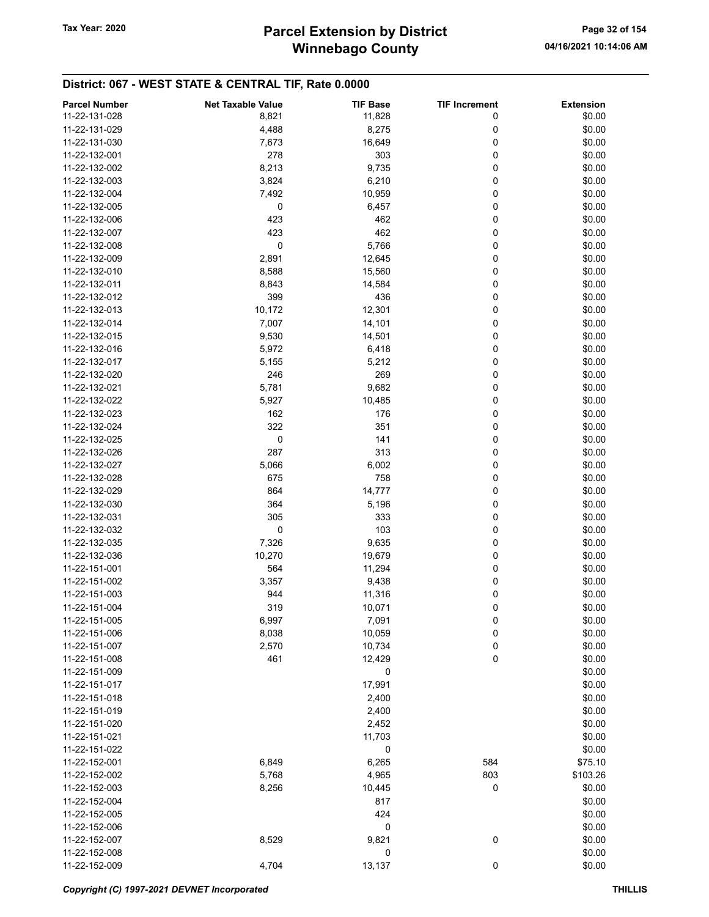# Parcel Extension by District
# Winnebago County

Tax Year: 2020

04/16/2021 10:14:06 AM

## District: 067 - WEST STATE & CENTRAL TIF, Rate 0.0000

| Parcel Number | Net Taxable Value | TIF Base | TIF Increment | Extension |
|---|---|---|---|---|
| 11-22-131-028 | 8,821 | 11,828 | 0 | $0.00 |
| 11-22-131-029 | 4,488 | 8,275 | 0 | $0.00 |
| 11-22-131-030 | 7,673 | 16,649 | 0 | $0.00 |
| 11-22-132-001 | 278 | 303 | 0 | $0.00 |
| 11-22-132-002 | 8,213 | 9,735 | 0 | $0.00 |
| 11-22-132-003 | 3,824 | 6,210 | 0 | $0.00 |
| 11-22-132-004 | 7,492 | 10,959 | 0 | $0.00 |
| 11-22-132-005 | 0 | 6,457 | 0 | $0.00 |
| 11-22-132-006 | 423 | 462 | 0 | $0.00 |
| 11-22-132-007 | 423 | 462 | 0 | $0.00 |
| 11-22-132-008 | 0 | 5,766 | 0 | $0.00 |
| 11-22-132-009 | 2,891 | 12,645 | 0 | $0.00 |
| 11-22-132-010 | 8,588 | 15,560 | 0 | $0.00 |
| 11-22-132-011 | 8,843 | 14,584 | 0 | $0.00 |
| 11-22-132-012 | 399 | 436 | 0 | $0.00 |
| 11-22-132-013 | 10,172 | 12,301 | 0 | $0.00 |
| 11-22-132-014 | 7,007 | 14,101 | 0 | $0.00 |
| 11-22-132-015 | 9,530 | 14,501 | 0 | $0.00 |
| 11-22-132-016 | 5,972 | 6,418 | 0 | $0.00 |
| 11-22-132-017 | 5,155 | 5,212 | 0 | $0.00 |
| 11-22-132-020 | 246 | 269 | 0 | $0.00 |
| 11-22-132-021 | 5,781 | 9,682 | 0 | $0.00 |
| 11-22-132-022 | 5,927 | 10,485 | 0 | $0.00 |
| 11-22-132-023 | 162 | 176 | 0 | $0.00 |
| 11-22-132-024 | 322 | 351 | 0 | $0.00 |
| 11-22-132-025 | 0 | 141 | 0 | $0.00 |
| 11-22-132-026 | 287 | 313 | 0 | $0.00 |
| 11-22-132-027 | 5,066 | 6,002 | 0 | $0.00 |
| 11-22-132-028 | 675 | 758 | 0 | $0.00 |
| 11-22-132-029 | 864 | 14,777 | 0 | $0.00 |
| 11-22-132-030 | 364 | 5,196 | 0 | $0.00 |
| 11-22-132-031 | 305 | 333 | 0 | $0.00 |
| 11-22-132-032 | 0 | 103 | 0 | $0.00 |
| 11-22-132-035 | 7,326 | 9,635 | 0 | $0.00 |
| 11-22-132-036 | 10,270 | 19,679 | 0 | $0.00 |
| 11-22-151-001 | 564 | 11,294 | 0 | $0.00 |
| 11-22-151-002 | 3,357 | 9,438 | 0 | $0.00 |
| 11-22-151-003 | 944 | 11,316 | 0 | $0.00 |
| 11-22-151-004 | 319 | 10,071 | 0 | $0.00 |
| 11-22-151-005 | 6,997 | 7,091 | 0 | $0.00 |
| 11-22-151-006 | 8,038 | 10,059 | 0 | $0.00 |
| 11-22-151-007 | 2,570 | 10,734 | 0 | $0.00 |
| 11-22-151-008 | 461 | 12,429 | 0 | $0.00 |
| 11-22-151-009 | | 0 | | $0.00 |
| 11-22-151-017 | | 17,991 | | $0.00 |
| 11-22-151-018 | | 2,400 | | $0.00 |
| 11-22-151-019 | | 2,400 | | $0.00 |
| 11-22-151-020 | | 2,452 | | $0.00 |
| 11-22-151-021 | | 11,703 | | $0.00 |
| 11-22-151-022 | | 0 | | $0.00 |
| 11-22-152-001 | 6,849 | 6,265 | 584 | $75.10 |
| 11-22-152-002 | 5,768 | 4,965 | 803 | $103.26 |
| 11-22-152-003 | 8,256 | 10,445 | 0 | $0.00 |
| 11-22-152-004 | | 817 | | $0.00 |
| 11-22-152-005 | | 424 | | $0.00 |
| 11-22-152-006 | | 0 | | $0.00 |
| 11-22-152-007 | 8,529 | 9,821 | 0 | $0.00 |
| 11-22-152-008 | | 0 | | $0.00 |
| 11-22-152-009 | 4,704 | 13,137 | 0 | $0.00 |

*Copyright (C) 1997-2021 DEVNET Incorporated* THILLIS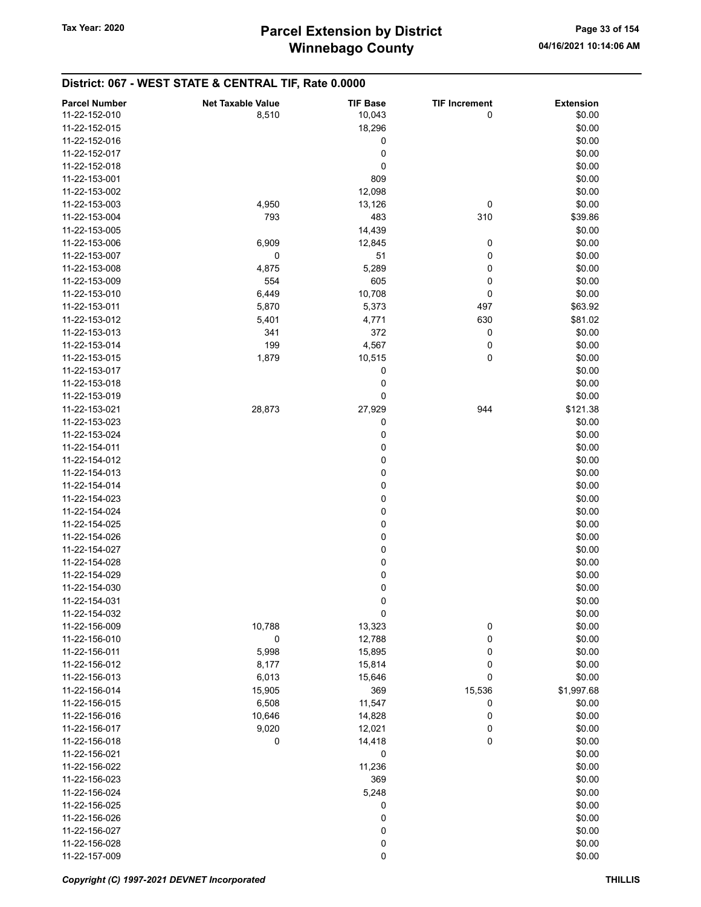## District: 067 - WEST STATE & CENTRAL TIF, Rate 0.0000

| Parcel Number | Net Taxable Value | TIF Base | TIF Increment | Extension |
|---|---|---|---|---|
| 11-22-152-010 | 8,510 | 10,043 | 0 | $0.00 |
| 11-22-152-015 | | 18,296 | | $0.00 |
| 11-22-152-016 | | 0 | | $0.00 |
| 11-22-152-017 | | 0 | | $0.00 |
| 11-22-152-018 | | 0 | | $0.00 |
| 11-22-153-001 | | 809 | | $0.00 |
| 11-22-153-002 | | 12,098 | | $0.00 |
| 11-22-153-003 | 4,950 | 13,126 | 0 | $0.00 |
| 11-22-153-004 | 793 | 483 | 310 | $39.86 |
| 11-22-153-005 | | 14,439 | | $0.00 |
| 11-22-153-006 | 6,909 | 12,845 | 0 | $0.00 |
| 11-22-153-007 | 0 | 51 | 0 | $0.00 |
| 11-22-153-008 | 4,875 | 5,289 | 0 | $0.00 |
| 11-22-153-009 | 554 | 605 | 0 | $0.00 |
| 11-22-153-010 | 6,449 | 10,708 | 0 | $0.00 |
| 11-22-153-011 | 5,870 | 5,373 | 497 | $63.92 |
| 11-22-153-012 | 5,401 | 4,771 | 630 | $81.02 |
| 11-22-153-013 | 341 | 372 | 0 | $0.00 |
| 11-22-153-014 | 199 | 4,567 | 0 | $0.00 |
| 11-22-153-015 | 1,879 | 10,515 | 0 | $0.00 |
| 11-22-153-017 | | 0 | | $0.00 |
| 11-22-153-018 | | 0 | | $0.00 |
| 11-22-153-019 | | 0 | | $0.00 |
| 11-22-153-021 | 28,873 | 27,929 | 944 | $121.38 |
| 11-22-153-023 | | 0 | | $0.00 |
| 11-22-153-024 | | 0 | | $0.00 |
| 11-22-154-011 | | 0 | | $0.00 |
| 11-22-154-012 | | 0 | | $0.00 |
| 11-22-154-013 | | 0 | | $0.00 |
| 11-22-154-014 | | 0 | | $0.00 |
| 11-22-154-023 | | 0 | | $0.00 |
| 11-22-154-024 | | 0 | | $0.00 |
| 11-22-154-025 | | 0 | | $0.00 |
| 11-22-154-026 | | 0 | | $0.00 |
| 11-22-154-027 | | 0 | | $0.00 |
| 11-22-154-028 | | 0 | | $0.00 |
| 11-22-154-029 | | 0 | | $0.00 |
| 11-22-154-030 | | 0 | | $0.00 |
| 11-22-154-031 | | 0 | | $0.00 |
| 11-22-154-032 | | 0 | | $0.00 |
| 11-22-156-009 | 10,788 | 13,323 | 0 | $0.00 |
| 11-22-156-010 | 0 | 12,788 | 0 | $0.00 |
| 11-22-156-011 | 5,998 | 15,895 | 0 | $0.00 |
| 11-22-156-012 | 8,177 | 15,814 | 0 | $0.00 |
| 11-22-156-013 | 6,013 | 15,646 | 0 | $0.00 |
| 11-22-156-014 | 15,905 | 369 | 15,536 | $1,997.68 |
| 11-22-156-015 | 6,508 | 11,547 | 0 | $0.00 |
| 11-22-156-016 | 10,646 | 14,828 | 0 | $0.00 |
| 11-22-156-017 | 9,020 | 12,021 | 0 | $0.00 |
| 11-22-156-018 | 0 | 14,418 | 0 | $0.00 |
| 11-22-156-021 | | 0 | | $0.00 |
| 11-22-156-022 | | 11,236 | | $0.00 |
| 11-22-156-023 | | 369 | | $0.00 |
| 11-22-156-024 | | 5,248 | | $0.00 |
| 11-22-156-025 | | 0 | | $0.00 |
| 11-22-156-026 | | 0 | | $0.00 |
| 11-22-156-027 | | 0 | | $0.00 |
| 11-22-156-028 | | 0 | | $0.00 |
| 11-22-157-009 | | 0 | | $0.00 |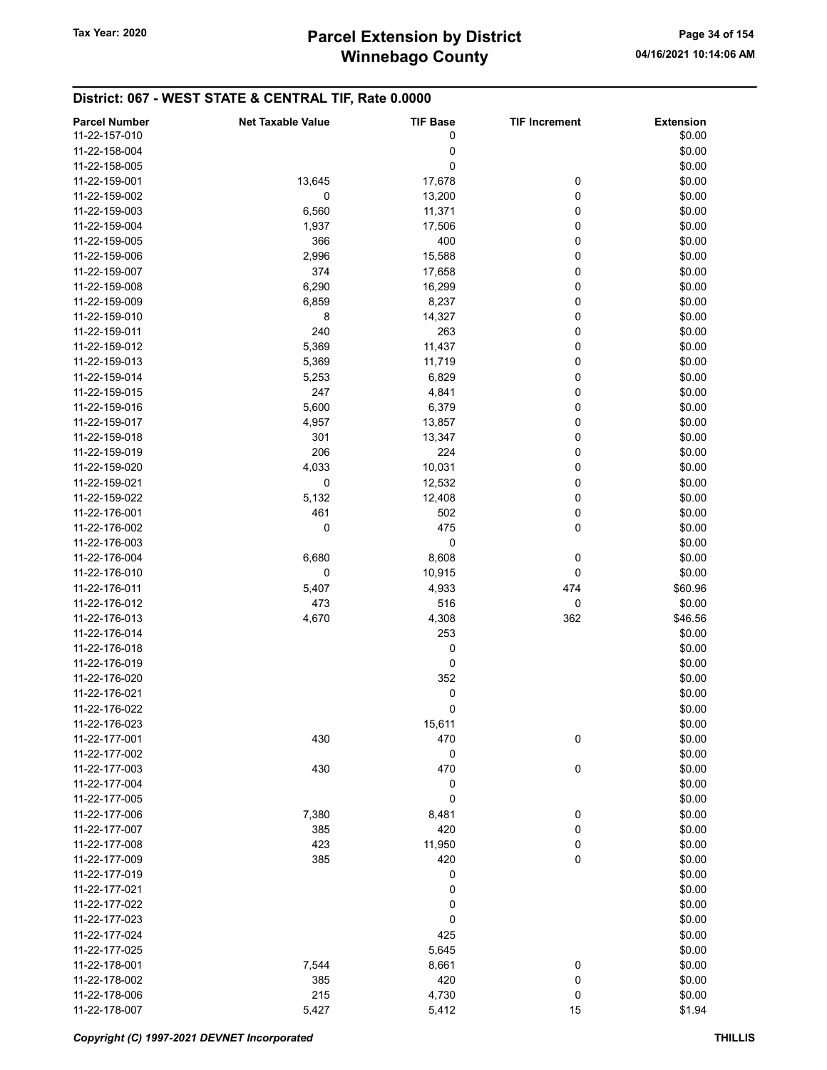## District: 067 - WEST STATE & CENTRAL TIF, Rate 0.0000

| Parcel Number | Net Taxable Value | TIF Base | TIF Increment | Extension |
|---|---|---|---|---|
| 11-22-157-010 | | 0 | | $0.00 |
| 11-22-158-004 | | 0 | | $0.00 |
| 11-22-158-005 | | 0 | | $0.00 |
| 11-22-159-001 | 13,645 | 17,678 | 0 | $0.00 |
| 11-22-159-002 | 0 | 13,200 | 0 | $0.00 |
| 11-22-159-003 | 6,560 | 11,371 | 0 | $0.00 |
| 11-22-159-004 | 1,937 | 17,506 | 0 | $0.00 |
| 11-22-159-005 | 366 | 400 | 0 | $0.00 |
| 11-22-159-006 | 2,996 | 15,588 | 0 | $0.00 |
| 11-22-159-007 | 374 | 17,658 | 0 | $0.00 |
| 11-22-159-008 | 6,290 | 16,299 | 0 | $0.00 |
| 11-22-159-009 | 6,859 | 8,237 | 0 | $0.00 |
| 11-22-159-010 | 8 | 14,327 | 0 | $0.00 |
| 11-22-159-011 | 240 | 263 | 0 | $0.00 |
| 11-22-159-012 | 5,369 | 11,437 | 0 | $0.00 |
| 11-22-159-013 | 5,369 | 11,719 | 0 | $0.00 |
| 11-22-159-014 | 5,253 | 6,829 | 0 | $0.00 |
| 11-22-159-015 | 247 | 4,841 | 0 | $0.00 |
| 11-22-159-016 | 5,600 | 6,379 | 0 | $0.00 |
| 11-22-159-017 | 4,957 | 13,857 | 0 | $0.00 |
| 11-22-159-018 | 301 | 13,347 | 0 | $0.00 |
| 11-22-159-019 | 206 | 224 | 0 | $0.00 |
| 11-22-159-020 | 4,033 | 10,031 | 0 | $0.00 |
| 11-22-159-021 | 0 | 12,532 | 0 | $0.00 |
| 11-22-159-022 | 5,132 | 12,408 | 0 | $0.00 |
| 11-22-176-001 | 461 | 502 | 0 | $0.00 |
| 11-22-176-002 | 0 | 475 | 0 | $0.00 |
| 11-22-176-003 | | 0 | | $0.00 |
| 11-22-176-004 | 6,680 | 8,608 | 0 | $0.00 |
| 11-22-176-010 | 0 | 10,915 | 0 | $0.00 |
| 11-22-176-011 | 5,407 | 4,933 | 474 | $60.96 |
| 11-22-176-012 | 473 | 516 | 0 | $0.00 |
| 11-22-176-013 | 4,670 | 4,308 | 362 | $46.56 |
| 11-22-176-014 | | 253 | | $0.00 |
| 11-22-176-018 | | 0 | | $0.00 |
| 11-22-176-019 | | 0 | | $0.00 |
| 11-22-176-020 | | 352 | | $0.00 |
| 11-22-176-021 | | 0 | | $0.00 |
| 11-22-176-022 | | 0 | | $0.00 |
| 11-22-176-023 | | 15,611 | | $0.00 |
| 11-22-177-001 | 430 | 470 | 0 | $0.00 |
| 11-22-177-002 | | 0 | | $0.00 |
| 11-22-177-003 | 430 | 470 | 0 | $0.00 |
| 11-22-177-004 | | 0 | | $0.00 |
| 11-22-177-005 | | 0 | | $0.00 |
| 11-22-177-006 | 7,380 | 8,481 | 0 | $0.00 |
| 11-22-177-007 | 385 | 420 | 0 | $0.00 |
| 11-22-177-008 | 423 | 11,950 | 0 | $0.00 |
| 11-22-177-009 | 385 | 420 | 0 | $0.00 |
| 11-22-177-019 | | 0 | | $0.00 |
| 11-22-177-021 | | 0 | | $0.00 |
| 11-22-177-022 | | 0 | | $0.00 |
| 11-22-177-023 | | 0 | | $0.00 |
| 11-22-177-024 | | 425 | | $0.00 |
| 11-22-177-025 | | 5,645 | | $0.00 |
| 11-22-178-001 | 7,544 | 8,661 | 0 | $0.00 |
| 11-22-178-002 | 385 | 420 | 0 | $0.00 |
| 11-22-178-006 | 215 | 4,730 | 0 | $0.00 |
| 11-22-178-007 | 5,427 | 5,412 | 15 | $1.94 |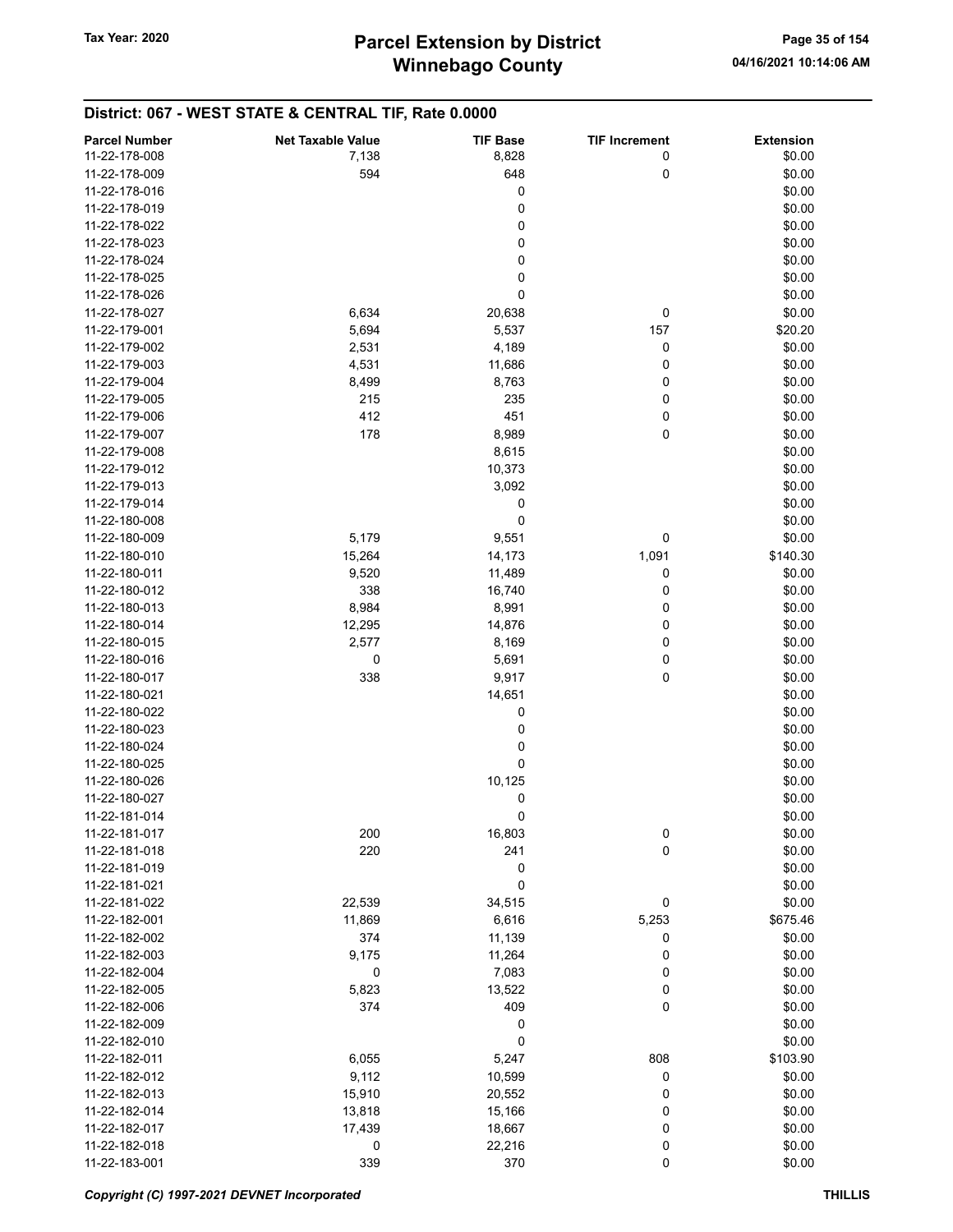## District: 067 - WEST STATE & CENTRAL TIF, Rate 0.0000

| Parcel Number | Net Taxable Value | TIF Base | TIF Increment | Extension |
|---|---|---|---|---|
| 11-22-178-008 | 7,138 | 8,828 | 0 | $0.00 |
| 11-22-178-009 | 594 | 648 | 0 | $0.00 |
| 11-22-178-016 | | 0 | | $0.00 |
| 11-22-178-019 | | 0 | | $0.00 |
| 11-22-178-022 | | 0 | | $0.00 |
| 11-22-178-023 | | 0 | | $0.00 |
| 11-22-178-024 | | 0 | | $0.00 |
| 11-22-178-025 | | 0 | | $0.00 |
| 11-22-178-026 | | 0 | | $0.00 |
| 11-22-178-027 | 6,634 | 20,638 | 0 | $0.00 |
| 11-22-179-001 | 5,694 | 5,537 | 157 | $20.20 |
| 11-22-179-002 | 2,531 | 4,189 | 0 | $0.00 |
| 11-22-179-003 | 4,531 | 11,686 | 0 | $0.00 |
| 11-22-179-004 | 8,499 | 8,763 | 0 | $0.00 |
| 11-22-179-005 | 215 | 235 | 0 | $0.00 |
| 11-22-179-006 | 412 | 451 | 0 | $0.00 |
| 11-22-179-007 | 178 | 8,989 | 0 | $0.00 |
| 11-22-179-008 | | 8,615 | | $0.00 |
| 11-22-179-012 | | 10,373 | | $0.00 |
| 11-22-179-013 | | 3,092 | | $0.00 |
| 11-22-179-014 | | 0 | | $0.00 |
| 11-22-180-008 | | 0 | | $0.00 |
| 11-22-180-009 | 5,179 | 9,551 | 0 | $0.00 |
| 11-22-180-010 | 15,264 | 14,173 | 1,091 | $140.30 |
| 11-22-180-011 | 9,520 | 11,489 | 0 | $0.00 |
| 11-22-180-012 | 338 | 16,740 | 0 | $0.00 |
| 11-22-180-013 | 8,984 | 8,991 | 0 | $0.00 |
| 11-22-180-014 | 12,295 | 14,876 | 0 | $0.00 |
| 11-22-180-015 | 2,577 | 8,169 | 0 | $0.00 |
| 11-22-180-016 | 0 | 5,691 | 0 | $0.00 |
| 11-22-180-017 | 338 | 9,917 | 0 | $0.00 |
| 11-22-180-021 | | 14,651 | | $0.00 |
| 11-22-180-022 | | 0 | | $0.00 |
| 11-22-180-023 | | 0 | | $0.00 |
| 11-22-180-024 | | 0 | | $0.00 |
| 11-22-180-025 | | 0 | | $0.00 |
| 11-22-180-026 | | 10,125 | | $0.00 |
| 11-22-180-027 | | 0 | | $0.00 |
| 11-22-181-014 | | 0 | | $0.00 |
| 11-22-181-017 | 200 | 16,803 | 0 | $0.00 |
| 11-22-181-018 | 220 | 241 | 0 | $0.00 |
| 11-22-181-019 | | 0 | | $0.00 |
| 11-22-181-021 | | 0 | | $0.00 |
| 11-22-181-022 | 22,539 | 34,515 | 0 | $0.00 |
| 11-22-182-001 | 11,869 | 6,616 | 5,253 | $675.46 |
| 11-22-182-002 | 374 | 11,139 | 0 | $0.00 |
| 11-22-182-003 | 9,175 | 11,264 | 0 | $0.00 |
| 11-22-182-004 | 0 | 7,083 | 0 | $0.00 |
| 11-22-182-005 | 5,823 | 13,522 | 0 | $0.00 |
| 11-22-182-006 | 374 | 409 | 0 | $0.00 |
| 11-22-182-009 | | 0 | | $0.00 |
| 11-22-182-010 | | 0 | | $0.00 |
| 11-22-182-011 | 6,055 | 5,247 | 808 | $103.90 |
| 11-22-182-012 | 9,112 | 10,599 | 0 | $0.00 |
| 11-22-182-013 | 15,910 | 20,552 | 0 | $0.00 |
| 11-22-182-014 | 13,818 | 15,166 | 0 | $0.00 |
| 11-22-182-017 | 17,439 | 18,667 | 0 | $0.00 |
| 11-22-182-018 | 0 | 22,216 | 0 | $0.00 |
| 11-22-183-001 | 339 | 370 | 0 | $0.00 |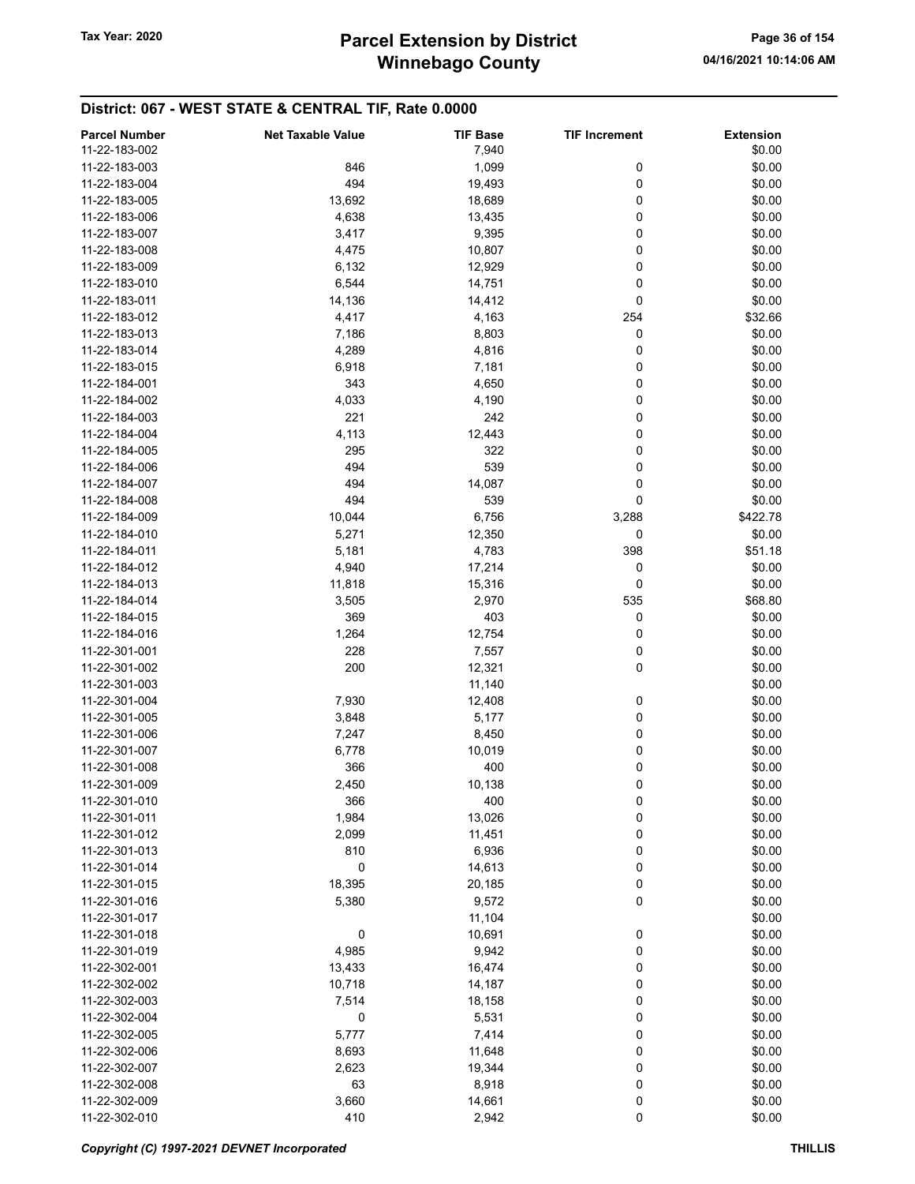## District: 067 - WEST STATE & CENTRAL TIF, Rate 0.0000

| Parcel Number | Net Taxable Value | TIF Base | TIF Increment | Extension |
|---|---|---|---|---|
| 11-22-183-002 | | 7,940 | | $0.00 |
| 11-22-183-003 | 846 | 1,099 | 0 | $0.00 |
| 11-22-183-004 | 494 | 19,493 | 0 | $0.00 |
| 11-22-183-005 | 13,692 | 18,689 | 0 | $0.00 |
| 11-22-183-006 | 4,638 | 13,435 | 0 | $0.00 |
| 11-22-183-007 | 3,417 | 9,395 | 0 | $0.00 |
| 11-22-183-008 | 4,475 | 10,807 | 0 | $0.00 |
| 11-22-183-009 | 6,132 | 12,929 | 0 | $0.00 |
| 11-22-183-010 | 6,544 | 14,751 | 0 | $0.00 |
| 11-22-183-011 | 14,136 | 14,412 | 0 | $0.00 |
| 11-22-183-012 | 4,417 | 4,163 | 254 | $32.66 |
| 11-22-183-013 | 7,186 | 8,803 | 0 | $0.00 |
| 11-22-183-014 | 4,289 | 4,816 | 0 | $0.00 |
| 11-22-183-015 | 6,918 | 7,181 | 0 | $0.00 |
| 11-22-184-001 | 343 | 4,650 | 0 | $0.00 |
| 11-22-184-002 | 4,033 | 4,190 | 0 | $0.00 |
| 11-22-184-003 | 221 | 242 | 0 | $0.00 |
| 11-22-184-004 | 4,113 | 12,443 | 0 | $0.00 |
| 11-22-184-005 | 295 | 322 | 0 | $0.00 |
| 11-22-184-006 | 494 | 539 | 0 | $0.00 |
| 11-22-184-007 | 494 | 14,087 | 0 | $0.00 |
| 11-22-184-008 | 494 | 539 | 0 | $0.00 |
| 11-22-184-009 | 10,044 | 6,756 | 3,288 | $422.78 |
| 11-22-184-010 | 5,271 | 12,350 | 0 | $0.00 |
| 11-22-184-011 | 5,181 | 4,783 | 398 | $51.18 |
| 11-22-184-012 | 4,940 | 17,214 | 0 | $0.00 |
| 11-22-184-013 | 11,818 | 15,316 | 0 | $0.00 |
| 11-22-184-014 | 3,505 | 2,970 | 535 | $68.80 |
| 11-22-184-015 | 369 | 403 | 0 | $0.00 |
| 11-22-184-016 | 1,264 | 12,754 | 0 | $0.00 |
| 11-22-301-001 | 228 | 7,557 | 0 | $0.00 |
| 11-22-301-002 | 200 | 12,321 | 0 | $0.00 |
| 11-22-301-003 | | 11,140 | | $0.00 |
| 11-22-301-004 | 7,930 | 12,408 | 0 | $0.00 |
| 11-22-301-005 | 3,848 | 5,177 | 0 | $0.00 |
| 11-22-301-006 | 7,247 | 8,450 | 0 | $0.00 |
| 11-22-301-007 | 6,778 | 10,019 | 0 | $0.00 |
| 11-22-301-008 | 366 | 400 | 0 | $0.00 |
| 11-22-301-009 | 2,450 | 10,138 | 0 | $0.00 |
| 11-22-301-010 | 366 | 400 | 0 | $0.00 |
| 11-22-301-011 | 1,984 | 13,026 | 0 | $0.00 |
| 11-22-301-012 | 2,099 | 11,451 | 0 | $0.00 |
| 11-22-301-013 | 810 | 6,936 | 0 | $0.00 |
| 11-22-301-014 | 0 | 14,613 | 0 | $0.00 |
| 11-22-301-015 | 18,395 | 20,185 | 0 | $0.00 |
| 11-22-301-016 | 5,380 | 9,572 | 0 | $0.00 |
| 11-22-301-017 | | 11,104 | | $0.00 |
| 11-22-301-018 | 0 | 10,691 | 0 | $0.00 |
| 11-22-301-019 | 4,985 | 9,942 | 0 | $0.00 |
| 11-22-302-001 | 13,433 | 16,474 | 0 | $0.00 |
| 11-22-302-002 | 10,718 | 14,187 | 0 | $0.00 |
| 11-22-302-003 | 7,514 | 18,158 | 0 | $0.00 |
| 11-22-302-004 | 0 | 5,531 | 0 | $0.00 |
| 11-22-302-005 | 5,777 | 7,414 | 0 | $0.00 |
| 11-22-302-006 | 8,693 | 11,648 | 0 | $0.00 |
| 11-22-302-007 | 2,623 | 19,344 | 0 | $0.00 |
| 11-22-302-008 | 63 | 8,918 | 0 | $0.00 |
| 11-22-302-009 | 3,660 | 14,661 | 0 | $0.00 |
| 11-22-302-010 | 410 | 2,942 | 0 | $0.00 |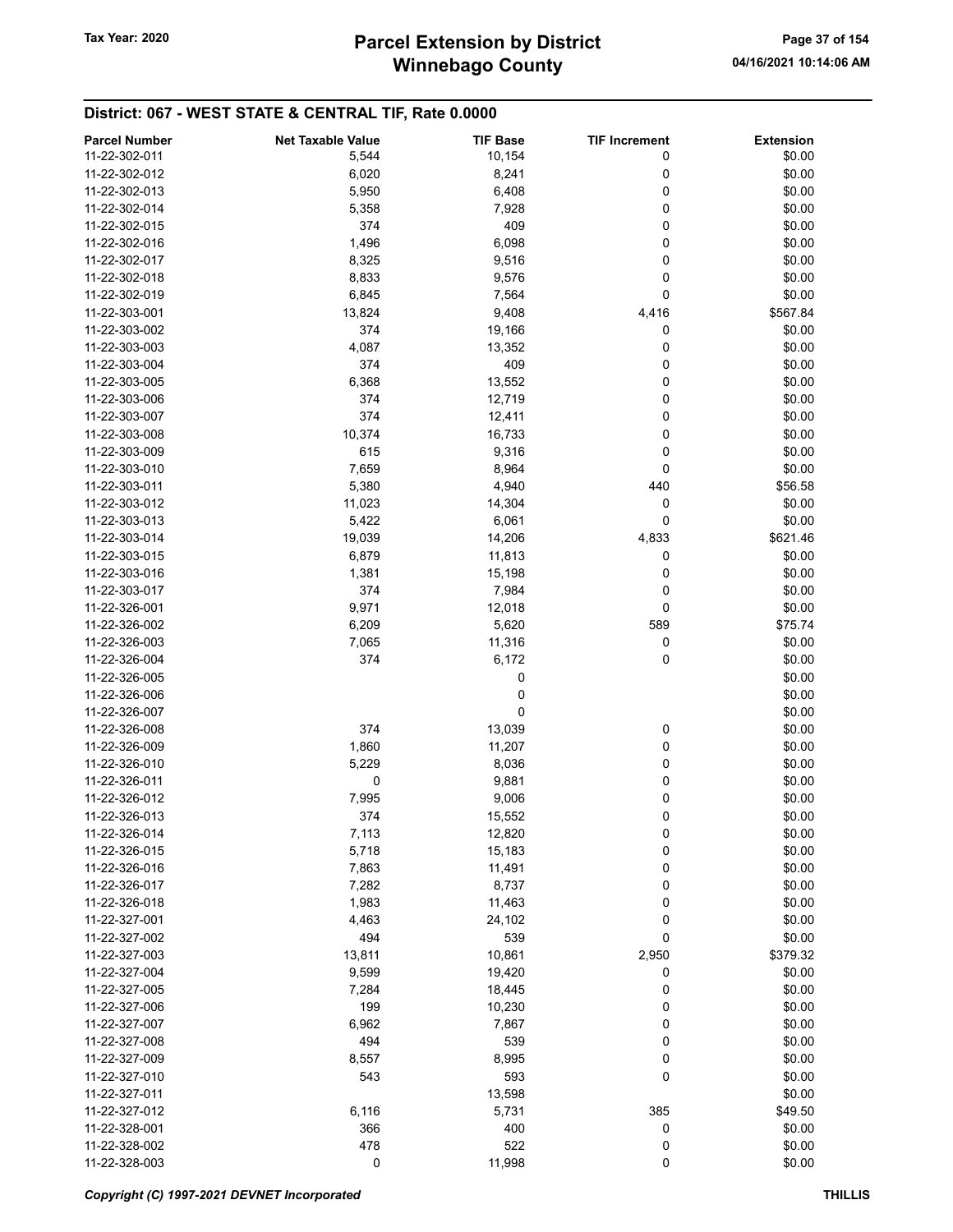## District: 067 - WEST STATE & CENTRAL TIF, Rate 0.0000

| Parcel Number | Net Taxable Value | TIF Base | TIF Increment | Extension |
|---|---|---|---|---|
| 11-22-302-011 | 5,544 | 10,154 | 0 | $0.00 |
| 11-22-302-012 | 6,020 | 8,241 | 0 | $0.00 |
| 11-22-302-013 | 5,950 | 6,408 | 0 | $0.00 |
| 11-22-302-014 | 5,358 | 7,928 | 0 | $0.00 |
| 11-22-302-015 | 374 | 409 | 0 | $0.00 |
| 11-22-302-016 | 1,496 | 6,098 | 0 | $0.00 |
| 11-22-302-017 | 8,325 | 9,516 | 0 | $0.00 |
| 11-22-302-018 | 8,833 | 9,576 | 0 | $0.00 |
| 11-22-302-019 | 6,845 | 7,564 | 0 | $0.00 |
| 11-22-303-001 | 13,824 | 9,408 | 4,416 | $567.84 |
| 11-22-303-002 | 374 | 19,166 | 0 | $0.00 |
| 11-22-303-003 | 4,087 | 13,352 | 0 | $0.00 |
| 11-22-303-004 | 374 | 409 | 0 | $0.00 |
| 11-22-303-005 | 6,368 | 13,552 | 0 | $0.00 |
| 11-22-303-006 | 374 | 12,719 | 0 | $0.00 |
| 11-22-303-007 | 374 | 12,411 | 0 | $0.00 |
| 11-22-303-008 | 10,374 | 16,733 | 0 | $0.00 |
| 11-22-303-009 | 615 | 9,316 | 0 | $0.00 |
| 11-22-303-010 | 7,659 | 8,964 | 0 | $0.00 |
| 11-22-303-011 | 5,380 | 4,940 | 440 | $56.58 |
| 11-22-303-012 | 11,023 | 14,304 | 0 | $0.00 |
| 11-22-303-013 | 5,422 | 6,061 | 0 | $0.00 |
| 11-22-303-014 | 19,039 | 14,206 | 4,833 | $621.46 |
| 11-22-303-015 | 6,879 | 11,813 | 0 | $0.00 |
| 11-22-303-016 | 1,381 | 15,198 | 0 | $0.00 |
| 11-22-303-017 | 374 | 7,984 | 0 | $0.00 |
| 11-22-326-001 | 9,971 | 12,018 | 0 | $0.00 |
| 11-22-326-002 | 6,209 | 5,620 | 589 | $75.74 |
| 11-22-326-003 | 7,065 | 11,316 | 0 | $0.00 |
| 11-22-326-004 | 374 | 6,172 | 0 | $0.00 |
| 11-22-326-005 | | 0 | | $0.00 |
| 11-22-326-006 | | 0 | | $0.00 |
| 11-22-326-007 | | 0 | | $0.00 |
| 11-22-326-008 | 374 | 13,039 | 0 | $0.00 |
| 11-22-326-009 | 1,860 | 11,207 | 0 | $0.00 |
| 11-22-326-010 | 5,229 | 8,036 | 0 | $0.00 |
| 11-22-326-011 | 0 | 9,881 | 0 | $0.00 |
| 11-22-326-012 | 7,995 | 9,006 | 0 | $0.00 |
| 11-22-326-013 | 374 | 15,552 | 0 | $0.00 |
| 11-22-326-014 | 7,113 | 12,820 | 0 | $0.00 |
| 11-22-326-015 | 5,718 | 15,183 | 0 | $0.00 |
| 11-22-326-016 | 7,863 | 11,491 | 0 | $0.00 |
| 11-22-326-017 | 7,282 | 8,737 | 0 | $0.00 |
| 11-22-326-018 | 1,983 | 11,463 | 0 | $0.00 |
| 11-22-327-001 | 4,463 | 24,102 | 0 | $0.00 |
| 11-22-327-002 | 494 | 539 | 0 | $0.00 |
| 11-22-327-003 | 13,811 | 10,861 | 2,950 | $379.32 |
| 11-22-327-004 | 9,599 | 19,420 | 0 | $0.00 |
| 11-22-327-005 | 7,284 | 18,445 | 0 | $0.00 |
| 11-22-327-006 | 199 | 10,230 | 0 | $0.00 |
| 11-22-327-007 | 6,962 | 7,867 | 0 | $0.00 |
| 11-22-327-008 | 494 | 539 | 0 | $0.00 |
| 11-22-327-009 | 8,557 | 8,995 | 0 | $0.00 |
| 11-22-327-010 | 543 | 593 | 0 | $0.00 |
| 11-22-327-011 | | 13,598 | | $0.00 |
| 11-22-327-012 | 6,116 | 5,731 | 385 | $49.50 |
| 11-22-328-001 | 366 | 400 | 0 | $0.00 |
| 11-22-328-002 | 478 | 522 | 0 | $0.00 |
| 11-22-328-003 | 0 | 11,998 | 0 | $0.00 |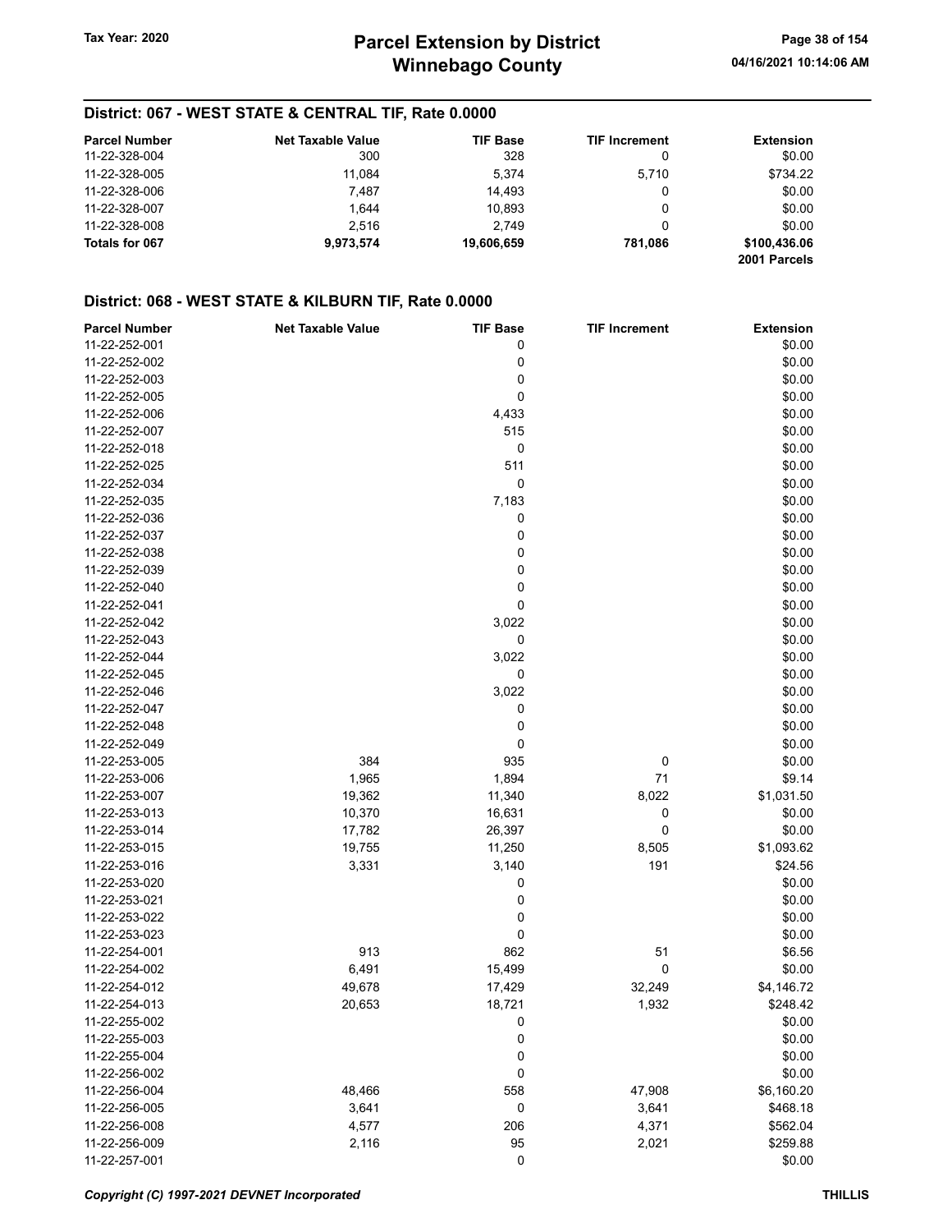## District: 067 - WEST STATE & CENTRAL TIF, Rate 0.0000

| Parcel Number | Net Taxable Value | TIF Base | TIF Increment | Extension |
|---|---|---|---|---|
| 11-22-328-004 | 300 | 328 | 0 | $0.00 |
| 11-22-328-005 | 11,084 | 5,374 | 5,710 | $734.22 |
| 11-22-328-006 | 7,487 | 14,493 | 0 | $0.00 |
| 11-22-328-007 | 1,644 | 10,893 | 0 | $0.00 |
| 11-22-328-008 | 2,516 | 2,749 | 0 | $0.00 |
| **Totals for 067** | **9,973,574** | **19,606,659** | **781,086** | **$100,436.06** |
| | | | | **2001 Parcels** |

## District: 068 - WEST STATE & KILBURN TIF, Rate 0.0000

| Parcel Number | Net Taxable Value | TIF Base | TIF Increment | Extension |
|---|---|---|---|---|
| 11-22-252-001 | | 0 | | $0.00 |
| 11-22-252-002 | | 0 | | $0.00 |
| 11-22-252-003 | | 0 | | $0.00 |
| 11-22-252-005 | | 0 | | $0.00 |
| 11-22-252-006 | | 4,433 | | $0.00 |
| 11-22-252-007 | | 515 | | $0.00 |
| 11-22-252-018 | | 0 | | $0.00 |
| 11-22-252-025 | | 511 | | $0.00 |
| 11-22-252-034 | | 0 | | $0.00 |
| 11-22-252-035 | | 7,183 | | $0.00 |
| 11-22-252-036 | | 0 | | $0.00 |
| 11-22-252-037 | | 0 | | $0.00 |
| 11-22-252-038 | | 0 | | $0.00 |
| 11-22-252-039 | | 0 | | $0.00 |
| 11-22-252-040 | | 0 | | $0.00 |
| 11-22-252-041 | | 0 | | $0.00 |
| 11-22-252-042 | | 3,022 | | $0.00 |
| 11-22-252-043 | | 0 | | $0.00 |
| 11-22-252-044 | | 3,022 | | $0.00 |
| 11-22-252-045 | | 0 | | $0.00 |
| 11-22-252-046 | | 3,022 | | $0.00 |
| 11-22-252-047 | | 0 | | $0.00 |
| 11-22-252-048 | | 0 | | $0.00 |
| 11-22-252-049 | | 0 | | $0.00 |
| 11-22-253-005 | 384 | 935 | 0 | $0.00 |
| 11-22-253-006 | 1,965 | 1,894 | 71 | $9.14 |
| 11-22-253-007 | 19,362 | 11,340 | 8,022 | $1,031.50 |
| 11-22-253-013 | 10,370 | 16,631 | 0 | $0.00 |
| 11-22-253-014 | 17,782 | 26,397 | 0 | $0.00 |
| 11-22-253-015 | 19,755 | 11,250 | 8,505 | $1,093.62 |
| 11-22-253-016 | 3,331 | 3,140 | 191 | $24.56 |
| 11-22-253-020 | | 0 | | $0.00 |
| 11-22-253-021 | | 0 | | $0.00 |
| 11-22-253-022 | | 0 | | $0.00 |
| 11-22-253-023 | | 0 | | $0.00 |
| 11-22-254-001 | 913 | 862 | 51 | $6.56 |
| 11-22-254-002 | 6,491 | 15,499 | 0 | $0.00 |
| 11-22-254-012 | 49,678 | 17,429 | 32,249 | $4,146.72 |
| 11-22-254-013 | 20,653 | 18,721 | 1,932 | $248.42 |
| 11-22-255-002 | | 0 | | $0.00 |
| 11-22-255-003 | | 0 | | $0.00 |
| 11-22-255-004 | | 0 | | $0.00 |
| 11-22-256-002 | | 0 | | $0.00 |
| 11-22-256-004 | 48,466 | 558 | 47,908 | $6,160.20 |
| 11-22-256-005 | 3,641 | 0 | 3,641 | $468.18 |
| 11-22-256-008 | 4,577 | 206 | 4,371 | $562.04 |
| 11-22-256-009 | 2,116 | 95 | 2,021 | $259.88 |
| 11-22-257-001 | | 0 | | $0.00 |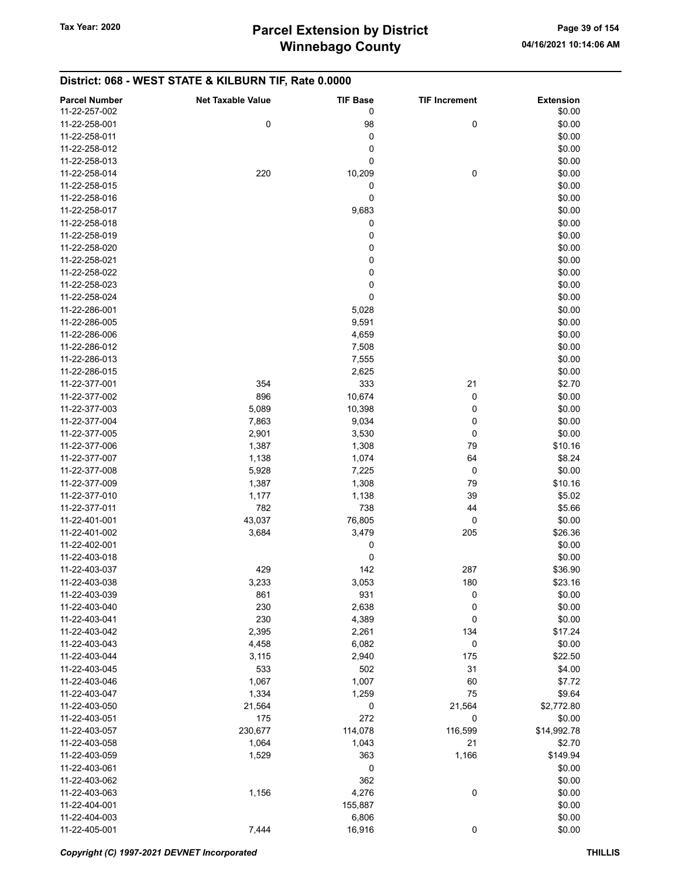## District: 068 - WEST STATE & KILBURN TIF, Rate 0.0000

| Parcel Number | Net Taxable Value | TIF Base | TIF Increment | Extension |
|---|---|---|---|---|
| 11-22-257-002 | | 0 | | $0.00 |
| 11-22-258-001 | 0 | 98 | 0 | $0.00 |
| 11-22-258-011 | | 0 | | $0.00 |
| 11-22-258-012 | | 0 | | $0.00 |
| 11-22-258-013 | | 0 | | $0.00 |
| 11-22-258-014 | 220 | 10,209 | 0 | $0.00 |
| 11-22-258-015 | | 0 | | $0.00 |
| 11-22-258-016 | | 0 | | $0.00 |
| 11-22-258-017 | | 9,683 | | $0.00 |
| 11-22-258-018 | | 0 | | $0.00 |
| 11-22-258-019 | | 0 | | $0.00 |
| 11-22-258-020 | | 0 | | $0.00 |
| 11-22-258-021 | | 0 | | $0.00 |
| 11-22-258-022 | | 0 | | $0.00 |
| 11-22-258-023 | | 0 | | $0.00 |
| 11-22-258-024 | | 0 | | $0.00 |
| 11-22-286-001 | | 5,028 | | $0.00 |
| 11-22-286-005 | | 9,591 | | $0.00 |
| 11-22-286-006 | | 4,659 | | $0.00 |
| 11-22-286-012 | | 7,508 | | $0.00 |
| 11-22-286-013 | | 7,555 | | $0.00 |
| 11-22-286-015 | | 2,625 | | $0.00 |
| 11-22-377-001 | 354 | 333 | 21 | $2.70 |
| 11-22-377-002 | 896 | 10,674 | 0 | $0.00 |
| 11-22-377-003 | 5,089 | 10,398 | 0 | $0.00 |
| 11-22-377-004 | 7,863 | 9,034 | 0 | $0.00 |
| 11-22-377-005 | 2,901 | 3,530 | 0 | $0.00 |
| 11-22-377-006 | 1,387 | 1,308 | 79 | $10.16 |
| 11-22-377-007 | 1,138 | 1,074 | 64 | $8.24 |
| 11-22-377-008 | 5,928 | 7,225 | 0 | $0.00 |
| 11-22-377-009 | 1,387 | 1,308 | 79 | $10.16 |
| 11-22-377-010 | 1,177 | 1,138 | 39 | $5.02 |
| 11-22-377-011 | 782 | 738 | 44 | $5.66 |
| 11-22-401-001 | 43,037 | 76,805 | 0 | $0.00 |
| 11-22-401-002 | 3,684 | 3,479 | 205 | $26.36 |
| 11-22-402-001 | | 0 | | $0.00 |
| 11-22-403-018 | | 0 | | $0.00 |
| 11-22-403-037 | 429 | 142 | 287 | $36.90 |
| 11-22-403-038 | 3,233 | 3,053 | 180 | $23.16 |
| 11-22-403-039 | 861 | 931 | 0 | $0.00 |
| 11-22-403-040 | 230 | 2,638 | 0 | $0.00 |
| 11-22-403-041 | 230 | 4,389 | 0 | $0.00 |
| 11-22-403-042 | 2,395 | 2,261 | 134 | $17.24 |
| 11-22-403-043 | 4,458 | 6,082 | 0 | $0.00 |
| 11-22-403-044 | 3,115 | 2,940 | 175 | $22.50 |
| 11-22-403-045 | 533 | 502 | 31 | $4.00 |
| 11-22-403-046 | 1,067 | 1,007 | 60 | $7.72 |
| 11-22-403-047 | 1,334 | 1,259 | 75 | $9.64 |
| 11-22-403-050 | 21,564 | 0 | 21,564 | $2,772.80 |
| 11-22-403-051 | 175 | 272 | 0 | $0.00 |
| 11-22-403-057 | 230,677 | 114,078 | 116,599 | $14,992.78 |
| 11-22-403-058 | 1,064 | 1,043 | 21 | $2.70 |
| 11-22-403-059 | 1,529 | 363 | 1,166 | $149.94 |
| 11-22-403-061 | | 0 | | $0.00 |
| 11-22-403-062 | | 362 | | $0.00 |
| 11-22-403-063 | 1,156 | 4,276 | 0 | $0.00 |
| 11-22-404-001 | | 155,887 | | $0.00 |
| 11-22-404-003 | | 6,806 | | $0.00 |
| 11-22-405-001 | 7,444 | 16,916 | 0 | $0.00 |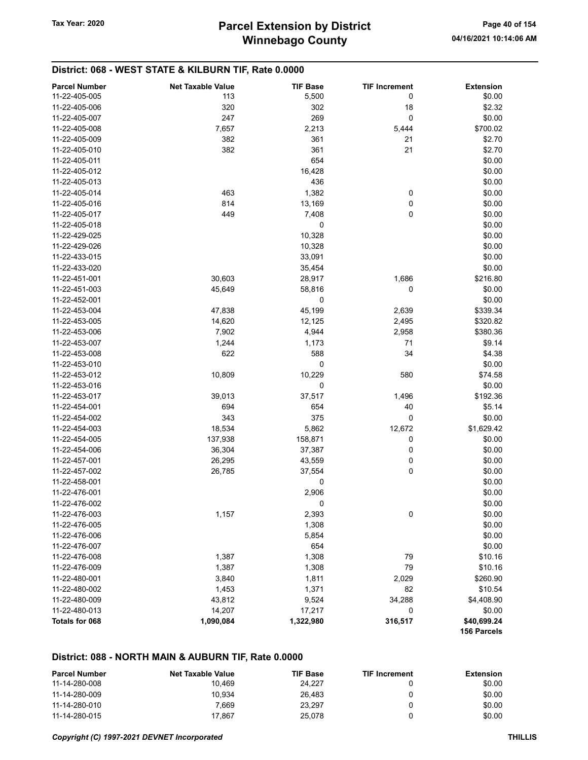## District: 068 - WEST STATE & KILBURN TIF, Rate 0.0000

| Parcel Number | Net Taxable Value | TIF Base | TIF Increment | Extension |
|---|---|---|---|---|
| 11-22-405-005 | 113 | 5,500 | 0 | $0.00 |
| 11-22-405-006 | 320 | 302 | 18 | $2.32 |
| 11-22-405-007 | 247 | 269 | 0 | $0.00 |
| 11-22-405-008 | 7,657 | 2,213 | 5,444 | $700.02 |
| 11-22-405-009 | 382 | 361 | 21 | $2.70 |
| 11-22-405-010 | 382 | 361 | 21 | $2.70 |
| 11-22-405-011 | | 654 | | $0.00 |
| 11-22-405-012 | | 16,428 | | $0.00 |
| 11-22-405-013 | | 436 | | $0.00 |
| 11-22-405-014 | 463 | 1,382 | 0 | $0.00 |
| 11-22-405-016 | 814 | 13,169 | 0 | $0.00 |
| 11-22-405-017 | 449 | 7,408 | 0 | $0.00 |
| 11-22-405-018 | | 0 | | $0.00 |
| 11-22-429-025 | | 10,328 | | $0.00 |
| 11-22-429-026 | | 10,328 | | $0.00 |
| 11-22-433-015 | | 33,091 | | $0.00 |
| 11-22-433-020 | | 35,454 | | $0.00 |
| 11-22-451-001 | 30,603 | 28,917 | 1,686 | $216.80 |
| 11-22-451-003 | 45,649 | 58,816 | 0 | $0.00 |
| 11-22-452-001 | | 0 | | $0.00 |
| 11-22-453-004 | 47,838 | 45,199 | 2,639 | $339.34 |
| 11-22-453-005 | 14,620 | 12,125 | 2,495 | $320.82 |
| 11-22-453-006 | 7,902 | 4,944 | 2,958 | $380.36 |
| 11-22-453-007 | 1,244 | 1,173 | 71 | $9.14 |
| 11-22-453-008 | 622 | 588 | 34 | $4.38 |
| 11-22-453-010 | | 0 | | $0.00 |
| 11-22-453-012 | 10,809 | 10,229 | 580 | $74.58 |
| 11-22-453-016 | | 0 | | $0.00 |
| 11-22-453-017 | 39,013 | 37,517 | 1,496 | $192.36 |
| 11-22-454-001 | 694 | 654 | 40 | $5.14 |
| 11-22-454-002 | 343 | 375 | 0 | $0.00 |
| 11-22-454-003 | 18,534 | 5,862 | 12,672 | $1,629.42 |
| 11-22-454-005 | 137,938 | 158,871 | 0 | $0.00 |
| 11-22-454-006 | 36,304 | 37,387 | 0 | $0.00 |
| 11-22-457-001 | 26,295 | 43,559 | 0 | $0.00 |
| 11-22-457-002 | 26,785 | 37,554 | 0 | $0.00 |
| 11-22-458-001 | | 0 | | $0.00 |
| 11-22-476-001 | | 2,906 | | $0.00 |
| 11-22-476-002 | | 0 | | $0.00 |
| 11-22-476-003 | 1,157 | 2,393 | 0 | $0.00 |
| 11-22-476-005 | | 1,308 | | $0.00 |
| 11-22-476-006 | | 5,854 | | $0.00 |
| 11-22-476-007 | | 654 | | $0.00 |
| 11-22-476-008 | 1,387 | 1,308 | 79 | $10.16 |
| 11-22-476-009 | 1,387 | 1,308 | 79 | $10.16 |
| 11-22-480-001 | 3,840 | 1,811 | 2,029 | $260.90 |
| 11-22-480-002 | 1,453 | 1,371 | 82 | $10.54 |
| 11-22-480-009 | 43,812 | 9,524 | 34,288 | $4,408.90 |
| 11-22-480-013 | 14,207 | 17,217 | 0 | $0.00 |
| **Totals for 068** | **1,090,084** | **1,322,980** | **316,517** | **$40,699.24** |
| | | | | **156 Parcels** |

## District: 088 - NORTH MAIN & AUBURN TIF, Rate 0.0000

| Parcel Number | Net Taxable Value | TIF Base | TIF Increment | Extension |
|---|---|---|---|---|
| 11-14-280-008 | 10,469 | 24,227 | 0 | $0.00 |
| 11-14-280-009 | 10,934 | 26,483 | 0 | $0.00 |
| 11-14-280-010 | 7,669 | 23,297 | 0 | $0.00 |
| 11-14-280-015 | 17,867 | 25,078 | 0 | $0.00 |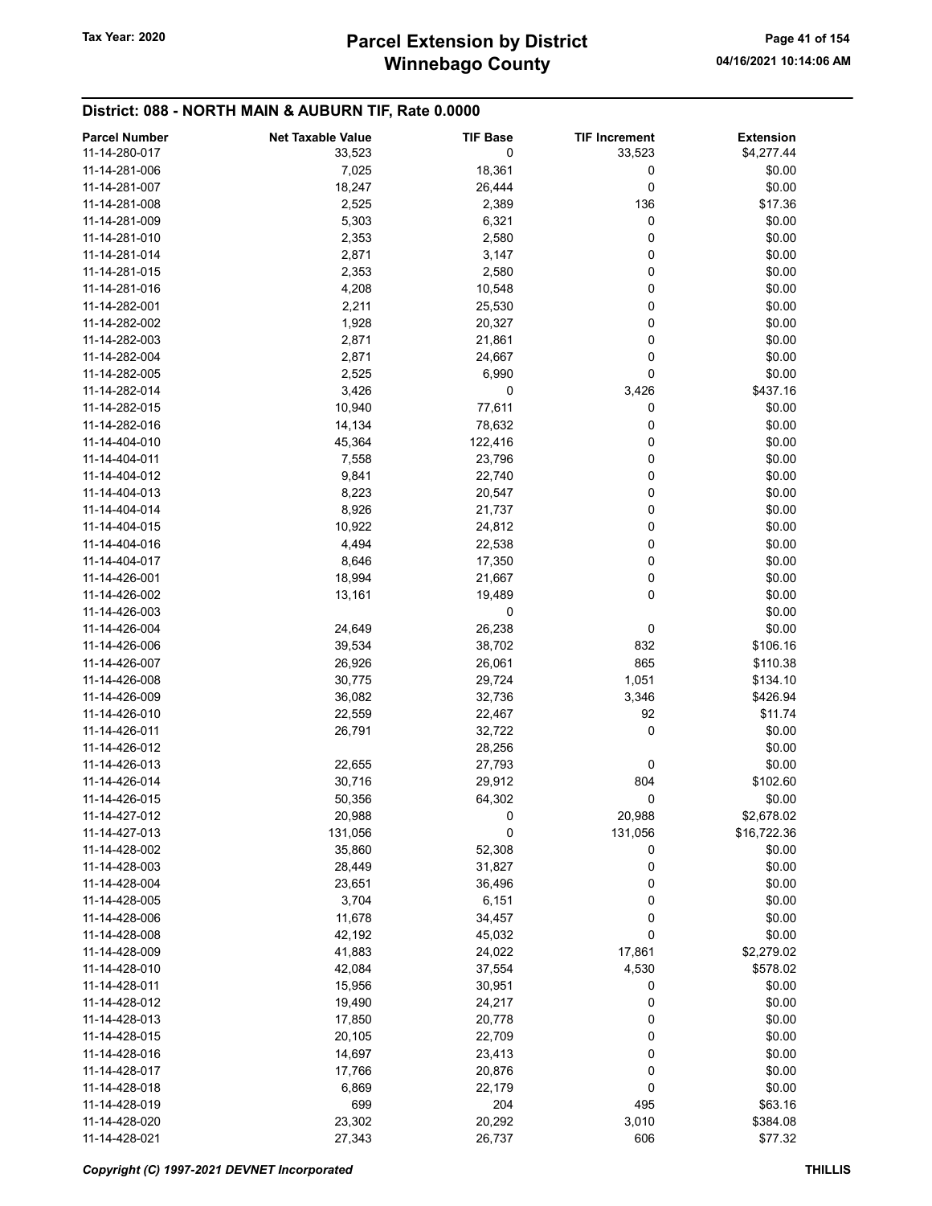## District: 088 - NORTH MAIN & AUBURN TIF, Rate 0.0000

| Parcel Number | Net Taxable Value | TIF Base | TIF Increment | Extension |
|---|---|---|---|---|
| 11-14-280-017 | 33,523 | 0 | 33,523 | $4,277.44 |
| 11-14-281-006 | 7,025 | 18,361 | 0 | $0.00 |
| 11-14-281-007 | 18,247 | 26,444 | 0 | $0.00 |
| 11-14-281-008 | 2,525 | 2,389 | 136 | $17.36 |
| 11-14-281-009 | 5,303 | 6,321 | 0 | $0.00 |
| 11-14-281-010 | 2,353 | 2,580 | 0 | $0.00 |
| 11-14-281-014 | 2,871 | 3,147 | 0 | $0.00 |
| 11-14-281-015 | 2,353 | 2,580 | 0 | $0.00 |
| 11-14-281-016 | 4,208 | 10,548 | 0 | $0.00 |
| 11-14-282-001 | 2,211 | 25,530 | 0 | $0.00 |
| 11-14-282-002 | 1,928 | 20,327 | 0 | $0.00 |
| 11-14-282-003 | 2,871 | 21,861 | 0 | $0.00 |
| 11-14-282-004 | 2,871 | 24,667 | 0 | $0.00 |
| 11-14-282-005 | 2,525 | 6,990 | 0 | $0.00 |
| 11-14-282-014 | 3,426 | 0 | 3,426 | $437.16 |
| 11-14-282-015 | 10,940 | 77,611 | 0 | $0.00 |
| 11-14-282-016 | 14,134 | 78,632 | 0 | $0.00 |
| 11-14-404-010 | 45,364 | 122,416 | 0 | $0.00 |
| 11-14-404-011 | 7,558 | 23,796 | 0 | $0.00 |
| 11-14-404-012 | 9,841 | 22,740 | 0 | $0.00 |
| 11-14-404-013 | 8,223 | 20,547 | 0 | $0.00 |
| 11-14-404-014 | 8,926 | 21,737 | 0 | $0.00 |
| 11-14-404-015 | 10,922 | 24,812 | 0 | $0.00 |
| 11-14-404-016 | 4,494 | 22,538 | 0 | $0.00 |
| 11-14-404-017 | 8,646 | 17,350 | 0 | $0.00 |
| 11-14-426-001 | 18,994 | 21,667 | 0 | $0.00 |
| 11-14-426-002 | 13,161 | 19,489 | 0 | $0.00 |
| 11-14-426-003 | | 0 | | $0.00 |
| 11-14-426-004 | 24,649 | 26,238 | 0 | $0.00 |
| 11-14-426-006 | 39,534 | 38,702 | 832 | $106.16 |
| 11-14-426-007 | 26,926 | 26,061 | 865 | $110.38 |
| 11-14-426-008 | 30,775 | 29,724 | 1,051 | $134.10 |
| 11-14-426-009 | 36,082 | 32,736 | 3,346 | $426.94 |
| 11-14-426-010 | 22,559 | 22,467 | 92 | $11.74 |
| 11-14-426-011 | 26,791 | 32,722 | 0 | $0.00 |
| 11-14-426-012 | | 28,256 | | $0.00 |
| 11-14-426-013 | 22,655 | 27,793 | 0 | $0.00 |
| 11-14-426-014 | 30,716 | 29,912 | 804 | $102.60 |
| 11-14-426-015 | 50,356 | 64,302 | 0 | $0.00 |
| 11-14-427-012 | 20,988 | 0 | 20,988 | $2,678.02 |
| 11-14-427-013 | 131,056 | 0 | 131,056 | $16,722.36 |
| 11-14-428-002 | 35,860 | 52,308 | 0 | $0.00 |
| 11-14-428-003 | 28,449 | 31,827 | 0 | $0.00 |
| 11-14-428-004 | 23,651 | 36,496 | 0 | $0.00 |
| 11-14-428-005 | 3,704 | 6,151 | 0 | $0.00 |
| 11-14-428-006 | 11,678 | 34,457 | 0 | $0.00 |
| 11-14-428-008 | 42,192 | 45,032 | 0 | $0.00 |
| 11-14-428-009 | 41,883 | 24,022 | 17,861 | $2,279.02 |
| 11-14-428-010 | 42,084 | 37,554 | 4,530 | $578.02 |
| 11-14-428-011 | 15,956 | 30,951 | 0 | $0.00 |
| 11-14-428-012 | 19,490 | 24,217 | 0 | $0.00 |
| 11-14-428-013 | 17,850 | 20,778 | 0 | $0.00 |
| 11-14-428-015 | 20,105 | 22,709 | 0 | $0.00 |
| 11-14-428-016 | 14,697 | 23,413 | 0 | $0.00 |
| 11-14-428-017 | 17,766 | 20,876 | 0 | $0.00 |
| 11-14-428-018 | 6,869 | 22,179 | 0 | $0.00 |
| 11-14-428-019 | 699 | 204 | 495 | $63.16 |
| 11-14-428-020 | 23,302 | 20,292 | 3,010 | $384.08 |
| 11-14-428-021 | 27,343 | 26,737 | 606 | $77.32 |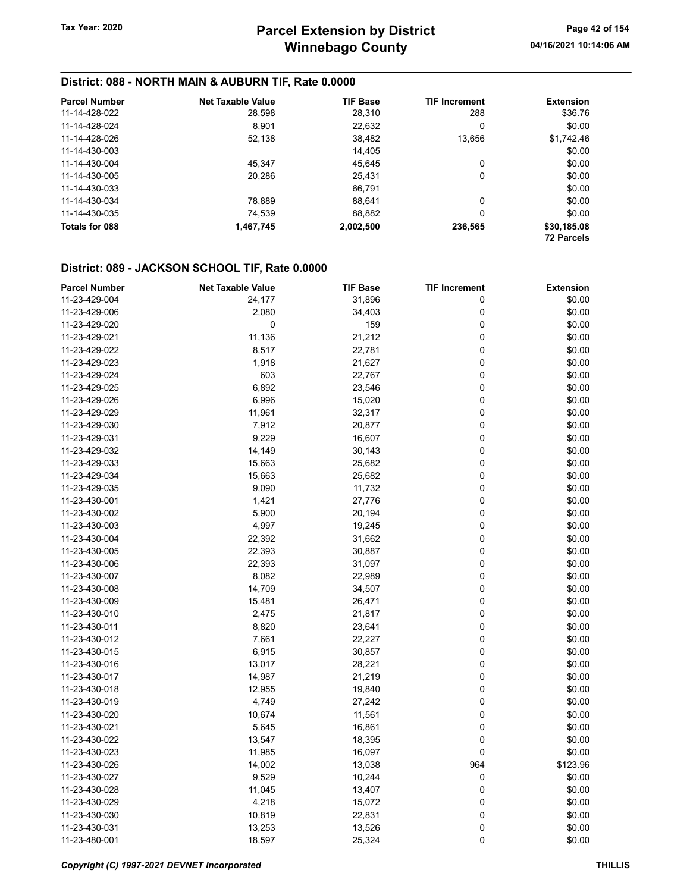## District: 088 - NORTH MAIN & AUBURN TIF, Rate 0.0000

| Parcel Number | Net Taxable Value | TIF Base | TIF Increment | Extension |
|---|---|---|---|---|
| 11-14-428-022 | 28,598 | 28,310 | 288 | $36.76 |
| 11-14-428-024 | 8,901 | 22,632 | 0 | $0.00 |
| 11-14-428-026 | 52,138 | 38,482 | 13,656 | $1,742.46 |
| 11-14-430-003 | | 14,405 | | $0.00 |
| 11-14-430-004 | 45,347 | 45,645 | 0 | $0.00 |
| 11-14-430-005 | 20,286 | 25,431 | 0 | $0.00 |
| 11-14-430-033 | | 66,791 | | $0.00 |
| 11-14-430-034 | 78,889 | 88,641 | 0 | $0.00 |
| 11-14-430-035 | 74,539 | 88,882 | 0 | $0.00 |
| **Totals for 088** | **1,467,745** | **2,002,500** | **236,565** | **$30,185.08** <br> **72 Parcels** |

## District: 089 - JACKSON SCHOOL TIF, Rate 0.0000

| Parcel Number | Net Taxable Value | TIF Base | TIF Increment | Extension |
|---|---|---|---|---|
| 11-23-429-004 | 24,177 | 31,896 | 0 | $0.00 |
| 11-23-429-006 | 2,080 | 34,403 | 0 | $0.00 |
| 11-23-429-020 | 0 | 159 | 0 | $0.00 |
| 11-23-429-021 | 11,136 | 21,212 | 0 | $0.00 |
| 11-23-429-022 | 8,517 | 22,781 | 0 | $0.00 |
| 11-23-429-023 | 1,918 | 21,627 | 0 | $0.00 |
| 11-23-429-024 | 603 | 22,767 | 0 | $0.00 |
| 11-23-429-025 | 6,892 | 23,546 | 0 | $0.00 |
| 11-23-429-026 | 6,996 | 15,020 | 0 | $0.00 |
| 11-23-429-029 | 11,961 | 32,317 | 0 | $0.00 |
| 11-23-429-030 | 7,912 | 20,877 | 0 | $0.00 |
| 11-23-429-031 | 9,229 | 16,607 | 0 | $0.00 |
| 11-23-429-032 | 14,149 | 30,143 | 0 | $0.00 |
| 11-23-429-033 | 15,663 | 25,682 | 0 | $0.00 |
| 11-23-429-034 | 15,663 | 25,682 | 0 | $0.00 |
| 11-23-429-035 | 9,090 | 11,732 | 0 | $0.00 |
| 11-23-430-001 | 1,421 | 27,776 | 0 | $0.00 |
| 11-23-430-002 | 5,900 | 20,194 | 0 | $0.00 |
| 11-23-430-003 | 4,997 | 19,245 | 0 | $0.00 |
| 11-23-430-004 | 22,392 | 31,662 | 0 | $0.00 |
| 11-23-430-005 | 22,393 | 30,887 | 0 | $0.00 |
| 11-23-430-006 | 22,393 | 31,097 | 0 | $0.00 |
| 11-23-430-007 | 8,082 | 22,989 | 0 | $0.00 |
| 11-23-430-008 | 14,709 | 34,507 | 0 | $0.00 |
| 11-23-430-009 | 15,481 | 26,471 | 0 | $0.00 |
| 11-23-430-010 | 2,475 | 21,817 | 0 | $0.00 |
| 11-23-430-011 | 8,820 | 23,641 | 0 | $0.00 |
| 11-23-430-012 | 7,661 | 22,227 | 0 | $0.00 |
| 11-23-430-015 | 6,915 | 30,857 | 0 | $0.00 |
| 11-23-430-016 | 13,017 | 28,221 | 0 | $0.00 |
| 11-23-430-017 | 14,987 | 21,219 | 0 | $0.00 |
| 11-23-430-018 | 12,955 | 19,840 | 0 | $0.00 |
| 11-23-430-019 | 4,749 | 27,242 | 0 | $0.00 |
| 11-23-430-020 | 10,674 | 11,561 | 0 | $0.00 |
| 11-23-430-021 | 5,645 | 16,861 | 0 | $0.00 |
| 11-23-430-022 | 13,547 | 18,395 | 0 | $0.00 |
| 11-23-430-023 | 11,985 | 16,097 | 0 | $0.00 |
| 11-23-430-026 | 14,002 | 13,038 | 964 | $123.96 |
| 11-23-430-027 | 9,529 | 10,244 | 0 | $0.00 |
| 11-23-430-028 | 11,045 | 13,407 | 0 | $0.00 |
| 11-23-430-029 | 4,218 | 15,072 | 0 | $0.00 |
| 11-23-430-030 | 10,819 | 22,831 | 0 | $0.00 |
| 11-23-430-031 | 13,253 | 13,526 | 0 | $0.00 |
| 11-23-480-001 | 18,597 | 25,324 | 0 | $0.00 |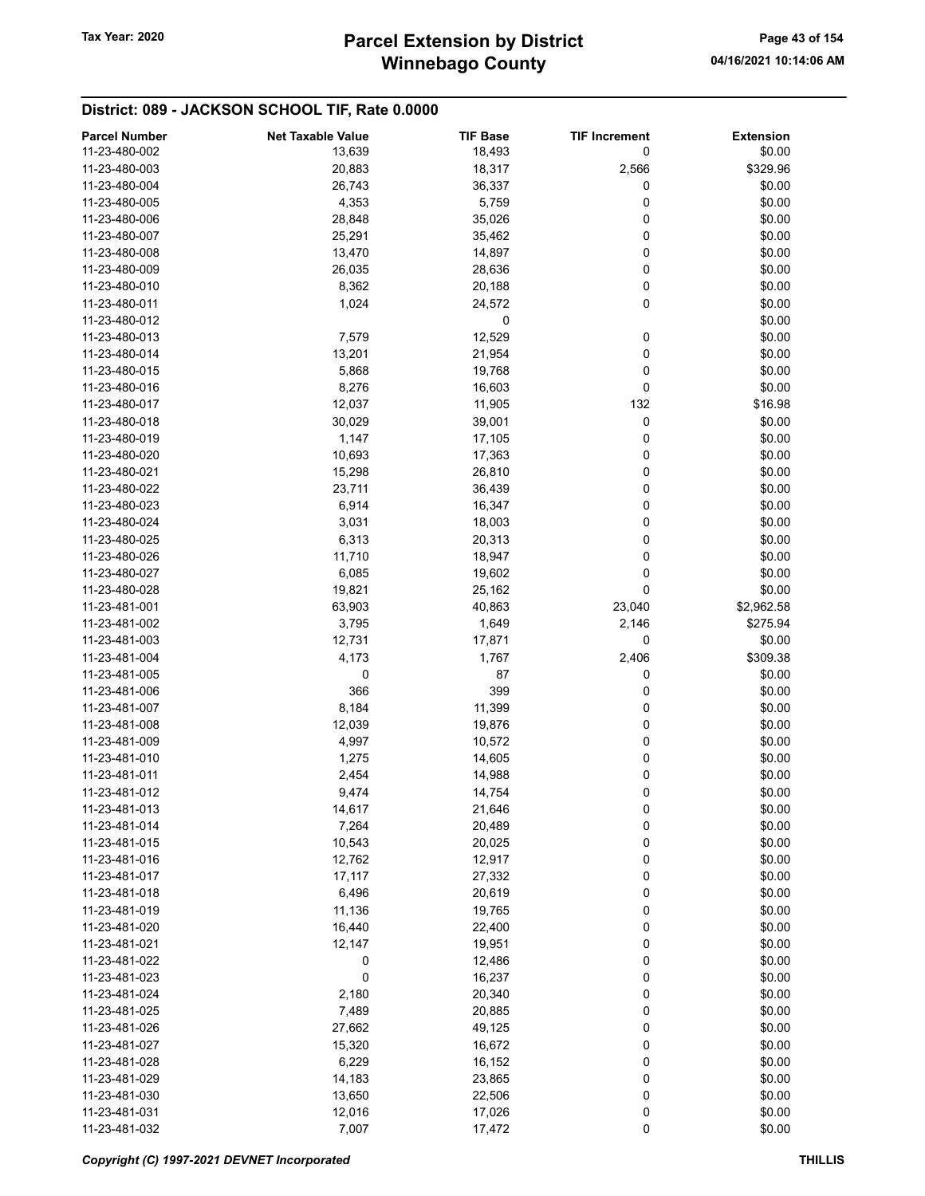## District: 089 - JACKSON SCHOOL TIF, Rate 0.0000

| Parcel Number | Net Taxable Value | TIF Base | TIF Increment | Extension |
|---|---|---|---|---|
| 11-23-480-002 | 13,639 | 18,493 | 0 | $0.00 |
| 11-23-480-003 | 20,883 | 18,317 | 2,566 | $329.96 |
| 11-23-480-004 | 26,743 | 36,337 | 0 | $0.00 |
| 11-23-480-005 | 4,353 | 5,759 | 0 | $0.00 |
| 11-23-480-006 | 28,848 | 35,026 | 0 | $0.00 |
| 11-23-480-007 | 25,291 | 35,462 | 0 | $0.00 |
| 11-23-480-008 | 13,470 | 14,897 | 0 | $0.00 |
| 11-23-480-009 | 26,035 | 28,636 | 0 | $0.00 |
| 11-23-480-010 | 8,362 | 20,188 | 0 | $0.00 |
| 11-23-480-011 | 1,024 | 24,572 | 0 | $0.00 |
| 11-23-480-012 | | 0 | | $0.00 |
| 11-23-480-013 | 7,579 | 12,529 | 0 | $0.00 |
| 11-23-480-014 | 13,201 | 21,954 | 0 | $0.00 |
| 11-23-480-015 | 5,868 | 19,768 | 0 | $0.00 |
| 11-23-480-016 | 8,276 | 16,603 | 0 | $0.00 |
| 11-23-480-017 | 12,037 | 11,905 | 132 | $16.98 |
| 11-23-480-018 | 30,029 | 39,001 | 0 | $0.00 |
| 11-23-480-019 | 1,147 | 17,105 | 0 | $0.00 |
| 11-23-480-020 | 10,693 | 17,363 | 0 | $0.00 |
| 11-23-480-021 | 15,298 | 26,810 | 0 | $0.00 |
| 11-23-480-022 | 23,711 | 36,439 | 0 | $0.00 |
| 11-23-480-023 | 6,914 | 16,347 | 0 | $0.00 |
| 11-23-480-024 | 3,031 | 18,003 | 0 | $0.00 |
| 11-23-480-025 | 6,313 | 20,313 | 0 | $0.00 |
| 11-23-480-026 | 11,710 | 18,947 | 0 | $0.00 |
| 11-23-480-027 | 6,085 | 19,602 | 0 | $0.00 |
| 11-23-480-028 | 19,821 | 25,162 | 0 | $0.00 |
| 11-23-481-001 | 63,903 | 40,863 | 23,040 | $2,962.58 |
| 11-23-481-002 | 3,795 | 1,649 | 2,146 | $275.94 |
| 11-23-481-003 | 12,731 | 17,871 | 0 | $0.00 |
| 11-23-481-004 | 4,173 | 1,767 | 2,406 | $309.38 |
| 11-23-481-005 | 0 | 87 | 0 | $0.00 |
| 11-23-481-006 | 366 | 399 | 0 | $0.00 |
| 11-23-481-007 | 8,184 | 11,399 | 0 | $0.00 |
| 11-23-481-008 | 12,039 | 19,876 | 0 | $0.00 |
| 11-23-481-009 | 4,997 | 10,572 | 0 | $0.00 |
| 11-23-481-010 | 1,275 | 14,605 | 0 | $0.00 |
| 11-23-481-011 | 2,454 | 14,988 | 0 | $0.00 |
| 11-23-481-012 | 9,474 | 14,754 | 0 | $0.00 |
| 11-23-481-013 | 14,617 | 21,646 | 0 | $0.00 |
| 11-23-481-014 | 7,264 | 20,489 | 0 | $0.00 |
| 11-23-481-015 | 10,543 | 20,025 | 0 | $0.00 |
| 11-23-481-016 | 12,762 | 12,917 | 0 | $0.00 |
| 11-23-481-017 | 17,117 | 27,332 | 0 | $0.00 |
| 11-23-481-018 | 6,496 | 20,619 | 0 | $0.00 |
| 11-23-481-019 | 11,136 | 19,765 | 0 | $0.00 |
| 11-23-481-020 | 16,440 | 22,400 | 0 | $0.00 |
| 11-23-481-021 | 12,147 | 19,951 | 0 | $0.00 |
| 11-23-481-022 | 0 | 12,486 | 0 | $0.00 |
| 11-23-481-023 | 0 | 16,237 | 0 | $0.00 |
| 11-23-481-024 | 2,180 | 20,340 | 0 | $0.00 |
| 11-23-481-025 | 7,489 | 20,885 | 0 | $0.00 |
| 11-23-481-026 | 27,662 | 49,125 | 0 | $0.00 |
| 11-23-481-027 | 15,320 | 16,672 | 0 | $0.00 |
| 11-23-481-028 | 6,229 | 16,152 | 0 | $0.00 |
| 11-23-481-029 | 14,183 | 23,865 | 0 | $0.00 |
| 11-23-481-030 | 13,650 | 22,506 | 0 | $0.00 |
| 11-23-481-031 | 12,016 | 17,026 | 0 | $0.00 |
| 11-23-481-032 | 7,007 | 17,472 | 0 | $0.00 |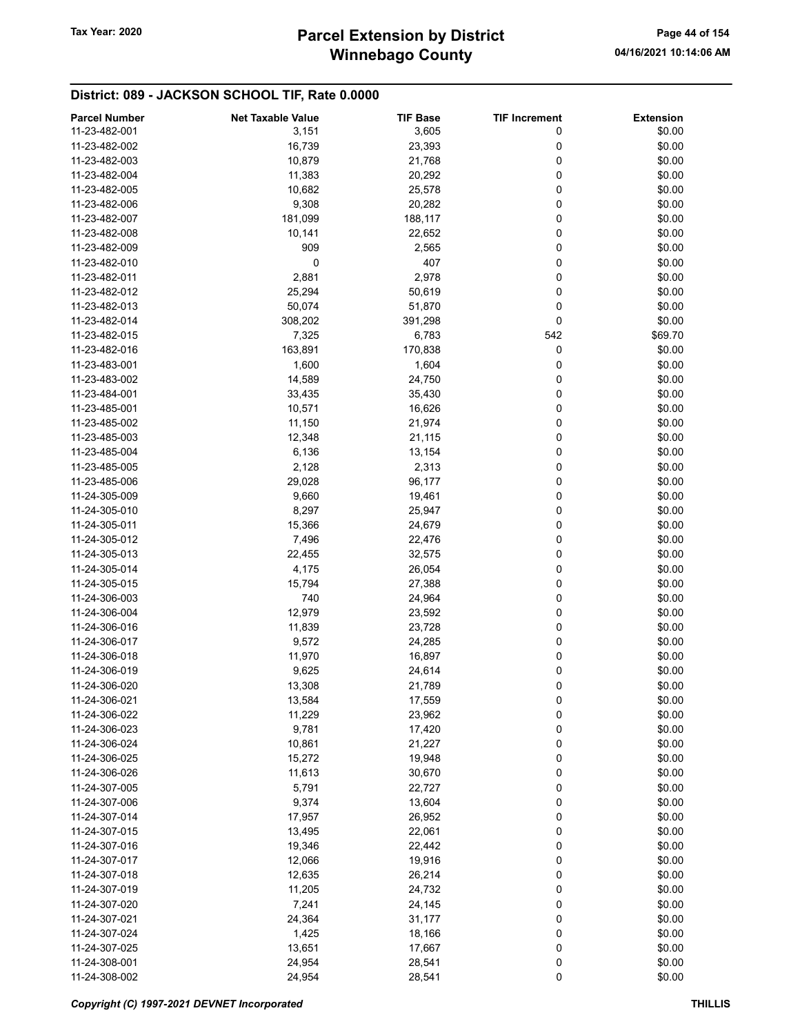## District: 089 - JACKSON SCHOOL TIF, Rate 0.0000

| Parcel Number | Net Taxable Value | TIF Base | TIF Increment | Extension |
|---|---|---|---|---|
| 11-23-482-001 | 3,151 | 3,605 | 0 | $0.00 |
| 11-23-482-002 | 16,739 | 23,393 | 0 | $0.00 |
| 11-23-482-003 | 10,879 | 21,768 | 0 | $0.00 |
| 11-23-482-004 | 11,383 | 20,292 | 0 | $0.00 |
| 11-23-482-005 | 10,682 | 25,578 | 0 | $0.00 |
| 11-23-482-006 | 9,308 | 20,282 | 0 | $0.00 |
| 11-23-482-007 | 181,099 | 188,117 | 0 | $0.00 |
| 11-23-482-008 | 10,141 | 22,652 | 0 | $0.00 |
| 11-23-482-009 | 909 | 2,565 | 0 | $0.00 |
| 11-23-482-010 | 0 | 407 | 0 | $0.00 |
| 11-23-482-011 | 2,881 | 2,978 | 0 | $0.00 |
| 11-23-482-012 | 25,294 | 50,619 | 0 | $0.00 |
| 11-23-482-013 | 50,074 | 51,870 | 0 | $0.00 |
| 11-23-482-014 | 308,202 | 391,298 | 0 | $0.00 |
| 11-23-482-015 | 7,325 | 6,783 | 542 | $69.70 |
| 11-23-482-016 | 163,891 | 170,838 | 0 | $0.00 |
| 11-23-483-001 | 1,600 | 1,604 | 0 | $0.00 |
| 11-23-483-002 | 14,589 | 24,750 | 0 | $0.00 |
| 11-23-484-001 | 33,435 | 35,430 | 0 | $0.00 |
| 11-23-485-001 | 10,571 | 16,626 | 0 | $0.00 |
| 11-23-485-002 | 11,150 | 21,974 | 0 | $0.00 |
| 11-23-485-003 | 12,348 | 21,115 | 0 | $0.00 |
| 11-23-485-004 | 6,136 | 13,154 | 0 | $0.00 |
| 11-23-485-005 | 2,128 | 2,313 | 0 | $0.00 |
| 11-23-485-006 | 29,028 | 96,177 | 0 | $0.00 |
| 11-24-305-009 | 9,660 | 19,461 | 0 | $0.00 |
| 11-24-305-010 | 8,297 | 25,947 | 0 | $0.00 |
| 11-24-305-011 | 15,366 | 24,679 | 0 | $0.00 |
| 11-24-305-012 | 7,496 | 22,476 | 0 | $0.00 |
| 11-24-305-013 | 22,455 | 32,575 | 0 | $0.00 |
| 11-24-305-014 | 4,175 | 26,054 | 0 | $0.00 |
| 11-24-305-015 | 15,794 | 27,388 | 0 | $0.00 |
| 11-24-306-003 | 740 | 24,964 | 0 | $0.00 |
| 11-24-306-004 | 12,979 | 23,592 | 0 | $0.00 |
| 11-24-306-016 | 11,839 | 23,728 | 0 | $0.00 |
| 11-24-306-017 | 9,572 | 24,285 | 0 | $0.00 |
| 11-24-306-018 | 11,970 | 16,897 | 0 | $0.00 |
| 11-24-306-019 | 9,625 | 24,614 | 0 | $0.00 |
| 11-24-306-020 | 13,308 | 21,789 | 0 | $0.00 |
| 11-24-306-021 | 13,584 | 17,559 | 0 | $0.00 |
| 11-24-306-022 | 11,229 | 23,962 | 0 | $0.00 |
| 11-24-306-023 | 9,781 | 17,420 | 0 | $0.00 |
| 11-24-306-024 | 10,861 | 21,227 | 0 | $0.00 |
| 11-24-306-025 | 15,272 | 19,948 | 0 | $0.00 |
| 11-24-306-026 | 11,613 | 30,670 | 0 | $0.00 |
| 11-24-307-005 | 5,791 | 22,727 | 0 | $0.00 |
| 11-24-307-006 | 9,374 | 13,604 | 0 | $0.00 |
| 11-24-307-014 | 17,957 | 26,952 | 0 | $0.00 |
| 11-24-307-015 | 13,495 | 22,061 | 0 | $0.00 |
| 11-24-307-016 | 19,346 | 22,442 | 0 | $0.00 |
| 11-24-307-017 | 12,066 | 19,916 | 0 | $0.00 |
| 11-24-307-018 | 12,635 | 26,214 | 0 | $0.00 |
| 11-24-307-019 | 11,205 | 24,732 | 0 | $0.00 |
| 11-24-307-020 | 7,241 | 24,145 | 0 | $0.00 |
| 11-24-307-021 | 24,364 | 31,177 | 0 | $0.00 |
| 11-24-307-024 | 1,425 | 18,166 | 0 | $0.00 |
| 11-24-307-025 | 13,651 | 17,667 | 0 | $0.00 |
| 11-24-308-001 | 24,954 | 28,541 | 0 | $0.00 |
| 11-24-308-002 | 24,954 | 28,541 | 0 | $0.00 |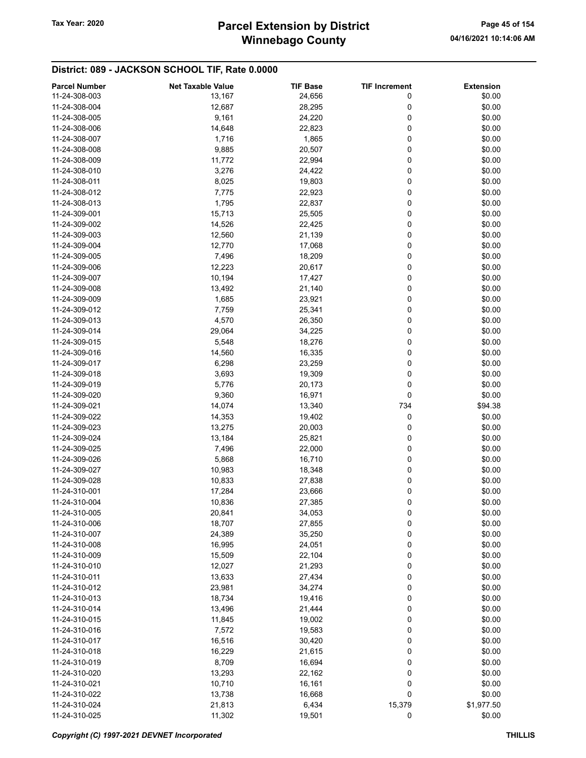## District: 089 - JACKSON SCHOOL TIF, Rate 0.0000

| Parcel Number | Net Taxable Value | TIF Base | TIF Increment | Extension |
|---|---|---|---|---|
| 11-24-308-003 | 13,167 | 24,656 | 0 | $0.00 |
| 11-24-308-004 | 12,687 | 28,295 | 0 | $0.00 |
| 11-24-308-005 | 9,161 | 24,220 | 0 | $0.00 |
| 11-24-308-006 | 14,648 | 22,823 | 0 | $0.00 |
| 11-24-308-007 | 1,716 | 1,865 | 0 | $0.00 |
| 11-24-308-008 | 9,885 | 20,507 | 0 | $0.00 |
| 11-24-308-009 | 11,772 | 22,994 | 0 | $0.00 |
| 11-24-308-010 | 3,276 | 24,422 | 0 | $0.00 |
| 11-24-308-011 | 8,025 | 19,803 | 0 | $0.00 |
| 11-24-308-012 | 7,775 | 22,923 | 0 | $0.00 |
| 11-24-308-013 | 1,795 | 22,837 | 0 | $0.00 |
| 11-24-309-001 | 15,713 | 25,505 | 0 | $0.00 |
| 11-24-309-002 | 14,526 | 22,425 | 0 | $0.00 |
| 11-24-309-003 | 12,560 | 21,139 | 0 | $0.00 |
| 11-24-309-004 | 12,770 | 17,068 | 0 | $0.00 |
| 11-24-309-005 | 7,496 | 18,209 | 0 | $0.00 |
| 11-24-309-006 | 12,223 | 20,617 | 0 | $0.00 |
| 11-24-309-007 | 10,194 | 17,427 | 0 | $0.00 |
| 11-24-309-008 | 13,492 | 21,140 | 0 | $0.00 |
| 11-24-309-009 | 1,685 | 23,921 | 0 | $0.00 |
| 11-24-309-012 | 7,759 | 25,341 | 0 | $0.00 |
| 11-24-309-013 | 4,570 | 26,350 | 0 | $0.00 |
| 11-24-309-014 | 29,064 | 34,225 | 0 | $0.00 |
| 11-24-309-015 | 5,548 | 18,276 | 0 | $0.00 |
| 11-24-309-016 | 14,560 | 16,335 | 0 | $0.00 |
| 11-24-309-017 | 6,298 | 23,259 | 0 | $0.00 |
| 11-24-309-018 | 3,693 | 19,309 | 0 | $0.00 |
| 11-24-309-019 | 5,776 | 20,173 | 0 | $0.00 |
| 11-24-309-020 | 9,360 | 16,971 | 0 | $0.00 |
| 11-24-309-021 | 14,074 | 13,340 | 734 | $94.38 |
| 11-24-309-022 | 14,353 | 19,402 | 0 | $0.00 |
| 11-24-309-023 | 13,275 | 20,003 | 0 | $0.00 |
| 11-24-309-024 | 13,184 | 25,821 | 0 | $0.00 |
| 11-24-309-025 | 7,496 | 22,000 | 0 | $0.00 |
| 11-24-309-026 | 5,868 | 16,710 | 0 | $0.00 |
| 11-24-309-027 | 10,983 | 18,348 | 0 | $0.00 |
| 11-24-309-028 | 10,833 | 27,838 | 0 | $0.00 |
| 11-24-310-001 | 17,284 | 23,666 | 0 | $0.00 |
| 11-24-310-004 | 10,836 | 27,385 | 0 | $0.00 |
| 11-24-310-005 | 20,841 | 34,053 | 0 | $0.00 |
| 11-24-310-006 | 18,707 | 27,855 | 0 | $0.00 |
| 11-24-310-007 | 24,389 | 35,250 | 0 | $0.00 |
| 11-24-310-008 | 16,995 | 24,051 | 0 | $0.00 |
| 11-24-310-009 | 15,509 | 22,104 | 0 | $0.00 |
| 11-24-310-010 | 12,027 | 21,293 | 0 | $0.00 |
| 11-24-310-011 | 13,633 | 27,434 | 0 | $0.00 |
| 11-24-310-012 | 23,981 | 34,274 | 0 | $0.00 |
| 11-24-310-013 | 18,734 | 19,416 | 0 | $0.00 |
| 11-24-310-014 | 13,496 | 21,444 | 0 | $0.00 |
| 11-24-310-015 | 11,845 | 19,002 | 0 | $0.00 |
| 11-24-310-016 | 7,572 | 19,583 | 0 | $0.00 |
| 11-24-310-017 | 16,516 | 30,420 | 0 | $0.00 |
| 11-24-310-018 | 16,229 | 21,615 | 0 | $0.00 |
| 11-24-310-019 | 8,709 | 16,694 | 0 | $0.00 |
| 11-24-310-020 | 13,293 | 22,162 | 0 | $0.00 |
| 11-24-310-021 | 10,710 | 16,161 | 0 | $0.00 |
| 11-24-310-022 | 13,738 | 16,668 | 0 | $0.00 |
| 11-24-310-024 | 21,813 | 6,434 | 15,379 | $1,977.50 |
| 11-24-310-025 | 11,302 | 19,501 | 0 | $0.00 |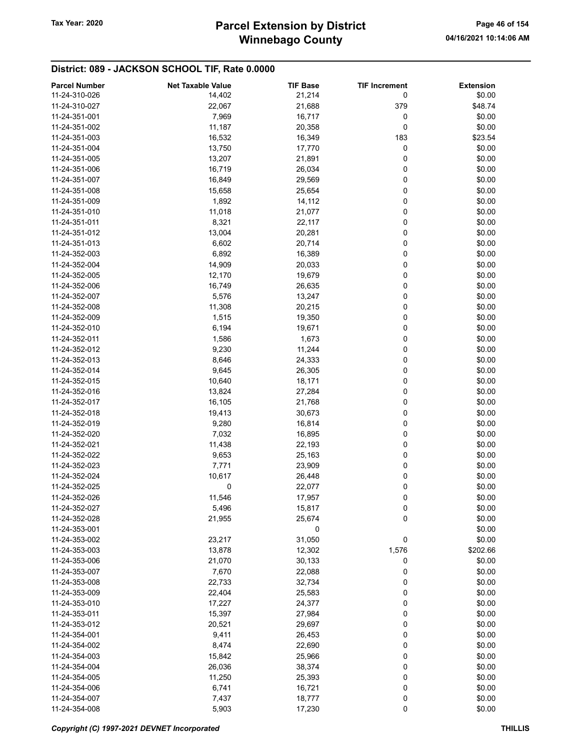## District: 089 - JACKSON SCHOOL TIF, Rate 0.0000

| Parcel Number | Net Taxable Value | TIF Base | TIF Increment | Extension |
|---|---|---|---|---|
| 11-24-310-026 | 14,402 | 21,214 | 0 | $0.00 |
| 11-24-310-027 | 22,067 | 21,688 | 379 | $48.74 |
| 11-24-351-001 | 7,969 | 16,717 | 0 | $0.00 |
| 11-24-351-002 | 11,187 | 20,358 | 0 | $0.00 |
| 11-24-351-003 | 16,532 | 16,349 | 183 | $23.54 |
| 11-24-351-004 | 13,750 | 17,770 | 0 | $0.00 |
| 11-24-351-005 | 13,207 | 21,891 | 0 | $0.00 |
| 11-24-351-006 | 16,719 | 26,034 | 0 | $0.00 |
| 11-24-351-007 | 16,849 | 29,569 | 0 | $0.00 |
| 11-24-351-008 | 15,658 | 25,654 | 0 | $0.00 |
| 11-24-351-009 | 1,892 | 14,112 | 0 | $0.00 |
| 11-24-351-010 | 11,018 | 21,077 | 0 | $0.00 |
| 11-24-351-011 | 8,321 | 22,117 | 0 | $0.00 |
| 11-24-351-012 | 13,004 | 20,281 | 0 | $0.00 |
| 11-24-351-013 | 6,602 | 20,714 | 0 | $0.00 |
| 11-24-352-003 | 6,892 | 16,389 | 0 | $0.00 |
| 11-24-352-004 | 14,909 | 20,033 | 0 | $0.00 |
| 11-24-352-005 | 12,170 | 19,679 | 0 | $0.00 |
| 11-24-352-006 | 16,749 | 26,635 | 0 | $0.00 |
| 11-24-352-007 | 5,576 | 13,247 | 0 | $0.00 |
| 11-24-352-008 | 11,308 | 20,215 | 0 | $0.00 |
| 11-24-352-009 | 1,515 | 19,350 | 0 | $0.00 |
| 11-24-352-010 | 6,194 | 19,671 | 0 | $0.00 |
| 11-24-352-011 | 1,586 | 1,673 | 0 | $0.00 |
| 11-24-352-012 | 9,230 | 11,244 | 0 | $0.00 |
| 11-24-352-013 | 8,646 | 24,333 | 0 | $0.00 |
| 11-24-352-014 | 9,645 | 26,305 | 0 | $0.00 |
| 11-24-352-015 | 10,640 | 18,171 | 0 | $0.00 |
| 11-24-352-016 | 13,824 | 27,284 | 0 | $0.00 |
| 11-24-352-017 | 16,105 | 21,768 | 0 | $0.00 |
| 11-24-352-018 | 19,413 | 30,673 | 0 | $0.00 |
| 11-24-352-019 | 9,280 | 16,814 | 0 | $0.00 |
| 11-24-352-020 | 7,032 | 16,895 | 0 | $0.00 |
| 11-24-352-021 | 11,438 | 22,193 | 0 | $0.00 |
| 11-24-352-022 | 9,653 | 25,163 | 0 | $0.00 |
| 11-24-352-023 | 7,771 | 23,909 | 0 | $0.00 |
| 11-24-352-024 | 10,617 | 26,448 | 0 | $0.00 |
| 11-24-352-025 | 0 | 22,077 | 0 | $0.00 |
| 11-24-352-026 | 11,546 | 17,957 | 0 | $0.00 |
| 11-24-352-027 | 5,496 | 15,817 | 0 | $0.00 |
| 11-24-352-028 | 21,955 | 25,674 | 0 | $0.00 |
| 11-24-353-001 | | 0 | | $0.00 |
| 11-24-353-002 | 23,217 | 31,050 | 0 | $0.00 |
| 11-24-353-003 | 13,878 | 12,302 | 1,576 | $202.66 |
| 11-24-353-006 | 21,070 | 30,133 | 0 | $0.00 |
| 11-24-353-007 | 7,670 | 22,088 | 0 | $0.00 |
| 11-24-353-008 | 22,733 | 32,734 | 0 | $0.00 |
| 11-24-353-009 | 22,404 | 25,583 | 0 | $0.00 |
| 11-24-353-010 | 17,227 | 24,377 | 0 | $0.00 |
| 11-24-353-011 | 15,397 | 27,984 | 0 | $0.00 |
| 11-24-353-012 | 20,521 | 29,697 | 0 | $0.00 |
| 11-24-354-001 | 9,411 | 26,453 | 0 | $0.00 |
| 11-24-354-002 | 8,474 | 22,690 | 0 | $0.00 |
| 11-24-354-003 | 15,842 | 25,966 | 0 | $0.00 |
| 11-24-354-004 | 26,036 | 38,374 | 0 | $0.00 |
| 11-24-354-005 | 11,250 | 25,393 | 0 | $0.00 |
| 11-24-354-006 | 6,741 | 16,721 | 0 | $0.00 |
| 11-24-354-007 | 7,437 | 18,777 | 0 | $0.00 |
| 11-24-354-008 | 5,903 | 17,230 | 0 | $0.00 |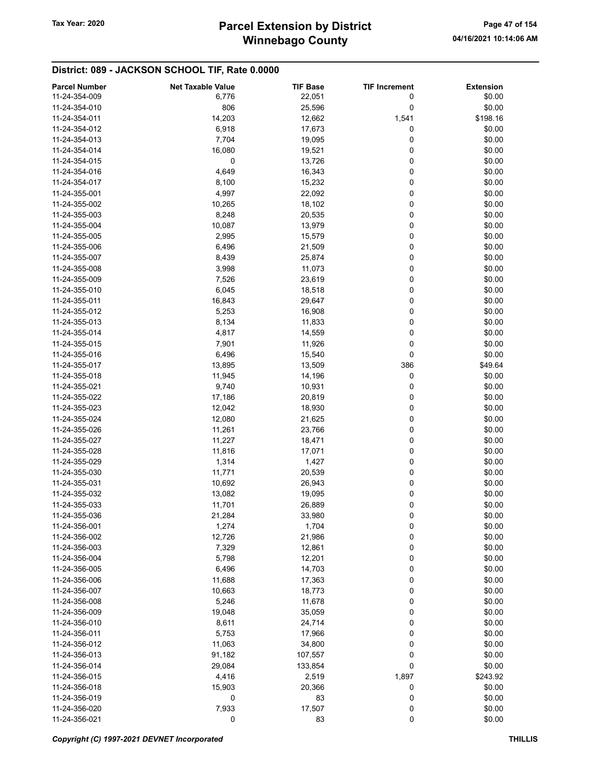## District: 089 - JACKSON SCHOOL TIF, Rate 0.0000

| Parcel Number | Net Taxable Value | TIF Base | TIF Increment | Extension |
|---|---|---|---|---|
| 11-24-354-009 | 6,776 | 22,051 | 0 | $0.00 |
| 11-24-354-010 | 806 | 25,596 | 0 | $0.00 |
| 11-24-354-011 | 14,203 | 12,662 | 1,541 | $198.16 |
| 11-24-354-012 | 6,918 | 17,673 | 0 | $0.00 |
| 11-24-354-013 | 7,704 | 19,095 | 0 | $0.00 |
| 11-24-354-014 | 16,080 | 19,521 | 0 | $0.00 |
| 11-24-354-015 | 0 | 13,726 | 0 | $0.00 |
| 11-24-354-016 | 4,649 | 16,343 | 0 | $0.00 |
| 11-24-354-017 | 8,100 | 15,232 | 0 | $0.00 |
| 11-24-355-001 | 4,997 | 22,092 | 0 | $0.00 |
| 11-24-355-002 | 10,265 | 18,102 | 0 | $0.00 |
| 11-24-355-003 | 8,248 | 20,535 | 0 | $0.00 |
| 11-24-355-004 | 10,087 | 13,979 | 0 | $0.00 |
| 11-24-355-005 | 2,995 | 15,579 | 0 | $0.00 |
| 11-24-355-006 | 6,496 | 21,509 | 0 | $0.00 |
| 11-24-355-007 | 8,439 | 25,874 | 0 | $0.00 |
| 11-24-355-008 | 3,998 | 11,073 | 0 | $0.00 |
| 11-24-355-009 | 7,526 | 23,619 | 0 | $0.00 |
| 11-24-355-010 | 6,045 | 18,518 | 0 | $0.00 |
| 11-24-355-011 | 16,843 | 29,647 | 0 | $0.00 |
| 11-24-355-012 | 5,253 | 16,908 | 0 | $0.00 |
| 11-24-355-013 | 8,134 | 11,833 | 0 | $0.00 |
| 11-24-355-014 | 4,817 | 14,559 | 0 | $0.00 |
| 11-24-355-015 | 7,901 | 11,926 | 0 | $0.00 |
| 11-24-355-016 | 6,496 | 15,540 | 0 | $0.00 |
| 11-24-355-017 | 13,895 | 13,509 | 386 | $49.64 |
| 11-24-355-018 | 11,945 | 14,196 | 0 | $0.00 |
| 11-24-355-021 | 9,740 | 10,931 | 0 | $0.00 |
| 11-24-355-022 | 17,186 | 20,819 | 0 | $0.00 |
| 11-24-355-023 | 12,042 | 18,930 | 0 | $0.00 |
| 11-24-355-024 | 12,080 | 21,625 | 0 | $0.00 |
| 11-24-355-026 | 11,261 | 23,766 | 0 | $0.00 |
| 11-24-355-027 | 11,227 | 18,471 | 0 | $0.00 |
| 11-24-355-028 | 11,816 | 17,071 | 0 | $0.00 |
| 11-24-355-029 | 1,314 | 1,427 | 0 | $0.00 |
| 11-24-355-030 | 11,771 | 20,539 | 0 | $0.00 |
| 11-24-355-031 | 10,692 | 26,943 | 0 | $0.00 |
| 11-24-355-032 | 13,082 | 19,095 | 0 | $0.00 |
| 11-24-355-033 | 11,701 | 26,889 | 0 | $0.00 |
| 11-24-355-036 | 21,284 | 33,980 | 0 | $0.00 |
| 11-24-356-001 | 1,274 | 1,704 | 0 | $0.00 |
| 11-24-356-002 | 12,726 | 21,986 | 0 | $0.00 |
| 11-24-356-003 | 7,329 | 12,861 | 0 | $0.00 |
| 11-24-356-004 | 5,798 | 12,201 | 0 | $0.00 |
| 11-24-356-005 | 6,496 | 14,703 | 0 | $0.00 |
| 11-24-356-006 | 11,688 | 17,363 | 0 | $0.00 |
| 11-24-356-007 | 10,663 | 18,773 | 0 | $0.00 |
| 11-24-356-008 | 5,246 | 11,678 | 0 | $0.00 |
| 11-24-356-009 | 19,048 | 35,059 | 0 | $0.00 |
| 11-24-356-010 | 8,611 | 24,714 | 0 | $0.00 |
| 11-24-356-011 | 5,753 | 17,966 | 0 | $0.00 |
| 11-24-356-012 | 11,063 | 34,800 | 0 | $0.00 |
| 11-24-356-013 | 91,182 | 107,557 | 0 | $0.00 |
| 11-24-356-014 | 29,084 | 133,854 | 0 | $0.00 |
| 11-24-356-015 | 4,416 | 2,519 | 1,897 | $243.92 |
| 11-24-356-018 | 15,903 | 20,366 | 0 | $0.00 |
| 11-24-356-019 | 0 | 83 | 0 | $0.00 |
| 11-24-356-020 | 7,933 | 17,507 | 0 | $0.00 |
| 11-24-356-021 | 0 | 83 | 0 | $0.00 |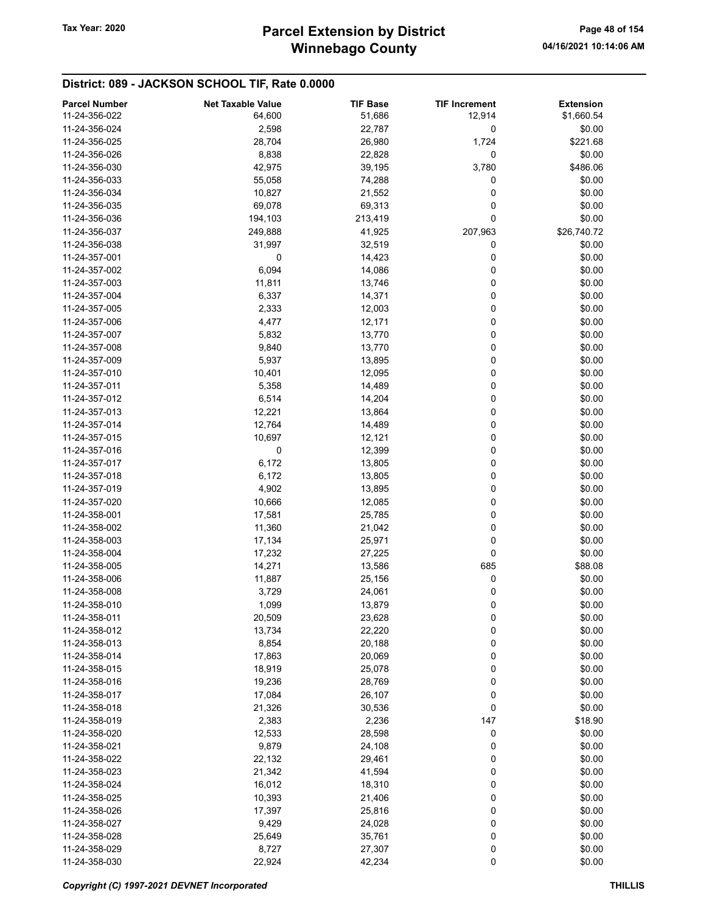## District: 089 - JACKSON SCHOOL TIF, Rate 0.0000

| Parcel Number | Net Taxable Value | TIF Base | TIF Increment | Extension |
|---|---|---|---|---|
| 11-24-356-022 | 64,600 | 51,686 | 12,914 | $1,660.54 |
| 11-24-356-024 | 2,598 | 22,787 | 0 | $0.00 |
| 11-24-356-025 | 28,704 | 26,980 | 1,724 | $221.68 |
| 11-24-356-026 | 8,838 | 22,828 | 0 | $0.00 |
| 11-24-356-030 | 42,975 | 39,195 | 3,780 | $486.06 |
| 11-24-356-033 | 55,058 | 74,288 | 0 | $0.00 |
| 11-24-356-034 | 10,827 | 21,552 | 0 | $0.00 |
| 11-24-356-035 | 69,078 | 69,313 | 0 | $0.00 |
| 11-24-356-036 | 194,103 | 213,419 | 0 | $0.00 |
| 11-24-356-037 | 249,888 | 41,925 | 207,963 | $26,740.72 |
| 11-24-356-038 | 31,997 | 32,519 | 0 | $0.00 |
| 11-24-357-001 | 0 | 14,423 | 0 | $0.00 |
| 11-24-357-002 | 6,094 | 14,086 | 0 | $0.00 |
| 11-24-357-003 | 11,811 | 13,746 | 0 | $0.00 |
| 11-24-357-004 | 6,337 | 14,371 | 0 | $0.00 |
| 11-24-357-005 | 2,333 | 12,003 | 0 | $0.00 |
| 11-24-357-006 | 4,477 | 12,171 | 0 | $0.00 |
| 11-24-357-007 | 5,832 | 13,770 | 0 | $0.00 |
| 11-24-357-008 | 9,840 | 13,770 | 0 | $0.00 |
| 11-24-357-009 | 5,937 | 13,895 | 0 | $0.00 |
| 11-24-357-010 | 10,401 | 12,095 | 0 | $0.00 |
| 11-24-357-011 | 5,358 | 14,489 | 0 | $0.00 |
| 11-24-357-012 | 6,514 | 14,204 | 0 | $0.00 |
| 11-24-357-013 | 12,221 | 13,864 | 0 | $0.00 |
| 11-24-357-014 | 12,764 | 14,489 | 0 | $0.00 |
| 11-24-357-015 | 10,697 | 12,121 | 0 | $0.00 |
| 11-24-357-016 | 0 | 12,399 | 0 | $0.00 |
| 11-24-357-017 | 6,172 | 13,805 | 0 | $0.00 |
| 11-24-357-018 | 6,172 | 13,805 | 0 | $0.00 |
| 11-24-357-019 | 4,902 | 13,895 | 0 | $0.00 |
| 11-24-357-020 | 10,666 | 12,085 | 0 | $0.00 |
| 11-24-358-001 | 17,581 | 25,785 | 0 | $0.00 |
| 11-24-358-002 | 11,360 | 21,042 | 0 | $0.00 |
| 11-24-358-003 | 17,134 | 25,971 | 0 | $0.00 |
| 11-24-358-004 | 17,232 | 27,225 | 0 | $0.00 |
| 11-24-358-005 | 14,271 | 13,586 | 685 | $88.08 |
| 11-24-358-006 | 11,887 | 25,156 | 0 | $0.00 |
| 11-24-358-008 | 3,729 | 24,061 | 0 | $0.00 |
| 11-24-358-010 | 1,099 | 13,879 | 0 | $0.00 |
| 11-24-358-011 | 20,509 | 23,628 | 0 | $0.00 |
| 11-24-358-012 | 13,734 | 22,220 | 0 | $0.00 |
| 11-24-358-013 | 8,854 | 20,188 | 0 | $0.00 |
| 11-24-358-014 | 17,863 | 20,069 | 0 | $0.00 |
| 11-24-358-015 | 18,919 | 25,078 | 0 | $0.00 |
| 11-24-358-016 | 19,236 | 28,769 | 0 | $0.00 |
| 11-24-358-017 | 17,084 | 26,107 | 0 | $0.00 |
| 11-24-358-018 | 21,326 | 30,536 | 0 | $0.00 |
| 11-24-358-019 | 2,383 | 2,236 | 147 | $18.90 |
| 11-24-358-020 | 12,533 | 28,598 | 0 | $0.00 |
| 11-24-358-021 | 9,879 | 24,108 | 0 | $0.00 |
| 11-24-358-022 | 22,132 | 29,461 | 0 | $0.00 |
| 11-24-358-023 | 21,342 | 41,594 | 0 | $0.00 |
| 11-24-358-024 | 16,012 | 18,310 | 0 | $0.00 |
| 11-24-358-025 | 10,393 | 21,406 | 0 | $0.00 |
| 11-24-358-026 | 17,397 | 25,816 | 0 | $0.00 |
| 11-24-358-027 | 9,429 | 24,028 | 0 | $0.00 |
| 11-24-358-028 | 25,649 | 35,761 | 0 | $0.00 |
| 11-24-358-029 | 8,727 | 27,307 | 0 | $0.00 |
| 11-24-358-030 | 22,924 | 42,234 | 0 | $0.00 |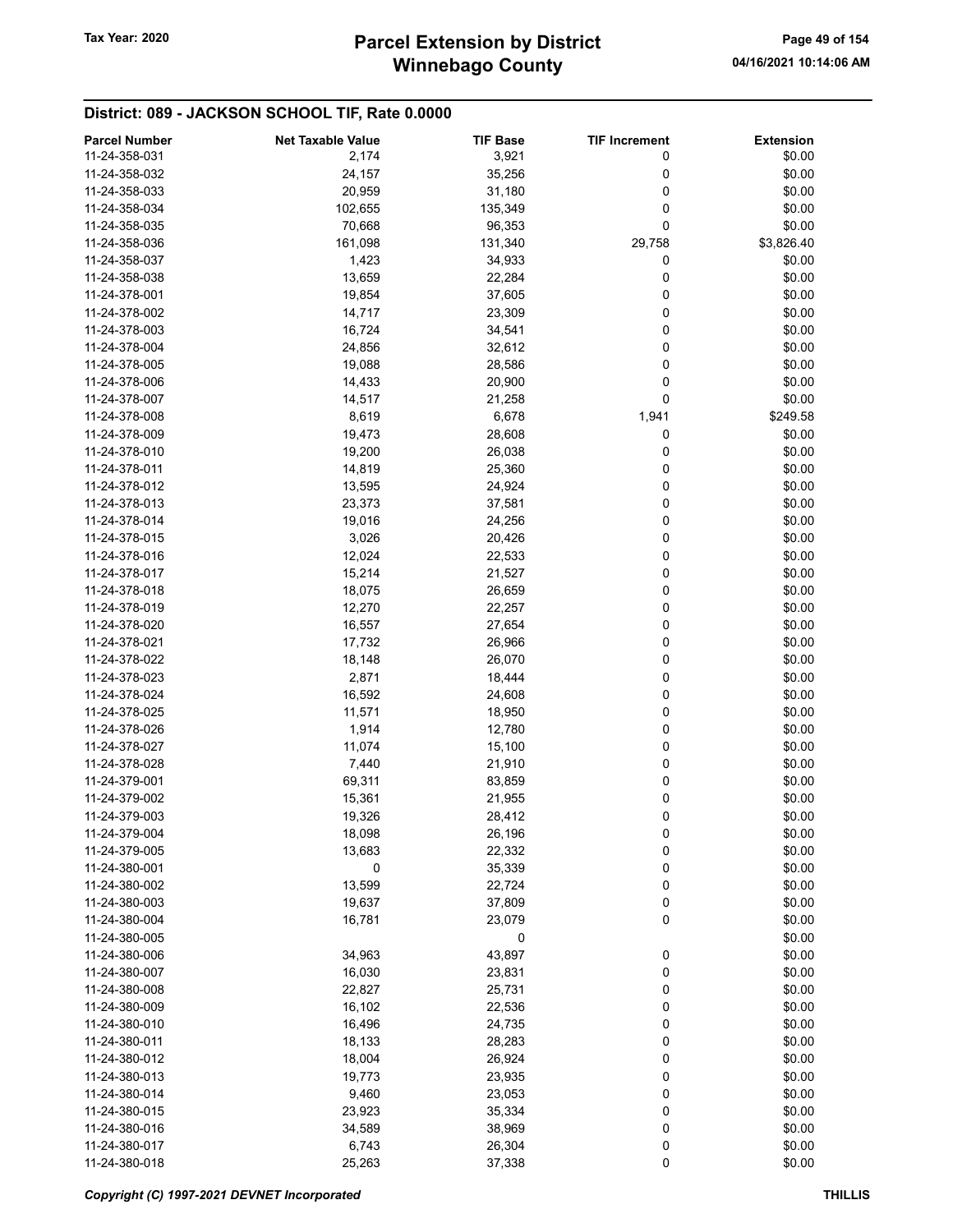## District: 089 - JACKSON SCHOOL TIF, Rate 0.0000

| Parcel Number | Net Taxable Value | TIF Base | TIF Increment | Extension |
|---|---|---|---|---|
| 11-24-358-031 | 2,174 | 3,921 | 0 | $0.00 |
| 11-24-358-032 | 24,157 | 35,256 | 0 | $0.00 |
| 11-24-358-033 | 20,959 | 31,180 | 0 | $0.00 |
| 11-24-358-034 | 102,655 | 135,349 | 0 | $0.00 |
| 11-24-358-035 | 70,668 | 96,353 | 0 | $0.00 |
| 11-24-358-036 | 161,098 | 131,340 | 29,758 | $3,826.40 |
| 11-24-358-037 | 1,423 | 34,933 | 0 | $0.00 |
| 11-24-358-038 | 13,659 | 22,284 | 0 | $0.00 |
| 11-24-378-001 | 19,854 | 37,605 | 0 | $0.00 |
| 11-24-378-002 | 14,717 | 23,309 | 0 | $0.00 |
| 11-24-378-003 | 16,724 | 34,541 | 0 | $0.00 |
| 11-24-378-004 | 24,856 | 32,612 | 0 | $0.00 |
| 11-24-378-005 | 19,088 | 28,586 | 0 | $0.00 |
| 11-24-378-006 | 14,433 | 20,900 | 0 | $0.00 |
| 11-24-378-007 | 14,517 | 21,258 | 0 | $0.00 |
| 11-24-378-008 | 8,619 | 6,678 | 1,941 | $249.58 |
| 11-24-378-009 | 19,473 | 28,608 | 0 | $0.00 |
| 11-24-378-010 | 19,200 | 26,038 | 0 | $0.00 |
| 11-24-378-011 | 14,819 | 25,360 | 0 | $0.00 |
| 11-24-378-012 | 13,595 | 24,924 | 0 | $0.00 |
| 11-24-378-013 | 23,373 | 37,581 | 0 | $0.00 |
| 11-24-378-014 | 19,016 | 24,256 | 0 | $0.00 |
| 11-24-378-015 | 3,026 | 20,426 | 0 | $0.00 |
| 11-24-378-016 | 12,024 | 22,533 | 0 | $0.00 |
| 11-24-378-017 | 15,214 | 21,527 | 0 | $0.00 |
| 11-24-378-018 | 18,075 | 26,659 | 0 | $0.00 |
| 11-24-378-019 | 12,270 | 22,257 | 0 | $0.00 |
| 11-24-378-020 | 16,557 | 27,654 | 0 | $0.00 |
| 11-24-378-021 | 17,732 | 26,966 | 0 | $0.00 |
| 11-24-378-022 | 18,148 | 26,070 | 0 | $0.00 |
| 11-24-378-023 | 2,871 | 18,444 | 0 | $0.00 |
| 11-24-378-024 | 16,592 | 24,608 | 0 | $0.00 |
| 11-24-378-025 | 11,571 | 18,950 | 0 | $0.00 |
| 11-24-378-026 | 1,914 | 12,780 | 0 | $0.00 |
| 11-24-378-027 | 11,074 | 15,100 | 0 | $0.00 |
| 11-24-378-028 | 7,440 | 21,910 | 0 | $0.00 |
| 11-24-379-001 | 69,311 | 83,859 | 0 | $0.00 |
| 11-24-379-002 | 15,361 | 21,955 | 0 | $0.00 |
| 11-24-379-003 | 19,326 | 28,412 | 0 | $0.00 |
| 11-24-379-004 | 18,098 | 26,196 | 0 | $0.00 |
| 11-24-379-005 | 13,683 | 22,332 | 0 | $0.00 |
| 11-24-380-001 | 0 | 35,339 | 0 | $0.00 |
| 11-24-380-002 | 13,599 | 22,724 | 0 | $0.00 |
| 11-24-380-003 | 19,637 | 37,809 | 0 | $0.00 |
| 11-24-380-004 | 16,781 | 23,079 | 0 | $0.00 |
| 11-24-380-005 | | 0 | | $0.00 |
| 11-24-380-006 | 34,963 | 43,897 | 0 | $0.00 |
| 11-24-380-007 | 16,030 | 23,831 | 0 | $0.00 |
| 11-24-380-008 | 22,827 | 25,731 | 0 | $0.00 |
| 11-24-380-009 | 16,102 | 22,536 | 0 | $0.00 |
| 11-24-380-010 | 16,496 | 24,735 | 0 | $0.00 |
| 11-24-380-011 | 18,133 | 28,283 | 0 | $0.00 |
| 11-24-380-012 | 18,004 | 26,924 | 0 | $0.00 |
| 11-24-380-013 | 19,773 | 23,935 | 0 | $0.00 |
| 11-24-380-014 | 9,460 | 23,053 | 0 | $0.00 |
| 11-24-380-015 | 23,923 | 35,334 | 0 | $0.00 |
| 11-24-380-016 | 34,589 | 38,969 | 0 | $0.00 |
| 11-24-380-017 | 6,743 | 26,304 | 0 | $0.00 |
| 11-24-380-018 | 25,263 | 37,338 | 0 | $0.00 |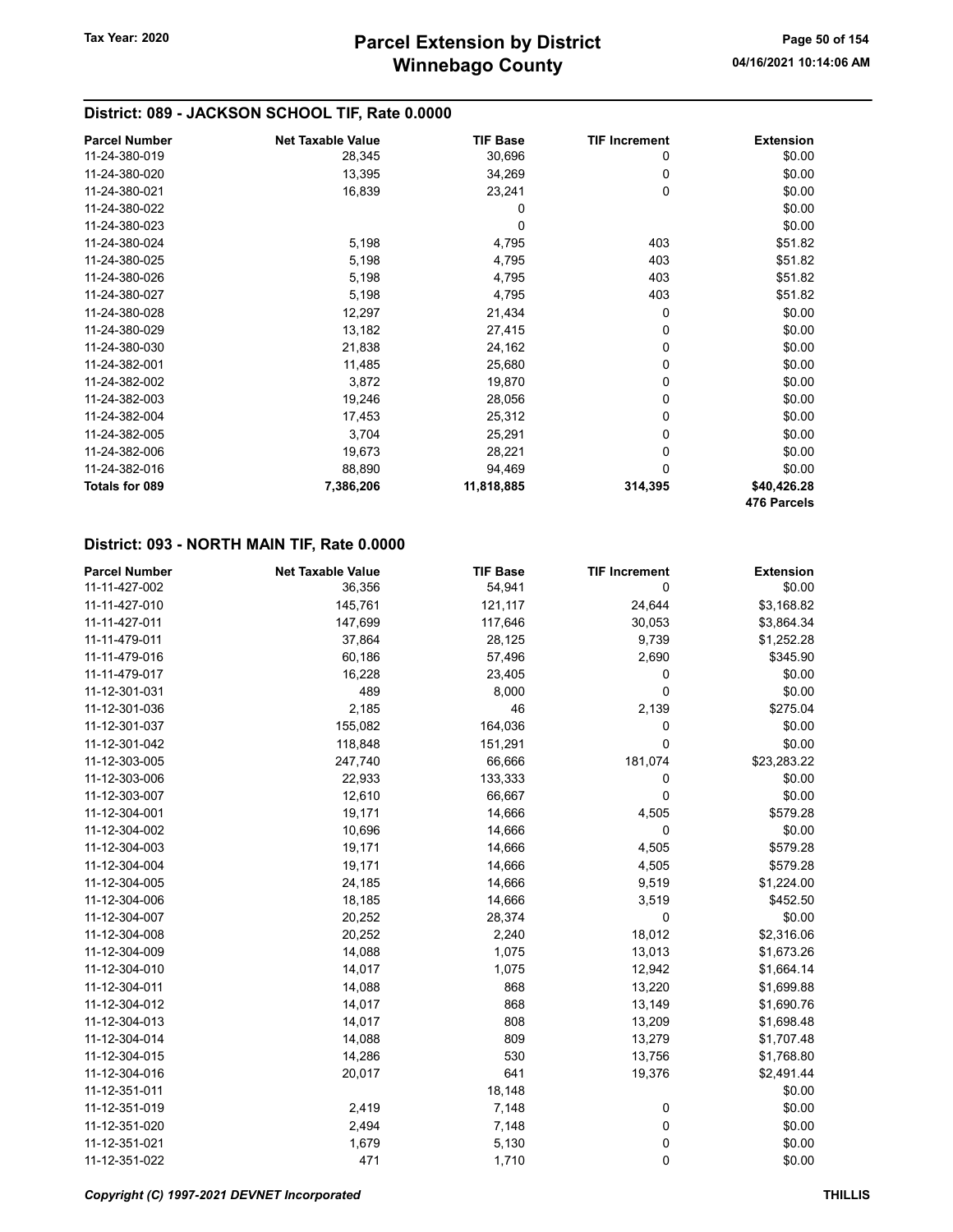## District: 089 - JACKSON SCHOOL TIF, Rate 0.0000

| Parcel Number | Net Taxable Value | TIF Base | TIF Increment | Extension |
|---|---|---|---|---|
| 11-24-380-019 | 28,345 | 30,696 | 0 | $0.00 |
| 11-24-380-020 | 13,395 | 34,269 | 0 | $0.00 |
| 11-24-380-021 | 16,839 | 23,241 | 0 | $0.00 |
| 11-24-380-022 | | 0 | | $0.00 |
| 11-24-380-023 | | 0 | | $0.00 |
| 11-24-380-024 | 5,198 | 4,795 | 403 | $51.82 |
| 11-24-380-025 | 5,198 | 4,795 | 403 | $51.82 |
| 11-24-380-026 | 5,198 | 4,795 | 403 | $51.82 |
| 11-24-380-027 | 5,198 | 4,795 | 403 | $51.82 |
| 11-24-380-028 | 12,297 | 21,434 | 0 | $0.00 |
| 11-24-380-029 | 13,182 | 27,415 | 0 | $0.00 |
| 11-24-380-030 | 21,838 | 24,162 | 0 | $0.00 |
| 11-24-382-001 | 11,485 | 25,680 | 0 | $0.00 |
| 11-24-382-002 | 3,872 | 19,870 | 0 | $0.00 |
| 11-24-382-003 | 19,246 | 28,056 | 0 | $0.00 |
| 11-24-382-004 | 17,453 | 25,312 | 0 | $0.00 |
| 11-24-382-005 | 3,704 | 25,291 | 0 | $0.00 |
| 11-24-382-006 | 19,673 | 28,221 | 0 | $0.00 |
| 11-24-382-016 | 88,890 | 94,469 | 0 | $0.00 |
| **Totals for 089** | **7,386,206** | **11,818,885** | **314,395** | **$40,426.28** |
| | | | | **476 Parcels** |

## District: 093 - NORTH MAIN TIF, Rate 0.0000

| Parcel Number | Net Taxable Value | TIF Base | TIF Increment | Extension |
|---|---|---|---|---|
| 11-11-427-002 | 36,356 | 54,941 | 0 | $0.00 |
| 11-11-427-010 | 145,761 | 121,117 | 24,644 | $3,168.82 |
| 11-11-427-011 | 147,699 | 117,646 | 30,053 | $3,864.34 |
| 11-11-479-011 | 37,864 | 28,125 | 9,739 | $1,252.28 |
| 11-11-479-016 | 60,186 | 57,496 | 2,690 | $345.90 |
| 11-11-479-017 | 16,228 | 23,405 | 0 | $0.00 |
| 11-12-301-031 | 489 | 8,000 | 0 | $0.00 |
| 11-12-301-036 | 2,185 | 46 | 2,139 | $275.04 |
| 11-12-301-037 | 155,082 | 164,036 | 0 | $0.00 |
| 11-12-301-042 | 118,848 | 151,291 | 0 | $0.00 |
| 11-12-303-005 | 247,740 | 66,666 | 181,074 | $23,283.22 |
| 11-12-303-006 | 22,933 | 133,333 | 0 | $0.00 |
| 11-12-303-007 | 12,610 | 66,667 | 0 | $0.00 |
| 11-12-304-001 | 19,171 | 14,666 | 4,505 | $579.28 |
| 11-12-304-002 | 10,696 | 14,666 | 0 | $0.00 |
| 11-12-304-003 | 19,171 | 14,666 | 4,505 | $579.28 |
| 11-12-304-004 | 19,171 | 14,666 | 4,505 | $579.28 |
| 11-12-304-005 | 24,185 | 14,666 | 9,519 | $1,224.00 |
| 11-12-304-006 | 18,185 | 14,666 | 3,519 | $452.50 |
| 11-12-304-007 | 20,252 | 28,374 | 0 | $0.00 |
| 11-12-304-008 | 20,252 | 2,240 | 18,012 | $2,316.06 |
| 11-12-304-009 | 14,088 | 1,075 | 13,013 | $1,673.26 |
| 11-12-304-010 | 14,017 | 1,075 | 12,942 | $1,664.14 |
| 11-12-304-011 | 14,088 | 868 | 13,220 | $1,699.88 |
| 11-12-304-012 | 14,017 | 868 | 13,149 | $1,690.76 |
| 11-12-304-013 | 14,017 | 808 | 13,209 | $1,698.48 |
| 11-12-304-014 | 14,088 | 809 | 13,279 | $1,707.48 |
| 11-12-304-015 | 14,286 | 530 | 13,756 | $1,768.80 |
| 11-12-304-016 | 20,017 | 641 | 19,376 | $2,491.44 |
| 11-12-351-011 | | 18,148 | | $0.00 |
| 11-12-351-019 | 2,419 | 7,148 | 0 | $0.00 |
| 11-12-351-020 | 2,494 | 7,148 | 0 | $0.00 |
| 11-12-351-021 | 1,679 | 5,130 | 0 | $0.00 |
| 11-12-351-022 | 471 | 1,710 | 0 | $0.00 |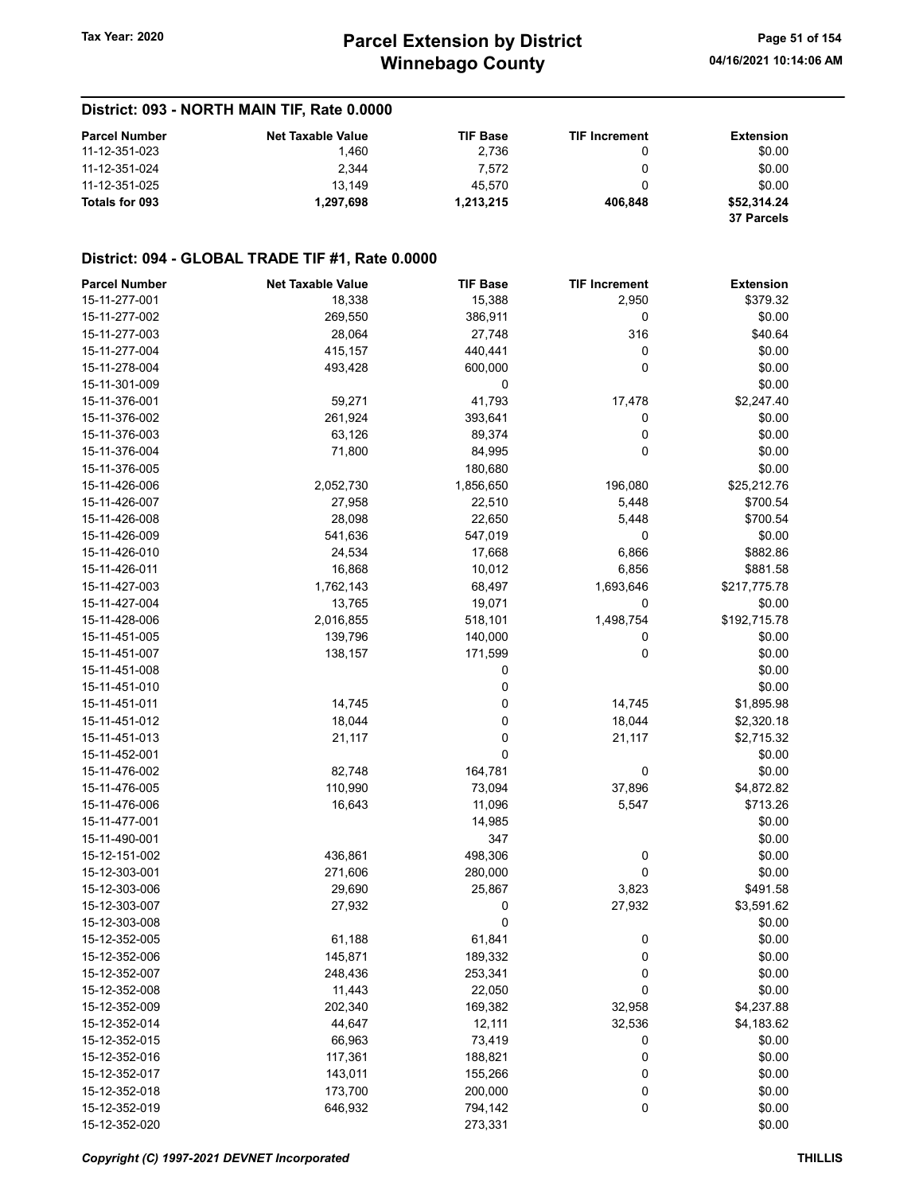## District: 093 - NORTH MAIN TIF, Rate 0.0000

| Parcel Number | Net Taxable Value | TIF Base | TIF Increment | Extension |
|---|---|---|---|---|
| 11-12-351-023 | 1,460 | 2,736 | 0 | $0.00 |
| 11-12-351-024 | 2,344 | 7,572 | 0 | $0.00 |
| 11-12-351-025 | 13,149 | 45,570 | 0 | $0.00 |
| **Totals for 093** | **1,297,698** | **1,213,215** | **406,848** | **$52,314.24** |
| | | | | **37 Parcels** |

## District: 094 - GLOBAL TRADE TIF #1, Rate 0.0000

| Parcel Number | Net Taxable Value | TIF Base | TIF Increment | Extension |
|---|---|---|---|---|
| 15-11-277-001 | 18,338 | 15,388 | 2,950 | $379.32 |
| 15-11-277-002 | 269,550 | 386,911 | 0 | $0.00 |
| 15-11-277-003 | 28,064 | 27,748 | 316 | $40.64 |
| 15-11-277-004 | 415,157 | 440,441 | 0 | $0.00 |
| 15-11-278-004 | 493,428 | 600,000 | 0 | $0.00 |
| 15-11-301-009 | | 0 | | $0.00 |
| 15-11-376-001 | 59,271 | 41,793 | 17,478 | $2,247.40 |
| 15-11-376-002 | 261,924 | 393,641 | 0 | $0.00 |
| 15-11-376-003 | 63,126 | 89,374 | 0 | $0.00 |
| 15-11-376-004 | 71,800 | 84,995 | 0 | $0.00 |
| 15-11-376-005 | | 180,680 | | $0.00 |
| 15-11-426-006 | 2,052,730 | 1,856,650 | 196,080 | $25,212.76 |
| 15-11-426-007 | 27,958 | 22,510 | 5,448 | $700.54 |
| 15-11-426-008 | 28,098 | 22,650 | 5,448 | $700.54 |
| 15-11-426-009 | 541,636 | 547,019 | 0 | $0.00 |
| 15-11-426-010 | 24,534 | 17,668 | 6,866 | $882.86 |
| 15-11-426-011 | 16,868 | 10,012 | 6,856 | $881.58 |
| 15-11-427-003 | 1,762,143 | 68,497 | 1,693,646 | $217,775.78 |
| 15-11-427-004 | 13,765 | 19,071 | 0 | $0.00 |
| 15-11-428-006 | 2,016,855 | 518,101 | 1,498,754 | $192,715.78 |
| 15-11-451-005 | 139,796 | 140,000 | 0 | $0.00 |
| 15-11-451-007 | 138,157 | 171,599 | 0 | $0.00 |
| 15-11-451-008 | | 0 | | $0.00 |
| 15-11-451-010 | | 0 | | $0.00 |
| 15-11-451-011 | 14,745 | 0 | 14,745 | $1,895.98 |
| 15-11-451-012 | 18,044 | 0 | 18,044 | $2,320.18 |
| 15-11-451-013 | 21,117 | 0 | 21,117 | $2,715.32 |
| 15-11-452-001 | | 0 | | $0.00 |
| 15-11-476-002 | 82,748 | 164,781 | 0 | $0.00 |
| 15-11-476-005 | 110,990 | 73,094 | 37,896 | $4,872.82 |
| 15-11-476-006 | 16,643 | 11,096 | 5,547 | $713.26 |
| 15-11-477-001 | | 14,985 | | $0.00 |
| 15-11-490-001 | | 347 | | $0.00 |
| 15-12-151-002 | 436,861 | 498,306 | 0 | $0.00 |
| 15-12-303-001 | 271,606 | 280,000 | 0 | $0.00 |
| 15-12-303-006 | 29,690 | 25,867 | 3,823 | $491.58 |
| 15-12-303-007 | 27,932 | 0 | 27,932 | $3,591.62 |
| 15-12-303-008 | | 0 | | $0.00 |
| 15-12-352-005 | 61,188 | 61,841 | 0 | $0.00 |
| 15-12-352-006 | 145,871 | 189,332 | 0 | $0.00 |
| 15-12-352-007 | 248,436 | 253,341 | 0 | $0.00 |
| 15-12-352-008 | 11,443 | 22,050 | 0 | $0.00 |
| 15-12-352-009 | 202,340 | 169,382 | 32,958 | $4,237.88 |
| 15-12-352-014 | 44,647 | 12,111 | 32,536 | $4,183.62 |
| 15-12-352-015 | 66,963 | 73,419 | 0 | $0.00 |
| 15-12-352-016 | 117,361 | 188,821 | 0 | $0.00 |
| 15-12-352-017 | 143,011 | 155,266 | 0 | $0.00 |
| 15-12-352-018 | 173,700 | 200,000 | 0 | $0.00 |
| 15-12-352-019 | 646,932 | 794,142 | 0 | $0.00 |
| 15-12-352-020 | | 273,331 | | $0.00 |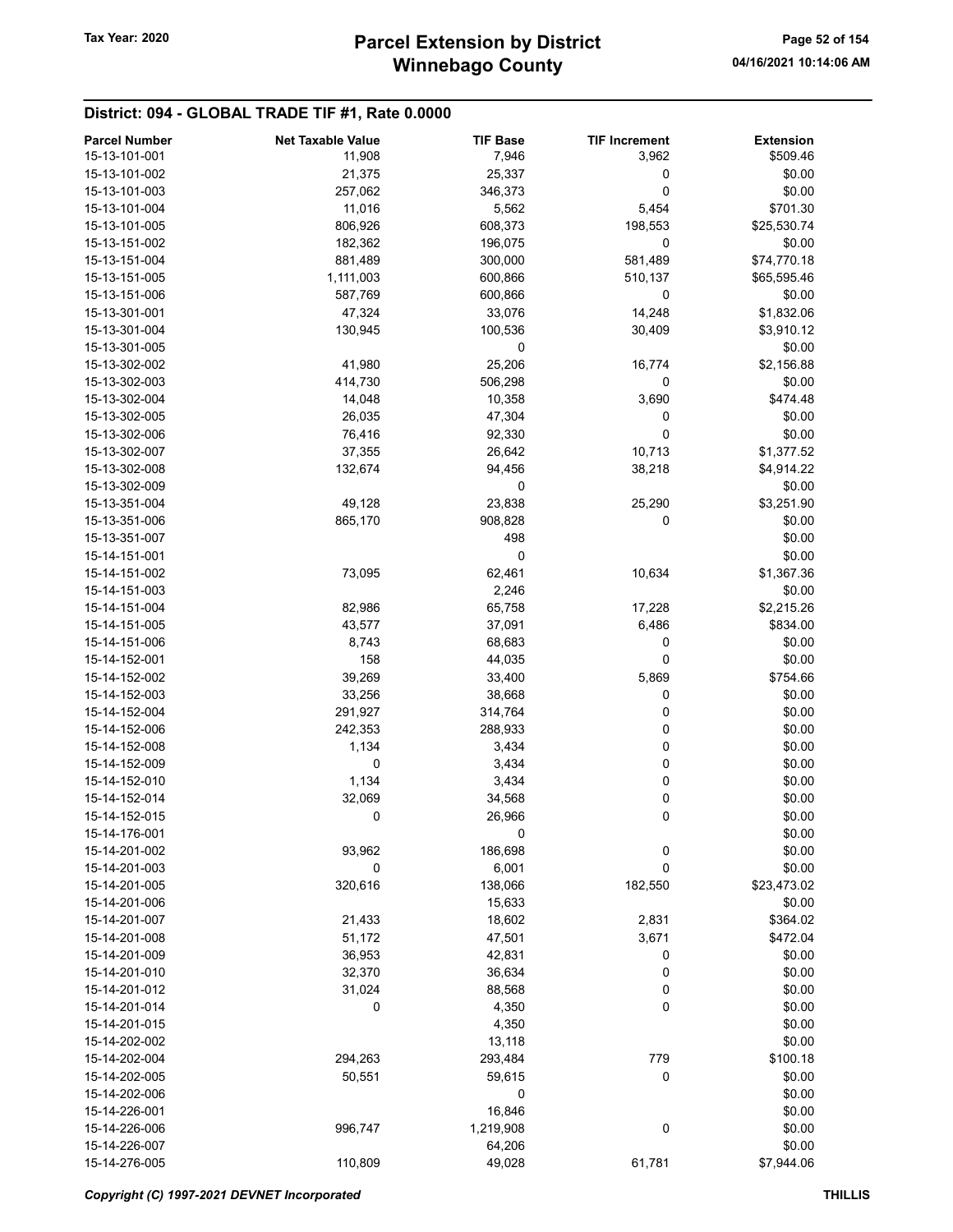## District: 094 - GLOBAL TRADE TIF #1, Rate 0.0000

| Parcel Number | Net Taxable Value | TIF Base | TIF Increment | Extension |
|---|---|---|---|---|
| 15-13-101-001 | 11,908 | 7,946 | 3,962 | $509.46 |
| 15-13-101-002 | 21,375 | 25,337 | 0 | $0.00 |
| 15-13-101-003 | 257,062 | 346,373 | 0 | $0.00 |
| 15-13-101-004 | 11,016 | 5,562 | 5,454 | $701.30 |
| 15-13-101-005 | 806,926 | 608,373 | 198,553 | $25,530.74 |
| 15-13-151-002 | 182,362 | 196,075 | 0 | $0.00 |
| 15-13-151-004 | 881,489 | 300,000 | 581,489 | $74,770.18 |
| 15-13-151-005 | 1,111,003 | 600,866 | 510,137 | $65,595.46 |
| 15-13-151-006 | 587,769 | 600,866 | 0 | $0.00 |
| 15-13-301-001 | 47,324 | 33,076 | 14,248 | $1,832.06 |
| 15-13-301-004 | 130,945 | 100,536 | 30,409 | $3,910.12 |
| 15-13-301-005 | | 0 | | $0.00 |
| 15-13-302-002 | 41,980 | 25,206 | 16,774 | $2,156.88 |
| 15-13-302-003 | 414,730 | 506,298 | 0 | $0.00 |
| 15-13-302-004 | 14,048 | 10,358 | 3,690 | $474.48 |
| 15-13-302-005 | 26,035 | 47,304 | 0 | $0.00 |
| 15-13-302-006 | 76,416 | 92,330 | 0 | $0.00 |
| 15-13-302-007 | 37,355 | 26,642 | 10,713 | $1,377.52 |
| 15-13-302-008 | 132,674 | 94,456 | 38,218 | $4,914.22 |
| 15-13-302-009 | | 0 | | $0.00 |
| 15-13-351-004 | 49,128 | 23,838 | 25,290 | $3,251.90 |
| 15-13-351-006 | 865,170 | 908,828 | 0 | $0.00 |
| 15-13-351-007 | | 498 | | $0.00 |
| 15-14-151-001 | | 0 | | $0.00 |
| 15-14-151-002 | 73,095 | 62,461 | 10,634 | $1,367.36 |
| 15-14-151-003 | | 2,246 | | $0.00 |
| 15-14-151-004 | 82,986 | 65,758 | 17,228 | $2,215.26 |
| 15-14-151-005 | 43,577 | 37,091 | 6,486 | $834.00 |
| 15-14-151-006 | 8,743 | 68,683 | 0 | $0.00 |
| 15-14-152-001 | 158 | 44,035 | 0 | $0.00 |
| 15-14-152-002 | 39,269 | 33,400 | 5,869 | $754.66 |
| 15-14-152-003 | 33,256 | 38,668 | 0 | $0.00 |
| 15-14-152-004 | 291,927 | 314,764 | 0 | $0.00 |
| 15-14-152-006 | 242,353 | 288,933 | 0 | $0.00 |
| 15-14-152-008 | 1,134 | 3,434 | 0 | $0.00 |
| 15-14-152-009 | 0 | 3,434 | 0 | $0.00 |
| 15-14-152-010 | 1,134 | 3,434 | 0 | $0.00 |
| 15-14-152-014 | 32,069 | 34,568 | 0 | $0.00 |
| 15-14-152-015 | 0 | 26,966 | 0 | $0.00 |
| 15-14-176-001 | | 0 | | $0.00 |
| 15-14-201-002 | 93,962 | 186,698 | 0 | $0.00 |
| 15-14-201-003 | 0 | 6,001 | 0 | $0.00 |
| 15-14-201-005 | 320,616 | 138,066 | 182,550 | $23,473.02 |
| 15-14-201-006 | | 15,633 | | $0.00 |
| 15-14-201-007 | 21,433 | 18,602 | 2,831 | $364.02 |
| 15-14-201-008 | 51,172 | 47,501 | 3,671 | $472.04 |
| 15-14-201-009 | 36,953 | 42,831 | 0 | $0.00 |
| 15-14-201-010 | 32,370 | 36,634 | 0 | $0.00 |
| 15-14-201-012 | 31,024 | 88,568 | 0 | $0.00 |
| 15-14-201-014 | 0 | 4,350 | 0 | $0.00 |
| 15-14-201-015 | | 4,350 | | $0.00 |
| 15-14-202-002 | | 13,118 | | $0.00 |
| 15-14-202-004 | 294,263 | 293,484 | 779 | $100.18 |
| 15-14-202-005 | 50,551 | 59,615 | 0 | $0.00 |
| 15-14-202-006 | | 0 | | $0.00 |
| 15-14-226-001 | | 16,846 | | $0.00 |
| 15-14-226-006 | 996,747 | 1,219,908 | 0 | $0.00 |
| 15-14-226-007 | | 64,206 | | $0.00 |
| 15-14-276-005 | 110,809 | 49,028 | 61,781 | $7,944.06 |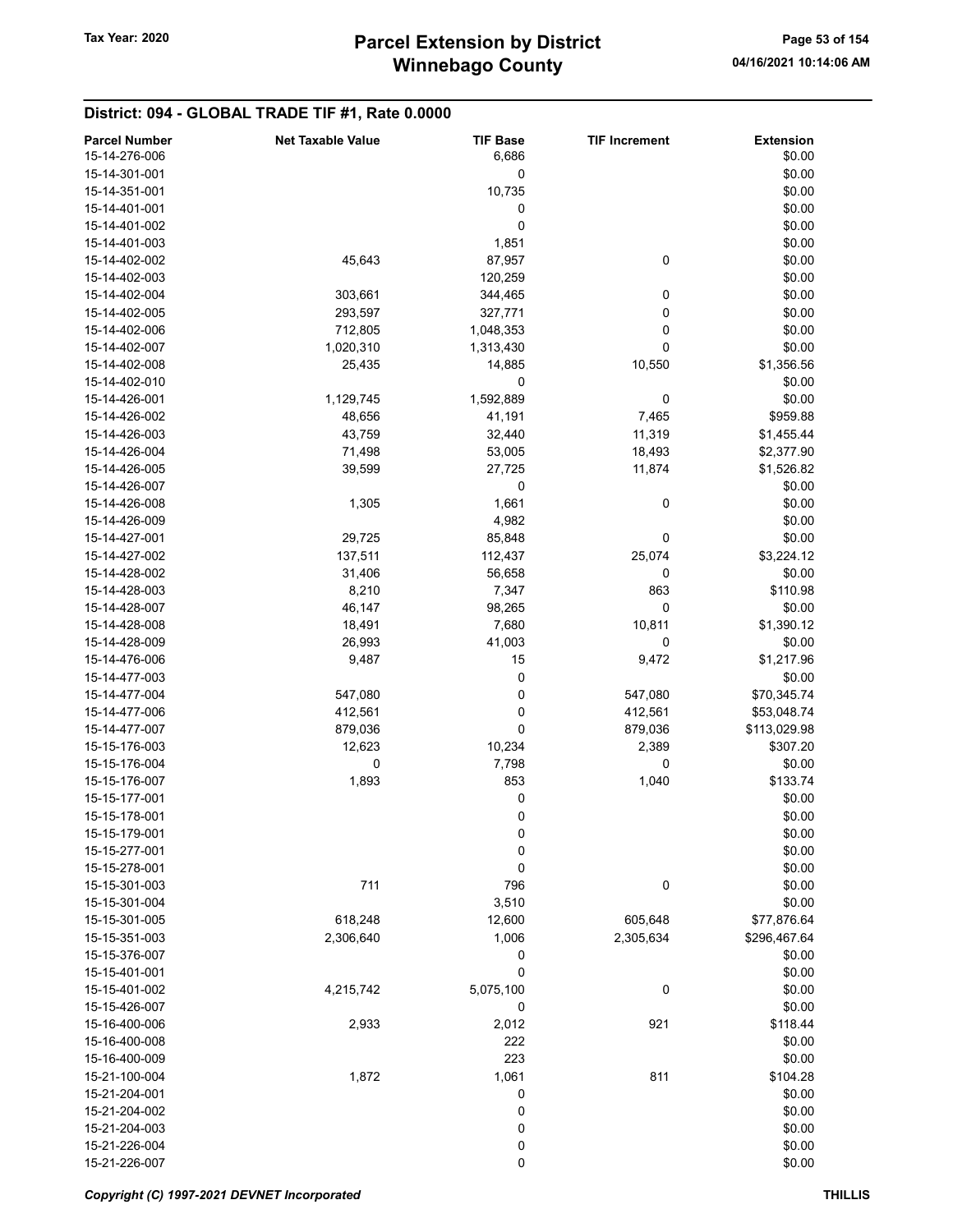## District: 094 - GLOBAL TRADE TIF #1, Rate 0.0000

| Parcel Number | Net Taxable Value | TIF Base | TIF Increment | Extension |
|---|---|---|---|---|
| 15-14-276-006 | | 6,686 | | $0.00 |
| 15-14-301-001 | | 0 | | $0.00 |
| 15-14-351-001 | | 10,735 | | $0.00 |
| 15-14-401-001 | | 0 | | $0.00 |
| 15-14-401-002 | | 0 | | $0.00 |
| 15-14-401-003 | | 1,851 | | $0.00 |
| 15-14-402-002 | 45,643 | 87,957 | 0 | $0.00 |
| 15-14-402-003 | | 120,259 | | $0.00 |
| 15-14-402-004 | 303,661 | 344,465 | 0 | $0.00 |
| 15-14-402-005 | 293,597 | 327,771 | 0 | $0.00 |
| 15-14-402-006 | 712,805 | 1,048,353 | 0 | $0.00 |
| 15-14-402-007 | 1,020,310 | 1,313,430 | 0 | $0.00 |
| 15-14-402-008 | 25,435 | 14,885 | 10,550 | $1,356.56 |
| 15-14-402-010 | | 0 | | $0.00 |
| 15-14-426-001 | 1,129,745 | 1,592,889 | 0 | $0.00 |
| 15-14-426-002 | 48,656 | 41,191 | 7,465 | $959.88 |
| 15-14-426-003 | 43,759 | 32,440 | 11,319 | $1,455.44 |
| 15-14-426-004 | 71,498 | 53,005 | 18,493 | $2,377.90 |
| 15-14-426-005 | 39,599 | 27,725 | 11,874 | $1,526.82 |
| 15-14-426-007 | | 0 | | $0.00 |
| 15-14-426-008 | 1,305 | 1,661 | 0 | $0.00 |
| 15-14-426-009 | | 4,982 | | $0.00 |
| 15-14-427-001 | 29,725 | 85,848 | 0 | $0.00 |
| 15-14-427-002 | 137,511 | 112,437 | 25,074 | $3,224.12 |
| 15-14-428-002 | 31,406 | 56,658 | 0 | $0.00 |
| 15-14-428-003 | 8,210 | 7,347 | 863 | $110.98 |
| 15-14-428-007 | 46,147 | 98,265 | 0 | $0.00 |
| 15-14-428-008 | 18,491 | 7,680 | 10,811 | $1,390.12 |
| 15-14-428-009 | 26,993 | 41,003 | 0 | $0.00 |
| 15-14-476-006 | 9,487 | 15 | 9,472 | $1,217.96 |
| 15-14-477-003 | | 0 | | $0.00 |
| 15-14-477-004 | 547,080 | 0 | 547,080 | $70,345.74 |
| 15-14-477-006 | 412,561 | 0 | 412,561 | $53,048.74 |
| 15-14-477-007 | 879,036 | 0 | 879,036 | $113,029.98 |
| 15-15-176-003 | 12,623 | 10,234 | 2,389 | $307.20 |
| 15-15-176-004 | 0 | 7,798 | 0 | $0.00 |
| 15-15-176-007 | 1,893 | 853 | 1,040 | $133.74 |
| 15-15-177-001 | | 0 | | $0.00 |
| 15-15-178-001 | | 0 | | $0.00 |
| 15-15-179-001 | | 0 | | $0.00 |
| 15-15-277-001 | | 0 | | $0.00 |
| 15-15-278-001 | | 0 | | $0.00 |
| 15-15-301-003 | 711 | 796 | 0 | $0.00 |
| 15-15-301-004 | | 3,510 | | $0.00 |
| 15-15-301-005 | 618,248 | 12,600 | 605,648 | $77,876.64 |
| 15-15-351-003 | 2,306,640 | 1,006 | 2,305,634 | $296,467.64 |
| 15-15-376-007 | | 0 | | $0.00 |
| 15-15-401-001 | | 0 | | $0.00 |
| 15-15-401-002 | 4,215,742 | 5,075,100 | 0 | $0.00 |
| 15-15-426-007 | | 0 | | $0.00 |
| 15-16-400-006 | 2,933 | 2,012 | 921 | $118.44 |
| 15-16-400-008 | | 222 | | $0.00 |
| 15-16-400-009 | | 223 | | $0.00 |
| 15-21-100-004 | 1,872 | 1,061 | 811 | $104.28 |
| 15-21-204-001 | | 0 | | $0.00 |
| 15-21-204-002 | | 0 | | $0.00 |
| 15-21-204-003 | | 0 | | $0.00 |
| 15-21-226-004 | | 0 | | $0.00 |
| 15-21-226-007 | | 0 | | $0.00 |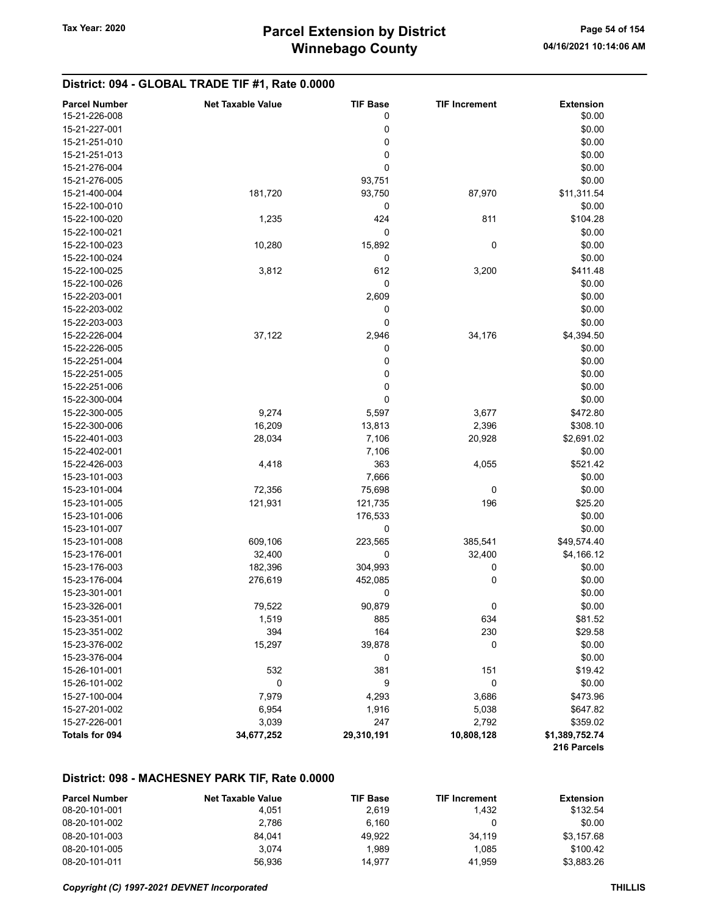## District: 094 - GLOBAL TRADE TIF #1, Rate 0.0000

| Parcel Number | Net Taxable Value | TIF Base | TIF Increment | Extension |
|---|---|---|---|---|
| 15-21-226-008 | | 0 | | $0.00 |
| 15-21-227-001 | | 0 | | $0.00 |
| 15-21-251-010 | | 0 | | $0.00 |
| 15-21-251-013 | | 0 | | $0.00 |
| 15-21-276-004 | | 0 | | $0.00 |
| 15-21-276-005 | | 93,751 | | $0.00 |
| 15-21-400-004 | 181,720 | 93,750 | 87,970 | $11,311.54 |
| 15-22-100-010 | | 0 | | $0.00 |
| 15-22-100-020 | 1,235 | 424 | 811 | $104.28 |
| 15-22-100-021 | | 0 | | $0.00 |
| 15-22-100-023 | 10,280 | 15,892 | 0 | $0.00 |
| 15-22-100-024 | | 0 | | $0.00 |
| 15-22-100-025 | 3,812 | 612 | 3,200 | $411.48 |
| 15-22-100-026 | | 0 | | $0.00 |
| 15-22-203-001 | | 2,609 | | $0.00 |
| 15-22-203-002 | | 0 | | $0.00 |
| 15-22-203-003 | | 0 | | $0.00 |
| 15-22-226-004 | 37,122 | 2,946 | 34,176 | $4,394.50 |
| 15-22-226-005 | | 0 | | $0.00 |
| 15-22-251-004 | | 0 | | $0.00 |
| 15-22-251-005 | | 0 | | $0.00 |
| 15-22-251-006 | | 0 | | $0.00 |
| 15-22-300-004 | | 0 | | $0.00 |
| 15-22-300-005 | 9,274 | 5,597 | 3,677 | $472.80 |
| 15-22-300-006 | 16,209 | 13,813 | 2,396 | $308.10 |
| 15-22-401-003 | 28,034 | 7,106 | 20,928 | $2,691.02 |
| 15-22-402-001 | | 7,106 | | $0.00 |
| 15-22-426-003 | 4,418 | 363 | 4,055 | $521.42 |
| 15-23-101-003 | | 7,666 | | $0.00 |
| 15-23-101-004 | 72,356 | 75,698 | 0 | $0.00 |
| 15-23-101-005 | 121,931 | 121,735 | 196 | $25.20 |
| 15-23-101-006 | | 176,533 | | $0.00 |
| 15-23-101-007 | | 0 | | $0.00 |
| 15-23-101-008 | 609,106 | 223,565 | 385,541 | $49,574.40 |
| 15-23-176-001 | 32,400 | 0 | 32,400 | $4,166.12 |
| 15-23-176-003 | 182,396 | 304,993 | 0 | $0.00 |
| 15-23-176-004 | 276,619 | 452,085 | 0 | $0.00 |
| 15-23-301-001 | | 0 | | $0.00 |
| 15-23-326-001 | 79,522 | 90,879 | 0 | $0.00 |
| 15-23-351-001 | 1,519 | 885 | 634 | $81.52 |
| 15-23-351-002 | 394 | 164 | 230 | $29.58 |
| 15-23-376-002 | 15,297 | 39,878 | 0 | $0.00 |
| 15-23-376-004 | | 0 | | $0.00 |
| 15-26-101-001 | 532 | 381 | 151 | $19.42 |
| 15-26-101-002 | 0 | 9 | 0 | $0.00 |
| 15-27-100-004 | 7,979 | 4,293 | 3,686 | $473.96 |
| 15-27-201-002 | 6,954 | 1,916 | 5,038 | $647.82 |
| 15-27-226-001 | 3,039 | 247 | 2,792 | $359.02 |
| **Totals for 094** | **34,677,252** | **29,310,191** | **10,808,128** | **$1,389,752.74** |
| | | | | **216 Parcels** |

## District: 098 - MACHESNEY PARK TIF, Rate 0.0000

| Parcel Number | Net Taxable Value | TIF Base | TIF Increment | Extension |
|---|---|---|---|---|
| 08-20-101-001 | 4,051 | 2,619 | 1,432 | $132.54 |
| 08-20-101-002 | 2,786 | 6,160 | 0 | $0.00 |
| 08-20-101-003 | 84,041 | 49,922 | 34,119 | $3,157.68 |
| 08-20-101-005 | 3,074 | 1,989 | 1,085 | $100.42 |
| 08-20-101-011 | 56,936 | 14,977 | 41,959 | $3,883.26 |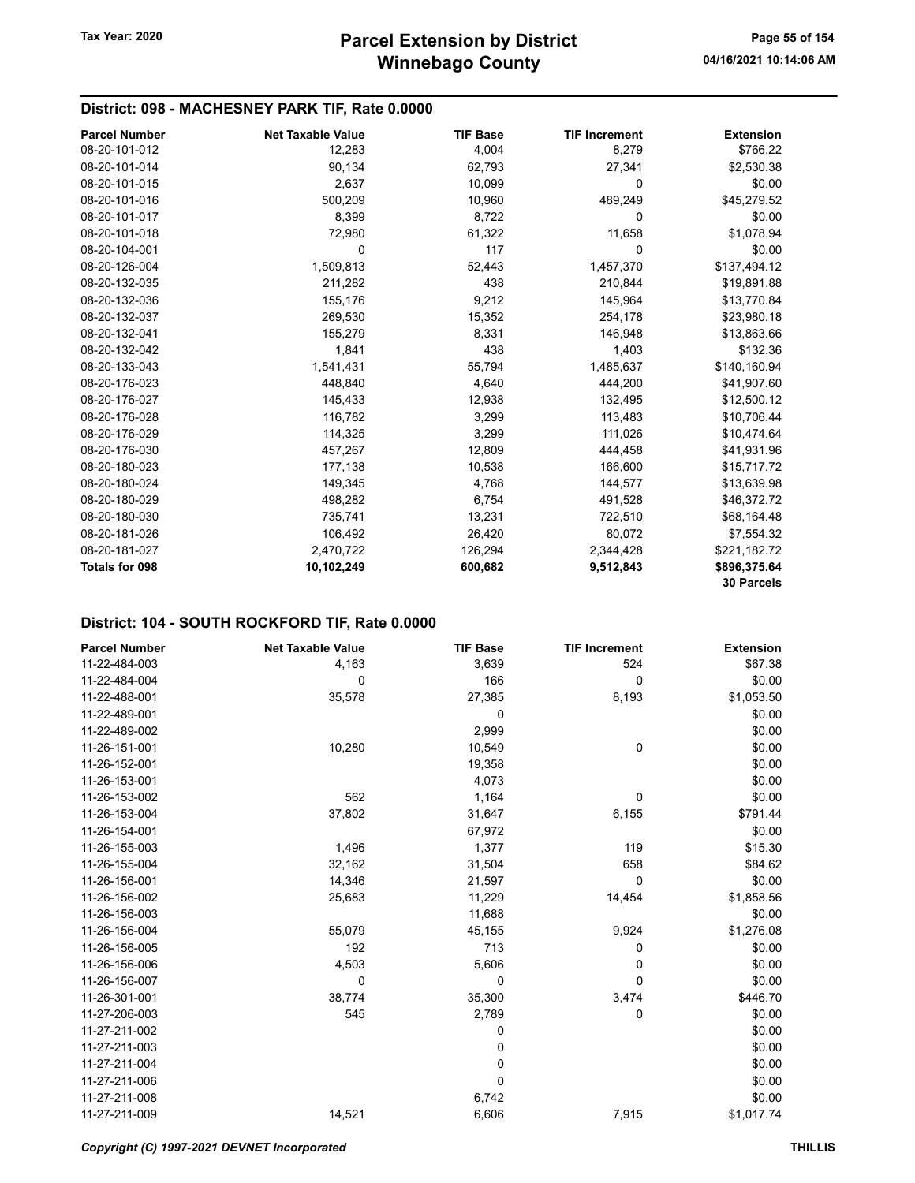## District: 098 - MACHESNEY PARK TIF, Rate 0.0000

| Parcel Number | Net Taxable Value | TIF Base | TIF Increment | Extension |
|---|---|---|---|---|
| 08-20-101-012 | 12,283 | 4,004 | 8,279 | $766.22 |
| 08-20-101-014 | 90,134 | 62,793 | 27,341 | $2,530.38 |
| 08-20-101-015 | 2,637 | 10,099 | 0 | $0.00 |
| 08-20-101-016 | 500,209 | 10,960 | 489,249 | $45,279.52 |
| 08-20-101-017 | 8,399 | 8,722 | 0 | $0.00 |
| 08-20-101-018 | 72,980 | 61,322 | 11,658 | $1,078.94 |
| 08-20-104-001 | 0 | 117 | 0 | $0.00 |
| 08-20-126-004 | 1,509,813 | 52,443 | 1,457,370 | $137,494.12 |
| 08-20-132-035 | 211,282 | 438 | 210,844 | $19,891.88 |
| 08-20-132-036 | 155,176 | 9,212 | 145,964 | $13,770.84 |
| 08-20-132-037 | 269,530 | 15,352 | 254,178 | $23,980.18 |
| 08-20-132-041 | 155,279 | 8,331 | 146,948 | $13,863.66 |
| 08-20-132-042 | 1,841 | 438 | 1,403 | $132.36 |
| 08-20-133-043 | 1,541,431 | 55,794 | 1,485,637 | $140,160.94 |
| 08-20-176-023 | 448,840 | 4,640 | 444,200 | $41,907.60 |
| 08-20-176-027 | 145,433 | 12,938 | 132,495 | $12,500.12 |
| 08-20-176-028 | 116,782 | 3,299 | 113,483 | $10,706.44 |
| 08-20-176-029 | 114,325 | 3,299 | 111,026 | $10,474.64 |
| 08-20-176-030 | 457,267 | 12,809 | 444,458 | $41,931.96 |
| 08-20-180-023 | 177,138 | 10,538 | 166,600 | $15,717.72 |
| 08-20-180-024 | 149,345 | 4,768 | 144,577 | $13,639.98 |
| 08-20-180-029 | 498,282 | 6,754 | 491,528 | $46,372.72 |
| 08-20-180-030 | 735,741 | 13,231 | 722,510 | $68,164.48 |
| 08-20-181-026 | 106,492 | 26,420 | 80,072 | $7,554.32 |
| 08-20-181-027 | 2,470,722 | 126,294 | 2,344,428 | $221,182.72 |
| **Totals for 098** | **10,102,249** | **600,682** | **9,512,843** | **$896,375.64** |
| | | | | **30 Parcels** |

## District: 104 - SOUTH ROCKFORD TIF, Rate 0.0000

| Parcel Number | Net Taxable Value | TIF Base | TIF Increment | Extension |
|---|---|---|---|---|
| 11-22-484-003 | 4,163 | 3,639 | 524 | $67.38 |
| 11-22-484-004 | 0 | 166 | 0 | $0.00 |
| 11-22-488-001 | 35,578 | 27,385 | 8,193 | $1,053.50 |
| 11-22-489-001 | | 0 | | $0.00 |
| 11-22-489-002 | | 2,999 | | $0.00 |
| 11-26-151-001 | 10,280 | 10,549 | 0 | $0.00 |
| 11-26-152-001 | | 19,358 | | $0.00 |
| 11-26-153-001 | | 4,073 | | $0.00 |
| 11-26-153-002 | 562 | 1,164 | 0 | $0.00 |
| 11-26-153-004 | 37,802 | 31,647 | 6,155 | $791.44 |
| 11-26-154-001 | | 67,972 | | $0.00 |
| 11-26-155-003 | 1,496 | 1,377 | 119 | $15.30 |
| 11-26-155-004 | 32,162 | 31,504 | 658 | $84.62 |
| 11-26-156-001 | 14,346 | 21,597 | 0 | $0.00 |
| 11-26-156-002 | 25,683 | 11,229 | 14,454 | $1,858.56 |
| 11-26-156-003 | | 11,688 | | $0.00 |
| 11-26-156-004 | 55,079 | 45,155 | 9,924 | $1,276.08 |
| 11-26-156-005 | 192 | 713 | 0 | $0.00 |
| 11-26-156-006 | 4,503 | 5,606 | 0 | $0.00 |
| 11-26-156-007 | 0 | 0 | 0 | $0.00 |
| 11-26-301-001 | 38,774 | 35,300 | 3,474 | $446.70 |
| 11-27-206-003 | 545 | 2,789 | 0 | $0.00 |
| 11-27-211-002 | | 0 | | $0.00 |
| 11-27-211-003 | | 0 | | $0.00 |
| 11-27-211-004 | | 0 | | $0.00 |
| 11-27-211-006 | | 0 | | $0.00 |
| 11-27-211-008 | | 6,742 | | $0.00 |
| 11-27-211-009 | 14,521 | 6,606 | 7,915 | $1,017.74 |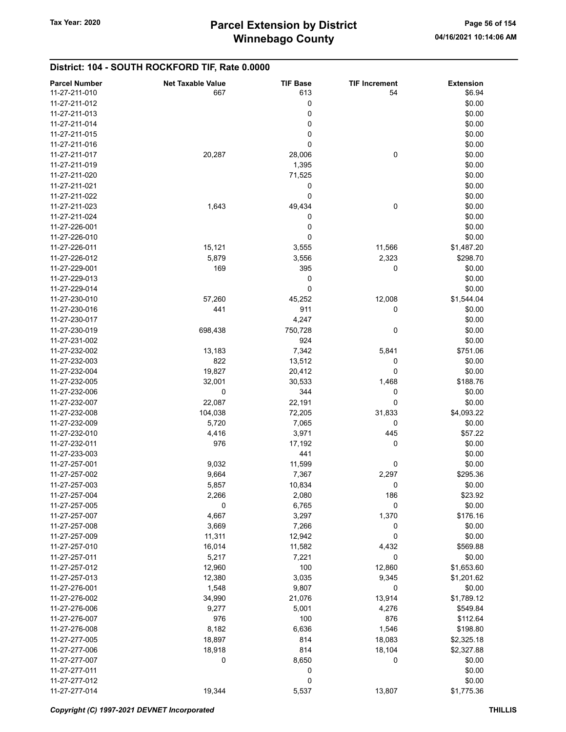## District: 104 - SOUTH ROCKFORD TIF, Rate 0.0000

| Parcel Number | Net Taxable Value | TIF Base | TIF Increment | Extension |
|---|---|---|---|---|
| 11-27-211-010 | 667 | 613 | 54 | $6.94 |
| 11-27-211-012 | | 0 | | $0.00 |
| 11-27-211-013 | | 0 | | $0.00 |
| 11-27-211-014 | | 0 | | $0.00 |
| 11-27-211-015 | | 0 | | $0.00 |
| 11-27-211-016 | | 0 | | $0.00 |
| 11-27-211-017 | 20,287 | 28,006 | 0 | $0.00 |
| 11-27-211-019 | | 1,395 | | $0.00 |
| 11-27-211-020 | | 71,525 | | $0.00 |
| 11-27-211-021 | | 0 | | $0.00 |
| 11-27-211-022 | | 0 | | $0.00 |
| 11-27-211-023 | 1,643 | 49,434 | 0 | $0.00 |
| 11-27-211-024 | | 0 | | $0.00 |
| 11-27-226-001 | | 0 | | $0.00 |
| 11-27-226-010 | | 0 | | $0.00 |
| 11-27-226-011 | 15,121 | 3,555 | 11,566 | $1,487.20 |
| 11-27-226-012 | 5,879 | 3,556 | 2,323 | $298.70 |
| 11-27-229-001 | 169 | 395 | 0 | $0.00 |
| 11-27-229-013 | | 0 | | $0.00 |
| 11-27-229-014 | | 0 | | $0.00 |
| 11-27-230-010 | 57,260 | 45,252 | 12,008 | $1,544.04 |
| 11-27-230-016 | 441 | 911 | 0 | $0.00 |
| 11-27-230-017 | | 4,247 | | $0.00 |
| 11-27-230-019 | 698,438 | 750,728 | 0 | $0.00 |
| 11-27-231-002 | | 924 | | $0.00 |
| 11-27-232-002 | 13,183 | 7,342 | 5,841 | $751.06 |
| 11-27-232-003 | 822 | 13,512 | 0 | $0.00 |
| 11-27-232-004 | 19,827 | 20,412 | 0 | $0.00 |
| 11-27-232-005 | 32,001 | 30,533 | 1,468 | $188.76 |
| 11-27-232-006 | 0 | 344 | 0 | $0.00 |
| 11-27-232-007 | 22,087 | 22,191 | 0 | $0.00 |
| 11-27-232-008 | 104,038 | 72,205 | 31,833 | $4,093.22 |
| 11-27-232-009 | 5,720 | 7,065 | 0 | $0.00 |
| 11-27-232-010 | 4,416 | 3,971 | 445 | $57.22 |
| 11-27-232-011 | 976 | 17,192 | 0 | $0.00 |
| 11-27-233-003 | | 441 | | $0.00 |
| 11-27-257-001 | 9,032 | 11,599 | 0 | $0.00 |
| 11-27-257-002 | 9,664 | 7,367 | 2,297 | $295.36 |
| 11-27-257-003 | 5,857 | 10,834 | 0 | $0.00 |
| 11-27-257-004 | 2,266 | 2,080 | 186 | $23.92 |
| 11-27-257-005 | 0 | 6,765 | 0 | $0.00 |
| 11-27-257-007 | 4,667 | 3,297 | 1,370 | $176.16 |
| 11-27-257-008 | 3,669 | 7,266 | 0 | $0.00 |
| 11-27-257-009 | 11,311 | 12,942 | 0 | $0.00 |
| 11-27-257-010 | 16,014 | 11,582 | 4,432 | $569.88 |
| 11-27-257-011 | 5,217 | 7,221 | 0 | $0.00 |
| 11-27-257-012 | 12,960 | 100 | 12,860 | $1,653.60 |
| 11-27-257-013 | 12,380 | 3,035 | 9,345 | $1,201.62 |
| 11-27-276-001 | 1,548 | 9,807 | 0 | $0.00 |
| 11-27-276-002 | 34,990 | 21,076 | 13,914 | $1,789.12 |
| 11-27-276-006 | 9,277 | 5,001 | 4,276 | $549.84 |
| 11-27-276-007 | 976 | 100 | 876 | $112.64 |
| 11-27-276-008 | 8,182 | 6,636 | 1,546 | $198.80 |
| 11-27-277-005 | 18,897 | 814 | 18,083 | $2,325.18 |
| 11-27-277-006 | 18,918 | 814 | 18,104 | $2,327.88 |
| 11-27-277-007 | 0 | 8,650 | 0 | $0.00 |
| 11-27-277-011 | | 0 | | $0.00 |
| 11-27-277-012 | | 0 | | $0.00 |
| 11-27-277-014 | 19,344 | 5,537 | 13,807 | $1,775.36 |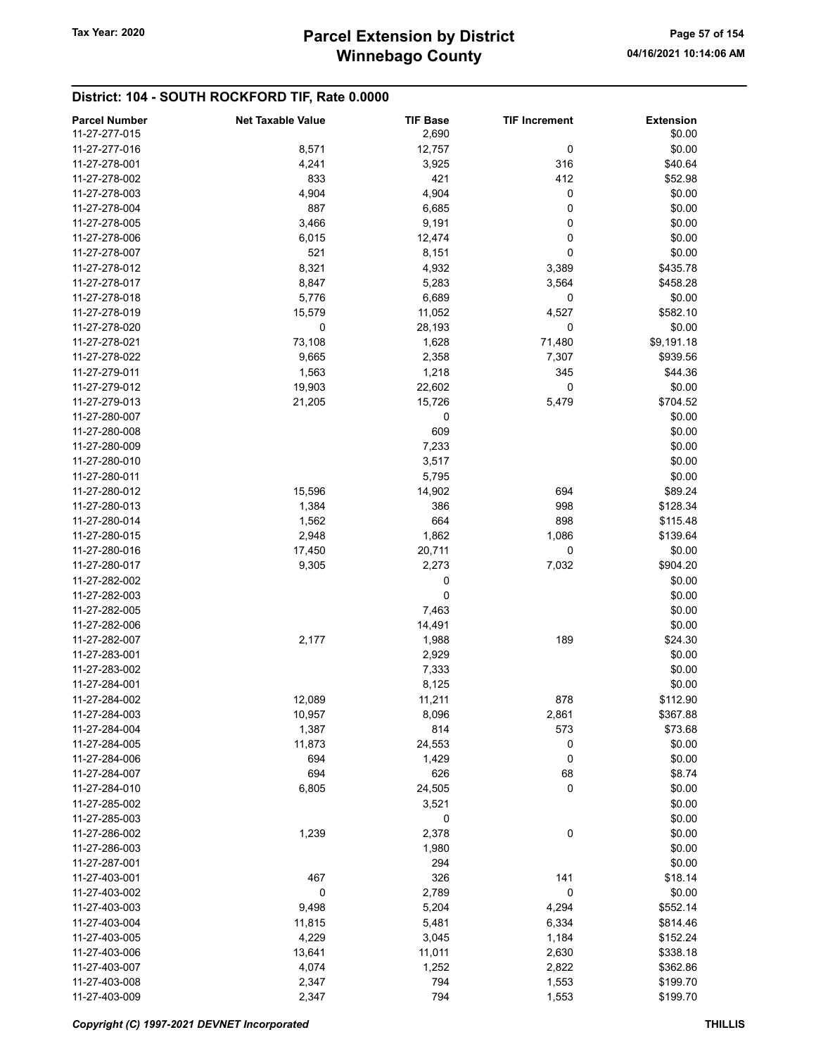## District: 104 - SOUTH ROCKFORD TIF, Rate 0.0000

| Parcel Number | Net Taxable Value | TIF Base | TIF Increment | Extension |
|---|---|---|---|---|
| 11-27-277-015 | | 2,690 | | $0.00 |
| 11-27-277-016 | 8,571 | 12,757 | 0 | $0.00 |
| 11-27-278-001 | 4,241 | 3,925 | 316 | $40.64 |
| 11-27-278-002 | 833 | 421 | 412 | $52.98 |
| 11-27-278-003 | 4,904 | 4,904 | 0 | $0.00 |
| 11-27-278-004 | 887 | 6,685 | 0 | $0.00 |
| 11-27-278-005 | 3,466 | 9,191 | 0 | $0.00 |
| 11-27-278-006 | 6,015 | 12,474 | 0 | $0.00 |
| 11-27-278-007 | 521 | 8,151 | 0 | $0.00 |
| 11-27-278-012 | 8,321 | 4,932 | 3,389 | $435.78 |
| 11-27-278-017 | 8,847 | 5,283 | 3,564 | $458.28 |
| 11-27-278-018 | 5,776 | 6,689 | 0 | $0.00 |
| 11-27-278-019 | 15,579 | 11,052 | 4,527 | $582.10 |
| 11-27-278-020 | 0 | 28,193 | 0 | $0.00 |
| 11-27-278-021 | 73,108 | 1,628 | 71,480 | $9,191.18 |
| 11-27-278-022 | 9,665 | 2,358 | 7,307 | $939.56 |
| 11-27-279-011 | 1,563 | 1,218 | 345 | $44.36 |
| 11-27-279-012 | 19,903 | 22,602 | 0 | $0.00 |
| 11-27-279-013 | 21,205 | 15,726 | 5,479 | $704.52 |
| 11-27-280-007 | | 0 | | $0.00 |
| 11-27-280-008 | | 609 | | $0.00 |
| 11-27-280-009 | | 7,233 | | $0.00 |
| 11-27-280-010 | | 3,517 | | $0.00 |
| 11-27-280-011 | | 5,795 | | $0.00 |
| 11-27-280-012 | 15,596 | 14,902 | 694 | $89.24 |
| 11-27-280-013 | 1,384 | 386 | 998 | $128.34 |
| 11-27-280-014 | 1,562 | 664 | 898 | $115.48 |
| 11-27-280-015 | 2,948 | 1,862 | 1,086 | $139.64 |
| 11-27-280-016 | 17,450 | 20,711 | 0 | $0.00 |
| 11-27-280-017 | 9,305 | 2,273 | 7,032 | $904.20 |
| 11-27-282-002 | | 0 | | $0.00 |
| 11-27-282-003 | | 0 | | $0.00 |
| 11-27-282-005 | | 7,463 | | $0.00 |
| 11-27-282-006 | | 14,491 | | $0.00 |
| 11-27-282-007 | 2,177 | 1,988 | 189 | $24.30 |
| 11-27-283-001 | | 2,929 | | $0.00 |
| 11-27-283-002 | | 7,333 | | $0.00 |
| 11-27-284-001 | | 8,125 | | $0.00 |
| 11-27-284-002 | 12,089 | 11,211 | 878 | $112.90 |
| 11-27-284-003 | 10,957 | 8,096 | 2,861 | $367.88 |
| 11-27-284-004 | 1,387 | 814 | 573 | $73.68 |
| 11-27-284-005 | 11,873 | 24,553 | 0 | $0.00 |
| 11-27-284-006 | 694 | 1,429 | 0 | $0.00 |
| 11-27-284-007 | 694 | 626 | 68 | $8.74 |
| 11-27-284-010 | 6,805 | 24,505 | 0 | $0.00 |
| 11-27-285-002 | | 3,521 | | $0.00 |
| 11-27-285-003 | | 0 | | $0.00 |
| 11-27-286-002 | 1,239 | 2,378 | 0 | $0.00 |
| 11-27-286-003 | | 1,980 | | $0.00 |
| 11-27-287-001 | | 294 | | $0.00 |
| 11-27-403-001 | 467 | 326 | 141 | $18.14 |
| 11-27-403-002 | 0 | 2,789 | 0 | $0.00 |
| 11-27-403-003 | 9,498 | 5,204 | 4,294 | $552.14 |
| 11-27-403-004 | 11,815 | 5,481 | 6,334 | $814.46 |
| 11-27-403-005 | 4,229 | 3,045 | 1,184 | $152.24 |
| 11-27-403-006 | 13,641 | 11,011 | 2,630 | $338.18 |
| 11-27-403-007 | 4,074 | 1,252 | 2,822 | $362.86 |
| 11-27-403-008 | 2,347 | 794 | 1,553 | $199.70 |
| 11-27-403-009 | 2,347 | 794 | 1,553 | $199.70 |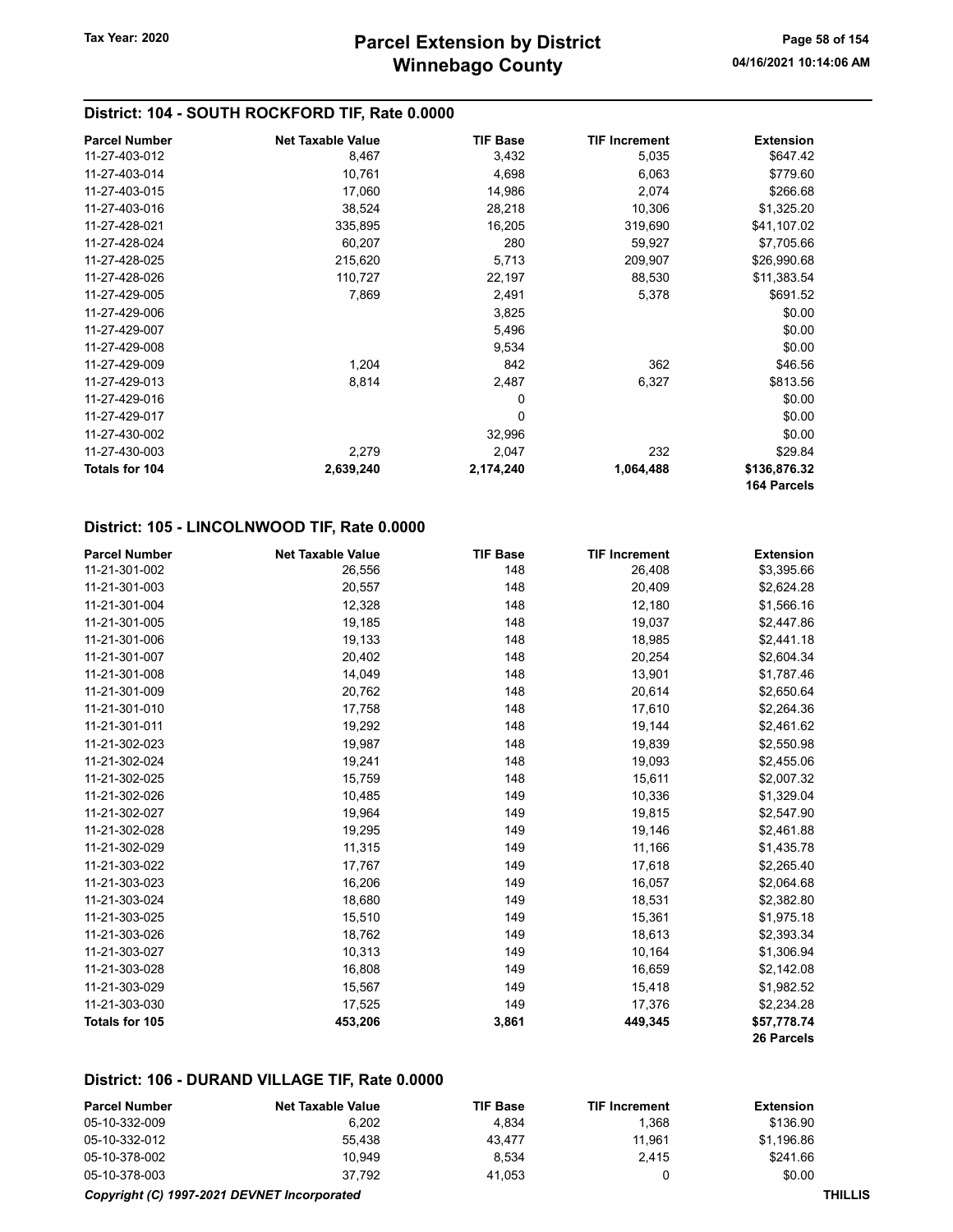## District: 104 - SOUTH ROCKFORD TIF, Rate 0.0000

| Parcel Number | Net Taxable Value | TIF Base | TIF Increment | Extension |
|---|---|---|---|---|
| 11-27-403-012 | 8,467 | 3,432 | 5,035 | $647.42 |
| 11-27-403-014 | 10,761 | 4,698 | 6,063 | $779.60 |
| 11-27-403-015 | 17,060 | 14,986 | 2,074 | $266.68 |
| 11-27-403-016 | 38,524 | 28,218 | 10,306 | $1,325.20 |
| 11-27-428-021 | 335,895 | 16,205 | 319,690 | $41,107.02 |
| 11-27-428-024 | 60,207 | 280 | 59,927 | $7,705.66 |
| 11-27-428-025 | 215,620 | 5,713 | 209,907 | $26,990.68 |
| 11-27-428-026 | 110,727 | 22,197 | 88,530 | $11,383.54 |
| 11-27-429-005 | 7,869 | 2,491 | 5,378 | $691.52 |
| 11-27-429-006 | | 3,825 | | $0.00 |
| 11-27-429-007 | | 5,496 | | $0.00 |
| 11-27-429-008 | | 9,534 | | $0.00 |
| 11-27-429-009 | 1,204 | 842 | 362 | $46.56 |
| 11-27-429-013 | 8,814 | 2,487 | 6,327 | $813.56 |
| 11-27-429-016 | | 0 | | $0.00 |
| 11-27-429-017 | | 0 | | $0.00 |
| 11-27-430-002 | | 32,996 | | $0.00 |
| 11-27-430-003 | 2,279 | 2,047 | 232 | $29.84 |
| **Totals for 104** | **2,639,240** | **2,174,240** | **1,064,488** | **$136,876.32** |
| | | | | **164 Parcels** |

## District: 105 - LINCOLNWOOD TIF, Rate 0.0000

| Parcel Number | Net Taxable Value | TIF Base | TIF Increment | Extension |
|---|---|---|---|---|
| 11-21-301-002 | 26,556 | 148 | 26,408 | $3,395.66 |
| 11-21-301-003 | 20,557 | 148 | 20,409 | $2,624.28 |
| 11-21-301-004 | 12,328 | 148 | 12,180 | $1,566.16 |
| 11-21-301-005 | 19,185 | 148 | 19,037 | $2,447.86 |
| 11-21-301-006 | 19,133 | 148 | 18,985 | $2,441.18 |
| 11-21-301-007 | 20,402 | 148 | 20,254 | $2,604.34 |
| 11-21-301-008 | 14,049 | 148 | 13,901 | $1,787.46 |
| 11-21-301-009 | 20,762 | 148 | 20,614 | $2,650.64 |
| 11-21-301-010 | 17,758 | 148 | 17,610 | $2,264.36 |
| 11-21-301-011 | 19,292 | 148 | 19,144 | $2,461.62 |
| 11-21-302-023 | 19,987 | 148 | 19,839 | $2,550.98 |
| 11-21-302-024 | 19,241 | 148 | 19,093 | $2,455.06 |
| 11-21-302-025 | 15,759 | 148 | 15,611 | $2,007.32 |
| 11-21-302-026 | 10,485 | 149 | 10,336 | $1,329.04 |
| 11-21-302-027 | 19,964 | 149 | 19,815 | $2,547.90 |
| 11-21-302-028 | 19,295 | 149 | 19,146 | $2,461.88 |
| 11-21-302-029 | 11,315 | 149 | 11,166 | $1,435.78 |
| 11-21-303-022 | 17,767 | 149 | 17,618 | $2,265.40 |
| 11-21-303-023 | 16,206 | 149 | 16,057 | $2,064.68 |
| 11-21-303-024 | 18,680 | 149 | 18,531 | $2,382.80 |
| 11-21-303-025 | 15,510 | 149 | 15,361 | $1,975.18 |
| 11-21-303-026 | 18,762 | 149 | 18,613 | $2,393.34 |
| 11-21-303-027 | 10,313 | 149 | 10,164 | $1,306.94 |
| 11-21-303-028 | 16,808 | 149 | 16,659 | $2,142.08 |
| 11-21-303-029 | 15,567 | 149 | 15,418 | $1,982.52 |
| 11-21-303-030 | 17,525 | 149 | 17,376 | $2,234.28 |
| **Totals for 105** | **453,206** | **3,861** | **449,345** | **$57,778.74** |
| | | | | **26 Parcels** |

## District: 106 - DURAND VILLAGE TIF, Rate 0.0000

| Parcel Number | Net Taxable Value | TIF Base | TIF Increment | Extension |
|---|---|---|---|---|
| 05-10-332-009 | 6,202 | 4,834 | 1,368 | $136.90 |
| 05-10-332-012 | 55,438 | 43,477 | 11,961 | $1,196.86 |
| 05-10-378-002 | 10,949 | 8,534 | 2,415 | $241.66 |
| 05-10-378-003 | 37,792 | 41,053 | 0 | $0.00 |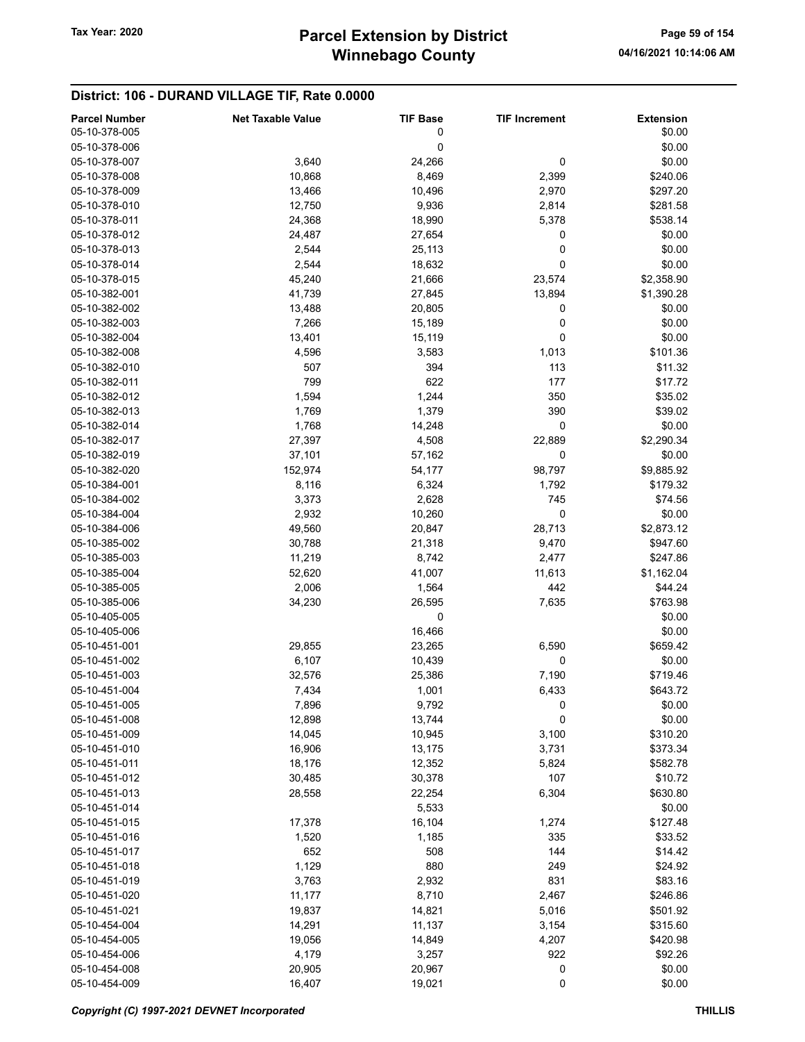## District: 106 - DURAND VILLAGE TIF, Rate 0.0000

| Parcel Number | Net Taxable Value | TIF Base | TIF Increment | Extension |
|---|---|---|---|---|
| 05-10-378-005 | | 0 | | $0.00 |
| 05-10-378-006 | | 0 | | $0.00 |
| 05-10-378-007 | 3,640 | 24,266 | 0 | $0.00 |
| 05-10-378-008 | 10,868 | 8,469 | 2,399 | $240.06 |
| 05-10-378-009 | 13,466 | 10,496 | 2,970 | $297.20 |
| 05-10-378-010 | 12,750 | 9,936 | 2,814 | $281.58 |
| 05-10-378-011 | 24,368 | 18,990 | 5,378 | $538.14 |
| 05-10-378-012 | 24,487 | 27,654 | 0 | $0.00 |
| 05-10-378-013 | 2,544 | 25,113 | 0 | $0.00 |
| 05-10-378-014 | 2,544 | 18,632 | 0 | $0.00 |
| 05-10-378-015 | 45,240 | 21,666 | 23,574 | $2,358.90 |
| 05-10-382-001 | 41,739 | 27,845 | 13,894 | $1,390.28 |
| 05-10-382-002 | 13,488 | 20,805 | 0 | $0.00 |
| 05-10-382-003 | 7,266 | 15,189 | 0 | $0.00 |
| 05-10-382-004 | 13,401 | 15,119 | 0 | $0.00 |
| 05-10-382-008 | 4,596 | 3,583 | 1,013 | $101.36 |
| 05-10-382-010 | 507 | 394 | 113 | $11.32 |
| 05-10-382-011 | 799 | 622 | 177 | $17.72 |
| 05-10-382-012 | 1,594 | 1,244 | 350 | $35.02 |
| 05-10-382-013 | 1,769 | 1,379 | 390 | $39.02 |
| 05-10-382-014 | 1,768 | 14,248 | 0 | $0.00 |
| 05-10-382-017 | 27,397 | 4,508 | 22,889 | $2,290.34 |
| 05-10-382-019 | 37,101 | 57,162 | 0 | $0.00 |
| 05-10-382-020 | 152,974 | 54,177 | 98,797 | $9,885.92 |
| 05-10-384-001 | 8,116 | 6,324 | 1,792 | $179.32 |
| 05-10-384-002 | 3,373 | 2,628 | 745 | $74.56 |
| 05-10-384-004 | 2,932 | 10,260 | 0 | $0.00 |
| 05-10-384-006 | 49,560 | 20,847 | 28,713 | $2,873.12 |
| 05-10-385-002 | 30,788 | 21,318 | 9,470 | $947.60 |
| 05-10-385-003 | 11,219 | 8,742 | 2,477 | $247.86 |
| 05-10-385-004 | 52,620 | 41,007 | 11,613 | $1,162.04 |
| 05-10-385-005 | 2,006 | 1,564 | 442 | $44.24 |
| 05-10-385-006 | 34,230 | 26,595 | 7,635 | $763.98 |
| 05-10-405-005 | | 0 | | $0.00 |
| 05-10-405-006 | | 16,466 | | $0.00 |
| 05-10-451-001 | 29,855 | 23,265 | 6,590 | $659.42 |
| 05-10-451-002 | 6,107 | 10,439 | 0 | $0.00 |
| 05-10-451-003 | 32,576 | 25,386 | 7,190 | $719.46 |
| 05-10-451-004 | 7,434 | 1,001 | 6,433 | $643.72 |
| 05-10-451-005 | 7,896 | 9,792 | 0 | $0.00 |
| 05-10-451-008 | 12,898 | 13,744 | 0 | $0.00 |
| 05-10-451-009 | 14,045 | 10,945 | 3,100 | $310.20 |
| 05-10-451-010 | 16,906 | 13,175 | 3,731 | $373.34 |
| 05-10-451-011 | 18,176 | 12,352 | 5,824 | $582.78 |
| 05-10-451-012 | 30,485 | 30,378 | 107 | $10.72 |
| 05-10-451-013 | 28,558 | 22,254 | 6,304 | $630.80 |
| 05-10-451-014 | | 5,533 | | $0.00 |
| 05-10-451-015 | 17,378 | 16,104 | 1,274 | $127.48 |
| 05-10-451-016 | 1,520 | 1,185 | 335 | $33.52 |
| 05-10-451-017 | 652 | 508 | 144 | $14.42 |
| 05-10-451-018 | 1,129 | 880 | 249 | $24.92 |
| 05-10-451-019 | 3,763 | 2,932 | 831 | $83.16 |
| 05-10-451-020 | 11,177 | 8,710 | 2,467 | $246.86 |
| 05-10-451-021 | 19,837 | 14,821 | 5,016 | $501.92 |
| 05-10-454-004 | 14,291 | 11,137 | 3,154 | $315.60 |
| 05-10-454-005 | 19,056 | 14,849 | 4,207 | $420.98 |
| 05-10-454-006 | 4,179 | 3,257 | 922 | $92.26 |
| 05-10-454-008 | 20,905 | 20,967 | 0 | $0.00 |
| 05-10-454-009 | 16,407 | 19,021 | 0 | $0.00 |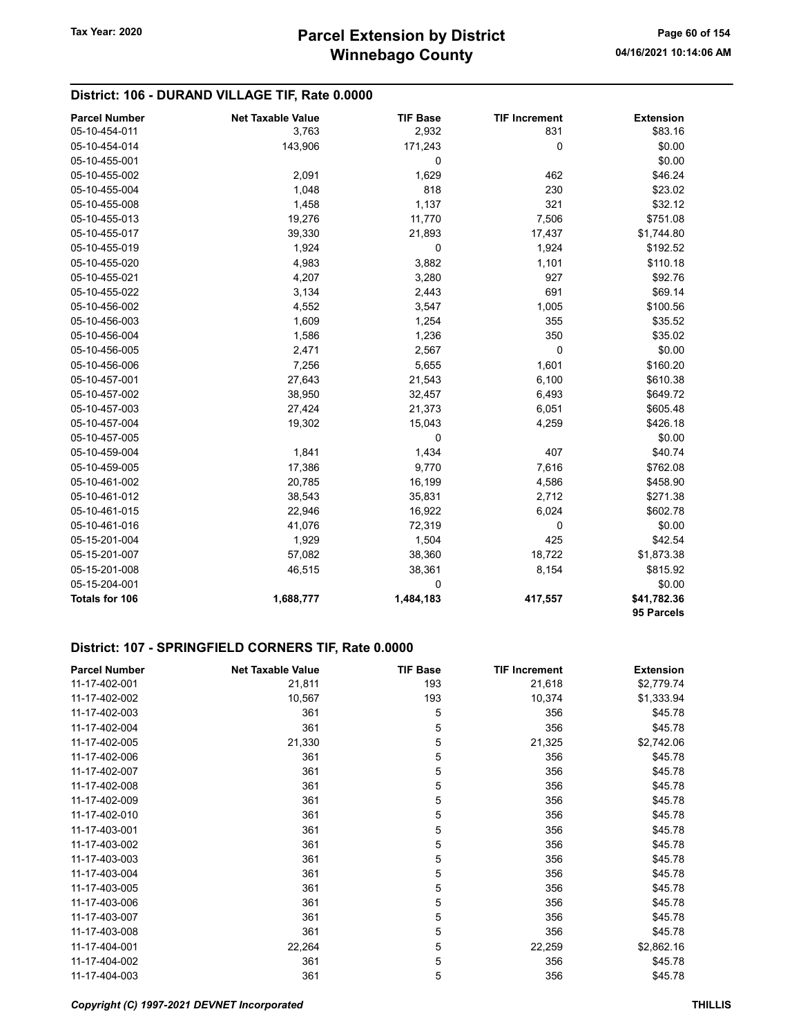## District: 106 - DURAND VILLAGE TIF, Rate 0.0000

| Parcel Number | Net Taxable Value | TIF Base | TIF Increment | Extension |
|---|---|---|---|---|
| 05-10-454-011 | 3,763 | 2,932 | 831 | $83.16 |
| 05-10-454-014 | 143,906 | 171,243 | 0 | $0.00 |
| 05-10-455-001 | | 0 | | $0.00 |
| 05-10-455-002 | 2,091 | 1,629 | 462 | $46.24 |
| 05-10-455-004 | 1,048 | 818 | 230 | $23.02 |
| 05-10-455-008 | 1,458 | 1,137 | 321 | $32.12 |
| 05-10-455-013 | 19,276 | 11,770 | 7,506 | $751.08 |
| 05-10-455-017 | 39,330 | 21,893 | 17,437 | $1,744.80 |
| 05-10-455-019 | 1,924 | 0 | 1,924 | $192.52 |
| 05-10-455-020 | 4,983 | 3,882 | 1,101 | $110.18 |
| 05-10-455-021 | 4,207 | 3,280 | 927 | $92.76 |
| 05-10-455-022 | 3,134 | 2,443 | 691 | $69.14 |
| 05-10-456-002 | 4,552 | 3,547 | 1,005 | $100.56 |
| 05-10-456-003 | 1,609 | 1,254 | 355 | $35.52 |
| 05-10-456-004 | 1,586 | 1,236 | 350 | $35.02 |
| 05-10-456-005 | 2,471 | 2,567 | 0 | $0.00 |
| 05-10-456-006 | 7,256 | 5,655 | 1,601 | $160.20 |
| 05-10-457-001 | 27,643 | 21,543 | 6,100 | $610.38 |
| 05-10-457-002 | 38,950 | 32,457 | 6,493 | $649.72 |
| 05-10-457-003 | 27,424 | 21,373 | 6,051 | $605.48 |
| 05-10-457-004 | 19,302 | 15,043 | 4,259 | $426.18 |
| 05-10-457-005 | | 0 | | $0.00 |
| 05-10-459-004 | 1,841 | 1,434 | 407 | $40.74 |
| 05-10-459-005 | 17,386 | 9,770 | 7,616 | $762.08 |
| 05-10-461-002 | 20,785 | 16,199 | 4,586 | $458.90 |
| 05-10-461-012 | 38,543 | 35,831 | 2,712 | $271.38 |
| 05-10-461-015 | 22,946 | 16,922 | 6,024 | $602.78 |
| 05-10-461-016 | 41,076 | 72,319 | 0 | $0.00 |
| 05-15-201-004 | 1,929 | 1,504 | 425 | $42.54 |
| 05-15-201-007 | 57,082 | 38,360 | 18,722 | $1,873.38 |
| 05-15-201-008 | 46,515 | 38,361 | 8,154 | $815.92 |
| 05-15-204-001 | | 0 | | $0.00 |
| **Totals for 106** | **1,688,777** | **1,484,183** | **417,557** | **$41,782.36** |
| | | | | **95 Parcels** |

## District: 107 - SPRINGFIELD CORNERS TIF, Rate 0.0000

| Parcel Number | Net Taxable Value | TIF Base | TIF Increment | Extension |
|---|---|---|---|---|
| 11-17-402-001 | 21,811 | 193 | 21,618 | $2,779.74 |
| 11-17-402-002 | 10,567 | 193 | 10,374 | $1,333.94 |
| 11-17-402-003 | 361 | 5 | 356 | $45.78 |
| 11-17-402-004 | 361 | 5 | 356 | $45.78 |
| 11-17-402-005 | 21,330 | 5 | 21,325 | $2,742.06 |
| 11-17-402-006 | 361 | 5 | 356 | $45.78 |
| 11-17-402-007 | 361 | 5 | 356 | $45.78 |
| 11-17-402-008 | 361 | 5 | 356 | $45.78 |
| 11-17-402-009 | 361 | 5 | 356 | $45.78 |
| 11-17-402-010 | 361 | 5 | 356 | $45.78 |
| 11-17-403-001 | 361 | 5 | 356 | $45.78 |
| 11-17-403-002 | 361 | 5 | 356 | $45.78 |
| 11-17-403-003 | 361 | 5 | 356 | $45.78 |
| 11-17-403-004 | 361 | 5 | 356 | $45.78 |
| 11-17-403-005 | 361 | 5 | 356 | $45.78 |
| 11-17-403-006 | 361 | 5 | 356 | $45.78 |
| 11-17-403-007 | 361 | 5 | 356 | $45.78 |
| 11-17-403-008 | 361 | 5 | 356 | $45.78 |
| 11-17-404-001 | 22,264 | 5 | 22,259 | $2,862.16 |
| 11-17-404-002 | 361 | 5 | 356 | $45.78 |
| 11-17-404-003 | 361 | 5 | 356 | $45.78 |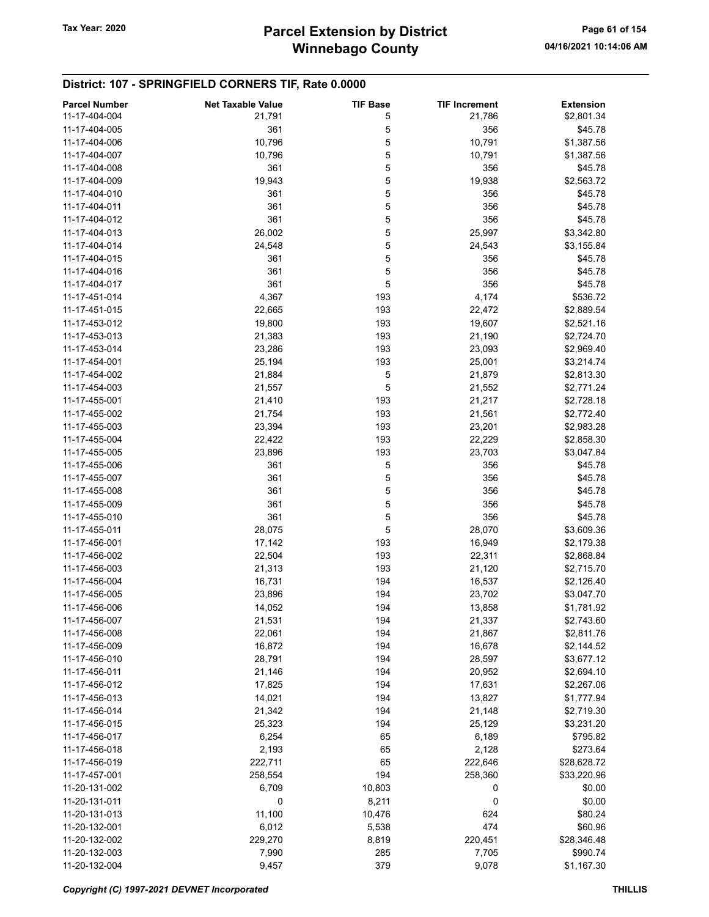## District: 107 - SPRINGFIELD CORNERS TIF, Rate 0.0000

| Parcel Number | Net Taxable Value | TIF Base | TIF Increment | Extension |
|---|---|---|---|---|
| 11-17-404-004 | 21,791 | 5 | 21,786 | $2,801.34 |
| 11-17-404-005 | 361 | 5 | 356 | $45.78 |
| 11-17-404-006 | 10,796 | 5 | 10,791 | $1,387.56 |
| 11-17-404-007 | 10,796 | 5 | 10,791 | $1,387.56 |
| 11-17-404-008 | 361 | 5 | 356 | $45.78 |
| 11-17-404-009 | 19,943 | 5 | 19,938 | $2,563.72 |
| 11-17-404-010 | 361 | 5 | 356 | $45.78 |
| 11-17-404-011 | 361 | 5 | 356 | $45.78 |
| 11-17-404-012 | 361 | 5 | 356 | $45.78 |
| 11-17-404-013 | 26,002 | 5 | 25,997 | $3,342.80 |
| 11-17-404-014 | 24,548 | 5 | 24,543 | $3,155.84 |
| 11-17-404-015 | 361 | 5 | 356 | $45.78 |
| 11-17-404-016 | 361 | 5 | 356 | $45.78 |
| 11-17-404-017 | 361 | 5 | 356 | $45.78 |
| 11-17-451-014 | 4,367 | 193 | 4,174 | $536.72 |
| 11-17-451-015 | 22,665 | 193 | 22,472 | $2,889.54 |
| 11-17-453-012 | 19,800 | 193 | 19,607 | $2,521.16 |
| 11-17-453-013 | 21,383 | 193 | 21,190 | $2,724.70 |
| 11-17-453-014 | 23,286 | 193 | 23,093 | $2,969.40 |
| 11-17-454-001 | 25,194 | 193 | 25,001 | $3,214.74 |
| 11-17-454-002 | 21,884 | 5 | 21,879 | $2,813.30 |
| 11-17-454-003 | 21,557 | 5 | 21,552 | $2,771.24 |
| 11-17-455-001 | 21,410 | 193 | 21,217 | $2,728.18 |
| 11-17-455-002 | 21,754 | 193 | 21,561 | $2,772.40 |
| 11-17-455-003 | 23,394 | 193 | 23,201 | $2,983.28 |
| 11-17-455-004 | 22,422 | 193 | 22,229 | $2,858.30 |
| 11-17-455-005 | 23,896 | 193 | 23,703 | $3,047.84 |
| 11-17-455-006 | 361 | 5 | 356 | $45.78 |
| 11-17-455-007 | 361 | 5 | 356 | $45.78 |
| 11-17-455-008 | 361 | 5 | 356 | $45.78 |
| 11-17-455-009 | 361 | 5 | 356 | $45.78 |
| 11-17-455-010 | 361 | 5 | 356 | $45.78 |
| 11-17-455-011 | 28,075 | 5 | 28,070 | $3,609.36 |
| 11-17-456-001 | 17,142 | 193 | 16,949 | $2,179.38 |
| 11-17-456-002 | 22,504 | 193 | 22,311 | $2,868.84 |
| 11-17-456-003 | 21,313 | 193 | 21,120 | $2,715.70 |
| 11-17-456-004 | 16,731 | 194 | 16,537 | $2,126.40 |
| 11-17-456-005 | 23,896 | 194 | 23,702 | $3,047.70 |
| 11-17-456-006 | 14,052 | 194 | 13,858 | $1,781.92 |
| 11-17-456-007 | 21,531 | 194 | 21,337 | $2,743.60 |
| 11-17-456-008 | 22,061 | 194 | 21,867 | $2,811.76 |
| 11-17-456-009 | 16,872 | 194 | 16,678 | $2,144.52 |
| 11-17-456-010 | 28,791 | 194 | 28,597 | $3,677.12 |
| 11-17-456-011 | 21,146 | 194 | 20,952 | $2,694.10 |
| 11-17-456-012 | 17,825 | 194 | 17,631 | $2,267.06 |
| 11-17-456-013 | 14,021 | 194 | 13,827 | $1,777.94 |
| 11-17-456-014 | 21,342 | 194 | 21,148 | $2,719.30 |
| 11-17-456-015 | 25,323 | 194 | 25,129 | $3,231.20 |
| 11-17-456-017 | 6,254 | 65 | 6,189 | $795.82 |
| 11-17-456-018 | 2,193 | 65 | 2,128 | $273.64 |
| 11-17-456-019 | 222,711 | 65 | 222,646 | $28,628.72 |
| 11-17-457-001 | 258,554 | 194 | 258,360 | $33,220.96 |
| 11-20-131-002 | 6,709 | 10,803 | 0 | $0.00 |
| 11-20-131-011 | 0 | 8,211 | 0 | $0.00 |
| 11-20-131-013 | 11,100 | 10,476 | 624 | $80.24 |
| 11-20-132-001 | 6,012 | 5,538 | 474 | $60.96 |
| 11-20-132-002 | 229,270 | 8,819 | 220,451 | $28,346.48 |
| 11-20-132-003 | 7,990 | 285 | 7,705 | $990.74 |
| 11-20-132-004 | 9,457 | 379 | 9,078 | $1,167.30 |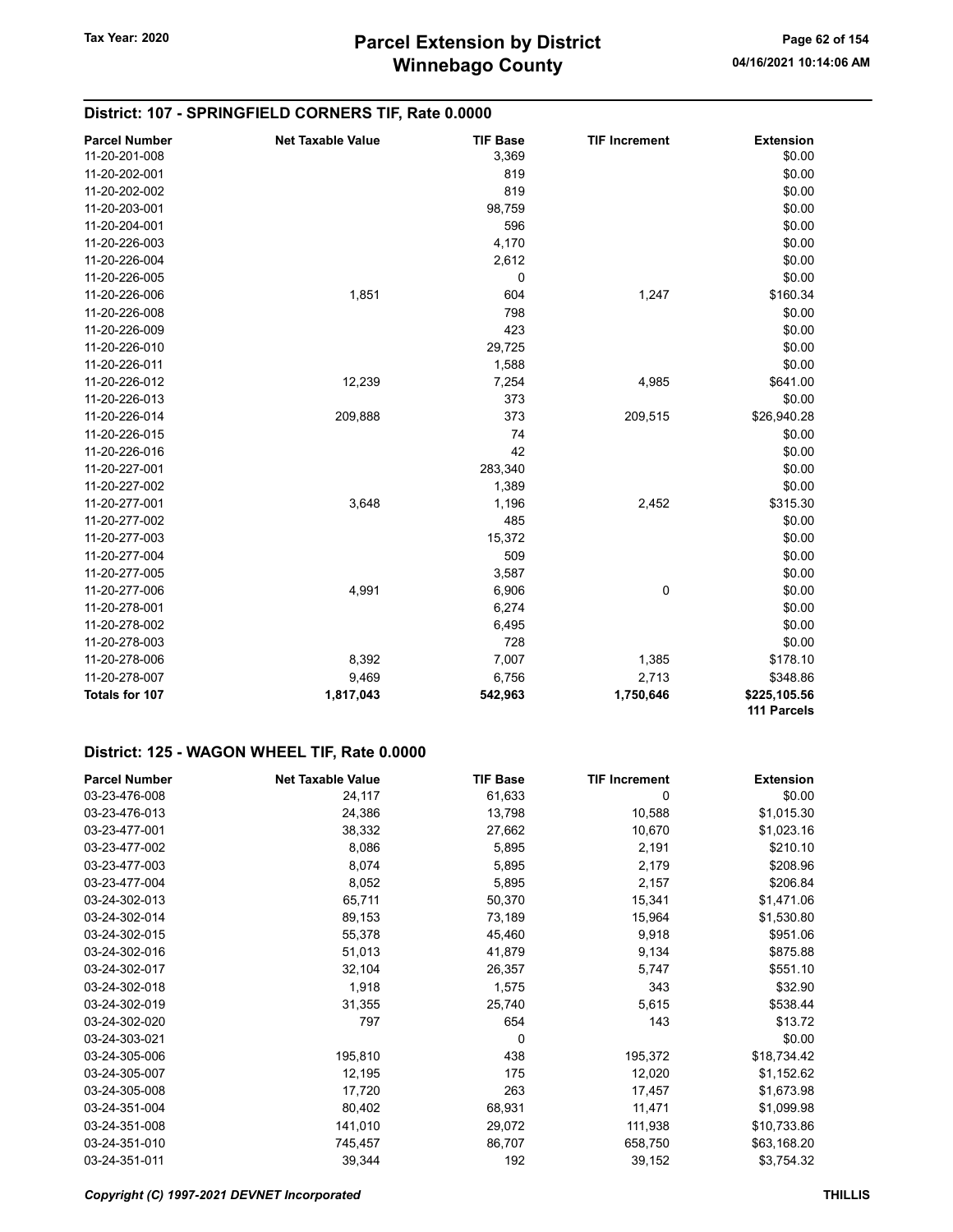## District: 107 - SPRINGFIELD CORNERS TIF, Rate 0.0000

| Parcel Number | Net Taxable Value | TIF Base | TIF Increment | Extension |
|---|---|---|---|---|
| 11-20-201-008 | | 3,369 | | $0.00 |
| 11-20-202-001 | | 819 | | $0.00 |
| 11-20-202-002 | | 819 | | $0.00 |
| 11-20-203-001 | | 98,759 | | $0.00 |
| 11-20-204-001 | | 596 | | $0.00 |
| 11-20-226-003 | | 4,170 | | $0.00 |
| 11-20-226-004 | | 2,612 | | $0.00 |
| 11-20-226-005 | | 0 | | $0.00 |
| 11-20-226-006 | 1,851 | 604 | 1,247 | $160.34 |
| 11-20-226-008 | | 798 | | $0.00 |
| 11-20-226-009 | | 423 | | $0.00 |
| 11-20-226-010 | | 29,725 | | $0.00 |
| 11-20-226-011 | | 1,588 | | $0.00 |
| 11-20-226-012 | 12,239 | 7,254 | 4,985 | $641.00 |
| 11-20-226-013 | | 373 | | $0.00 |
| 11-20-226-014 | 209,888 | 373 | 209,515 | $26,940.28 |
| 11-20-226-015 | | 74 | | $0.00 |
| 11-20-226-016 | | 42 | | $0.00 |
| 11-20-227-001 | | 283,340 | | $0.00 |
| 11-20-227-002 | | 1,389 | | $0.00 |
| 11-20-277-001 | 3,648 | 1,196 | 2,452 | $315.30 |
| 11-20-277-002 | | 485 | | $0.00 |
| 11-20-277-003 | | 15,372 | | $0.00 |
| 11-20-277-004 | | 509 | | $0.00 |
| 11-20-277-005 | | 3,587 | | $0.00 |
| 11-20-277-006 | 4,991 | 6,906 | 0 | $0.00 |
| 11-20-278-001 | | 6,274 | | $0.00 |
| 11-20-278-002 | | 6,495 | | $0.00 |
| 11-20-278-003 | | 728 | | $0.00 |
| 11-20-278-006 | 8,392 | 7,007 | 1,385 | $178.10 |
| 11-20-278-007 | 9,469 | 6,756 | 2,713 | $348.86 |
| **Totals for 107** | **1,817,043** | **542,963** | **1,750,646** | **$225,105.56** |
| | | | | **111 Parcels** |

## District: 125 - WAGON WHEEL TIF, Rate 0.0000

| Parcel Number | Net Taxable Value | TIF Base | TIF Increment | Extension |
|---|---|---|---|---|
| 03-23-476-008 | 24,117 | 61,633 | 0 | $0.00 |
| 03-23-476-013 | 24,386 | 13,798 | 10,588 | $1,015.30 |
| 03-23-477-001 | 38,332 | 27,662 | 10,670 | $1,023.16 |
| 03-23-477-002 | 8,086 | 5,895 | 2,191 | $210.10 |
| 03-23-477-003 | 8,074 | 5,895 | 2,179 | $208.96 |
| 03-23-477-004 | 8,052 | 5,895 | 2,157 | $206.84 |
| 03-24-302-013 | 65,711 | 50,370 | 15,341 | $1,471.06 |
| 03-24-302-014 | 89,153 | 73,189 | 15,964 | $1,530.80 |
| 03-24-302-015 | 55,378 | 45,460 | 9,918 | $951.06 |
| 03-24-302-016 | 51,013 | 41,879 | 9,134 | $875.88 |
| 03-24-302-017 | 32,104 | 26,357 | 5,747 | $551.10 |
| 03-24-302-018 | 1,918 | 1,575 | 343 | $32.90 |
| 03-24-302-019 | 31,355 | 25,740 | 5,615 | $538.44 |
| 03-24-302-020 | 797 | 654 | 143 | $13.72 |
| 03-24-303-021 | | 0 | | $0.00 |
| 03-24-305-006 | 195,810 | 438 | 195,372 | $18,734.42 |
| 03-24-305-007 | 12,195 | 175 | 12,020 | $1,152.62 |
| 03-24-305-008 | 17,720 | 263 | 17,457 | $1,673.98 |
| 03-24-351-004 | 80,402 | 68,931 | 11,471 | $1,099.98 |
| 03-24-351-008 | 141,010 | 29,072 | 111,938 | $10,733.86 |
| 03-24-351-010 | 745,457 | 86,707 | 658,750 | $63,168.20 |
| 03-24-351-011 | 39,344 | 192 | 39,152 | $3,754.32 |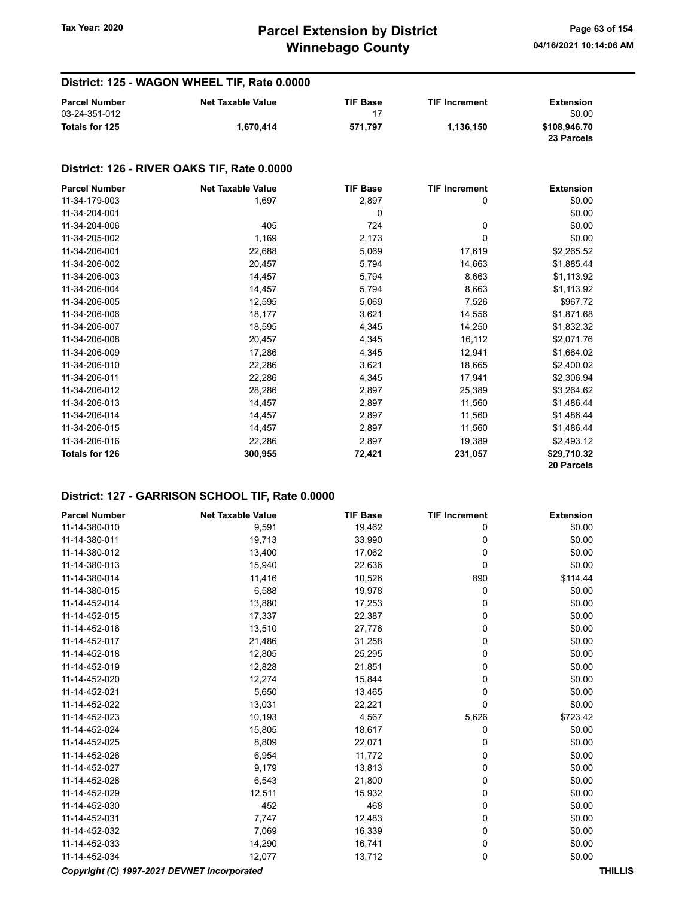## District: 125 - WAGON WHEEL TIF, Rate 0.0000

| Parcel Number | Net Taxable Value | TIF Base | TIF Increment | Extension |
|---|---|---|---|---|
| 03-24-351-012 | | 17 | | $0.00 |
| **Totals for 125** | **1,670,414** | **571,797** | **1,136,150** | **$108,946.70** |
| | | | | **23 Parcels** |

## District: 126 - RIVER OAKS TIF, Rate 0.0000

| Parcel Number | Net Taxable Value | TIF Base | TIF Increment | Extension |
|---|---|---|---|---|
| 11-34-179-003 | 1,697 | 2,897 | 0 | $0.00 |
| 11-34-204-001 | | 0 | | $0.00 |
| 11-34-204-006 | 405 | 724 | 0 | $0.00 |
| 11-34-205-002 | 1,169 | 2,173 | 0 | $0.00 |
| 11-34-206-001 | 22,688 | 5,069 | 17,619 | $2,265.52 |
| 11-34-206-002 | 20,457 | 5,794 | 14,663 | $1,885.44 |
| 11-34-206-003 | 14,457 | 5,794 | 8,663 | $1,113.92 |
| 11-34-206-004 | 14,457 | 5,794 | 8,663 | $1,113.92 |
| 11-34-206-005 | 12,595 | 5,069 | 7,526 | $967.72 |
| 11-34-206-006 | 18,177 | 3,621 | 14,556 | $1,871.68 |
| 11-34-206-007 | 18,595 | 4,345 | 14,250 | $1,832.32 |
| 11-34-206-008 | 20,457 | 4,345 | 16,112 | $2,071.76 |
| 11-34-206-009 | 17,286 | 4,345 | 12,941 | $1,664.02 |
| 11-34-206-010 | 22,286 | 3,621 | 18,665 | $2,400.02 |
| 11-34-206-011 | 22,286 | 4,345 | 17,941 | $2,306.94 |
| 11-34-206-012 | 28,286 | 2,897 | 25,389 | $3,264.62 |
| 11-34-206-013 | 14,457 | 2,897 | 11,560 | $1,486.44 |
| 11-34-206-014 | 14,457 | 2,897 | 11,560 | $1,486.44 |
| 11-34-206-015 | 14,457 | 2,897 | 11,560 | $1,486.44 |
| 11-34-206-016 | 22,286 | 2,897 | 19,389 | $2,493.12 |
| **Totals for 126** | **300,955** | **72,421** | **231,057** | **$29,710.32** |
| | | | | **20 Parcels** |

## District: 127 - GARRISON SCHOOL TIF, Rate 0.0000

| Parcel Number | Net Taxable Value | TIF Base | TIF Increment | Extension |
|---|---|---|---|---|
| 11-14-380-010 | 9,591 | 19,462 | 0 | $0.00 |
| 11-14-380-011 | 19,713 | 33,990 | 0 | $0.00 |
| 11-14-380-012 | 13,400 | 17,062 | 0 | $0.00 |
| 11-14-380-013 | 15,940 | 22,636 | 0 | $0.00 |
| 11-14-380-014 | 11,416 | 10,526 | 890 | $114.44 |
| 11-14-380-015 | 6,588 | 19,978 | 0 | $0.00 |
| 11-14-452-014 | 13,880 | 17,253 | 0 | $0.00 |
| 11-14-452-015 | 17,337 | 22,387 | 0 | $0.00 |
| 11-14-452-016 | 13,510 | 27,776 | 0 | $0.00 |
| 11-14-452-017 | 21,486 | 31,258 | 0 | $0.00 |
| 11-14-452-018 | 12,805 | 25,295 | 0 | $0.00 |
| 11-14-452-019 | 12,828 | 21,851 | 0 | $0.00 |
| 11-14-452-020 | 12,274 | 15,844 | 0 | $0.00 |
| 11-14-452-021 | 5,650 | 13,465 | 0 | $0.00 |
| 11-14-452-022 | 13,031 | 22,221 | 0 | $0.00 |
| 11-14-452-023 | 10,193 | 4,567 | 5,626 | $723.42 |
| 11-14-452-024 | 15,805 | 18,617 | 0 | $0.00 |
| 11-14-452-025 | 8,809 | 22,071 | 0 | $0.00 |
| 11-14-452-026 | 6,954 | 11,772 | 0 | $0.00 |
| 11-14-452-027 | 9,179 | 13,813 | 0 | $0.00 |
| 11-14-452-028 | 6,543 | 21,800 | 0 | $0.00 |
| 11-14-452-029 | 12,511 | 15,932 | 0 | $0.00 |
| 11-14-452-030 | 452 | 468 | 0 | $0.00 |
| 11-14-452-031 | 7,747 | 12,483 | 0 | $0.00 |
| 11-14-452-032 | 7,069 | 16,339 | 0 | $0.00 |
| 11-14-452-033 | 14,290 | 16,741 | 0 | $0.00 |
| 11-14-452-034 | 12,077 | 13,712 | 0 | $0.00 |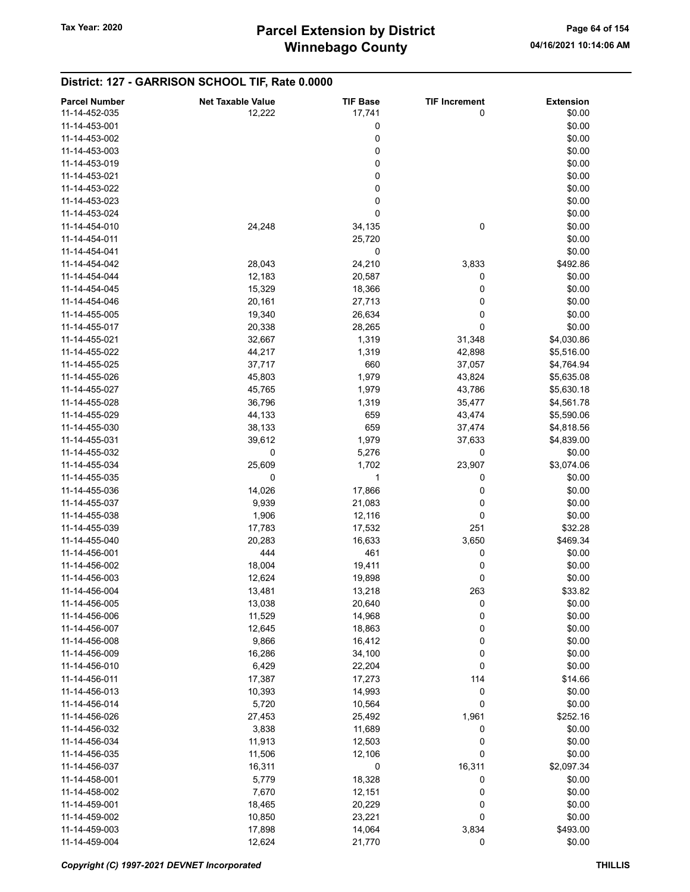## District: 127 - GARRISON SCHOOL TIF, Rate 0.0000

| Parcel Number | Net Taxable Value | TIF Base | TIF Increment | Extension |
|---|---|---|---|---|
| 11-14-452-035 | 12,222 | 17,741 | 0 | $0.00 |
| 11-14-453-001 | | 0 | | $0.00 |
| 11-14-453-002 | | 0 | | $0.00 |
| 11-14-453-003 | | 0 | | $0.00 |
| 11-14-453-019 | | 0 | | $0.00 |
| 11-14-453-021 | | 0 | | $0.00 |
| 11-14-453-022 | | 0 | | $0.00 |
| 11-14-453-023 | | 0 | | $0.00 |
| 11-14-453-024 | | 0 | | $0.00 |
| 11-14-454-010 | 24,248 | 34,135 | 0 | $0.00 |
| 11-14-454-011 | | 25,720 | | $0.00 |
| 11-14-454-041 | | 0 | | $0.00 |
| 11-14-454-042 | 28,043 | 24,210 | 3,833 | $492.86 |
| 11-14-454-044 | 12,183 | 20,587 | 0 | $0.00 |
| 11-14-454-045 | 15,329 | 18,366 | 0 | $0.00 |
| 11-14-454-046 | 20,161 | 27,713 | 0 | $0.00 |
| 11-14-455-005 | 19,340 | 26,634 | 0 | $0.00 |
| 11-14-455-017 | 20,338 | 28,265 | 0 | $0.00 |
| 11-14-455-021 | 32,667 | 1,319 | 31,348 | $4,030.86 |
| 11-14-455-022 | 44,217 | 1,319 | 42,898 | $5,516.00 |
| 11-14-455-025 | 37,717 | 660 | 37,057 | $4,764.94 |
| 11-14-455-026 | 45,803 | 1,979 | 43,824 | $5,635.08 |
| 11-14-455-027 | 45,765 | 1,979 | 43,786 | $5,630.18 |
| 11-14-455-028 | 36,796 | 1,319 | 35,477 | $4,561.78 |
| 11-14-455-029 | 44,133 | 659 | 43,474 | $5,590.06 |
| 11-14-455-030 | 38,133 | 659 | 37,474 | $4,818.56 |
| 11-14-455-031 | 39,612 | 1,979 | 37,633 | $4,839.00 |
| 11-14-455-032 | 0 | 5,276 | 0 | $0.00 |
| 11-14-455-034 | 25,609 | 1,702 | 23,907 | $3,074.06 |
| 11-14-455-035 | 0 | 1 | 0 | $0.00 |
| 11-14-455-036 | 14,026 | 17,866 | 0 | $0.00 |
| 11-14-455-037 | 9,939 | 21,083 | 0 | $0.00 |
| 11-14-455-038 | 1,906 | 12,116 | 0 | $0.00 |
| 11-14-455-039 | 17,783 | 17,532 | 251 | $32.28 |
| 11-14-455-040 | 20,283 | 16,633 | 3,650 | $469.34 |
| 11-14-456-001 | 444 | 461 | 0 | $0.00 |
| 11-14-456-002 | 18,004 | 19,411 | 0 | $0.00 |
| 11-14-456-003 | 12,624 | 19,898 | 0 | $0.00 |
| 11-14-456-004 | 13,481 | 13,218 | 263 | $33.82 |
| 11-14-456-005 | 13,038 | 20,640 | 0 | $0.00 |
| 11-14-456-006 | 11,529 | 14,968 | 0 | $0.00 |
| 11-14-456-007 | 12,645 | 18,863 | 0 | $0.00 |
| 11-14-456-008 | 9,866 | 16,412 | 0 | $0.00 |
| 11-14-456-009 | 16,286 | 34,100 | 0 | $0.00 |
| 11-14-456-010 | 6,429 | 22,204 | 0 | $0.00 |
| 11-14-456-011 | 17,387 | 17,273 | 114 | $14.66 |
| 11-14-456-013 | 10,393 | 14,993 | 0 | $0.00 |
| 11-14-456-014 | 5,720 | 10,564 | 0 | $0.00 |
| 11-14-456-026 | 27,453 | 25,492 | 1,961 | $252.16 |
| 11-14-456-032 | 3,838 | 11,689 | 0 | $0.00 |
| 11-14-456-034 | 11,913 | 12,503 | 0 | $0.00 |
| 11-14-456-035 | 11,506 | 12,106 | 0 | $0.00 |
| 11-14-456-037 | 16,311 | 0 | 16,311 | $2,097.34 |
| 11-14-458-001 | 5,779 | 18,328 | 0 | $0.00 |
| 11-14-458-002 | 7,670 | 12,151 | 0 | $0.00 |
| 11-14-459-001 | 18,465 | 20,229 | 0 | $0.00 |
| 11-14-459-002 | 10,850 | 23,221 | 0 | $0.00 |
| 11-14-459-003 | 17,898 | 14,064 | 3,834 | $493.00 |
| 11-14-459-004 | 12,624 | 21,770 | 0 | $0.00 |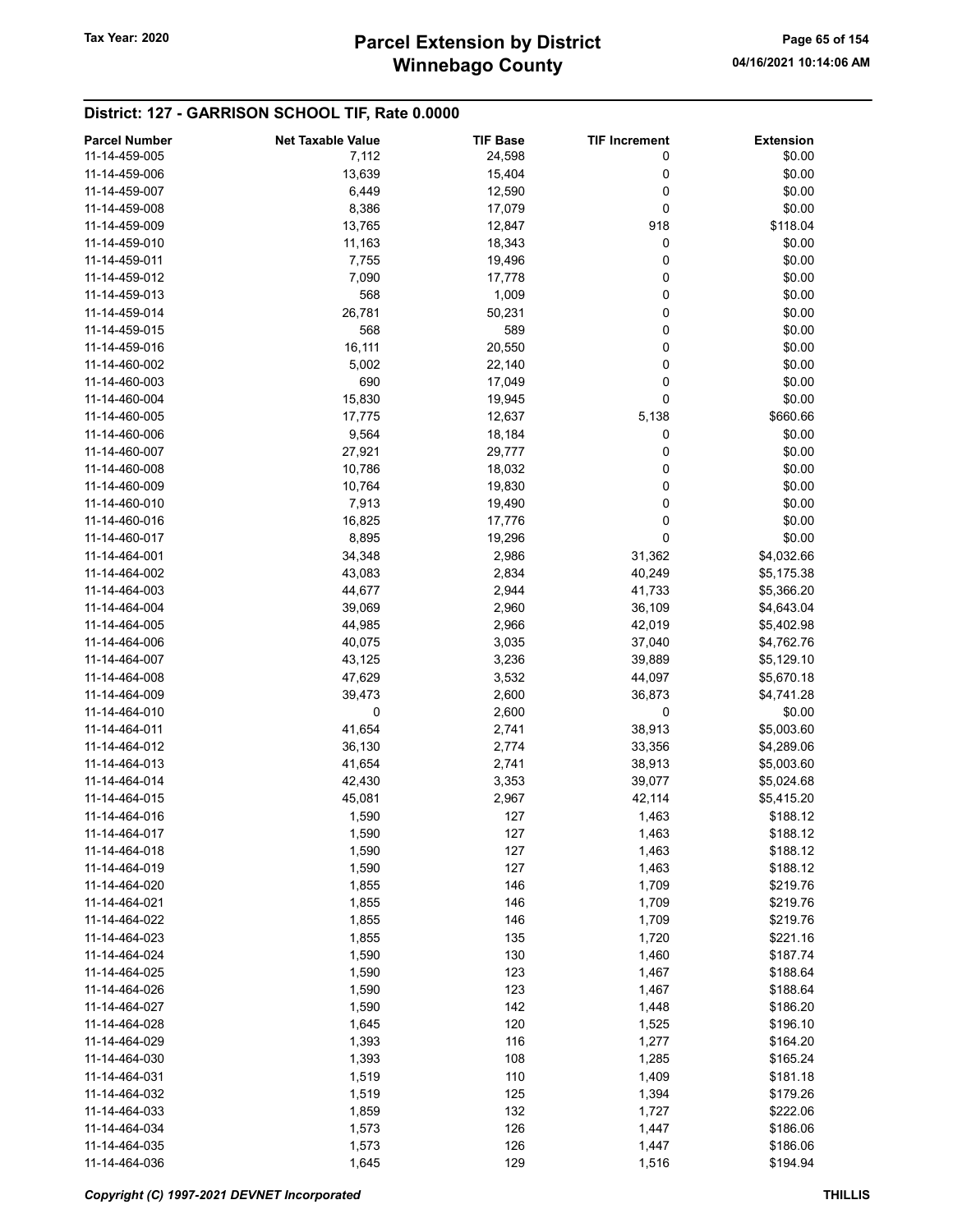## District: 127 - GARRISON SCHOOL TIF, Rate 0.0000

| Parcel Number | Net Taxable Value | TIF Base | TIF Increment | Extension |
|---|---|---|---|---|
| 11-14-459-005 | 7,112 | 24,598 | 0 | $0.00 |
| 11-14-459-006 | 13,639 | 15,404 | 0 | $0.00 |
| 11-14-459-007 | 6,449 | 12,590 | 0 | $0.00 |
| 11-14-459-008 | 8,386 | 17,079 | 0 | $0.00 |
| 11-14-459-009 | 13,765 | 12,847 | 918 | $118.04 |
| 11-14-459-010 | 11,163 | 18,343 | 0 | $0.00 |
| 11-14-459-011 | 7,755 | 19,496 | 0 | $0.00 |
| 11-14-459-012 | 7,090 | 17,778 | 0 | $0.00 |
| 11-14-459-013 | 568 | 1,009 | 0 | $0.00 |
| 11-14-459-014 | 26,781 | 50,231 | 0 | $0.00 |
| 11-14-459-015 | 568 | 589 | 0 | $0.00 |
| 11-14-459-016 | 16,111 | 20,550 | 0 | $0.00 |
| 11-14-460-002 | 5,002 | 22,140 | 0 | $0.00 |
| 11-14-460-003 | 690 | 17,049 | 0 | $0.00 |
| 11-14-460-004 | 15,830 | 19,945 | 0 | $0.00 |
| 11-14-460-005 | 17,775 | 12,637 | 5,138 | $660.66 |
| 11-14-460-006 | 9,564 | 18,184 | 0 | $0.00 |
| 11-14-460-007 | 27,921 | 29,777 | 0 | $0.00 |
| 11-14-460-008 | 10,786 | 18,032 | 0 | $0.00 |
| 11-14-460-009 | 10,764 | 19,830 | 0 | $0.00 |
| 11-14-460-010 | 7,913 | 19,490 | 0 | $0.00 |
| 11-14-460-016 | 16,825 | 17,776 | 0 | $0.00 |
| 11-14-460-017 | 8,895 | 19,296 | 0 | $0.00 |
| 11-14-464-001 | 34,348 | 2,986 | 31,362 | $4,032.66 |
| 11-14-464-002 | 43,083 | 2,834 | 40,249 | $5,175.38 |
| 11-14-464-003 | 44,677 | 2,944 | 41,733 | $5,366.20 |
| 11-14-464-004 | 39,069 | 2,960 | 36,109 | $4,643.04 |
| 11-14-464-005 | 44,985 | 2,966 | 42,019 | $5,402.98 |
| 11-14-464-006 | 40,075 | 3,035 | 37,040 | $4,762.76 |
| 11-14-464-007 | 43,125 | 3,236 | 39,889 | $5,129.10 |
| 11-14-464-008 | 47,629 | 3,532 | 44,097 | $5,670.18 |
| 11-14-464-009 | 39,473 | 2,600 | 36,873 | $4,741.28 |
| 11-14-464-010 | 0 | 2,600 | 0 | $0.00 |
| 11-14-464-011 | 41,654 | 2,741 | 38,913 | $5,003.60 |
| 11-14-464-012 | 36,130 | 2,774 | 33,356 | $4,289.06 |
| 11-14-464-013 | 41,654 | 2,741 | 38,913 | $5,003.60 |
| 11-14-464-014 | 42,430 | 3,353 | 39,077 | $5,024.68 |
| 11-14-464-015 | 45,081 | 2,967 | 42,114 | $5,415.20 |
| 11-14-464-016 | 1,590 | 127 | 1,463 | $188.12 |
| 11-14-464-017 | 1,590 | 127 | 1,463 | $188.12 |
| 11-14-464-018 | 1,590 | 127 | 1,463 | $188.12 |
| 11-14-464-019 | 1,590 | 127 | 1,463 | $188.12 |
| 11-14-464-020 | 1,855 | 146 | 1,709 | $219.76 |
| 11-14-464-021 | 1,855 | 146 | 1,709 | $219.76 |
| 11-14-464-022 | 1,855 | 146 | 1,709 | $219.76 |
| 11-14-464-023 | 1,855 | 135 | 1,720 | $221.16 |
| 11-14-464-024 | 1,590 | 130 | 1,460 | $187.74 |
| 11-14-464-025 | 1,590 | 123 | 1,467 | $188.64 |
| 11-14-464-026 | 1,590 | 123 | 1,467 | $188.64 |
| 11-14-464-027 | 1,590 | 142 | 1,448 | $186.20 |
| 11-14-464-028 | 1,645 | 120 | 1,525 | $196.10 |
| 11-14-464-029 | 1,393 | 116 | 1,277 | $164.20 |
| 11-14-464-030 | 1,393 | 108 | 1,285 | $165.24 |
| 11-14-464-031 | 1,519 | 110 | 1,409 | $181.18 |
| 11-14-464-032 | 1,519 | 125 | 1,394 | $179.26 |
| 11-14-464-033 | 1,859 | 132 | 1,727 | $222.06 |
| 11-14-464-034 | 1,573 | 126 | 1,447 | $186.06 |
| 11-14-464-035 | 1,573 | 126 | 1,447 | $186.06 |
| 11-14-464-036 | 1,645 | 129 | 1,516 | $194.94 |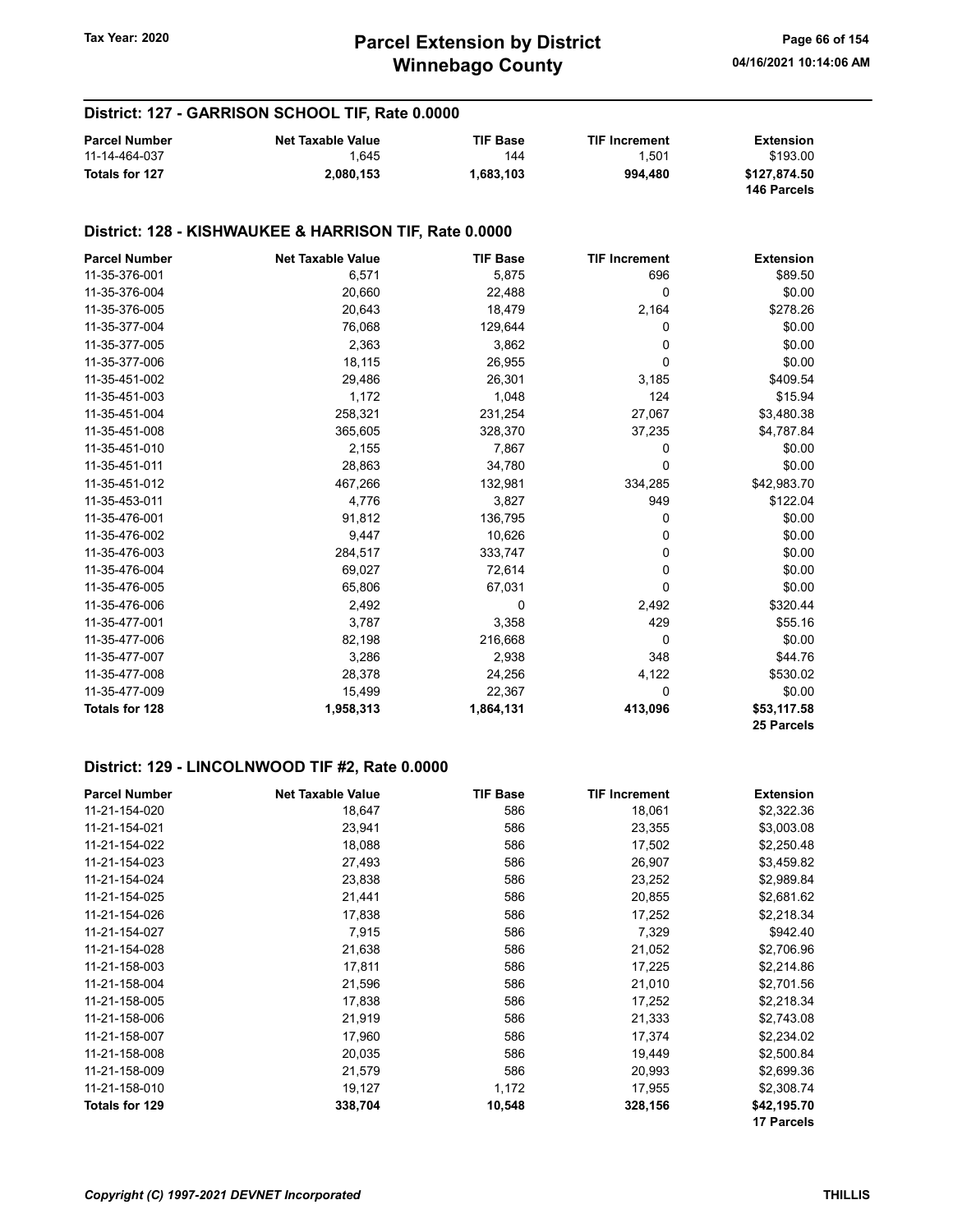## District: 127 - GARRISON SCHOOL TIF, Rate 0.0000

| Parcel Number | Net Taxable Value | TIF Base | TIF Increment | Extension |
|---|---|---|---|---|
| 11-14-464-037 | 1,645 | 144 | 1,501 | $193.00 |
| **Totals for 127** | **2,080,153** | **1,683,103** | **994,480** | **$127,874.50** |
| | | | | **146 Parcels** |

## District: 128 - KISHWAUKEE & HARRISON TIF, Rate 0.0000

| Parcel Number | Net Taxable Value | TIF Base | TIF Increment | Extension |
|---|---|---|---|---|
| 11-35-376-001 | 6,571 | 5,875 | 696 | $89.50 |
| 11-35-376-004 | 20,660 | 22,488 | 0 | $0.00 |
| 11-35-376-005 | 20,643 | 18,479 | 2,164 | $278.26 |
| 11-35-377-004 | 76,068 | 129,644 | 0 | $0.00 |
| 11-35-377-005 | 2,363 | 3,862 | 0 | $0.00 |
| 11-35-377-006 | 18,115 | 26,955 | 0 | $0.00 |
| 11-35-451-002 | 29,486 | 26,301 | 3,185 | $409.54 |
| 11-35-451-003 | 1,172 | 1,048 | 124 | $15.94 |
| 11-35-451-004 | 258,321 | 231,254 | 27,067 | $3,480.38 |
| 11-35-451-008 | 365,605 | 328,370 | 37,235 | $4,787.84 |
| 11-35-451-010 | 2,155 | 7,867 | 0 | $0.00 |
| 11-35-451-011 | 28,863 | 34,780 | 0 | $0.00 |
| 11-35-451-012 | 467,266 | 132,981 | 334,285 | $42,983.70 |
| 11-35-453-011 | 4,776 | 3,827 | 949 | $122.04 |
| 11-35-476-001 | 91,812 | 136,795 | 0 | $0.00 |
| 11-35-476-002 | 9,447 | 10,626 | 0 | $0.00 |
| 11-35-476-003 | 284,517 | 333,747 | 0 | $0.00 |
| 11-35-476-004 | 69,027 | 72,614 | 0 | $0.00 |
| 11-35-476-005 | 65,806 | 67,031 | 0 | $0.00 |
| 11-35-476-006 | 2,492 | 0 | 2,492 | $320.44 |
| 11-35-477-001 | 3,787 | 3,358 | 429 | $55.16 |
| 11-35-477-006 | 82,198 | 216,668 | 0 | $0.00 |
| 11-35-477-007 | 3,286 | 2,938 | 348 | $44.76 |
| 11-35-477-008 | 28,378 | 24,256 | 4,122 | $530.02 |
| 11-35-477-009 | 15,499 | 22,367 | 0 | $0.00 |
| **Totals for 128** | **1,958,313** | **1,864,131** | **413,096** | **$53,117.58** |
| | | | | **25 Parcels** |

## District: 129 - LINCOLNWOOD TIF #2, Rate 0.0000

| Parcel Number | Net Taxable Value | TIF Base | TIF Increment | Extension |
|---|---|---|---|---|
| 11-21-154-020 | 18,647 | 586 | 18,061 | $2,322.36 |
| 11-21-154-021 | 23,941 | 586 | 23,355 | $3,003.08 |
| 11-21-154-022 | 18,088 | 586 | 17,502 | $2,250.48 |
| 11-21-154-023 | 27,493 | 586 | 26,907 | $3,459.82 |
| 11-21-154-024 | 23,838 | 586 | 23,252 | $2,989.84 |
| 11-21-154-025 | 21,441 | 586 | 20,855 | $2,681.62 |
| 11-21-154-026 | 17,838 | 586 | 17,252 | $2,218.34 |
| 11-21-154-027 | 7,915 | 586 | 7,329 | $942.40 |
| 11-21-154-028 | 21,638 | 586 | 21,052 | $2,706.96 |
| 11-21-158-003 | 17,811 | 586 | 17,225 | $2,214.86 |
| 11-21-158-004 | 21,596 | 586 | 21,010 | $2,701.56 |
| 11-21-158-005 | 17,838 | 586 | 17,252 | $2,218.34 |
| 11-21-158-006 | 21,919 | 586 | 21,333 | $2,743.08 |
| 11-21-158-007 | 17,960 | 586 | 17,374 | $2,234.02 |
| 11-21-158-008 | 20,035 | 586 | 19,449 | $2,500.84 |
| 11-21-158-009 | 21,579 | 586 | 20,993 | $2,699.36 |
| 11-21-158-010 | 19,127 | 1,172 | 17,955 | $2,308.74 |
| **Totals for 129** | **338,704** | **10,548** | **328,156** | **$42,195.70** |
| | | | | **17 Parcels** |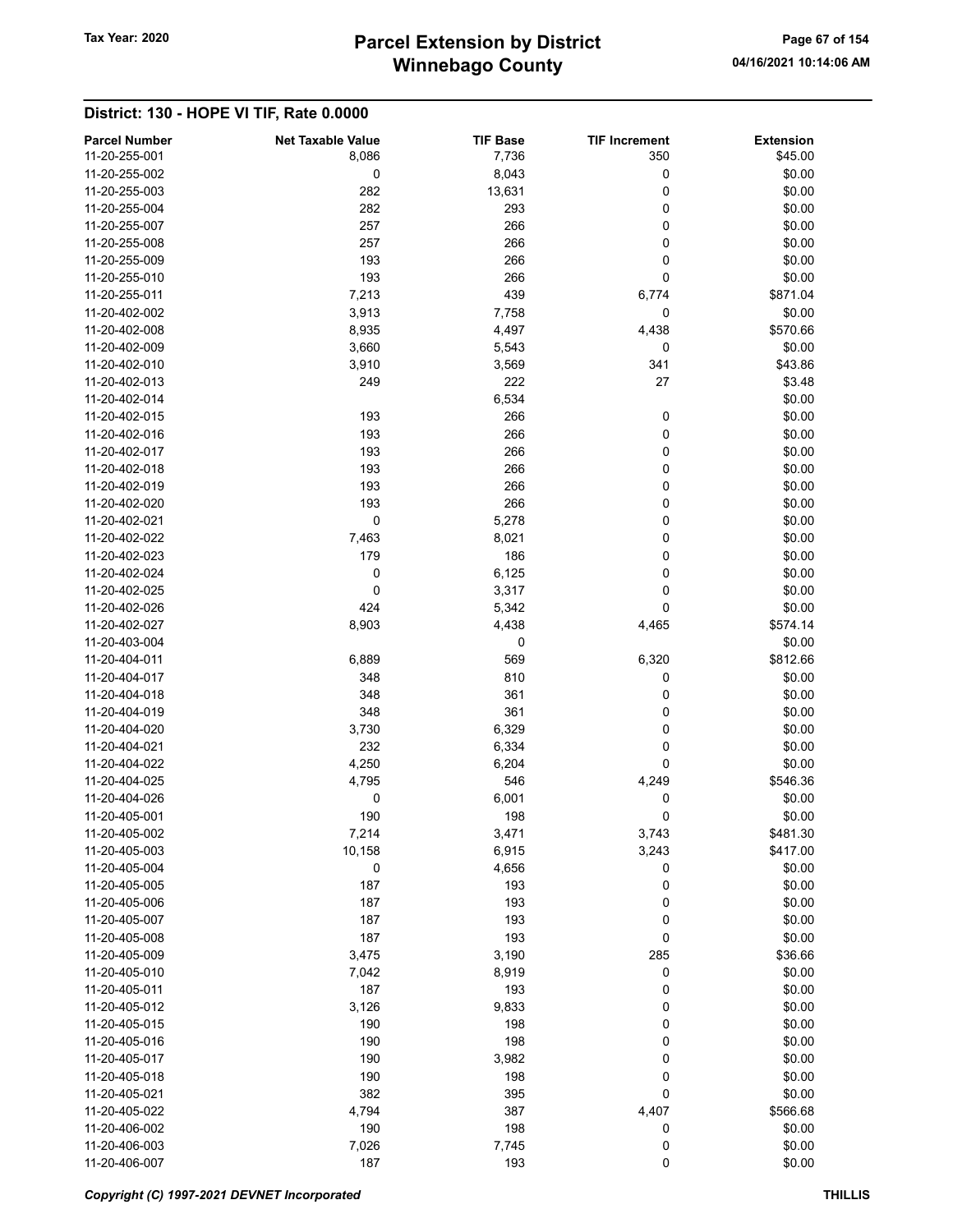## District: 130 - HOPE VI TIF, Rate 0.0000

| Parcel Number | Net Taxable Value | TIF Base | TIF Increment | Extension |
|---|---|---|---|---|
| 11-20-255-001 | 8,086 | 7,736 | 350 | $45.00 |
| 11-20-255-002 | 0 | 8,043 | 0 | $0.00 |
| 11-20-255-003 | 282 | 13,631 | 0 | $0.00 |
| 11-20-255-004 | 282 | 293 | 0 | $0.00 |
| 11-20-255-007 | 257 | 266 | 0 | $0.00 |
| 11-20-255-008 | 257 | 266 | 0 | $0.00 |
| 11-20-255-009 | 193 | 266 | 0 | $0.00 |
| 11-20-255-010 | 193 | 266 | 0 | $0.00 |
| 11-20-255-011 | 7,213 | 439 | 6,774 | $871.04 |
| 11-20-402-002 | 3,913 | 7,758 | 0 | $0.00 |
| 11-20-402-008 | 8,935 | 4,497 | 4,438 | $570.66 |
| 11-20-402-009 | 3,660 | 5,543 | 0 | $0.00 |
| 11-20-402-010 | 3,910 | 3,569 | 341 | $43.86 |
| 11-20-402-013 | 249 | 222 | 27 | $3.48 |
| 11-20-402-014 | | 6,534 | | $0.00 |
| 11-20-402-015 | 193 | 266 | 0 | $0.00 |
| 11-20-402-016 | 193 | 266 | 0 | $0.00 |
| 11-20-402-017 | 193 | 266 | 0 | $0.00 |
| 11-20-402-018 | 193 | 266 | 0 | $0.00 |
| 11-20-402-019 | 193 | 266 | 0 | $0.00 |
| 11-20-402-020 | 193 | 266 | 0 | $0.00 |
| 11-20-402-021 | 0 | 5,278 | 0 | $0.00 |
| 11-20-402-022 | 7,463 | 8,021 | 0 | $0.00 |
| 11-20-402-023 | 179 | 186 | 0 | $0.00 |
| 11-20-402-024 | 0 | 6,125 | 0 | $0.00 |
| 11-20-402-025 | 0 | 3,317 | 0 | $0.00 |
| 11-20-402-026 | 424 | 5,342 | 0 | $0.00 |
| 11-20-402-027 | 8,903 | 4,438 | 4,465 | $574.14 |
| 11-20-403-004 | | 0 | | $0.00 |
| 11-20-404-011 | 6,889 | 569 | 6,320 | $812.66 |
| 11-20-404-017 | 348 | 810 | 0 | $0.00 |
| 11-20-404-018 | 348 | 361 | 0 | $0.00 |
| 11-20-404-019 | 348 | 361 | 0 | $0.00 |
| 11-20-404-020 | 3,730 | 6,329 | 0 | $0.00 |
| 11-20-404-021 | 232 | 6,334 | 0 | $0.00 |
| 11-20-404-022 | 4,250 | 6,204 | 0 | $0.00 |
| 11-20-404-025 | 4,795 | 546 | 4,249 | $546.36 |
| 11-20-404-026 | 0 | 6,001 | 0 | $0.00 |
| 11-20-405-001 | 190 | 198 | 0 | $0.00 |
| 11-20-405-002 | 7,214 | 3,471 | 3,743 | $481.30 |
| 11-20-405-003 | 10,158 | 6,915 | 3,243 | $417.00 |
| 11-20-405-004 | 0 | 4,656 | 0 | $0.00 |
| 11-20-405-005 | 187 | 193 | 0 | $0.00 |
| 11-20-405-006 | 187 | 193 | 0 | $0.00 |
| 11-20-405-007 | 187 | 193 | 0 | $0.00 |
| 11-20-405-008 | 187 | 193 | 0 | $0.00 |
| 11-20-405-009 | 3,475 | 3,190 | 285 | $36.66 |
| 11-20-405-010 | 7,042 | 8,919 | 0 | $0.00 |
| 11-20-405-011 | 187 | 193 | 0 | $0.00 |
| 11-20-405-012 | 3,126 | 9,833 | 0 | $0.00 |
| 11-20-405-015 | 190 | 198 | 0 | $0.00 |
| 11-20-405-016 | 190 | 198 | 0 | $0.00 |
| 11-20-405-017 | 190 | 3,982 | 0 | $0.00 |
| 11-20-405-018 | 190 | 198 | 0 | $0.00 |
| 11-20-405-021 | 382 | 395 | 0 | $0.00 |
| 11-20-405-022 | 4,794 | 387 | 4,407 | $566.68 |
| 11-20-406-002 | 190 | 198 | 0 | $0.00 |
| 11-20-406-003 | 7,026 | 7,745 | 0 | $0.00 |
| 11-20-406-007 | 187 | 193 | 0 | $0.00 |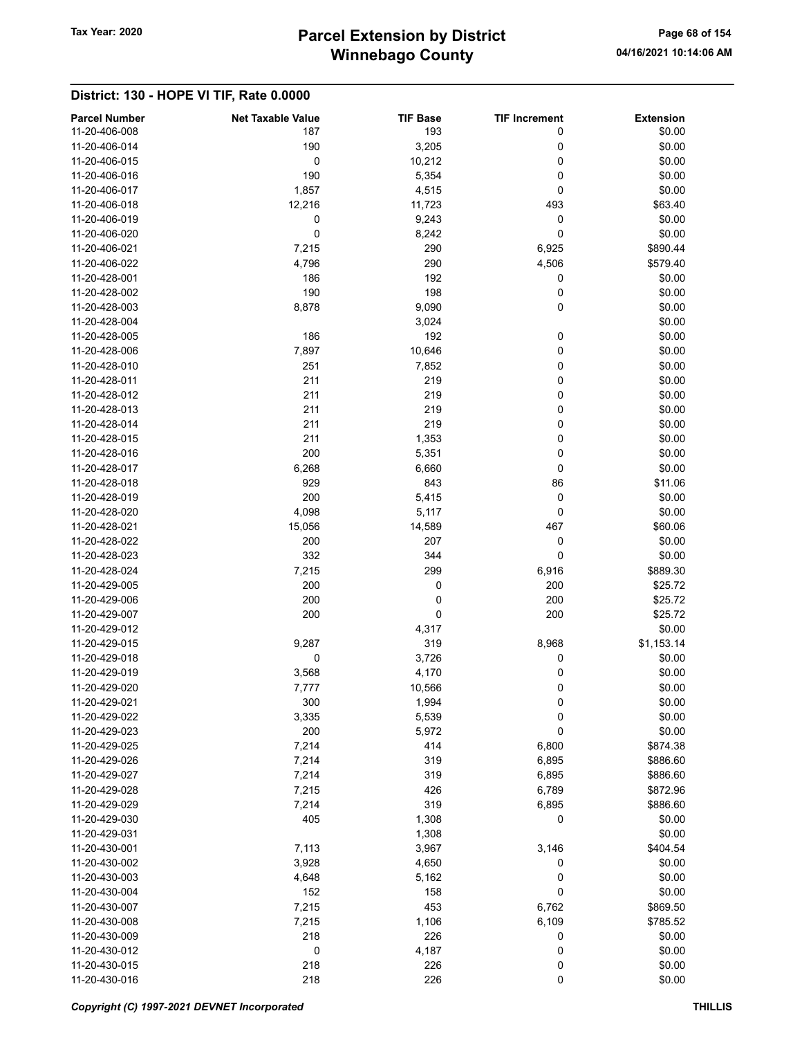## District: 130 - HOPE VI TIF, Rate 0.0000

| Parcel Number | Net Taxable Value | TIF Base | TIF Increment | Extension |
|---|---|---|---|---|
| 11-20-406-008 | 187 | 193 | 0 | $0.00 |
| 11-20-406-014 | 190 | 3,205 | 0 | $0.00 |
| 11-20-406-015 | 0 | 10,212 | 0 | $0.00 |
| 11-20-406-016 | 190 | 5,354 | 0 | $0.00 |
| 11-20-406-017 | 1,857 | 4,515 | 0 | $0.00 |
| 11-20-406-018 | 12,216 | 11,723 | 493 | $63.40 |
| 11-20-406-019 | 0 | 9,243 | 0 | $0.00 |
| 11-20-406-020 | 0 | 8,242 | 0 | $0.00 |
| 11-20-406-021 | 7,215 | 290 | 6,925 | $890.44 |
| 11-20-406-022 | 4,796 | 290 | 4,506 | $579.40 |
| 11-20-428-001 | 186 | 192 | 0 | $0.00 |
| 11-20-428-002 | 190 | 198 | 0 | $0.00 |
| 11-20-428-003 | 8,878 | 9,090 | 0 | $0.00 |
| 11-20-428-004 | | 3,024 | | $0.00 |
| 11-20-428-005 | 186 | 192 | 0 | $0.00 |
| 11-20-428-006 | 7,897 | 10,646 | 0 | $0.00 |
| 11-20-428-010 | 251 | 7,852 | 0 | $0.00 |
| 11-20-428-011 | 211 | 219 | 0 | $0.00 |
| 11-20-428-012 | 211 | 219 | 0 | $0.00 |
| 11-20-428-013 | 211 | 219 | 0 | $0.00 |
| 11-20-428-014 | 211 | 219 | 0 | $0.00 |
| 11-20-428-015 | 211 | 1,353 | 0 | $0.00 |
| 11-20-428-016 | 200 | 5,351 | 0 | $0.00 |
| 11-20-428-017 | 6,268 | 6,660 | 0 | $0.00 |
| 11-20-428-018 | 929 | 843 | 86 | $11.06 |
| 11-20-428-019 | 200 | 5,415 | 0 | $0.00 |
| 11-20-428-020 | 4,098 | 5,117 | 0 | $0.00 |
| 11-20-428-021 | 15,056 | 14,589 | 467 | $60.06 |
| 11-20-428-022 | 200 | 207 | 0 | $0.00 |
| 11-20-428-023 | 332 | 344 | 0 | $0.00 |
| 11-20-428-024 | 7,215 | 299 | 6,916 | $889.30 |
| 11-20-429-005 | 200 | 0 | 200 | $25.72 |
| 11-20-429-006 | 200 | 0 | 200 | $25.72 |
| 11-20-429-007 | 200 | 0 | 200 | $25.72 |
| 11-20-429-012 | | 4,317 | | $0.00 |
| 11-20-429-015 | 9,287 | 319 | 8,968 | $1,153.14 |
| 11-20-429-018 | 0 | 3,726 | 0 | $0.00 |
| 11-20-429-019 | 3,568 | 4,170 | 0 | $0.00 |
| 11-20-429-020 | 7,777 | 10,566 | 0 | $0.00 |
| 11-20-429-021 | 300 | 1,994 | 0 | $0.00 |
| 11-20-429-022 | 3,335 | 5,539 | 0 | $0.00 |
| 11-20-429-023 | 200 | 5,972 | 0 | $0.00 |
| 11-20-429-025 | 7,214 | 414 | 6,800 | $874.38 |
| 11-20-429-026 | 7,214 | 319 | 6,895 | $886.60 |
| 11-20-429-027 | 7,214 | 319 | 6,895 | $886.60 |
| 11-20-429-028 | 7,215 | 426 | 6,789 | $872.96 |
| 11-20-429-029 | 7,214 | 319 | 6,895 | $886.60 |
| 11-20-429-030 | 405 | 1,308 | 0 | $0.00 |
| 11-20-429-031 | | 1,308 | | $0.00 |
| 11-20-430-001 | 7,113 | 3,967 | 3,146 | $404.54 |
| 11-20-430-002 | 3,928 | 4,650 | 0 | $0.00 |
| 11-20-430-003 | 4,648 | 5,162 | 0 | $0.00 |
| 11-20-430-004 | 152 | 158 | 0 | $0.00 |
| 11-20-430-007 | 7,215 | 453 | 6,762 | $869.50 |
| 11-20-430-008 | 7,215 | 1,106 | 6,109 | $785.52 |
| 11-20-430-009 | 218 | 226 | 0 | $0.00 |
| 11-20-430-012 | 0 | 4,187 | 0 | $0.00 |
| 11-20-430-015 | 218 | 226 | 0 | $0.00 |
| 11-20-430-016 | 218 | 226 | 0 | $0.00 |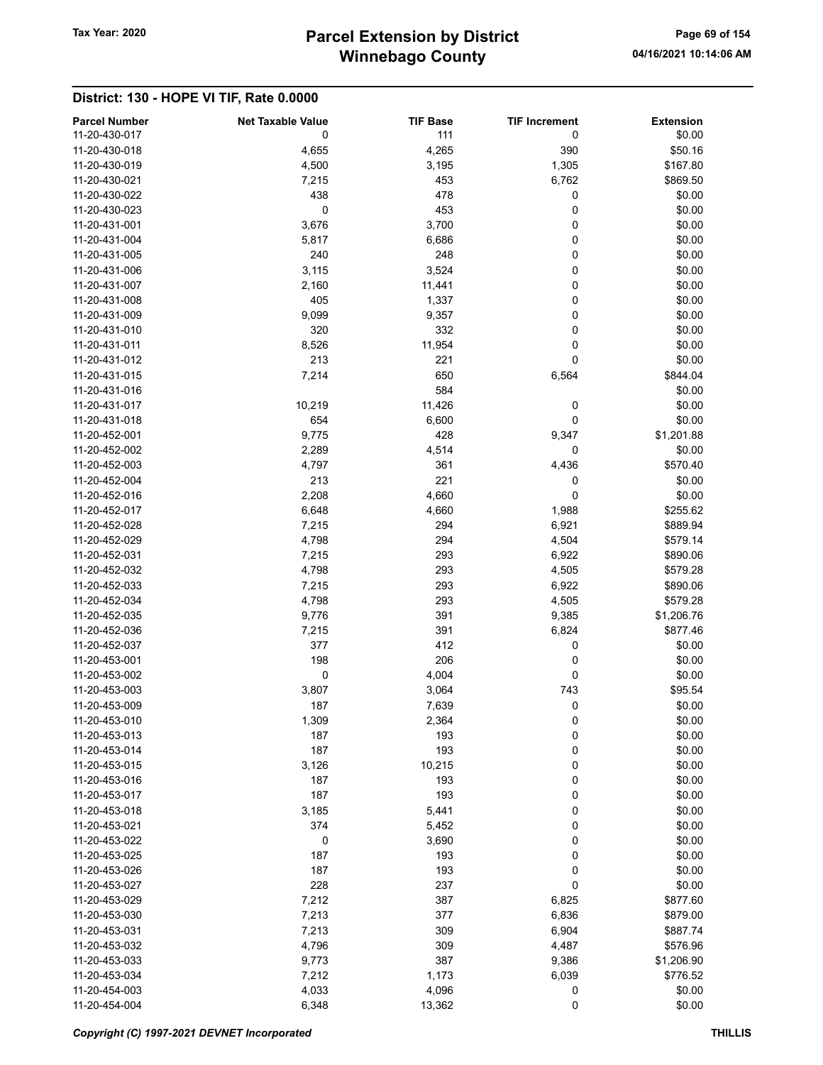## District: 130 - HOPE VI TIF, Rate 0.0000

| Parcel Number | Net Taxable Value | TIF Base | TIF Increment | Extension |
|---|---|---|---|---|
| 11-20-430-017 | 0 | 111 | 0 | $0.00 |
| 11-20-430-018 | 4,655 | 4,265 | 390 | $50.16 |
| 11-20-430-019 | 4,500 | 3,195 | 1,305 | $167.80 |
| 11-20-430-021 | 7,215 | 453 | 6,762 | $869.50 |
| 11-20-430-022 | 438 | 478 | 0 | $0.00 |
| 11-20-430-023 | 0 | 453 | 0 | $0.00 |
| 11-20-431-001 | 3,676 | 3,700 | 0 | $0.00 |
| 11-20-431-004 | 5,817 | 6,686 | 0 | $0.00 |
| 11-20-431-005 | 240 | 248 | 0 | $0.00 |
| 11-20-431-006 | 3,115 | 3,524 | 0 | $0.00 |
| 11-20-431-007 | 2,160 | 11,441 | 0 | $0.00 |
| 11-20-431-008 | 405 | 1,337 | 0 | $0.00 |
| 11-20-431-009 | 9,099 | 9,357 | 0 | $0.00 |
| 11-20-431-010 | 320 | 332 | 0 | $0.00 |
| 11-20-431-011 | 8,526 | 11,954 | 0 | $0.00 |
| 11-20-431-012 | 213 | 221 | 0 | $0.00 |
| 11-20-431-015 | 7,214 | 650 | 6,564 | $844.04 |
| 11-20-431-016 | | 584 | | $0.00 |
| 11-20-431-017 | 10,219 | 11,426 | 0 | $0.00 |
| 11-20-431-018 | 654 | 6,600 | 0 | $0.00 |
| 11-20-452-001 | 9,775 | 428 | 9,347 | $1,201.88 |
| 11-20-452-002 | 2,289 | 4,514 | 0 | $0.00 |
| 11-20-452-003 | 4,797 | 361 | 4,436 | $570.40 |
| 11-20-452-004 | 213 | 221 | 0 | $0.00 |
| 11-20-452-016 | 2,208 | 4,660 | 0 | $0.00 |
| 11-20-452-017 | 6,648 | 4,660 | 1,988 | $255.62 |
| 11-20-452-028 | 7,215 | 294 | 6,921 | $889.94 |
| 11-20-452-029 | 4,798 | 294 | 4,504 | $579.14 |
| 11-20-452-031 | 7,215 | 293 | 6,922 | $890.06 |
| 11-20-452-032 | 4,798 | 293 | 4,505 | $579.28 |
| 11-20-452-033 | 7,215 | 293 | 6,922 | $890.06 |
| 11-20-452-034 | 4,798 | 293 | 4,505 | $579.28 |
| 11-20-452-035 | 9,776 | 391 | 9,385 | $1,206.76 |
| 11-20-452-036 | 7,215 | 391 | 6,824 | $877.46 |
| 11-20-452-037 | 377 | 412 | 0 | $0.00 |
| 11-20-453-001 | 198 | 206 | 0 | $0.00 |
| 11-20-453-002 | 0 | 4,004 | 0 | $0.00 |
| 11-20-453-003 | 3,807 | 3,064 | 743 | $95.54 |
| 11-20-453-009 | 187 | 7,639 | 0 | $0.00 |
| 11-20-453-010 | 1,309 | 2,364 | 0 | $0.00 |
| 11-20-453-013 | 187 | 193 | 0 | $0.00 |
| 11-20-453-014 | 187 | 193 | 0 | $0.00 |
| 11-20-453-015 | 3,126 | 10,215 | 0 | $0.00 |
| 11-20-453-016 | 187 | 193 | 0 | $0.00 |
| 11-20-453-017 | 187 | 193 | 0 | $0.00 |
| 11-20-453-018 | 3,185 | 5,441 | 0 | $0.00 |
| 11-20-453-021 | 374 | 5,452 | 0 | $0.00 |
| 11-20-453-022 | 0 | 3,690 | 0 | $0.00 |
| 11-20-453-025 | 187 | 193 | 0 | $0.00 |
| 11-20-453-026 | 187 | 193 | 0 | $0.00 |
| 11-20-453-027 | 228 | 237 | 0 | $0.00 |
| 11-20-453-029 | 7,212 | 387 | 6,825 | $877.60 |
| 11-20-453-030 | 7,213 | 377 | 6,836 | $879.00 |
| 11-20-453-031 | 7,213 | 309 | 6,904 | $887.74 |
| 11-20-453-032 | 4,796 | 309 | 4,487 | $576.96 |
| 11-20-453-033 | 9,773 | 387 | 9,386 | $1,206.90 |
| 11-20-453-034 | 7,212 | 1,173 | 6,039 | $776.52 |
| 11-20-454-003 | 4,033 | 4,096 | 0 | $0.00 |
| 11-20-454-004 | 6,348 | 13,362 | 0 | $0.00 |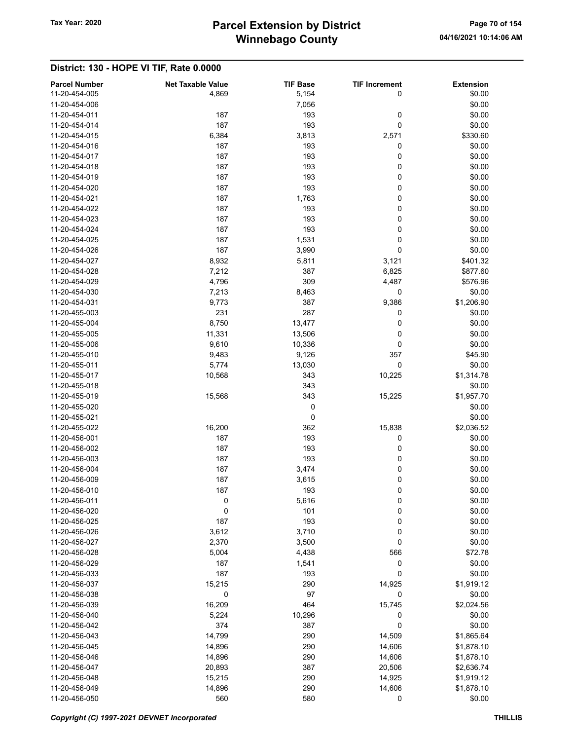## District: 130 - HOPE VI TIF, Rate 0.0000

| Parcel Number | Net Taxable Value | TIF Base | TIF Increment | Extension |
|---|---|---|---|---|
| 11-20-454-005 | 4,869 | 5,154 | 0 | $0.00 |
| 11-20-454-006 | | 7,056 | | $0.00 |
| 11-20-454-011 | 187 | 193 | 0 | $0.00 |
| 11-20-454-014 | 187 | 193 | 0 | $0.00 |
| 11-20-454-015 | 6,384 | 3,813 | 2,571 | $330.60 |
| 11-20-454-016 | 187 | 193 | 0 | $0.00 |
| 11-20-454-017 | 187 | 193 | 0 | $0.00 |
| 11-20-454-018 | 187 | 193 | 0 | $0.00 |
| 11-20-454-019 | 187 | 193 | 0 | $0.00 |
| 11-20-454-020 | 187 | 193 | 0 | $0.00 |
| 11-20-454-021 | 187 | 1,763 | 0 | $0.00 |
| 11-20-454-022 | 187 | 193 | 0 | $0.00 |
| 11-20-454-023 | 187 | 193 | 0 | $0.00 |
| 11-20-454-024 | 187 | 193 | 0 | $0.00 |
| 11-20-454-025 | 187 | 1,531 | 0 | $0.00 |
| 11-20-454-026 | 187 | 3,990 | 0 | $0.00 |
| 11-20-454-027 | 8,932 | 5,811 | 3,121 | $401.32 |
| 11-20-454-028 | 7,212 | 387 | 6,825 | $877.60 |
| 11-20-454-029 | 4,796 | 309 | 4,487 | $576.96 |
| 11-20-454-030 | 7,213 | 8,463 | 0 | $0.00 |
| 11-20-454-031 | 9,773 | 387 | 9,386 | $1,206.90 |
| 11-20-455-003 | 231 | 287 | 0 | $0.00 |
| 11-20-455-004 | 8,750 | 13,477 | 0 | $0.00 |
| 11-20-455-005 | 11,331 | 13,506 | 0 | $0.00 |
| 11-20-455-006 | 9,610 | 10,336 | 0 | $0.00 |
| 11-20-455-010 | 9,483 | 9,126 | 357 | $45.90 |
| 11-20-455-011 | 5,774 | 13,030 | 0 | $0.00 |
| 11-20-455-017 | 10,568 | 343 | 10,225 | $1,314.78 |
| 11-20-455-018 | | 343 | | $0.00 |
| 11-20-455-019 | 15,568 | 343 | 15,225 | $1,957.70 |
| 11-20-455-020 | | 0 | | $0.00 |
| 11-20-455-021 | | 0 | | $0.00 |
| 11-20-455-022 | 16,200 | 362 | 15,838 | $2,036.52 |
| 11-20-456-001 | 187 | 193 | 0 | $0.00 |
| 11-20-456-002 | 187 | 193 | 0 | $0.00 |
| 11-20-456-003 | 187 | 193 | 0 | $0.00 |
| 11-20-456-004 | 187 | 3,474 | 0 | $0.00 |
| 11-20-456-009 | 187 | 3,615 | 0 | $0.00 |
| 11-20-456-010 | 187 | 193 | 0 | $0.00 |
| 11-20-456-011 | 0 | 5,616 | 0 | $0.00 |
| 11-20-456-020 | 0 | 101 | 0 | $0.00 |
| 11-20-456-025 | 187 | 193 | 0 | $0.00 |
| 11-20-456-026 | 3,612 | 3,710 | 0 | $0.00 |
| 11-20-456-027 | 2,370 | 3,500 | 0 | $0.00 |
| 11-20-456-028 | 5,004 | 4,438 | 566 | $72.78 |
| 11-20-456-029 | 187 | 1,541 | 0 | $0.00 |
| 11-20-456-033 | 187 | 193 | 0 | $0.00 |
| 11-20-456-037 | 15,215 | 290 | 14,925 | $1,919.12 |
| 11-20-456-038 | 0 | 97 | 0 | $0.00 |
| 11-20-456-039 | 16,209 | 464 | 15,745 | $2,024.56 |
| 11-20-456-040 | 5,224 | 10,296 | 0 | $0.00 |
| 11-20-456-042 | 374 | 387 | 0 | $0.00 |
| 11-20-456-043 | 14,799 | 290 | 14,509 | $1,865.64 |
| 11-20-456-045 | 14,896 | 290 | 14,606 | $1,878.10 |
| 11-20-456-046 | 14,896 | 290 | 14,606 | $1,878.10 |
| 11-20-456-047 | 20,893 | 387 | 20,506 | $2,636.74 |
| 11-20-456-048 | 15,215 | 290 | 14,925 | $1,919.12 |
| 11-20-456-049 | 14,896 | 290 | 14,606 | $1,878.10 |
| 11-20-456-050 | 560 | 580 | 0 | $0.00 |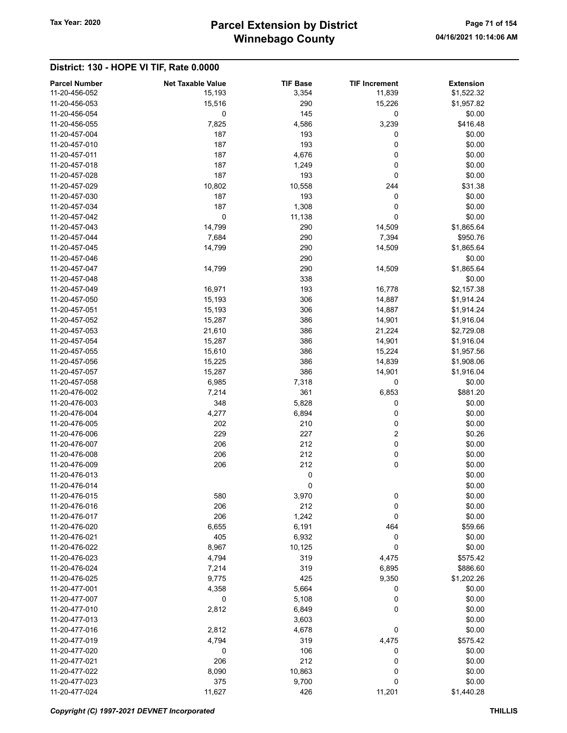# Parcel Extension by District
# Winnebago County

Tax Year: 2020

04/16/2021 10:14:06 AM

## District: 130 - HOPE VI TIF, Rate 0.0000

| Parcel Number | Net Taxable Value | TIF Base | TIF Increment | Extension |
|---|---|---|---|---|
| 11-20-456-052 | 15,193 | 3,354 | 11,839 | $1,522.32 |
| 11-20-456-053 | 15,516 | 290 | 15,226 | $1,957.82 |
| 11-20-456-054 | 0 | 145 | 0 | $0.00 |
| 11-20-456-055 | 7,825 | 4,586 | 3,239 | $416.48 |
| 11-20-457-004 | 187 | 193 | 0 | $0.00 |
| 11-20-457-010 | 187 | 193 | 0 | $0.00 |
| 11-20-457-011 | 187 | 4,676 | 0 | $0.00 |
| 11-20-457-018 | 187 | 1,249 | 0 | $0.00 |
| 11-20-457-028 | 187 | 193 | 0 | $0.00 |
| 11-20-457-029 | 10,802 | 10,558 | 244 | $31.38 |
| 11-20-457-030 | 187 | 193 | 0 | $0.00 |
| 11-20-457-034 | 187 | 1,308 | 0 | $0.00 |
| 11-20-457-042 | 0 | 11,138 | 0 | $0.00 |
| 11-20-457-043 | 14,799 | 290 | 14,509 | $1,865.64 |
| 11-20-457-044 | 7,684 | 290 | 7,394 | $950.76 |
| 11-20-457-045 | 14,799 | 290 | 14,509 | $1,865.64 |
| 11-20-457-046 | | 290 | | $0.00 |
| 11-20-457-047 | 14,799 | 290 | 14,509 | $1,865.64 |
| 11-20-457-048 | | 338 | | $0.00 |
| 11-20-457-049 | 16,971 | 193 | 16,778 | $2,157.38 |
| 11-20-457-050 | 15,193 | 306 | 14,887 | $1,914.24 |
| 11-20-457-051 | 15,193 | 306 | 14,887 | $1,914.24 |
| 11-20-457-052 | 15,287 | 386 | 14,901 | $1,916.04 |
| 11-20-457-053 | 21,610 | 386 | 21,224 | $2,729.08 |
| 11-20-457-054 | 15,287 | 386 | 14,901 | $1,916.04 |
| 11-20-457-055 | 15,610 | 386 | 15,224 | $1,957.56 |
| 11-20-457-056 | 15,225 | 386 | 14,839 | $1,908.06 |
| 11-20-457-057 | 15,287 | 386 | 14,901 | $1,916.04 |
| 11-20-457-058 | 6,985 | 7,318 | 0 | $0.00 |
| 11-20-476-002 | 7,214 | 361 | 6,853 | $881.20 |
| 11-20-476-003 | 348 | 5,828 | 0 | $0.00 |
| 11-20-476-004 | 4,277 | 6,894 | 0 | $0.00 |
| 11-20-476-005 | 202 | 210 | 0 | $0.00 |
| 11-20-476-006 | 229 | 227 | 2 | $0.26 |
| 11-20-476-007 | 206 | 212 | 0 | $0.00 |
| 11-20-476-008 | 206 | 212 | 0 | $0.00 |
| 11-20-476-009 | 206 | 212 | 0 | $0.00 |
| 11-20-476-013 | | 0 | | $0.00 |
| 11-20-476-014 | | 0 | | $0.00 |
| 11-20-476-015 | 580 | 3,970 | 0 | $0.00 |
| 11-20-476-016 | 206 | 212 | 0 | $0.00 |
| 11-20-476-017 | 206 | 1,242 | 0 | $0.00 |
| 11-20-476-020 | 6,655 | 6,191 | 464 | $59.66 |
| 11-20-476-021 | 405 | 6,932 | 0 | $0.00 |
| 11-20-476-022 | 8,967 | 10,125 | 0 | $0.00 |
| 11-20-476-023 | 4,794 | 319 | 4,475 | $575.42 |
| 11-20-476-024 | 7,214 | 319 | 6,895 | $886.60 |
| 11-20-476-025 | 9,775 | 425 | 9,350 | $1,202.26 |
| 11-20-477-001 | 4,358 | 5,664 | 0 | $0.00 |
| 11-20-477-007 | 0 | 5,108 | 0 | $0.00 |
| 11-20-477-010 | 2,812 | 6,849 | 0 | $0.00 |
| 11-20-477-013 | | 3,603 | | $0.00 |
| 11-20-477-016 | 2,812 | 4,678 | 0 | $0.00 |
| 11-20-477-019 | 4,794 | 319 | 4,475 | $575.42 |
| 11-20-477-020 | 0 | 106 | 0 | $0.00 |
| 11-20-477-021 | 206 | 212 | 0 | $0.00 |
| 11-20-477-022 | 8,090 | 10,863 | 0 | $0.00 |
| 11-20-477-023 | 375 | 9,700 | 0 | $0.00 |
| 11-20-477-024 | 11,627 | 426 | 11,201 | $1,440.28 |

*Copyright (C) 1997-2021 DEVNET Incorporated* THILLIS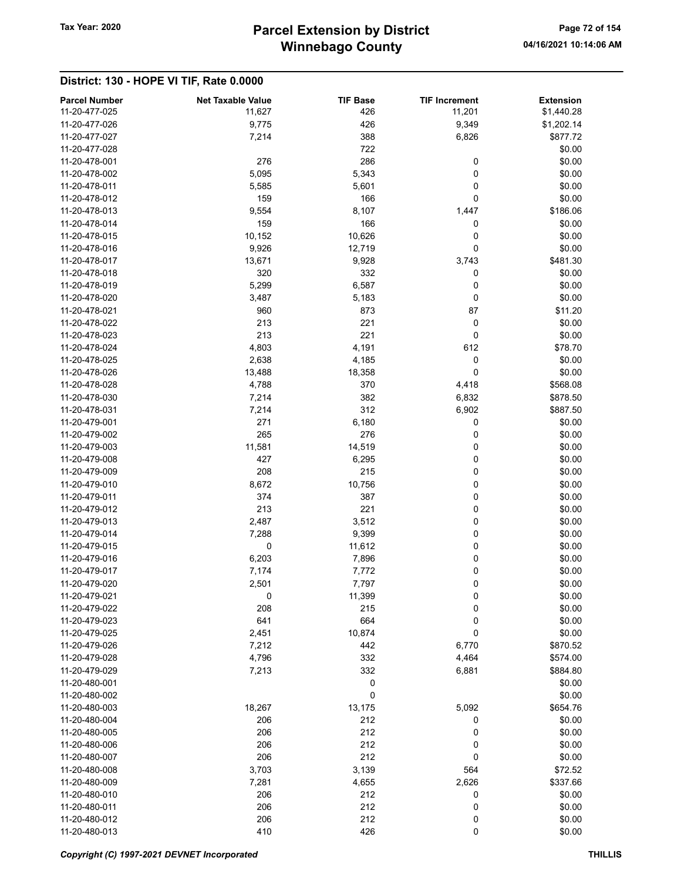## District: 130 - HOPE VI TIF, Rate 0.0000

| Parcel Number | Net Taxable Value | TIF Base | TIF Increment | Extension |
|---|---|---|---|---|
| 11-20-477-025 | 11,627 | 426 | 11,201 | $1,440.28 |
| 11-20-477-026 | 9,775 | 426 | 9,349 | $1,202.14 |
| 11-20-477-027 | 7,214 | 388 | 6,826 | $877.72 |
| 11-20-477-028 | | 722 | | $0.00 |
| 11-20-478-001 | 276 | 286 | 0 | $0.00 |
| 11-20-478-002 | 5,095 | 5,343 | 0 | $0.00 |
| 11-20-478-011 | 5,585 | 5,601 | 0 | $0.00 |
| 11-20-478-012 | 159 | 166 | 0 | $0.00 |
| 11-20-478-013 | 9,554 | 8,107 | 1,447 | $186.06 |
| 11-20-478-014 | 159 | 166 | 0 | $0.00 |
| 11-20-478-015 | 10,152 | 10,626 | 0 | $0.00 |
| 11-20-478-016 | 9,926 | 12,719 | 0 | $0.00 |
| 11-20-478-017 | 13,671 | 9,928 | 3,743 | $481.30 |
| 11-20-478-018 | 320 | 332 | 0 | $0.00 |
| 11-20-478-019 | 5,299 | 6,587 | 0 | $0.00 |
| 11-20-478-020 | 3,487 | 5,183 | 0 | $0.00 |
| 11-20-478-021 | 960 | 873 | 87 | $11.20 |
| 11-20-478-022 | 213 | 221 | 0 | $0.00 |
| 11-20-478-023 | 213 | 221 | 0 | $0.00 |
| 11-20-478-024 | 4,803 | 4,191 | 612 | $78.70 |
| 11-20-478-025 | 2,638 | 4,185 | 0 | $0.00 |
| 11-20-478-026 | 13,488 | 18,358 | 0 | $0.00 |
| 11-20-478-028 | 4,788 | 370 | 4,418 | $568.08 |
| 11-20-478-030 | 7,214 | 382 | 6,832 | $878.50 |
| 11-20-478-031 | 7,214 | 312 | 6,902 | $887.50 |
| 11-20-479-001 | 271 | 6,180 | 0 | $0.00 |
| 11-20-479-002 | 265 | 276 | 0 | $0.00 |
| 11-20-479-003 | 11,581 | 14,519 | 0 | $0.00 |
| 11-20-479-008 | 427 | 6,295 | 0 | $0.00 |
| 11-20-479-009 | 208 | 215 | 0 | $0.00 |
| 11-20-479-010 | 8,672 | 10,756 | 0 | $0.00 |
| 11-20-479-011 | 374 | 387 | 0 | $0.00 |
| 11-20-479-012 | 213 | 221 | 0 | $0.00 |
| 11-20-479-013 | 2,487 | 3,512 | 0 | $0.00 |
| 11-20-479-014 | 7,288 | 9,399 | 0 | $0.00 |
| 11-20-479-015 | 0 | 11,612 | 0 | $0.00 |
| 11-20-479-016 | 6,203 | 7,896 | 0 | $0.00 |
| 11-20-479-017 | 7,174 | 7,772 | 0 | $0.00 |
| 11-20-479-020 | 2,501 | 7,797 | 0 | $0.00 |
| 11-20-479-021 | 0 | 11,399 | 0 | $0.00 |
| 11-20-479-022 | 208 | 215 | 0 | $0.00 |
| 11-20-479-023 | 641 | 664 | 0 | $0.00 |
| 11-20-479-025 | 2,451 | 10,874 | 0 | $0.00 |
| 11-20-479-026 | 7,212 | 442 | 6,770 | $870.52 |
| 11-20-479-028 | 4,796 | 332 | 4,464 | $574.00 |
| 11-20-479-029 | 7,213 | 332 | 6,881 | $884.80 |
| 11-20-480-001 | | 0 | | $0.00 |
| 11-20-480-002 | | 0 | | $0.00 |
| 11-20-480-003 | 18,267 | 13,175 | 5,092 | $654.76 |
| 11-20-480-004 | 206 | 212 | 0 | $0.00 |
| 11-20-480-005 | 206 | 212 | 0 | $0.00 |
| 11-20-480-006 | 206 | 212 | 0 | $0.00 |
| 11-20-480-007 | 206 | 212 | 0 | $0.00 |
| 11-20-480-008 | 3,703 | 3,139 | 564 | $72.52 |
| 11-20-480-009 | 7,281 | 4,655 | 2,626 | $337.66 |
| 11-20-480-010 | 206 | 212 | 0 | $0.00 |
| 11-20-480-011 | 206 | 212 | 0 | $0.00 |
| 11-20-480-012 | 206 | 212 | 0 | $0.00 |
| 11-20-480-013 | 410 | 426 | 0 | $0.00 |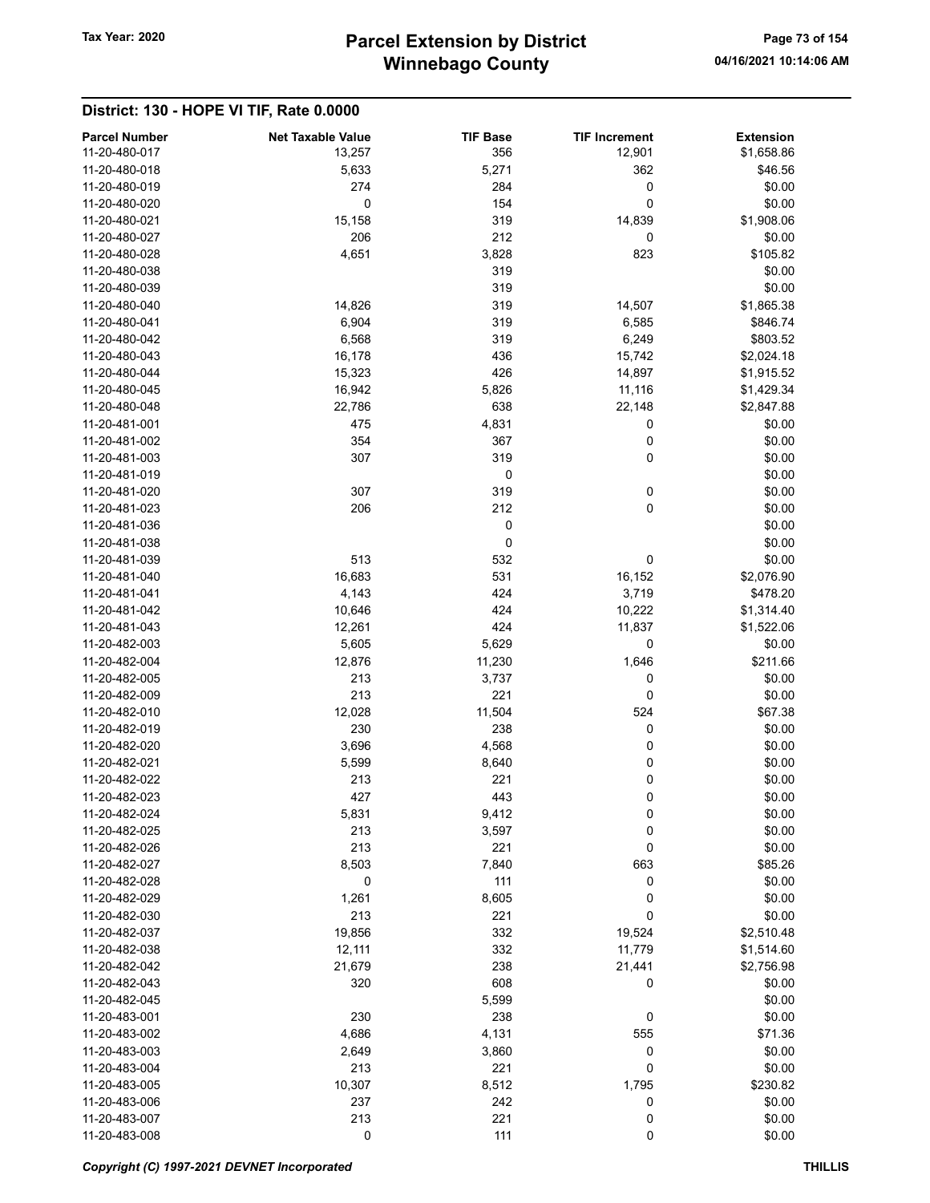## District: 130 - HOPE VI TIF, Rate 0.0000

| Parcel Number | Net Taxable Value | TIF Base | TIF Increment | Extension |
|---|---|---|---|---|
| 11-20-480-017 | 13,257 | 356 | 12,901 | $1,658.86 |
| 11-20-480-018 | 5,633 | 5,271 | 362 | $46.56 |
| 11-20-480-019 | 274 | 284 | 0 | $0.00 |
| 11-20-480-020 | 0 | 154 | 0 | $0.00 |
| 11-20-480-021 | 15,158 | 319 | 14,839 | $1,908.06 |
| 11-20-480-027 | 206 | 212 | 0 | $0.00 |
| 11-20-480-028 | 4,651 | 3,828 | 823 | $105.82 |
| 11-20-480-038 | | 319 | | $0.00 |
| 11-20-480-039 | | 319 | | $0.00 |
| 11-20-480-040 | 14,826 | 319 | 14,507 | $1,865.38 |
| 11-20-480-041 | 6,904 | 319 | 6,585 | $846.74 |
| 11-20-480-042 | 6,568 | 319 | 6,249 | $803.52 |
| 11-20-480-043 | 16,178 | 436 | 15,742 | $2,024.18 |
| 11-20-480-044 | 15,323 | 426 | 14,897 | $1,915.52 |
| 11-20-480-045 | 16,942 | 5,826 | 11,116 | $1,429.34 |
| 11-20-480-048 | 22,786 | 638 | 22,148 | $2,847.88 |
| 11-20-481-001 | 475 | 4,831 | 0 | $0.00 |
| 11-20-481-002 | 354 | 367 | 0 | $0.00 |
| 11-20-481-003 | 307 | 319 | 0 | $0.00 |
| 11-20-481-019 | | 0 | | $0.00 |
| 11-20-481-020 | 307 | 319 | 0 | $0.00 |
| 11-20-481-023 | 206 | 212 | 0 | $0.00 |
| 11-20-481-036 | | 0 | | $0.00 |
| 11-20-481-038 | | 0 | | $0.00 |
| 11-20-481-039 | 513 | 532 | 0 | $0.00 |
| 11-20-481-040 | 16,683 | 531 | 16,152 | $2,076.90 |
| 11-20-481-041 | 4,143 | 424 | 3,719 | $478.20 |
| 11-20-481-042 | 10,646 | 424 | 10,222 | $1,314.40 |
| 11-20-481-043 | 12,261 | 424 | 11,837 | $1,522.06 |
| 11-20-482-003 | 5,605 | 5,629 | 0 | $0.00 |
| 11-20-482-004 | 12,876 | 11,230 | 1,646 | $211.66 |
| 11-20-482-005 | 213 | 3,737 | 0 | $0.00 |
| 11-20-482-009 | 213 | 221 | 0 | $0.00 |
| 11-20-482-010 | 12,028 | 11,504 | 524 | $67.38 |
| 11-20-482-019 | 230 | 238 | 0 | $0.00 |
| 11-20-482-020 | 3,696 | 4,568 | 0 | $0.00 |
| 11-20-482-021 | 5,599 | 8,640 | 0 | $0.00 |
| 11-20-482-022 | 213 | 221 | 0 | $0.00 |
| 11-20-482-023 | 427 | 443 | 0 | $0.00 |
| 11-20-482-024 | 5,831 | 9,412 | 0 | $0.00 |
| 11-20-482-025 | 213 | 3,597 | 0 | $0.00 |
| 11-20-482-026 | 213 | 221 | 0 | $0.00 |
| 11-20-482-027 | 8,503 | 7,840 | 663 | $85.26 |
| 11-20-482-028 | 0 | 111 | 0 | $0.00 |
| 11-20-482-029 | 1,261 | 8,605 | 0 | $0.00 |
| 11-20-482-030 | 213 | 221 | 0 | $0.00 |
| 11-20-482-037 | 19,856 | 332 | 19,524 | $2,510.48 |
| 11-20-482-038 | 12,111 | 332 | 11,779 | $1,514.60 |
| 11-20-482-042 | 21,679 | 238 | 21,441 | $2,756.98 |
| 11-20-482-043 | 320 | 608 | 0 | $0.00 |
| 11-20-482-045 | | 5,599 | | $0.00 |
| 11-20-483-001 | 230 | 238 | 0 | $0.00 |
| 11-20-483-002 | 4,686 | 4,131 | 555 | $71.36 |
| 11-20-483-003 | 2,649 | 3,860 | 0 | $0.00 |
| 11-20-483-004 | 213 | 221 | 0 | $0.00 |
| 11-20-483-005 | 10,307 | 8,512 | 1,795 | $230.82 |
| 11-20-483-006 | 237 | 242 | 0 | $0.00 |
| 11-20-483-007 | 213 | 221 | 0 | $0.00 |
| 11-20-483-008 | 0 | 111 | 0 | $0.00 |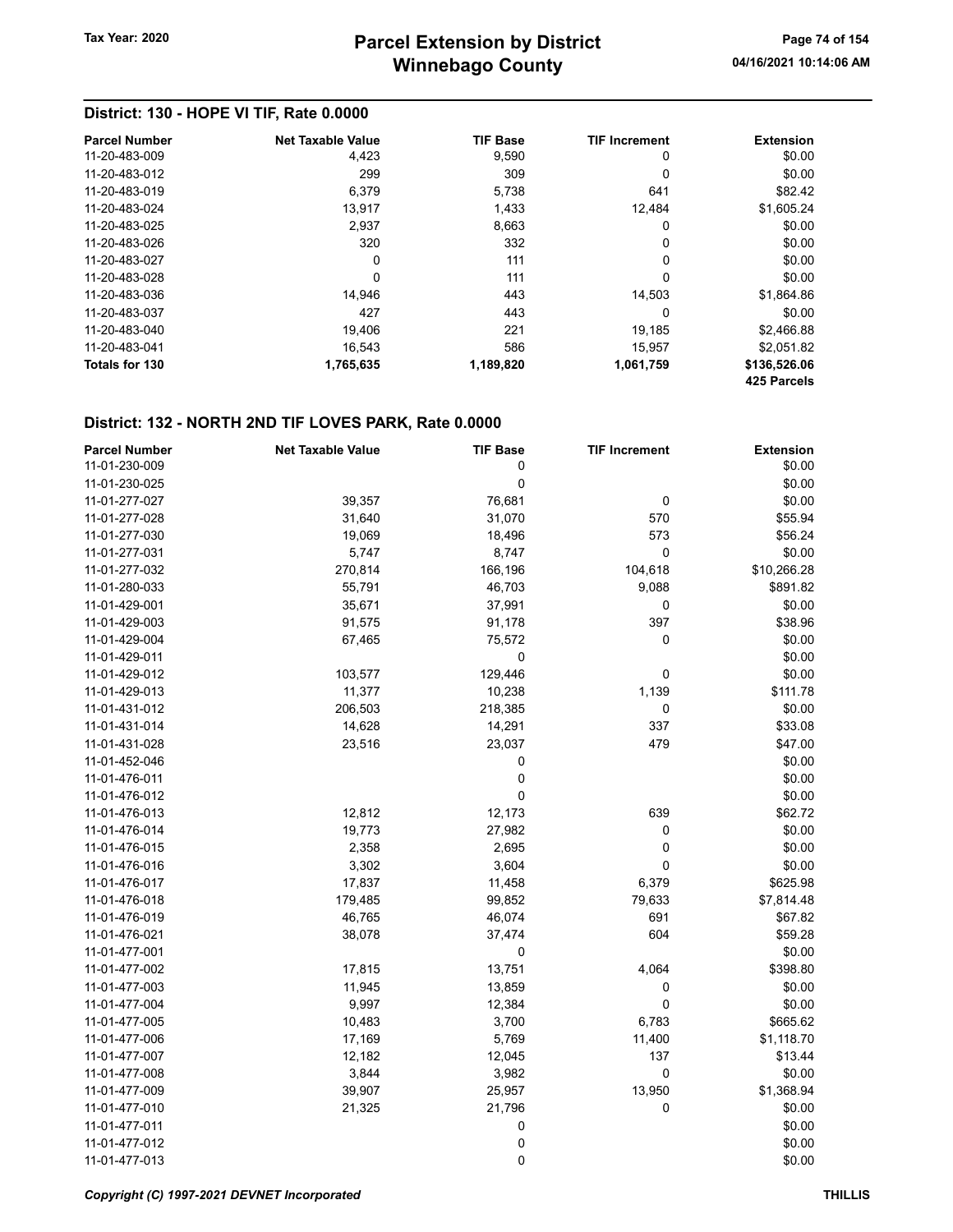## District: 130 - HOPE VI TIF, Rate 0.0000

| Parcel Number | Net Taxable Value | TIF Base | TIF Increment | Extension |
|---|---|---|---|---|
| 11-20-483-009 | 4,423 | 9,590 | 0 | $0.00 |
| 11-20-483-012 | 299 | 309 | 0 | $0.00 |
| 11-20-483-019 | 6,379 | 5,738 | 641 | $82.42 |
| 11-20-483-024 | 13,917 | 1,433 | 12,484 | $1,605.24 |
| 11-20-483-025 | 2,937 | 8,663 | 0 | $0.00 |
| 11-20-483-026 | 320 | 332 | 0 | $0.00 |
| 11-20-483-027 | 0 | 111 | 0 | $0.00 |
| 11-20-483-028 | 0 | 111 | 0 | $0.00 |
| 11-20-483-036 | 14,946 | 443 | 14,503 | $1,864.86 |
| 11-20-483-037 | 427 | 443 | 0 | $0.00 |
| 11-20-483-040 | 19,406 | 221 | 19,185 | $2,466.88 |
| 11-20-483-041 | 16,543 | 586 | 15,957 | $2,051.82 |
| **Totals for 130** | **1,765,635** | **1,189,820** | **1,061,759** | **$136,526.06** |
| | | | | **425 Parcels** |

## District: 132 - NORTH 2ND TIF LOVES PARK, Rate 0.0000

| Parcel Number | Net Taxable Value | TIF Base | TIF Increment | Extension |
|---|---|---|---|---|
| 11-01-230-009 | | 0 | | $0.00 |
| 11-01-230-025 | | 0 | | $0.00 |
| 11-01-277-027 | 39,357 | 76,681 | 0 | $0.00 |
| 11-01-277-028 | 31,640 | 31,070 | 570 | $55.94 |
| 11-01-277-030 | 19,069 | 18,496 | 573 | $56.24 |
| 11-01-277-031 | 5,747 | 8,747 | 0 | $0.00 |
| 11-01-277-032 | 270,814 | 166,196 | 104,618 | $10,266.28 |
| 11-01-280-033 | 55,791 | 46,703 | 9,088 | $891.82 |
| 11-01-429-001 | 35,671 | 37,991 | 0 | $0.00 |
| 11-01-429-003 | 91,575 | 91,178 | 397 | $38.96 |
| 11-01-429-004 | 67,465 | 75,572 | 0 | $0.00 |
| 11-01-429-011 | | 0 | | $0.00 |
| 11-01-429-012 | 103,577 | 129,446 | 0 | $0.00 |
| 11-01-429-013 | 11,377 | 10,238 | 1,139 | $111.78 |
| 11-01-431-012 | 206,503 | 218,385 | 0 | $0.00 |
| 11-01-431-014 | 14,628 | 14,291 | 337 | $33.08 |
| 11-01-431-028 | 23,516 | 23,037 | 479 | $47.00 |
| 11-01-452-046 | | 0 | | $0.00 |
| 11-01-476-011 | | 0 | | $0.00 |
| 11-01-476-012 | | 0 | | $0.00 |
| 11-01-476-013 | 12,812 | 12,173 | 639 | $62.72 |
| 11-01-476-014 | 19,773 | 27,982 | 0 | $0.00 |
| 11-01-476-015 | 2,358 | 2,695 | 0 | $0.00 |
| 11-01-476-016 | 3,302 | 3,604 | 0 | $0.00 |
| 11-01-476-017 | 17,837 | 11,458 | 6,379 | $625.98 |
| 11-01-476-018 | 179,485 | 99,852 | 79,633 | $7,814.48 |
| 11-01-476-019 | 46,765 | 46,074 | 691 | $67.82 |
| 11-01-476-021 | 38,078 | 37,474 | 604 | $59.28 |
| 11-01-477-001 | | 0 | | $0.00 |
| 11-01-477-002 | 17,815 | 13,751 | 4,064 | $398.80 |
| 11-01-477-003 | 11,945 | 13,859 | 0 | $0.00 |
| 11-01-477-004 | 9,997 | 12,384 | 0 | $0.00 |
| 11-01-477-005 | 10,483 | 3,700 | 6,783 | $665.62 |
| 11-01-477-006 | 17,169 | 5,769 | 11,400 | $1,118.70 |
| 11-01-477-007 | 12,182 | 12,045 | 137 | $13.44 |
| 11-01-477-008 | 3,844 | 3,982 | 0 | $0.00 |
| 11-01-477-009 | 39,907 | 25,957 | 13,950 | $1,368.94 |
| 11-01-477-010 | 21,325 | 21,796 | 0 | $0.00 |
| 11-01-477-011 | | 0 | | $0.00 |
| 11-01-477-012 | | 0 | | $0.00 |
| 11-01-477-013 | | 0 | | $0.00 |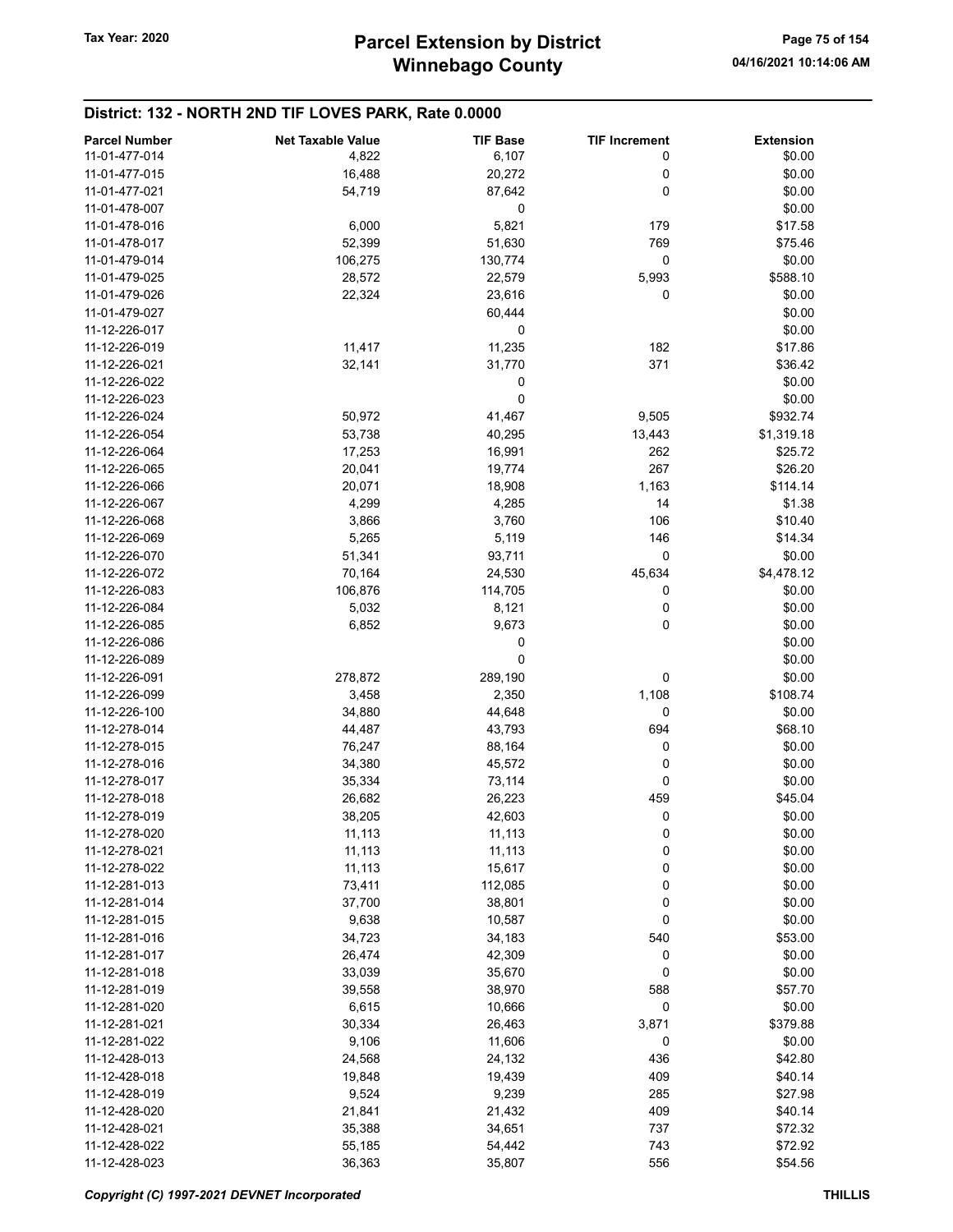## District: 132 - NORTH 2ND TIF LOVES PARK, Rate 0.0000

| Parcel Number | Net Taxable Value | TIF Base | TIF Increment | Extension |
|---|---|---|---|---|
| 11-01-477-014 | 4,822 | 6,107 | 0 | $0.00 |
| 11-01-477-015 | 16,488 | 20,272 | 0 | $0.00 |
| 11-01-477-021 | 54,719 | 87,642 | 0 | $0.00 |
| 11-01-478-007 | | 0 | | $0.00 |
| 11-01-478-016 | 6,000 | 5,821 | 179 | $17.58 |
| 11-01-478-017 | 52,399 | 51,630 | 769 | $75.46 |
| 11-01-479-014 | 106,275 | 130,774 | 0 | $0.00 |
| 11-01-479-025 | 28,572 | 22,579 | 5,993 | $588.10 |
| 11-01-479-026 | 22,324 | 23,616 | 0 | $0.00 |
| 11-01-479-027 | | 60,444 | | $0.00 |
| 11-12-226-017 | | 0 | | $0.00 |
| 11-12-226-019 | 11,417 | 11,235 | 182 | $17.86 |
| 11-12-226-021 | 32,141 | 31,770 | 371 | $36.42 |
| 11-12-226-022 | | 0 | | $0.00 |
| 11-12-226-023 | | 0 | | $0.00 |
| 11-12-226-024 | 50,972 | 41,467 | 9,505 | $932.74 |
| 11-12-226-054 | 53,738 | 40,295 | 13,443 | $1,319.18 |
| 11-12-226-064 | 17,253 | 16,991 | 262 | $25.72 |
| 11-12-226-065 | 20,041 | 19,774 | 267 | $26.20 |
| 11-12-226-066 | 20,071 | 18,908 | 1,163 | $114.14 |
| 11-12-226-067 | 4,299 | 4,285 | 14 | $1.38 |
| 11-12-226-068 | 3,866 | 3,760 | 106 | $10.40 |
| 11-12-226-069 | 5,265 | 5,119 | 146 | $14.34 |
| 11-12-226-070 | 51,341 | 93,711 | 0 | $0.00 |
| 11-12-226-072 | 70,164 | 24,530 | 45,634 | $4,478.12 |
| 11-12-226-083 | 106,876 | 114,705 | 0 | $0.00 |
| 11-12-226-084 | 5,032 | 8,121 | 0 | $0.00 |
| 11-12-226-085 | 6,852 | 9,673 | 0 | $0.00 |
| 11-12-226-086 | | 0 | | $0.00 |
| 11-12-226-089 | | 0 | | $0.00 |
| 11-12-226-091 | 278,872 | 289,190 | 0 | $0.00 |
| 11-12-226-099 | 3,458 | 2,350 | 1,108 | $108.74 |
| 11-12-226-100 | 34,880 | 44,648 | 0 | $0.00 |
| 11-12-278-014 | 44,487 | 43,793 | 694 | $68.10 |
| 11-12-278-015 | 76,247 | 88,164 | 0 | $0.00 |
| 11-12-278-016 | 34,380 | 45,572 | 0 | $0.00 |
| 11-12-278-017 | 35,334 | 73,114 | 0 | $0.00 |
| 11-12-278-018 | 26,682 | 26,223 | 459 | $45.04 |
| 11-12-278-019 | 38,205 | 42,603 | 0 | $0.00 |
| 11-12-278-020 | 11,113 | 11,113 | 0 | $0.00 |
| 11-12-278-021 | 11,113 | 11,113 | 0 | $0.00 |
| 11-12-278-022 | 11,113 | 15,617 | 0 | $0.00 |
| 11-12-281-013 | 73,411 | 112,085 | 0 | $0.00 |
| 11-12-281-014 | 37,700 | 38,801 | 0 | $0.00 |
| 11-12-281-015 | 9,638 | 10,587 | 0 | $0.00 |
| 11-12-281-016 | 34,723 | 34,183 | 540 | $53.00 |
| 11-12-281-017 | 26,474 | 42,309 | 0 | $0.00 |
| 11-12-281-018 | 33,039 | 35,670 | 0 | $0.00 |
| 11-12-281-019 | 39,558 | 38,970 | 588 | $57.70 |
| 11-12-281-020 | 6,615 | 10,666 | 0 | $0.00 |
| 11-12-281-021 | 30,334 | 26,463 | 3,871 | $379.88 |
| 11-12-281-022 | 9,106 | 11,606 | 0 | $0.00 |
| 11-12-428-013 | 24,568 | 24,132 | 436 | $42.80 |
| 11-12-428-018 | 19,848 | 19,439 | 409 | $40.14 |
| 11-12-428-019 | 9,524 | 9,239 | 285 | $27.98 |
| 11-12-428-020 | 21,841 | 21,432 | 409 | $40.14 |
| 11-12-428-021 | 35,388 | 34,651 | 737 | $72.32 |
| 11-12-428-022 | 55,185 | 54,442 | 743 | $72.92 |
| 11-12-428-023 | 36,363 | 35,807 | 556 | $54.56 |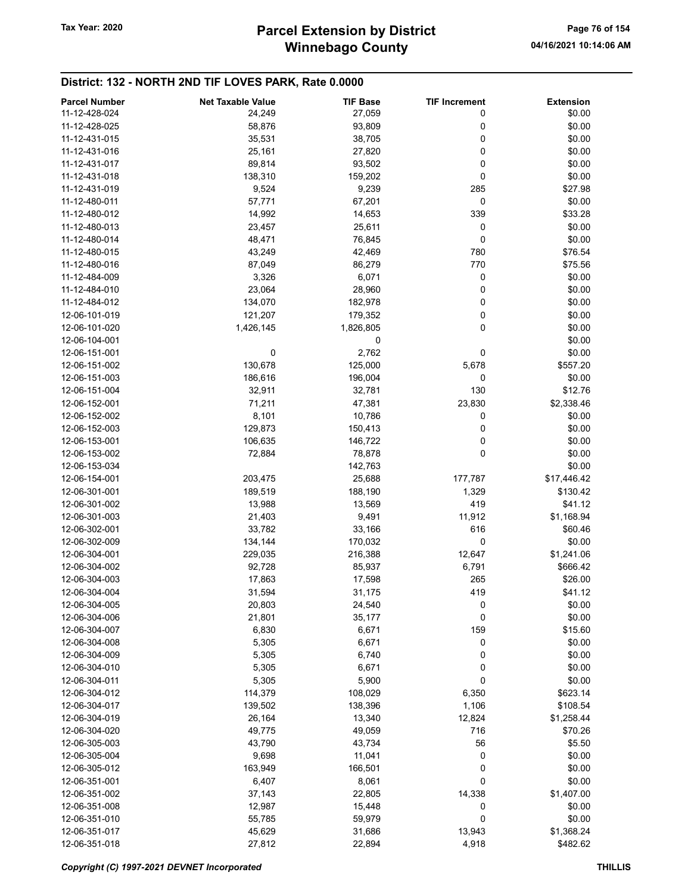## District: 132 - NORTH 2ND TIF LOVES PARK, Rate 0.0000

| Parcel Number | Net Taxable Value | TIF Base | TIF Increment | Extension |
|---|---|---|---|---|
| 11-12-428-024 | 24,249 | 27,059 | 0 | $0.00 |
| 11-12-428-025 | 58,876 | 93,809 | 0 | $0.00 |
| 11-12-431-015 | 35,531 | 38,705 | 0 | $0.00 |
| 11-12-431-016 | 25,161 | 27,820 | 0 | $0.00 |
| 11-12-431-017 | 89,814 | 93,502 | 0 | $0.00 |
| 11-12-431-018 | 138,310 | 159,202 | 0 | $0.00 |
| 11-12-431-019 | 9,524 | 9,239 | 285 | $27.98 |
| 11-12-480-011 | 57,771 | 67,201 | 0 | $0.00 |
| 11-12-480-012 | 14,992 | 14,653 | 339 | $33.28 |
| 11-12-480-013 | 23,457 | 25,611 | 0 | $0.00 |
| 11-12-480-014 | 48,471 | 76,845 | 0 | $0.00 |
| 11-12-480-015 | 43,249 | 42,469 | 780 | $76.54 |
| 11-12-480-016 | 87,049 | 86,279 | 770 | $75.56 |
| 11-12-484-009 | 3,326 | 6,071 | 0 | $0.00 |
| 11-12-484-010 | 23,064 | 28,960 | 0 | $0.00 |
| 11-12-484-012 | 134,070 | 182,978 | 0 | $0.00 |
| 12-06-101-019 | 121,207 | 179,352 | 0 | $0.00 |
| 12-06-101-020 | 1,426,145 | 1,826,805 | 0 | $0.00 |
| 12-06-104-001 | | 0 | | $0.00 |
| 12-06-151-001 | 0 | 2,762 | 0 | $0.00 |
| 12-06-151-002 | 130,678 | 125,000 | 5,678 | $557.20 |
| 12-06-151-003 | 186,616 | 196,004 | 0 | $0.00 |
| 12-06-151-004 | 32,911 | 32,781 | 130 | $12.76 |
| 12-06-152-001 | 71,211 | 47,381 | 23,830 | $2,338.46 |
| 12-06-152-002 | 8,101 | 10,786 | 0 | $0.00 |
| 12-06-152-003 | 129,873 | 150,413 | 0 | $0.00 |
| 12-06-153-001 | 106,635 | 146,722 | 0 | $0.00 |
| 12-06-153-002 | 72,884 | 78,878 | 0 | $0.00 |
| 12-06-153-034 | | 142,763 | | $0.00 |
| 12-06-154-001 | 203,475 | 25,688 | 177,787 | $17,446.42 |
| 12-06-301-001 | 189,519 | 188,190 | 1,329 | $130.42 |
| 12-06-301-002 | 13,988 | 13,569 | 419 | $41.12 |
| 12-06-301-003 | 21,403 | 9,491 | 11,912 | $1,168.94 |
| 12-06-302-001 | 33,782 | 33,166 | 616 | $60.46 |
| 12-06-302-009 | 134,144 | 170,032 | 0 | $0.00 |
| 12-06-304-001 | 229,035 | 216,388 | 12,647 | $1,241.06 |
| 12-06-304-002 | 92,728 | 85,937 | 6,791 | $666.42 |
| 12-06-304-003 | 17,863 | 17,598 | 265 | $26.00 |
| 12-06-304-004 | 31,594 | 31,175 | 419 | $41.12 |
| 12-06-304-005 | 20,803 | 24,540 | 0 | $0.00 |
| 12-06-304-006 | 21,801 | 35,177 | 0 | $0.00 |
| 12-06-304-007 | 6,830 | 6,671 | 159 | $15.60 |
| 12-06-304-008 | 5,305 | 6,671 | 0 | $0.00 |
| 12-06-304-009 | 5,305 | 6,740 | 0 | $0.00 |
| 12-06-304-010 | 5,305 | 6,671 | 0 | $0.00 |
| 12-06-304-011 | 5,305 | 5,900 | 0 | $0.00 |
| 12-06-304-012 | 114,379 | 108,029 | 6,350 | $623.14 |
| 12-06-304-017 | 139,502 | 138,396 | 1,106 | $108.54 |
| 12-06-304-019 | 26,164 | 13,340 | 12,824 | $1,258.44 |
| 12-06-304-020 | 49,775 | 49,059 | 716 | $70.26 |
| 12-06-305-003 | 43,790 | 43,734 | 56 | $5.50 |
| 12-06-305-004 | 9,698 | 11,041 | 0 | $0.00 |
| 12-06-305-012 | 163,949 | 166,501 | 0 | $0.00 |
| 12-06-351-001 | 6,407 | 8,061 | 0 | $0.00 |
| 12-06-351-002 | 37,143 | 22,805 | 14,338 | $1,407.00 |
| 12-06-351-008 | 12,987 | 15,448 | 0 | $0.00 |
| 12-06-351-010 | 55,785 | 59,979 | 0 | $0.00 |
| 12-06-351-017 | 45,629 | 31,686 | 13,943 | $1,368.24 |
| 12-06-351-018 | 27,812 | 22,894 | 4,918 | $482.62 |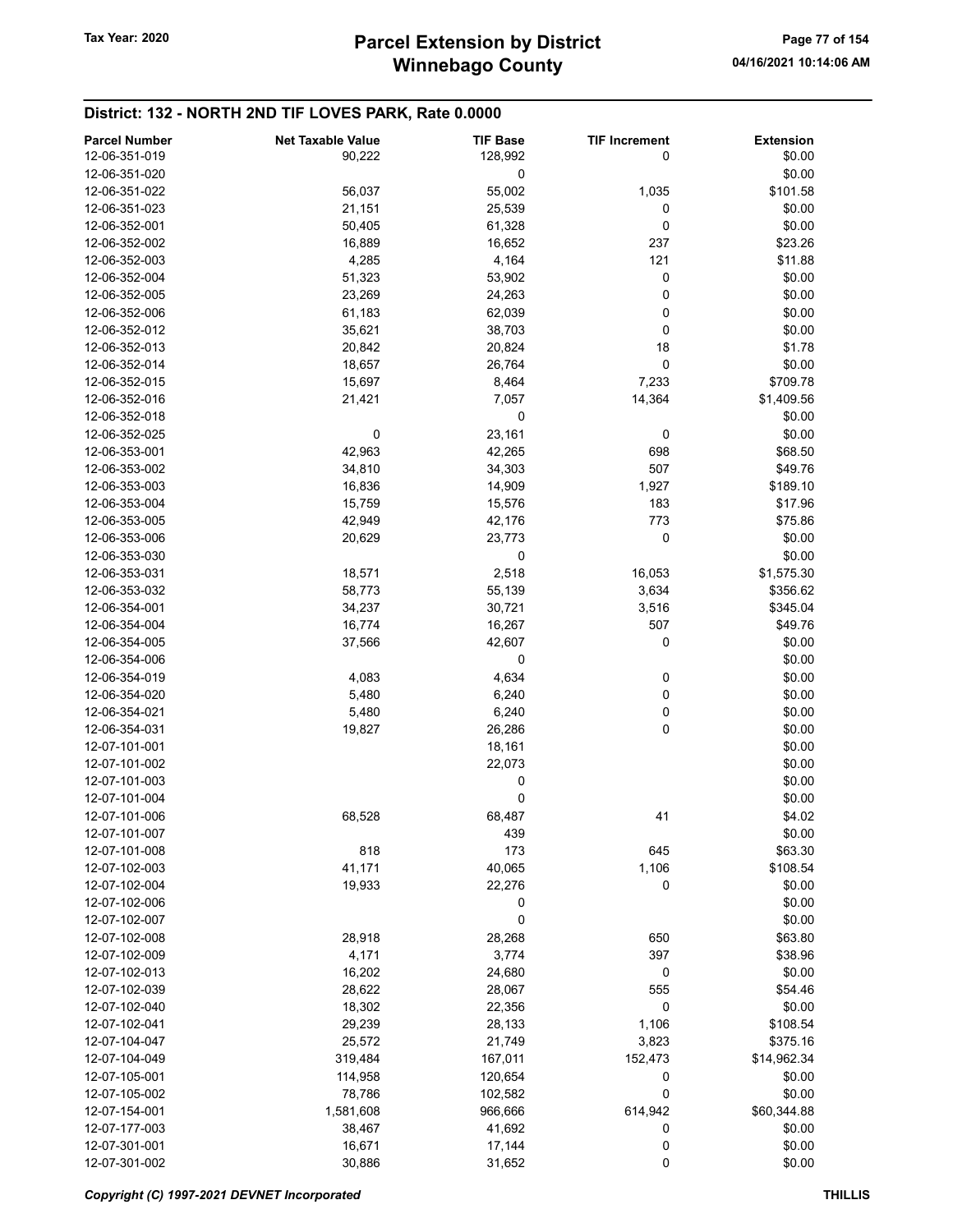## District: 132 - NORTH 2ND TIF LOVES PARK, Rate 0.0000

| Parcel Number | Net Taxable Value | TIF Base | TIF Increment | Extension |
|---|---|---|---|---|
| 12-06-351-019 | 90,222 | 128,992 | 0 | $0.00 |
| 12-06-351-020 | | 0 | | $0.00 |
| 12-06-351-022 | 56,037 | 55,002 | 1,035 | $101.58 |
| 12-06-351-023 | 21,151 | 25,539 | 0 | $0.00 |
| 12-06-352-001 | 50,405 | 61,328 | 0 | $0.00 |
| 12-06-352-002 | 16,889 | 16,652 | 237 | $23.26 |
| 12-06-352-003 | 4,285 | 4,164 | 121 | $11.88 |
| 12-06-352-004 | 51,323 | 53,902 | 0 | $0.00 |
| 12-06-352-005 | 23,269 | 24,263 | 0 | $0.00 |
| 12-06-352-006 | 61,183 | 62,039 | 0 | $0.00 |
| 12-06-352-012 | 35,621 | 38,703 | 0 | $0.00 |
| 12-06-352-013 | 20,842 | 20,824 | 18 | $1.78 |
| 12-06-352-014 | 18,657 | 26,764 | 0 | $0.00 |
| 12-06-352-015 | 15,697 | 8,464 | 7,233 | $709.78 |
| 12-06-352-016 | 21,421 | 7,057 | 14,364 | $1,409.56 |
| 12-06-352-018 | | 0 | | $0.00 |
| 12-06-352-025 | 0 | 23,161 | 0 | $0.00 |
| 12-06-353-001 | 42,963 | 42,265 | 698 | $68.50 |
| 12-06-353-002 | 34,810 | 34,303 | 507 | $49.76 |
| 12-06-353-003 | 16,836 | 14,909 | 1,927 | $189.10 |
| 12-06-353-004 | 15,759 | 15,576 | 183 | $17.96 |
| 12-06-353-005 | 42,949 | 42,176 | 773 | $75.86 |
| 12-06-353-006 | 20,629 | 23,773 | 0 | $0.00 |
| 12-06-353-030 | | 0 | | $0.00 |
| 12-06-353-031 | 18,571 | 2,518 | 16,053 | $1,575.30 |
| 12-06-353-032 | 58,773 | 55,139 | 3,634 | $356.62 |
| 12-06-354-001 | 34,237 | 30,721 | 3,516 | $345.04 |
| 12-06-354-004 | 16,774 | 16,267 | 507 | $49.76 |
| 12-06-354-005 | 37,566 | 42,607 | 0 | $0.00 |
| 12-06-354-006 | | 0 | | $0.00 |
| 12-06-354-019 | 4,083 | 4,634 | 0 | $0.00 |
| 12-06-354-020 | 5,480 | 6,240 | 0 | $0.00 |
| 12-06-354-021 | 5,480 | 6,240 | 0 | $0.00 |
| 12-06-354-031 | 19,827 | 26,286 | 0 | $0.00 |
| 12-07-101-001 | | 18,161 | | $0.00 |
| 12-07-101-002 | | 22,073 | | $0.00 |
| 12-07-101-003 | | 0 | | $0.00 |
| 12-07-101-004 | | 0 | | $0.00 |
| 12-07-101-006 | 68,528 | 68,487 | 41 | $4.02 |
| 12-07-101-007 | | 439 | | $0.00 |
| 12-07-101-008 | 818 | 173 | 645 | $63.30 |
| 12-07-102-003 | 41,171 | 40,065 | 1,106 | $108.54 |
| 12-07-102-004 | 19,933 | 22,276 | 0 | $0.00 |
| 12-07-102-006 | | 0 | | $0.00 |
| 12-07-102-007 | | 0 | | $0.00 |
| 12-07-102-008 | 28,918 | 28,268 | 650 | $63.80 |
| 12-07-102-009 | 4,171 | 3,774 | 397 | $38.96 |
| 12-07-102-013 | 16,202 | 24,680 | 0 | $0.00 |
| 12-07-102-039 | 28,622 | 28,067 | 555 | $54.46 |
| 12-07-102-040 | 18,302 | 22,356 | 0 | $0.00 |
| 12-07-102-041 | 29,239 | 28,133 | 1,106 | $108.54 |
| 12-07-104-047 | 25,572 | 21,749 | 3,823 | $375.16 |
| 12-07-104-049 | 319,484 | 167,011 | 152,473 | $14,962.34 |
| 12-07-105-001 | 114,958 | 120,654 | 0 | $0.00 |
| 12-07-105-002 | 78,786 | 102,582 | 0 | $0.00 |
| 12-07-154-001 | 1,581,608 | 966,666 | 614,942 | $60,344.88 |
| 12-07-177-003 | 38,467 | 41,692 | 0 | $0.00 |
| 12-07-301-001 | 16,671 | 17,144 | 0 | $0.00 |
| 12-07-301-002 | 30,886 | 31,652 | 0 | $0.00 |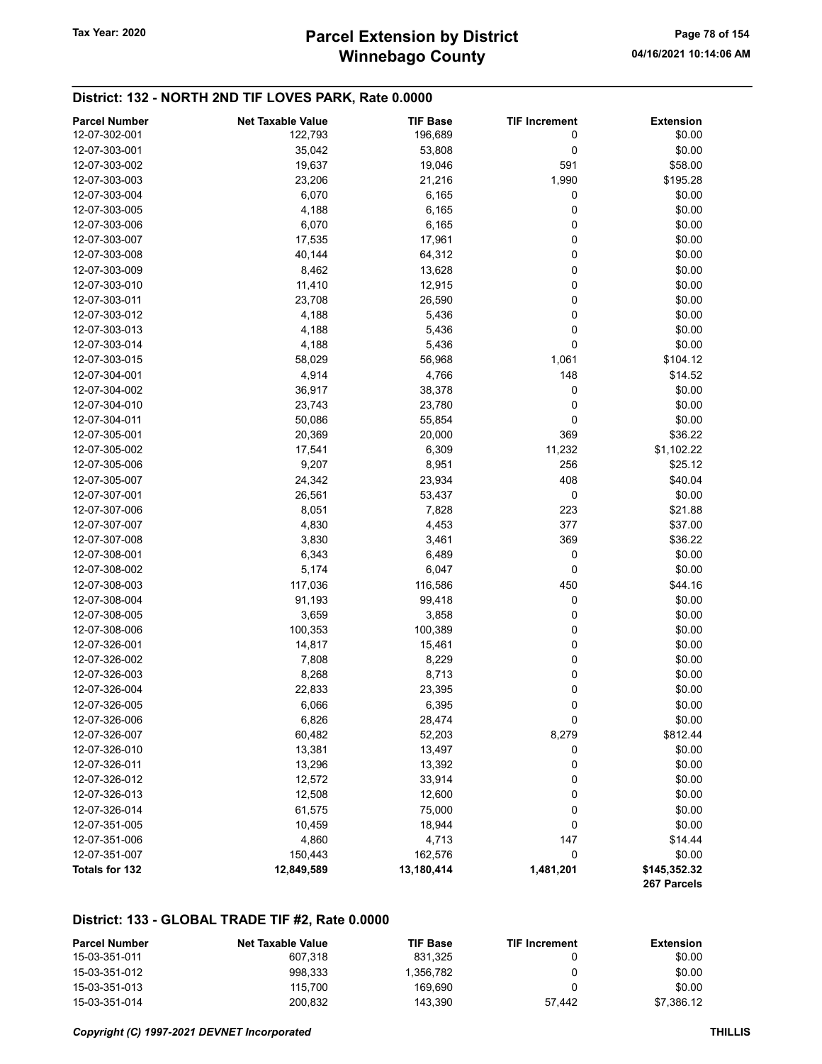## District: 132 - NORTH 2ND TIF LOVES PARK, Rate 0.0000

| Parcel Number | Net Taxable Value | TIF Base | TIF Increment | Extension |
|---|---|---|---|---|
| 12-07-302-001 | 122,793 | 196,689 | 0 | $0.00 |
| 12-07-303-001 | 35,042 | 53,808 | 0 | $0.00 |
| 12-07-303-002 | 19,637 | 19,046 | 591 | $58.00 |
| 12-07-303-003 | 23,206 | 21,216 | 1,990 | $195.28 |
| 12-07-303-004 | 6,070 | 6,165 | 0 | $0.00 |
| 12-07-303-005 | 4,188 | 6,165 | 0 | $0.00 |
| 12-07-303-006 | 6,070 | 6,165 | 0 | $0.00 |
| 12-07-303-007 | 17,535 | 17,961 | 0 | $0.00 |
| 12-07-303-008 | 40,144 | 64,312 | 0 | $0.00 |
| 12-07-303-009 | 8,462 | 13,628 | 0 | $0.00 |
| 12-07-303-010 | 11,410 | 12,915 | 0 | $0.00 |
| 12-07-303-011 | 23,708 | 26,590 | 0 | $0.00 |
| 12-07-303-012 | 4,188 | 5,436 | 0 | $0.00 |
| 12-07-303-013 | 4,188 | 5,436 | 0 | $0.00 |
| 12-07-303-014 | 4,188 | 5,436 | 0 | $0.00 |
| 12-07-303-015 | 58,029 | 56,968 | 1,061 | $104.12 |
| 12-07-304-001 | 4,914 | 4,766 | 148 | $14.52 |
| 12-07-304-002 | 36,917 | 38,378 | 0 | $0.00 |
| 12-07-304-010 | 23,743 | 23,780 | 0 | $0.00 |
| 12-07-304-011 | 50,086 | 55,854 | 0 | $0.00 |
| 12-07-305-001 | 20,369 | 20,000 | 369 | $36.22 |
| 12-07-305-002 | 17,541 | 6,309 | 11,232 | $1,102.22 |
| 12-07-305-006 | 9,207 | 8,951 | 256 | $25.12 |
| 12-07-305-007 | 24,342 | 23,934 | 408 | $40.04 |
| 12-07-307-001 | 26,561 | 53,437 | 0 | $0.00 |
| 12-07-307-006 | 8,051 | 7,828 | 223 | $21.88 |
| 12-07-307-007 | 4,830 | 4,453 | 377 | $37.00 |
| 12-07-307-008 | 3,830 | 3,461 | 369 | $36.22 |
| 12-07-308-001 | 6,343 | 6,489 | 0 | $0.00 |
| 12-07-308-002 | 5,174 | 6,047 | 0 | $0.00 |
| 12-07-308-003 | 117,036 | 116,586 | 450 | $44.16 |
| 12-07-308-004 | 91,193 | 99,418 | 0 | $0.00 |
| 12-07-308-005 | 3,659 | 3,858 | 0 | $0.00 |
| 12-07-308-006 | 100,353 | 100,389 | 0 | $0.00 |
| 12-07-326-001 | 14,817 | 15,461 | 0 | $0.00 |
| 12-07-326-002 | 7,808 | 8,229 | 0 | $0.00 |
| 12-07-326-003 | 8,268 | 8,713 | 0 | $0.00 |
| 12-07-326-004 | 22,833 | 23,395 | 0 | $0.00 |
| 12-07-326-005 | 6,066 | 6,395 | 0 | $0.00 |
| 12-07-326-006 | 6,826 | 28,474 | 0 | $0.00 |
| 12-07-326-007 | 60,482 | 52,203 | 8,279 | $812.44 |
| 12-07-326-010 | 13,381 | 13,497 | 0 | $0.00 |
| 12-07-326-011 | 13,296 | 13,392 | 0 | $0.00 |
| 12-07-326-012 | 12,572 | 33,914 | 0 | $0.00 |
| 12-07-326-013 | 12,508 | 12,600 | 0 | $0.00 |
| 12-07-326-014 | 61,575 | 75,000 | 0 | $0.00 |
| 12-07-351-005 | 10,459 | 18,944 | 0 | $0.00 |
| 12-07-351-006 | 4,860 | 4,713 | 147 | $14.44 |
| 12-07-351-007 | 150,443 | 162,576 | 0 | $0.00 |
| **Totals for 132** | **12,849,589** | **13,180,414** | **1,481,201** | **$145,352.32** |
| | | | | **267 Parcels** |

## District: 133 - GLOBAL TRADE TIF #2, Rate 0.0000

| Parcel Number | Net Taxable Value | TIF Base | TIF Increment | Extension |
|---|---|---|---|---|
| 15-03-351-011 | 607,318 | 831,325 | 0 | $0.00 |
| 15-03-351-012 | 998,333 | 1,356,782 | 0 | $0.00 |
| 15-03-351-013 | 115,700 | 169,690 | 0 | $0.00 |
| 15-03-351-014 | 200,832 | 143,390 | 57,442 | $7,386.12 |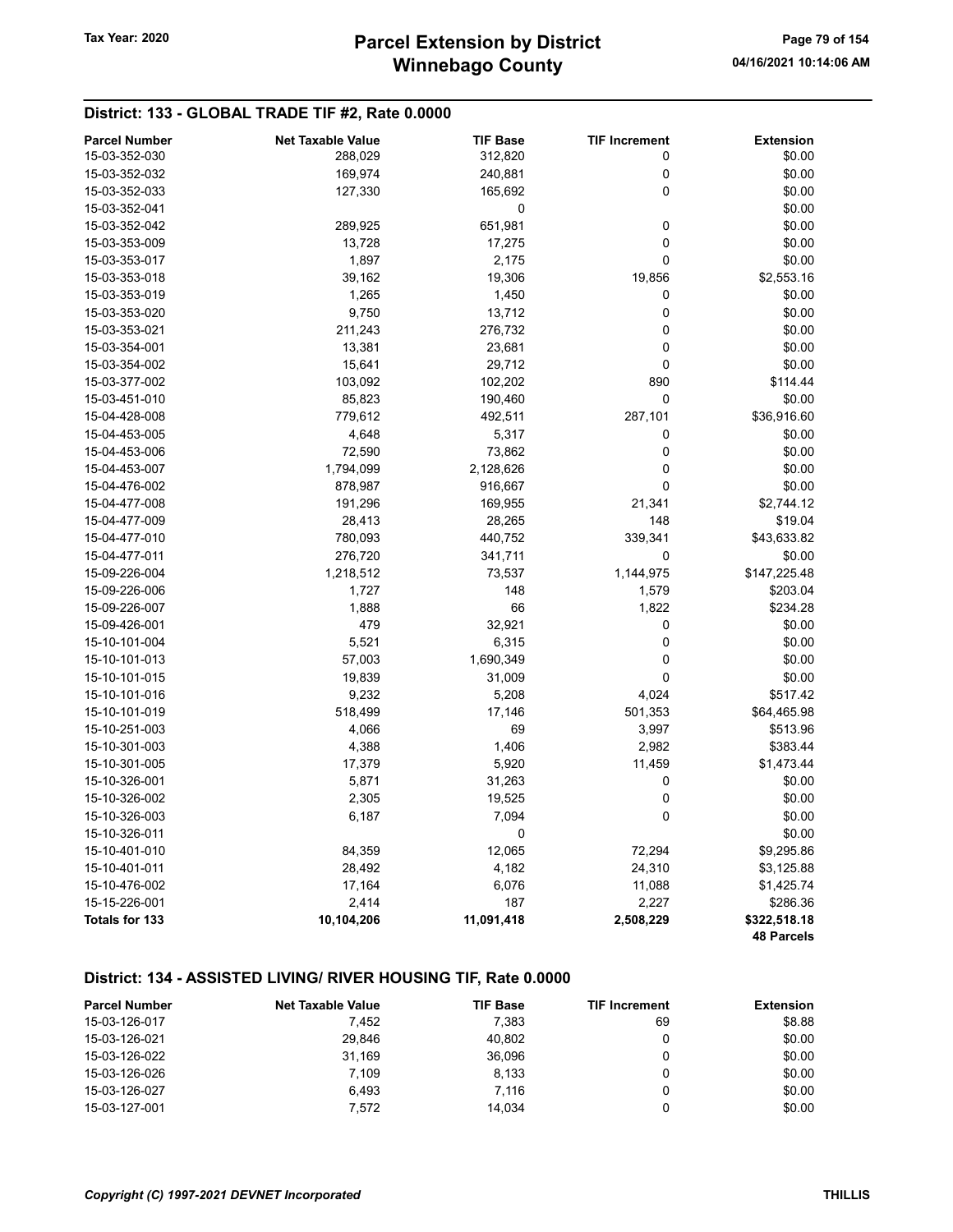## District: 133 - GLOBAL TRADE TIF #2, Rate 0.0000

| Parcel Number | Net Taxable Value | TIF Base | TIF Increment | Extension |
|---|---|---|---|---|
| 15-03-352-030 | 288,029 | 312,820 | 0 | $0.00 |
| 15-03-352-032 | 169,974 | 240,881 | 0 | $0.00 |
| 15-03-352-033 | 127,330 | 165,692 | 0 | $0.00 |
| 15-03-352-041 | | 0 | | $0.00 |
| 15-03-352-042 | 289,925 | 651,981 | 0 | $0.00 |
| 15-03-353-009 | 13,728 | 17,275 | 0 | $0.00 |
| 15-03-353-017 | 1,897 | 2,175 | 0 | $0.00 |
| 15-03-353-018 | 39,162 | 19,306 | 19,856 | $2,553.16 |
| 15-03-353-019 | 1,265 | 1,450 | 0 | $0.00 |
| 15-03-353-020 | 9,750 | 13,712 | 0 | $0.00 |
| 15-03-353-021 | 211,243 | 276,732 | 0 | $0.00 |
| 15-03-354-001 | 13,381 | 23,681 | 0 | $0.00 |
| 15-03-354-002 | 15,641 | 29,712 | 0 | $0.00 |
| 15-03-377-002 | 103,092 | 102,202 | 890 | $114.44 |
| 15-03-451-010 | 85,823 | 190,460 | 0 | $0.00 |
| 15-04-428-008 | 779,612 | 492,511 | 287,101 | $36,916.60 |
| 15-04-453-005 | 4,648 | 5,317 | 0 | $0.00 |
| 15-04-453-006 | 72,590 | 73,862 | 0 | $0.00 |
| 15-04-453-007 | 1,794,099 | 2,128,626 | 0 | $0.00 |
| 15-04-476-002 | 878,987 | 916,667 | 0 | $0.00 |
| 15-04-477-008 | 191,296 | 169,955 | 21,341 | $2,744.12 |
| 15-04-477-009 | 28,413 | 28,265 | 148 | $19.04 |
| 15-04-477-010 | 780,093 | 440,752 | 339,341 | $43,633.82 |
| 15-04-477-011 | 276,720 | 341,711 | 0 | $0.00 |
| 15-09-226-004 | 1,218,512 | 73,537 | 1,144,975 | $147,225.48 |
| 15-09-226-006 | 1,727 | 148 | 1,579 | $203.04 |
| 15-09-226-007 | 1,888 | 66 | 1,822 | $234.28 |
| 15-09-426-001 | 479 | 32,921 | 0 | $0.00 |
| 15-10-101-004 | 5,521 | 6,315 | 0 | $0.00 |
| 15-10-101-013 | 57,003 | 1,690,349 | 0 | $0.00 |
| 15-10-101-015 | 19,839 | 31,009 | 0 | $0.00 |
| 15-10-101-016 | 9,232 | 5,208 | 4,024 | $517.42 |
| 15-10-101-019 | 518,499 | 17,146 | 501,353 | $64,465.98 |
| 15-10-251-003 | 4,066 | 69 | 3,997 | $513.96 |
| 15-10-301-003 | 4,388 | 1,406 | 2,982 | $383.44 |
| 15-10-301-005 | 17,379 | 5,920 | 11,459 | $1,473.44 |
| 15-10-326-001 | 5,871 | 31,263 | 0 | $0.00 |
| 15-10-326-002 | 2,305 | 19,525 | 0 | $0.00 |
| 15-10-326-003 | 6,187 | 7,094 | 0 | $0.00 |
| 15-10-326-011 | | 0 | | $0.00 |
| 15-10-401-010 | 84,359 | 12,065 | 72,294 | $9,295.86 |
| 15-10-401-011 | 28,492 | 4,182 | 24,310 | $3,125.88 |
| 15-10-476-002 | 17,164 | 6,076 | 11,088 | $1,425.74 |
| 15-15-226-001 | 2,414 | 187 | 2,227 | $286.36 |
| **Totals for 133** | **10,104,206** | **11,091,418** | **2,508,229** | **$322,518.18** |
| | | | | **48 Parcels** |

## District: 134 - ASSISTED LIVING/ RIVER HOUSING TIF, Rate 0.0000

| Parcel Number | Net Taxable Value | TIF Base | TIF Increment | Extension |
|---|---|---|---|---|
| 15-03-126-017 | 7,452 | 7,383 | 69 | $8.88 |
| 15-03-126-021 | 29,846 | 40,802 | 0 | $0.00 |
| 15-03-126-022 | 31,169 | 36,096 | 0 | $0.00 |
| 15-03-126-026 | 7,109 | 8,133 | 0 | $0.00 |
| 15-03-126-027 | 6,493 | 7,116 | 0 | $0.00 |
| 15-03-127-001 | 7,572 | 14,034 | 0 | $0.00 |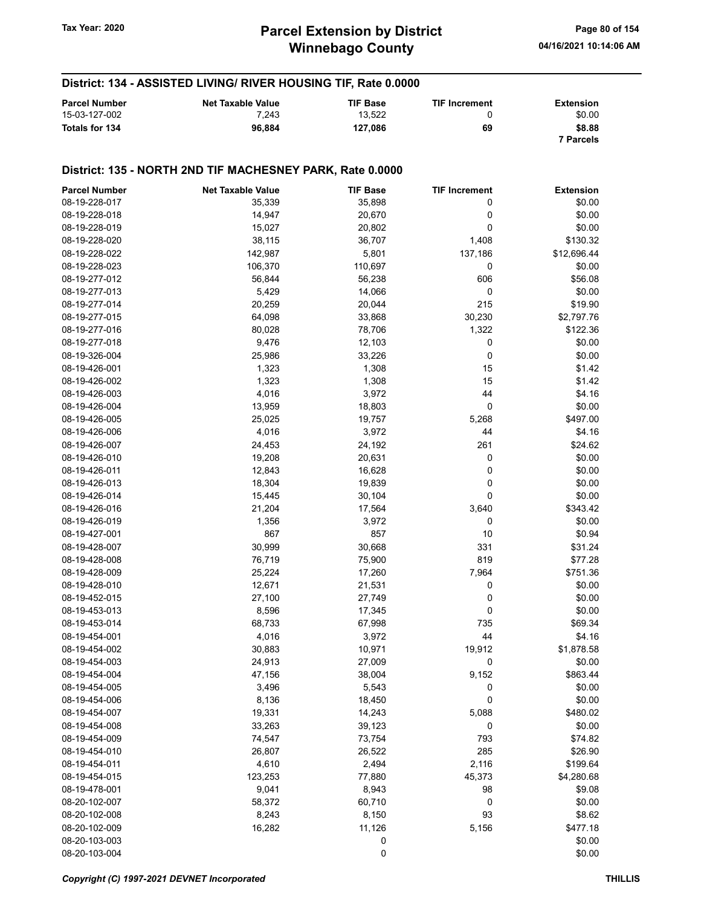## District: 134 - ASSISTED LIVING/ RIVER HOUSING TIF, Rate 0.0000

| Parcel Number | Net Taxable Value | TIF Base | TIF Increment | Extension |
|---|---|---|---|---|
| 15-03-127-002 | 7,243 | 13,522 | 0 | $0.00 |
| **Totals for 134** | **96,884** | **127,086** | **69** | **$8.88** |
| | | | | **7 Parcels** |

## District: 135 - NORTH 2ND TIF MACHESNEY PARK, Rate 0.0000

| Parcel Number | Net Taxable Value | TIF Base | TIF Increment | Extension |
|---|---|---|---|---|
| 08-19-228-017 | 35,339 | 35,898 | 0 | $0.00 |
| 08-19-228-018 | 14,947 | 20,670 | 0 | $0.00 |
| 08-19-228-019 | 15,027 | 20,802 | 0 | $0.00 |
| 08-19-228-020 | 38,115 | 36,707 | 1,408 | $130.32 |
| 08-19-228-022 | 142,987 | 5,801 | 137,186 | $12,696.44 |
| 08-19-228-023 | 106,370 | 110,697 | 0 | $0.00 |
| 08-19-277-012 | 56,844 | 56,238 | 606 | $56.08 |
| 08-19-277-013 | 5,429 | 14,066 | 0 | $0.00 |
| 08-19-277-014 | 20,259 | 20,044 | 215 | $19.90 |
| 08-19-277-015 | 64,098 | 33,868 | 30,230 | $2,797.76 |
| 08-19-277-016 | 80,028 | 78,706 | 1,322 | $122.36 |
| 08-19-277-018 | 9,476 | 12,103 | 0 | $0.00 |
| 08-19-326-004 | 25,986 | 33,226 | 0 | $0.00 |
| 08-19-426-001 | 1,323 | 1,308 | 15 | $1.42 |
| 08-19-426-002 | 1,323 | 1,308 | 15 | $1.42 |
| 08-19-426-003 | 4,016 | 3,972 | 44 | $4.16 |
| 08-19-426-004 | 13,959 | 18,803 | 0 | $0.00 |
| 08-19-426-005 | 25,025 | 19,757 | 5,268 | $497.00 |
| 08-19-426-006 | 4,016 | 3,972 | 44 | $4.16 |
| 08-19-426-007 | 24,453 | 24,192 | 261 | $24.62 |
| 08-19-426-010 | 19,208 | 20,631 | 0 | $0.00 |
| 08-19-426-011 | 12,843 | 16,628 | 0 | $0.00 |
| 08-19-426-013 | 18,304 | 19,839 | 0 | $0.00 |
| 08-19-426-014 | 15,445 | 30,104 | 0 | $0.00 |
| 08-19-426-016 | 21,204 | 17,564 | 3,640 | $343.42 |
| 08-19-426-019 | 1,356 | 3,972 | 0 | $0.00 |
| 08-19-427-001 | 867 | 857 | 10 | $0.94 |
| 08-19-428-007 | 30,999 | 30,668 | 331 | $31.24 |
| 08-19-428-008 | 76,719 | 75,900 | 819 | $77.28 |
| 08-19-428-009 | 25,224 | 17,260 | 7,964 | $751.36 |
| 08-19-428-010 | 12,671 | 21,531 | 0 | $0.00 |
| 08-19-452-015 | 27,100 | 27,749 | 0 | $0.00 |
| 08-19-453-013 | 8,596 | 17,345 | 0 | $0.00 |
| 08-19-453-014 | 68,733 | 67,998 | 735 | $69.34 |
| 08-19-454-001 | 4,016 | 3,972 | 44 | $4.16 |
| 08-19-454-002 | 30,883 | 10,971 | 19,912 | $1,878.58 |
| 08-19-454-003 | 24,913 | 27,009 | 0 | $0.00 |
| 08-19-454-004 | 47,156 | 38,004 | 9,152 | $863.44 |
| 08-19-454-005 | 3,496 | 5,543 | 0 | $0.00 |
| 08-19-454-006 | 8,136 | 18,450 | 0 | $0.00 |
| 08-19-454-007 | 19,331 | 14,243 | 5,088 | $480.02 |
| 08-19-454-008 | 33,263 | 39,123 | 0 | $0.00 |
| 08-19-454-009 | 74,547 | 73,754 | 793 | $74.82 |
| 08-19-454-010 | 26,807 | 26,522 | 285 | $26.90 |
| 08-19-454-011 | 4,610 | 2,494 | 2,116 | $199.64 |
| 08-19-454-015 | 123,253 | 77,880 | 45,373 | $4,280.68 |
| 08-19-478-001 | 9,041 | 8,943 | 98 | $9.08 |
| 08-20-102-007 | 58,372 | 60,710 | 0 | $0.00 |
| 08-20-102-008 | 8,243 | 8,150 | 93 | $8.62 |
| 08-20-102-009 | 16,282 | 11,126 | 5,156 | $477.18 |
| 08-20-103-003 | | 0 | | $0.00 |
| 08-20-103-004 | | 0 | | $0.00 |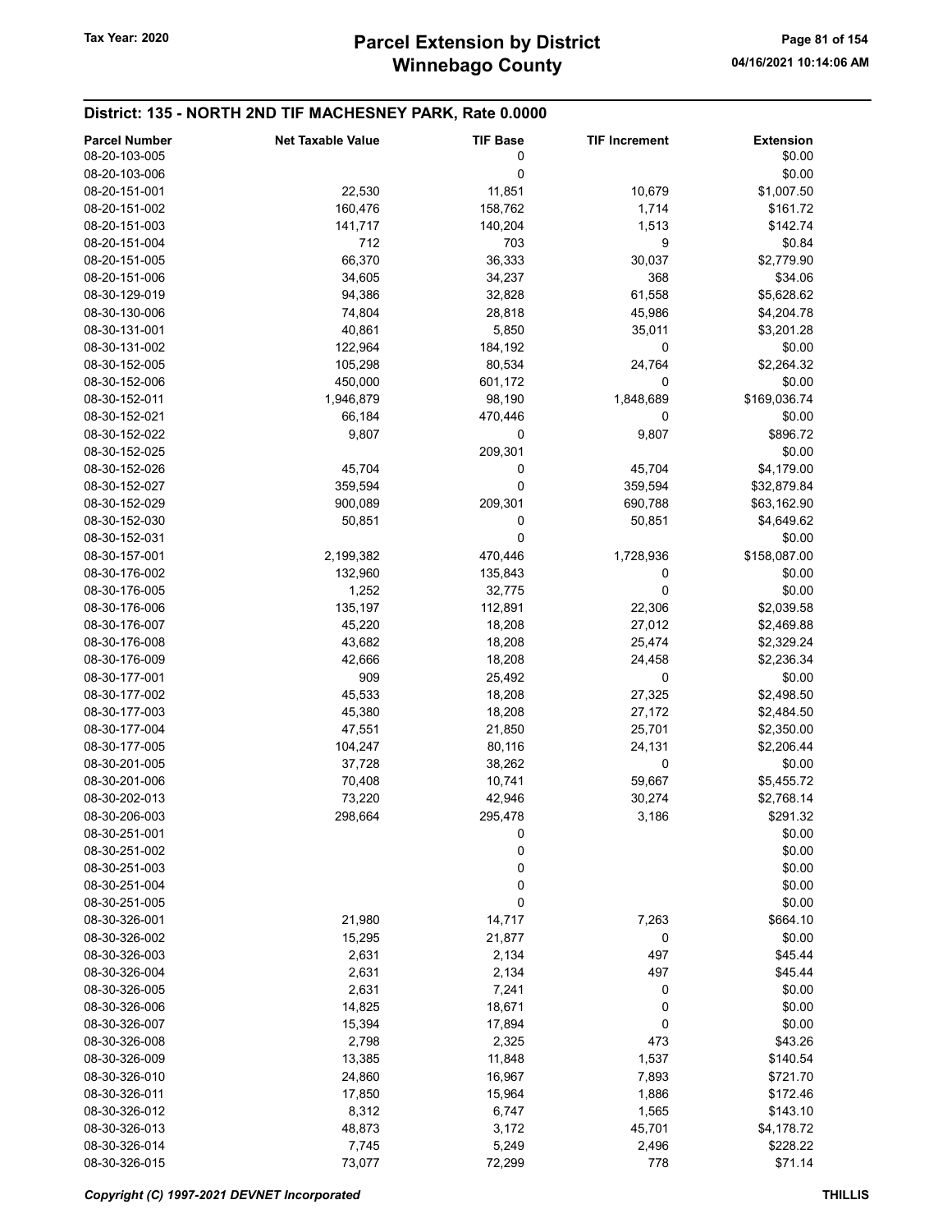## District: 135 - NORTH 2ND TIF MACHESNEY PARK, Rate 0.0000

| Parcel Number | Net Taxable Value | TIF Base | TIF Increment | Extension |
|---|---|---|---|---|
| 08-20-103-005 | | 0 | | $0.00 |
| 08-20-103-006 | | 0 | | $0.00 |
| 08-20-151-001 | 22,530 | 11,851 | 10,679 | $1,007.50 |
| 08-20-151-002 | 160,476 | 158,762 | 1,714 | $161.72 |
| 08-20-151-003 | 141,717 | 140,204 | 1,513 | $142.74 |
| 08-20-151-004 | 712 | 703 | 9 | $0.84 |
| 08-20-151-005 | 66,370 | 36,333 | 30,037 | $2,779.90 |
| 08-20-151-006 | 34,605 | 34,237 | 368 | $34.06 |
| 08-30-129-019 | 94,386 | 32,828 | 61,558 | $5,628.62 |
| 08-30-130-006 | 74,804 | 28,818 | 45,986 | $4,204.78 |
| 08-30-131-001 | 40,861 | 5,850 | 35,011 | $3,201.28 |
| 08-30-131-002 | 122,964 | 184,192 | 0 | $0.00 |
| 08-30-152-005 | 105,298 | 80,534 | 24,764 | $2,264.32 |
| 08-30-152-006 | 450,000 | 601,172 | 0 | $0.00 |
| 08-30-152-011 | 1,946,879 | 98,190 | 1,848,689 | $169,036.74 |
| 08-30-152-021 | 66,184 | 470,446 | 0 | $0.00 |
| 08-30-152-022 | 9,807 | 0 | 9,807 | $896.72 |
| 08-30-152-025 | | 209,301 | | $0.00 |
| 08-30-152-026 | 45,704 | 0 | 45,704 | $4,179.00 |
| 08-30-152-027 | 359,594 | 0 | 359,594 | $32,879.84 |
| 08-30-152-029 | 900,089 | 209,301 | 690,788 | $63,162.90 |
| 08-30-152-030 | 50,851 | 0 | 50,851 | $4,649.62 |
| 08-30-152-031 | | 0 | | $0.00 |
| 08-30-157-001 | 2,199,382 | 470,446 | 1,728,936 | $158,087.00 |
| 08-30-176-002 | 132,960 | 135,843 | 0 | $0.00 |
| 08-30-176-005 | 1,252 | 32,775 | 0 | $0.00 |
| 08-30-176-006 | 135,197 | 112,891 | 22,306 | $2,039.58 |
| 08-30-176-007 | 45,220 | 18,208 | 27,012 | $2,469.88 |
| 08-30-176-008 | 43,682 | 18,208 | 25,474 | $2,329.24 |
| 08-30-176-009 | 42,666 | 18,208 | 24,458 | $2,236.34 |
| 08-30-177-001 | 909 | 25,492 | 0 | $0.00 |
| 08-30-177-002 | 45,533 | 18,208 | 27,325 | $2,498.50 |
| 08-30-177-003 | 45,380 | 18,208 | 27,172 | $2,484.50 |
| 08-30-177-004 | 47,551 | 21,850 | 25,701 | $2,350.00 |
| 08-30-177-005 | 104,247 | 80,116 | 24,131 | $2,206.44 |
| 08-30-201-005 | 37,728 | 38,262 | 0 | $0.00 |
| 08-30-201-006 | 70,408 | 10,741 | 59,667 | $5,455.72 |
| 08-30-202-013 | 73,220 | 42,946 | 30,274 | $2,768.14 |
| 08-30-206-003 | 298,664 | 295,478 | 3,186 | $291.32 |
| 08-30-251-001 | | 0 | | $0.00 |
| 08-30-251-002 | | 0 | | $0.00 |
| 08-30-251-003 | | 0 | | $0.00 |
| 08-30-251-004 | | 0 | | $0.00 |
| 08-30-251-005 | | 0 | | $0.00 |
| 08-30-326-001 | 21,980 | 14,717 | 7,263 | $664.10 |
| 08-30-326-002 | 15,295 | 21,877 | 0 | $0.00 |
| 08-30-326-003 | 2,631 | 2,134 | 497 | $45.44 |
| 08-30-326-004 | 2,631 | 2,134 | 497 | $45.44 |
| 08-30-326-005 | 2,631 | 7,241 | 0 | $0.00 |
| 08-30-326-006 | 14,825 | 18,671 | 0 | $0.00 |
| 08-30-326-007 | 15,394 | 17,894 | 0 | $0.00 |
| 08-30-326-008 | 2,798 | 2,325 | 473 | $43.26 |
| 08-30-326-009 | 13,385 | 11,848 | 1,537 | $140.54 |
| 08-30-326-010 | 24,860 | 16,967 | 7,893 | $721.70 |
| 08-30-326-011 | 17,850 | 15,964 | 1,886 | $172.46 |
| 08-30-326-012 | 8,312 | 6,747 | 1,565 | $143.10 |
| 08-30-326-013 | 48,873 | 3,172 | 45,701 | $4,178.72 |
| 08-30-326-014 | 7,745 | 5,249 | 2,496 | $228.22 |
| 08-30-326-015 | 73,077 | 72,299 | 778 | $71.14 |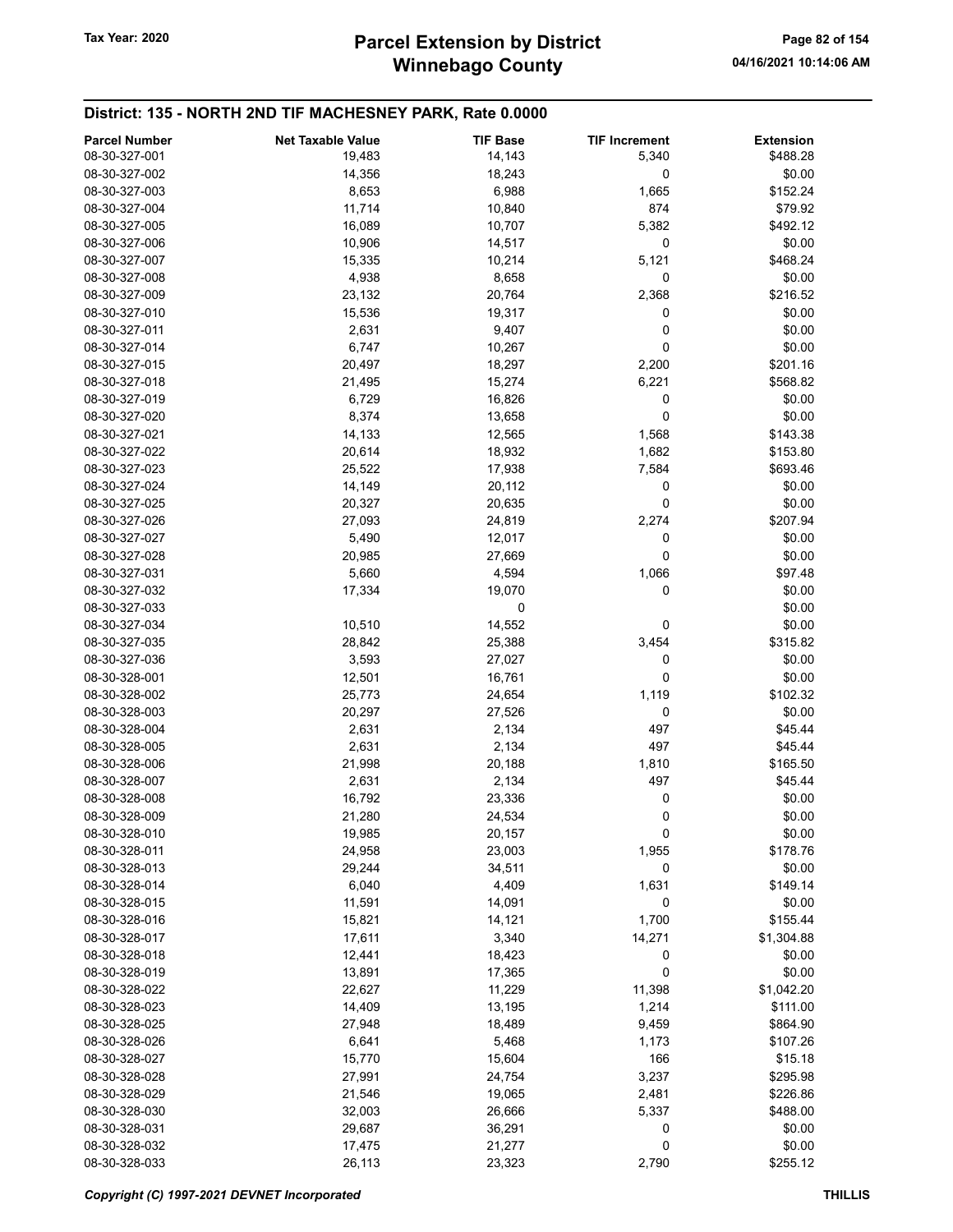## District: 135 - NORTH 2ND TIF MACHESNEY PARK, Rate 0.0000

| Parcel Number | Net Taxable Value | TIF Base | TIF Increment | Extension |
|---|---|---|---|---|
| 08-30-327-001 | 19,483 | 14,143 | 5,340 | $488.28 |
| 08-30-327-002 | 14,356 | 18,243 | 0 | $0.00 |
| 08-30-327-003 | 8,653 | 6,988 | 1,665 | $152.24 |
| 08-30-327-004 | 11,714 | 10,840 | 874 | $79.92 |
| 08-30-327-005 | 16,089 | 10,707 | 5,382 | $492.12 |
| 08-30-327-006 | 10,906 | 14,517 | 0 | $0.00 |
| 08-30-327-007 | 15,335 | 10,214 | 5,121 | $468.24 |
| 08-30-327-008 | 4,938 | 8,658 | 0 | $0.00 |
| 08-30-327-009 | 23,132 | 20,764 | 2,368 | $216.52 |
| 08-30-327-010 | 15,536 | 19,317 | 0 | $0.00 |
| 08-30-327-011 | 2,631 | 9,407 | 0 | $0.00 |
| 08-30-327-014 | 6,747 | 10,267 | 0 | $0.00 |
| 08-30-327-015 | 20,497 | 18,297 | 2,200 | $201.16 |
| 08-30-327-018 | 21,495 | 15,274 | 6,221 | $568.82 |
| 08-30-327-019 | 6,729 | 16,826 | 0 | $0.00 |
| 08-30-327-020 | 8,374 | 13,658 | 0 | $0.00 |
| 08-30-327-021 | 14,133 | 12,565 | 1,568 | $143.38 |
| 08-30-327-022 | 20,614 | 18,932 | 1,682 | $153.80 |
| 08-30-327-023 | 25,522 | 17,938 | 7,584 | $693.46 |
| 08-30-327-024 | 14,149 | 20,112 | 0 | $0.00 |
| 08-30-327-025 | 20,327 | 20,635 | 0 | $0.00 |
| 08-30-327-026 | 27,093 | 24,819 | 2,274 | $207.94 |
| 08-30-327-027 | 5,490 | 12,017 | 0 | $0.00 |
| 08-30-327-028 | 20,985 | 27,669 | 0 | $0.00 |
| 08-30-327-031 | 5,660 | 4,594 | 1,066 | $97.48 |
| 08-30-327-032 | 17,334 | 19,070 | 0 | $0.00 |
| 08-30-327-033 | | 0 | | $0.00 |
| 08-30-327-034 | 10,510 | 14,552 | 0 | $0.00 |
| 08-30-327-035 | 28,842 | 25,388 | 3,454 | $315.82 |
| 08-30-327-036 | 3,593 | 27,027 | 0 | $0.00 |
| 08-30-328-001 | 12,501 | 16,761 | 0 | $0.00 |
| 08-30-328-002 | 25,773 | 24,654 | 1,119 | $102.32 |
| 08-30-328-003 | 20,297 | 27,526 | 0 | $0.00 |
| 08-30-328-004 | 2,631 | 2,134 | 497 | $45.44 |
| 08-30-328-005 | 2,631 | 2,134 | 497 | $45.44 |
| 08-30-328-006 | 21,998 | 20,188 | 1,810 | $165.50 |
| 08-30-328-007 | 2,631 | 2,134 | 497 | $45.44 |
| 08-30-328-008 | 16,792 | 23,336 | 0 | $0.00 |
| 08-30-328-009 | 21,280 | 24,534 | 0 | $0.00 |
| 08-30-328-010 | 19,985 | 20,157 | 0 | $0.00 |
| 08-30-328-011 | 24,958 | 23,003 | 1,955 | $178.76 |
| 08-30-328-013 | 29,244 | 34,511 | 0 | $0.00 |
| 08-30-328-014 | 6,040 | 4,409 | 1,631 | $149.14 |
| 08-30-328-015 | 11,591 | 14,091 | 0 | $0.00 |
| 08-30-328-016 | 15,821 | 14,121 | 1,700 | $155.44 |
| 08-30-328-017 | 17,611 | 3,340 | 14,271 | $1,304.88 |
| 08-30-328-018 | 12,441 | 18,423 | 0 | $0.00 |
| 08-30-328-019 | 13,891 | 17,365 | 0 | $0.00 |
| 08-30-328-022 | 22,627 | 11,229 | 11,398 | $1,042.20 |
| 08-30-328-023 | 14,409 | 13,195 | 1,214 | $111.00 |
| 08-30-328-025 | 27,948 | 18,489 | 9,459 | $864.90 |
| 08-30-328-026 | 6,641 | 5,468 | 1,173 | $107.26 |
| 08-30-328-027 | 15,770 | 15,604 | 166 | $15.18 |
| 08-30-328-028 | 27,991 | 24,754 | 3,237 | $295.98 |
| 08-30-328-029 | 21,546 | 19,065 | 2,481 | $226.86 |
| 08-30-328-030 | 32,003 | 26,666 | 5,337 | $488.00 |
| 08-30-328-031 | 29,687 | 36,291 | 0 | $0.00 |
| 08-30-328-032 | 17,475 | 21,277 | 0 | $0.00 |
| 08-30-328-033 | 26,113 | 23,323 | 2,790 | $255.12 |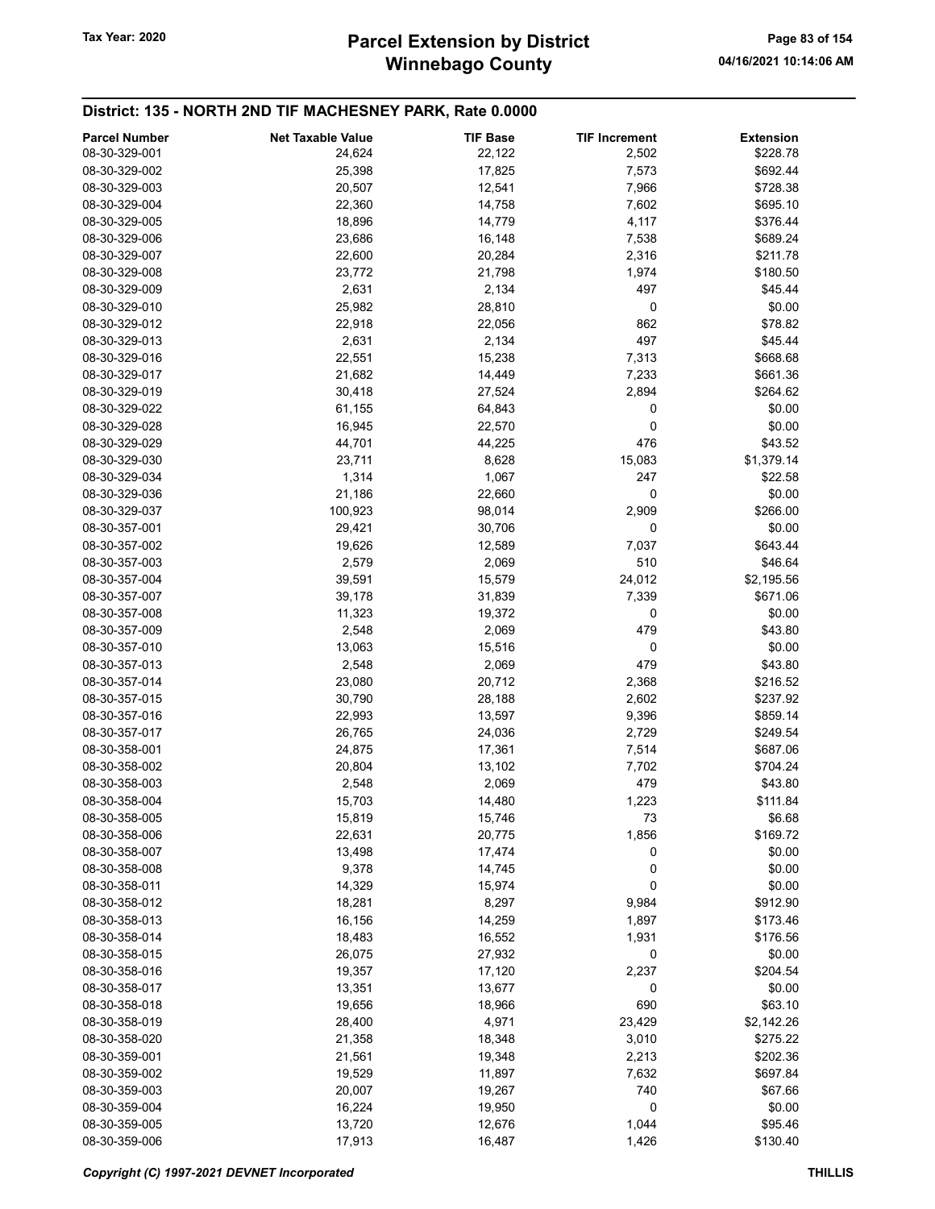## District: 135 - NORTH 2ND TIF MACHESNEY PARK, Rate 0.0000

| Parcel Number | Net Taxable Value | TIF Base | TIF Increment | Extension |
|---|---|---|---|---|
| 08-30-329-001 | 24,624 | 22,122 | 2,502 | $228.78 |
| 08-30-329-002 | 25,398 | 17,825 | 7,573 | $692.44 |
| 08-30-329-003 | 20,507 | 12,541 | 7,966 | $728.38 |
| 08-30-329-004 | 22,360 | 14,758 | 7,602 | $695.10 |
| 08-30-329-005 | 18,896 | 14,779 | 4,117 | $376.44 |
| 08-30-329-006 | 23,686 | 16,148 | 7,538 | $689.24 |
| 08-30-329-007 | 22,600 | 20,284 | 2,316 | $211.78 |
| 08-30-329-008 | 23,772 | 21,798 | 1,974 | $180.50 |
| 08-30-329-009 | 2,631 | 2,134 | 497 | $45.44 |
| 08-30-329-010 | 25,982 | 28,810 | 0 | $0.00 |
| 08-30-329-012 | 22,918 | 22,056 | 862 | $78.82 |
| 08-30-329-013 | 2,631 | 2,134 | 497 | $45.44 |
| 08-30-329-016 | 22,551 | 15,238 | 7,313 | $668.68 |
| 08-30-329-017 | 21,682 | 14,449 | 7,233 | $661.36 |
| 08-30-329-019 | 30,418 | 27,524 | 2,894 | $264.62 |
| 08-30-329-022 | 61,155 | 64,843 | 0 | $0.00 |
| 08-30-329-028 | 16,945 | 22,570 | 0 | $0.00 |
| 08-30-329-029 | 44,701 | 44,225 | 476 | $43.52 |
| 08-30-329-030 | 23,711 | 8,628 | 15,083 | $1,379.14 |
| 08-30-329-034 | 1,314 | 1,067 | 247 | $22.58 |
| 08-30-329-036 | 21,186 | 22,660 | 0 | $0.00 |
| 08-30-329-037 | 100,923 | 98,014 | 2,909 | $266.00 |
| 08-30-357-001 | 29,421 | 30,706 | 0 | $0.00 |
| 08-30-357-002 | 19,626 | 12,589 | 7,037 | $643.44 |
| 08-30-357-003 | 2,579 | 2,069 | 510 | $46.64 |
| 08-30-357-004 | 39,591 | 15,579 | 24,012 | $2,195.56 |
| 08-30-357-007 | 39,178 | 31,839 | 7,339 | $671.06 |
| 08-30-357-008 | 11,323 | 19,372 | 0 | $0.00 |
| 08-30-357-009 | 2,548 | 2,069 | 479 | $43.80 |
| 08-30-357-010 | 13,063 | 15,516 | 0 | $0.00 |
| 08-30-357-013 | 2,548 | 2,069 | 479 | $43.80 |
| 08-30-357-014 | 23,080 | 20,712 | 2,368 | $216.52 |
| 08-30-357-015 | 30,790 | 28,188 | 2,602 | $237.92 |
| 08-30-357-016 | 22,993 | 13,597 | 9,396 | $859.14 |
| 08-30-357-017 | 26,765 | 24,036 | 2,729 | $249.54 |
| 08-30-358-001 | 24,875 | 17,361 | 7,514 | $687.06 |
| 08-30-358-002 | 20,804 | 13,102 | 7,702 | $704.24 |
| 08-30-358-003 | 2,548 | 2,069 | 479 | $43.80 |
| 08-30-358-004 | 15,703 | 14,480 | 1,223 | $111.84 |
| 08-30-358-005 | 15,819 | 15,746 | 73 | $6.68 |
| 08-30-358-006 | 22,631 | 20,775 | 1,856 | $169.72 |
| 08-30-358-007 | 13,498 | 17,474 | 0 | $0.00 |
| 08-30-358-008 | 9,378 | 14,745 | 0 | $0.00 |
| 08-30-358-011 | 14,329 | 15,974 | 0 | $0.00 |
| 08-30-358-012 | 18,281 | 8,297 | 9,984 | $912.90 |
| 08-30-358-013 | 16,156 | 14,259 | 1,897 | $173.46 |
| 08-30-358-014 | 18,483 | 16,552 | 1,931 | $176.56 |
| 08-30-358-015 | 26,075 | 27,932 | 0 | $0.00 |
| 08-30-358-016 | 19,357 | 17,120 | 2,237 | $204.54 |
| 08-30-358-017 | 13,351 | 13,677 | 0 | $0.00 |
| 08-30-358-018 | 19,656 | 18,966 | 690 | $63.10 |
| 08-30-358-019 | 28,400 | 4,971 | 23,429 | $2,142.26 |
| 08-30-358-020 | 21,358 | 18,348 | 3,010 | $275.22 |
| 08-30-359-001 | 21,561 | 19,348 | 2,213 | $202.36 |
| 08-30-359-002 | 19,529 | 11,897 | 7,632 | $697.84 |
| 08-30-359-003 | 20,007 | 19,267 | 740 | $67.66 |
| 08-30-359-004 | 16,224 | 19,950 | 0 | $0.00 |
| 08-30-359-005 | 13,720 | 12,676 | 1,044 | $95.46 |
| 08-30-359-006 | 17,913 | 16,487 | 1,426 | $130.40 |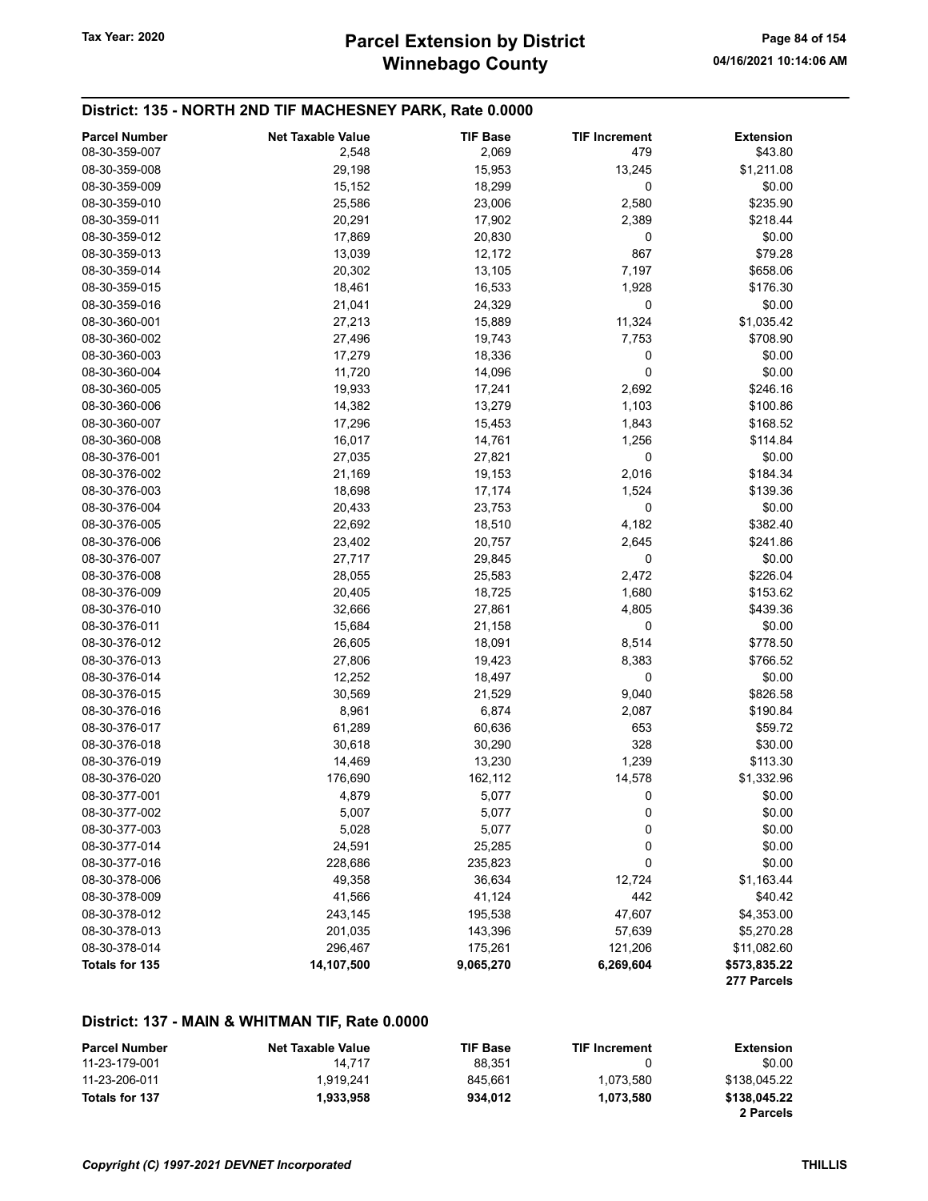## District: 135 - NORTH 2ND TIF MACHESNEY PARK, Rate 0.0000

| Parcel Number | Net Taxable Value | TIF Base | TIF Increment | Extension |
|---|---|---|---|---|
| 08-30-359-007 | 2,548 | 2,069 | 479 | $43.80 |
| 08-30-359-008 | 29,198 | 15,953 | 13,245 | $1,211.08 |
| 08-30-359-009 | 15,152 | 18,299 | 0 | $0.00 |
| 08-30-359-010 | 25,586 | 23,006 | 2,580 | $235.90 |
| 08-30-359-011 | 20,291 | 17,902 | 2,389 | $218.44 |
| 08-30-359-012 | 17,869 | 20,830 | 0 | $0.00 |
| 08-30-359-013 | 13,039 | 12,172 | 867 | $79.28 |
| 08-30-359-014 | 20,302 | 13,105 | 7,197 | $658.06 |
| 08-30-359-015 | 18,461 | 16,533 | 1,928 | $176.30 |
| 08-30-359-016 | 21,041 | 24,329 | 0 | $0.00 |
| 08-30-360-001 | 27,213 | 15,889 | 11,324 | $1,035.42 |
| 08-30-360-002 | 27,496 | 19,743 | 7,753 | $708.90 |
| 08-30-360-003 | 17,279 | 18,336 | 0 | $0.00 |
| 08-30-360-004 | 11,720 | 14,096 | 0 | $0.00 |
| 08-30-360-005 | 19,933 | 17,241 | 2,692 | $246.16 |
| 08-30-360-006 | 14,382 | 13,279 | 1,103 | $100.86 |
| 08-30-360-007 | 17,296 | 15,453 | 1,843 | $168.52 |
| 08-30-360-008 | 16,017 | 14,761 | 1,256 | $114.84 |
| 08-30-376-001 | 27,035 | 27,821 | 0 | $0.00 |
| 08-30-376-002 | 21,169 | 19,153 | 2,016 | $184.34 |
| 08-30-376-003 | 18,698 | 17,174 | 1,524 | $139.36 |
| 08-30-376-004 | 20,433 | 23,753 | 0 | $0.00 |
| 08-30-376-005 | 22,692 | 18,510 | 4,182 | $382.40 |
| 08-30-376-006 | 23,402 | 20,757 | 2,645 | $241.86 |
| 08-30-376-007 | 27,717 | 29,845 | 0 | $0.00 |
| 08-30-376-008 | 28,055 | 25,583 | 2,472 | $226.04 |
| 08-30-376-009 | 20,405 | 18,725 | 1,680 | $153.62 |
| 08-30-376-010 | 32,666 | 27,861 | 4,805 | $439.36 |
| 08-30-376-011 | 15,684 | 21,158 | 0 | $0.00 |
| 08-30-376-012 | 26,605 | 18,091 | 8,514 | $778.50 |
| 08-30-376-013 | 27,806 | 19,423 | 8,383 | $766.52 |
| 08-30-376-014 | 12,252 | 18,497 | 0 | $0.00 |
| 08-30-376-015 | 30,569 | 21,529 | 9,040 | $826.58 |
| 08-30-376-016 | 8,961 | 6,874 | 2,087 | $190.84 |
| 08-30-376-017 | 61,289 | 60,636 | 653 | $59.72 |
| 08-30-376-018 | 30,618 | 30,290 | 328 | $30.00 |
| 08-30-376-019 | 14,469 | 13,230 | 1,239 | $113.30 |
| 08-30-376-020 | 176,690 | 162,112 | 14,578 | $1,332.96 |
| 08-30-377-001 | 4,879 | 5,077 | 0 | $0.00 |
| 08-30-377-002 | 5,007 | 5,077 | 0 | $0.00 |
| 08-30-377-003 | 5,028 | 5,077 | 0 | $0.00 |
| 08-30-377-014 | 24,591 | 25,285 | 0 | $0.00 |
| 08-30-377-016 | 228,686 | 235,823 | 0 | $0.00 |
| 08-30-378-006 | 49,358 | 36,634 | 12,724 | $1,163.44 |
| 08-30-378-009 | 41,566 | 41,124 | 442 | $40.42 |
| 08-30-378-012 | 243,145 | 195,538 | 47,607 | $4,353.00 |
| 08-30-378-013 | 201,035 | 143,396 | 57,639 | $5,270.28 |
| 08-30-378-014 | 296,467 | 175,261 | 121,206 | $11,082.60 |
| **Totals for 135** | **14,107,500** | **9,065,270** | **6,269,604** | **$573,835.22** |
| | | | | **277 Parcels** |

## District: 137 - MAIN & WHITMAN TIF, Rate 0.0000

| Parcel Number | Net Taxable Value | TIF Base | TIF Increment | Extension |
|---|---|---|---|---|
| 11-23-179-001 | 14,717 | 88,351 | 0 | $0.00 |
| 11-23-206-011 | 1,919,241 | 845,661 | 1,073,580 | $138,045.22 |
| **Totals for 137** | **1,933,958** | **934,012** | **1,073,580** | **$138,045.22** |
| | | | | **2 Parcels** |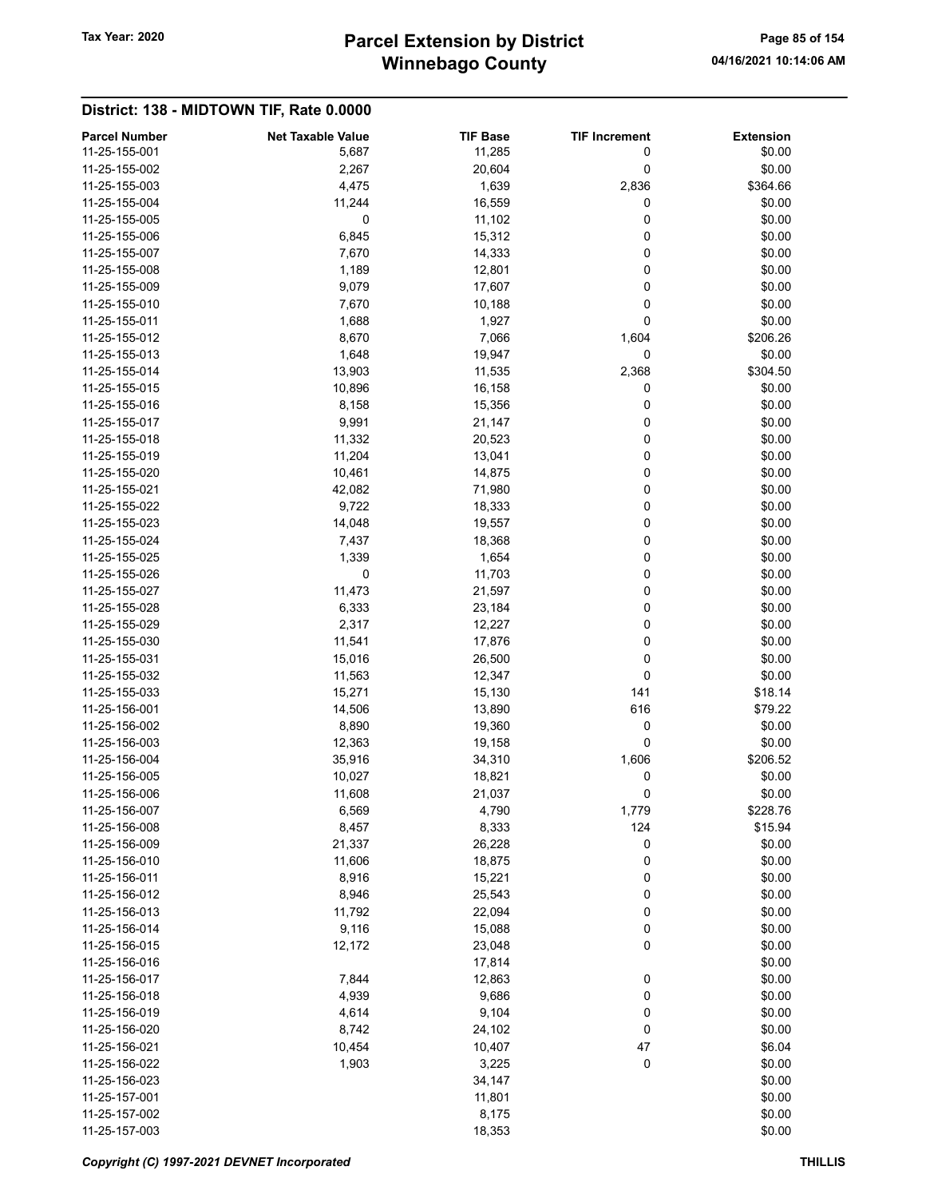# Parcel Extension by District
# Winnebago County

Tax Year: 2020

## District: 138 - MIDTOWN TIF, Rate 0.0000

| Parcel Number | Net Taxable Value | TIF Base | TIF Increment | Extension |
|---|---|---|---|---|
| 11-25-155-001 | 5,687 | 11,285 | 0 | $0.00 |
| 11-25-155-002 | 2,267 | 20,604 | 0 | $0.00 |
| 11-25-155-003 | 4,475 | 1,639 | 2,836 | $364.66 |
| 11-25-155-004 | 11,244 | 16,559 | 0 | $0.00 |
| 11-25-155-005 | 0 | 11,102 | 0 | $0.00 |
| 11-25-155-006 | 6,845 | 15,312 | 0 | $0.00 |
| 11-25-155-007 | 7,670 | 14,333 | 0 | $0.00 |
| 11-25-155-008 | 1,189 | 12,801 | 0 | $0.00 |
| 11-25-155-009 | 9,079 | 17,607 | 0 | $0.00 |
| 11-25-155-010 | 7,670 | 10,188 | 0 | $0.00 |
| 11-25-155-011 | 1,688 | 1,927 | 0 | $0.00 |
| 11-25-155-012 | 8,670 | 7,066 | 1,604 | $206.26 |
| 11-25-155-013 | 1,648 | 19,947 | 0 | $0.00 |
| 11-25-155-014 | 13,903 | 11,535 | 2,368 | $304.50 |
| 11-25-155-015 | 10,896 | 16,158 | 0 | $0.00 |
| 11-25-155-016 | 8,158 | 15,356 | 0 | $0.00 |
| 11-25-155-017 | 9,991 | 21,147 | 0 | $0.00 |
| 11-25-155-018 | 11,332 | 20,523 | 0 | $0.00 |
| 11-25-155-019 | 11,204 | 13,041 | 0 | $0.00 |
| 11-25-155-020 | 10,461 | 14,875 | 0 | $0.00 |
| 11-25-155-021 | 42,082 | 71,980 | 0 | $0.00 |
| 11-25-155-022 | 9,722 | 18,333 | 0 | $0.00 |
| 11-25-155-023 | 14,048 | 19,557 | 0 | $0.00 |
| 11-25-155-024 | 7,437 | 18,368 | 0 | $0.00 |
| 11-25-155-025 | 1,339 | 1,654 | 0 | $0.00 |
| 11-25-155-026 | 0 | 11,703 | 0 | $0.00 |
| 11-25-155-027 | 11,473 | 21,597 | 0 | $0.00 |
| 11-25-155-028 | 6,333 | 23,184 | 0 | $0.00 |
| 11-25-155-029 | 2,317 | 12,227 | 0 | $0.00 |
| 11-25-155-030 | 11,541 | 17,876 | 0 | $0.00 |
| 11-25-155-031 | 15,016 | 26,500 | 0 | $0.00 |
| 11-25-155-032 | 11,563 | 12,347 | 0 | $0.00 |
| 11-25-155-033 | 15,271 | 15,130 | 141 | $18.14 |
| 11-25-156-001 | 14,506 | 13,890 | 616 | $79.22 |
| 11-25-156-002 | 8,890 | 19,360 | 0 | $0.00 |
| 11-25-156-003 | 12,363 | 19,158 | 0 | $0.00 |
| 11-25-156-004 | 35,916 | 34,310 | 1,606 | $206.52 |
| 11-25-156-005 | 10,027 | 18,821 | 0 | $0.00 |
| 11-25-156-006 | 11,608 | 21,037 | 0 | $0.00 |
| 11-25-156-007 | 6,569 | 4,790 | 1,779 | $228.76 |
| 11-25-156-008 | 8,457 | 8,333 | 124 | $15.94 |
| 11-25-156-009 | 21,337 | 26,228 | 0 | $0.00 |
| 11-25-156-010 | 11,606 | 18,875 | 0 | $0.00 |
| 11-25-156-011 | 8,916 | 15,221 | 0 | $0.00 |
| 11-25-156-012 | 8,946 | 25,543 | 0 | $0.00 |
| 11-25-156-013 | 11,792 | 22,094 | 0 | $0.00 |
| 11-25-156-014 | 9,116 | 15,088 | 0 | $0.00 |
| 11-25-156-015 | 12,172 | 23,048 | 0 | $0.00 |
| 11-25-156-016 | | 17,814 | | $0.00 |
| 11-25-156-017 | 7,844 | 12,863 | 0 | $0.00 |
| 11-25-156-018 | 4,939 | 9,686 | 0 | $0.00 |
| 11-25-156-019 | 4,614 | 9,104 | 0 | $0.00 |
| 11-25-156-020 | 8,742 | 24,102 | 0 | $0.00 |
| 11-25-156-021 | 10,454 | 10,407 | 47 | $6.04 |
| 11-25-156-022 | 1,903 | 3,225 | 0 | $0.00 |
| 11-25-156-023 | | 34,147 | | $0.00 |
| 11-25-157-001 | | 11,801 | | $0.00 |
| 11-25-157-002 | | 8,175 | | $0.00 |
| 11-25-157-003 | | 18,353 | | $0.00 |

*Copyright (C) 1997-2021 DEVNET Incorporated* THILLIS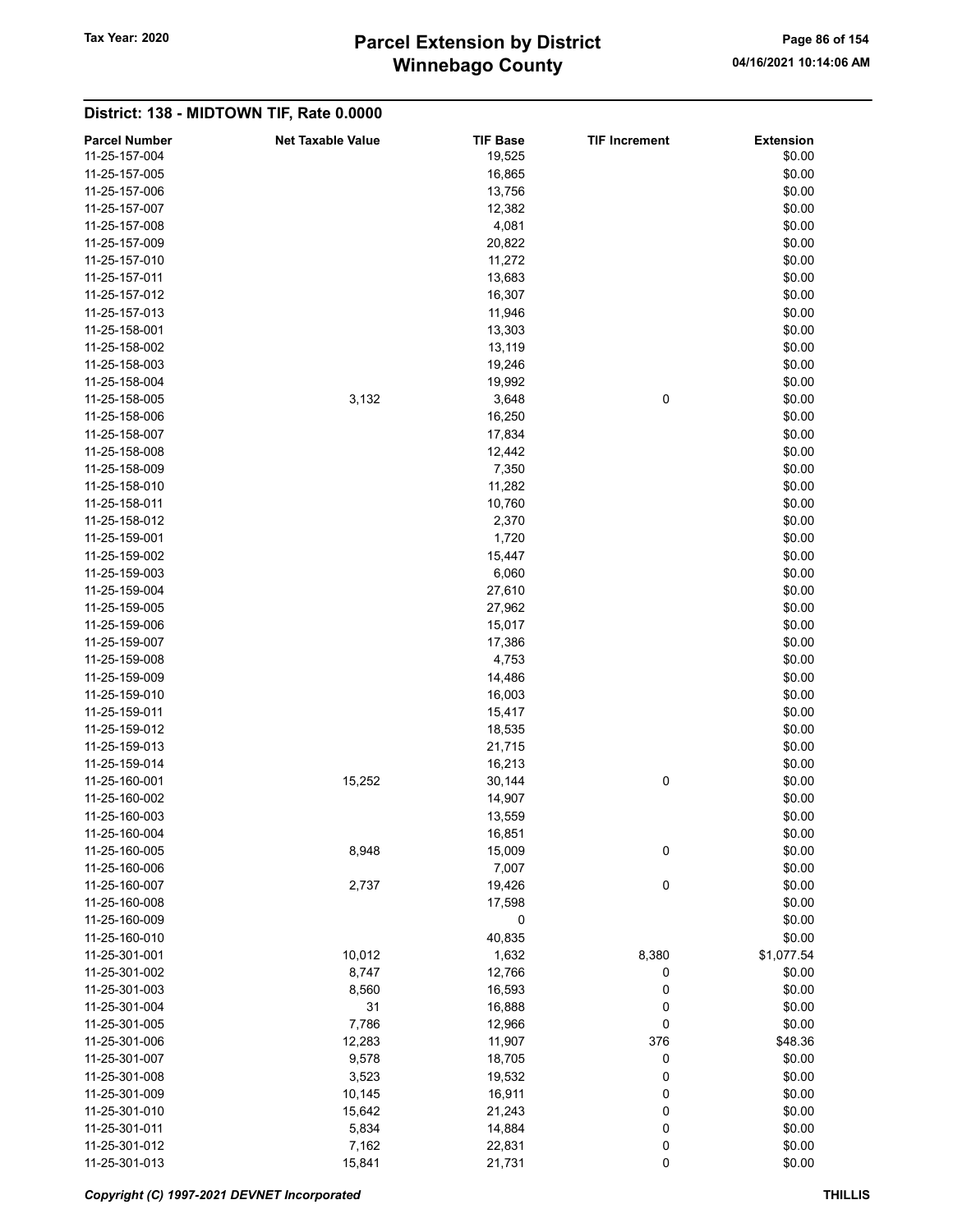## District: 138 - MIDTOWN TIF, Rate 0.0000

| Parcel Number | Net Taxable Value | TIF Base | TIF Increment | Extension |
|---|---|---|---|---|
| 11-25-157-004 | | 19,525 | | $0.00 |
| 11-25-157-005 | | 16,865 | | $0.00 |
| 11-25-157-006 | | 13,756 | | $0.00 |
| 11-25-157-007 | | 12,382 | | $0.00 |
| 11-25-157-008 | | 4,081 | | $0.00 |
| 11-25-157-009 | | 20,822 | | $0.00 |
| 11-25-157-010 | | 11,272 | | $0.00 |
| 11-25-157-011 | | 13,683 | | $0.00 |
| 11-25-157-012 | | 16,307 | | $0.00 |
| 11-25-157-013 | | 11,946 | | $0.00 |
| 11-25-158-001 | | 13,303 | | $0.00 |
| 11-25-158-002 | | 13,119 | | $0.00 |
| 11-25-158-003 | | 19,246 | | $0.00 |
| 11-25-158-004 | | 19,992 | | $0.00 |
| 11-25-158-005 | 3,132 | 3,648 | 0 | $0.00 |
| 11-25-158-006 | | 16,250 | | $0.00 |
| 11-25-158-007 | | 17,834 | | $0.00 |
| 11-25-158-008 | | 12,442 | | $0.00 |
| 11-25-158-009 | | 7,350 | | $0.00 |
| 11-25-158-010 | | 11,282 | | $0.00 |
| 11-25-158-011 | | 10,760 | | $0.00 |
| 11-25-158-012 | | 2,370 | | $0.00 |
| 11-25-159-001 | | 1,720 | | $0.00 |
| 11-25-159-002 | | 15,447 | | $0.00 |
| 11-25-159-003 | | 6,060 | | $0.00 |
| 11-25-159-004 | | 27,610 | | $0.00 |
| 11-25-159-005 | | 27,962 | | $0.00 |
| 11-25-159-006 | | 15,017 | | $0.00 |
| 11-25-159-007 | | 17,386 | | $0.00 |
| 11-25-159-008 | | 4,753 | | $0.00 |
| 11-25-159-009 | | 14,486 | | $0.00 |
| 11-25-159-010 | | 16,003 | | $0.00 |
| 11-25-159-011 | | 15,417 | | $0.00 |
| 11-25-159-012 | | 18,535 | | $0.00 |
| 11-25-159-013 | | 21,715 | | $0.00 |
| 11-25-159-014 | | 16,213 | | $0.00 |
| 11-25-160-001 | 15,252 | 30,144 | 0 | $0.00 |
| 11-25-160-002 | | 14,907 | | $0.00 |
| 11-25-160-003 | | 13,559 | | $0.00 |
| 11-25-160-004 | | 16,851 | | $0.00 |
| 11-25-160-005 | 8,948 | 15,009 | 0 | $0.00 |
| 11-25-160-006 | | 7,007 | | $0.00 |
| 11-25-160-007 | 2,737 | 19,426 | 0 | $0.00 |
| 11-25-160-008 | | 17,598 | | $0.00 |
| 11-25-160-009 | | 0 | | $0.00 |
| 11-25-160-010 | | 40,835 | | $0.00 |
| 11-25-301-001 | 10,012 | 1,632 | 8,380 | $1,077.54 |
| 11-25-301-002 | 8,747 | 12,766 | 0 | $0.00 |
| 11-25-301-003 | 8,560 | 16,593 | 0 | $0.00 |
| 11-25-301-004 | 31 | 16,888 | 0 | $0.00 |
| 11-25-301-005 | 7,786 | 12,966 | 0 | $0.00 |
| 11-25-301-006 | 12,283 | 11,907 | 376 | $48.36 |
| 11-25-301-007 | 9,578 | 18,705 | 0 | $0.00 |
| 11-25-301-008 | 3,523 | 19,532 | 0 | $0.00 |
| 11-25-301-009 | 10,145 | 16,911 | 0 | $0.00 |
| 11-25-301-010 | 15,642 | 21,243 | 0 | $0.00 |
| 11-25-301-011 | 5,834 | 14,884 | 0 | $0.00 |
| 11-25-301-012 | 7,162 | 22,831 | 0 | $0.00 |
| 11-25-301-013 | 15,841 | 21,731 | 0 | $0.00 |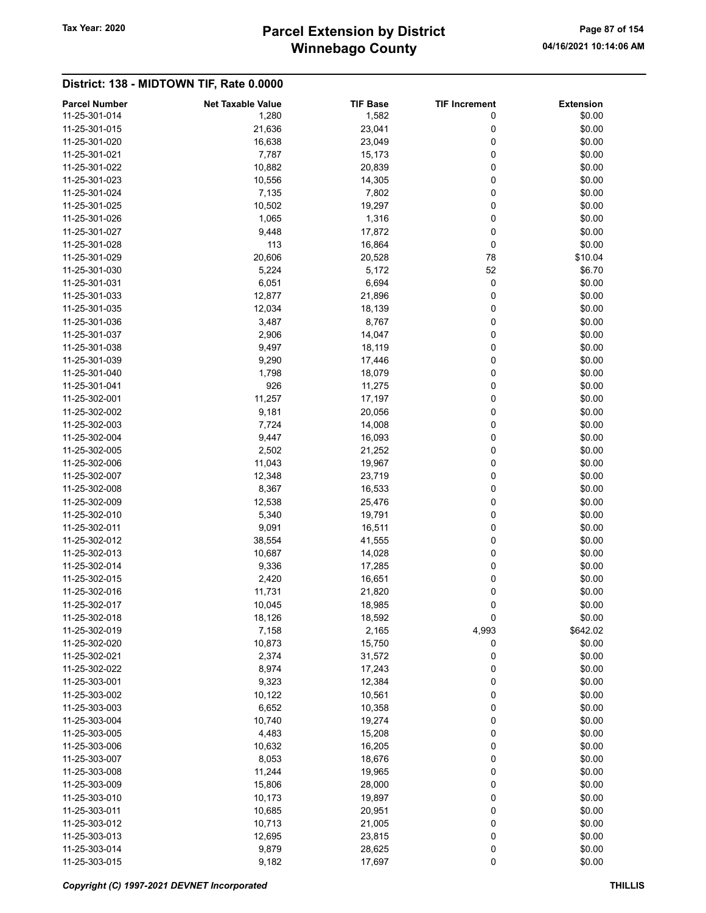## District: 138 - MIDTOWN TIF, Rate 0.0000

| Parcel Number | Net Taxable Value | TIF Base | TIF Increment | Extension |
|---|---|---|---|---|
| 11-25-301-014 | 1,280 | 1,582 | 0 | $0.00 |
| 11-25-301-015 | 21,636 | 23,041 | 0 | $0.00 |
| 11-25-301-020 | 16,638 | 23,049 | 0 | $0.00 |
| 11-25-301-021 | 7,787 | 15,173 | 0 | $0.00 |
| 11-25-301-022 | 10,882 | 20,839 | 0 | $0.00 |
| 11-25-301-023 | 10,556 | 14,305 | 0 | $0.00 |
| 11-25-301-024 | 7,135 | 7,802 | 0 | $0.00 |
| 11-25-301-025 | 10,502 | 19,297 | 0 | $0.00 |
| 11-25-301-026 | 1,065 | 1,316 | 0 | $0.00 |
| 11-25-301-027 | 9,448 | 17,872 | 0 | $0.00 |
| 11-25-301-028 | 113 | 16,864 | 0 | $0.00 |
| 11-25-301-029 | 20,606 | 20,528 | 78 | $10.04 |
| 11-25-301-030 | 5,224 | 5,172 | 52 | $6.70 |
| 11-25-301-031 | 6,051 | 6,694 | 0 | $0.00 |
| 11-25-301-033 | 12,877 | 21,896 | 0 | $0.00 |
| 11-25-301-035 | 12,034 | 18,139 | 0 | $0.00 |
| 11-25-301-036 | 3,487 | 8,767 | 0 | $0.00 |
| 11-25-301-037 | 2,906 | 14,047 | 0 | $0.00 |
| 11-25-301-038 | 9,497 | 18,119 | 0 | $0.00 |
| 11-25-301-039 | 9,290 | 17,446 | 0 | $0.00 |
| 11-25-301-040 | 1,798 | 18,079 | 0 | $0.00 |
| 11-25-301-041 | 926 | 11,275 | 0 | $0.00 |
| 11-25-302-001 | 11,257 | 17,197 | 0 | $0.00 |
| 11-25-302-002 | 9,181 | 20,056 | 0 | $0.00 |
| 11-25-302-003 | 7,724 | 14,008 | 0 | $0.00 |
| 11-25-302-004 | 9,447 | 16,093 | 0 | $0.00 |
| 11-25-302-005 | 2,502 | 21,252 | 0 | $0.00 |
| 11-25-302-006 | 11,043 | 19,967 | 0 | $0.00 |
| 11-25-302-007 | 12,348 | 23,719 | 0 | $0.00 |
| 11-25-302-008 | 8,367 | 16,533 | 0 | $0.00 |
| 11-25-302-009 | 12,538 | 25,476 | 0 | $0.00 |
| 11-25-302-010 | 5,340 | 19,791 | 0 | $0.00 |
| 11-25-302-011 | 9,091 | 16,511 | 0 | $0.00 |
| 11-25-302-012 | 38,554 | 41,555 | 0 | $0.00 |
| 11-25-302-013 | 10,687 | 14,028 | 0 | $0.00 |
| 11-25-302-014 | 9,336 | 17,285 | 0 | $0.00 |
| 11-25-302-015 | 2,420 | 16,651 | 0 | $0.00 |
| 11-25-302-016 | 11,731 | 21,820 | 0 | $0.00 |
| 11-25-302-017 | 10,045 | 18,985 | 0 | $0.00 |
| 11-25-302-018 | 18,126 | 18,592 | 0 | $0.00 |
| 11-25-302-019 | 7,158 | 2,165 | 4,993 | $642.02 |
| 11-25-302-020 | 10,873 | 15,750 | 0 | $0.00 |
| 11-25-302-021 | 2,374 | 31,572 | 0 | $0.00 |
| 11-25-302-022 | 8,974 | 17,243 | 0 | $0.00 |
| 11-25-303-001 | 9,323 | 12,384 | 0 | $0.00 |
| 11-25-303-002 | 10,122 | 10,561 | 0 | $0.00 |
| 11-25-303-003 | 6,652 | 10,358 | 0 | $0.00 |
| 11-25-303-004 | 10,740 | 19,274 | 0 | $0.00 |
| 11-25-303-005 | 4,483 | 15,208 | 0 | $0.00 |
| 11-25-303-006 | 10,632 | 16,205 | 0 | $0.00 |
| 11-25-303-007 | 8,053 | 18,676 | 0 | $0.00 |
| 11-25-303-008 | 11,244 | 19,965 | 0 | $0.00 |
| 11-25-303-009 | 15,806 | 28,000 | 0 | $0.00 |
| 11-25-303-010 | 10,173 | 19,897 | 0 | $0.00 |
| 11-25-303-011 | 10,685 | 20,951 | 0 | $0.00 |
| 11-25-303-012 | 10,713 | 21,005 | 0 | $0.00 |
| 11-25-303-013 | 12,695 | 23,815 | 0 | $0.00 |
| 11-25-303-014 | 9,879 | 28,625 | 0 | $0.00 |
| 11-25-303-015 | 9,182 | 17,697 | 0 | $0.00 |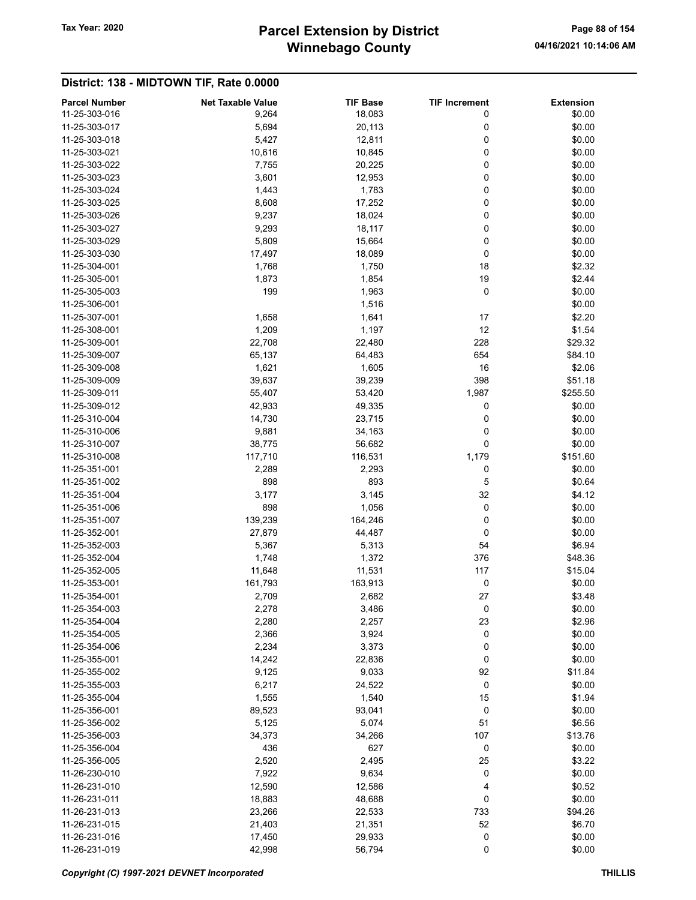## District: 138 - MIDTOWN TIF, Rate 0.0000

| Parcel Number | Net Taxable Value | TIF Base | TIF Increment | Extension |
|---|---|---|---|---|
| 11-25-303-016 | 9,264 | 18,083 | 0 | $0.00 |
| 11-25-303-017 | 5,694 | 20,113 | 0 | $0.00 |
| 11-25-303-018 | 5,427 | 12,811 | 0 | $0.00 |
| 11-25-303-021 | 10,616 | 10,845 | 0 | $0.00 |
| 11-25-303-022 | 7,755 | 20,225 | 0 | $0.00 |
| 11-25-303-023 | 3,601 | 12,953 | 0 | $0.00 |
| 11-25-303-024 | 1,443 | 1,783 | 0 | $0.00 |
| 11-25-303-025 | 8,608 | 17,252 | 0 | $0.00 |
| 11-25-303-026 | 9,237 | 18,024 | 0 | $0.00 |
| 11-25-303-027 | 9,293 | 18,117 | 0 | $0.00 |
| 11-25-303-029 | 5,809 | 15,664 | 0 | $0.00 |
| 11-25-303-030 | 17,497 | 18,089 | 0 | $0.00 |
| 11-25-304-001 | 1,768 | 1,750 | 18 | $2.32 |
| 11-25-305-001 | 1,873 | 1,854 | 19 | $2.44 |
| 11-25-305-003 | 199 | 1,963 | 0 | $0.00 |
| 11-25-306-001 | | 1,516 | | $0.00 |
| 11-25-307-001 | 1,658 | 1,641 | 17 | $2.20 |
| 11-25-308-001 | 1,209 | 1,197 | 12 | $1.54 |
| 11-25-309-001 | 22,708 | 22,480 | 228 | $29.32 |
| 11-25-309-007 | 65,137 | 64,483 | 654 | $84.10 |
| 11-25-309-008 | 1,621 | 1,605 | 16 | $2.06 |
| 11-25-309-009 | 39,637 | 39,239 | 398 | $51.18 |
| 11-25-309-011 | 55,407 | 53,420 | 1,987 | $255.50 |
| 11-25-309-012 | 42,933 | 49,335 | 0 | $0.00 |
| 11-25-310-004 | 14,730 | 23,715 | 0 | $0.00 |
| 11-25-310-006 | 9,881 | 34,163 | 0 | $0.00 |
| 11-25-310-007 | 38,775 | 56,682 | 0 | $0.00 |
| 11-25-310-008 | 117,710 | 116,531 | 1,179 | $151.60 |
| 11-25-351-001 | 2,289 | 2,293 | 0 | $0.00 |
| 11-25-351-002 | 898 | 893 | 5 | $0.64 |
| 11-25-351-004 | 3,177 | 3,145 | 32 | $4.12 |
| 11-25-351-006 | 898 | 1,056 | 0 | $0.00 |
| 11-25-351-007 | 139,239 | 164,246 | 0 | $0.00 |
| 11-25-352-001 | 27,879 | 44,487 | 0 | $0.00 |
| 11-25-352-003 | 5,367 | 5,313 | 54 | $6.94 |
| 11-25-352-004 | 1,748 | 1,372 | 376 | $48.36 |
| 11-25-352-005 | 11,648 | 11,531 | 117 | $15.04 |
| 11-25-353-001 | 161,793 | 163,913 | 0 | $0.00 |
| 11-25-354-001 | 2,709 | 2,682 | 27 | $3.48 |
| 11-25-354-003 | 2,278 | 3,486 | 0 | $0.00 |
| 11-25-354-004 | 2,280 | 2,257 | 23 | $2.96 |
| 11-25-354-005 | 2,366 | 3,924 | 0 | $0.00 |
| 11-25-354-006 | 2,234 | 3,373 | 0 | $0.00 |
| 11-25-355-001 | 14,242 | 22,836 | 0 | $0.00 |
| 11-25-355-002 | 9,125 | 9,033 | 92 | $11.84 |
| 11-25-355-003 | 6,217 | 24,522 | 0 | $0.00 |
| 11-25-355-004 | 1,555 | 1,540 | 15 | $1.94 |
| 11-25-356-001 | 89,523 | 93,041 | 0 | $0.00 |
| 11-25-356-002 | 5,125 | 5,074 | 51 | $6.56 |
| 11-25-356-003 | 34,373 | 34,266 | 107 | $13.76 |
| 11-25-356-004 | 436 | 627 | 0 | $0.00 |
| 11-25-356-005 | 2,520 | 2,495 | 25 | $3.22 |
| 11-26-230-010 | 7,922 | 9,634 | 0 | $0.00 |
| 11-26-231-010 | 12,590 | 12,586 | 4 | $0.52 |
| 11-26-231-011 | 18,883 | 48,688 | 0 | $0.00 |
| 11-26-231-013 | 23,266 | 22,533 | 733 | $94.26 |
| 11-26-231-015 | 21,403 | 21,351 | 52 | $6.70 |
| 11-26-231-016 | 17,450 | 29,933 | 0 | $0.00 |
| 11-26-231-019 | 42,998 | 56,794 | 0 | $0.00 |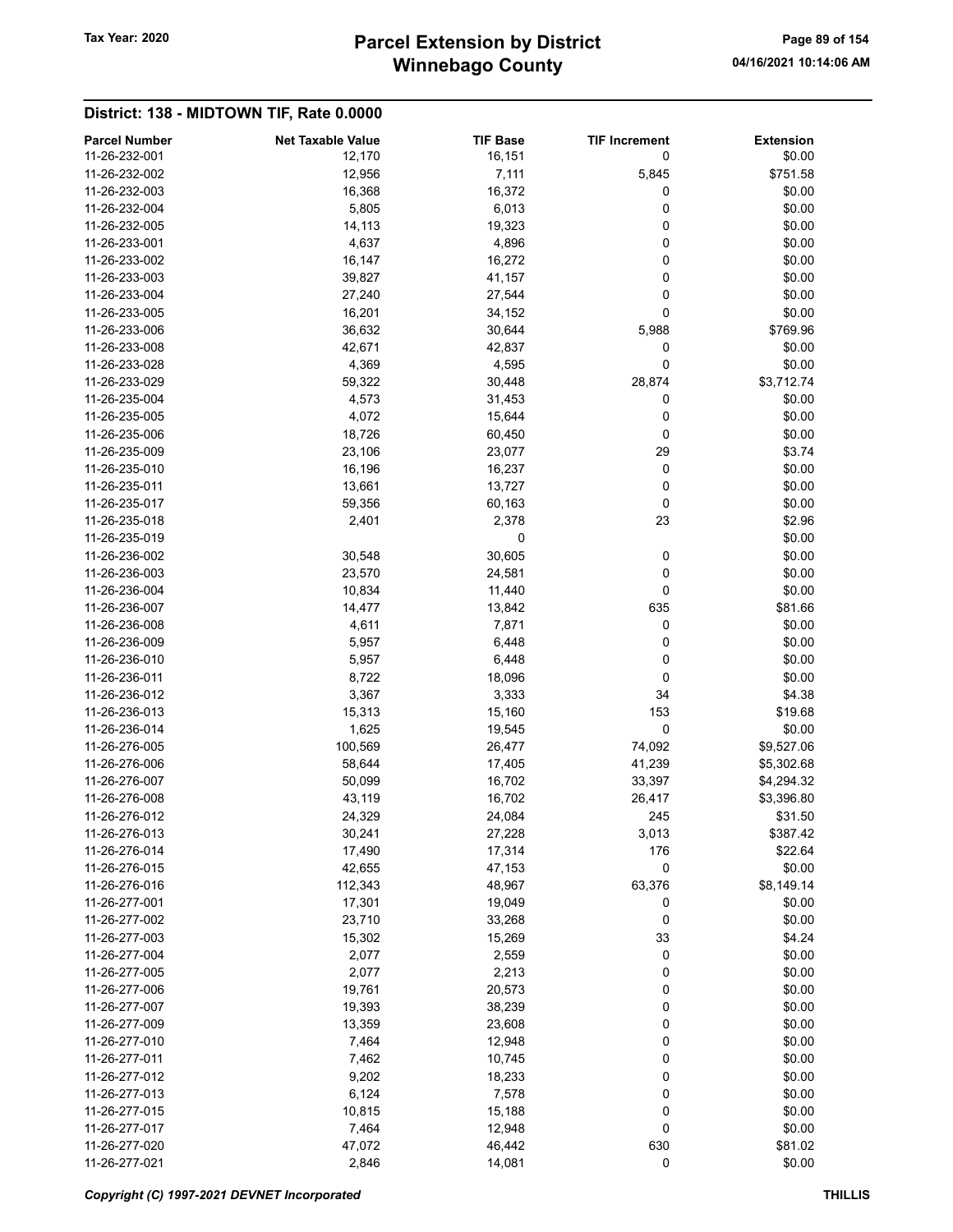## District: 138 - MIDTOWN TIF, Rate 0.0000

| Parcel Number | Net Taxable Value | TIF Base | TIF Increment | Extension |
|---|---|---|---|---|
| 11-26-232-001 | 12,170 | 16,151 | 0 | $0.00 |
| 11-26-232-002 | 12,956 | 7,111 | 5,845 | $751.58 |
| 11-26-232-003 | 16,368 | 16,372 | 0 | $0.00 |
| 11-26-232-004 | 5,805 | 6,013 | 0 | $0.00 |
| 11-26-232-005 | 14,113 | 19,323 | 0 | $0.00 |
| 11-26-233-001 | 4,637 | 4,896 | 0 | $0.00 |
| 11-26-233-002 | 16,147 | 16,272 | 0 | $0.00 |
| 11-26-233-003 | 39,827 | 41,157 | 0 | $0.00 |
| 11-26-233-004 | 27,240 | 27,544 | 0 | $0.00 |
| 11-26-233-005 | 16,201 | 34,152 | 0 | $0.00 |
| 11-26-233-006 | 36,632 | 30,644 | 5,988 | $769.96 |
| 11-26-233-008 | 42,671 | 42,837 | 0 | $0.00 |
| 11-26-233-028 | 4,369 | 4,595 | 0 | $0.00 |
| 11-26-233-029 | 59,322 | 30,448 | 28,874 | $3,712.74 |
| 11-26-235-004 | 4,573 | 31,453 | 0 | $0.00 |
| 11-26-235-005 | 4,072 | 15,644 | 0 | $0.00 |
| 11-26-235-006 | 18,726 | 60,450 | 0 | $0.00 |
| 11-26-235-009 | 23,106 | 23,077 | 29 | $3.74 |
| 11-26-235-010 | 16,196 | 16,237 | 0 | $0.00 |
| 11-26-235-011 | 13,661 | 13,727 | 0 | $0.00 |
| 11-26-235-017 | 59,356 | 60,163 | 0 | $0.00 |
| 11-26-235-018 | 2,401 | 2,378 | 23 | $2.96 |
| 11-26-235-019 | | 0 | | $0.00 |
| 11-26-236-002 | 30,548 | 30,605 | 0 | $0.00 |
| 11-26-236-003 | 23,570 | 24,581 | 0 | $0.00 |
| 11-26-236-004 | 10,834 | 11,440 | 0 | $0.00 |
| 11-26-236-007 | 14,477 | 13,842 | 635 | $81.66 |
| 11-26-236-008 | 4,611 | 7,871 | 0 | $0.00 |
| 11-26-236-009 | 5,957 | 6,448 | 0 | $0.00 |
| 11-26-236-010 | 5,957 | 6,448 | 0 | $0.00 |
| 11-26-236-011 | 8,722 | 18,096 | 0 | $0.00 |
| 11-26-236-012 | 3,367 | 3,333 | 34 | $4.38 |
| 11-26-236-013 | 15,313 | 15,160 | 153 | $19.68 |
| 11-26-236-014 | 1,625 | 19,545 | 0 | $0.00 |
| 11-26-276-005 | 100,569 | 26,477 | 74,092 | $9,527.06 |
| 11-26-276-006 | 58,644 | 17,405 | 41,239 | $5,302.68 |
| 11-26-276-007 | 50,099 | 16,702 | 33,397 | $4,294.32 |
| 11-26-276-008 | 43,119 | 16,702 | 26,417 | $3,396.80 |
| 11-26-276-012 | 24,329 | 24,084 | 245 | $31.50 |
| 11-26-276-013 | 30,241 | 27,228 | 3,013 | $387.42 |
| 11-26-276-014 | 17,490 | 17,314 | 176 | $22.64 |
| 11-26-276-015 | 42,655 | 47,153 | 0 | $0.00 |
| 11-26-276-016 | 112,343 | 48,967 | 63,376 | $8,149.14 |
| 11-26-277-001 | 17,301 | 19,049 | 0 | $0.00 |
| 11-26-277-002 | 23,710 | 33,268 | 0 | $0.00 |
| 11-26-277-003 | 15,302 | 15,269 | 33 | $4.24 |
| 11-26-277-004 | 2,077 | 2,559 | 0 | $0.00 |
| 11-26-277-005 | 2,077 | 2,213 | 0 | $0.00 |
| 11-26-277-006 | 19,761 | 20,573 | 0 | $0.00 |
| 11-26-277-007 | 19,393 | 38,239 | 0 | $0.00 |
| 11-26-277-009 | 13,359 | 23,608 | 0 | $0.00 |
| 11-26-277-010 | 7,464 | 12,948 | 0 | $0.00 |
| 11-26-277-011 | 7,462 | 10,745 | 0 | $0.00 |
| 11-26-277-012 | 9,202 | 18,233 | 0 | $0.00 |
| 11-26-277-013 | 6,124 | 7,578 | 0 | $0.00 |
| 11-26-277-015 | 10,815 | 15,188 | 0 | $0.00 |
| 11-26-277-017 | 7,464 | 12,948 | 0 | $0.00 |
| 11-26-277-020 | 47,072 | 46,442 | 630 | $81.02 |
| 11-26-277-021 | 2,846 | 14,081 | 0 | $0.00 |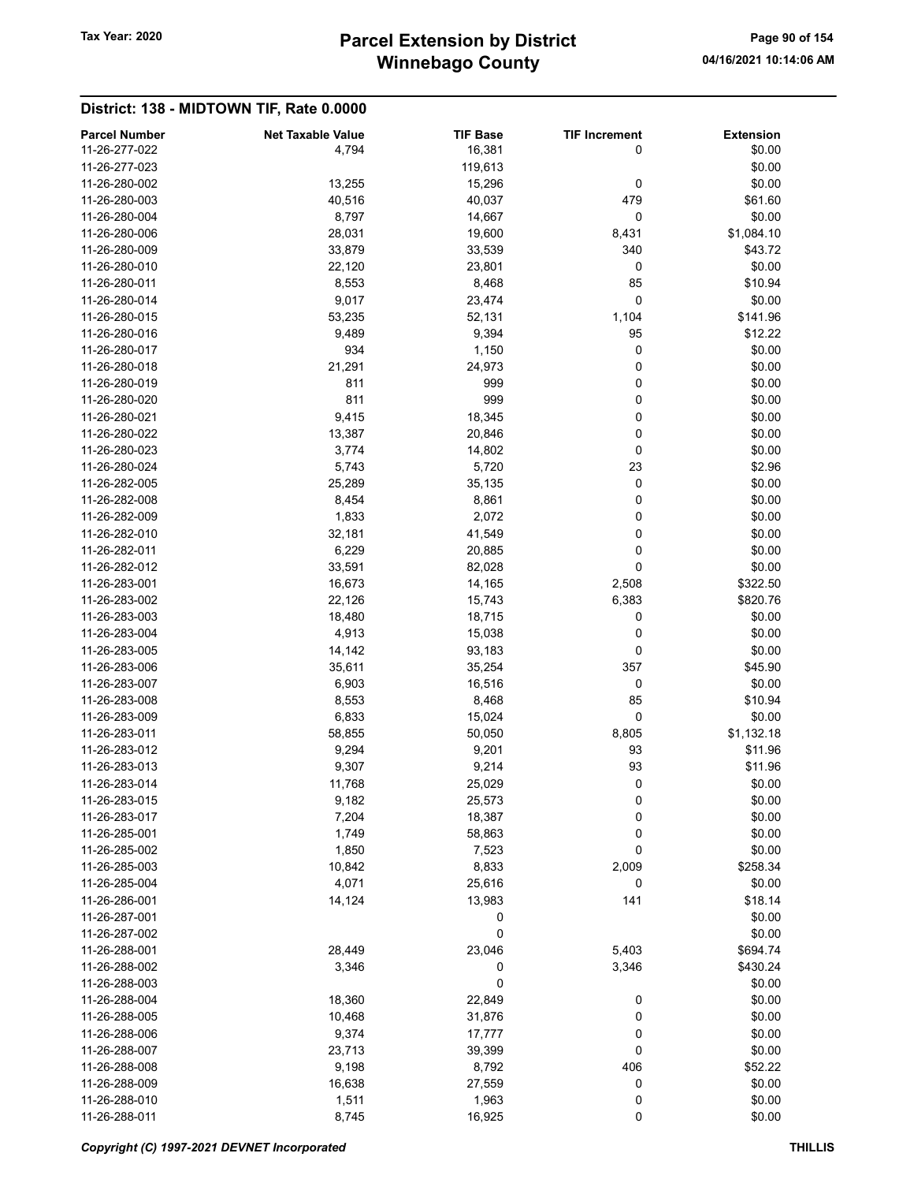## District: 138 - MIDTOWN TIF, Rate 0.0000

| Parcel Number | Net Taxable Value | TIF Base | TIF Increment | Extension |
|---|---|---|---|---|
| 11-26-277-022 | 4,794 | 16,381 | 0 | $0.00 |
| 11-26-277-023 | | 119,613 | | $0.00 |
| 11-26-280-002 | 13,255 | 15,296 | 0 | $0.00 |
| 11-26-280-003 | 40,516 | 40,037 | 479 | $61.60 |
| 11-26-280-004 | 8,797 | 14,667 | 0 | $0.00 |
| 11-26-280-006 | 28,031 | 19,600 | 8,431 | $1,084.10 |
| 11-26-280-009 | 33,879 | 33,539 | 340 | $43.72 |
| 11-26-280-010 | 22,120 | 23,801 | 0 | $0.00 |
| 11-26-280-011 | 8,553 | 8,468 | 85 | $10.94 |
| 11-26-280-014 | 9,017 | 23,474 | 0 | $0.00 |
| 11-26-280-015 | 53,235 | 52,131 | 1,104 | $141.96 |
| 11-26-280-016 | 9,489 | 9,394 | 95 | $12.22 |
| 11-26-280-017 | 934 | 1,150 | 0 | $0.00 |
| 11-26-280-018 | 21,291 | 24,973 | 0 | $0.00 |
| 11-26-280-019 | 811 | 999 | 0 | $0.00 |
| 11-26-280-020 | 811 | 999 | 0 | $0.00 |
| 11-26-280-021 | 9,415 | 18,345 | 0 | $0.00 |
| 11-26-280-022 | 13,387 | 20,846 | 0 | $0.00 |
| 11-26-280-023 | 3,774 | 14,802 | 0 | $0.00 |
| 11-26-280-024 | 5,743 | 5,720 | 23 | $2.96 |
| 11-26-282-005 | 25,289 | 35,135 | 0 | $0.00 |
| 11-26-282-008 | 8,454 | 8,861 | 0 | $0.00 |
| 11-26-282-009 | 1,833 | 2,072 | 0 | $0.00 |
| 11-26-282-010 | 32,181 | 41,549 | 0 | $0.00 |
| 11-26-282-011 | 6,229 | 20,885 | 0 | $0.00 |
| 11-26-282-012 | 33,591 | 82,028 | 0 | $0.00 |
| 11-26-283-001 | 16,673 | 14,165 | 2,508 | $322.50 |
| 11-26-283-002 | 22,126 | 15,743 | 6,383 | $820.76 |
| 11-26-283-003 | 18,480 | 18,715 | 0 | $0.00 |
| 11-26-283-004 | 4,913 | 15,038 | 0 | $0.00 |
| 11-26-283-005 | 14,142 | 93,183 | 0 | $0.00 |
| 11-26-283-006 | 35,611 | 35,254 | 357 | $45.90 |
| 11-26-283-007 | 6,903 | 16,516 | 0 | $0.00 |
| 11-26-283-008 | 8,553 | 8,468 | 85 | $10.94 |
| 11-26-283-009 | 6,833 | 15,024 | 0 | $0.00 |
| 11-26-283-011 | 58,855 | 50,050 | 8,805 | $1,132.18 |
| 11-26-283-012 | 9,294 | 9,201 | 93 | $11.96 |
| 11-26-283-013 | 9,307 | 9,214 | 93 | $11.96 |
| 11-26-283-014 | 11,768 | 25,029 | 0 | $0.00 |
| 11-26-283-015 | 9,182 | 25,573 | 0 | $0.00 |
| 11-26-283-017 | 7,204 | 18,387 | 0 | $0.00 |
| 11-26-285-001 | 1,749 | 58,863 | 0 | $0.00 |
| 11-26-285-002 | 1,850 | 7,523 | 0 | $0.00 |
| 11-26-285-003 | 10,842 | 8,833 | 2,009 | $258.34 |
| 11-26-285-004 | 4,071 | 25,616 | 0 | $0.00 |
| 11-26-286-001 | 14,124 | 13,983 | 141 | $18.14 |
| 11-26-287-001 | | 0 | | $0.00 |
| 11-26-287-002 | | 0 | | $0.00 |
| 11-26-288-001 | 28,449 | 23,046 | 5,403 | $694.74 |
| 11-26-288-002 | 3,346 | 0 | 3,346 | $430.24 |
| 11-26-288-003 | | 0 | | $0.00 |
| 11-26-288-004 | 18,360 | 22,849 | 0 | $0.00 |
| 11-26-288-005 | 10,468 | 31,876 | 0 | $0.00 |
| 11-26-288-006 | 9,374 | 17,777 | 0 | $0.00 |
| 11-26-288-007 | 23,713 | 39,399 | 0 | $0.00 |
| 11-26-288-008 | 9,198 | 8,792 | 406 | $52.22 |
| 11-26-288-009 | 16,638 | 27,559 | 0 | $0.00 |
| 11-26-288-010 | 1,511 | 1,963 | 0 | $0.00 |
| 11-26-288-011 | 8,745 | 16,925 | 0 | $0.00 |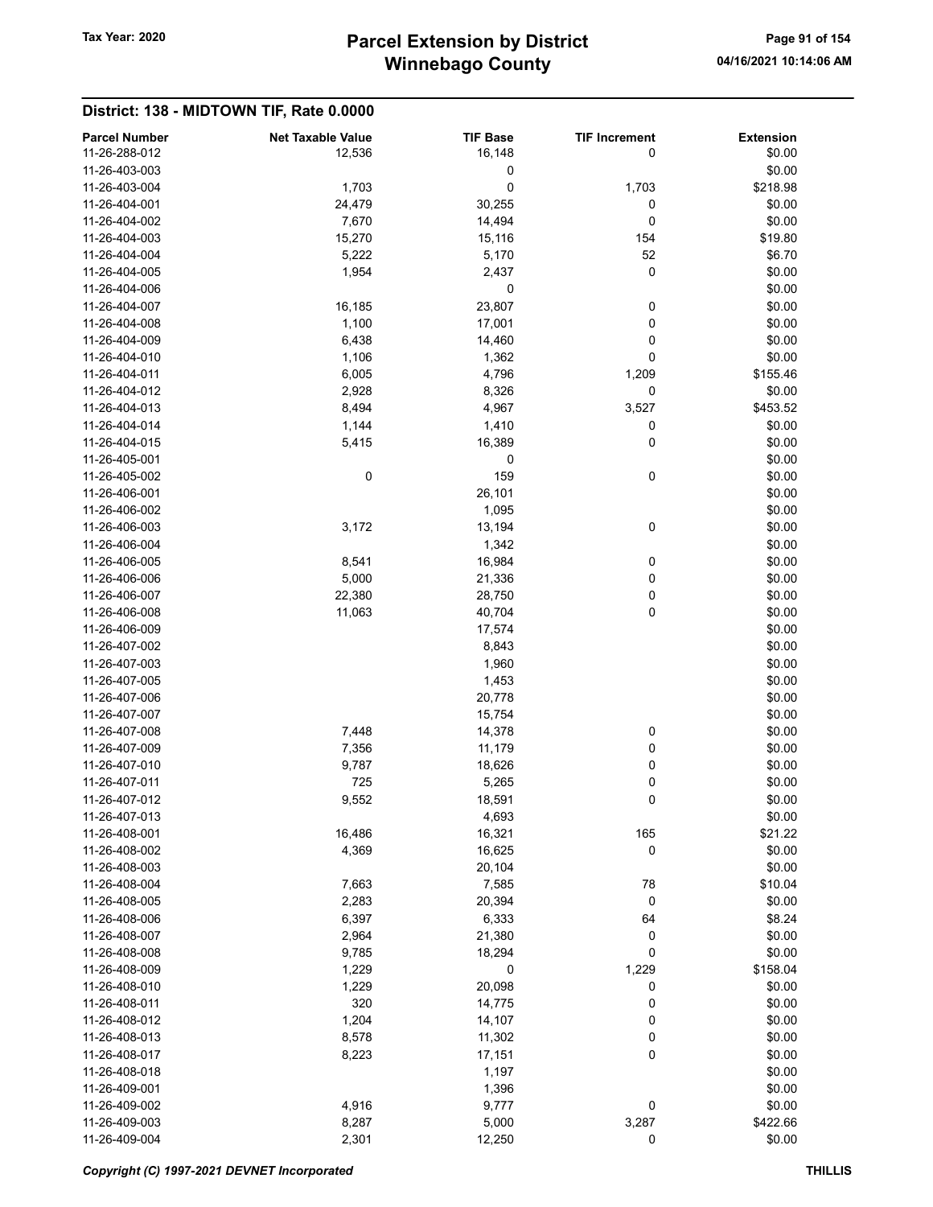## District: 138 - MIDTOWN TIF, Rate 0.0000

| Parcel Number | Net Taxable Value | TIF Base | TIF Increment | Extension |
|---|---|---|---|---|
| 11-26-288-012 | 12,536 | 16,148 | 0 | $0.00 |
| 11-26-403-003 | | 0 | | $0.00 |
| 11-26-403-004 | 1,703 | 0 | 1,703 | $218.98 |
| 11-26-404-001 | 24,479 | 30,255 | 0 | $0.00 |
| 11-26-404-002 | 7,670 | 14,494 | 0 | $0.00 |
| 11-26-404-003 | 15,270 | 15,116 | 154 | $19.80 |
| 11-26-404-004 | 5,222 | 5,170 | 52 | $6.70 |
| 11-26-404-005 | 1,954 | 2,437 | 0 | $0.00 |
| 11-26-404-006 | | 0 | | $0.00 |
| 11-26-404-007 | 16,185 | 23,807 | 0 | $0.00 |
| 11-26-404-008 | 1,100 | 17,001 | 0 | $0.00 |
| 11-26-404-009 | 6,438 | 14,460 | 0 | $0.00 |
| 11-26-404-010 | 1,106 | 1,362 | 0 | $0.00 |
| 11-26-404-011 | 6,005 | 4,796 | 1,209 | $155.46 |
| 11-26-404-012 | 2,928 | 8,326 | 0 | $0.00 |
| 11-26-404-013 | 8,494 | 4,967 | 3,527 | $453.52 |
| 11-26-404-014 | 1,144 | 1,410 | 0 | $0.00 |
| 11-26-404-015 | 5,415 | 16,389 | 0 | $0.00 |
| 11-26-405-001 | | 0 | | $0.00 |
| 11-26-405-002 | 0 | 159 | 0 | $0.00 |
| 11-26-406-001 | | 26,101 | | $0.00 |
| 11-26-406-002 | | 1,095 | | $0.00 |
| 11-26-406-003 | 3,172 | 13,194 | 0 | $0.00 |
| 11-26-406-004 | | 1,342 | | $0.00 |
| 11-26-406-005 | 8,541 | 16,984 | 0 | $0.00 |
| 11-26-406-006 | 5,000 | 21,336 | 0 | $0.00 |
| 11-26-406-007 | 22,380 | 28,750 | 0 | $0.00 |
| 11-26-406-008 | 11,063 | 40,704 | 0 | $0.00 |
| 11-26-406-009 | | 17,574 | | $0.00 |
| 11-26-407-002 | | 8,843 | | $0.00 |
| 11-26-407-003 | | 1,960 | | $0.00 |
| 11-26-407-005 | | 1,453 | | $0.00 |
| 11-26-407-006 | | 20,778 | | $0.00 |
| 11-26-407-007 | | 15,754 | | $0.00 |
| 11-26-407-008 | 7,448 | 14,378 | 0 | $0.00 |
| 11-26-407-009 | 7,356 | 11,179 | 0 | $0.00 |
| 11-26-407-010 | 9,787 | 18,626 | 0 | $0.00 |
| 11-26-407-011 | 725 | 5,265 | 0 | $0.00 |
| 11-26-407-012 | 9,552 | 18,591 | 0 | $0.00 |
| 11-26-407-013 | | 4,693 | | $0.00 |
| 11-26-408-001 | 16,486 | 16,321 | 165 | $21.22 |
| 11-26-408-002 | 4,369 | 16,625 | 0 | $0.00 |
| 11-26-408-003 | | 20,104 | | $0.00 |
| 11-26-408-004 | 7,663 | 7,585 | 78 | $10.04 |
| 11-26-408-005 | 2,283 | 20,394 | 0 | $0.00 |
| 11-26-408-006 | 6,397 | 6,333 | 64 | $8.24 |
| 11-26-408-007 | 2,964 | 21,380 | 0 | $0.00 |
| 11-26-408-008 | 9,785 | 18,294 | 0 | $0.00 |
| 11-26-408-009 | 1,229 | 0 | 1,229 | $158.04 |
| 11-26-408-010 | 1,229 | 20,098 | 0 | $0.00 |
| 11-26-408-011 | 320 | 14,775 | 0 | $0.00 |
| 11-26-408-012 | 1,204 | 14,107 | 0 | $0.00 |
| 11-26-408-013 | 8,578 | 11,302 | 0 | $0.00 |
| 11-26-408-017 | 8,223 | 17,151 | 0 | $0.00 |
| 11-26-408-018 | | 1,197 | | $0.00 |
| 11-26-409-001 | | 1,396 | | $0.00 |
| 11-26-409-002 | 4,916 | 9,777 | 0 | $0.00 |
| 11-26-409-003 | 8,287 | 5,000 | 3,287 | $422.66 |
| 11-26-409-004 | 2,301 | 12,250 | 0 | $0.00 |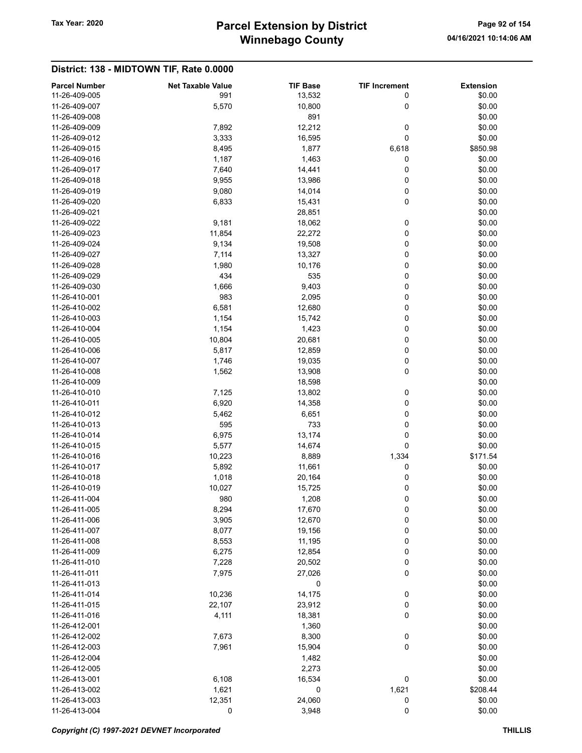## District: 138 - MIDTOWN TIF, Rate 0.0000

| Parcel Number | Net Taxable Value | TIF Base | TIF Increment | Extension |
|---|---|---|---|---|
| 11-26-409-005 | 991 | 13,532 | 0 | $0.00 |
| 11-26-409-007 | 5,570 | 10,800 | 0 | $0.00 |
| 11-26-409-008 | | 891 | | $0.00 |
| 11-26-409-009 | 7,892 | 12,212 | 0 | $0.00 |
| 11-26-409-012 | 3,333 | 16,595 | 0 | $0.00 |
| 11-26-409-015 | 8,495 | 1,877 | 6,618 | $850.98 |
| 11-26-409-016 | 1,187 | 1,463 | 0 | $0.00 |
| 11-26-409-017 | 7,640 | 14,441 | 0 | $0.00 |
| 11-26-409-018 | 9,955 | 13,986 | 0 | $0.00 |
| 11-26-409-019 | 9,080 | 14,014 | 0 | $0.00 |
| 11-26-409-020 | 6,833 | 15,431 | 0 | $0.00 |
| 11-26-409-021 | | 28,851 | | $0.00 |
| 11-26-409-022 | 9,181 | 18,062 | 0 | $0.00 |
| 11-26-409-023 | 11,854 | 22,272 | 0 | $0.00 |
| 11-26-409-024 | 9,134 | 19,508 | 0 | $0.00 |
| 11-26-409-027 | 7,114 | 13,327 | 0 | $0.00 |
| 11-26-409-028 | 1,980 | 10,176 | 0 | $0.00 |
| 11-26-409-029 | 434 | 535 | 0 | $0.00 |
| 11-26-409-030 | 1,666 | 9,403 | 0 | $0.00 |
| 11-26-410-001 | 983 | 2,095 | 0 | $0.00 |
| 11-26-410-002 | 6,581 | 12,680 | 0 | $0.00 |
| 11-26-410-003 | 1,154 | 15,742 | 0 | $0.00 |
| 11-26-410-004 | 1,154 | 1,423 | 0 | $0.00 |
| 11-26-410-005 | 10,804 | 20,681 | 0 | $0.00 |
| 11-26-410-006 | 5,817 | 12,859 | 0 | $0.00 |
| 11-26-410-007 | 1,746 | 19,035 | 0 | $0.00 |
| 11-26-410-008 | 1,562 | 13,908 | 0 | $0.00 |
| 11-26-410-009 | | 18,598 | | $0.00 |
| 11-26-410-010 | 7,125 | 13,802 | 0 | $0.00 |
| 11-26-410-011 | 6,920 | 14,358 | 0 | $0.00 |
| 11-26-410-012 | 5,462 | 6,651 | 0 | $0.00 |
| 11-26-410-013 | 595 | 733 | 0 | $0.00 |
| 11-26-410-014 | 6,975 | 13,174 | 0 | $0.00 |
| 11-26-410-015 | 5,577 | 14,674 | 0 | $0.00 |
| 11-26-410-016 | 10,223 | 8,889 | 1,334 | $171.54 |
| 11-26-410-017 | 5,892 | 11,661 | 0 | $0.00 |
| 11-26-410-018 | 1,018 | 20,164 | 0 | $0.00 |
| 11-26-410-019 | 10,027 | 15,725 | 0 | $0.00 |
| 11-26-411-004 | 980 | 1,208 | 0 | $0.00 |
| 11-26-411-005 | 8,294 | 17,670 | 0 | $0.00 |
| 11-26-411-006 | 3,905 | 12,670 | 0 | $0.00 |
| 11-26-411-007 | 8,077 | 19,156 | 0 | $0.00 |
| 11-26-411-008 | 8,553 | 11,195 | 0 | $0.00 |
| 11-26-411-009 | 6,275 | 12,854 | 0 | $0.00 |
| 11-26-411-010 | 7,228 | 20,502 | 0 | $0.00 |
| 11-26-411-011 | 7,975 | 27,026 | 0 | $0.00 |
| 11-26-411-013 | | 0 | | $0.00 |
| 11-26-411-014 | 10,236 | 14,175 | 0 | $0.00 |
| 11-26-411-015 | 22,107 | 23,912 | 0 | $0.00 |
| 11-26-411-016 | 4,111 | 18,381 | 0 | $0.00 |
| 11-26-412-001 | | 1,360 | | $0.00 |
| 11-26-412-002 | 7,673 | 8,300 | 0 | $0.00 |
| 11-26-412-003 | 7,961 | 15,904 | 0 | $0.00 |
| 11-26-412-004 | | 1,482 | | $0.00 |
| 11-26-412-005 | | 2,273 | | $0.00 |
| 11-26-413-001 | 6,108 | 16,534 | 0 | $0.00 |
| 11-26-413-002 | 1,621 | 0 | 1,621 | $208.44 |
| 11-26-413-003 | 12,351 | 24,060 | 0 | $0.00 |
| 11-26-413-004 | 0 | 3,948 | 0 | $0.00 |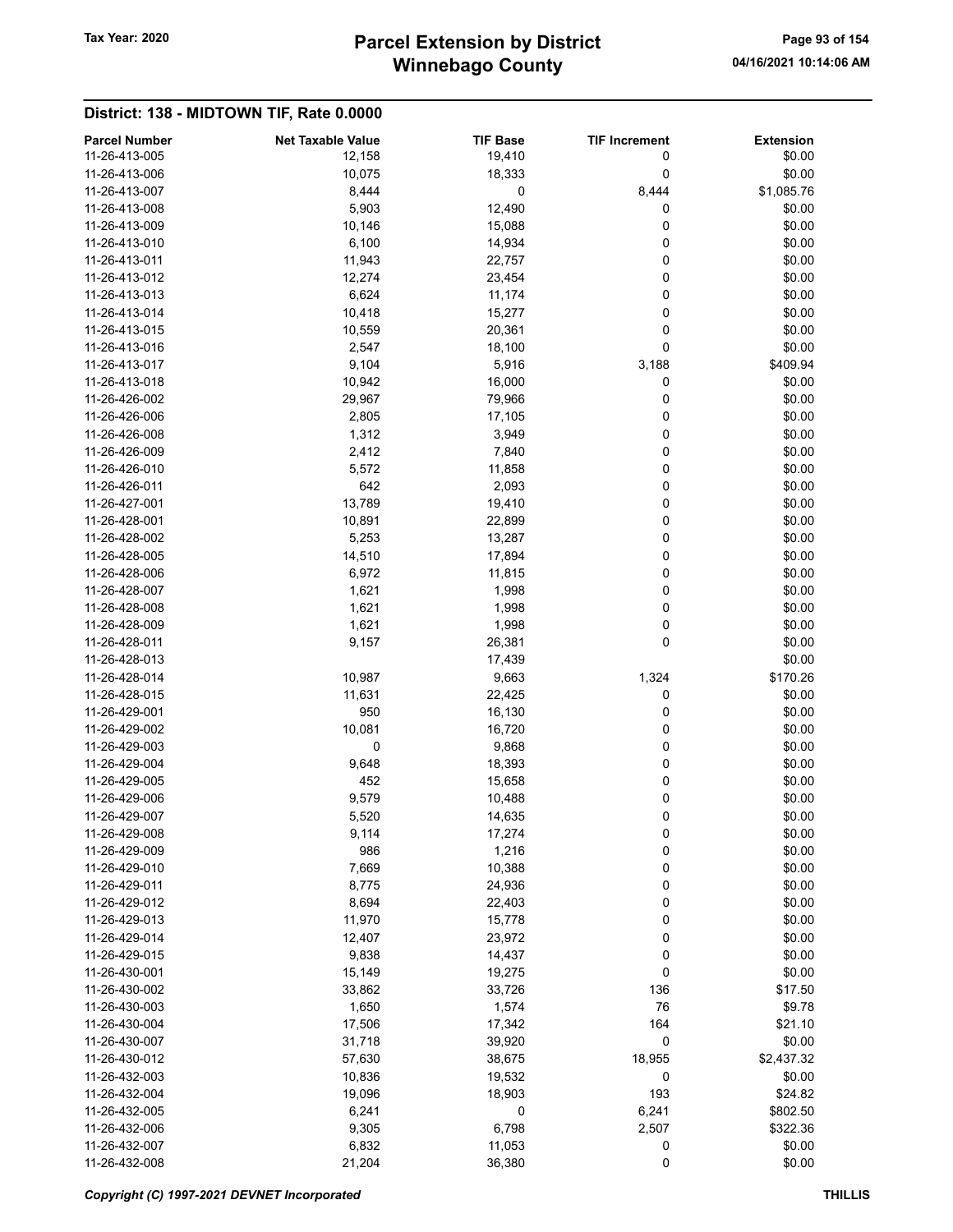## District: 138 - MIDTOWN TIF, Rate 0.0000

| Parcel Number | Net Taxable Value | TIF Base | TIF Increment | Extension |
|---|---|---|---|---|
| 11-26-413-005 | 12,158 | 19,410 | 0 | $0.00 |
| 11-26-413-006 | 10,075 | 18,333 | 0 | $0.00 |
| 11-26-413-007 | 8,444 | 0 | 8,444 | $1,085.76 |
| 11-26-413-008 | 5,903 | 12,490 | 0 | $0.00 |
| 11-26-413-009 | 10,146 | 15,088 | 0 | $0.00 |
| 11-26-413-010 | 6,100 | 14,934 | 0 | $0.00 |
| 11-26-413-011 | 11,943 | 22,757 | 0 | $0.00 |
| 11-26-413-012 | 12,274 | 23,454 | 0 | $0.00 |
| 11-26-413-013 | 6,624 | 11,174 | 0 | $0.00 |
| 11-26-413-014 | 10,418 | 15,277 | 0 | $0.00 |
| 11-26-413-015 | 10,559 | 20,361 | 0 | $0.00 |
| 11-26-413-016 | 2,547 | 18,100 | 0 | $0.00 |
| 11-26-413-017 | 9,104 | 5,916 | 3,188 | $409.94 |
| 11-26-413-018 | 10,942 | 16,000 | 0 | $0.00 |
| 11-26-426-002 | 29,967 | 79,966 | 0 | $0.00 |
| 11-26-426-006 | 2,805 | 17,105 | 0 | $0.00 |
| 11-26-426-008 | 1,312 | 3,949 | 0 | $0.00 |
| 11-26-426-009 | 2,412 | 7,840 | 0 | $0.00 |
| 11-26-426-010 | 5,572 | 11,858 | 0 | $0.00 |
| 11-26-426-011 | 642 | 2,093 | 0 | $0.00 |
| 11-26-427-001 | 13,789 | 19,410 | 0 | $0.00 |
| 11-26-428-001 | 10,891 | 22,899 | 0 | $0.00 |
| 11-26-428-002 | 5,253 | 13,287 | 0 | $0.00 |
| 11-26-428-005 | 14,510 | 17,894 | 0 | $0.00 |
| 11-26-428-006 | 6,972 | 11,815 | 0 | $0.00 |
| 11-26-428-007 | 1,621 | 1,998 | 0 | $0.00 |
| 11-26-428-008 | 1,621 | 1,998 | 0 | $0.00 |
| 11-26-428-009 | 1,621 | 1,998 | 0 | $0.00 |
| 11-26-428-011 | 9,157 | 26,381 | 0 | $0.00 |
| 11-26-428-013 | | 17,439 | | $0.00 |
| 11-26-428-014 | 10,987 | 9,663 | 1,324 | $170.26 |
| 11-26-428-015 | 11,631 | 22,425 | 0 | $0.00 |
| 11-26-429-001 | 950 | 16,130 | 0 | $0.00 |
| 11-26-429-002 | 10,081 | 16,720 | 0 | $0.00 |
| 11-26-429-003 | 0 | 9,868 | 0 | $0.00 |
| 11-26-429-004 | 9,648 | 18,393 | 0 | $0.00 |
| 11-26-429-005 | 452 | 15,658 | 0 | $0.00 |
| 11-26-429-006 | 9,579 | 10,488 | 0 | $0.00 |
| 11-26-429-007 | 5,520 | 14,635 | 0 | $0.00 |
| 11-26-429-008 | 9,114 | 17,274 | 0 | $0.00 |
| 11-26-429-009 | 986 | 1,216 | 0 | $0.00 |
| 11-26-429-010 | 7,669 | 10,388 | 0 | $0.00 |
| 11-26-429-011 | 8,775 | 24,936 | 0 | $0.00 |
| 11-26-429-012 | 8,694 | 22,403 | 0 | $0.00 |
| 11-26-429-013 | 11,970 | 15,778 | 0 | $0.00 |
| 11-26-429-014 | 12,407 | 23,972 | 0 | $0.00 |
| 11-26-429-015 | 9,838 | 14,437 | 0 | $0.00 |
| 11-26-430-001 | 15,149 | 19,275 | 0 | $0.00 |
| 11-26-430-002 | 33,862 | 33,726 | 136 | $17.50 |
| 11-26-430-003 | 1,650 | 1,574 | 76 | $9.78 |
| 11-26-430-004 | 17,506 | 17,342 | 164 | $21.10 |
| 11-26-430-007 | 31,718 | 39,920 | 0 | $0.00 |
| 11-26-430-012 | 57,630 | 38,675 | 18,955 | $2,437.32 |
| 11-26-432-003 | 10,836 | 19,532 | 0 | $0.00 |
| 11-26-432-004 | 19,096 | 18,903 | 193 | $24.82 |
| 11-26-432-005 | 6,241 | 0 | 6,241 | $802.50 |
| 11-26-432-006 | 9,305 | 6,798 | 2,507 | $322.36 |
| 11-26-432-007 | 6,832 | 11,053 | 0 | $0.00 |
| 11-26-432-008 | 21,204 | 36,380 | 0 | $0.00 |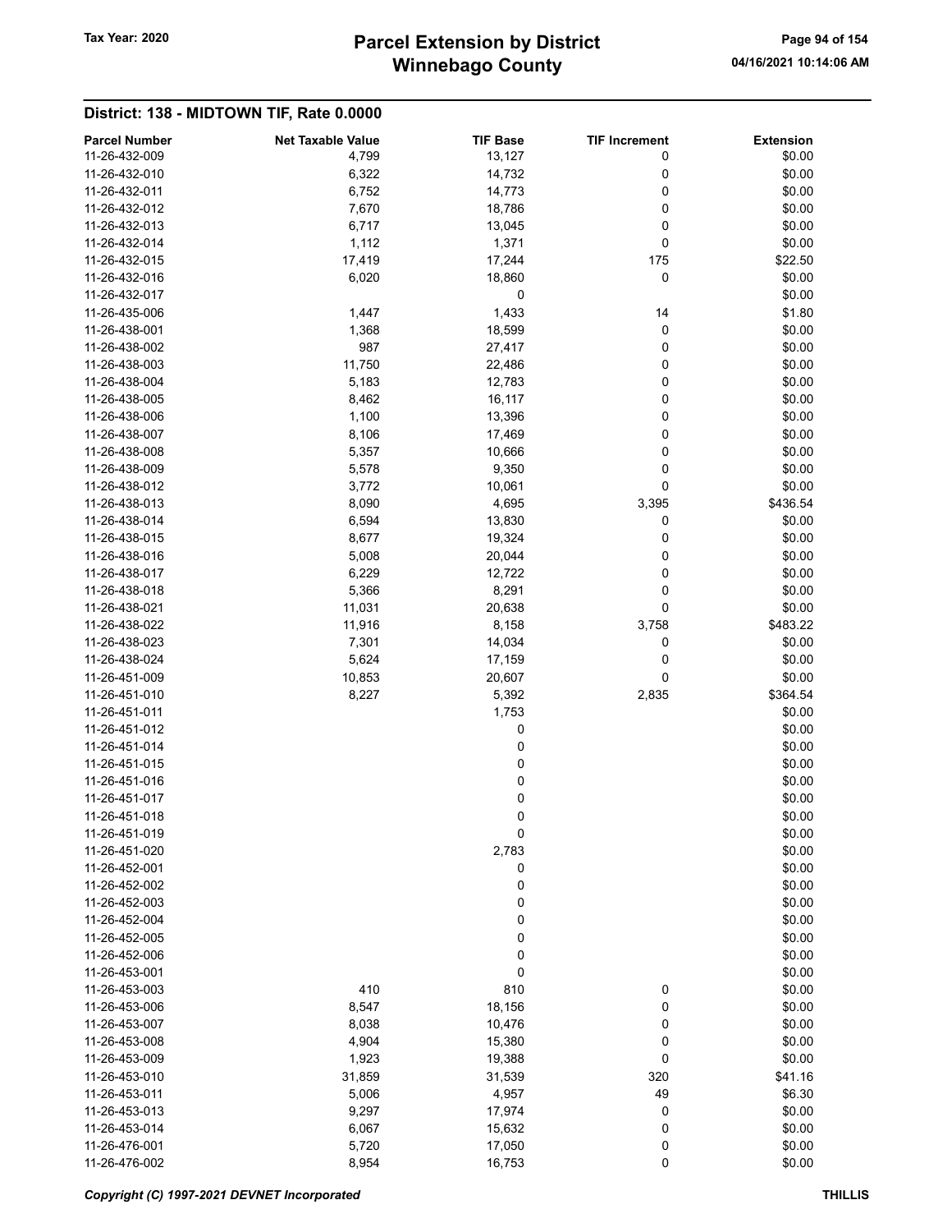## District: 138 - MIDTOWN TIF, Rate 0.0000

| Parcel Number | Net Taxable Value | TIF Base | TIF Increment | Extension |
|---|---|---|---|---|
| 11-26-432-009 | 4,799 | 13,127 | 0 | $0.00 |
| 11-26-432-010 | 6,322 | 14,732 | 0 | $0.00 |
| 11-26-432-011 | 6,752 | 14,773 | 0 | $0.00 |
| 11-26-432-012 | 7,670 | 18,786 | 0 | $0.00 |
| 11-26-432-013 | 6,717 | 13,045 | 0 | $0.00 |
| 11-26-432-014 | 1,112 | 1,371 | 0 | $0.00 |
| 11-26-432-015 | 17,419 | 17,244 | 175 | $22.50 |
| 11-26-432-016 | 6,020 | 18,860 | 0 | $0.00 |
| 11-26-432-017 | | 0 | | $0.00 |
| 11-26-435-006 | 1,447 | 1,433 | 14 | $1.80 |
| 11-26-438-001 | 1,368 | 18,599 | 0 | $0.00 |
| 11-26-438-002 | 987 | 27,417 | 0 | $0.00 |
| 11-26-438-003 | 11,750 | 22,486 | 0 | $0.00 |
| 11-26-438-004 | 5,183 | 12,783 | 0 | $0.00 |
| 11-26-438-005 | 8,462 | 16,117 | 0 | $0.00 |
| 11-26-438-006 | 1,100 | 13,396 | 0 | $0.00 |
| 11-26-438-007 | 8,106 | 17,469 | 0 | $0.00 |
| 11-26-438-008 | 5,357 | 10,666 | 0 | $0.00 |
| 11-26-438-009 | 5,578 | 9,350 | 0 | $0.00 |
| 11-26-438-012 | 3,772 | 10,061 | 0 | $0.00 |
| 11-26-438-013 | 8,090 | 4,695 | 3,395 | $436.54 |
| 11-26-438-014 | 6,594 | 13,830 | 0 | $0.00 |
| 11-26-438-015 | 8,677 | 19,324 | 0 | $0.00 |
| 11-26-438-016 | 5,008 | 20,044 | 0 | $0.00 |
| 11-26-438-017 | 6,229 | 12,722 | 0 | $0.00 |
| 11-26-438-018 | 5,366 | 8,291 | 0 | $0.00 |
| 11-26-438-021 | 11,031 | 20,638 | 0 | $0.00 |
| 11-26-438-022 | 11,916 | 8,158 | 3,758 | $483.22 |
| 11-26-438-023 | 7,301 | 14,034 | 0 | $0.00 |
| 11-26-438-024 | 5,624 | 17,159 | 0 | $0.00 |
| 11-26-451-009 | 10,853 | 20,607 | 0 | $0.00 |
| 11-26-451-010 | 8,227 | 5,392 | 2,835 | $364.54 |
| 11-26-451-011 | | 1,753 | | $0.00 |
| 11-26-451-012 | | 0 | | $0.00 |
| 11-26-451-014 | | 0 | | $0.00 |
| 11-26-451-015 | | 0 | | $0.00 |
| 11-26-451-016 | | 0 | | $0.00 |
| 11-26-451-017 | | 0 | | $0.00 |
| 11-26-451-018 | | 0 | | $0.00 |
| 11-26-451-019 | | 0 | | $0.00 |
| 11-26-451-020 | | 2,783 | | $0.00 |
| 11-26-452-001 | | 0 | | $0.00 |
| 11-26-452-002 | | 0 | | $0.00 |
| 11-26-452-003 | | 0 | | $0.00 |
| 11-26-452-004 | | 0 | | $0.00 |
| 11-26-452-005 | | 0 | | $0.00 |
| 11-26-452-006 | | 0 | | $0.00 |
| 11-26-453-001 | | 0 | | $0.00 |
| 11-26-453-003 | 410 | 810 | 0 | $0.00 |
| 11-26-453-006 | 8,547 | 18,156 | 0 | $0.00 |
| 11-26-453-007 | 8,038 | 10,476 | 0 | $0.00 |
| 11-26-453-008 | 4,904 | 15,380 | 0 | $0.00 |
| 11-26-453-009 | 1,923 | 19,388 | 0 | $0.00 |
| 11-26-453-010 | 31,859 | 31,539 | 320 | $41.16 |
| 11-26-453-011 | 5,006 | 4,957 | 49 | $6.30 |
| 11-26-453-013 | 9,297 | 17,974 | 0 | $0.00 |
| 11-26-453-014 | 6,067 | 15,632 | 0 | $0.00 |
| 11-26-476-001 | 5,720 | 17,050 | 0 | $0.00 |
| 11-26-476-002 | 8,954 | 16,753 | 0 | $0.00 |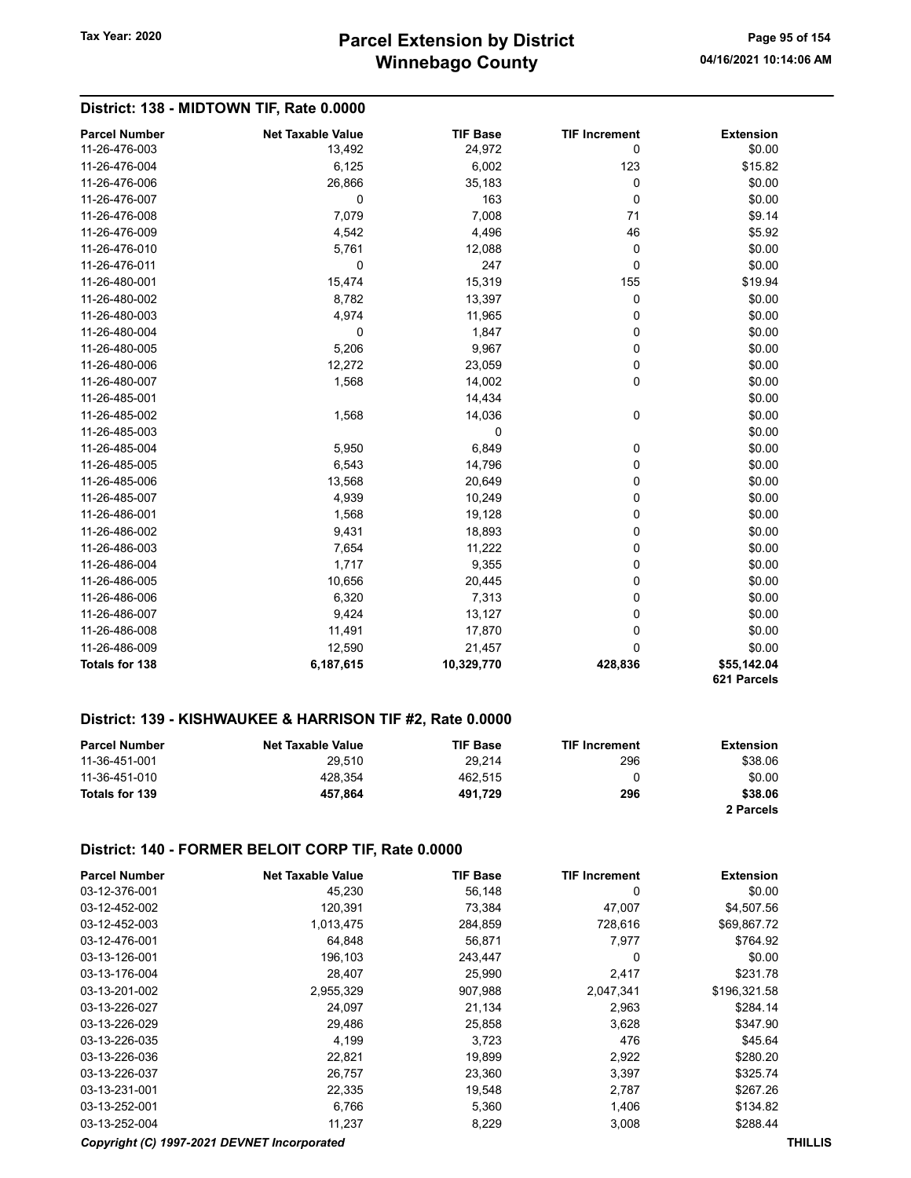## District: 138 - MIDTOWN TIF, Rate 0.0000

| Parcel Number | Net Taxable Value | TIF Base | TIF Increment | Extension |
|---|---|---|---|---|
| 11-26-476-003 | 13,492 | 24,972 | 0 | $0.00 |
| 11-26-476-004 | 6,125 | 6,002 | 123 | $15.82 |
| 11-26-476-006 | 26,866 | 35,183 | 0 | $0.00 |
| 11-26-476-007 | 0 | 163 | 0 | $0.00 |
| 11-26-476-008 | 7,079 | 7,008 | 71 | $9.14 |
| 11-26-476-009 | 4,542 | 4,496 | 46 | $5.92 |
| 11-26-476-010 | 5,761 | 12,088 | 0 | $0.00 |
| 11-26-476-011 | 0 | 247 | 0 | $0.00 |
| 11-26-480-001 | 15,474 | 15,319 | 155 | $19.94 |
| 11-26-480-002 | 8,782 | 13,397 | 0 | $0.00 |
| 11-26-480-003 | 4,974 | 11,965 | 0 | $0.00 |
| 11-26-480-004 | 0 | 1,847 | 0 | $0.00 |
| 11-26-480-005 | 5,206 | 9,967 | 0 | $0.00 |
| 11-26-480-006 | 12,272 | 23,059 | 0 | $0.00 |
| 11-26-480-007 | 1,568 | 14,002 | 0 | $0.00 |
| 11-26-485-001 | | 14,434 | | $0.00 |
| 11-26-485-002 | 1,568 | 14,036 | 0 | $0.00 |
| 11-26-485-003 | | 0 | | $0.00 |
| 11-26-485-004 | 5,950 | 6,849 | 0 | $0.00 |
| 11-26-485-005 | 6,543 | 14,796 | 0 | $0.00 |
| 11-26-485-006 | 13,568 | 20,649 | 0 | $0.00 |
| 11-26-485-007 | 4,939 | 10,249 | 0 | $0.00 |
| 11-26-486-001 | 1,568 | 19,128 | 0 | $0.00 |
| 11-26-486-002 | 9,431 | 18,893 | 0 | $0.00 |
| 11-26-486-003 | 7,654 | 11,222 | 0 | $0.00 |
| 11-26-486-004 | 1,717 | 9,355 | 0 | $0.00 |
| 11-26-486-005 | 10,656 | 20,445 | 0 | $0.00 |
| 11-26-486-006 | 6,320 | 7,313 | 0 | $0.00 |
| 11-26-486-007 | 9,424 | 13,127 | 0 | $0.00 |
| 11-26-486-008 | 11,491 | 17,870 | 0 | $0.00 |
| 11-26-486-009 | 12,590 | 21,457 | 0 | $0.00 |
| **Totals for 138** | **6,187,615** | **10,329,770** | **428,836** | **$55,142.04** |
| | | | | **621 Parcels** |

## District: 139 - KISHWAUKEE & HARRISON TIF #2, Rate 0.0000

| Parcel Number | Net Taxable Value | TIF Base | TIF Increment | Extension |
|---|---|---|---|---|
| 11-36-451-001 | 29,510 | 29,214 | 296 | $38.06 |
| 11-36-451-010 | 428,354 | 462,515 | 0 | $0.00 |
| **Totals for 139** | **457,864** | **491,729** | **296** | **$38.06** |
| | | | | **2 Parcels** |

## District: 140 - FORMER BELOIT CORP TIF, Rate 0.0000

| Parcel Number | Net Taxable Value | TIF Base | TIF Increment | Extension |
|---|---|---|---|---|
| 03-12-376-001 | 45,230 | 56,148 | 0 | $0.00 |
| 03-12-452-002 | 120,391 | 73,384 | 47,007 | $4,507.56 |
| 03-12-452-003 | 1,013,475 | 284,859 | 728,616 | $69,867.72 |
| 03-12-476-001 | 64,848 | 56,871 | 7,977 | $764.92 |
| 03-13-126-001 | 196,103 | 243,447 | 0 | $0.00 |
| 03-13-176-004 | 28,407 | 25,990 | 2,417 | $231.78 |
| 03-13-201-002 | 2,955,329 | 907,988 | 2,047,341 | $196,321.58 |
| 03-13-226-027 | 24,097 | 21,134 | 2,963 | $284.14 |
| 03-13-226-029 | 29,486 | 25,858 | 3,628 | $347.90 |
| 03-13-226-035 | 4,199 | 3,723 | 476 | $45.64 |
| 03-13-226-036 | 22,821 | 19,899 | 2,922 | $280.20 |
| 03-13-226-037 | 26,757 | 23,360 | 3,397 | $325.74 |
| 03-13-231-001 | 22,335 | 19,548 | 2,787 | $267.26 |
| 03-13-252-001 | 6,766 | 5,360 | 1,406 | $134.82 |
| 03-13-252-004 | 11,237 | 8,229 | 3,008 | $288.44 |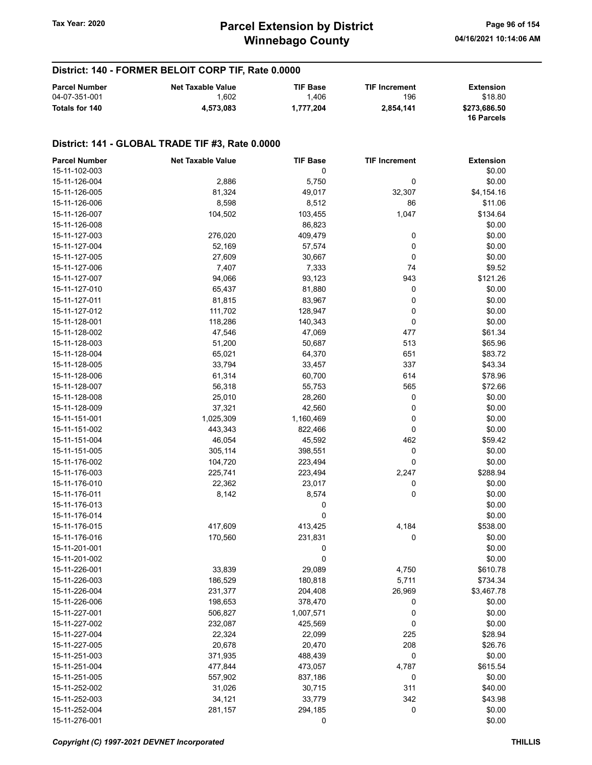## District: 140 - FORMER BELOIT CORP TIF, Rate 0.0000

| Parcel Number | Net Taxable Value | TIF Base | TIF Increment | Extension |
|---|---|---|---|---|
| 04-07-351-001 | 1,602 | 1,406 | 196 | $18.80 |
| **Totals for 140** | **4,573,083** | **1,777,204** | **2,854,141** | **$273,686.50** **16 Parcels** |

## District: 141 - GLOBAL TRADE TIF #3, Rate 0.0000

| Parcel Number | Net Taxable Value | TIF Base | TIF Increment | Extension |
|---|---|---|---|---|
| 15-11-102-003 | | 0 | | $0.00 |
| 15-11-126-004 | 2,886 | 5,750 | 0 | $0.00 |
| 15-11-126-005 | 81,324 | 49,017 | 32,307 | $4,154.16 |
| 15-11-126-006 | 8,598 | 8,512 | 86 | $11.06 |
| 15-11-126-007 | 104,502 | 103,455 | 1,047 | $134.64 |
| 15-11-126-008 | | 86,823 | | $0.00 |
| 15-11-127-003 | 276,020 | 409,479 | 0 | $0.00 |
| 15-11-127-004 | 52,169 | 57,574 | 0 | $0.00 |
| 15-11-127-005 | 27,609 | 30,667 | 0 | $0.00 |
| 15-11-127-006 | 7,407 | 7,333 | 74 | $9.52 |
| 15-11-127-007 | 94,066 | 93,123 | 943 | $121.26 |
| 15-11-127-010 | 65,437 | 81,880 | 0 | $0.00 |
| 15-11-127-011 | 81,815 | 83,967 | 0 | $0.00 |
| 15-11-127-012 | 111,702 | 128,947 | 0 | $0.00 |
| 15-11-128-001 | 118,286 | 140,343 | 0 | $0.00 |
| 15-11-128-002 | 47,546 | 47,069 | 477 | $61.34 |
| 15-11-128-003 | 51,200 | 50,687 | 513 | $65.96 |
| 15-11-128-004 | 65,021 | 64,370 | 651 | $83.72 |
| 15-11-128-005 | 33,794 | 33,457 | 337 | $43.34 |
| 15-11-128-006 | 61,314 | 60,700 | 614 | $78.96 |
| 15-11-128-007 | 56,318 | 55,753 | 565 | $72.66 |
| 15-11-128-008 | 25,010 | 28,260 | 0 | $0.00 |
| 15-11-128-009 | 37,321 | 42,560 | 0 | $0.00 |
| 15-11-151-001 | 1,025,309 | 1,160,469 | 0 | $0.00 |
| 15-11-151-002 | 443,343 | 822,466 | 0 | $0.00 |
| 15-11-151-004 | 46,054 | 45,592 | 462 | $59.42 |
| 15-11-151-005 | 305,114 | 398,551 | 0 | $0.00 |
| 15-11-176-002 | 104,720 | 223,494 | 0 | $0.00 |
| 15-11-176-003 | 225,741 | 223,494 | 2,247 | $288.94 |
| 15-11-176-010 | 22,362 | 23,017 | 0 | $0.00 |
| 15-11-176-011 | 8,142 | 8,574 | 0 | $0.00 |
| 15-11-176-013 | | 0 | | $0.00 |
| 15-11-176-014 | | 0 | | $0.00 |
| 15-11-176-015 | 417,609 | 413,425 | 4,184 | $538.00 |
| 15-11-176-016 | 170,560 | 231,831 | 0 | $0.00 |
| 15-11-201-001 | | 0 | | $0.00 |
| 15-11-201-002 | | 0 | | $0.00 |
| 15-11-226-001 | 33,839 | 29,089 | 4,750 | $610.78 |
| 15-11-226-003 | 186,529 | 180,818 | 5,711 | $734.34 |
| 15-11-226-004 | 231,377 | 204,408 | 26,969 | $3,467.78 |
| 15-11-226-006 | 198,653 | 378,470 | 0 | $0.00 |
| 15-11-227-001 | 506,827 | 1,007,571 | 0 | $0.00 |
| 15-11-227-002 | 232,087 | 425,569 | 0 | $0.00 |
| 15-11-227-004 | 22,324 | 22,099 | 225 | $28.94 |
| 15-11-227-005 | 20,678 | 20,470 | 208 | $26.76 |
| 15-11-251-003 | 371,935 | 488,439 | 0 | $0.00 |
| 15-11-251-004 | 477,844 | 473,057 | 4,787 | $615.54 |
| 15-11-251-005 | 557,902 | 837,186 | 0 | $0.00 |
| 15-11-252-002 | 31,026 | 30,715 | 311 | $40.00 |
| 15-11-252-003 | 34,121 | 33,779 | 342 | $43.98 |
| 15-11-252-004 | 281,157 | 294,185 | 0 | $0.00 |
| 15-11-276-001 | | 0 | | $0.00 |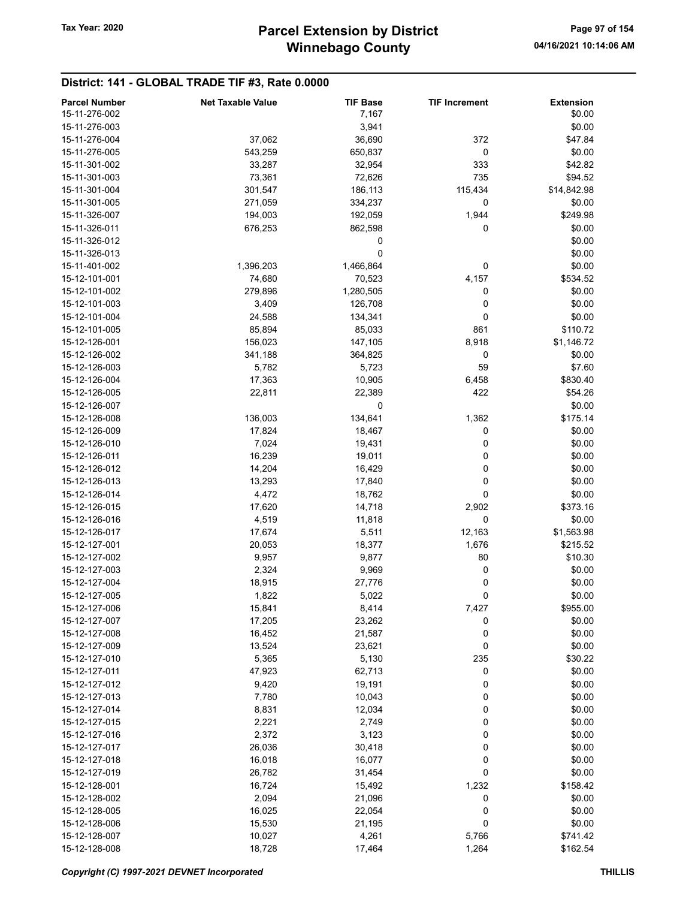## District: 141 - GLOBAL TRADE TIF #3, Rate 0.0000

| Parcel Number | Net Taxable Value | TIF Base | TIF Increment | Extension |
|---|---|---|---|---|
| 15-11-276-002 | | 7,167 | | $0.00 |
| 15-11-276-003 | | 3,941 | | $0.00 |
| 15-11-276-004 | 37,062 | 36,690 | 372 | $47.84 |
| 15-11-276-005 | 543,259 | 650,837 | 0 | $0.00 |
| 15-11-301-002 | 33,287 | 32,954 | 333 | $42.82 |
| 15-11-301-003 | 73,361 | 72,626 | 735 | $94.52 |
| 15-11-301-004 | 301,547 | 186,113 | 115,434 | $14,842.98 |
| 15-11-301-005 | 271,059 | 334,237 | 0 | $0.00 |
| 15-11-326-007 | 194,003 | 192,059 | 1,944 | $249.98 |
| 15-11-326-011 | 676,253 | 862,598 | 0 | $0.00 |
| 15-11-326-012 | | 0 | | $0.00 |
| 15-11-326-013 | | 0 | | $0.00 |
| 15-11-401-002 | 1,396,203 | 1,466,864 | 0 | $0.00 |
| 15-12-101-001 | 74,680 | 70,523 | 4,157 | $534.52 |
| 15-12-101-002 | 279,896 | 1,280,505 | 0 | $0.00 |
| 15-12-101-003 | 3,409 | 126,708 | 0 | $0.00 |
| 15-12-101-004 | 24,588 | 134,341 | 0 | $0.00 |
| 15-12-101-005 | 85,894 | 85,033 | 861 | $110.72 |
| 15-12-126-001 | 156,023 | 147,105 | 8,918 | $1,146.72 |
| 15-12-126-002 | 341,188 | 364,825 | 0 | $0.00 |
| 15-12-126-003 | 5,782 | 5,723 | 59 | $7.60 |
| 15-12-126-004 | 17,363 | 10,905 | 6,458 | $830.40 |
| 15-12-126-005 | 22,811 | 22,389 | 422 | $54.26 |
| 15-12-126-007 | | 0 | | $0.00 |
| 15-12-126-008 | 136,003 | 134,641 | 1,362 | $175.14 |
| 15-12-126-009 | 17,824 | 18,467 | 0 | $0.00 |
| 15-12-126-010 | 7,024 | 19,431 | 0 | $0.00 |
| 15-12-126-011 | 16,239 | 19,011 | 0 | $0.00 |
| 15-12-126-012 | 14,204 | 16,429 | 0 | $0.00 |
| 15-12-126-013 | 13,293 | 17,840 | 0 | $0.00 |
| 15-12-126-014 | 4,472 | 18,762 | 0 | $0.00 |
| 15-12-126-015 | 17,620 | 14,718 | 2,902 | $373.16 |
| 15-12-126-016 | 4,519 | 11,818 | 0 | $0.00 |
| 15-12-126-017 | 17,674 | 5,511 | 12,163 | $1,563.98 |
| 15-12-127-001 | 20,053 | 18,377 | 1,676 | $215.52 |
| 15-12-127-002 | 9,957 | 9,877 | 80 | $10.30 |
| 15-12-127-003 | 2,324 | 9,969 | 0 | $0.00 |
| 15-12-127-004 | 18,915 | 27,776 | 0 | $0.00 |
| 15-12-127-005 | 1,822 | 5,022 | 0 | $0.00 |
| 15-12-127-006 | 15,841 | 8,414 | 7,427 | $955.00 |
| 15-12-127-007 | 17,205 | 23,262 | 0 | $0.00 |
| 15-12-127-008 | 16,452 | 21,587 | 0 | $0.00 |
| 15-12-127-009 | 13,524 | 23,621 | 0 | $0.00 |
| 15-12-127-010 | 5,365 | 5,130 | 235 | $30.22 |
| 15-12-127-011 | 47,923 | 62,713 | 0 | $0.00 |
| 15-12-127-012 | 9,420 | 19,191 | 0 | $0.00 |
| 15-12-127-013 | 7,780 | 10,043 | 0 | $0.00 |
| 15-12-127-014 | 8,831 | 12,034 | 0 | $0.00 |
| 15-12-127-015 | 2,221 | 2,749 | 0 | $0.00 |
| 15-12-127-016 | 2,372 | 3,123 | 0 | $0.00 |
| 15-12-127-017 | 26,036 | 30,418 | 0 | $0.00 |
| 15-12-127-018 | 16,018 | 16,077 | 0 | $0.00 |
| 15-12-127-019 | 26,782 | 31,454 | 0 | $0.00 |
| 15-12-128-001 | 16,724 | 15,492 | 1,232 | $158.42 |
| 15-12-128-002 | 2,094 | 21,096 | 0 | $0.00 |
| 15-12-128-005 | 16,025 | 22,054 | 0 | $0.00 |
| 15-12-128-006 | 15,530 | 21,195 | 0 | $0.00 |
| 15-12-128-007 | 10,027 | 4,261 | 5,766 | $741.42 |
| 15-12-128-008 | 18,728 | 17,464 | 1,264 | $162.54 |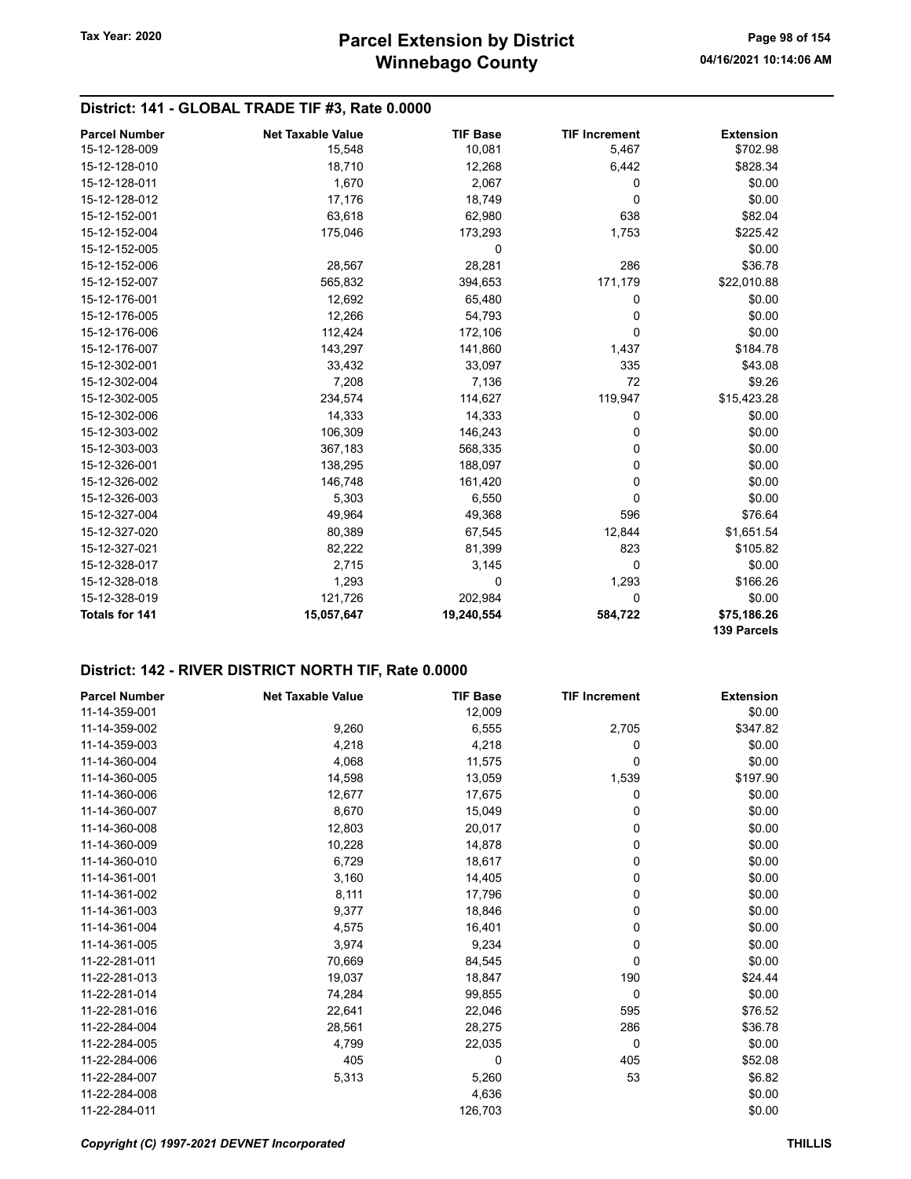## District: 141 - GLOBAL TRADE TIF #3, Rate 0.0000

| Parcel Number | Net Taxable Value | TIF Base | TIF Increment | Extension |
|---|---|---|---|---|
| 15-12-128-009 | 15,548 | 10,081 | 5,467 | $702.98 |
| 15-12-128-010 | 18,710 | 12,268 | 6,442 | $828.34 |
| 15-12-128-011 | 1,670 | 2,067 | 0 | $0.00 |
| 15-12-128-012 | 17,176 | 18,749 | 0 | $0.00 |
| 15-12-152-001 | 63,618 | 62,980 | 638 | $82.04 |
| 15-12-152-004 | 175,046 | 173,293 | 1,753 | $225.42 |
| 15-12-152-005 | | 0 | | $0.00 |
| 15-12-152-006 | 28,567 | 28,281 | 286 | $36.78 |
| 15-12-152-007 | 565,832 | 394,653 | 171,179 | $22,010.88 |
| 15-12-176-001 | 12,692 | 65,480 | 0 | $0.00 |
| 15-12-176-005 | 12,266 | 54,793 | 0 | $0.00 |
| 15-12-176-006 | 112,424 | 172,106 | 0 | $0.00 |
| 15-12-176-007 | 143,297 | 141,860 | 1,437 | $184.78 |
| 15-12-302-001 | 33,432 | 33,097 | 335 | $43.08 |
| 15-12-302-004 | 7,208 | 7,136 | 72 | $9.26 |
| 15-12-302-005 | 234,574 | 114,627 | 119,947 | $15,423.28 |
| 15-12-302-006 | 14,333 | 14,333 | 0 | $0.00 |
| 15-12-303-002 | 106,309 | 146,243 | 0 | $0.00 |
| 15-12-303-003 | 367,183 | 568,335 | 0 | $0.00 |
| 15-12-326-001 | 138,295 | 188,097 | 0 | $0.00 |
| 15-12-326-002 | 146,748 | 161,420 | 0 | $0.00 |
| 15-12-326-003 | 5,303 | 6,550 | 0 | $0.00 |
| 15-12-327-004 | 49,964 | 49,368 | 596 | $76.64 |
| 15-12-327-020 | 80,389 | 67,545 | 12,844 | $1,651.54 |
| 15-12-327-021 | 82,222 | 81,399 | 823 | $105.82 |
| 15-12-328-017 | 2,715 | 3,145 | 0 | $0.00 |
| 15-12-328-018 | 1,293 | 0 | 1,293 | $166.26 |
| 15-12-328-019 | 121,726 | 202,984 | 0 | $0.00 |
| **Totals for 141** | **15,057,647** | **19,240,554** | **584,722** | **$75,186.26** |
| | | | | **139 Parcels** |

## District: 142 - RIVER DISTRICT NORTH TIF, Rate 0.0000

| Parcel Number | Net Taxable Value | TIF Base | TIF Increment | Extension |
|---|---|---|---|---|
| 11-14-359-001 | | 12,009 | | $0.00 |
| 11-14-359-002 | 9,260 | 6,555 | 2,705 | $347.82 |
| 11-14-359-003 | 4,218 | 4,218 | 0 | $0.00 |
| 11-14-360-004 | 4,068 | 11,575 | 0 | $0.00 |
| 11-14-360-005 | 14,598 | 13,059 | 1,539 | $197.90 |
| 11-14-360-006 | 12,677 | 17,675 | 0 | $0.00 |
| 11-14-360-007 | 8,670 | 15,049 | 0 | $0.00 |
| 11-14-360-008 | 12,803 | 20,017 | 0 | $0.00 |
| 11-14-360-009 | 10,228 | 14,878 | 0 | $0.00 |
| 11-14-360-010 | 6,729 | 18,617 | 0 | $0.00 |
| 11-14-361-001 | 3,160 | 14,405 | 0 | $0.00 |
| 11-14-361-002 | 8,111 | 17,796 | 0 | $0.00 |
| 11-14-361-003 | 9,377 | 18,846 | 0 | $0.00 |
| 11-14-361-004 | 4,575 | 16,401 | 0 | $0.00 |
| 11-14-361-005 | 3,974 | 9,234 | 0 | $0.00 |
| 11-22-281-011 | 70,669 | 84,545 | 0 | $0.00 |
| 11-22-281-013 | 19,037 | 18,847 | 190 | $24.44 |
| 11-22-281-014 | 74,284 | 99,855 | 0 | $0.00 |
| 11-22-281-016 | 22,641 | 22,046 | 595 | $76.52 |
| 11-22-284-004 | 28,561 | 28,275 | 286 | $36.78 |
| 11-22-284-005 | 4,799 | 22,035 | 0 | $0.00 |
| 11-22-284-006 | 405 | 0 | 405 | $52.08 |
| 11-22-284-007 | 5,313 | 5,260 | 53 | $6.82 |
| 11-22-284-008 | | 4,636 | | $0.00 |
| 11-22-284-011 | | 126,703 | | $0.00 |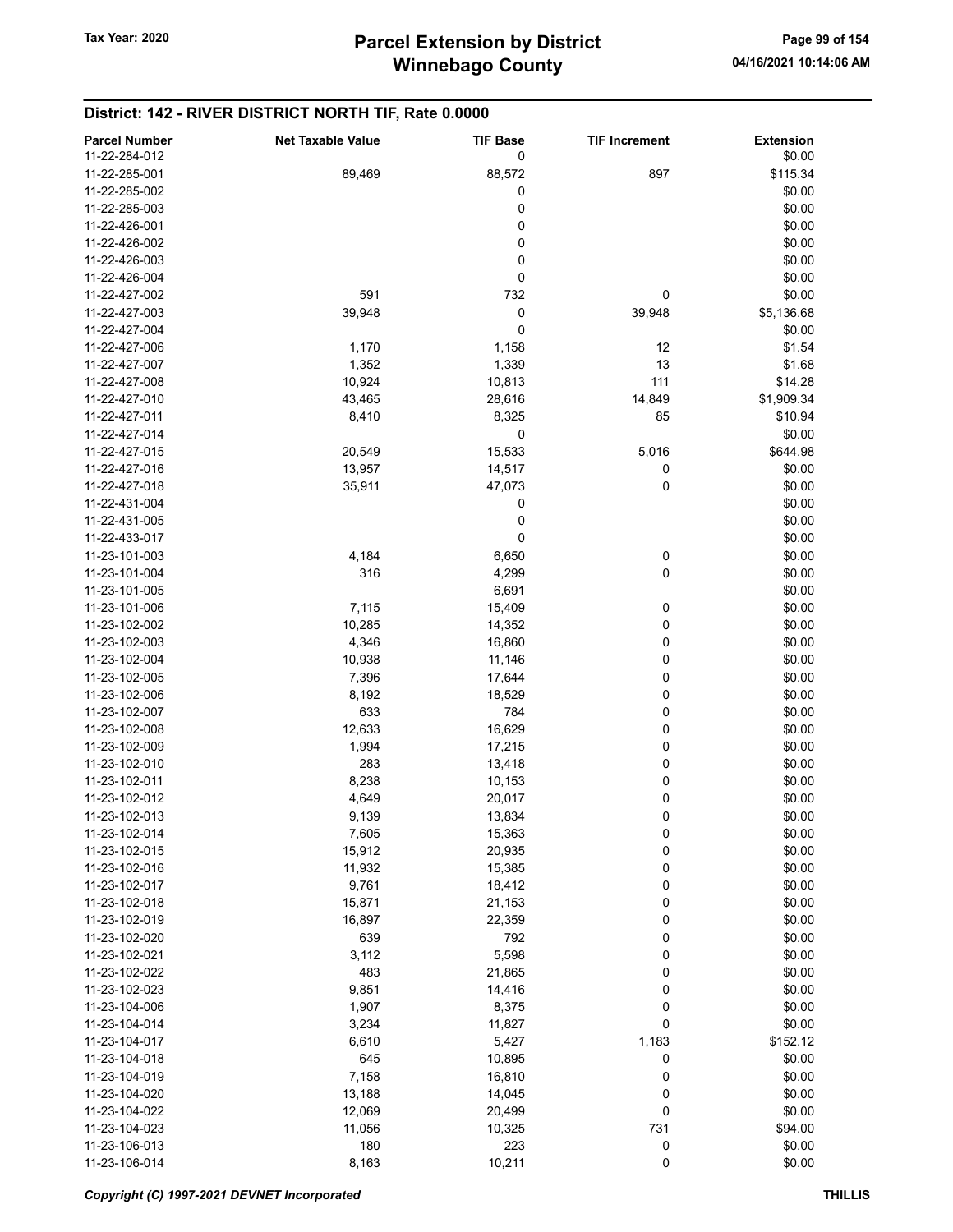## District: 142 - RIVER DISTRICT NORTH TIF, Rate 0.0000

| Parcel Number | Net Taxable Value | TIF Base | TIF Increment | Extension |
|---|---|---|---|---|
| 11-22-284-012 | | 0 | | $0.00 |
| 11-22-285-001 | 89,469 | 88,572 | 897 | $115.34 |
| 11-22-285-002 | | 0 | | $0.00 |
| 11-22-285-003 | | 0 | | $0.00 |
| 11-22-426-001 | | 0 | | $0.00 |
| 11-22-426-002 | | 0 | | $0.00 |
| 11-22-426-003 | | 0 | | $0.00 |
| 11-22-426-004 | | 0 | | $0.00 |
| 11-22-427-002 | 591 | 732 | 0 | $0.00 |
| 11-22-427-003 | 39,948 | 0 | 39,948 | $5,136.68 |
| 11-22-427-004 | | 0 | | $0.00 |
| 11-22-427-006 | 1,170 | 1,158 | 12 | $1.54 |
| 11-22-427-007 | 1,352 | 1,339 | 13 | $1.68 |
| 11-22-427-008 | 10,924 | 10,813 | 111 | $14.28 |
| 11-22-427-010 | 43,465 | 28,616 | 14,849 | $1,909.34 |
| 11-22-427-011 | 8,410 | 8,325 | 85 | $10.94 |
| 11-22-427-014 | | 0 | | $0.00 |
| 11-22-427-015 | 20,549 | 15,533 | 5,016 | $644.98 |
| 11-22-427-016 | 13,957 | 14,517 | 0 | $0.00 |
| 11-22-427-018 | 35,911 | 47,073 | 0 | $0.00 |
| 11-22-431-004 | | 0 | | $0.00 |
| 11-22-431-005 | | 0 | | $0.00 |
| 11-22-433-017 | | 0 | | $0.00 |
| 11-23-101-003 | 4,184 | 6,650 | 0 | $0.00 |
| 11-23-101-004 | 316 | 4,299 | 0 | $0.00 |
| 11-23-101-005 | | 6,691 | | $0.00 |
| 11-23-101-006 | 7,115 | 15,409 | 0 | $0.00 |
| 11-23-102-002 | 10,285 | 14,352 | 0 | $0.00 |
| 11-23-102-003 | 4,346 | 16,860 | 0 | $0.00 |
| 11-23-102-004 | 10,938 | 11,146 | 0 | $0.00 |
| 11-23-102-005 | 7,396 | 17,644 | 0 | $0.00 |
| 11-23-102-006 | 8,192 | 18,529 | 0 | $0.00 |
| 11-23-102-007 | 633 | 784 | 0 | $0.00 |
| 11-23-102-008 | 12,633 | 16,629 | 0 | $0.00 |
| 11-23-102-009 | 1,994 | 17,215 | 0 | $0.00 |
| 11-23-102-010 | 283 | 13,418 | 0 | $0.00 |
| 11-23-102-011 | 8,238 | 10,153 | 0 | $0.00 |
| 11-23-102-012 | 4,649 | 20,017 | 0 | $0.00 |
| 11-23-102-013 | 9,139 | 13,834 | 0 | $0.00 |
| 11-23-102-014 | 7,605 | 15,363 | 0 | $0.00 |
| 11-23-102-015 | 15,912 | 20,935 | 0 | $0.00 |
| 11-23-102-016 | 11,932 | 15,385 | 0 | $0.00 |
| 11-23-102-017 | 9,761 | 18,412 | 0 | $0.00 |
| 11-23-102-018 | 15,871 | 21,153 | 0 | $0.00 |
| 11-23-102-019 | 16,897 | 22,359 | 0 | $0.00 |
| 11-23-102-020 | 639 | 792 | 0 | $0.00 |
| 11-23-102-021 | 3,112 | 5,598 | 0 | $0.00 |
| 11-23-102-022 | 483 | 21,865 | 0 | $0.00 |
| 11-23-102-023 | 9,851 | 14,416 | 0 | $0.00 |
| 11-23-104-006 | 1,907 | 8,375 | 0 | $0.00 |
| 11-23-104-014 | 3,234 | 11,827 | 0 | $0.00 |
| 11-23-104-017 | 6,610 | 5,427 | 1,183 | $152.12 |
| 11-23-104-018 | 645 | 10,895 | 0 | $0.00 |
| 11-23-104-019 | 7,158 | 16,810 | 0 | $0.00 |
| 11-23-104-020 | 13,188 | 14,045 | 0 | $0.00 |
| 11-23-104-022 | 12,069 | 20,499 | 0 | $0.00 |
| 11-23-104-023 | 11,056 | 10,325 | 731 | $94.00 |
| 11-23-106-013 | 180 | 223 | 0 | $0.00 |
| 11-23-106-014 | 8,163 | 10,211 | 0 | $0.00 |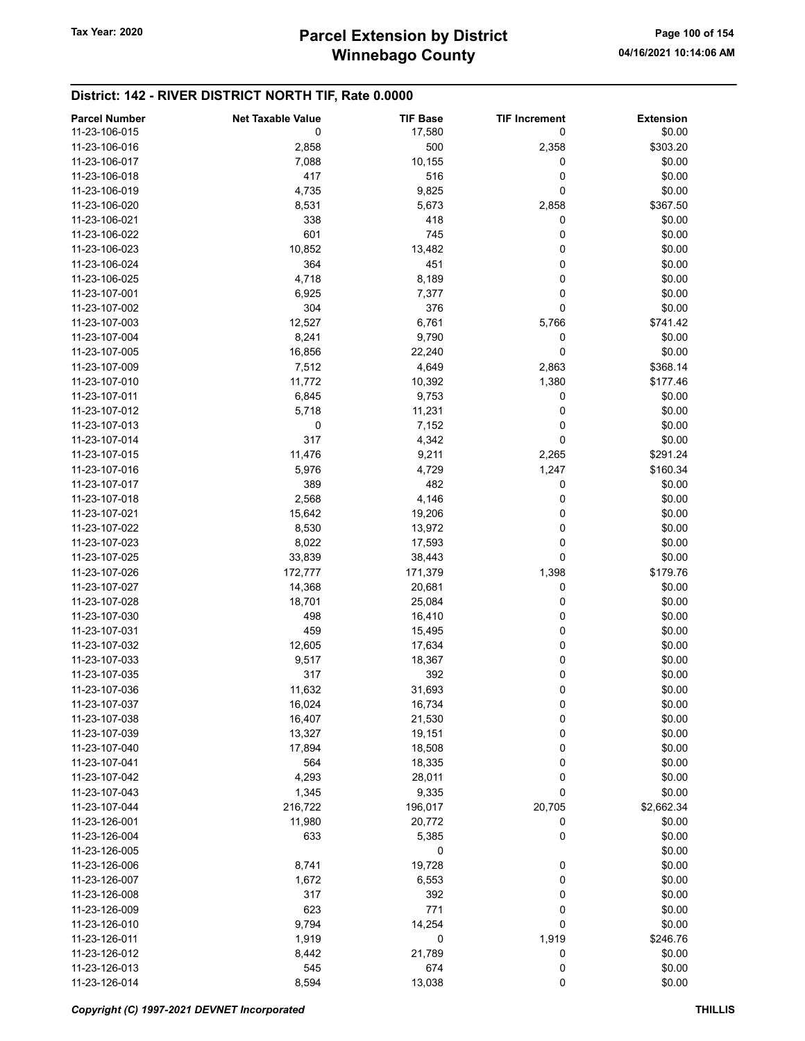## District: 142 - RIVER DISTRICT NORTH TIF, Rate 0.0000

| Parcel Number | Net Taxable Value | TIF Base | TIF Increment | Extension |
|---|---|---|---|---|
| 11-23-106-015 | 0 | 17,580 | 0 | $0.00 |
| 11-23-106-016 | 2,858 | 500 | 2,358 | $303.20 |
| 11-23-106-017 | 7,088 | 10,155 | 0 | $0.00 |
| 11-23-106-018 | 417 | 516 | 0 | $0.00 |
| 11-23-106-019 | 4,735 | 9,825 | 0 | $0.00 |
| 11-23-106-020 | 8,531 | 5,673 | 2,858 | $367.50 |
| 11-23-106-021 | 338 | 418 | 0 | $0.00 |
| 11-23-106-022 | 601 | 745 | 0 | $0.00 |
| 11-23-106-023 | 10,852 | 13,482 | 0 | $0.00 |
| 11-23-106-024 | 364 | 451 | 0 | $0.00 |
| 11-23-106-025 | 4,718 | 8,189 | 0 | $0.00 |
| 11-23-107-001 | 6,925 | 7,377 | 0 | $0.00 |
| 11-23-107-002 | 304 | 376 | 0 | $0.00 |
| 11-23-107-003 | 12,527 | 6,761 | 5,766 | $741.42 |
| 11-23-107-004 | 8,241 | 9,790 | 0 | $0.00 |
| 11-23-107-005 | 16,856 | 22,240 | 0 | $0.00 |
| 11-23-107-009 | 7,512 | 4,649 | 2,863 | $368.14 |
| 11-23-107-010 | 11,772 | 10,392 | 1,380 | $177.46 |
| 11-23-107-011 | 6,845 | 9,753 | 0 | $0.00 |
| 11-23-107-012 | 5,718 | 11,231 | 0 | $0.00 |
| 11-23-107-013 | 0 | 7,152 | 0 | $0.00 |
| 11-23-107-014 | 317 | 4,342 | 0 | $0.00 |
| 11-23-107-015 | 11,476 | 9,211 | 2,265 | $291.24 |
| 11-23-107-016 | 5,976 | 4,729 | 1,247 | $160.34 |
| 11-23-107-017 | 389 | 482 | 0 | $0.00 |
| 11-23-107-018 | 2,568 | 4,146 | 0 | $0.00 |
| 11-23-107-021 | 15,642 | 19,206 | 0 | $0.00 |
| 11-23-107-022 | 8,530 | 13,972 | 0 | $0.00 |
| 11-23-107-023 | 8,022 | 17,593 | 0 | $0.00 |
| 11-23-107-025 | 33,839 | 38,443 | 0 | $0.00 |
| 11-23-107-026 | 172,777 | 171,379 | 1,398 | $179.76 |
| 11-23-107-027 | 14,368 | 20,681 | 0 | $0.00 |
| 11-23-107-028 | 18,701 | 25,084 | 0 | $0.00 |
| 11-23-107-030 | 498 | 16,410 | 0 | $0.00 |
| 11-23-107-031 | 459 | 15,495 | 0 | $0.00 |
| 11-23-107-032 | 12,605 | 17,634 | 0 | $0.00 |
| 11-23-107-033 | 9,517 | 18,367 | 0 | $0.00 |
| 11-23-107-035 | 317 | 392 | 0 | $0.00 |
| 11-23-107-036 | 11,632 | 31,693 | 0 | $0.00 |
| 11-23-107-037 | 16,024 | 16,734 | 0 | $0.00 |
| 11-23-107-038 | 16,407 | 21,530 | 0 | $0.00 |
| 11-23-107-039 | 13,327 | 19,151 | 0 | $0.00 |
| 11-23-107-040 | 17,894 | 18,508 | 0 | $0.00 |
| 11-23-107-041 | 564 | 18,335 | 0 | $0.00 |
| 11-23-107-042 | 4,293 | 28,011 | 0 | $0.00 |
| 11-23-107-043 | 1,345 | 9,335 | 0 | $0.00 |
| 11-23-107-044 | 216,722 | 196,017 | 20,705 | $2,662.34 |
| 11-23-126-001 | 11,980 | 20,772 | 0 | $0.00 |
| 11-23-126-004 | 633 | 5,385 | 0 | $0.00 |
| 11-23-126-005 | | 0 | | $0.00 |
| 11-23-126-006 | 8,741 | 19,728 | 0 | $0.00 |
| 11-23-126-007 | 1,672 | 6,553 | 0 | $0.00 |
| 11-23-126-008 | 317 | 392 | 0 | $0.00 |
| 11-23-126-009 | 623 | 771 | 0 | $0.00 |
| 11-23-126-010 | 9,794 | 14,254 | 0 | $0.00 |
| 11-23-126-011 | 1,919 | 0 | 1,919 | $246.76 |
| 11-23-126-012 | 8,442 | 21,789 | 0 | $0.00 |
| 11-23-126-013 | 545 | 674 | 0 | $0.00 |
| 11-23-126-014 | 8,594 | 13,038 | 0 | $0.00 |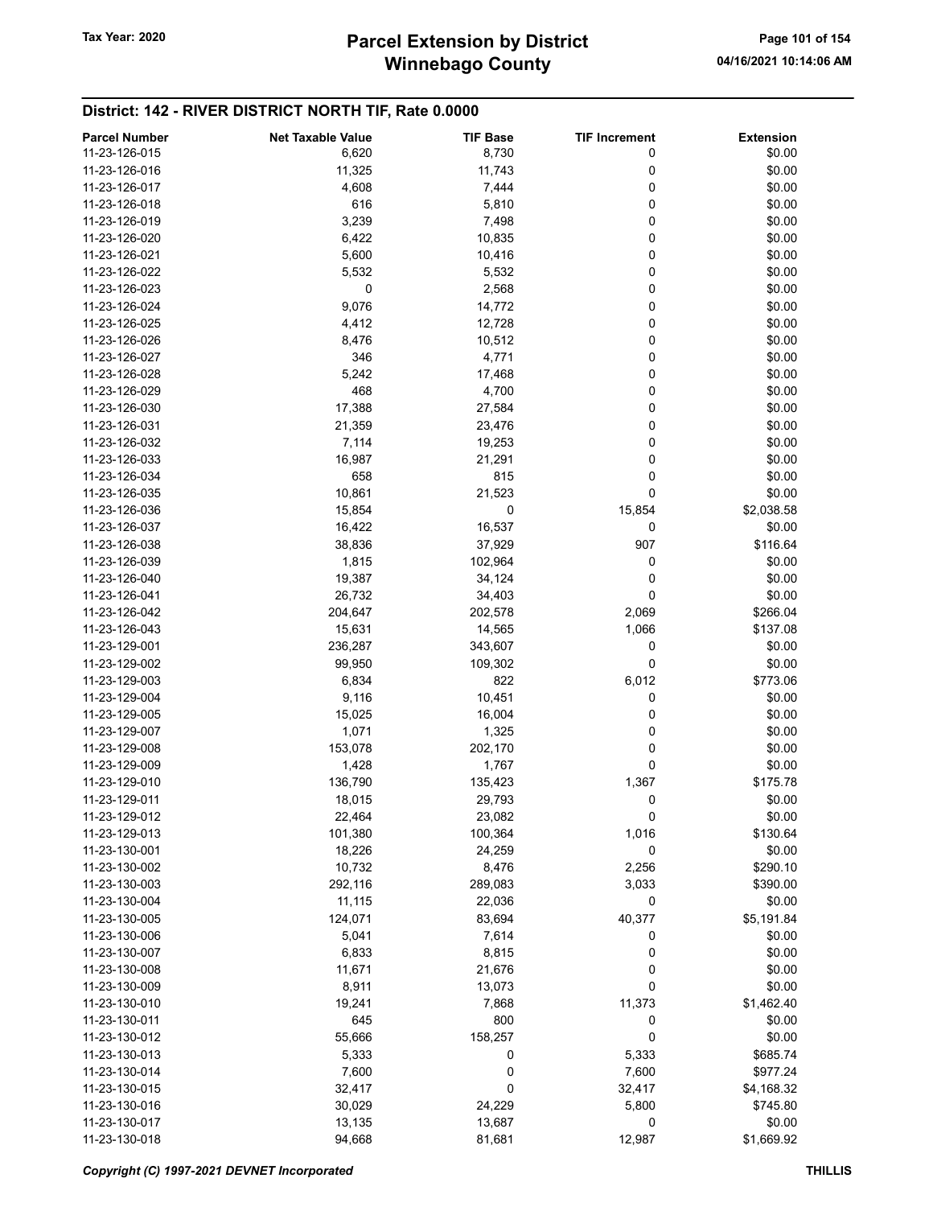## District: 142 - RIVER DISTRICT NORTH TIF, Rate 0.0000

| Parcel Number | Net Taxable Value | TIF Base | TIF Increment | Extension |
|---|---|---|---|---|
| 11-23-126-015 | 6,620 | 8,730 | 0 | $0.00 |
| 11-23-126-016 | 11,325 | 11,743 | 0 | $0.00 |
| 11-23-126-017 | 4,608 | 7,444 | 0 | $0.00 |
| 11-23-126-018 | 616 | 5,810 | 0 | $0.00 |
| 11-23-126-019 | 3,239 | 7,498 | 0 | $0.00 |
| 11-23-126-020 | 6,422 | 10,835 | 0 | $0.00 |
| 11-23-126-021 | 5,600 | 10,416 | 0 | $0.00 |
| 11-23-126-022 | 5,532 | 5,532 | 0 | $0.00 |
| 11-23-126-023 | 0 | 2,568 | 0 | $0.00 |
| 11-23-126-024 | 9,076 | 14,772 | 0 | $0.00 |
| 11-23-126-025 | 4,412 | 12,728 | 0 | $0.00 |
| 11-23-126-026 | 8,476 | 10,512 | 0 | $0.00 |
| 11-23-126-027 | 346 | 4,771 | 0 | $0.00 |
| 11-23-126-028 | 5,242 | 17,468 | 0 | $0.00 |
| 11-23-126-029 | 468 | 4,700 | 0 | $0.00 |
| 11-23-126-030 | 17,388 | 27,584 | 0 | $0.00 |
| 11-23-126-031 | 21,359 | 23,476 | 0 | $0.00 |
| 11-23-126-032 | 7,114 | 19,253 | 0 | $0.00 |
| 11-23-126-033 | 16,987 | 21,291 | 0 | $0.00 |
| 11-23-126-034 | 658 | 815 | 0 | $0.00 |
| 11-23-126-035 | 10,861 | 21,523 | 0 | $0.00 |
| 11-23-126-036 | 15,854 | 0 | 15,854 | $2,038.58 |
| 11-23-126-037 | 16,422 | 16,537 | 0 | $0.00 |
| 11-23-126-038 | 38,836 | 37,929 | 907 | $116.64 |
| 11-23-126-039 | 1,815 | 102,964 | 0 | $0.00 |
| 11-23-126-040 | 19,387 | 34,124 | 0 | $0.00 |
| 11-23-126-041 | 26,732 | 34,403 | 0 | $0.00 |
| 11-23-126-042 | 204,647 | 202,578 | 2,069 | $266.04 |
| 11-23-126-043 | 15,631 | 14,565 | 1,066 | $137.08 |
| 11-23-129-001 | 236,287 | 343,607 | 0 | $0.00 |
| 11-23-129-002 | 99,950 | 109,302 | 0 | $0.00 |
| 11-23-129-003 | 6,834 | 822 | 6,012 | $773.06 |
| 11-23-129-004 | 9,116 | 10,451 | 0 | $0.00 |
| 11-23-129-005 | 15,025 | 16,004 | 0 | $0.00 |
| 11-23-129-007 | 1,071 | 1,325 | 0 | $0.00 |
| 11-23-129-008 | 153,078 | 202,170 | 0 | $0.00 |
| 11-23-129-009 | 1,428 | 1,767 | 0 | $0.00 |
| 11-23-129-010 | 136,790 | 135,423 | 1,367 | $175.78 |
| 11-23-129-011 | 18,015 | 29,793 | 0 | $0.00 |
| 11-23-129-012 | 22,464 | 23,082 | 0 | $0.00 |
| 11-23-129-013 | 101,380 | 100,364 | 1,016 | $130.64 |
| 11-23-130-001 | 18,226 | 24,259 | 0 | $0.00 |
| 11-23-130-002 | 10,732 | 8,476 | 2,256 | $290.10 |
| 11-23-130-003 | 292,116 | 289,083 | 3,033 | $390.00 |
| 11-23-130-004 | 11,115 | 22,036 | 0 | $0.00 |
| 11-23-130-005 | 124,071 | 83,694 | 40,377 | $5,191.84 |
| 11-23-130-006 | 5,041 | 7,614 | 0 | $0.00 |
| 11-23-130-007 | 6,833 | 8,815 | 0 | $0.00 |
| 11-23-130-008 | 11,671 | 21,676 | 0 | $0.00 |
| 11-23-130-009 | 8,911 | 13,073 | 0 | $0.00 |
| 11-23-130-010 | 19,241 | 7,868 | 11,373 | $1,462.40 |
| 11-23-130-011 | 645 | 800 | 0 | $0.00 |
| 11-23-130-012 | 55,666 | 158,257 | 0 | $0.00 |
| 11-23-130-013 | 5,333 | 0 | 5,333 | $685.74 |
| 11-23-130-014 | 7,600 | 0 | 7,600 | $977.24 |
| 11-23-130-015 | 32,417 | 0 | 32,417 | $4,168.32 |
| 11-23-130-016 | 30,029 | 24,229 | 5,800 | $745.80 |
| 11-23-130-017 | 13,135 | 13,687 | 0 | $0.00 |
| 11-23-130-018 | 94,668 | 81,681 | 12,987 | $1,669.92 |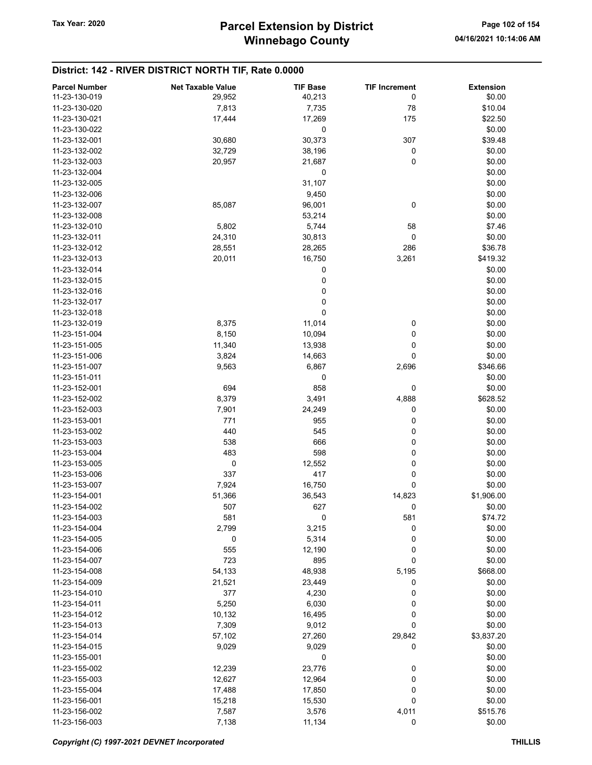## District: 142 - RIVER DISTRICT NORTH TIF, Rate 0.0000

| Parcel Number | Net Taxable Value | TIF Base | TIF Increment | Extension |
|---|---|---|---|---|
| 11-23-130-019 | 29,952 | 40,213 | 0 | $0.00 |
| 11-23-130-020 | 7,813 | 7,735 | 78 | $10.04 |
| 11-23-130-021 | 17,444 | 17,269 | 175 | $22.50 |
| 11-23-130-022 | | 0 | | $0.00 |
| 11-23-132-001 | 30,680 | 30,373 | 307 | $39.48 |
| 11-23-132-002 | 32,729 | 38,196 | 0 | $0.00 |
| 11-23-132-003 | 20,957 | 21,687 | 0 | $0.00 |
| 11-23-132-004 | | 0 | | $0.00 |
| 11-23-132-005 | | 31,107 | | $0.00 |
| 11-23-132-006 | | 9,450 | | $0.00 |
| 11-23-132-007 | 85,087 | 96,001 | 0 | $0.00 |
| 11-23-132-008 | | 53,214 | | $0.00 |
| 11-23-132-010 | 5,802 | 5,744 | 58 | $7.46 |
| 11-23-132-011 | 24,310 | 30,813 | 0 | $0.00 |
| 11-23-132-012 | 28,551 | 28,265 | 286 | $36.78 |
| 11-23-132-013 | 20,011 | 16,750 | 3,261 | $419.32 |
| 11-23-132-014 | | 0 | | $0.00 |
| 11-23-132-015 | | 0 | | $0.00 |
| 11-23-132-016 | | 0 | | $0.00 |
| 11-23-132-017 | | 0 | | $0.00 |
| 11-23-132-018 | | 0 | | $0.00 |
| 11-23-132-019 | 8,375 | 11,014 | 0 | $0.00 |
| 11-23-151-004 | 8,150 | 10,094 | 0 | $0.00 |
| 11-23-151-005 | 11,340 | 13,938 | 0 | $0.00 |
| 11-23-151-006 | 3,824 | 14,663 | 0 | $0.00 |
| 11-23-151-007 | 9,563 | 6,867 | 2,696 | $346.66 |
| 11-23-151-011 | | 0 | | $0.00 |
| 11-23-152-001 | 694 | 858 | 0 | $0.00 |
| 11-23-152-002 | 8,379 | 3,491 | 4,888 | $628.52 |
| 11-23-152-003 | 7,901 | 24,249 | 0 | $0.00 |
| 11-23-153-001 | 771 | 955 | 0 | $0.00 |
| 11-23-153-002 | 440 | 545 | 0 | $0.00 |
| 11-23-153-003 | 538 | 666 | 0 | $0.00 |
| 11-23-153-004 | 483 | 598 | 0 | $0.00 |
| 11-23-153-005 | 0 | 12,552 | 0 | $0.00 |
| 11-23-153-006 | 337 | 417 | 0 | $0.00 |
| 11-23-153-007 | 7,924 | 16,750 | 0 | $0.00 |
| 11-23-154-001 | 51,366 | 36,543 | 14,823 | $1,906.00 |
| 11-23-154-002 | 507 | 627 | 0 | $0.00 |
| 11-23-154-003 | 581 | 0 | 581 | $74.72 |
| 11-23-154-004 | 2,799 | 3,215 | 0 | $0.00 |
| 11-23-154-005 | 0 | 5,314 | 0 | $0.00 |
| 11-23-154-006 | 555 | 12,190 | 0 | $0.00 |
| 11-23-154-007 | 723 | 895 | 0 | $0.00 |
| 11-23-154-008 | 54,133 | 48,938 | 5,195 | $668.00 |
| 11-23-154-009 | 21,521 | 23,449 | 0 | $0.00 |
| 11-23-154-010 | 377 | 4,230 | 0 | $0.00 |
| 11-23-154-011 | 5,250 | 6,030 | 0 | $0.00 |
| 11-23-154-012 | 10,132 | 16,495 | 0 | $0.00 |
| 11-23-154-013 | 7,309 | 9,012 | 0 | $0.00 |
| 11-23-154-014 | 57,102 | 27,260 | 29,842 | $3,837.20 |
| 11-23-154-015 | 9,029 | 9,029 | 0 | $0.00 |
| 11-23-155-001 | | 0 | | $0.00 |
| 11-23-155-002 | 12,239 | 23,776 | 0 | $0.00 |
| 11-23-155-003 | 12,627 | 12,964 | 0 | $0.00 |
| 11-23-155-004 | 17,488 | 17,850 | 0 | $0.00 |
| 11-23-156-001 | 15,218 | 15,530 | 0 | $0.00 |
| 11-23-156-002 | 7,587 | 3,576 | 4,011 | $515.76 |
| 11-23-156-003 | 7,138 | 11,134 | 0 | $0.00 |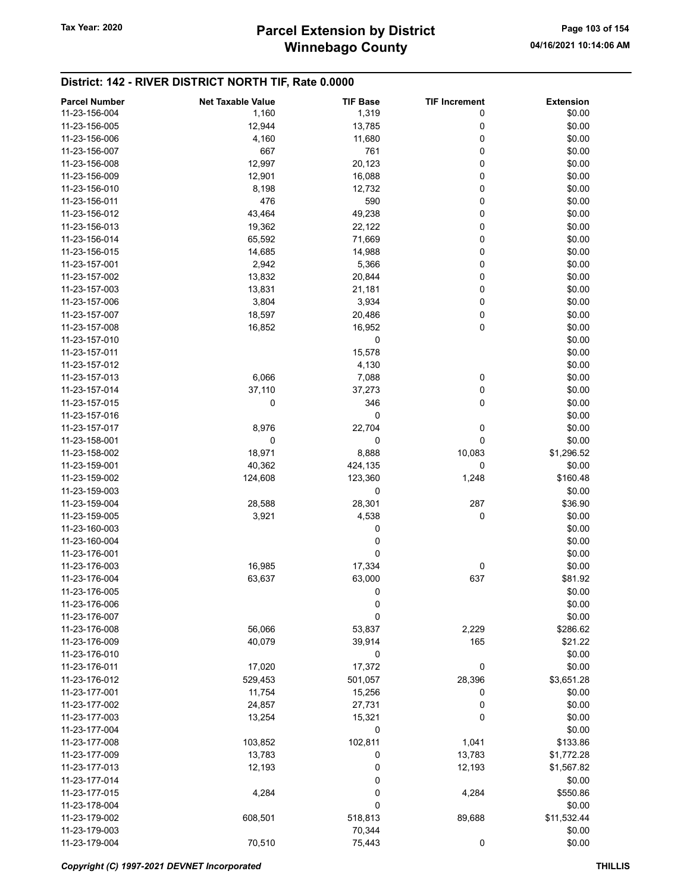## District: 142 - RIVER DISTRICT NORTH TIF, Rate 0.0000

| Parcel Number | Net Taxable Value | TIF Base | TIF Increment | Extension |
|---|---|---|---|---|
| 11-23-156-004 | 1,160 | 1,319 | 0 | $0.00 |
| 11-23-156-005 | 12,944 | 13,785 | 0 | $0.00 |
| 11-23-156-006 | 4,160 | 11,680 | 0 | $0.00 |
| 11-23-156-007 | 667 | 761 | 0 | $0.00 |
| 11-23-156-008 | 12,997 | 20,123 | 0 | $0.00 |
| 11-23-156-009 | 12,901 | 16,088 | 0 | $0.00 |
| 11-23-156-010 | 8,198 | 12,732 | 0 | $0.00 |
| 11-23-156-011 | 476 | 590 | 0 | $0.00 |
| 11-23-156-012 | 43,464 | 49,238 | 0 | $0.00 |
| 11-23-156-013 | 19,362 | 22,122 | 0 | $0.00 |
| 11-23-156-014 | 65,592 | 71,669 | 0 | $0.00 |
| 11-23-156-015 | 14,685 | 14,988 | 0 | $0.00 |
| 11-23-157-001 | 2,942 | 5,366 | 0 | $0.00 |
| 11-23-157-002 | 13,832 | 20,844 | 0 | $0.00 |
| 11-23-157-003 | 13,831 | 21,181 | 0 | $0.00 |
| 11-23-157-006 | 3,804 | 3,934 | 0 | $0.00 |
| 11-23-157-007 | 18,597 | 20,486 | 0 | $0.00 |
| 11-23-157-008 | 16,852 | 16,952 | 0 | $0.00 |
| 11-23-157-010 | | 0 | | $0.00 |
| 11-23-157-011 | | 15,578 | | $0.00 |
| 11-23-157-012 | | 4,130 | | $0.00 |
| 11-23-157-013 | 6,066 | 7,088 | 0 | $0.00 |
| 11-23-157-014 | 37,110 | 37,273 | 0 | $0.00 |
| 11-23-157-015 | 0 | 346 | 0 | $0.00 |
| 11-23-157-016 | | 0 | | $0.00 |
| 11-23-157-017 | 8,976 | 22,704 | 0 | $0.00 |
| 11-23-158-001 | 0 | 0 | 0 | $0.00 |
| 11-23-158-002 | 18,971 | 8,888 | 10,083 | $1,296.52 |
| 11-23-159-001 | 40,362 | 424,135 | 0 | $0.00 |
| 11-23-159-002 | 124,608 | 123,360 | 1,248 | $160.48 |
| 11-23-159-003 | | 0 | | $0.00 |
| 11-23-159-004 | 28,588 | 28,301 | 287 | $36.90 |
| 11-23-159-005 | 3,921 | 4,538 | 0 | $0.00 |
| 11-23-160-003 | | 0 | | $0.00 |
| 11-23-160-004 | | 0 | | $0.00 |
| 11-23-176-001 | | 0 | | $0.00 |
| 11-23-176-003 | 16,985 | 17,334 | 0 | $0.00 |
| 11-23-176-004 | 63,637 | 63,000 | 637 | $81.92 |
| 11-23-176-005 | | 0 | | $0.00 |
| 11-23-176-006 | | 0 | | $0.00 |
| 11-23-176-007 | | 0 | | $0.00 |
| 11-23-176-008 | 56,066 | 53,837 | 2,229 | $286.62 |
| 11-23-176-009 | 40,079 | 39,914 | 165 | $21.22 |
| 11-23-176-010 | | 0 | | $0.00 |
| 11-23-176-011 | 17,020 | 17,372 | 0 | $0.00 |
| 11-23-176-012 | 529,453 | 501,057 | 28,396 | $3,651.28 |
| 11-23-177-001 | 11,754 | 15,256 | 0 | $0.00 |
| 11-23-177-002 | 24,857 | 27,731 | 0 | $0.00 |
| 11-23-177-003 | 13,254 | 15,321 | 0 | $0.00 |
| 11-23-177-004 | | 0 | | $0.00 |
| 11-23-177-008 | 103,852 | 102,811 | 1,041 | $133.86 |
| 11-23-177-009 | 13,783 | 0 | 13,783 | $1,772.28 |
| 11-23-177-013 | 12,193 | 0 | 12,193 | $1,567.82 |
| 11-23-177-014 | | 0 | | $0.00 |
| 11-23-177-015 | 4,284 | 0 | 4,284 | $550.86 |
| 11-23-178-004 | | 0 | | $0.00 |
| 11-23-179-002 | 608,501 | 518,813 | 89,688 | $11,532.44 |
| 11-23-179-003 | | 70,344 | | $0.00 |
| 11-23-179-004 | 70,510 | 75,443 | 0 | $0.00 |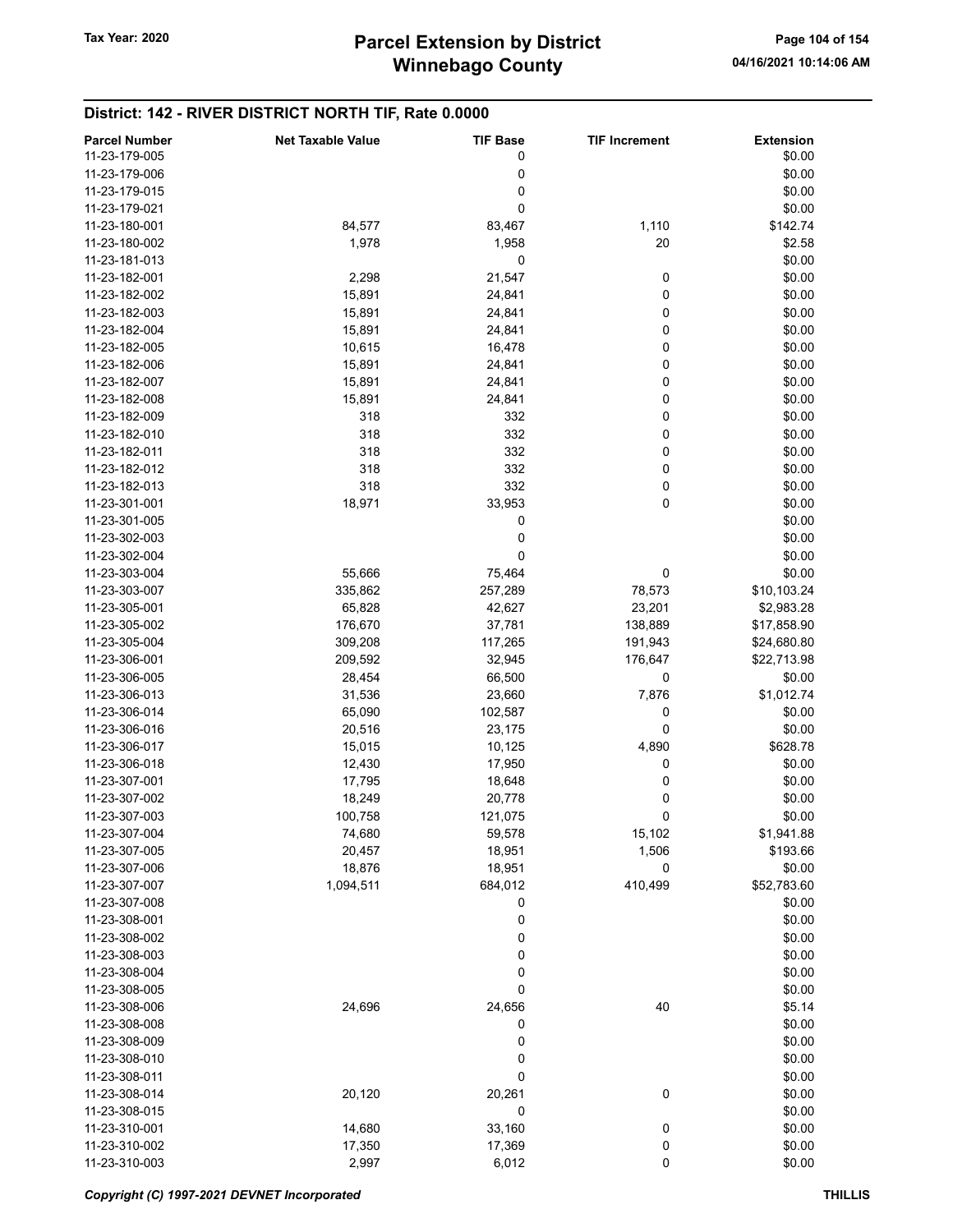## District: 142 - RIVER DISTRICT NORTH TIF, Rate 0.0000

| Parcel Number | Net Taxable Value | TIF Base | TIF Increment | Extension |
|---|---|---|---|---|
| 11-23-179-005 | | 0 | | $0.00 |
| 11-23-179-006 | | 0 | | $0.00 |
| 11-23-179-015 | | 0 | | $0.00 |
| 11-23-179-021 | | 0 | | $0.00 |
| 11-23-180-001 | 84,577 | 83,467 | 1,110 | $142.74 |
| 11-23-180-002 | 1,978 | 1,958 | 20 | $2.58 |
| 11-23-181-013 | | 0 | | $0.00 |
| 11-23-182-001 | 2,298 | 21,547 | 0 | $0.00 |
| 11-23-182-002 | 15,891 | 24,841 | 0 | $0.00 |
| 11-23-182-003 | 15,891 | 24,841 | 0 | $0.00 |
| 11-23-182-004 | 15,891 | 24,841 | 0 | $0.00 |
| 11-23-182-005 | 10,615 | 16,478 | 0 | $0.00 |
| 11-23-182-006 | 15,891 | 24,841 | 0 | $0.00 |
| 11-23-182-007 | 15,891 | 24,841 | 0 | $0.00 |
| 11-23-182-008 | 15,891 | 24,841 | 0 | $0.00 |
| 11-23-182-009 | 318 | 332 | 0 | $0.00 |
| 11-23-182-010 | 318 | 332 | 0 | $0.00 |
| 11-23-182-011 | 318 | 332 | 0 | $0.00 |
| 11-23-182-012 | 318 | 332 | 0 | $0.00 |
| 11-23-182-013 | 318 | 332 | 0 | $0.00 |
| 11-23-301-001 | 18,971 | 33,953 | 0 | $0.00 |
| 11-23-301-005 | | 0 | | $0.00 |
| 11-23-302-003 | | 0 | | $0.00 |
| 11-23-302-004 | | 0 | | $0.00 |
| 11-23-303-004 | 55,666 | 75,464 | 0 | $0.00 |
| 11-23-303-007 | 335,862 | 257,289 | 78,573 | $10,103.24 |
| 11-23-305-001 | 65,828 | 42,627 | 23,201 | $2,983.28 |
| 11-23-305-002 | 176,670 | 37,781 | 138,889 | $17,858.90 |
| 11-23-305-004 | 309,208 | 117,265 | 191,943 | $24,680.80 |
| 11-23-306-001 | 209,592 | 32,945 | 176,647 | $22,713.98 |
| 11-23-306-005 | 28,454 | 66,500 | 0 | $0.00 |
| 11-23-306-013 | 31,536 | 23,660 | 7,876 | $1,012.74 |
| 11-23-306-014 | 65,090 | 102,587 | 0 | $0.00 |
| 11-23-306-016 | 20,516 | 23,175 | 0 | $0.00 |
| 11-23-306-017 | 15,015 | 10,125 | 4,890 | $628.78 |
| 11-23-306-018 | 12,430 | 17,950 | 0 | $0.00 |
| 11-23-307-001 | 17,795 | 18,648 | 0 | $0.00 |
| 11-23-307-002 | 18,249 | 20,778 | 0 | $0.00 |
| 11-23-307-003 | 100,758 | 121,075 | 0 | $0.00 |
| 11-23-307-004 | 74,680 | 59,578 | 15,102 | $1,941.88 |
| 11-23-307-005 | 20,457 | 18,951 | 1,506 | $193.66 |
| 11-23-307-006 | 18,876 | 18,951 | 0 | $0.00 |
| 11-23-307-007 | 1,094,511 | 684,012 | 410,499 | $52,783.60 |
| 11-23-307-008 | | 0 | | $0.00 |
| 11-23-308-001 | | 0 | | $0.00 |
| 11-23-308-002 | | 0 | | $0.00 |
| 11-23-308-003 | | 0 | | $0.00 |
| 11-23-308-004 | | 0 | | $0.00 |
| 11-23-308-005 | | 0 | | $0.00 |
| 11-23-308-006 | 24,696 | 24,656 | 40 | $5.14 |
| 11-23-308-008 | | 0 | | $0.00 |
| 11-23-308-009 | | 0 | | $0.00 |
| 11-23-308-010 | | 0 | | $0.00 |
| 11-23-308-011 | | 0 | | $0.00 |
| 11-23-308-014 | 20,120 | 20,261 | 0 | $0.00 |
| 11-23-308-015 | | 0 | | $0.00 |
| 11-23-310-001 | 14,680 | 33,160 | 0 | $0.00 |
| 11-23-310-002 | 17,350 | 17,369 | 0 | $0.00 |
| 11-23-310-003 | 2,997 | 6,012 | 0 | $0.00 |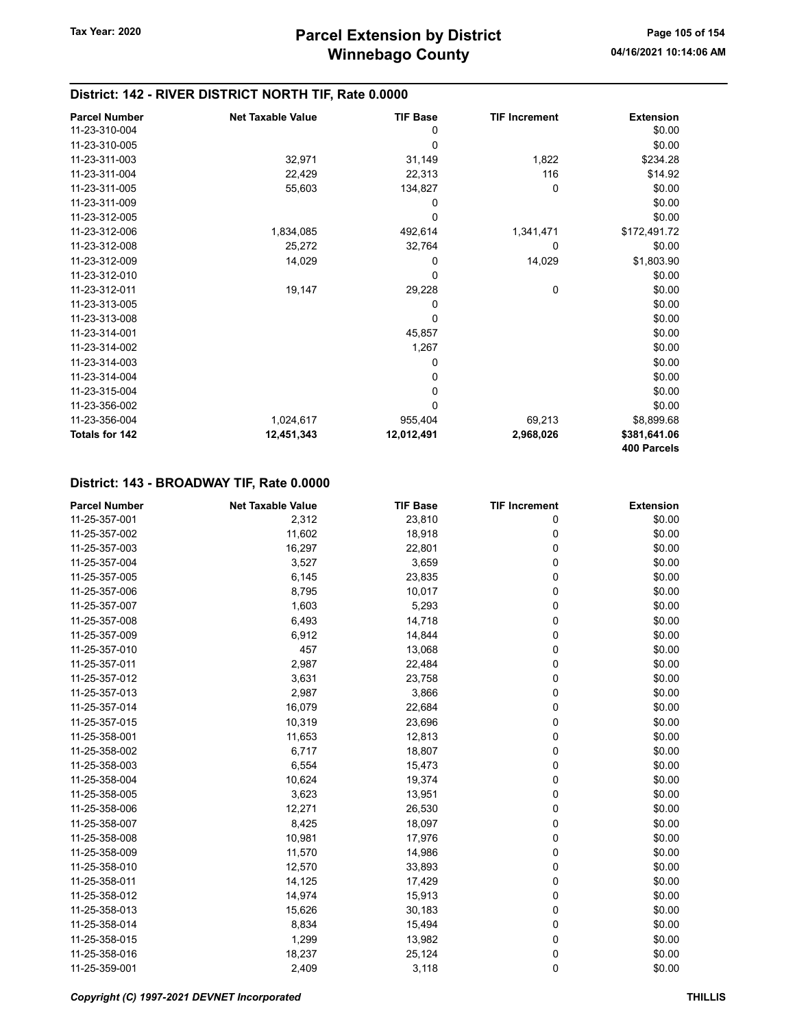## District: 142 - RIVER DISTRICT NORTH TIF, Rate 0.0000

| Parcel Number | Net Taxable Value | TIF Base | TIF Increment | Extension |
|---|---|---|---|---|
| 11-23-310-004 | | 0 | | $0.00 |
| 11-23-310-005 | | 0 | | $0.00 |
| 11-23-311-003 | 32,971 | 31,149 | 1,822 | $234.28 |
| 11-23-311-004 | 22,429 | 22,313 | 116 | $14.92 |
| 11-23-311-005 | 55,603 | 134,827 | 0 | $0.00 |
| 11-23-311-009 | | 0 | | $0.00 |
| 11-23-312-005 | | 0 | | $0.00 |
| 11-23-312-006 | 1,834,085 | 492,614 | 1,341,471 | $172,491.72 |
| 11-23-312-008 | 25,272 | 32,764 | 0 | $0.00 |
| 11-23-312-009 | 14,029 | 0 | 14,029 | $1,803.90 |
| 11-23-312-010 | | 0 | | $0.00 |
| 11-23-312-011 | 19,147 | 29,228 | 0 | $0.00 |
| 11-23-313-005 | | 0 | | $0.00 |
| 11-23-313-008 | | 0 | | $0.00 |
| 11-23-314-001 | | 45,857 | | $0.00 |
| 11-23-314-002 | | 1,267 | | $0.00 |
| 11-23-314-003 | | 0 | | $0.00 |
| 11-23-314-004 | | 0 | | $0.00 |
| 11-23-315-004 | | 0 | | $0.00 |
| 11-23-356-002 | | 0 | | $0.00 |
| 11-23-356-004 | 1,024,617 | 955,404 | 69,213 | $8,899.68 |
| **Totals for 142** | **12,451,343** | **12,012,491** | **2,968,026** | **$381,641.06** |
| | | | | **400 Parcels** |

## District: 143 - BROADWAY TIF, Rate 0.0000

| Parcel Number | Net Taxable Value | TIF Base | TIF Increment | Extension |
|---|---|---|---|---|
| 11-25-357-001 | 2,312 | 23,810 | 0 | $0.00 |
| 11-25-357-002 | 11,602 | 18,918 | 0 | $0.00 |
| 11-25-357-003 | 16,297 | 22,801 | 0 | $0.00 |
| 11-25-357-004 | 3,527 | 3,659 | 0 | $0.00 |
| 11-25-357-005 | 6,145 | 23,835 | 0 | $0.00 |
| 11-25-357-006 | 8,795 | 10,017 | 0 | $0.00 |
| 11-25-357-007 | 1,603 | 5,293 | 0 | $0.00 |
| 11-25-357-008 | 6,493 | 14,718 | 0 | $0.00 |
| 11-25-357-009 | 6,912 | 14,844 | 0 | $0.00 |
| 11-25-357-010 | 457 | 13,068 | 0 | $0.00 |
| 11-25-357-011 | 2,987 | 22,484 | 0 | $0.00 |
| 11-25-357-012 | 3,631 | 23,758 | 0 | $0.00 |
| 11-25-357-013 | 2,987 | 3,866 | 0 | $0.00 |
| 11-25-357-014 | 16,079 | 22,684 | 0 | $0.00 |
| 11-25-357-015 | 10,319 | 23,696 | 0 | $0.00 |
| 11-25-358-001 | 11,653 | 12,813 | 0 | $0.00 |
| 11-25-358-002 | 6,717 | 18,807 | 0 | $0.00 |
| 11-25-358-003 | 6,554 | 15,473 | 0 | $0.00 |
| 11-25-358-004 | 10,624 | 19,374 | 0 | $0.00 |
| 11-25-358-005 | 3,623 | 13,951 | 0 | $0.00 |
| 11-25-358-006 | 12,271 | 26,530 | 0 | $0.00 |
| 11-25-358-007 | 8,425 | 18,097 | 0 | $0.00 |
| 11-25-358-008 | 10,981 | 17,976 | 0 | $0.00 |
| 11-25-358-009 | 11,570 | 14,986 | 0 | $0.00 |
| 11-25-358-010 | 12,570 | 33,893 | 0 | $0.00 |
| 11-25-358-011 | 14,125 | 17,429 | 0 | $0.00 |
| 11-25-358-012 | 14,974 | 15,913 | 0 | $0.00 |
| 11-25-358-013 | 15,626 | 30,183 | 0 | $0.00 |
| 11-25-358-014 | 8,834 | 15,494 | 0 | $0.00 |
| 11-25-358-015 | 1,299 | 13,982 | 0 | $0.00 |
| 11-25-358-016 | 18,237 | 25,124 | 0 | $0.00 |
| 11-25-359-001 | 2,409 | 3,118 | 0 | $0.00 |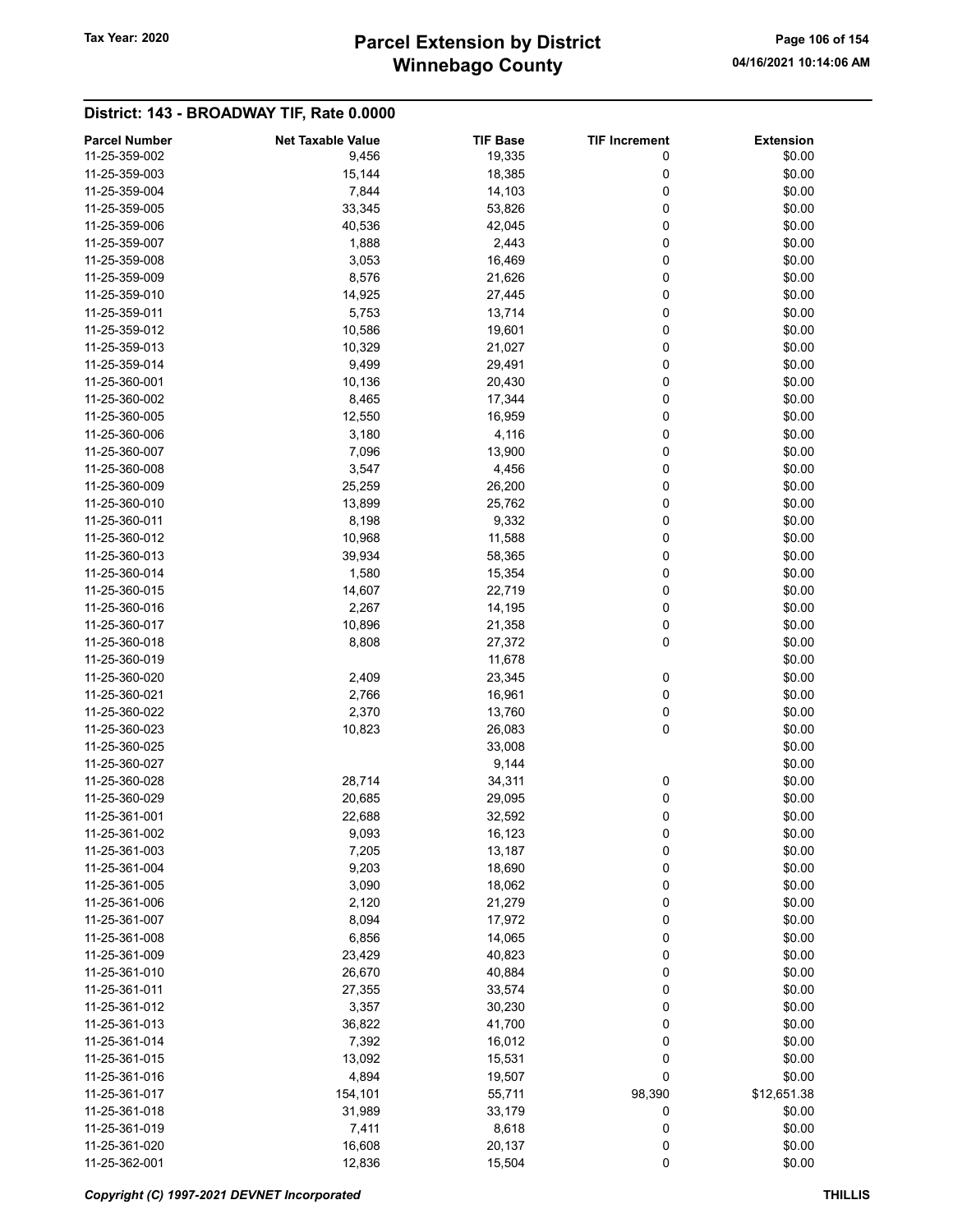## District: 143 - BROADWAY TIF, Rate 0.0000

| Parcel Number | Net Taxable Value | TIF Base | TIF Increment | Extension |
|---|---|---|---|---|
| 11-25-359-002 | 9,456 | 19,335 | 0 | $0.00 |
| 11-25-359-003 | 15,144 | 18,385 | 0 | $0.00 |
| 11-25-359-004 | 7,844 | 14,103 | 0 | $0.00 |
| 11-25-359-005 | 33,345 | 53,826 | 0 | $0.00 |
| 11-25-359-006 | 40,536 | 42,045 | 0 | $0.00 |
| 11-25-359-007 | 1,888 | 2,443 | 0 | $0.00 |
| 11-25-359-008 | 3,053 | 16,469 | 0 | $0.00 |
| 11-25-359-009 | 8,576 | 21,626 | 0 | $0.00 |
| 11-25-359-010 | 14,925 | 27,445 | 0 | $0.00 |
| 11-25-359-011 | 5,753 | 13,714 | 0 | $0.00 |
| 11-25-359-012 | 10,586 | 19,601 | 0 | $0.00 |
| 11-25-359-013 | 10,329 | 21,027 | 0 | $0.00 |
| 11-25-359-014 | 9,499 | 29,491 | 0 | $0.00 |
| 11-25-360-001 | 10,136 | 20,430 | 0 | $0.00 |
| 11-25-360-002 | 8,465 | 17,344 | 0 | $0.00 |
| 11-25-360-005 | 12,550 | 16,959 | 0 | $0.00 |
| 11-25-360-006 | 3,180 | 4,116 | 0 | $0.00 |
| 11-25-360-007 | 7,096 | 13,900 | 0 | $0.00 |
| 11-25-360-008 | 3,547 | 4,456 | 0 | $0.00 |
| 11-25-360-009 | 25,259 | 26,200 | 0 | $0.00 |
| 11-25-360-010 | 13,899 | 25,762 | 0 | $0.00 |
| 11-25-360-011 | 8,198 | 9,332 | 0 | $0.00 |
| 11-25-360-012 | 10,968 | 11,588 | 0 | $0.00 |
| 11-25-360-013 | 39,934 | 58,365 | 0 | $0.00 |
| 11-25-360-014 | 1,580 | 15,354 | 0 | $0.00 |
| 11-25-360-015 | 14,607 | 22,719 | 0 | $0.00 |
| 11-25-360-016 | 2,267 | 14,195 | 0 | $0.00 |
| 11-25-360-017 | 10,896 | 21,358 | 0 | $0.00 |
| 11-25-360-018 | 8,808 | 27,372 | 0 | $0.00 |
| 11-25-360-019 | | 11,678 | | $0.00 |
| 11-25-360-020 | 2,409 | 23,345 | 0 | $0.00 |
| 11-25-360-021 | 2,766 | 16,961 | 0 | $0.00 |
| 11-25-360-022 | 2,370 | 13,760 | 0 | $0.00 |
| 11-25-360-023 | 10,823 | 26,083 | 0 | $0.00 |
| 11-25-360-025 | | 33,008 | | $0.00 |
| 11-25-360-027 | | 9,144 | | $0.00 |
| 11-25-360-028 | 28,714 | 34,311 | 0 | $0.00 |
| 11-25-360-029 | 20,685 | 29,095 | 0 | $0.00 |
| 11-25-361-001 | 22,688 | 32,592 | 0 | $0.00 |
| 11-25-361-002 | 9,093 | 16,123 | 0 | $0.00 |
| 11-25-361-003 | 7,205 | 13,187 | 0 | $0.00 |
| 11-25-361-004 | 9,203 | 18,690 | 0 | $0.00 |
| 11-25-361-005 | 3,090 | 18,062 | 0 | $0.00 |
| 11-25-361-006 | 2,120 | 21,279 | 0 | $0.00 |
| 11-25-361-007 | 8,094 | 17,972 | 0 | $0.00 |
| 11-25-361-008 | 6,856 | 14,065 | 0 | $0.00 |
| 11-25-361-009 | 23,429 | 40,823 | 0 | $0.00 |
| 11-25-361-010 | 26,670 | 40,884 | 0 | $0.00 |
| 11-25-361-011 | 27,355 | 33,574 | 0 | $0.00 |
| 11-25-361-012 | 3,357 | 30,230 | 0 | $0.00 |
| 11-25-361-013 | 36,822 | 41,700 | 0 | $0.00 |
| 11-25-361-014 | 7,392 | 16,012 | 0 | $0.00 |
| 11-25-361-015 | 13,092 | 15,531 | 0 | $0.00 |
| 11-25-361-016 | 4,894 | 19,507 | 0 | $0.00 |
| 11-25-361-017 | 154,101 | 55,711 | 98,390 | $12,651.38 |
| 11-25-361-018 | 31,989 | 33,179 | 0 | $0.00 |
| 11-25-361-019 | 7,411 | 8,618 | 0 | $0.00 |
| 11-25-361-020 | 16,608 | 20,137 | 0 | $0.00 |
| 11-25-362-001 | 12,836 | 15,504 | 0 | $0.00 |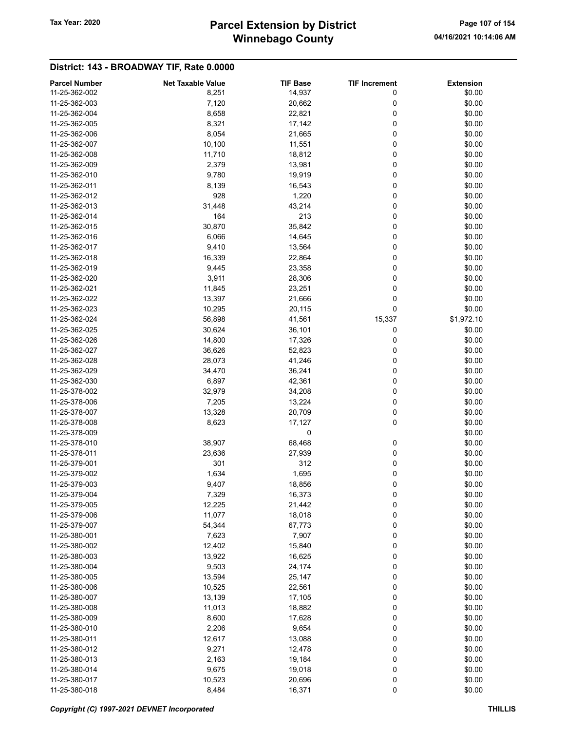## District: 143 - BROADWAY TIF, Rate 0.0000

| Parcel Number | Net Taxable Value | TIF Base | TIF Increment | Extension |
|---|---|---|---|---|
| 11-25-362-002 | 8,251 | 14,937 | 0 | $0.00 |
| 11-25-362-003 | 7,120 | 20,662 | 0 | $0.00 |
| 11-25-362-004 | 8,658 | 22,821 | 0 | $0.00 |
| 11-25-362-005 | 8,321 | 17,142 | 0 | $0.00 |
| 11-25-362-006 | 8,054 | 21,665 | 0 | $0.00 |
| 11-25-362-007 | 10,100 | 11,551 | 0 | $0.00 |
| 11-25-362-008 | 11,710 | 18,812 | 0 | $0.00 |
| 11-25-362-009 | 2,379 | 13,981 | 0 | $0.00 |
| 11-25-362-010 | 9,780 | 19,919 | 0 | $0.00 |
| 11-25-362-011 | 8,139 | 16,543 | 0 | $0.00 |
| 11-25-362-012 | 928 | 1,220 | 0 | $0.00 |
| 11-25-362-013 | 31,448 | 43,214 | 0 | $0.00 |
| 11-25-362-014 | 164 | 213 | 0 | $0.00 |
| 11-25-362-015 | 30,870 | 35,842 | 0 | $0.00 |
| 11-25-362-016 | 6,066 | 14,645 | 0 | $0.00 |
| 11-25-362-017 | 9,410 | 13,564 | 0 | $0.00 |
| 11-25-362-018 | 16,339 | 22,864 | 0 | $0.00 |
| 11-25-362-019 | 9,445 | 23,358 | 0 | $0.00 |
| 11-25-362-020 | 3,911 | 28,306 | 0 | $0.00 |
| 11-25-362-021 | 11,845 | 23,251 | 0 | $0.00 |
| 11-25-362-022 | 13,397 | 21,666 | 0 | $0.00 |
| 11-25-362-023 | 10,295 | 20,115 | 0 | $0.00 |
| 11-25-362-024 | 56,898 | 41,561 | 15,337 | $1,972.10 |
| 11-25-362-025 | 30,624 | 36,101 | 0 | $0.00 |
| 11-25-362-026 | 14,800 | 17,326 | 0 | $0.00 |
| 11-25-362-027 | 36,626 | 52,823 | 0 | $0.00 |
| 11-25-362-028 | 28,073 | 41,246 | 0 | $0.00 |
| 11-25-362-029 | 34,470 | 36,241 | 0 | $0.00 |
| 11-25-362-030 | 6,897 | 42,361 | 0 | $0.00 |
| 11-25-378-002 | 32,979 | 34,208 | 0 | $0.00 |
| 11-25-378-006 | 7,205 | 13,224 | 0 | $0.00 |
| 11-25-378-007 | 13,328 | 20,709 | 0 | $0.00 |
| 11-25-378-008 | 8,623 | 17,127 | 0 | $0.00 |
| 11-25-378-009 | | 0 | | $0.00 |
| 11-25-378-010 | 38,907 | 68,468 | 0 | $0.00 |
| 11-25-378-011 | 23,636 | 27,939 | 0 | $0.00 |
| 11-25-379-001 | 301 | 312 | 0 | $0.00 |
| 11-25-379-002 | 1,634 | 1,695 | 0 | $0.00 |
| 11-25-379-003 | 9,407 | 18,856 | 0 | $0.00 |
| 11-25-379-004 | 7,329 | 16,373 | 0 | $0.00 |
| 11-25-379-005 | 12,225 | 21,442 | 0 | $0.00 |
| 11-25-379-006 | 11,077 | 18,018 | 0 | $0.00 |
| 11-25-379-007 | 54,344 | 67,773 | 0 | $0.00 |
| 11-25-380-001 | 7,623 | 7,907 | 0 | $0.00 |
| 11-25-380-002 | 12,402 | 15,840 | 0 | $0.00 |
| 11-25-380-003 | 13,922 | 16,625 | 0 | $0.00 |
| 11-25-380-004 | 9,503 | 24,174 | 0 | $0.00 |
| 11-25-380-005 | 13,594 | 25,147 | 0 | $0.00 |
| 11-25-380-006 | 10,525 | 22,561 | 0 | $0.00 |
| 11-25-380-007 | 13,139 | 17,105 | 0 | $0.00 |
| 11-25-380-008 | 11,013 | 18,882 | 0 | $0.00 |
| 11-25-380-009 | 8,600 | 17,628 | 0 | $0.00 |
| 11-25-380-010 | 2,206 | 9,654 | 0 | $0.00 |
| 11-25-380-011 | 12,617 | 13,088 | 0 | $0.00 |
| 11-25-380-012 | 9,271 | 12,478 | 0 | $0.00 |
| 11-25-380-013 | 2,163 | 19,184 | 0 | $0.00 |
| 11-25-380-014 | 9,675 | 19,018 | 0 | $0.00 |
| 11-25-380-017 | 10,523 | 20,696 | 0 | $0.00 |
| 11-25-380-018 | 8,484 | 16,371 | 0 | $0.00 |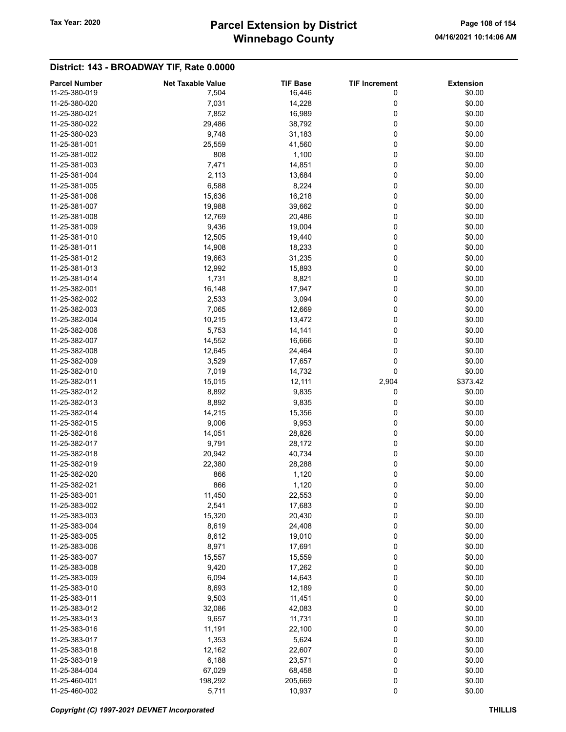## District: 143 - BROADWAY TIF, Rate 0.0000

| Parcel Number | Net Taxable Value | TIF Base | TIF Increment | Extension |
|---|---|---|---|---|
| 11-25-380-019 | 7,504 | 16,446 | 0 | $0.00 |
| 11-25-380-020 | 7,031 | 14,228 | 0 | $0.00 |
| 11-25-380-021 | 7,852 | 16,989 | 0 | $0.00 |
| 11-25-380-022 | 29,486 | 38,792 | 0 | $0.00 |
| 11-25-380-023 | 9,748 | 31,183 | 0 | $0.00 |
| 11-25-381-001 | 25,559 | 41,560 | 0 | $0.00 |
| 11-25-381-002 | 808 | 1,100 | 0 | $0.00 |
| 11-25-381-003 | 7,471 | 14,851 | 0 | $0.00 |
| 11-25-381-004 | 2,113 | 13,684 | 0 | $0.00 |
| 11-25-381-005 | 6,588 | 8,224 | 0 | $0.00 |
| 11-25-381-006 | 15,636 | 16,218 | 0 | $0.00 |
| 11-25-381-007 | 19,988 | 39,662 | 0 | $0.00 |
| 11-25-381-008 | 12,769 | 20,486 | 0 | $0.00 |
| 11-25-381-009 | 9,436 | 19,004 | 0 | $0.00 |
| 11-25-381-010 | 12,505 | 19,440 | 0 | $0.00 |
| 11-25-381-011 | 14,908 | 18,233 | 0 | $0.00 |
| 11-25-381-012 | 19,663 | 31,235 | 0 | $0.00 |
| 11-25-381-013 | 12,992 | 15,893 | 0 | $0.00 |
| 11-25-381-014 | 1,731 | 8,821 | 0 | $0.00 |
| 11-25-382-001 | 16,148 | 17,947 | 0 | $0.00 |
| 11-25-382-002 | 2,533 | 3,094 | 0 | $0.00 |
| 11-25-382-003 | 7,065 | 12,669 | 0 | $0.00 |
| 11-25-382-004 | 10,215 | 13,472 | 0 | $0.00 |
| 11-25-382-006 | 5,753 | 14,141 | 0 | $0.00 |
| 11-25-382-007 | 14,552 | 16,666 | 0 | $0.00 |
| 11-25-382-008 | 12,645 | 24,464 | 0 | $0.00 |
| 11-25-382-009 | 3,529 | 17,657 | 0 | $0.00 |
| 11-25-382-010 | 7,019 | 14,732 | 0 | $0.00 |
| 11-25-382-011 | 15,015 | 12,111 | 2,904 | $373.42 |
| 11-25-382-012 | 8,892 | 9,835 | 0 | $0.00 |
| 11-25-382-013 | 8,892 | 9,835 | 0 | $0.00 |
| 11-25-382-014 | 14,215 | 15,356 | 0 | $0.00 |
| 11-25-382-015 | 9,006 | 9,953 | 0 | $0.00 |
| 11-25-382-016 | 14,051 | 28,826 | 0 | $0.00 |
| 11-25-382-017 | 9,791 | 28,172 | 0 | $0.00 |
| 11-25-382-018 | 20,942 | 40,734 | 0 | $0.00 |
| 11-25-382-019 | 22,380 | 28,288 | 0 | $0.00 |
| 11-25-382-020 | 866 | 1,120 | 0 | $0.00 |
| 11-25-382-021 | 866 | 1,120 | 0 | $0.00 |
| 11-25-383-001 | 11,450 | 22,553 | 0 | $0.00 |
| 11-25-383-002 | 2,541 | 17,683 | 0 | $0.00 |
| 11-25-383-003 | 15,320 | 20,430 | 0 | $0.00 |
| 11-25-383-004 | 8,619 | 24,408 | 0 | $0.00 |
| 11-25-383-005 | 8,612 | 19,010 | 0 | $0.00 |
| 11-25-383-006 | 8,971 | 17,691 | 0 | $0.00 |
| 11-25-383-007 | 15,557 | 15,559 | 0 | $0.00 |
| 11-25-383-008 | 9,420 | 17,262 | 0 | $0.00 |
| 11-25-383-009 | 6,094 | 14,643 | 0 | $0.00 |
| 11-25-383-010 | 8,693 | 12,189 | 0 | $0.00 |
| 11-25-383-011 | 9,503 | 11,451 | 0 | $0.00 |
| 11-25-383-012 | 32,086 | 42,083 | 0 | $0.00 |
| 11-25-383-013 | 9,657 | 11,731 | 0 | $0.00 |
| 11-25-383-016 | 11,191 | 22,100 | 0 | $0.00 |
| 11-25-383-017 | 1,353 | 5,624 | 0 | $0.00 |
| 11-25-383-018 | 12,162 | 22,607 | 0 | $0.00 |
| 11-25-383-019 | 6,188 | 23,571 | 0 | $0.00 |
| 11-25-384-004 | 67,029 | 68,458 | 0 | $0.00 |
| 11-25-460-001 | 198,292 | 205,669 | 0 | $0.00 |
| 11-25-460-002 | 5,711 | 10,937 | 0 | $0.00 |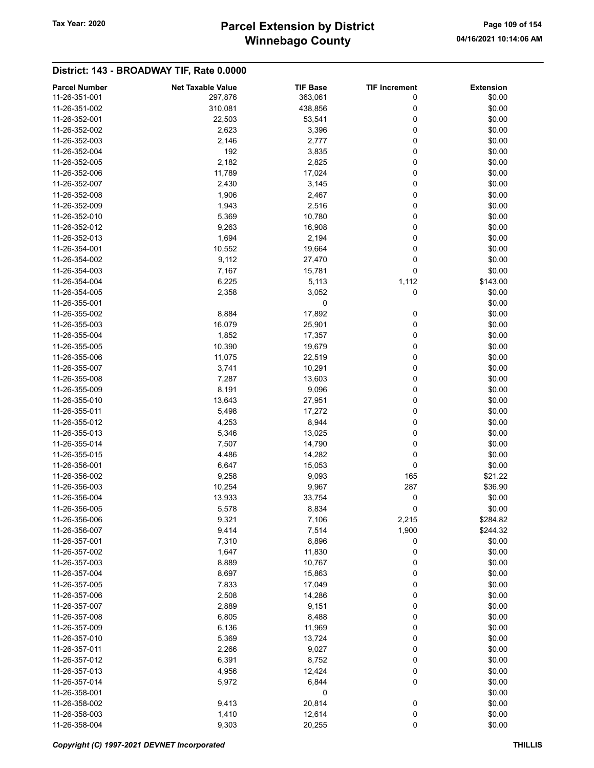## District: 143 - BROADWAY TIF, Rate 0.0000

| Parcel Number | Net Taxable Value | TIF Base | TIF Increment | Extension |
|---|---|---|---|---|
| 11-26-351-001 | 297,876 | 363,061 | 0 | $0.00 |
| 11-26-351-002 | 310,081 | 438,856 | 0 | $0.00 |
| 11-26-352-001 | 22,503 | 53,541 | 0 | $0.00 |
| 11-26-352-002 | 2,623 | 3,396 | 0 | $0.00 |
| 11-26-352-003 | 2,146 | 2,777 | 0 | $0.00 |
| 11-26-352-004 | 192 | 3,835 | 0 | $0.00 |
| 11-26-352-005 | 2,182 | 2,825 | 0 | $0.00 |
| 11-26-352-006 | 11,789 | 17,024 | 0 | $0.00 |
| 11-26-352-007 | 2,430 | 3,145 | 0 | $0.00 |
| 11-26-352-008 | 1,906 | 2,467 | 0 | $0.00 |
| 11-26-352-009 | 1,943 | 2,516 | 0 | $0.00 |
| 11-26-352-010 | 5,369 | 10,780 | 0 | $0.00 |
| 11-26-352-012 | 9,263 | 16,908 | 0 | $0.00 |
| 11-26-352-013 | 1,694 | 2,194 | 0 | $0.00 |
| 11-26-354-001 | 10,552 | 19,664 | 0 | $0.00 |
| 11-26-354-002 | 9,112 | 27,470 | 0 | $0.00 |
| 11-26-354-003 | 7,167 | 15,781 | 0 | $0.00 |
| 11-26-354-004 | 6,225 | 5,113 | 1,112 | $143.00 |
| 11-26-354-005 | 2,358 | 3,052 | 0 | $0.00 |
| 11-26-355-001 | | 0 | | $0.00 |
| 11-26-355-002 | 8,884 | 17,892 | 0 | $0.00 |
| 11-26-355-003 | 16,079 | 25,901 | 0 | $0.00 |
| 11-26-355-004 | 1,852 | 17,357 | 0 | $0.00 |
| 11-26-355-005 | 10,390 | 19,679 | 0 | $0.00 |
| 11-26-355-006 | 11,075 | 22,519 | 0 | $0.00 |
| 11-26-355-007 | 3,741 | 10,291 | 0 | $0.00 |
| 11-26-355-008 | 7,287 | 13,603 | 0 | $0.00 |
| 11-26-355-009 | 8,191 | 9,096 | 0 | $0.00 |
| 11-26-355-010 | 13,643 | 27,951 | 0 | $0.00 |
| 11-26-355-011 | 5,498 | 17,272 | 0 | $0.00 |
| 11-26-355-012 | 4,253 | 8,944 | 0 | $0.00 |
| 11-26-355-013 | 5,346 | 13,025 | 0 | $0.00 |
| 11-26-355-014 | 7,507 | 14,790 | 0 | $0.00 |
| 11-26-355-015 | 4,486 | 14,282 | 0 | $0.00 |
| 11-26-356-001 | 6,647 | 15,053 | 0 | $0.00 |
| 11-26-356-002 | 9,258 | 9,093 | 165 | $21.22 |
| 11-26-356-003 | 10,254 | 9,967 | 287 | $36.90 |
| 11-26-356-004 | 13,933 | 33,754 | 0 | $0.00 |
| 11-26-356-005 | 5,578 | 8,834 | 0 | $0.00 |
| 11-26-356-006 | 9,321 | 7,106 | 2,215 | $284.82 |
| 11-26-356-007 | 9,414 | 7,514 | 1,900 | $244.32 |
| 11-26-357-001 | 7,310 | 8,896 | 0 | $0.00 |
| 11-26-357-002 | 1,647 | 11,830 | 0 | $0.00 |
| 11-26-357-003 | 8,889 | 10,767 | 0 | $0.00 |
| 11-26-357-004 | 8,697 | 15,863 | 0 | $0.00 |
| 11-26-357-005 | 7,833 | 17,049 | 0 | $0.00 |
| 11-26-357-006 | 2,508 | 14,286 | 0 | $0.00 |
| 11-26-357-007 | 2,889 | 9,151 | 0 | $0.00 |
| 11-26-357-008 | 6,805 | 8,488 | 0 | $0.00 |
| 11-26-357-009 | 6,136 | 11,969 | 0 | $0.00 |
| 11-26-357-010 | 5,369 | 13,724 | 0 | $0.00 |
| 11-26-357-011 | 2,266 | 9,027 | 0 | $0.00 |
| 11-26-357-012 | 6,391 | 8,752 | 0 | $0.00 |
| 11-26-357-013 | 4,956 | 12,424 | 0 | $0.00 |
| 11-26-357-014 | 5,972 | 6,844 | 0 | $0.00 |
| 11-26-358-001 | | 0 | | $0.00 |
| 11-26-358-002 | 9,413 | 20,814 | 0 | $0.00 |
| 11-26-358-003 | 1,410 | 12,614 | 0 | $0.00 |
| 11-26-358-004 | 9,303 | 20,255 | 0 | $0.00 |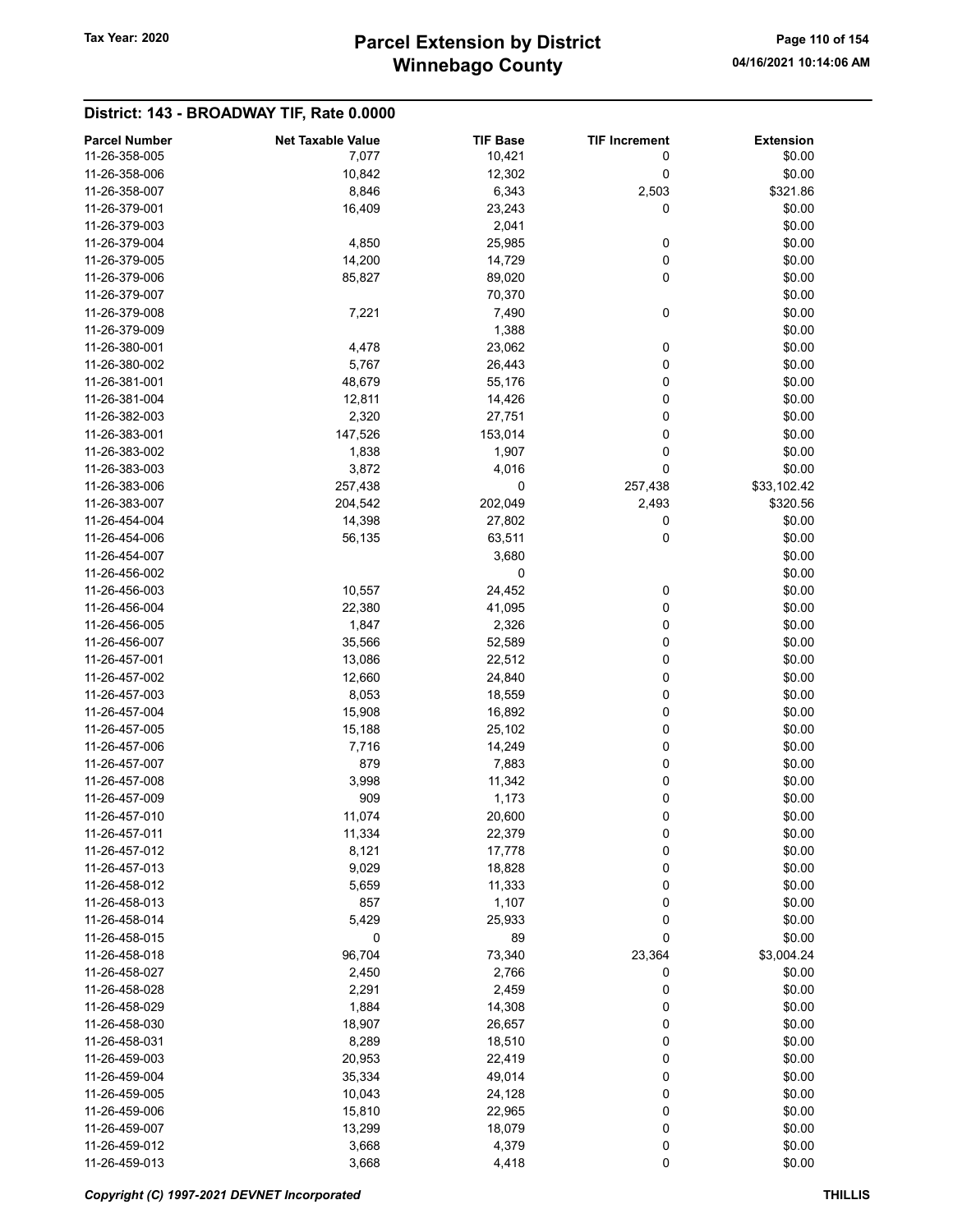## District: 143 - BROADWAY TIF, Rate 0.0000

| Parcel Number | Net Taxable Value | TIF Base | TIF Increment | Extension |
|---|---|---|---|---|
| 11-26-358-005 | 7,077 | 10,421 | 0 | $0.00 |
| 11-26-358-006 | 10,842 | 12,302 | 0 | $0.00 |
| 11-26-358-007 | 8,846 | 6,343 | 2,503 | $321.86 |
| 11-26-379-001 | 16,409 | 23,243 | 0 | $0.00 |
| 11-26-379-003 | | 2,041 | | $0.00 |
| 11-26-379-004 | 4,850 | 25,985 | 0 | $0.00 |
| 11-26-379-005 | 14,200 | 14,729 | 0 | $0.00 |
| 11-26-379-006 | 85,827 | 89,020 | 0 | $0.00 |
| 11-26-379-007 | | 70,370 | | $0.00 |
| 11-26-379-008 | 7,221 | 7,490 | 0 | $0.00 |
| 11-26-379-009 | | 1,388 | | $0.00 |
| 11-26-380-001 | 4,478 | 23,062 | 0 | $0.00 |
| 11-26-380-002 | 5,767 | 26,443 | 0 | $0.00 |
| 11-26-381-001 | 48,679 | 55,176 | 0 | $0.00 |
| 11-26-381-004 | 12,811 | 14,426 | 0 | $0.00 |
| 11-26-382-003 | 2,320 | 27,751 | 0 | $0.00 |
| 11-26-383-001 | 147,526 | 153,014 | 0 | $0.00 |
| 11-26-383-002 | 1,838 | 1,907 | 0 | $0.00 |
| 11-26-383-003 | 3,872 | 4,016 | 0 | $0.00 |
| 11-26-383-006 | 257,438 | 0 | 257,438 | $33,102.42 |
| 11-26-383-007 | 204,542 | 202,049 | 2,493 | $320.56 |
| 11-26-454-004 | 14,398 | 27,802 | 0 | $0.00 |
| 11-26-454-006 | 56,135 | 63,511 | 0 | $0.00 |
| 11-26-454-007 | | 3,680 | | $0.00 |
| 11-26-456-002 | | 0 | | $0.00 |
| 11-26-456-003 | 10,557 | 24,452 | 0 | $0.00 |
| 11-26-456-004 | 22,380 | 41,095 | 0 | $0.00 |
| 11-26-456-005 | 1,847 | 2,326 | 0 | $0.00 |
| 11-26-456-007 | 35,566 | 52,589 | 0 | $0.00 |
| 11-26-457-001 | 13,086 | 22,512 | 0 | $0.00 |
| 11-26-457-002 | 12,660 | 24,840 | 0 | $0.00 |
| 11-26-457-003 | 8,053 | 18,559 | 0 | $0.00 |
| 11-26-457-004 | 15,908 | 16,892 | 0 | $0.00 |
| 11-26-457-005 | 15,188 | 25,102 | 0 | $0.00 |
| 11-26-457-006 | 7,716 | 14,249 | 0 | $0.00 |
| 11-26-457-007 | 879 | 7,883 | 0 | $0.00 |
| 11-26-457-008 | 3,998 | 11,342 | 0 | $0.00 |
| 11-26-457-009 | 909 | 1,173 | 0 | $0.00 |
| 11-26-457-010 | 11,074 | 20,600 | 0 | $0.00 |
| 11-26-457-011 | 11,334 | 22,379 | 0 | $0.00 |
| 11-26-457-012 | 8,121 | 17,778 | 0 | $0.00 |
| 11-26-457-013 | 9,029 | 18,828 | 0 | $0.00 |
| 11-26-458-012 | 5,659 | 11,333 | 0 | $0.00 |
| 11-26-458-013 | 857 | 1,107 | 0 | $0.00 |
| 11-26-458-014 | 5,429 | 25,933 | 0 | $0.00 |
| 11-26-458-015 | 0 | 89 | 0 | $0.00 |
| 11-26-458-018 | 96,704 | 73,340 | 23,364 | $3,004.24 |
| 11-26-458-027 | 2,450 | 2,766 | 0 | $0.00 |
| 11-26-458-028 | 2,291 | 2,459 | 0 | $0.00 |
| 11-26-458-029 | 1,884 | 14,308 | 0 | $0.00 |
| 11-26-458-030 | 18,907 | 26,657 | 0 | $0.00 |
| 11-26-458-031 | 8,289 | 18,510 | 0 | $0.00 |
| 11-26-459-003 | 20,953 | 22,419 | 0 | $0.00 |
| 11-26-459-004 | 35,334 | 49,014 | 0 | $0.00 |
| 11-26-459-005 | 10,043 | 24,128 | 0 | $0.00 |
| 11-26-459-006 | 15,810 | 22,965 | 0 | $0.00 |
| 11-26-459-007 | 13,299 | 18,079 | 0 | $0.00 |
| 11-26-459-012 | 3,668 | 4,379 | 0 | $0.00 |
| 11-26-459-013 | 3,668 | 4,418 | 0 | $0.00 |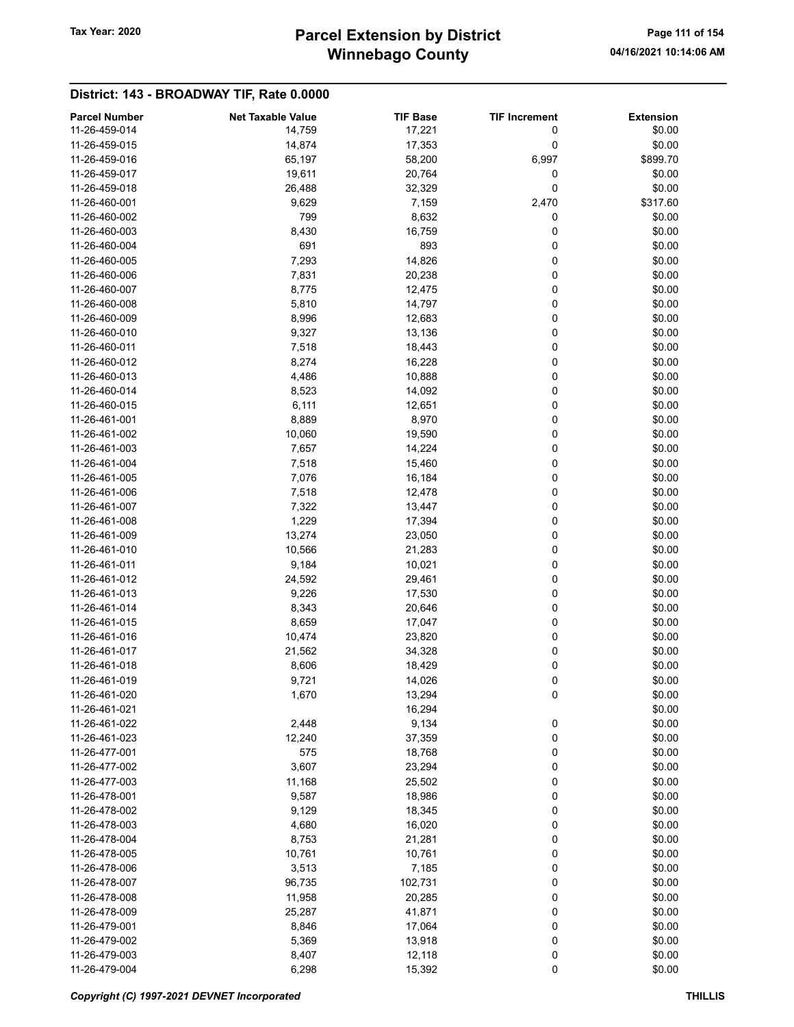## District: 143 - BROADWAY TIF, Rate 0.0000

| Parcel Number | Net Taxable Value | TIF Base | TIF Increment | Extension |
|---|---|---|---|---|
| 11-26-459-014 | 14,759 | 17,221 | 0 | $0.00 |
| 11-26-459-015 | 14,874 | 17,353 | 0 | $0.00 |
| 11-26-459-016 | 65,197 | 58,200 | 6,997 | $899.70 |
| 11-26-459-017 | 19,611 | 20,764 | 0 | $0.00 |
| 11-26-459-018 | 26,488 | 32,329 | 0 | $0.00 |
| 11-26-460-001 | 9,629 | 7,159 | 2,470 | $317.60 |
| 11-26-460-002 | 799 | 8,632 | 0 | $0.00 |
| 11-26-460-003 | 8,430 | 16,759 | 0 | $0.00 |
| 11-26-460-004 | 691 | 893 | 0 | $0.00 |
| 11-26-460-005 | 7,293 | 14,826 | 0 | $0.00 |
| 11-26-460-006 | 7,831 | 20,238 | 0 | $0.00 |
| 11-26-460-007 | 8,775 | 12,475 | 0 | $0.00 |
| 11-26-460-008 | 5,810 | 14,797 | 0 | $0.00 |
| 11-26-460-009 | 8,996 | 12,683 | 0 | $0.00 |
| 11-26-460-010 | 9,327 | 13,136 | 0 | $0.00 |
| 11-26-460-011 | 7,518 | 18,443 | 0 | $0.00 |
| 11-26-460-012 | 8,274 | 16,228 | 0 | $0.00 |
| 11-26-460-013 | 4,486 | 10,888 | 0 | $0.00 |
| 11-26-460-014 | 8,523 | 14,092 | 0 | $0.00 |
| 11-26-460-015 | 6,111 | 12,651 | 0 | $0.00 |
| 11-26-461-001 | 8,889 | 8,970 | 0 | $0.00 |
| 11-26-461-002 | 10,060 | 19,590 | 0 | $0.00 |
| 11-26-461-003 | 7,657 | 14,224 | 0 | $0.00 |
| 11-26-461-004 | 7,518 | 15,460 | 0 | $0.00 |
| 11-26-461-005 | 7,076 | 16,184 | 0 | $0.00 |
| 11-26-461-006 | 7,518 | 12,478 | 0 | $0.00 |
| 11-26-461-007 | 7,322 | 13,447 | 0 | $0.00 |
| 11-26-461-008 | 1,229 | 17,394 | 0 | $0.00 |
| 11-26-461-009 | 13,274 | 23,050 | 0 | $0.00 |
| 11-26-461-010 | 10,566 | 21,283 | 0 | $0.00 |
| 11-26-461-011 | 9,184 | 10,021 | 0 | $0.00 |
| 11-26-461-012 | 24,592 | 29,461 | 0 | $0.00 |
| 11-26-461-013 | 9,226 | 17,530 | 0 | $0.00 |
| 11-26-461-014 | 8,343 | 20,646 | 0 | $0.00 |
| 11-26-461-015 | 8,659 | 17,047 | 0 | $0.00 |
| 11-26-461-016 | 10,474 | 23,820 | 0 | $0.00 |
| 11-26-461-017 | 21,562 | 34,328 | 0 | $0.00 |
| 11-26-461-018 | 8,606 | 18,429 | 0 | $0.00 |
| 11-26-461-019 | 9,721 | 14,026 | 0 | $0.00 |
| 11-26-461-020 | 1,670 | 13,294 | 0 | $0.00 |
| 11-26-461-021 | | 16,294 | | $0.00 |
| 11-26-461-022 | 2,448 | 9,134 | 0 | $0.00 |
| 11-26-461-023 | 12,240 | 37,359 | 0 | $0.00 |
| 11-26-477-001 | 575 | 18,768 | 0 | $0.00 |
| 11-26-477-002 | 3,607 | 23,294 | 0 | $0.00 |
| 11-26-477-003 | 11,168 | 25,502 | 0 | $0.00 |
| 11-26-478-001 | 9,587 | 18,986 | 0 | $0.00 |
| 11-26-478-002 | 9,129 | 18,345 | 0 | $0.00 |
| 11-26-478-003 | 4,680 | 16,020 | 0 | $0.00 |
| 11-26-478-004 | 8,753 | 21,281 | 0 | $0.00 |
| 11-26-478-005 | 10,761 | 10,761 | 0 | $0.00 |
| 11-26-478-006 | 3,513 | 7,185 | 0 | $0.00 |
| 11-26-478-007 | 96,735 | 102,731 | 0 | $0.00 |
| 11-26-478-008 | 11,958 | 20,285 | 0 | $0.00 |
| 11-26-478-009 | 25,287 | 41,871 | 0 | $0.00 |
| 11-26-479-001 | 8,846 | 17,064 | 0 | $0.00 |
| 11-26-479-002 | 5,369 | 13,918 | 0 | $0.00 |
| 11-26-479-003 | 8,407 | 12,118 | 0 | $0.00 |
| 11-26-479-004 | 6,298 | 15,392 | 0 | $0.00 |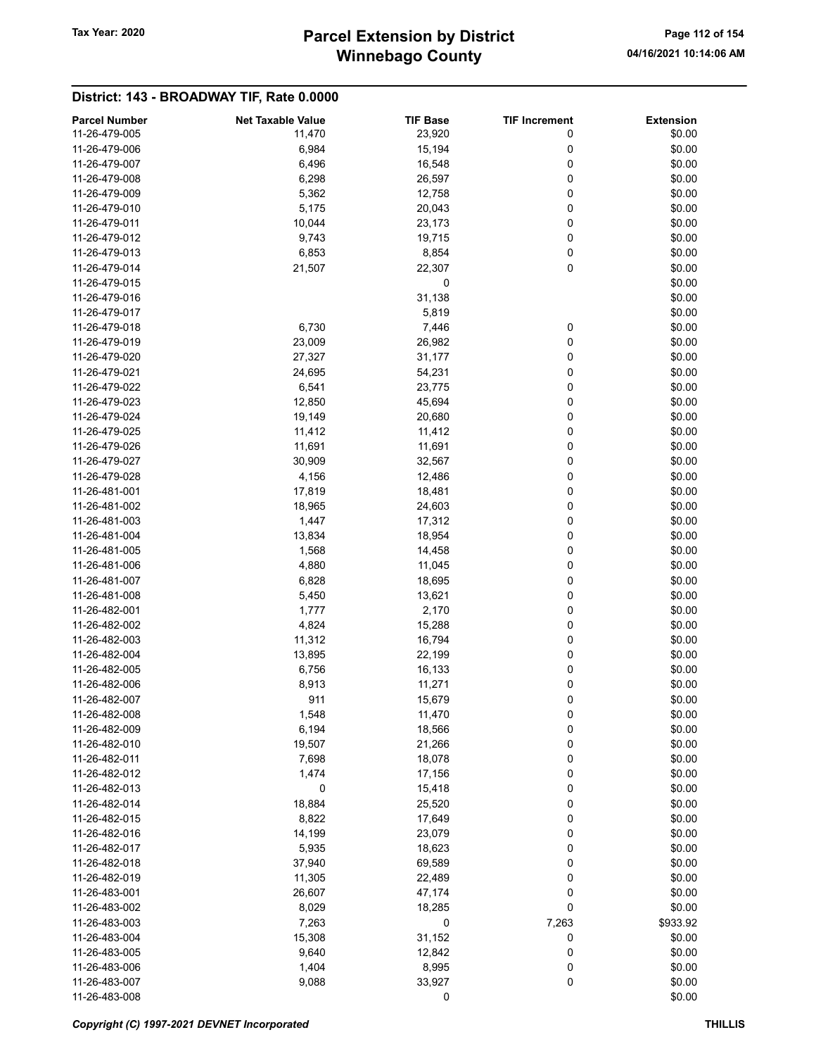## District: 143 - BROADWAY TIF, Rate 0.0000

| Parcel Number | Net Taxable Value | TIF Base | TIF Increment | Extension |
|---|---|---|---|---|
| 11-26-479-005 | 11,470 | 23,920 | 0 | $0.00 |
| 11-26-479-006 | 6,984 | 15,194 | 0 | $0.00 |
| 11-26-479-007 | 6,496 | 16,548 | 0 | $0.00 |
| 11-26-479-008 | 6,298 | 26,597 | 0 | $0.00 |
| 11-26-479-009 | 5,362 | 12,758 | 0 | $0.00 |
| 11-26-479-010 | 5,175 | 20,043 | 0 | $0.00 |
| 11-26-479-011 | 10,044 | 23,173 | 0 | $0.00 |
| 11-26-479-012 | 9,743 | 19,715 | 0 | $0.00 |
| 11-26-479-013 | 6,853 | 8,854 | 0 | $0.00 |
| 11-26-479-014 | 21,507 | 22,307 | 0 | $0.00 |
| 11-26-479-015 | | 0 | | $0.00 |
| 11-26-479-016 | | 31,138 | | $0.00 |
| 11-26-479-017 | | 5,819 | | $0.00 |
| 11-26-479-018 | 6,730 | 7,446 | 0 | $0.00 |
| 11-26-479-019 | 23,009 | 26,982 | 0 | $0.00 |
| 11-26-479-020 | 27,327 | 31,177 | 0 | $0.00 |
| 11-26-479-021 | 24,695 | 54,231 | 0 | $0.00 |
| 11-26-479-022 | 6,541 | 23,775 | 0 | $0.00 |
| 11-26-479-023 | 12,850 | 45,694 | 0 | $0.00 |
| 11-26-479-024 | 19,149 | 20,680 | 0 | $0.00 |
| 11-26-479-025 | 11,412 | 11,412 | 0 | $0.00 |
| 11-26-479-026 | 11,691 | 11,691 | 0 | $0.00 |
| 11-26-479-027 | 30,909 | 32,567 | 0 | $0.00 |
| 11-26-479-028 | 4,156 | 12,486 | 0 | $0.00 |
| 11-26-481-001 | 17,819 | 18,481 | 0 | $0.00 |
| 11-26-481-002 | 18,965 | 24,603 | 0 | $0.00 |
| 11-26-481-003 | 1,447 | 17,312 | 0 | $0.00 |
| 11-26-481-004 | 13,834 | 18,954 | 0 | $0.00 |
| 11-26-481-005 | 1,568 | 14,458 | 0 | $0.00 |
| 11-26-481-006 | 4,880 | 11,045 | 0 | $0.00 |
| 11-26-481-007 | 6,828 | 18,695 | 0 | $0.00 |
| 11-26-481-008 | 5,450 | 13,621 | 0 | $0.00 |
| 11-26-482-001 | 1,777 | 2,170 | 0 | $0.00 |
| 11-26-482-002 | 4,824 | 15,288 | 0 | $0.00 |
| 11-26-482-003 | 11,312 | 16,794 | 0 | $0.00 |
| 11-26-482-004 | 13,895 | 22,199 | 0 | $0.00 |
| 11-26-482-005 | 6,756 | 16,133 | 0 | $0.00 |
| 11-26-482-006 | 8,913 | 11,271 | 0 | $0.00 |
| 11-26-482-007 | 911 | 15,679 | 0 | $0.00 |
| 11-26-482-008 | 1,548 | 11,470 | 0 | $0.00 |
| 11-26-482-009 | 6,194 | 18,566 | 0 | $0.00 |
| 11-26-482-010 | 19,507 | 21,266 | 0 | $0.00 |
| 11-26-482-011 | 7,698 | 18,078 | 0 | $0.00 |
| 11-26-482-012 | 1,474 | 17,156 | 0 | $0.00 |
| 11-26-482-013 | 0 | 15,418 | 0 | $0.00 |
| 11-26-482-014 | 18,884 | 25,520 | 0 | $0.00 |
| 11-26-482-015 | 8,822 | 17,649 | 0 | $0.00 |
| 11-26-482-016 | 14,199 | 23,079 | 0 | $0.00 |
| 11-26-482-017 | 5,935 | 18,623 | 0 | $0.00 |
| 11-26-482-018 | 37,940 | 69,589 | 0 | $0.00 |
| 11-26-482-019 | 11,305 | 22,489 | 0 | $0.00 |
| 11-26-483-001 | 26,607 | 47,174 | 0 | $0.00 |
| 11-26-483-002 | 8,029 | 18,285 | 0 | $0.00 |
| 11-26-483-003 | 7,263 | 0 | 7,263 | $933.92 |
| 11-26-483-004 | 15,308 | 31,152 | 0 | $0.00 |
| 11-26-483-005 | 9,640 | 12,842 | 0 | $0.00 |
| 11-26-483-006 | 1,404 | 8,995 | 0 | $0.00 |
| 11-26-483-007 | 9,088 | 33,927 | 0 | $0.00 |
| 11-26-483-008 | | 0 | | $0.00 |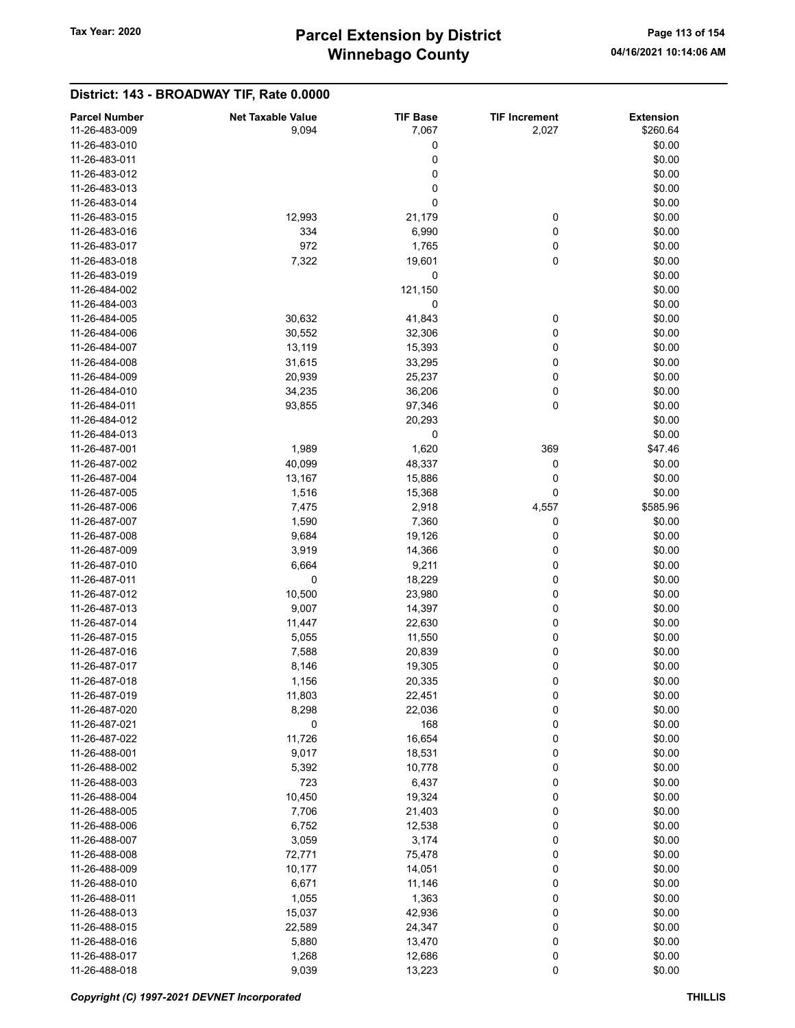## District: 143 - BROADWAY TIF, Rate 0.0000

| Parcel Number | Net Taxable Value | TIF Base | TIF Increment | Extension |
|---|---|---|---|---|
| 11-26-483-009 | 9,094 | 7,067 | 2,027 | $260.64 |
| 11-26-483-010 | | 0 | | $0.00 |
| 11-26-483-011 | | 0 | | $0.00 |
| 11-26-483-012 | | 0 | | $0.00 |
| 11-26-483-013 | | 0 | | $0.00 |
| 11-26-483-014 | | 0 | | $0.00 |
| 11-26-483-015 | 12,993 | 21,179 | 0 | $0.00 |
| 11-26-483-016 | 334 | 6,990 | 0 | $0.00 |
| 11-26-483-017 | 972 | 1,765 | 0 | $0.00 |
| 11-26-483-018 | 7,322 | 19,601 | 0 | $0.00 |
| 11-26-483-019 | | 0 | | $0.00 |
| 11-26-484-002 | | 121,150 | | $0.00 |
| 11-26-484-003 | | 0 | | $0.00 |
| 11-26-484-005 | 30,632 | 41,843 | 0 | $0.00 |
| 11-26-484-006 | 30,552 | 32,306 | 0 | $0.00 |
| 11-26-484-007 | 13,119 | 15,393 | 0 | $0.00 |
| 11-26-484-008 | 31,615 | 33,295 | 0 | $0.00 |
| 11-26-484-009 | 20,939 | 25,237 | 0 | $0.00 |
| 11-26-484-010 | 34,235 | 36,206 | 0 | $0.00 |
| 11-26-484-011 | 93,855 | 97,346 | 0 | $0.00 |
| 11-26-484-012 | | 20,293 | | $0.00 |
| 11-26-484-013 | | 0 | | $0.00 |
| 11-26-487-001 | 1,989 | 1,620 | 369 | $47.46 |
| 11-26-487-002 | 40,099 | 48,337 | 0 | $0.00 |
| 11-26-487-004 | 13,167 | 15,886 | 0 | $0.00 |
| 11-26-487-005 | 1,516 | 15,368 | 0 | $0.00 |
| 11-26-487-006 | 7,475 | 2,918 | 4,557 | $585.96 |
| 11-26-487-007 | 1,590 | 7,360 | 0 | $0.00 |
| 11-26-487-008 | 9,684 | 19,126 | 0 | $0.00 |
| 11-26-487-009 | 3,919 | 14,366 | 0 | $0.00 |
| 11-26-487-010 | 6,664 | 9,211 | 0 | $0.00 |
| 11-26-487-011 | 0 | 18,229 | 0 | $0.00 |
| 11-26-487-012 | 10,500 | 23,980 | 0 | $0.00 |
| 11-26-487-013 | 9,007 | 14,397 | 0 | $0.00 |
| 11-26-487-014 | 11,447 | 22,630 | 0 | $0.00 |
| 11-26-487-015 | 5,055 | 11,550 | 0 | $0.00 |
| 11-26-487-016 | 7,588 | 20,839 | 0 | $0.00 |
| 11-26-487-017 | 8,146 | 19,305 | 0 | $0.00 |
| 11-26-487-018 | 1,156 | 20,335 | 0 | $0.00 |
| 11-26-487-019 | 11,803 | 22,451 | 0 | $0.00 |
| 11-26-487-020 | 8,298 | 22,036 | 0 | $0.00 |
| 11-26-487-021 | 0 | 168 | 0 | $0.00 |
| 11-26-487-022 | 11,726 | 16,654 | 0 | $0.00 |
| 11-26-488-001 | 9,017 | 18,531 | 0 | $0.00 |
| 11-26-488-002 | 5,392 | 10,778 | 0 | $0.00 |
| 11-26-488-003 | 723 | 6,437 | 0 | $0.00 |
| 11-26-488-004 | 10,450 | 19,324 | 0 | $0.00 |
| 11-26-488-005 | 7,706 | 21,403 | 0 | $0.00 |
| 11-26-488-006 | 6,752 | 12,538 | 0 | $0.00 |
| 11-26-488-007 | 3,059 | 3,174 | 0 | $0.00 |
| 11-26-488-008 | 72,771 | 75,478 | 0 | $0.00 |
| 11-26-488-009 | 10,177 | 14,051 | 0 | $0.00 |
| 11-26-488-010 | 6,671 | 11,146 | 0 | $0.00 |
| 11-26-488-011 | 1,055 | 1,363 | 0 | $0.00 |
| 11-26-488-013 | 15,037 | 42,936 | 0 | $0.00 |
| 11-26-488-015 | 22,589 | 24,347 | 0 | $0.00 |
| 11-26-488-016 | 5,880 | 13,470 | 0 | $0.00 |
| 11-26-488-017 | 1,268 | 12,686 | 0 | $0.00 |
| 11-26-488-018 | 9,039 | 13,223 | 0 | $0.00 |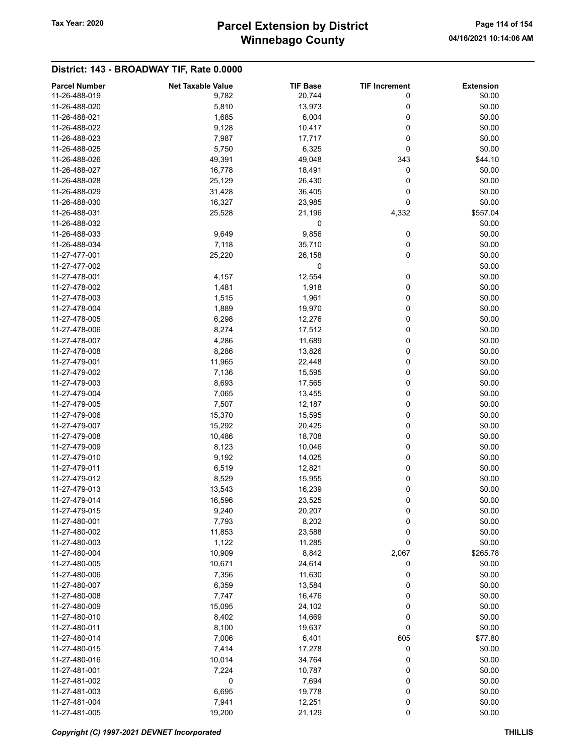## District: 143 - BROADWAY TIF, Rate 0.0000

| Parcel Number | Net Taxable Value | TIF Base | TIF Increment | Extension |
|---|---|---|---|---|
| 11-26-488-019 | 9,782 | 20,744 | 0 | $0.00 |
| 11-26-488-020 | 5,810 | 13,973 | 0 | $0.00 |
| 11-26-488-021 | 1,685 | 6,004 | 0 | $0.00 |
| 11-26-488-022 | 9,128 | 10,417 | 0 | $0.00 |
| 11-26-488-023 | 7,987 | 17,717 | 0 | $0.00 |
| 11-26-488-025 | 5,750 | 6,325 | 0 | $0.00 |
| 11-26-488-026 | 49,391 | 49,048 | 343 | $44.10 |
| 11-26-488-027 | 16,778 | 18,491 | 0 | $0.00 |
| 11-26-488-028 | 25,129 | 26,430 | 0 | $0.00 |
| 11-26-488-029 | 31,428 | 36,405 | 0 | $0.00 |
| 11-26-488-030 | 16,327 | 23,985 | 0 | $0.00 |
| 11-26-488-031 | 25,528 | 21,196 | 4,332 | $557.04 |
| 11-26-488-032 | | 0 | | $0.00 |
| 11-26-488-033 | 9,649 | 9,856 | 0 | $0.00 |
| 11-26-488-034 | 7,118 | 35,710 | 0 | $0.00 |
| 11-27-477-001 | 25,220 | 26,158 | 0 | $0.00 |
| 11-27-477-002 | | 0 | | $0.00 |
| 11-27-478-001 | 4,157 | 12,554 | 0 | $0.00 |
| 11-27-478-002 | 1,481 | 1,918 | 0 | $0.00 |
| 11-27-478-003 | 1,515 | 1,961 | 0 | $0.00 |
| 11-27-478-004 | 1,889 | 19,970 | 0 | $0.00 |
| 11-27-478-005 | 6,298 | 12,276 | 0 | $0.00 |
| 11-27-478-006 | 8,274 | 17,512 | 0 | $0.00 |
| 11-27-478-007 | 4,286 | 11,689 | 0 | $0.00 |
| 11-27-478-008 | 8,286 | 13,826 | 0 | $0.00 |
| 11-27-479-001 | 11,965 | 22,448 | 0 | $0.00 |
| 11-27-479-002 | 7,136 | 15,595 | 0 | $0.00 |
| 11-27-479-003 | 8,693 | 17,565 | 0 | $0.00 |
| 11-27-479-004 | 7,065 | 13,455 | 0 | $0.00 |
| 11-27-479-005 | 7,507 | 12,187 | 0 | $0.00 |
| 11-27-479-006 | 15,370 | 15,595 | 0 | $0.00 |
| 11-27-479-007 | 15,292 | 20,425 | 0 | $0.00 |
| 11-27-479-008 | 10,486 | 18,708 | 0 | $0.00 |
| 11-27-479-009 | 8,123 | 10,046 | 0 | $0.00 |
| 11-27-479-010 | 9,192 | 14,025 | 0 | $0.00 |
| 11-27-479-011 | 6,519 | 12,821 | 0 | $0.00 |
| 11-27-479-012 | 8,529 | 15,955 | 0 | $0.00 |
| 11-27-479-013 | 13,543 | 16,239 | 0 | $0.00 |
| 11-27-479-014 | 16,596 | 23,525 | 0 | $0.00 |
| 11-27-479-015 | 9,240 | 20,207 | 0 | $0.00 |
| 11-27-480-001 | 7,793 | 8,202 | 0 | $0.00 |
| 11-27-480-002 | 11,853 | 23,588 | 0 | $0.00 |
| 11-27-480-003 | 1,122 | 11,285 | 0 | $0.00 |
| 11-27-480-004 | 10,909 | 8,842 | 2,067 | $265.78 |
| 11-27-480-005 | 10,671 | 24,614 | 0 | $0.00 |
| 11-27-480-006 | 7,356 | 11,630 | 0 | $0.00 |
| 11-27-480-007 | 6,359 | 13,584 | 0 | $0.00 |
| 11-27-480-008 | 7,747 | 16,476 | 0 | $0.00 |
| 11-27-480-009 | 15,095 | 24,102 | 0 | $0.00 |
| 11-27-480-010 | 8,402 | 14,669 | 0 | $0.00 |
| 11-27-480-011 | 8,100 | 19,637 | 0 | $0.00 |
| 11-27-480-014 | 7,006 | 6,401 | 605 | $77.80 |
| 11-27-480-015 | 7,414 | 17,278 | 0 | $0.00 |
| 11-27-480-016 | 10,014 | 34,764 | 0 | $0.00 |
| 11-27-481-001 | 7,224 | 10,787 | 0 | $0.00 |
| 11-27-481-002 | 0 | 7,694 | 0 | $0.00 |
| 11-27-481-003 | 6,695 | 19,778 | 0 | $0.00 |
| 11-27-481-004 | 7,941 | 12,251 | 0 | $0.00 |
| 11-27-481-005 | 19,200 | 21,129 | 0 | $0.00 |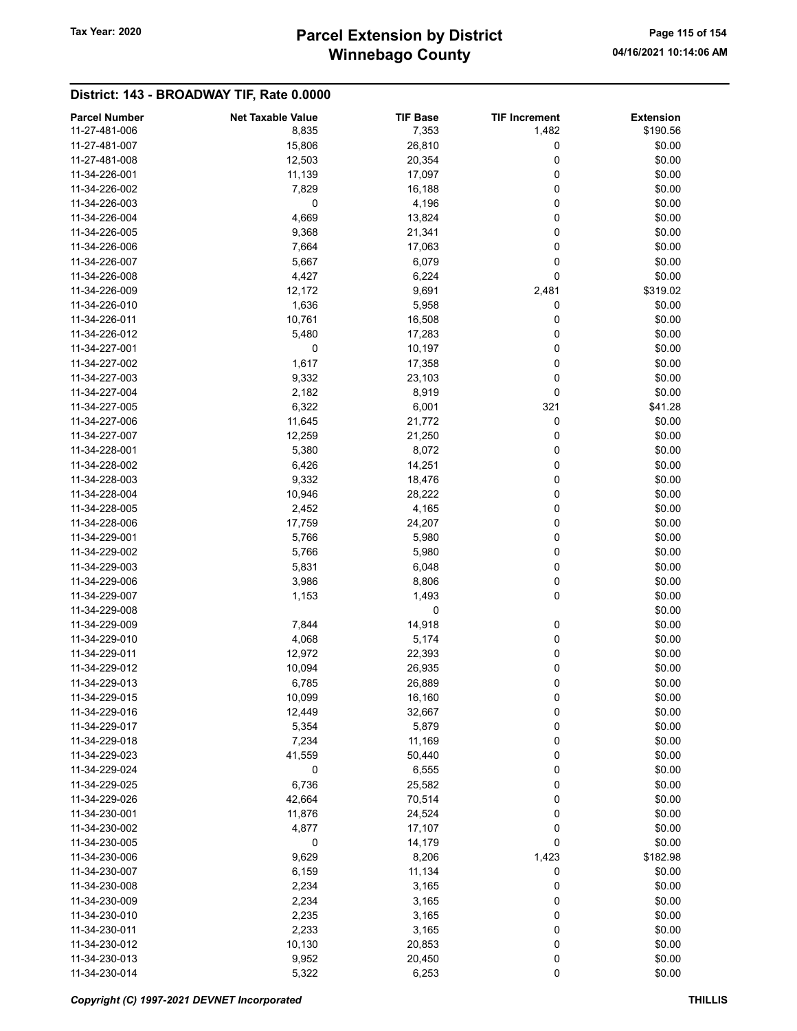## District: 143 - BROADWAY TIF, Rate 0.0000

| Parcel Number | Net Taxable Value | TIF Base | TIF Increment | Extension |
|---|---|---|---|---|
| 11-27-481-006 | 8,835 | 7,353 | 1,482 | $190.56 |
| 11-27-481-007 | 15,806 | 26,810 | 0 | $0.00 |
| 11-27-481-008 | 12,503 | 20,354 | 0 | $0.00 |
| 11-34-226-001 | 11,139 | 17,097 | 0 | $0.00 |
| 11-34-226-002 | 7,829 | 16,188 | 0 | $0.00 |
| 11-34-226-003 | 0 | 4,196 | 0 | $0.00 |
| 11-34-226-004 | 4,669 | 13,824 | 0 | $0.00 |
| 11-34-226-005 | 9,368 | 21,341 | 0 | $0.00 |
| 11-34-226-006 | 7,664 | 17,063 | 0 | $0.00 |
| 11-34-226-007 | 5,667 | 6,079 | 0 | $0.00 |
| 11-34-226-008 | 4,427 | 6,224 | 0 | $0.00 |
| 11-34-226-009 | 12,172 | 9,691 | 2,481 | $319.02 |
| 11-34-226-010 | 1,636 | 5,958 | 0 | $0.00 |
| 11-34-226-011 | 10,761 | 16,508 | 0 | $0.00 |
| 11-34-226-012 | 5,480 | 17,283 | 0 | $0.00 |
| 11-34-227-001 | 0 | 10,197 | 0 | $0.00 |
| 11-34-227-002 | 1,617 | 17,358 | 0 | $0.00 |
| 11-34-227-003 | 9,332 | 23,103 | 0 | $0.00 |
| 11-34-227-004 | 2,182 | 8,919 | 0 | $0.00 |
| 11-34-227-005 | 6,322 | 6,001 | 321 | $41.28 |
| 11-34-227-006 | 11,645 | 21,772 | 0 | $0.00 |
| 11-34-227-007 | 12,259 | 21,250 | 0 | $0.00 |
| 11-34-228-001 | 5,380 | 8,072 | 0 | $0.00 |
| 11-34-228-002 | 6,426 | 14,251 | 0 | $0.00 |
| 11-34-228-003 | 9,332 | 18,476 | 0 | $0.00 |
| 11-34-228-004 | 10,946 | 28,222 | 0 | $0.00 |
| 11-34-228-005 | 2,452 | 4,165 | 0 | $0.00 |
| 11-34-228-006 | 17,759 | 24,207 | 0 | $0.00 |
| 11-34-229-001 | 5,766 | 5,980 | 0 | $0.00 |
| 11-34-229-002 | 5,766 | 5,980 | 0 | $0.00 |
| 11-34-229-003 | 5,831 | 6,048 | 0 | $0.00 |
| 11-34-229-006 | 3,986 | 8,806 | 0 | $0.00 |
| 11-34-229-007 | 1,153 | 1,493 | 0 | $0.00 |
| 11-34-229-008 | | 0 | | $0.00 |
| 11-34-229-009 | 7,844 | 14,918 | 0 | $0.00 |
| 11-34-229-010 | 4,068 | 5,174 | 0 | $0.00 |
| 11-34-229-011 | 12,972 | 22,393 | 0 | $0.00 |
| 11-34-229-012 | 10,094 | 26,935 | 0 | $0.00 |
| 11-34-229-013 | 6,785 | 26,889 | 0 | $0.00 |
| 11-34-229-015 | 10,099 | 16,160 | 0 | $0.00 |
| 11-34-229-016 | 12,449 | 32,667 | 0 | $0.00 |
| 11-34-229-017 | 5,354 | 5,879 | 0 | $0.00 |
| 11-34-229-018 | 7,234 | 11,169 | 0 | $0.00 |
| 11-34-229-023 | 41,559 | 50,440 | 0 | $0.00 |
| 11-34-229-024 | 0 | 6,555 | 0 | $0.00 |
| 11-34-229-025 | 6,736 | 25,582 | 0 | $0.00 |
| 11-34-229-026 | 42,664 | 70,514 | 0 | $0.00 |
| 11-34-230-001 | 11,876 | 24,524 | 0 | $0.00 |
| 11-34-230-002 | 4,877 | 17,107 | 0 | $0.00 |
| 11-34-230-005 | 0 | 14,179 | 0 | $0.00 |
| 11-34-230-006 | 9,629 | 8,206 | 1,423 | $182.98 |
| 11-34-230-007 | 6,159 | 11,134 | 0 | $0.00 |
| 11-34-230-008 | 2,234 | 3,165 | 0 | $0.00 |
| 11-34-230-009 | 2,234 | 3,165 | 0 | $0.00 |
| 11-34-230-010 | 2,235 | 3,165 | 0 | $0.00 |
| 11-34-230-011 | 2,233 | 3,165 | 0 | $0.00 |
| 11-34-230-012 | 10,130 | 20,853 | 0 | $0.00 |
| 11-34-230-013 | 9,952 | 20,450 | 0 | $0.00 |
| 11-34-230-014 | 5,322 | 6,253 | 0 | $0.00 |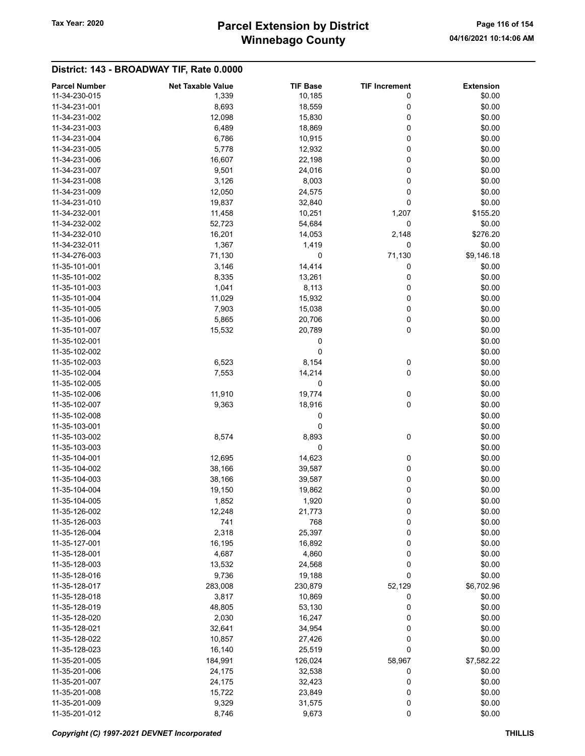# Parcel Extension by District
# Winnebago County

Tax Year: 2020

04/16/2021 10:14:06 AM

## District: 143 - BROADWAY TIF, Rate 0.0000

| Parcel Number | Net Taxable Value | TIF Base | TIF Increment | Extension |
|---|---|---|---|---|
| 11-34-230-015 | 1,339 | 10,185 | 0 | $0.00 |
| 11-34-231-001 | 8,693 | 18,559 | 0 | $0.00 |
| 11-34-231-002 | 12,098 | 15,830 | 0 | $0.00 |
| 11-34-231-003 | 6,489 | 18,869 | 0 | $0.00 |
| 11-34-231-004 | 6,786 | 10,915 | 0 | $0.00 |
| 11-34-231-005 | 5,778 | 12,932 | 0 | $0.00 |
| 11-34-231-006 | 16,607 | 22,198 | 0 | $0.00 |
| 11-34-231-007 | 9,501 | 24,016 | 0 | $0.00 |
| 11-34-231-008 | 3,126 | 8,003 | 0 | $0.00 |
| 11-34-231-009 | 12,050 | 24,575 | 0 | $0.00 |
| 11-34-231-010 | 19,837 | 32,840 | 0 | $0.00 |
| 11-34-232-001 | 11,458 | 10,251 | 1,207 | $155.20 |
| 11-34-232-002 | 52,723 | 54,684 | 0 | $0.00 |
| 11-34-232-010 | 16,201 | 14,053 | 2,148 | $276.20 |
| 11-34-232-011 | 1,367 | 1,419 | 0 | $0.00 |
| 11-34-276-003 | 71,130 | 0 | 71,130 | $9,146.18 |
| 11-35-101-001 | 3,146 | 14,414 | 0 | $0.00 |
| 11-35-101-002 | 8,335 | 13,261 | 0 | $0.00 |
| 11-35-101-003 | 1,041 | 8,113 | 0 | $0.00 |
| 11-35-101-004 | 11,029 | 15,932 | 0 | $0.00 |
| 11-35-101-005 | 7,903 | 15,038 | 0 | $0.00 |
| 11-35-101-006 | 5,865 | 20,706 | 0 | $0.00 |
| 11-35-101-007 | 15,532 | 20,789 | 0 | $0.00 |
| 11-35-102-001 | | 0 | | $0.00 |
| 11-35-102-002 | | 0 | | $0.00 |
| 11-35-102-003 | 6,523 | 8,154 | 0 | $0.00 |
| 11-35-102-004 | 7,553 | 14,214 | 0 | $0.00 |
| 11-35-102-005 | | 0 | | $0.00 |
| 11-35-102-006 | 11,910 | 19,774 | 0 | $0.00 |
| 11-35-102-007 | 9,363 | 18,916 | 0 | $0.00 |
| 11-35-102-008 | | 0 | | $0.00 |
| 11-35-103-001 | | 0 | | $0.00 |
| 11-35-103-002 | 8,574 | 8,893 | 0 | $0.00 |
| 11-35-103-003 | | 0 | | $0.00 |
| 11-35-104-001 | 12,695 | 14,623 | 0 | $0.00 |
| 11-35-104-002 | 38,166 | 39,587 | 0 | $0.00 |
| 11-35-104-003 | 38,166 | 39,587 | 0 | $0.00 |
| 11-35-104-004 | 19,150 | 19,862 | 0 | $0.00 |
| 11-35-104-005 | 1,852 | 1,920 | 0 | $0.00 |
| 11-35-126-002 | 12,248 | 21,773 | 0 | $0.00 |
| 11-35-126-003 | 741 | 768 | 0 | $0.00 |
| 11-35-126-004 | 2,318 | 25,397 | 0 | $0.00 |
| 11-35-127-001 | 16,195 | 16,892 | 0 | $0.00 |
| 11-35-128-001 | 4,687 | 4,860 | 0 | $0.00 |
| 11-35-128-003 | 13,532 | 24,568 | 0 | $0.00 |
| 11-35-128-016 | 9,736 | 19,188 | 0 | $0.00 |
| 11-35-128-017 | 283,008 | 230,879 | 52,129 | $6,702.96 |
| 11-35-128-018 | 3,817 | 10,869 | 0 | $0.00 |
| 11-35-128-019 | 48,805 | 53,130 | 0 | $0.00 |
| 11-35-128-020 | 2,030 | 16,247 | 0 | $0.00 |
| 11-35-128-021 | 32,641 | 34,954 | 0 | $0.00 |
| 11-35-128-022 | 10,857 | 27,426 | 0 | $0.00 |
| 11-35-128-023 | 16,140 | 25,519 | 0 | $0.00 |
| 11-35-201-005 | 184,991 | 126,024 | 58,967 | $7,582.22 |
| 11-35-201-006 | 24,175 | 32,538 | 0 | $0.00 |
| 11-35-201-007 | 24,175 | 32,423 | 0 | $0.00 |
| 11-35-201-008 | 15,722 | 23,849 | 0 | $0.00 |
| 11-35-201-009 | 9,329 | 31,575 | 0 | $0.00 |
| 11-35-201-012 | 8,746 | 9,673 | 0 | $0.00 |

*Copyright (C) 1997-2021 DEVNET Incorporated*

THILLIS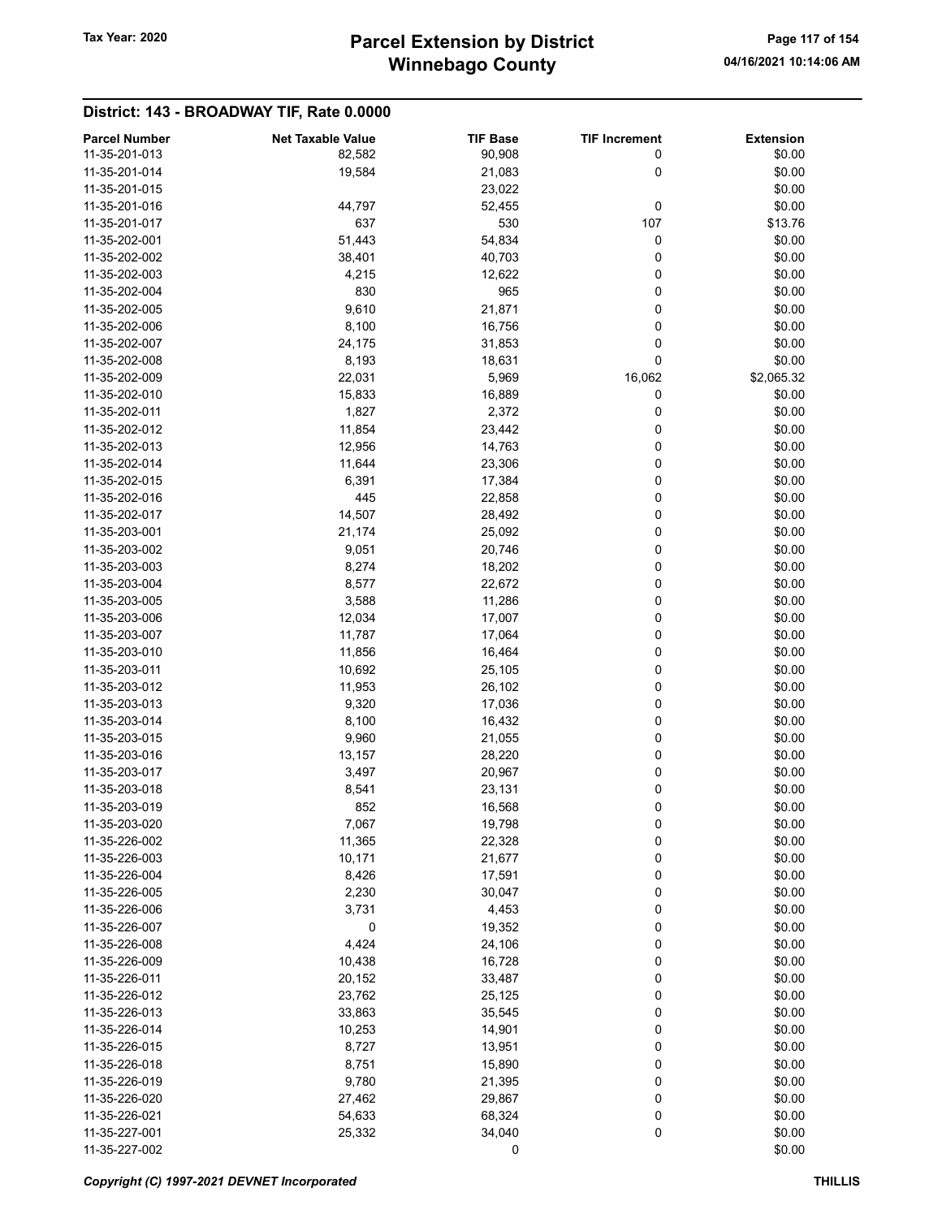# Parcel Extension by District
# Winnebago County

Tax Year: 2020

04/16/2021 10:14:06 AM

## District: 143 - BROADWAY TIF, Rate 0.0000

| Parcel Number | Net Taxable Value | TIF Base | TIF Increment | Extension |
|---|---|---|---|---|
| 11-35-201-013 | 82,582 | 90,908 | 0 | $0.00 |
| 11-35-201-014 | 19,584 | 21,083 | 0 | $0.00 |
| 11-35-201-015 | | 23,022 | | $0.00 |
| 11-35-201-016 | 44,797 | 52,455 | 0 | $0.00 |
| 11-35-201-017 | 637 | 530 | 107 | $13.76 |
| 11-35-202-001 | 51,443 | 54,834 | 0 | $0.00 |
| 11-35-202-002 | 38,401 | 40,703 | 0 | $0.00 |
| 11-35-202-003 | 4,215 | 12,622 | 0 | $0.00 |
| 11-35-202-004 | 830 | 965 | 0 | $0.00 |
| 11-35-202-005 | 9,610 | 21,871 | 0 | $0.00 |
| 11-35-202-006 | 8,100 | 16,756 | 0 | $0.00 |
| 11-35-202-007 | 24,175 | 31,853 | 0 | $0.00 |
| 11-35-202-008 | 8,193 | 18,631 | 0 | $0.00 |
| 11-35-202-009 | 22,031 | 5,969 | 16,062 | $2,065.32 |
| 11-35-202-010 | 15,833 | 16,889 | 0 | $0.00 |
| 11-35-202-011 | 1,827 | 2,372 | 0 | $0.00 |
| 11-35-202-012 | 11,854 | 23,442 | 0 | $0.00 |
| 11-35-202-013 | 12,956 | 14,763 | 0 | $0.00 |
| 11-35-202-014 | 11,644 | 23,306 | 0 | $0.00 |
| 11-35-202-015 | 6,391 | 17,384 | 0 | $0.00 |
| 11-35-202-016 | 445 | 22,858 | 0 | $0.00 |
| 11-35-202-017 | 14,507 | 28,492 | 0 | $0.00 |
| 11-35-203-001 | 21,174 | 25,092 | 0 | $0.00 |
| 11-35-203-002 | 9,051 | 20,746 | 0 | $0.00 |
| 11-35-203-003 | 8,274 | 18,202 | 0 | $0.00 |
| 11-35-203-004 | 8,577 | 22,672 | 0 | $0.00 |
| 11-35-203-005 | 3,588 | 11,286 | 0 | $0.00 |
| 11-35-203-006 | 12,034 | 17,007 | 0 | $0.00 |
| 11-35-203-007 | 11,787 | 17,064 | 0 | $0.00 |
| 11-35-203-010 | 11,856 | 16,464 | 0 | $0.00 |
| 11-35-203-011 | 10,692 | 25,105 | 0 | $0.00 |
| 11-35-203-012 | 11,953 | 26,102 | 0 | $0.00 |
| 11-35-203-013 | 9,320 | 17,036 | 0 | $0.00 |
| 11-35-203-014 | 8,100 | 16,432 | 0 | $0.00 |
| 11-35-203-015 | 9,960 | 21,055 | 0 | $0.00 |
| 11-35-203-016 | 13,157 | 28,220 | 0 | $0.00 |
| 11-35-203-017 | 3,497 | 20,967 | 0 | $0.00 |
| 11-35-203-018 | 8,541 | 23,131 | 0 | $0.00 |
| 11-35-203-019 | 852 | 16,568 | 0 | $0.00 |
| 11-35-203-020 | 7,067 | 19,798 | 0 | $0.00 |
| 11-35-226-002 | 11,365 | 22,328 | 0 | $0.00 |
| 11-35-226-003 | 10,171 | 21,677 | 0 | $0.00 |
| 11-35-226-004 | 8,426 | 17,591 | 0 | $0.00 |
| 11-35-226-005 | 2,230 | 30,047 | 0 | $0.00 |
| 11-35-226-006 | 3,731 | 4,453 | 0 | $0.00 |
| 11-35-226-007 | 0 | 19,352 | 0 | $0.00 |
| 11-35-226-008 | 4,424 | 24,106 | 0 | $0.00 |
| 11-35-226-009 | 10,438 | 16,728 | 0 | $0.00 |
| 11-35-226-011 | 20,152 | 33,487 | 0 | $0.00 |
| 11-35-226-012 | 23,762 | 25,125 | 0 | $0.00 |
| 11-35-226-013 | 33,863 | 35,545 | 0 | $0.00 |
| 11-35-226-014 | 10,253 | 14,901 | 0 | $0.00 |
| 11-35-226-015 | 8,727 | 13,951 | 0 | $0.00 |
| 11-35-226-018 | 8,751 | 15,890 | 0 | $0.00 |
| 11-35-226-019 | 9,780 | 21,395 | 0 | $0.00 |
| 11-35-226-020 | 27,462 | 29,867 | 0 | $0.00 |
| 11-35-226-021 | 54,633 | 68,324 | 0 | $0.00 |
| 11-35-227-001 | 25,332 | 34,040 | 0 | $0.00 |
| 11-35-227-002 | | 0 | | $0.00 |

*Copyright (C) 1997-2021 DEVNET Incorporated* THILLIS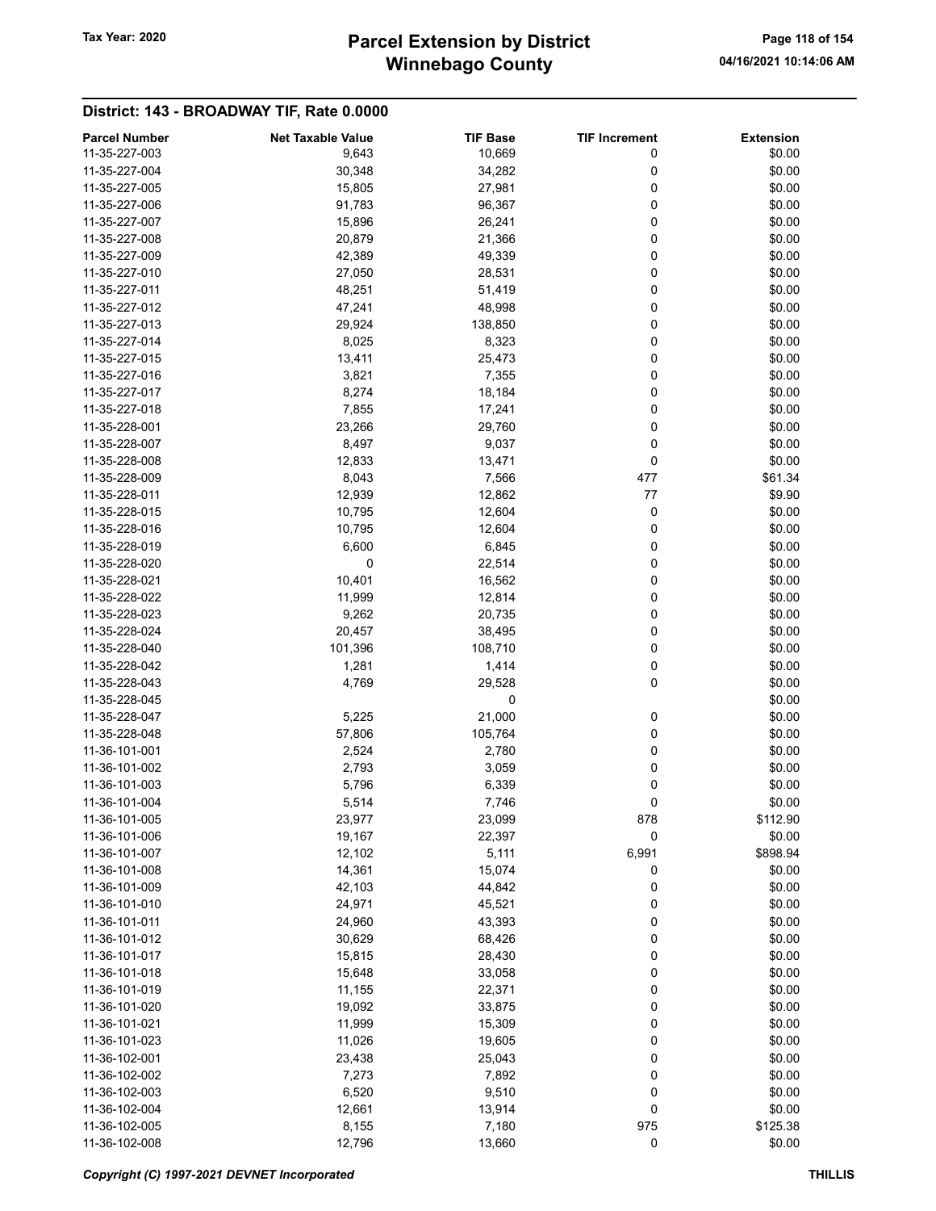## District: 143 - BROADWAY TIF, Rate 0.0000

| Parcel Number | Net Taxable Value | TIF Base | TIF Increment | Extension |
|---|---|---|---|---|
| 11-35-227-003 | 9,643 | 10,669 | 0 | $0.00 |
| 11-35-227-004 | 30,348 | 34,282 | 0 | $0.00 |
| 11-35-227-005 | 15,805 | 27,981 | 0 | $0.00 |
| 11-35-227-006 | 91,783 | 96,367 | 0 | $0.00 |
| 11-35-227-007 | 15,896 | 26,241 | 0 | $0.00 |
| 11-35-227-008 | 20,879 | 21,366 | 0 | $0.00 |
| 11-35-227-009 | 42,389 | 49,339 | 0 | $0.00 |
| 11-35-227-010 | 27,050 | 28,531 | 0 | $0.00 |
| 11-35-227-011 | 48,251 | 51,419 | 0 | $0.00 |
| 11-35-227-012 | 47,241 | 48,998 | 0 | $0.00 |
| 11-35-227-013 | 29,924 | 138,850 | 0 | $0.00 |
| 11-35-227-014 | 8,025 | 8,323 | 0 | $0.00 |
| 11-35-227-015 | 13,411 | 25,473 | 0 | $0.00 |
| 11-35-227-016 | 3,821 | 7,355 | 0 | $0.00 |
| 11-35-227-017 | 8,274 | 18,184 | 0 | $0.00 |
| 11-35-227-018 | 7,855 | 17,241 | 0 | $0.00 |
| 11-35-228-001 | 23,266 | 29,760 | 0 | $0.00 |
| 11-35-228-007 | 8,497 | 9,037 | 0 | $0.00 |
| 11-35-228-008 | 12,833 | 13,471 | 0 | $0.00 |
| 11-35-228-009 | 8,043 | 7,566 | 477 | $61.34 |
| 11-35-228-011 | 12,939 | 12,862 | 77 | $9.90 |
| 11-35-228-015 | 10,795 | 12,604 | 0 | $0.00 |
| 11-35-228-016 | 10,795 | 12,604 | 0 | $0.00 |
| 11-35-228-019 | 6,600 | 6,845 | 0 | $0.00 |
| 11-35-228-020 | 0 | 22,514 | 0 | $0.00 |
| 11-35-228-021 | 10,401 | 16,562 | 0 | $0.00 |
| 11-35-228-022 | 11,999 | 12,814 | 0 | $0.00 |
| 11-35-228-023 | 9,262 | 20,735 | 0 | $0.00 |
| 11-35-228-024 | 20,457 | 38,495 | 0 | $0.00 |
| 11-35-228-040 | 101,396 | 108,710 | 0 | $0.00 |
| 11-35-228-042 | 1,281 | 1,414 | 0 | $0.00 |
| 11-35-228-043 | 4,769 | 29,528 | 0 | $0.00 |
| 11-35-228-045 | | 0 | | $0.00 |
| 11-35-228-047 | 5,225 | 21,000 | 0 | $0.00 |
| 11-35-228-048 | 57,806 | 105,764 | 0 | $0.00 |
| 11-36-101-001 | 2,524 | 2,780 | 0 | $0.00 |
| 11-36-101-002 | 2,793 | 3,059 | 0 | $0.00 |
| 11-36-101-003 | 5,796 | 6,339 | 0 | $0.00 |
| 11-36-101-004 | 5,514 | 7,746 | 0 | $0.00 |
| 11-36-101-005 | 23,977 | 23,099 | 878 | $112.90 |
| 11-36-101-006 | 19,167 | 22,397 | 0 | $0.00 |
| 11-36-101-007 | 12,102 | 5,111 | 6,991 | $898.94 |
| 11-36-101-008 | 14,361 | 15,074 | 0 | $0.00 |
| 11-36-101-009 | 42,103 | 44,842 | 0 | $0.00 |
| 11-36-101-010 | 24,971 | 45,521 | 0 | $0.00 |
| 11-36-101-011 | 24,960 | 43,393 | 0 | $0.00 |
| 11-36-101-012 | 30,629 | 68,426 | 0 | $0.00 |
| 11-36-101-017 | 15,815 | 28,430 | 0 | $0.00 |
| 11-36-101-018 | 15,648 | 33,058 | 0 | $0.00 |
| 11-36-101-019 | 11,155 | 22,371 | 0 | $0.00 |
| 11-36-101-020 | 19,092 | 33,875 | 0 | $0.00 |
| 11-36-101-021 | 11,999 | 15,309 | 0 | $0.00 |
| 11-36-101-023 | 11,026 | 19,605 | 0 | $0.00 |
| 11-36-102-001 | 23,438 | 25,043 | 0 | $0.00 |
| 11-36-102-002 | 7,273 | 7,892 | 0 | $0.00 |
| 11-36-102-003 | 6,520 | 9,510 | 0 | $0.00 |
| 11-36-102-004 | 12,661 | 13,914 | 0 | $0.00 |
| 11-36-102-005 | 8,155 | 7,180 | 975 | $125.38 |
| 11-36-102-008 | 12,796 | 13,660 | 0 | $0.00 |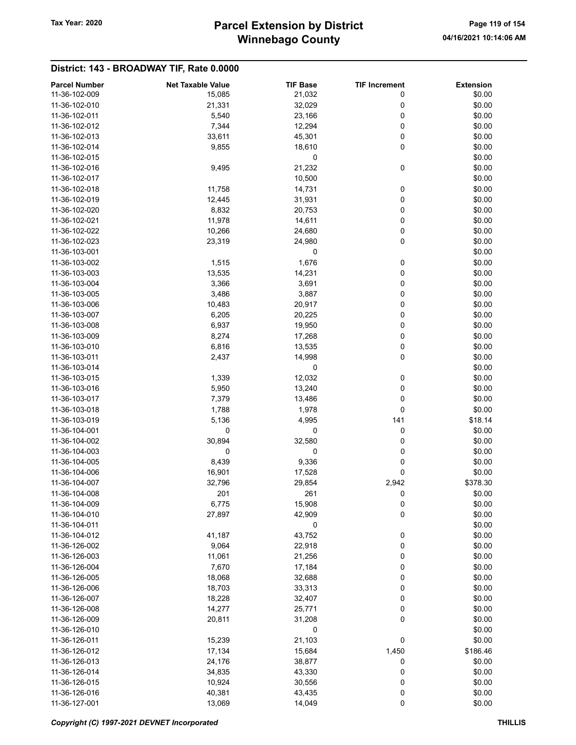## District: 143 - BROADWAY TIF, Rate 0.0000

| Parcel Number | Net Taxable Value | TIF Base | TIF Increment | Extension |
|---|---|---|---|---|
| 11-36-102-009 | 15,085 | 21,032 | 0 | $0.00 |
| 11-36-102-010 | 21,331 | 32,029 | 0 | $0.00 |
| 11-36-102-011 | 5,540 | 23,166 | 0 | $0.00 |
| 11-36-102-012 | 7,344 | 12,294 | 0 | $0.00 |
| 11-36-102-013 | 33,611 | 45,301 | 0 | $0.00 |
| 11-36-102-014 | 9,855 | 18,610 | 0 | $0.00 |
| 11-36-102-015 | | 0 | | $0.00 |
| 11-36-102-016 | 9,495 | 21,232 | 0 | $0.00 |
| 11-36-102-017 | | 10,500 | | $0.00 |
| 11-36-102-018 | 11,758 | 14,731 | 0 | $0.00 |
| 11-36-102-019 | 12,445 | 31,931 | 0 | $0.00 |
| 11-36-102-020 | 8,832 | 20,753 | 0 | $0.00 |
| 11-36-102-021 | 11,978 | 14,611 | 0 | $0.00 |
| 11-36-102-022 | 10,266 | 24,680 | 0 | $0.00 |
| 11-36-102-023 | 23,319 | 24,980 | 0 | $0.00 |
| 11-36-103-001 | | 0 | | $0.00 |
| 11-36-103-002 | 1,515 | 1,676 | 0 | $0.00 |
| 11-36-103-003 | 13,535 | 14,231 | 0 | $0.00 |
| 11-36-103-004 | 3,366 | 3,691 | 0 | $0.00 |
| 11-36-103-005 | 3,486 | 3,887 | 0 | $0.00 |
| 11-36-103-006 | 10,483 | 20,917 | 0 | $0.00 |
| 11-36-103-007 | 6,205 | 20,225 | 0 | $0.00 |
| 11-36-103-008 | 6,937 | 19,950 | 0 | $0.00 |
| 11-36-103-009 | 8,274 | 17,268 | 0 | $0.00 |
| 11-36-103-010 | 6,816 | 13,535 | 0 | $0.00 |
| 11-36-103-011 | 2,437 | 14,998 | 0 | $0.00 |
| 11-36-103-014 | | 0 | | $0.00 |
| 11-36-103-015 | 1,339 | 12,032 | 0 | $0.00 |
| 11-36-103-016 | 5,950 | 13,240 | 0 | $0.00 |
| 11-36-103-017 | 7,379 | 13,486 | 0 | $0.00 |
| 11-36-103-018 | 1,788 | 1,978 | 0 | $0.00 |
| 11-36-103-019 | 5,136 | 4,995 | 141 | $18.14 |
| 11-36-104-001 | 0 | 0 | 0 | $0.00 |
| 11-36-104-002 | 30,894 | 32,580 | 0 | $0.00 |
| 11-36-104-003 | 0 | 0 | 0 | $0.00 |
| 11-36-104-005 | 8,439 | 9,336 | 0 | $0.00 |
| 11-36-104-006 | 16,901 | 17,528 | 0 | $0.00 |
| 11-36-104-007 | 32,796 | 29,854 | 2,942 | $378.30 |
| 11-36-104-008 | 201 | 261 | 0 | $0.00 |
| 11-36-104-009 | 6,775 | 15,908 | 0 | $0.00 |
| 11-36-104-010 | 27,897 | 42,909 | 0 | $0.00 |
| 11-36-104-011 | | 0 | | $0.00 |
| 11-36-104-012 | 41,187 | 43,752 | 0 | $0.00 |
| 11-36-126-002 | 9,064 | 22,918 | 0 | $0.00 |
| 11-36-126-003 | 11,061 | 21,256 | 0 | $0.00 |
| 11-36-126-004 | 7,670 | 17,184 | 0 | $0.00 |
| 11-36-126-005 | 18,068 | 32,688 | 0 | $0.00 |
| 11-36-126-006 | 18,703 | 33,313 | 0 | $0.00 |
| 11-36-126-007 | 18,228 | 32,407 | 0 | $0.00 |
| 11-36-126-008 | 14,277 | 25,771 | 0 | $0.00 |
| 11-36-126-009 | 20,811 | 31,208 | 0 | $0.00 |
| 11-36-126-010 | | 0 | | $0.00 |
| 11-36-126-011 | 15,239 | 21,103 | 0 | $0.00 |
| 11-36-126-012 | 17,134 | 15,684 | 1,450 | $186.46 |
| 11-36-126-013 | 24,176 | 38,877 | 0 | $0.00 |
| 11-36-126-014 | 34,835 | 43,330 | 0 | $0.00 |
| 11-36-126-015 | 10,924 | 30,556 | 0 | $0.00 |
| 11-36-126-016 | 40,381 | 43,435 | 0 | $0.00 |
| 11-36-127-001 | 13,069 | 14,049 | 0 | $0.00 |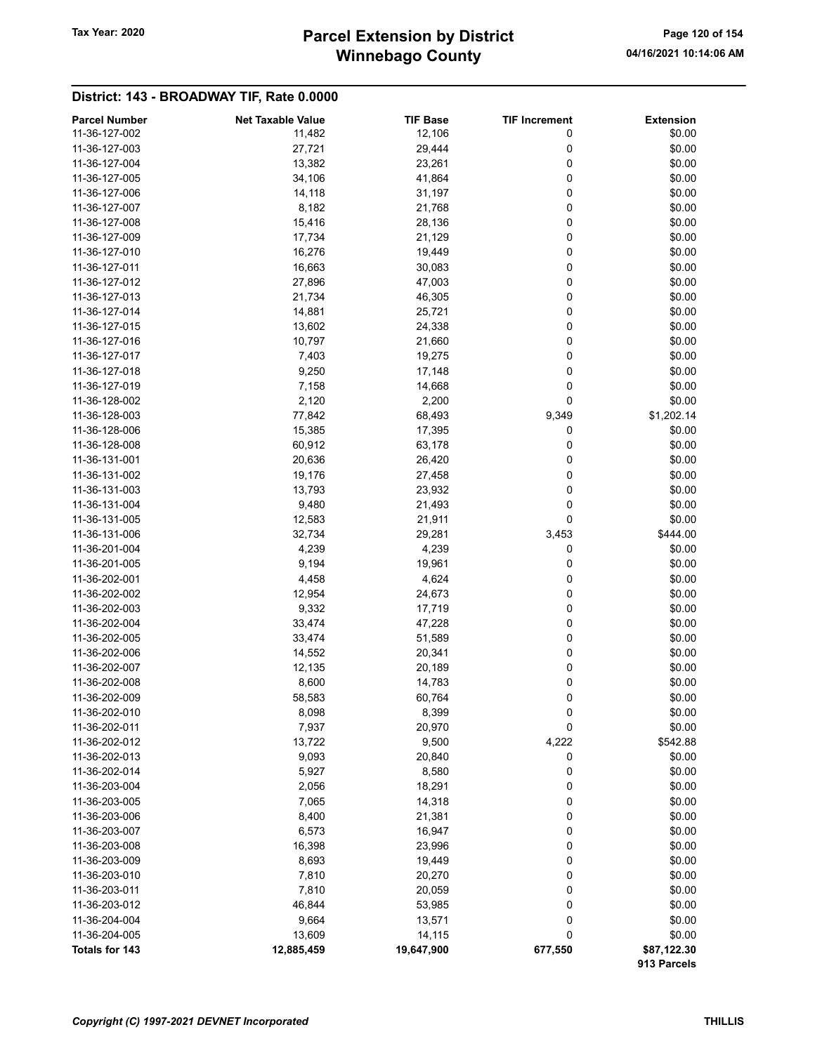# Parcel Extension by District
# Winnebago County

Tax Year: 2020

04/16/2021 10:14:06 AM

## District: 143 - BROADWAY TIF, Rate 0.0000

| Parcel Number | Net Taxable Value | TIF Base | TIF Increment | Extension |
|---|---|---|---|---|
| 11-36-127-002 | 11,482 | 12,106 | 0 | $0.00 |
| 11-36-127-003 | 27,721 | 29,444 | 0 | $0.00 |
| 11-36-127-004 | 13,382 | 23,261 | 0 | $0.00 |
| 11-36-127-005 | 34,106 | 41,864 | 0 | $0.00 |
| 11-36-127-006 | 14,118 | 31,197 | 0 | $0.00 |
| 11-36-127-007 | 8,182 | 21,768 | 0 | $0.00 |
| 11-36-127-008 | 15,416 | 28,136 | 0 | $0.00 |
| 11-36-127-009 | 17,734 | 21,129 | 0 | $0.00 |
| 11-36-127-010 | 16,276 | 19,449 | 0 | $0.00 |
| 11-36-127-011 | 16,663 | 30,083 | 0 | $0.00 |
| 11-36-127-012 | 27,896 | 47,003 | 0 | $0.00 |
| 11-36-127-013 | 21,734 | 46,305 | 0 | $0.00 |
| 11-36-127-014 | 14,881 | 25,721 | 0 | $0.00 |
| 11-36-127-015 | 13,602 | 24,338 | 0 | $0.00 |
| 11-36-127-016 | 10,797 | 21,660 | 0 | $0.00 |
| 11-36-127-017 | 7,403 | 19,275 | 0 | $0.00 |
| 11-36-127-018 | 9,250 | 17,148 | 0 | $0.00 |
| 11-36-127-019 | 7,158 | 14,668 | 0 | $0.00 |
| 11-36-128-002 | 2,120 | 2,200 | 0 | $0.00 |
| 11-36-128-003 | 77,842 | 68,493 | 9,349 | $1,202.14 |
| 11-36-128-006 | 15,385 | 17,395 | 0 | $0.00 |
| 11-36-128-008 | 60,912 | 63,178 | 0 | $0.00 |
| 11-36-131-001 | 20,636 | 26,420 | 0 | $0.00 |
| 11-36-131-002 | 19,176 | 27,458 | 0 | $0.00 |
| 11-36-131-003 | 13,793 | 23,932 | 0 | $0.00 |
| 11-36-131-004 | 9,480 | 21,493 | 0 | $0.00 |
| 11-36-131-005 | 12,583 | 21,911 | 0 | $0.00 |
| 11-36-131-006 | 32,734 | 29,281 | 3,453 | $444.00 |
| 11-36-201-004 | 4,239 | 4,239 | 0 | $0.00 |
| 11-36-201-005 | 9,194 | 19,961 | 0 | $0.00 |
| 11-36-202-001 | 4,458 | 4,624 | 0 | $0.00 |
| 11-36-202-002 | 12,954 | 24,673 | 0 | $0.00 |
| 11-36-202-003 | 9,332 | 17,719 | 0 | $0.00 |
| 11-36-202-004 | 33,474 | 47,228 | 0 | $0.00 |
| 11-36-202-005 | 33,474 | 51,589 | 0 | $0.00 |
| 11-36-202-006 | 14,552 | 20,341 | 0 | $0.00 |
| 11-36-202-007 | 12,135 | 20,189 | 0 | $0.00 |
| 11-36-202-008 | 8,600 | 14,783 | 0 | $0.00 |
| 11-36-202-009 | 58,583 | 60,764 | 0 | $0.00 |
| 11-36-202-010 | 8,098 | 8,399 | 0 | $0.00 |
| 11-36-202-011 | 7,937 | 20,970 | 0 | $0.00 |
| 11-36-202-012 | 13,722 | 9,500 | 4,222 | $542.88 |
| 11-36-202-013 | 9,093 | 20,840 | 0 | $0.00 |
| 11-36-202-014 | 5,927 | 8,580 | 0 | $0.00 |
| 11-36-203-004 | 2,056 | 18,291 | 0 | $0.00 |
| 11-36-203-005 | 7,065 | 14,318 | 0 | $0.00 |
| 11-36-203-006 | 8,400 | 21,381 | 0 | $0.00 |
| 11-36-203-007 | 6,573 | 16,947 | 0 | $0.00 |
| 11-36-203-008 | 16,398 | 23,996 | 0 | $0.00 |
| 11-36-203-009 | 8,693 | 19,449 | 0 | $0.00 |
| 11-36-203-010 | 7,810 | 20,270 | 0 | $0.00 |
| 11-36-203-011 | 7,810 | 20,059 | 0 | $0.00 |
| 11-36-203-012 | 46,844 | 53,985 | 0 | $0.00 |
| 11-36-204-004 | 9,664 | 13,571 | 0 | $0.00 |
| 11-36-204-005 | 13,609 | 14,115 | 0 | $0.00 |
| **Totals for 143** | **12,885,459** | **19,647,900** | **677,550** | **$87,122.30** |
| | | | | **913 Parcels** |

*Copyright (C) 1997-2021 DEVNET Incorporated* **THILLIS**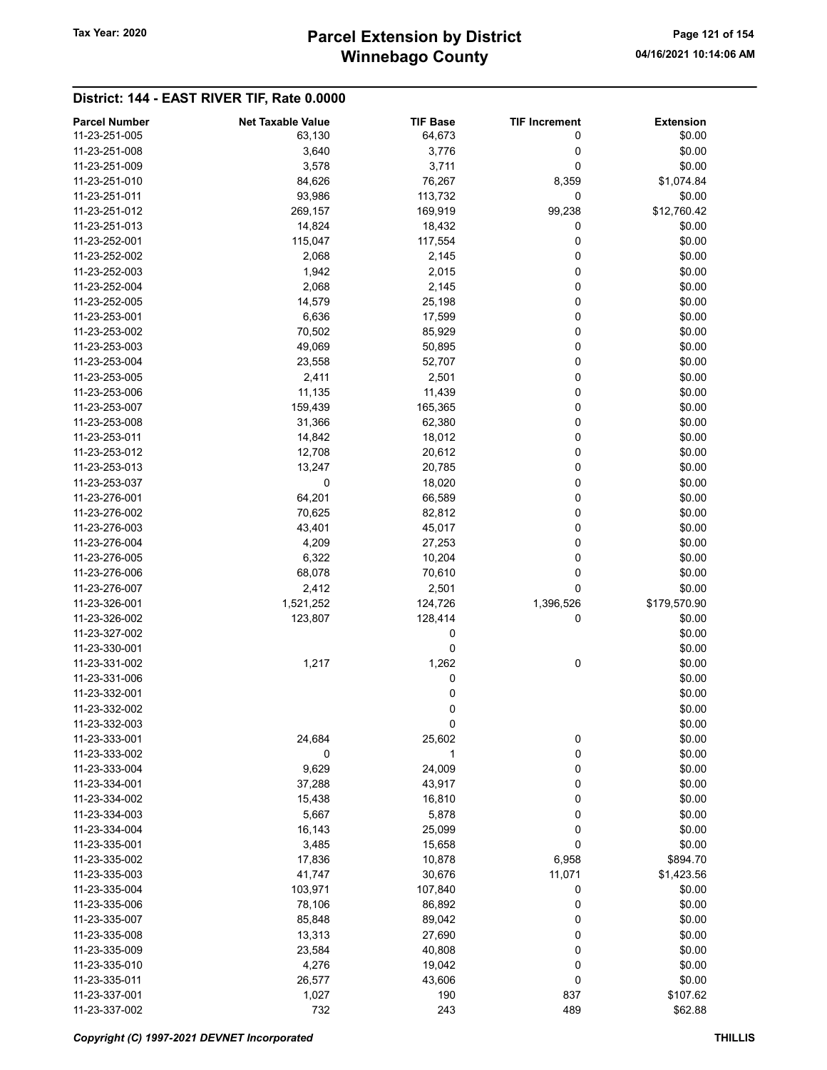## District: 144 - EAST RIVER TIF, Rate 0.0000

| Parcel Number | Net Taxable Value | TIF Base | TIF Increment | Extension |
|---|---|---|---|---|
| 11-23-251-005 | 63,130 | 64,673 | 0 | $0.00 |
| 11-23-251-008 | 3,640 | 3,776 | 0 | $0.00 |
| 11-23-251-009 | 3,578 | 3,711 | 0 | $0.00 |
| 11-23-251-010 | 84,626 | 76,267 | 8,359 | $1,074.84 |
| 11-23-251-011 | 93,986 | 113,732 | 0 | $0.00 |
| 11-23-251-012 | 269,157 | 169,919 | 99,238 | $12,760.42 |
| 11-23-251-013 | 14,824 | 18,432 | 0 | $0.00 |
| 11-23-252-001 | 115,047 | 117,554 | 0 | $0.00 |
| 11-23-252-002 | 2,068 | 2,145 | 0 | $0.00 |
| 11-23-252-003 | 1,942 | 2,015 | 0 | $0.00 |
| 11-23-252-004 | 2,068 | 2,145 | 0 | $0.00 |
| 11-23-252-005 | 14,579 | 25,198 | 0 | $0.00 |
| 11-23-253-001 | 6,636 | 17,599 | 0 | $0.00 |
| 11-23-253-002 | 70,502 | 85,929 | 0 | $0.00 |
| 11-23-253-003 | 49,069 | 50,895 | 0 | $0.00 |
| 11-23-253-004 | 23,558 | 52,707 | 0 | $0.00 |
| 11-23-253-005 | 2,411 | 2,501 | 0 | $0.00 |
| 11-23-253-006 | 11,135 | 11,439 | 0 | $0.00 |
| 11-23-253-007 | 159,439 | 165,365 | 0 | $0.00 |
| 11-23-253-008 | 31,366 | 62,380 | 0 | $0.00 |
| 11-23-253-011 | 14,842 | 18,012 | 0 | $0.00 |
| 11-23-253-012 | 12,708 | 20,612 | 0 | $0.00 |
| 11-23-253-013 | 13,247 | 20,785 | 0 | $0.00 |
| 11-23-253-037 | 0 | 18,020 | 0 | $0.00 |
| 11-23-276-001 | 64,201 | 66,589 | 0 | $0.00 |
| 11-23-276-002 | 70,625 | 82,812 | 0 | $0.00 |
| 11-23-276-003 | 43,401 | 45,017 | 0 | $0.00 |
| 11-23-276-004 | 4,209 | 27,253 | 0 | $0.00 |
| 11-23-276-005 | 6,322 | 10,204 | 0 | $0.00 |
| 11-23-276-006 | 68,078 | 70,610 | 0 | $0.00 |
| 11-23-276-007 | 2,412 | 2,501 | 0 | $0.00 |
| 11-23-326-001 | 1,521,252 | 124,726 | 1,396,526 | $179,570.90 |
| 11-23-326-002 | 123,807 | 128,414 | 0 | $0.00 |
| 11-23-327-002 | | 0 | | $0.00 |
| 11-23-330-001 | | 0 | | $0.00 |
| 11-23-331-002 | 1,217 | 1,262 | 0 | $0.00 |
| 11-23-331-006 | | 0 | | $0.00 |
| 11-23-332-001 | | 0 | | $0.00 |
| 11-23-332-002 | | 0 | | $0.00 |
| 11-23-332-003 | | 0 | | $0.00 |
| 11-23-333-001 | 24,684 | 25,602 | 0 | $0.00 |
| 11-23-333-002 | 0 | 1 | 0 | $0.00 |
| 11-23-333-004 | 9,629 | 24,009 | 0 | $0.00 |
| 11-23-334-001 | 37,288 | 43,917 | 0 | $0.00 |
| 11-23-334-002 | 15,438 | 16,810 | 0 | $0.00 |
| 11-23-334-003 | 5,667 | 5,878 | 0 | $0.00 |
| 11-23-334-004 | 16,143 | 25,099 | 0 | $0.00 |
| 11-23-335-001 | 3,485 | 15,658 | 0 | $0.00 |
| 11-23-335-002 | 17,836 | 10,878 | 6,958 | $894.70 |
| 11-23-335-003 | 41,747 | 30,676 | 11,071 | $1,423.56 |
| 11-23-335-004 | 103,971 | 107,840 | 0 | $0.00 |
| 11-23-335-006 | 78,106 | 86,892 | 0 | $0.00 |
| 11-23-335-007 | 85,848 | 89,042 | 0 | $0.00 |
| 11-23-335-008 | 13,313 | 27,690 | 0 | $0.00 |
| 11-23-335-009 | 23,584 | 40,808 | 0 | $0.00 |
| 11-23-335-010 | 4,276 | 19,042 | 0 | $0.00 |
| 11-23-335-011 | 26,577 | 43,606 | 0 | $0.00 |
| 11-23-337-001 | 1,027 | 190 | 837 | $107.62 |
| 11-23-337-002 | 732 | 243 | 489 | $62.88 |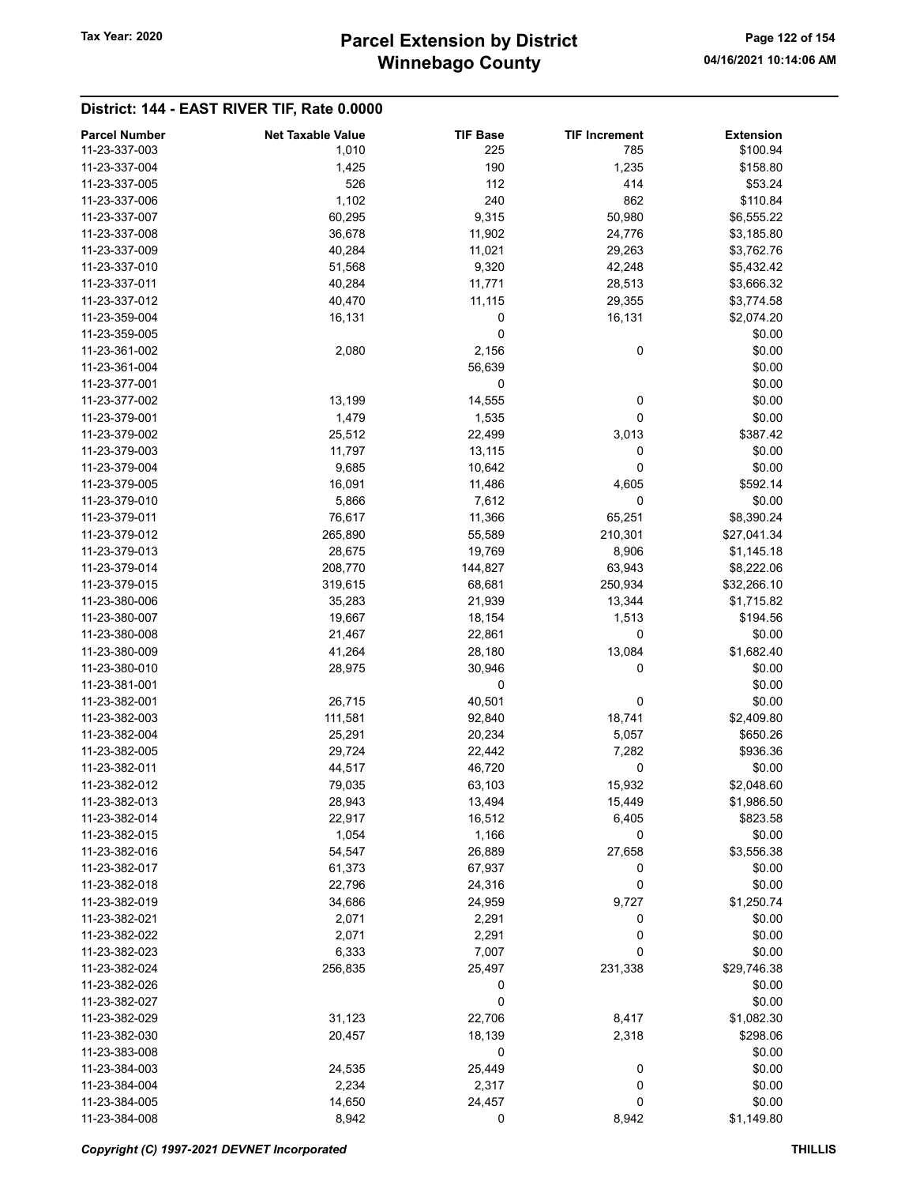## District: 144 - EAST RIVER TIF, Rate 0.0000

| Parcel Number | Net Taxable Value | TIF Base | TIF Increment | Extension |
|---|---|---|---|---|
| 11-23-337-003 | 1,010 | 225 | 785 | $100.94 |
| 11-23-337-004 | 1,425 | 190 | 1,235 | $158.80 |
| 11-23-337-005 | 526 | 112 | 414 | $53.24 |
| 11-23-337-006 | 1,102 | 240 | 862 | $110.84 |
| 11-23-337-007 | 60,295 | 9,315 | 50,980 | $6,555.22 |
| 11-23-337-008 | 36,678 | 11,902 | 24,776 | $3,185.80 |
| 11-23-337-009 | 40,284 | 11,021 | 29,263 | $3,762.76 |
| 11-23-337-010 | 51,568 | 9,320 | 42,248 | $5,432.42 |
| 11-23-337-011 | 40,284 | 11,771 | 28,513 | $3,666.32 |
| 11-23-337-012 | 40,470 | 11,115 | 29,355 | $3,774.58 |
| 11-23-359-004 | 16,131 | 0 | 16,131 | $2,074.20 |
| 11-23-359-005 | | 0 | | $0.00 |
| 11-23-361-002 | 2,080 | 2,156 | 0 | $0.00 |
| 11-23-361-004 | | 56,639 | | $0.00 |
| 11-23-377-001 | | 0 | | $0.00 |
| 11-23-377-002 | 13,199 | 14,555 | 0 | $0.00 |
| 11-23-379-001 | 1,479 | 1,535 | 0 | $0.00 |
| 11-23-379-002 | 25,512 | 22,499 | 3,013 | $387.42 |
| 11-23-379-003 | 11,797 | 13,115 | 0 | $0.00 |
| 11-23-379-004 | 9,685 | 10,642 | 0 | $0.00 |
| 11-23-379-005 | 16,091 | 11,486 | 4,605 | $592.14 |
| 11-23-379-010 | 5,866 | 7,612 | 0 | $0.00 |
| 11-23-379-011 | 76,617 | 11,366 | 65,251 | $8,390.24 |
| 11-23-379-012 | 265,890 | 55,589 | 210,301 | $27,041.34 |
| 11-23-379-013 | 28,675 | 19,769 | 8,906 | $1,145.18 |
| 11-23-379-014 | 208,770 | 144,827 | 63,943 | $8,222.06 |
| 11-23-379-015 | 319,615 | 68,681 | 250,934 | $32,266.10 |
| 11-23-380-006 | 35,283 | 21,939 | 13,344 | $1,715.82 |
| 11-23-380-007 | 19,667 | 18,154 | 1,513 | $194.56 |
| 11-23-380-008 | 21,467 | 22,861 | 0 | $0.00 |
| 11-23-380-009 | 41,264 | 28,180 | 13,084 | $1,682.40 |
| 11-23-380-010 | 28,975 | 30,946 | 0 | $0.00 |
| 11-23-381-001 | | 0 | | $0.00 |
| 11-23-382-001 | 26,715 | 40,501 | 0 | $0.00 |
| 11-23-382-003 | 111,581 | 92,840 | 18,741 | $2,409.80 |
| 11-23-382-004 | 25,291 | 20,234 | 5,057 | $650.26 |
| 11-23-382-005 | 29,724 | 22,442 | 7,282 | $936.36 |
| 11-23-382-011 | 44,517 | 46,720 | 0 | $0.00 |
| 11-23-382-012 | 79,035 | 63,103 | 15,932 | $2,048.60 |
| 11-23-382-013 | 28,943 | 13,494 | 15,449 | $1,986.50 |
| 11-23-382-014 | 22,917 | 16,512 | 6,405 | $823.58 |
| 11-23-382-015 | 1,054 | 1,166 | 0 | $0.00 |
| 11-23-382-016 | 54,547 | 26,889 | 27,658 | $3,556.38 |
| 11-23-382-017 | 61,373 | 67,937 | 0 | $0.00 |
| 11-23-382-018 | 22,796 | 24,316 | 0 | $0.00 |
| 11-23-382-019 | 34,686 | 24,959 | 9,727 | $1,250.74 |
| 11-23-382-021 | 2,071 | 2,291 | 0 | $0.00 |
| 11-23-382-022 | 2,071 | 2,291 | 0 | $0.00 |
| 11-23-382-023 | 6,333 | 7,007 | 0 | $0.00 |
| 11-23-382-024 | 256,835 | 25,497 | 231,338 | $29,746.38 |
| 11-23-382-026 | | 0 | | $0.00 |
| 11-23-382-027 | | 0 | | $0.00 |
| 11-23-382-029 | 31,123 | 22,706 | 8,417 | $1,082.30 |
| 11-23-382-030 | 20,457 | 18,139 | 2,318 | $298.06 |
| 11-23-383-008 | | 0 | | $0.00 |
| 11-23-384-003 | 24,535 | 25,449 | 0 | $0.00 |
| 11-23-384-004 | 2,234 | 2,317 | 0 | $0.00 |
| 11-23-384-005 | 14,650 | 24,457 | 0 | $0.00 |
| 11-23-384-008 | 8,942 | 0 | 8,942 | $1,149.80 |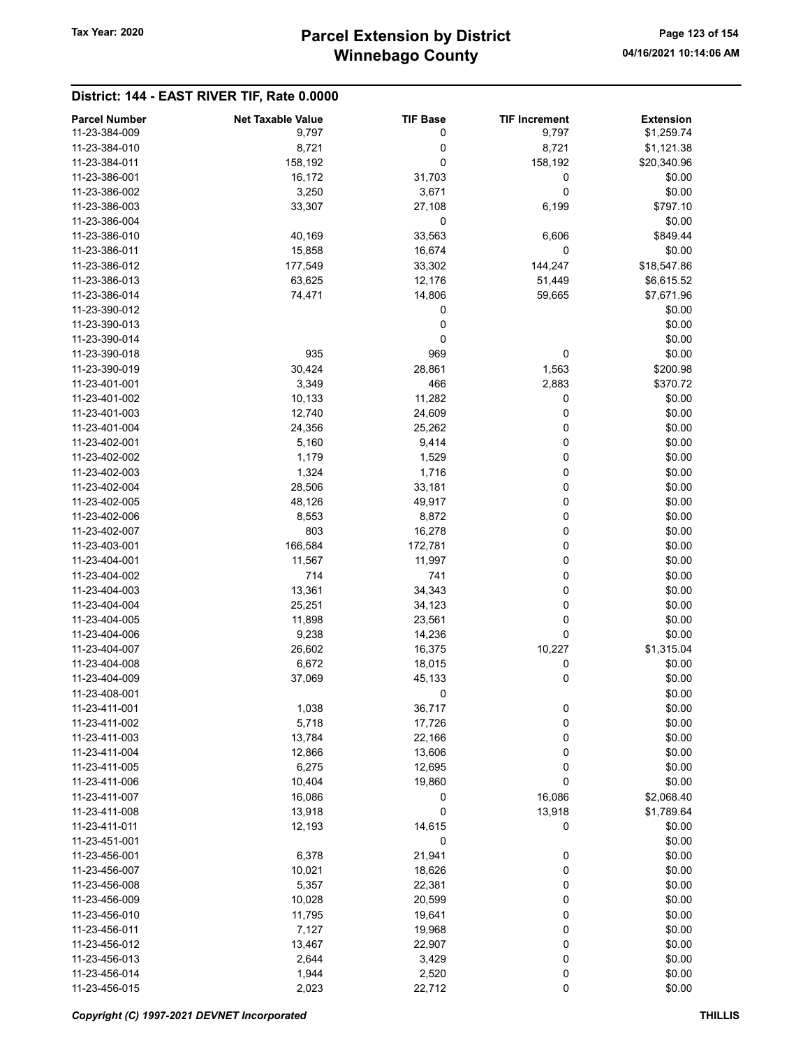## District: 144 - EAST RIVER TIF, Rate 0.0000

| Parcel Number | Net Taxable Value | TIF Base | TIF Increment | Extension |
|---|---|---|---|---|
| 11-23-384-009 | 9,797 | 0 | 9,797 | $1,259.74 |
| 11-23-384-010 | 8,721 | 0 | 8,721 | $1,121.38 |
| 11-23-384-011 | 158,192 | 0 | 158,192 | $20,340.96 |
| 11-23-386-001 | 16,172 | 31,703 | 0 | $0.00 |
| 11-23-386-002 | 3,250 | 3,671 | 0 | $0.00 |
| 11-23-386-003 | 33,307 | 27,108 | 6,199 | $797.10 |
| 11-23-386-004 | | 0 | | $0.00 |
| 11-23-386-010 | 40,169 | 33,563 | 6,606 | $849.44 |
| 11-23-386-011 | 15,858 | 16,674 | 0 | $0.00 |
| 11-23-386-012 | 177,549 | 33,302 | 144,247 | $18,547.86 |
| 11-23-386-013 | 63,625 | 12,176 | 51,449 | $6,615.52 |
| 11-23-386-014 | 74,471 | 14,806 | 59,665 | $7,671.96 |
| 11-23-390-012 | | 0 | | $0.00 |
| 11-23-390-013 | | 0 | | $0.00 |
| 11-23-390-014 | | 0 | | $0.00 |
| 11-23-390-018 | 935 | 969 | 0 | $0.00 |
| 11-23-390-019 | 30,424 | 28,861 | 1,563 | $200.98 |
| 11-23-401-001 | 3,349 | 466 | 2,883 | $370.72 |
| 11-23-401-002 | 10,133 | 11,282 | 0 | $0.00 |
| 11-23-401-003 | 12,740 | 24,609 | 0 | $0.00 |
| 11-23-401-004 | 24,356 | 25,262 | 0 | $0.00 |
| 11-23-402-001 | 5,160 | 9,414 | 0 | $0.00 |
| 11-23-402-002 | 1,179 | 1,529 | 0 | $0.00 |
| 11-23-402-003 | 1,324 | 1,716 | 0 | $0.00 |
| 11-23-402-004 | 28,506 | 33,181 | 0 | $0.00 |
| 11-23-402-005 | 48,126 | 49,917 | 0 | $0.00 |
| 11-23-402-006 | 8,553 | 8,872 | 0 | $0.00 |
| 11-23-402-007 | 803 | 16,278 | 0 | $0.00 |
| 11-23-403-001 | 166,584 | 172,781 | 0 | $0.00 |
| 11-23-404-001 | 11,567 | 11,997 | 0 | $0.00 |
| 11-23-404-002 | 714 | 741 | 0 | $0.00 |
| 11-23-404-003 | 13,361 | 34,343 | 0 | $0.00 |
| 11-23-404-004 | 25,251 | 34,123 | 0 | $0.00 |
| 11-23-404-005 | 11,898 | 23,561 | 0 | $0.00 |
| 11-23-404-006 | 9,238 | 14,236 | 0 | $0.00 |
| 11-23-404-007 | 26,602 | 16,375 | 10,227 | $1,315.04 |
| 11-23-404-008 | 6,672 | 18,015 | 0 | $0.00 |
| 11-23-404-009 | 37,069 | 45,133 | 0 | $0.00 |
| 11-23-408-001 | | 0 | | $0.00 |
| 11-23-411-001 | 1,038 | 36,717 | 0 | $0.00 |
| 11-23-411-002 | 5,718 | 17,726 | 0 | $0.00 |
| 11-23-411-003 | 13,784 | 22,166 | 0 | $0.00 |
| 11-23-411-004 | 12,866 | 13,606 | 0 | $0.00 |
| 11-23-411-005 | 6,275 | 12,695 | 0 | $0.00 |
| 11-23-411-006 | 10,404 | 19,860 | 0 | $0.00 |
| 11-23-411-007 | 16,086 | 0 | 16,086 | $2,068.40 |
| 11-23-411-008 | 13,918 | 0 | 13,918 | $1,789.64 |
| 11-23-411-011 | 12,193 | 14,615 | 0 | $0.00 |
| 11-23-451-001 | | 0 | | $0.00 |
| 11-23-456-001 | 6,378 | 21,941 | 0 | $0.00 |
| 11-23-456-007 | 10,021 | 18,626 | 0 | $0.00 |
| 11-23-456-008 | 5,357 | 22,381 | 0 | $0.00 |
| 11-23-456-009 | 10,028 | 20,599 | 0 | $0.00 |
| 11-23-456-010 | 11,795 | 19,641 | 0 | $0.00 |
| 11-23-456-011 | 7,127 | 19,968 | 0 | $0.00 |
| 11-23-456-012 | 13,467 | 22,907 | 0 | $0.00 |
| 11-23-456-013 | 2,644 | 3,429 | 0 | $0.00 |
| 11-23-456-014 | 1,944 | 2,520 | 0 | $0.00 |
| 11-23-456-015 | 2,023 | 22,712 | 0 | $0.00 |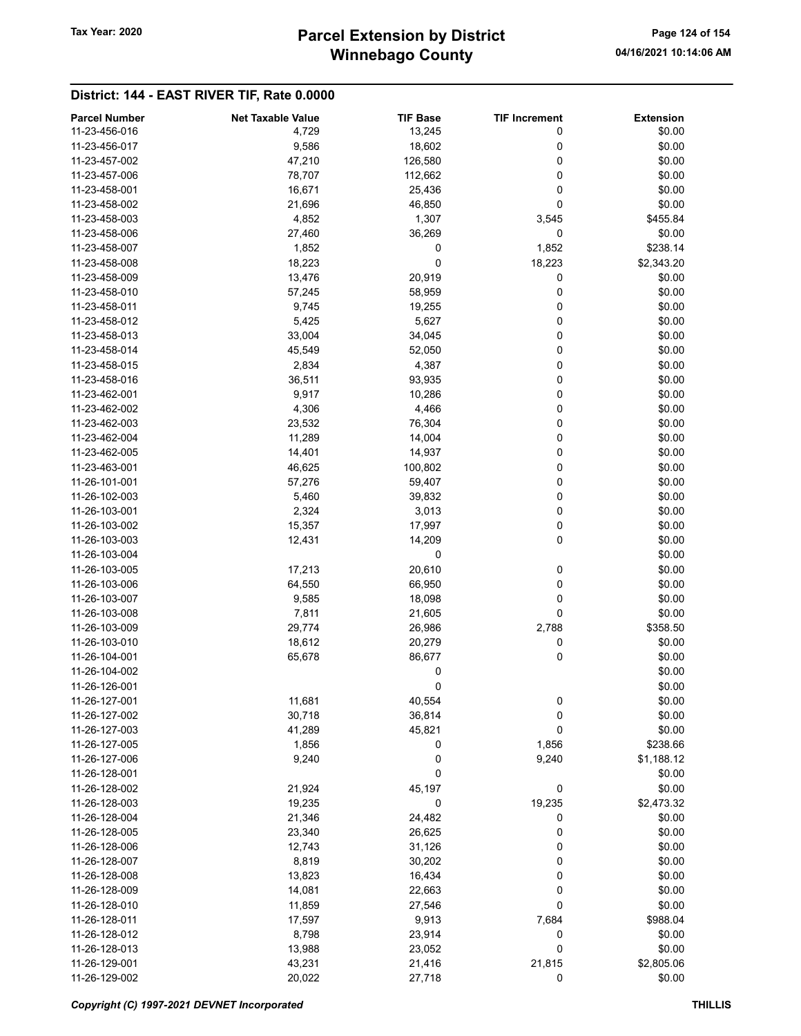## District: 144 - EAST RIVER TIF, Rate 0.0000

| Parcel Number | Net Taxable Value | TIF Base | TIF Increment | Extension |
|---|---|---|---|---|
| 11-23-456-016 | 4,729 | 13,245 | 0 | $0.00 |
| 11-23-456-017 | 9,586 | 18,602 | 0 | $0.00 |
| 11-23-457-002 | 47,210 | 126,580 | 0 | $0.00 |
| 11-23-457-006 | 78,707 | 112,662 | 0 | $0.00 |
| 11-23-458-001 | 16,671 | 25,436 | 0 | $0.00 |
| 11-23-458-002 | 21,696 | 46,850 | 0 | $0.00 |
| 11-23-458-003 | 4,852 | 1,307 | 3,545 | $455.84 |
| 11-23-458-006 | 27,460 | 36,269 | 0 | $0.00 |
| 11-23-458-007 | 1,852 | 0 | 1,852 | $238.14 |
| 11-23-458-008 | 18,223 | 0 | 18,223 | $2,343.20 |
| 11-23-458-009 | 13,476 | 20,919 | 0 | $0.00 |
| 11-23-458-010 | 57,245 | 58,959 | 0 | $0.00 |
| 11-23-458-011 | 9,745 | 19,255 | 0 | $0.00 |
| 11-23-458-012 | 5,425 | 5,627 | 0 | $0.00 |
| 11-23-458-013 | 33,004 | 34,045 | 0 | $0.00 |
| 11-23-458-014 | 45,549 | 52,050 | 0 | $0.00 |
| 11-23-458-015 | 2,834 | 4,387 | 0 | $0.00 |
| 11-23-458-016 | 36,511 | 93,935 | 0 | $0.00 |
| 11-23-462-001 | 9,917 | 10,286 | 0 | $0.00 |
| 11-23-462-002 | 4,306 | 4,466 | 0 | $0.00 |
| 11-23-462-003 | 23,532 | 76,304 | 0 | $0.00 |
| 11-23-462-004 | 11,289 | 14,004 | 0 | $0.00 |
| 11-23-462-005 | 14,401 | 14,937 | 0 | $0.00 |
| 11-23-463-001 | 46,625 | 100,802 | 0 | $0.00 |
| 11-26-101-001 | 57,276 | 59,407 | 0 | $0.00 |
| 11-26-102-003 | 5,460 | 39,832 | 0 | $0.00 |
| 11-26-103-001 | 2,324 | 3,013 | 0 | $0.00 |
| 11-26-103-002 | 15,357 | 17,997 | 0 | $0.00 |
| 11-26-103-003 | 12,431 | 14,209 | 0 | $0.00 |
| 11-26-103-004 | | 0 | | $0.00 |
| 11-26-103-005 | 17,213 | 20,610 | 0 | $0.00 |
| 11-26-103-006 | 64,550 | 66,950 | 0 | $0.00 |
| 11-26-103-007 | 9,585 | 18,098 | 0 | $0.00 |
| 11-26-103-008 | 7,811 | 21,605 | 0 | $0.00 |
| 11-26-103-009 | 29,774 | 26,986 | 2,788 | $358.50 |
| 11-26-103-010 | 18,612 | 20,279 | 0 | $0.00 |
| 11-26-104-001 | 65,678 | 86,677 | 0 | $0.00 |
| 11-26-104-002 | | 0 | | $0.00 |
| 11-26-126-001 | | 0 | | $0.00 |
| 11-26-127-001 | 11,681 | 40,554 | 0 | $0.00 |
| 11-26-127-002 | 30,718 | 36,814 | 0 | $0.00 |
| 11-26-127-003 | 41,289 | 45,821 | 0 | $0.00 |
| 11-26-127-005 | 1,856 | 0 | 1,856 | $238.66 |
| 11-26-127-006 | 9,240 | 0 | 9,240 | $1,188.12 |
| 11-26-128-001 | | 0 | | $0.00 |
| 11-26-128-002 | 21,924 | 45,197 | 0 | $0.00 |
| 11-26-128-003 | 19,235 | 0 | 19,235 | $2,473.32 |
| 11-26-128-004 | 21,346 | 24,482 | 0 | $0.00 |
| 11-26-128-005 | 23,340 | 26,625 | 0 | $0.00 |
| 11-26-128-006 | 12,743 | 31,126 | 0 | $0.00 |
| 11-26-128-007 | 8,819 | 30,202 | 0 | $0.00 |
| 11-26-128-008 | 13,823 | 16,434 | 0 | $0.00 |
| 11-26-128-009 | 14,081 | 22,663 | 0 | $0.00 |
| 11-26-128-010 | 11,859 | 27,546 | 0 | $0.00 |
| 11-26-128-011 | 17,597 | 9,913 | 7,684 | $988.04 |
| 11-26-128-012 | 8,798 | 23,914 | 0 | $0.00 |
| 11-26-128-013 | 13,988 | 23,052 | 0 | $0.00 |
| 11-26-129-001 | 43,231 | 21,416 | 21,815 | $2,805.06 |
| 11-26-129-002 | 20,022 | 27,718 | 0 | $0.00 |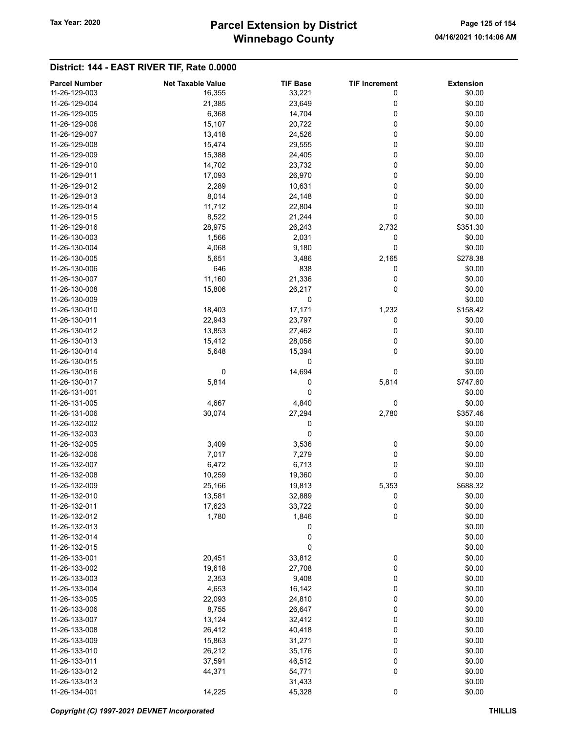# Parcel Extension by District
# Winnebago County

Tax Year: 2020

04/16/2021 10:14:06 AM

## District: 144 - EAST RIVER TIF, Rate 0.0000

| Parcel Number | Net Taxable Value | TIF Base | TIF Increment | Extension |
|---|---|---|---|---|
| 11-26-129-003 | 16,355 | 33,221 | 0 | $0.00 |
| 11-26-129-004 | 21,385 | 23,649 | 0 | $0.00 |
| 11-26-129-005 | 6,368 | 14,704 | 0 | $0.00 |
| 11-26-129-006 | 15,107 | 20,722 | 0 | $0.00 |
| 11-26-129-007 | 13,418 | 24,526 | 0 | $0.00 |
| 11-26-129-008 | 15,474 | 29,555 | 0 | $0.00 |
| 11-26-129-009 | 15,388 | 24,405 | 0 | $0.00 |
| 11-26-129-010 | 14,702 | 23,732 | 0 | $0.00 |
| 11-26-129-011 | 17,093 | 26,970 | 0 | $0.00 |
| 11-26-129-012 | 2,289 | 10,631 | 0 | $0.00 |
| 11-26-129-013 | 8,014 | 24,148 | 0 | $0.00 |
| 11-26-129-014 | 11,712 | 22,804 | 0 | $0.00 |
| 11-26-129-015 | 8,522 | 21,244 | 0 | $0.00 |
| 11-26-129-016 | 28,975 | 26,243 | 2,732 | $351.30 |
| 11-26-130-003 | 1,566 | 2,031 | 0 | $0.00 |
| 11-26-130-004 | 4,068 | 9,180 | 0 | $0.00 |
| 11-26-130-005 | 5,651 | 3,486 | 2,165 | $278.38 |
| 11-26-130-006 | 646 | 838 | 0 | $0.00 |
| 11-26-130-007 | 11,160 | 21,336 | 0 | $0.00 |
| 11-26-130-008 | 15,806 | 26,217 | 0 | $0.00 |
| 11-26-130-009 | | 0 | | $0.00 |
| 11-26-130-010 | 18,403 | 17,171 | 1,232 | $158.42 |
| 11-26-130-011 | 22,943 | 23,797 | 0 | $0.00 |
| 11-26-130-012 | 13,853 | 27,462 | 0 | $0.00 |
| 11-26-130-013 | 15,412 | 28,056 | 0 | $0.00 |
| 11-26-130-014 | 5,648 | 15,394 | 0 | $0.00 |
| 11-26-130-015 | | 0 | | $0.00 |
| 11-26-130-016 | 0 | 14,694 | 0 | $0.00 |
| 11-26-130-017 | 5,814 | 0 | 5,814 | $747.60 |
| 11-26-131-001 | | 0 | | $0.00 |
| 11-26-131-005 | 4,667 | 4,840 | 0 | $0.00 |
| 11-26-131-006 | 30,074 | 27,294 | 2,780 | $357.46 |
| 11-26-132-002 | | 0 | | $0.00 |
| 11-26-132-003 | | 0 | | $0.00 |
| 11-26-132-005 | 3,409 | 3,536 | 0 | $0.00 |
| 11-26-132-006 | 7,017 | 7,279 | 0 | $0.00 |
| 11-26-132-007 | 6,472 | 6,713 | 0 | $0.00 |
| 11-26-132-008 | 10,259 | 19,360 | 0 | $0.00 |
| 11-26-132-009 | 25,166 | 19,813 | 5,353 | $688.32 |
| 11-26-132-010 | 13,581 | 32,889 | 0 | $0.00 |
| 11-26-132-011 | 17,623 | 33,722 | 0 | $0.00 |
| 11-26-132-012 | 1,780 | 1,846 | 0 | $0.00 |
| 11-26-132-013 | | 0 | | $0.00 |
| 11-26-132-014 | | 0 | | $0.00 |
| 11-26-132-015 | | 0 | | $0.00 |
| 11-26-133-001 | 20,451 | 33,812 | 0 | $0.00 |
| 11-26-133-002 | 19,618 | 27,708 | 0 | $0.00 |
| 11-26-133-003 | 2,353 | 9,408 | 0 | $0.00 |
| 11-26-133-004 | 4,653 | 16,142 | 0 | $0.00 |
| 11-26-133-005 | 22,093 | 24,810 | 0 | $0.00 |
| 11-26-133-006 | 8,755 | 26,647 | 0 | $0.00 |
| 11-26-133-007 | 13,124 | 32,412 | 0 | $0.00 |
| 11-26-133-008 | 26,412 | 40,418 | 0 | $0.00 |
| 11-26-133-009 | 15,863 | 31,271 | 0 | $0.00 |
| 11-26-133-010 | 26,212 | 35,176 | 0 | $0.00 |
| 11-26-133-011 | 37,591 | 46,512 | 0 | $0.00 |
| 11-26-133-012 | 44,371 | 54,771 | 0 | $0.00 |
| 11-26-133-013 | | 31,433 | | $0.00 |
| 11-26-134-001 | 14,225 | 45,328 | 0 | $0.00 |

*Copyright (C) 1997-2021 DEVNET Incorporated* THILLIS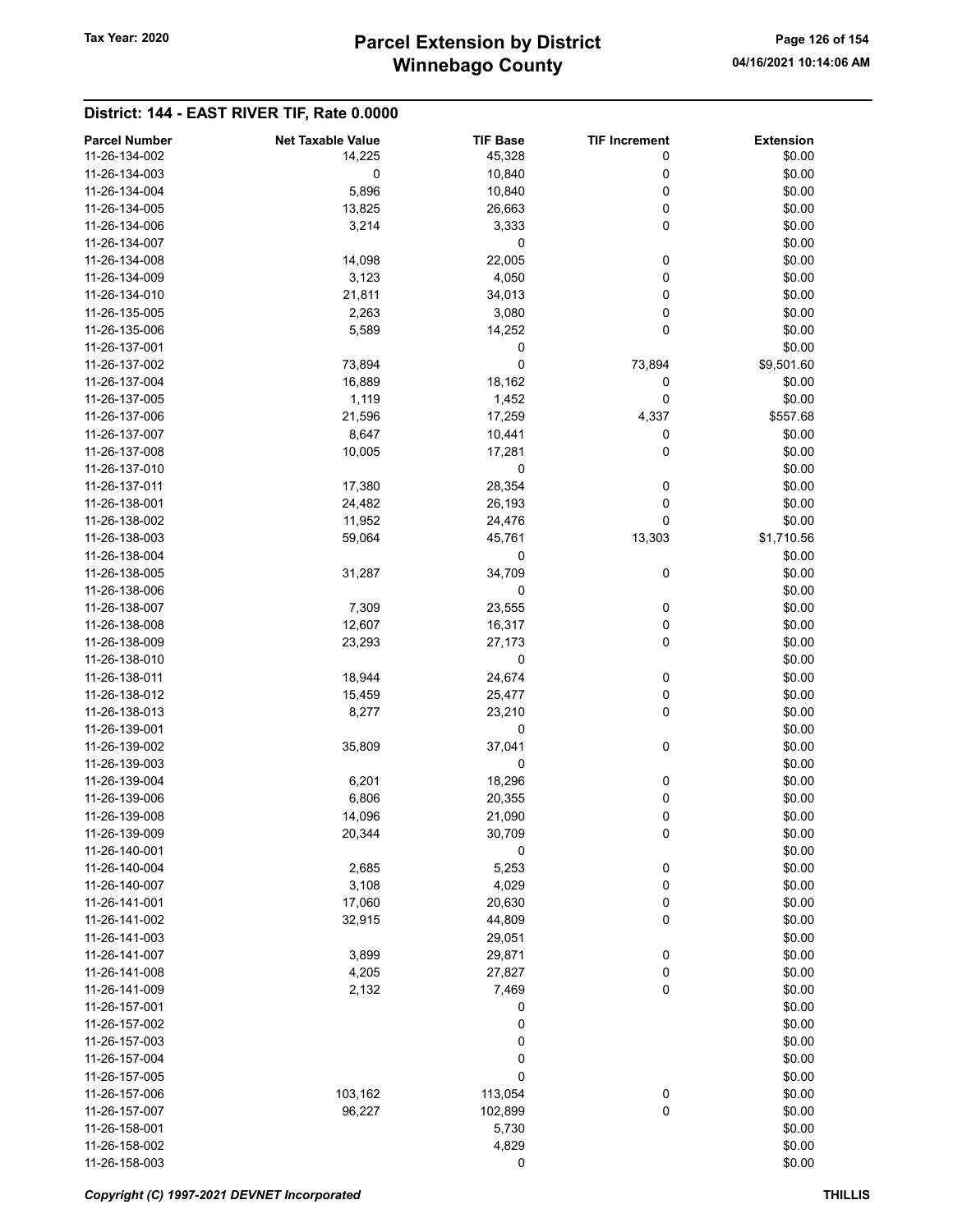# Parcel Extension by District
# Winnebago County

Tax Year: 2020

04/16/2021 10:14:06 AM

## District: 144 - EAST RIVER TIF, Rate 0.0000

| Parcel Number | Net Taxable Value | TIF Base | TIF Increment | Extension |
|---|---|---|---|---|
| 11-26-134-002 | 14,225 | 45,328 | 0 | $0.00 |
| 11-26-134-003 | 0 | 10,840 | 0 | $0.00 |
| 11-26-134-004 | 5,896 | 10,840 | 0 | $0.00 |
| 11-26-134-005 | 13,825 | 26,663 | 0 | $0.00 |
| 11-26-134-006 | 3,214 | 3,333 | 0 | $0.00 |
| 11-26-134-007 | | 0 | | $0.00 |
| 11-26-134-008 | 14,098 | 22,005 | 0 | $0.00 |
| 11-26-134-009 | 3,123 | 4,050 | 0 | $0.00 |
| 11-26-134-010 | 21,811 | 34,013 | 0 | $0.00 |
| 11-26-135-005 | 2,263 | 3,080 | 0 | $0.00 |
| 11-26-135-006 | 5,589 | 14,252 | 0 | $0.00 |
| 11-26-137-001 | | 0 | | $0.00 |
| 11-26-137-002 | 73,894 | 0 | 73,894 | $9,501.60 |
| 11-26-137-004 | 16,889 | 18,162 | 0 | $0.00 |
| 11-26-137-005 | 1,119 | 1,452 | 0 | $0.00 |
| 11-26-137-006 | 21,596 | 17,259 | 4,337 | $557.68 |
| 11-26-137-007 | 8,647 | 10,441 | 0 | $0.00 |
| 11-26-137-008 | 10,005 | 17,281 | 0 | $0.00 |
| 11-26-137-010 | | 0 | | $0.00 |
| 11-26-137-011 | 17,380 | 28,354 | 0 | $0.00 |
| 11-26-138-001 | 24,482 | 26,193 | 0 | $0.00 |
| 11-26-138-002 | 11,952 | 24,476 | 0 | $0.00 |
| 11-26-138-003 | 59,064 | 45,761 | 13,303 | $1,710.56 |
| 11-26-138-004 | | 0 | | $0.00 |
| 11-26-138-005 | 31,287 | 34,709 | 0 | $0.00 |
| 11-26-138-006 | | 0 | | $0.00 |
| 11-26-138-007 | 7,309 | 23,555 | 0 | $0.00 |
| 11-26-138-008 | 12,607 | 16,317 | 0 | $0.00 |
| 11-26-138-009 | 23,293 | 27,173 | 0 | $0.00 |
| 11-26-138-010 | | 0 | | $0.00 |
| 11-26-138-011 | 18,944 | 24,674 | 0 | $0.00 |
| 11-26-138-012 | 15,459 | 25,477 | 0 | $0.00 |
| 11-26-138-013 | 8,277 | 23,210 | 0 | $0.00 |
| 11-26-139-001 | | 0 | | $0.00 |
| 11-26-139-002 | 35,809 | 37,041 | 0 | $0.00 |
| 11-26-139-003 | | 0 | | $0.00 |
| 11-26-139-004 | 6,201 | 18,296 | 0 | $0.00 |
| 11-26-139-006 | 6,806 | 20,355 | 0 | $0.00 |
| 11-26-139-008 | 14,096 | 21,090 | 0 | $0.00 |
| 11-26-139-009 | 20,344 | 30,709 | 0 | $0.00 |
| 11-26-140-001 | | 0 | | $0.00 |
| 11-26-140-004 | 2,685 | 5,253 | 0 | $0.00 |
| 11-26-140-007 | 3,108 | 4,029 | 0 | $0.00 |
| 11-26-141-001 | 17,060 | 20,630 | 0 | $0.00 |
| 11-26-141-002 | 32,915 | 44,809 | 0 | $0.00 |
| 11-26-141-003 | | 29,051 | | $0.00 |
| 11-26-141-007 | 3,899 | 29,871 | 0 | $0.00 |
| 11-26-141-008 | 4,205 | 27,827 | 0 | $0.00 |
| 11-26-141-009 | 2,132 | 7,469 | 0 | $0.00 |
| 11-26-157-001 | | 0 | | $0.00 |
| 11-26-157-002 | | 0 | | $0.00 |
| 11-26-157-003 | | 0 | | $0.00 |
| 11-26-157-004 | | 0 | | $0.00 |
| 11-26-157-005 | | 0 | | $0.00 |
| 11-26-157-006 | 103,162 | 113,054 | 0 | $0.00 |
| 11-26-157-007 | 96,227 | 102,899 | 0 | $0.00 |
| 11-26-158-001 | | 5,730 | | $0.00 |
| 11-26-158-002 | | 4,829 | | $0.00 |
| 11-26-158-003 | | 0 | | $0.00 |

*Copyright (C) 1997-2021 DEVNET Incorporated* THILLIS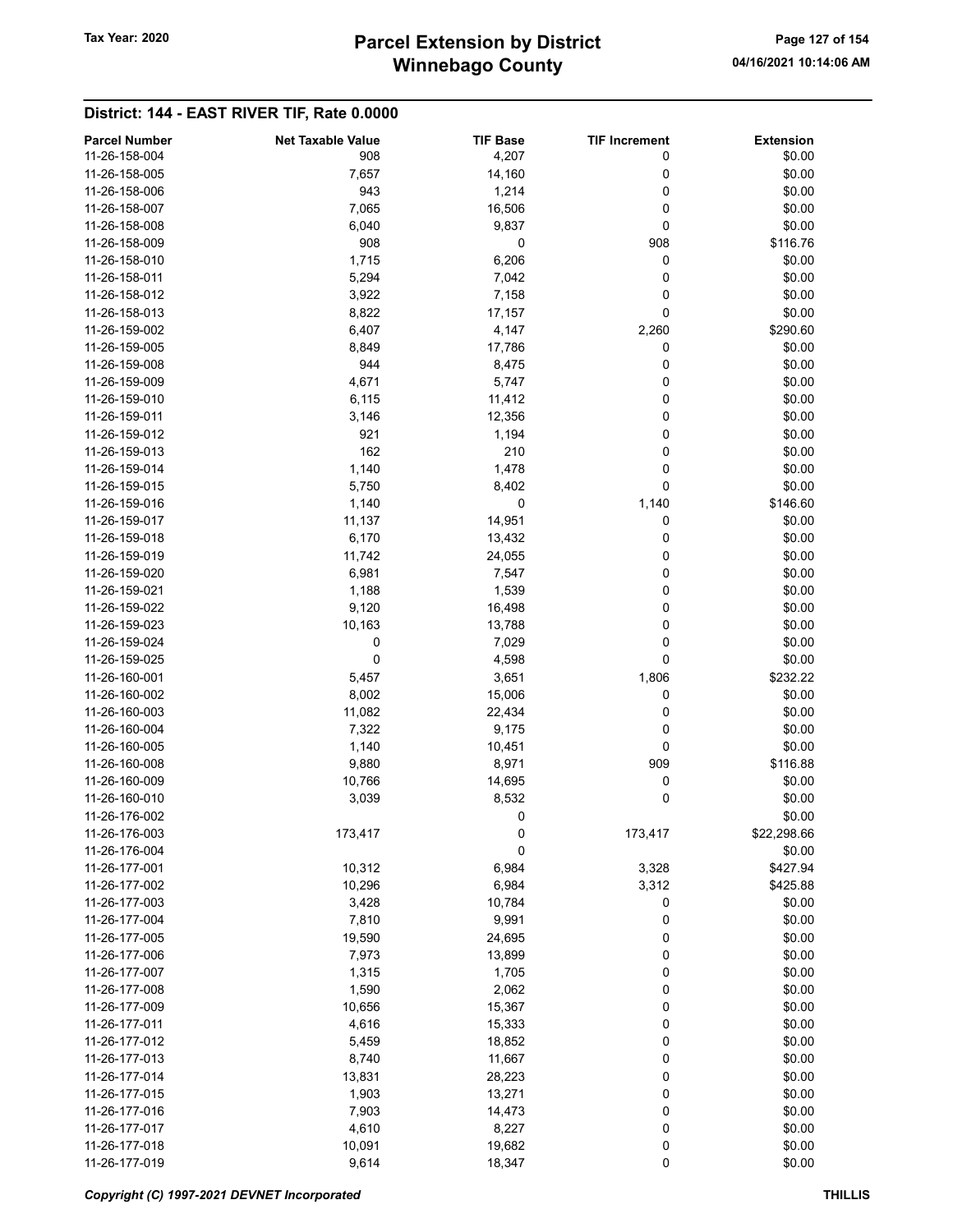## District: 144 - EAST RIVER TIF, Rate 0.0000

| Parcel Number | Net Taxable Value | TIF Base | TIF Increment | Extension |
|---|---|---|---|---|
| 11-26-158-004 | 908 | 4,207 | 0 | $0.00 |
| 11-26-158-005 | 7,657 | 14,160 | 0 | $0.00 |
| 11-26-158-006 | 943 | 1,214 | 0 | $0.00 |
| 11-26-158-007 | 7,065 | 16,506 | 0 | $0.00 |
| 11-26-158-008 | 6,040 | 9,837 | 0 | $0.00 |
| 11-26-158-009 | 908 | 0 | 908 | $116.76 |
| 11-26-158-010 | 1,715 | 6,206 | 0 | $0.00 |
| 11-26-158-011 | 5,294 | 7,042 | 0 | $0.00 |
| 11-26-158-012 | 3,922 | 7,158 | 0 | $0.00 |
| 11-26-158-013 | 8,822 | 17,157 | 0 | $0.00 |
| 11-26-159-002 | 6,407 | 4,147 | 2,260 | $290.60 |
| 11-26-159-005 | 8,849 | 17,786 | 0 | $0.00 |
| 11-26-159-008 | 944 | 8,475 | 0 | $0.00 |
| 11-26-159-009 | 4,671 | 5,747 | 0 | $0.00 |
| 11-26-159-010 | 6,115 | 11,412 | 0 | $0.00 |
| 11-26-159-011 | 3,146 | 12,356 | 0 | $0.00 |
| 11-26-159-012 | 921 | 1,194 | 0 | $0.00 |
| 11-26-159-013 | 162 | 210 | 0 | $0.00 |
| 11-26-159-014 | 1,140 | 1,478 | 0 | $0.00 |
| 11-26-159-015 | 5,750 | 8,402 | 0 | $0.00 |
| 11-26-159-016 | 1,140 | 0 | 1,140 | $146.60 |
| 11-26-159-017 | 11,137 | 14,951 | 0 | $0.00 |
| 11-26-159-018 | 6,170 | 13,432 | 0 | $0.00 |
| 11-26-159-019 | 11,742 | 24,055 | 0 | $0.00 |
| 11-26-159-020 | 6,981 | 7,547 | 0 | $0.00 |
| 11-26-159-021 | 1,188 | 1,539 | 0 | $0.00 |
| 11-26-159-022 | 9,120 | 16,498 | 0 | $0.00 |
| 11-26-159-023 | 10,163 | 13,788 | 0 | $0.00 |
| 11-26-159-024 | 0 | 7,029 | 0 | $0.00 |
| 11-26-159-025 | 0 | 4,598 | 0 | $0.00 |
| 11-26-160-001 | 5,457 | 3,651 | 1,806 | $232.22 |
| 11-26-160-002 | 8,002 | 15,006 | 0 | $0.00 |
| 11-26-160-003 | 11,082 | 22,434 | 0 | $0.00 |
| 11-26-160-004 | 7,322 | 9,175 | 0 | $0.00 |
| 11-26-160-005 | 1,140 | 10,451 | 0 | $0.00 |
| 11-26-160-008 | 9,880 | 8,971 | 909 | $116.88 |
| 11-26-160-009 | 10,766 | 14,695 | 0 | $0.00 |
| 11-26-160-010 | 3,039 | 8,532 | 0 | $0.00 |
| 11-26-176-002 | | 0 | | $0.00 |
| 11-26-176-003 | 173,417 | 0 | 173,417 | $22,298.66 |
| 11-26-176-004 | | 0 | | $0.00 |
| 11-26-177-001 | 10,312 | 6,984 | 3,328 | $427.94 |
| 11-26-177-002 | 10,296 | 6,984 | 3,312 | $425.88 |
| 11-26-177-003 | 3,428 | 10,784 | 0 | $0.00 |
| 11-26-177-004 | 7,810 | 9,991 | 0 | $0.00 |
| 11-26-177-005 | 19,590 | 24,695 | 0 | $0.00 |
| 11-26-177-006 | 7,973 | 13,899 | 0 | $0.00 |
| 11-26-177-007 | 1,315 | 1,705 | 0 | $0.00 |
| 11-26-177-008 | 1,590 | 2,062 | 0 | $0.00 |
| 11-26-177-009 | 10,656 | 15,367 | 0 | $0.00 |
| 11-26-177-011 | 4,616 | 15,333 | 0 | $0.00 |
| 11-26-177-012 | 5,459 | 18,852 | 0 | $0.00 |
| 11-26-177-013 | 8,740 | 11,667 | 0 | $0.00 |
| 11-26-177-014 | 13,831 | 28,223 | 0 | $0.00 |
| 11-26-177-015 | 1,903 | 13,271 | 0 | $0.00 |
| 11-26-177-016 | 7,903 | 14,473 | 0 | $0.00 |
| 11-26-177-017 | 4,610 | 8,227 | 0 | $0.00 |
| 11-26-177-018 | 10,091 | 19,682 | 0 | $0.00 |
| 11-26-177-019 | 9,614 | 18,347 | 0 | $0.00 |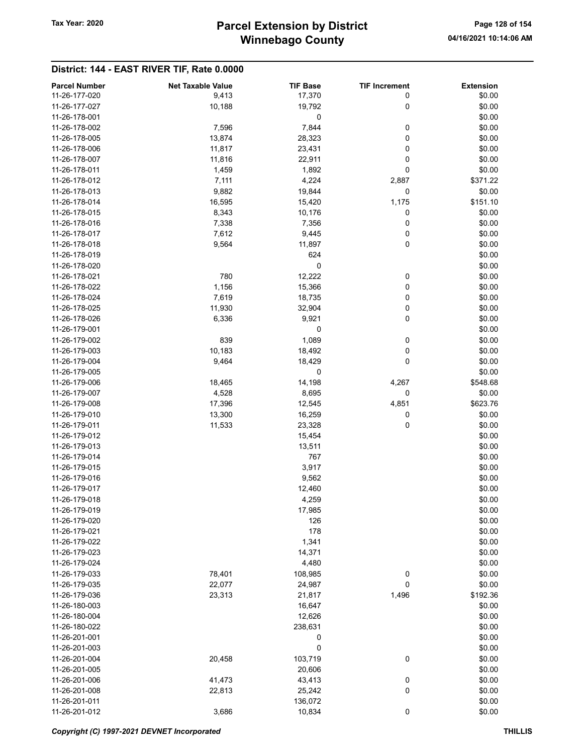## District: 144 - EAST RIVER TIF, Rate 0.0000

| Parcel Number | Net Taxable Value | TIF Base | TIF Increment | Extension |
|---|---|---|---|---|
| 11-26-177-020 | 9,413 | 17,370 | 0 | $0.00 |
| 11-26-177-027 | 10,188 | 19,792 | 0 | $0.00 |
| 11-26-178-001 | | 0 | | $0.00 |
| 11-26-178-002 | 7,596 | 7,844 | 0 | $0.00 |
| 11-26-178-005 | 13,874 | 28,323 | 0 | $0.00 |
| 11-26-178-006 | 11,817 | 23,431 | 0 | $0.00 |
| 11-26-178-007 | 11,816 | 22,911 | 0 | $0.00 |
| 11-26-178-011 | 1,459 | 1,892 | 0 | $0.00 |
| 11-26-178-012 | 7,111 | 4,224 | 2,887 | $371.22 |
| 11-26-178-013 | 9,882 | 19,844 | 0 | $0.00 |
| 11-26-178-014 | 16,595 | 15,420 | 1,175 | $151.10 |
| 11-26-178-015 | 8,343 | 10,176 | 0 | $0.00 |
| 11-26-178-016 | 7,338 | 7,356 | 0 | $0.00 |
| 11-26-178-017 | 7,612 | 9,445 | 0 | $0.00 |
| 11-26-178-018 | 9,564 | 11,897 | 0 | $0.00 |
| 11-26-178-019 | | 624 | | $0.00 |
| 11-26-178-020 | | 0 | | $0.00 |
| 11-26-178-021 | 780 | 12,222 | 0 | $0.00 |
| 11-26-178-022 | 1,156 | 15,366 | 0 | $0.00 |
| 11-26-178-024 | 7,619 | 18,735 | 0 | $0.00 |
| 11-26-178-025 | 11,930 | 32,904 | 0 | $0.00 |
| 11-26-178-026 | 6,336 | 9,921 | 0 | $0.00 |
| 11-26-179-001 | | 0 | | $0.00 |
| 11-26-179-002 | 839 | 1,089 | 0 | $0.00 |
| 11-26-179-003 | 10,183 | 18,492 | 0 | $0.00 |
| 11-26-179-004 | 9,464 | 18,429 | 0 | $0.00 |
| 11-26-179-005 | | 0 | | $0.00 |
| 11-26-179-006 | 18,465 | 14,198 | 4,267 | $548.68 |
| 11-26-179-007 | 4,528 | 8,695 | 0 | $0.00 |
| 11-26-179-008 | 17,396 | 12,545 | 4,851 | $623.76 |
| 11-26-179-010 | 13,300 | 16,259 | 0 | $0.00 |
| 11-26-179-011 | 11,533 | 23,328 | 0 | $0.00 |
| 11-26-179-012 | | 15,454 | | $0.00 |
| 11-26-179-013 | | 13,511 | | $0.00 |
| 11-26-179-014 | | 767 | | $0.00 |
| 11-26-179-015 | | 3,917 | | $0.00 |
| 11-26-179-016 | | 9,562 | | $0.00 |
| 11-26-179-017 | | 12,460 | | $0.00 |
| 11-26-179-018 | | 4,259 | | $0.00 |
| 11-26-179-019 | | 17,985 | | $0.00 |
| 11-26-179-020 | | 126 | | $0.00 |
| 11-26-179-021 | | 178 | | $0.00 |
| 11-26-179-022 | | 1,341 | | $0.00 |
| 11-26-179-023 | | 14,371 | | $0.00 |
| 11-26-179-024 | | 4,480 | | $0.00 |
| 11-26-179-033 | 78,401 | 108,985 | 0 | $0.00 |
| 11-26-179-035 | 22,077 | 24,987 | 0 | $0.00 |
| 11-26-179-036 | 23,313 | 21,817 | 1,496 | $192.36 |
| 11-26-180-003 | | 16,647 | | $0.00 |
| 11-26-180-004 | | 12,626 | | $0.00 |
| 11-26-180-022 | | 238,631 | | $0.00 |
| 11-26-201-001 | | 0 | | $0.00 |
| 11-26-201-003 | | 0 | | $0.00 |
| 11-26-201-004 | 20,458 | 103,719 | 0 | $0.00 |
| 11-26-201-005 | | 20,606 | | $0.00 |
| 11-26-201-006 | 41,473 | 43,413 | 0 | $0.00 |
| 11-26-201-008 | 22,813 | 25,242 | 0 | $0.00 |
| 11-26-201-011 | | 136,072 | | $0.00 |
| 11-26-201-012 | 3,686 | 10,834 | 0 | $0.00 |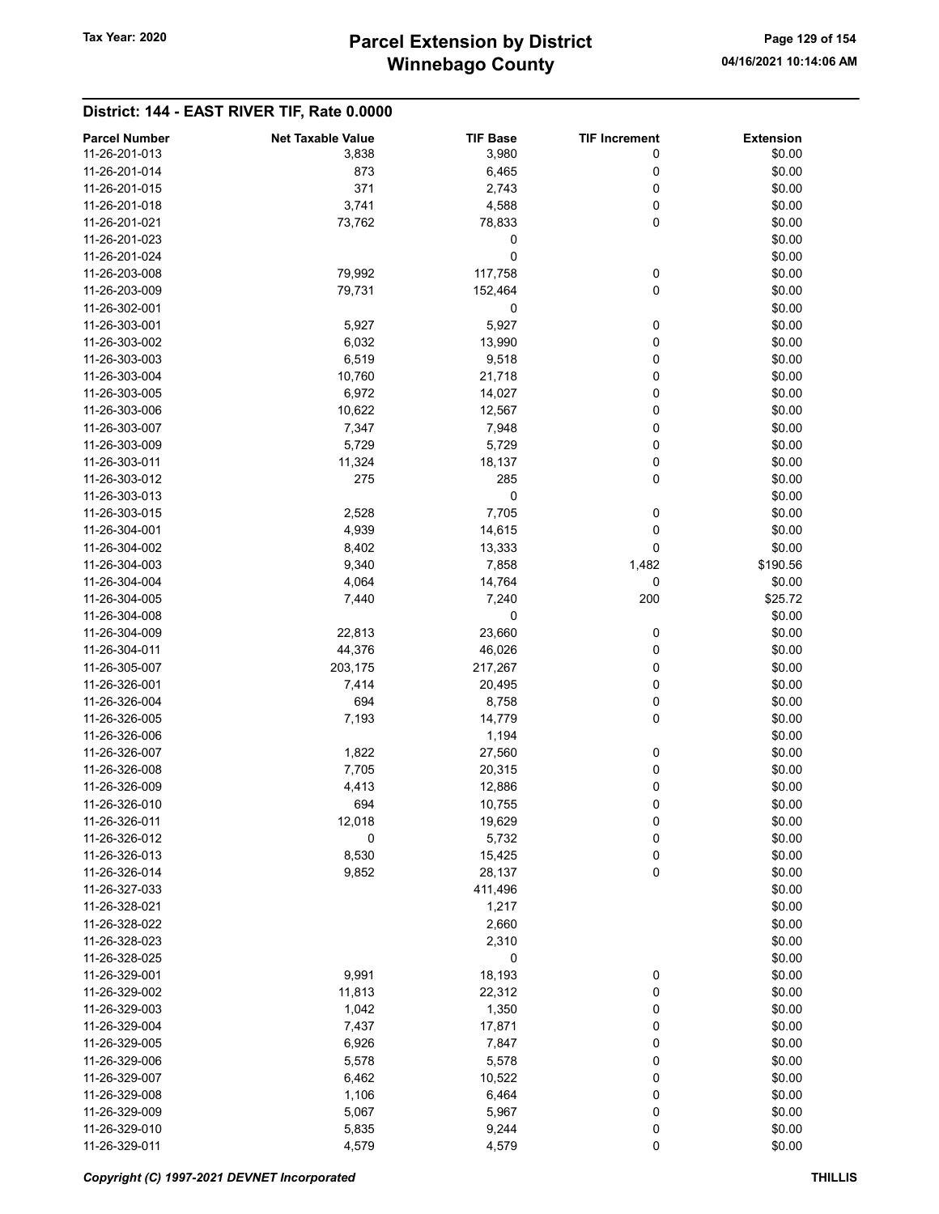## District: 144 - EAST RIVER TIF, Rate 0.0000

| Parcel Number | Net Taxable Value | TIF Base | TIF Increment | Extension |
|---|---|---|---|---|
| 11-26-201-013 | 3,838 | 3,980 | 0 | $0.00 |
| 11-26-201-014 | 873 | 6,465 | 0 | $0.00 |
| 11-26-201-015 | 371 | 2,743 | 0 | $0.00 |
| 11-26-201-018 | 3,741 | 4,588 | 0 | $0.00 |
| 11-26-201-021 | 73,762 | 78,833 | 0 | $0.00 |
| 11-26-201-023 | | 0 | | $0.00 |
| 11-26-201-024 | | 0 | | $0.00 |
| 11-26-203-008 | 79,992 | 117,758 | 0 | $0.00 |
| 11-26-203-009 | 79,731 | 152,464 | 0 | $0.00 |
| 11-26-302-001 | | 0 | | $0.00 |
| 11-26-303-001 | 5,927 | 5,927 | 0 | $0.00 |
| 11-26-303-002 | 6,032 | 13,990 | 0 | $0.00 |
| 11-26-303-003 | 6,519 | 9,518 | 0 | $0.00 |
| 11-26-303-004 | 10,760 | 21,718 | 0 | $0.00 |
| 11-26-303-005 | 6,972 | 14,027 | 0 | $0.00 |
| 11-26-303-006 | 10,622 | 12,567 | 0 | $0.00 |
| 11-26-303-007 | 7,347 | 7,948 | 0 | $0.00 |
| 11-26-303-009 | 5,729 | 5,729 | 0 | $0.00 |
| 11-26-303-011 | 11,324 | 18,137 | 0 | $0.00 |
| 11-26-303-012 | 275 | 285 | 0 | $0.00 |
| 11-26-303-013 | | 0 | | $0.00 |
| 11-26-303-015 | 2,528 | 7,705 | 0 | $0.00 |
| 11-26-304-001 | 4,939 | 14,615 | 0 | $0.00 |
| 11-26-304-002 | 8,402 | 13,333 | 0 | $0.00 |
| 11-26-304-003 | 9,340 | 7,858 | 1,482 | $190.56 |
| 11-26-304-004 | 4,064 | 14,764 | 0 | $0.00 |
| 11-26-304-005 | 7,440 | 7,240 | 200 | $25.72 |
| 11-26-304-008 | | 0 | | $0.00 |
| 11-26-304-009 | 22,813 | 23,660 | 0 | $0.00 |
| 11-26-304-011 | 44,376 | 46,026 | 0 | $0.00 |
| 11-26-305-007 | 203,175 | 217,267 | 0 | $0.00 |
| 11-26-326-001 | 7,414 | 20,495 | 0 | $0.00 |
| 11-26-326-004 | 694 | 8,758 | 0 | $0.00 |
| 11-26-326-005 | 7,193 | 14,779 | 0 | $0.00 |
| 11-26-326-006 | | 1,194 | | $0.00 |
| 11-26-326-007 | 1,822 | 27,560 | 0 | $0.00 |
| 11-26-326-008 | 7,705 | 20,315 | 0 | $0.00 |
| 11-26-326-009 | 4,413 | 12,886 | 0 | $0.00 |
| 11-26-326-010 | 694 | 10,755 | 0 | $0.00 |
| 11-26-326-011 | 12,018 | 19,629 | 0 | $0.00 |
| 11-26-326-012 | 0 | 5,732 | 0 | $0.00 |
| 11-26-326-013 | 8,530 | 15,425 | 0 | $0.00 |
| 11-26-326-014 | 9,852 | 28,137 | 0 | $0.00 |
| 11-26-327-033 | | 411,496 | | $0.00 |
| 11-26-328-021 | | 1,217 | | $0.00 |
| 11-26-328-022 | | 2,660 | | $0.00 |
| 11-26-328-023 | | 2,310 | | $0.00 |
| 11-26-328-025 | | 0 | | $0.00 |
| 11-26-329-001 | 9,991 | 18,193 | 0 | $0.00 |
| 11-26-329-002 | 11,813 | 22,312 | 0 | $0.00 |
| 11-26-329-003 | 1,042 | 1,350 | 0 | $0.00 |
| 11-26-329-004 | 7,437 | 17,871 | 0 | $0.00 |
| 11-26-329-005 | 6,926 | 7,847 | 0 | $0.00 |
| 11-26-329-006 | 5,578 | 5,578 | 0 | $0.00 |
| 11-26-329-007 | 6,462 | 10,522 | 0 | $0.00 |
| 11-26-329-008 | 1,106 | 6,464 | 0 | $0.00 |
| 11-26-329-009 | 5,067 | 5,967 | 0 | $0.00 |
| 11-26-329-010 | 5,835 | 9,244 | 0 | $0.00 |
| 11-26-329-011 | 4,579 | 4,579 | 0 | $0.00 |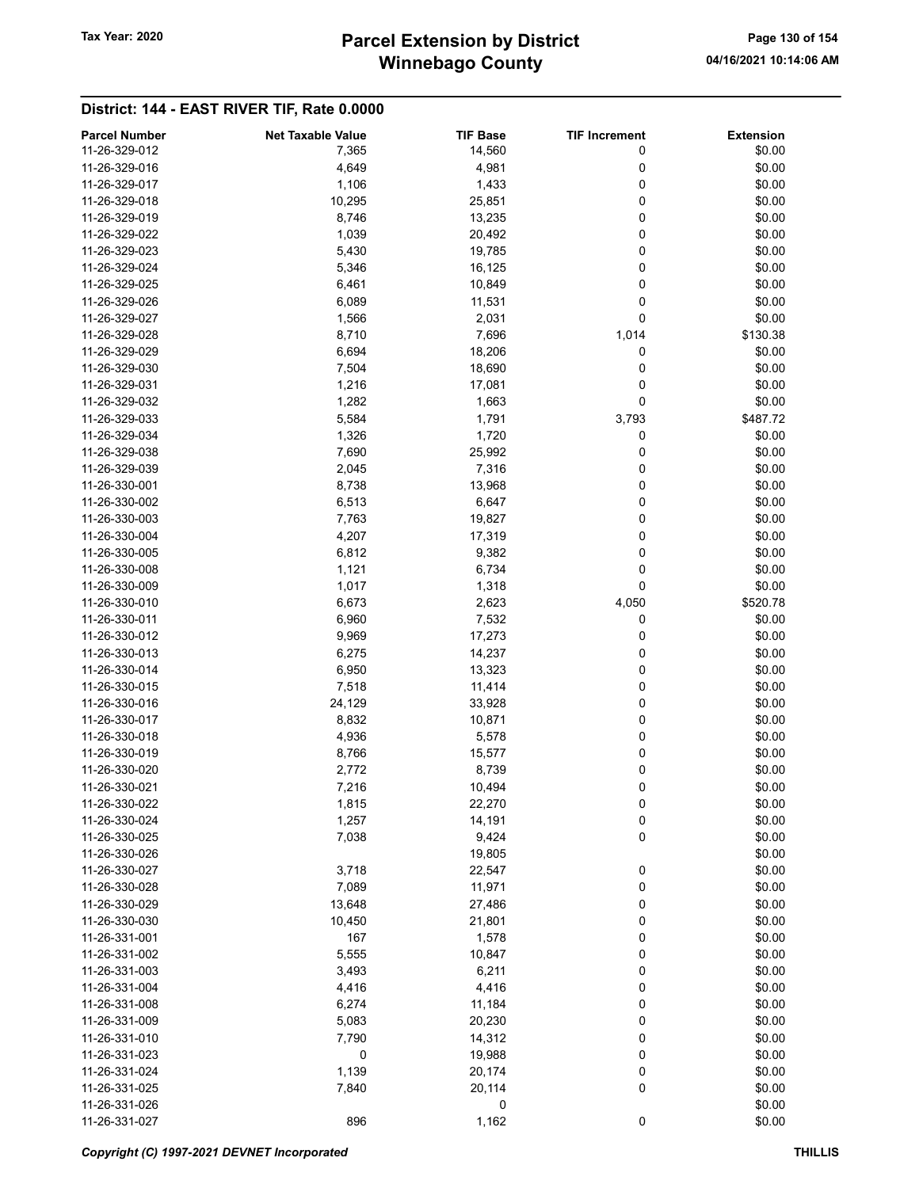Tax Year: 2020

# Parcel Extension by District
# Winnebago County

## District: 144 - EAST RIVER TIF, Rate 0.0000

| Parcel Number | Net Taxable Value | TIF Base | TIF Increment | Extension |
|---|---|---|---|---|
| 11-26-329-012 | 7,365 | 14,560 | 0 | $0.00 |
| 11-26-329-016 | 4,649 | 4,981 | 0 | $0.00 |
| 11-26-329-017 | 1,106 | 1,433 | 0 | $0.00 |
| 11-26-329-018 | 10,295 | 25,851 | 0 | $0.00 |
| 11-26-329-019 | 8,746 | 13,235 | 0 | $0.00 |
| 11-26-329-022 | 1,039 | 20,492 | 0 | $0.00 |
| 11-26-329-023 | 5,430 | 19,785 | 0 | $0.00 |
| 11-26-329-024 | 5,346 | 16,125 | 0 | $0.00 |
| 11-26-329-025 | 6,461 | 10,849 | 0 | $0.00 |
| 11-26-329-026 | 6,089 | 11,531 | 0 | $0.00 |
| 11-26-329-027 | 1,566 | 2,031 | 0 | $0.00 |
| 11-26-329-028 | 8,710 | 7,696 | 1,014 | $130.38 |
| 11-26-329-029 | 6,694 | 18,206 | 0 | $0.00 |
| 11-26-329-030 | 7,504 | 18,690 | 0 | $0.00 |
| 11-26-329-031 | 1,216 | 17,081 | 0 | $0.00 |
| 11-26-329-032 | 1,282 | 1,663 | 0 | $0.00 |
| 11-26-329-033 | 5,584 | 1,791 | 3,793 | $487.72 |
| 11-26-329-034 | 1,326 | 1,720 | 0 | $0.00 |
| 11-26-329-038 | 7,690 | 25,992 | 0 | $0.00 |
| 11-26-329-039 | 2,045 | 7,316 | 0 | $0.00 |
| 11-26-330-001 | 8,738 | 13,968 | 0 | $0.00 |
| 11-26-330-002 | 6,513 | 6,647 | 0 | $0.00 |
| 11-26-330-003 | 7,763 | 19,827 | 0 | $0.00 |
| 11-26-330-004 | 4,207 | 17,319 | 0 | $0.00 |
| 11-26-330-005 | 6,812 | 9,382 | 0 | $0.00 |
| 11-26-330-008 | 1,121 | 6,734 | 0 | $0.00 |
| 11-26-330-009 | 1,017 | 1,318 | 0 | $0.00 |
| 11-26-330-010 | 6,673 | 2,623 | 4,050 | $520.78 |
| 11-26-330-011 | 6,960 | 7,532 | 0 | $0.00 |
| 11-26-330-012 | 9,969 | 17,273 | 0 | $0.00 |
| 11-26-330-013 | 6,275 | 14,237 | 0 | $0.00 |
| 11-26-330-014 | 6,950 | 13,323 | 0 | $0.00 |
| 11-26-330-015 | 7,518 | 11,414 | 0 | $0.00 |
| 11-26-330-016 | 24,129 | 33,928 | 0 | $0.00 |
| 11-26-330-017 | 8,832 | 10,871 | 0 | $0.00 |
| 11-26-330-018 | 4,936 | 5,578 | 0 | $0.00 |
| 11-26-330-019 | 8,766 | 15,577 | 0 | $0.00 |
| 11-26-330-020 | 2,772 | 8,739 | 0 | $0.00 |
| 11-26-330-021 | 7,216 | 10,494 | 0 | $0.00 |
| 11-26-330-022 | 1,815 | 22,270 | 0 | $0.00 |
| 11-26-330-024 | 1,257 | 14,191 | 0 | $0.00 |
| 11-26-330-025 | 7,038 | 9,424 | 0 | $0.00 |
| 11-26-330-026 | | 19,805 | | $0.00 |
| 11-26-330-027 | 3,718 | 22,547 | 0 | $0.00 |
| 11-26-330-028 | 7,089 | 11,971 | 0 | $0.00 |
| 11-26-330-029 | 13,648 | 27,486 | 0 | $0.00 |
| 11-26-330-030 | 10,450 | 21,801 | 0 | $0.00 |
| 11-26-331-001 | 167 | 1,578 | 0 | $0.00 |
| 11-26-331-002 | 5,555 | 10,847 | 0 | $0.00 |
| 11-26-331-003 | 3,493 | 6,211 | 0 | $0.00 |
| 11-26-331-004 | 4,416 | 4,416 | 0 | $0.00 |
| 11-26-331-008 | 6,274 | 11,184 | 0 | $0.00 |
| 11-26-331-009 | 5,083 | 20,230 | 0 | $0.00 |
| 11-26-331-010 | 7,790 | 14,312 | 0 | $0.00 |
| 11-26-331-023 | 0 | 19,988 | 0 | $0.00 |
| 11-26-331-024 | 1,139 | 20,174 | 0 | $0.00 |
| 11-26-331-025 | 7,840 | 20,114 | 0 | $0.00 |
| 11-26-331-026 | | 0 | | $0.00 |
| 11-26-331-027 | 896 | 1,162 | 0 | $0.00 |

*Copyright (C) 1997-2021 DEVNET Incorporated* THILLIS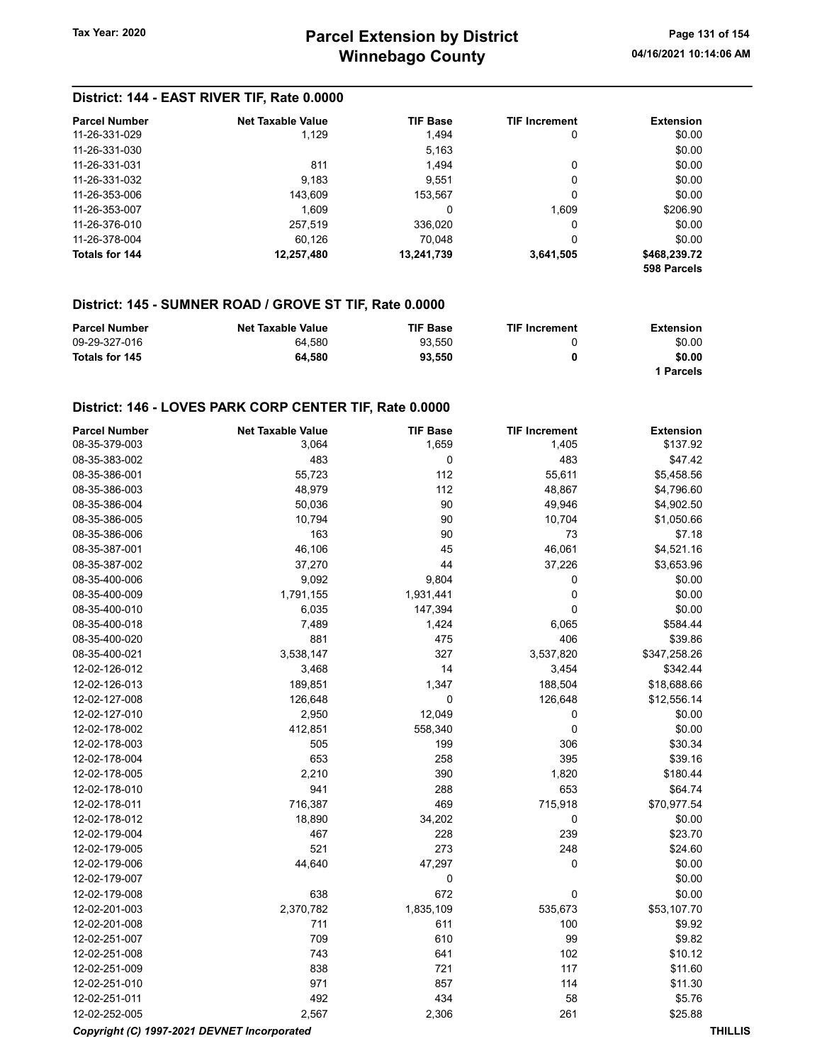## District: 144 - EAST RIVER TIF, Rate 0.0000

| Parcel Number | Net Taxable Value | TIF Base | TIF Increment | Extension |
|---|---|---|---|---|
| 11-26-331-029 | 1,129 | 1,494 | 0 | $0.00 |
| 11-26-331-030 | | 5,163 | | $0.00 |
| 11-26-331-031 | 811 | 1,494 | 0 | $0.00 |
| 11-26-331-032 | 9,183 | 9,551 | 0 | $0.00 |
| 11-26-353-006 | 143,609 | 153,567 | 0 | $0.00 |
| 11-26-353-007 | 1,609 | 0 | 1,609 | $206.90 |
| 11-26-376-010 | 257,519 | 336,020 | 0 | $0.00 |
| 11-26-378-004 | 60,126 | 70,048 | 0 | $0.00 |
| **Totals for 144** | **12,257,480** | **13,241,739** | **3,641,505** | **$468,239.72** |
| | | | | **598 Parcels** |

## District: 145 - SUMNER ROAD / GROVE ST TIF, Rate 0.0000

| Parcel Number | Net Taxable Value | TIF Base | TIF Increment | Extension |
|---|---|---|---|---|
| 09-29-327-016 | 64,580 | 93,550 | 0 | $0.00 |
| **Totals for 145** | **64,580** | **93,550** | **0** | **$0.00** |
| | | | | **1 Parcels** |

## District: 146 - LOVES PARK CORP CENTER TIF, Rate 0.0000

| Parcel Number | Net Taxable Value | TIF Base | TIF Increment | Extension |
|---|---|---|---|---|
| 08-35-379-003 | 3,064 | 1,659 | 1,405 | $137.92 |
| 08-35-383-002 | 483 | 0 | 483 | $47.42 |
| 08-35-386-001 | 55,723 | 112 | 55,611 | $5,458.56 |
| 08-35-386-003 | 48,979 | 112 | 48,867 | $4,796.60 |
| 08-35-386-004 | 50,036 | 90 | 49,946 | $4,902.50 |
| 08-35-386-005 | 10,794 | 90 | 10,704 | $1,050.66 |
| 08-35-386-006 | 163 | 90 | 73 | $7.18 |
| 08-35-387-001 | 46,106 | 45 | 46,061 | $4,521.16 |
| 08-35-387-002 | 37,270 | 44 | 37,226 | $3,653.96 |
| 08-35-400-006 | 9,092 | 9,804 | 0 | $0.00 |
| 08-35-400-009 | 1,791,155 | 1,931,441 | 0 | $0.00 |
| 08-35-400-010 | 6,035 | 147,394 | 0 | $0.00 |
| 08-35-400-018 | 7,489 | 1,424 | 6,065 | $584.44 |
| 08-35-400-020 | 881 | 475 | 406 | $39.86 |
| 08-35-400-021 | 3,538,147 | 327 | 3,537,820 | $347,258.26 |
| 12-02-126-012 | 3,468 | 14 | 3,454 | $342.44 |
| 12-02-126-013 | 189,851 | 1,347 | 188,504 | $18,688.66 |
| 12-02-127-008 | 126,648 | 0 | 126,648 | $12,556.14 |
| 12-02-127-010 | 2,950 | 12,049 | 0 | $0.00 |
| 12-02-178-002 | 412,851 | 558,340 | 0 | $0.00 |
| 12-02-178-003 | 505 | 199 | 306 | $30.34 |
| 12-02-178-004 | 653 | 258 | 395 | $39.16 |
| 12-02-178-005 | 2,210 | 390 | 1,820 | $180.44 |
| 12-02-178-010 | 941 | 288 | 653 | $64.74 |
| 12-02-178-011 | 716,387 | 469 | 715,918 | $70,977.54 |
| 12-02-178-012 | 18,890 | 34,202 | 0 | $0.00 |
| 12-02-179-004 | 467 | 228 | 239 | $23.70 |
| 12-02-179-005 | 521 | 273 | 248 | $24.60 |
| 12-02-179-006 | 44,640 | 47,297 | 0 | $0.00 |
| 12-02-179-007 | | 0 | | $0.00 |
| 12-02-179-008 | 638 | 672 | 0 | $0.00 |
| 12-02-201-003 | 2,370,782 | 1,835,109 | 535,673 | $53,107.70 |
| 12-02-201-008 | 711 | 611 | 100 | $9.92 |
| 12-02-251-007 | 709 | 610 | 99 | $9.82 |
| 12-02-251-008 | 743 | 641 | 102 | $10.12 |
| 12-02-251-009 | 838 | 721 | 117 | $11.60 |
| 12-02-251-010 | 971 | 857 | 114 | $11.30 |
| 12-02-251-011 | 492 | 434 | 58 | $5.76 |
| 12-02-252-005 | 2,567 | 2,306 | 261 | $25.88 |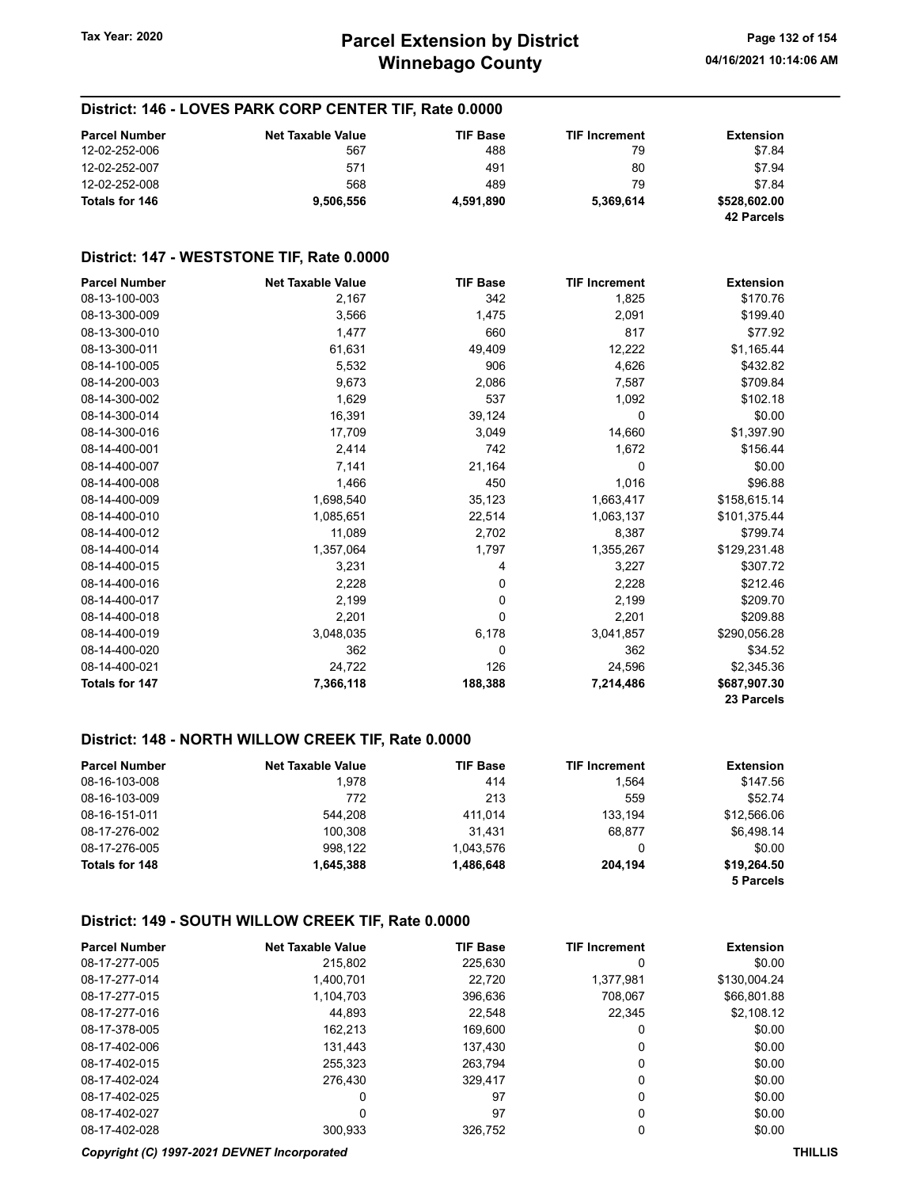## District: 146 - LOVES PARK CORP CENTER TIF, Rate 0.0000

| Parcel Number | Net Taxable Value | TIF Base | TIF Increment | Extension |
|---|---|---|---|---|
| 12-02-252-006 | 567 | 488 | 79 | $7.84 |
| 12-02-252-007 | 571 | 491 | 80 | $7.94 |
| 12-02-252-008 | 568 | 489 | 79 | $7.84 |
| **Totals for 146** | **9,506,556** | **4,591,890** | **5,369,614** | **$528,602.00** |
| | | | | **42 Parcels** |

## District: 147 - WESTSTONE TIF, Rate 0.0000

| Parcel Number | Net Taxable Value | TIF Base | TIF Increment | Extension |
|---|---|---|---|---|
| 08-13-100-003 | 2,167 | 342 | 1,825 | $170.76 |
| 08-13-300-009 | 3,566 | 1,475 | 2,091 | $199.40 |
| 08-13-300-010 | 1,477 | 660 | 817 | $77.92 |
| 08-13-300-011 | 61,631 | 49,409 | 12,222 | $1,165.44 |
| 08-14-100-005 | 5,532 | 906 | 4,626 | $432.82 |
| 08-14-200-003 | 9,673 | 2,086 | 7,587 | $709.84 |
| 08-14-300-002 | 1,629 | 537 | 1,092 | $102.18 |
| 08-14-300-014 | 16,391 | 39,124 | 0 | $0.00 |
| 08-14-300-016 | 17,709 | 3,049 | 14,660 | $1,397.90 |
| 08-14-400-001 | 2,414 | 742 | 1,672 | $156.44 |
| 08-14-400-007 | 7,141 | 21,164 | 0 | $0.00 |
| 08-14-400-008 | 1,466 | 450 | 1,016 | $96.88 |
| 08-14-400-009 | 1,698,540 | 35,123 | 1,663,417 | $158,615.14 |
| 08-14-400-010 | 1,085,651 | 22,514 | 1,063,137 | $101,375.44 |
| 08-14-400-012 | 11,089 | 2,702 | 8,387 | $799.74 |
| 08-14-400-014 | 1,357,064 | 1,797 | 1,355,267 | $129,231.48 |
| 08-14-400-015 | 3,231 | 4 | 3,227 | $307.72 |
| 08-14-400-016 | 2,228 | 0 | 2,228 | $212.46 |
| 08-14-400-017 | 2,199 | 0 | 2,199 | $209.70 |
| 08-14-400-018 | 2,201 | 0 | 2,201 | $209.88 |
| 08-14-400-019 | 3,048,035 | 6,178 | 3,041,857 | $290,056.28 |
| 08-14-400-020 | 362 | 0 | 362 | $34.52 |
| 08-14-400-021 | 24,722 | 126 | 24,596 | $2,345.36 |
| **Totals for 147** | **7,366,118** | **188,388** | **7,214,486** | **$687,907.30** |
| | | | | **23 Parcels** |

## District: 148 - NORTH WILLOW CREEK TIF, Rate 0.0000

| Parcel Number | Net Taxable Value | TIF Base | TIF Increment | Extension |
|---|---|---|---|---|
| 08-16-103-008 | 1,978 | 414 | 1,564 | $147.56 |
| 08-16-103-009 | 772 | 213 | 559 | $52.74 |
| 08-16-151-011 | 544,208 | 411,014 | 133,194 | $12,566.06 |
| 08-17-276-002 | 100,308 | 31,431 | 68,877 | $6,498.14 |
| 08-17-276-005 | 998,122 | 1,043,576 | 0 | $0.00 |
| **Totals for 148** | **1,645,388** | **1,486,648** | **204,194** | **$19,264.50** |
| | | | | **5 Parcels** |

## District: 149 - SOUTH WILLOW CREEK TIF, Rate 0.0000

| Parcel Number | Net Taxable Value | TIF Base | TIF Increment | Extension |
|---|---|---|---|---|
| 08-17-277-005 | 215,802 | 225,630 | 0 | $0.00 |
| 08-17-277-014 | 1,400,701 | 22,720 | 1,377,981 | $130,004.24 |
| 08-17-277-015 | 1,104,703 | 396,636 | 708,067 | $66,801.88 |
| 08-17-277-016 | 44,893 | 22,548 | 22,345 | $2,108.12 |
| 08-17-378-005 | 162,213 | 169,600 | 0 | $0.00 |
| 08-17-402-006 | 131,443 | 137,430 | 0 | $0.00 |
| 08-17-402-015 | 255,323 | 263,794 | 0 | $0.00 |
| 08-17-402-024 | 276,430 | 329,417 | 0 | $0.00 |
| 08-17-402-025 | 0 | 97 | 0 | $0.00 |
| 08-17-402-027 | 0 | 97 | 0 | $0.00 |
| 08-17-402-028 | 300,933 | 326,752 | 0 | $0.00 |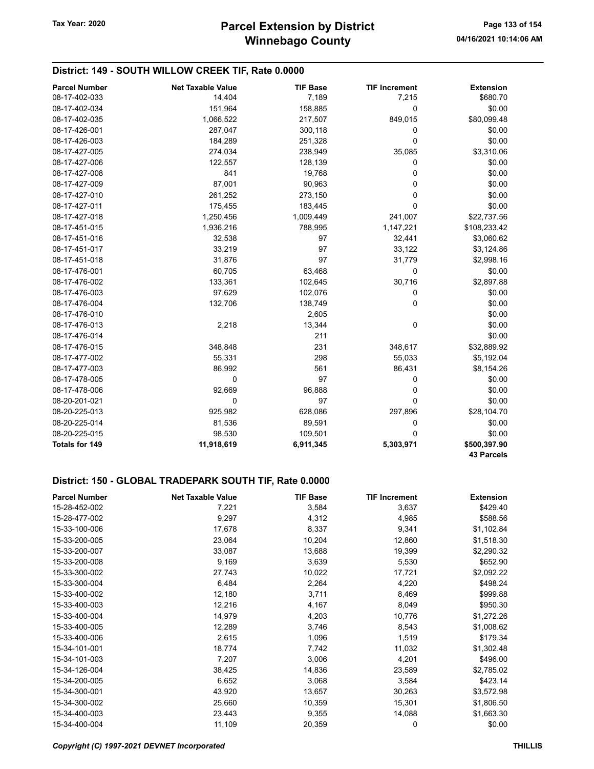## District: 149 - SOUTH WILLOW CREEK TIF, Rate 0.0000

| Parcel Number | Net Taxable Value | TIF Base | TIF Increment | Extension |
|---|---|---|---|---|
| 08-17-402-033 | 14,404 | 7,189 | 7,215 | $680.70 |
| 08-17-402-034 | 151,964 | 158,885 | 0 | $0.00 |
| 08-17-402-035 | 1,066,522 | 217,507 | 849,015 | $80,099.48 |
| 08-17-426-001 | 287,047 | 300,118 | 0 | $0.00 |
| 08-17-426-003 | 184,289 | 251,328 | 0 | $0.00 |
| 08-17-427-005 | 274,034 | 238,949 | 35,085 | $3,310.06 |
| 08-17-427-006 | 122,557 | 128,139 | 0 | $0.00 |
| 08-17-427-008 | 841 | 19,768 | 0 | $0.00 |
| 08-17-427-009 | 87,001 | 90,963 | 0 | $0.00 |
| 08-17-427-010 | 261,252 | 273,150 | 0 | $0.00 |
| 08-17-427-011 | 175,455 | 183,445 | 0 | $0.00 |
| 08-17-427-018 | 1,250,456 | 1,009,449 | 241,007 | $22,737.56 |
| 08-17-451-015 | 1,936,216 | 788,995 | 1,147,221 | $108,233.42 |
| 08-17-451-016 | 32,538 | 97 | 32,441 | $3,060.62 |
| 08-17-451-017 | 33,219 | 97 | 33,122 | $3,124.86 |
| 08-17-451-018 | 31,876 | 97 | 31,779 | $2,998.16 |
| 08-17-476-001 | 60,705 | 63,468 | 0 | $0.00 |
| 08-17-476-002 | 133,361 | 102,645 | 30,716 | $2,897.88 |
| 08-17-476-003 | 97,629 | 102,076 | 0 | $0.00 |
| 08-17-476-004 | 132,706 | 138,749 | 0 | $0.00 |
| 08-17-476-010 | | 2,605 | | $0.00 |
| 08-17-476-013 | 2,218 | 13,344 | 0 | $0.00 |
| 08-17-476-014 | | 211 | | $0.00 |
| 08-17-476-015 | 348,848 | 231 | 348,617 | $32,889.92 |
| 08-17-477-002 | 55,331 | 298 | 55,033 | $5,192.04 |
| 08-17-477-003 | 86,992 | 561 | 86,431 | $8,154.26 |
| 08-17-478-005 | 0 | 97 | 0 | $0.00 |
| 08-17-478-006 | 92,669 | 96,888 | 0 | $0.00 |
| 08-20-201-021 | 0 | 97 | 0 | $0.00 |
| 08-20-225-013 | 925,982 | 628,086 | 297,896 | $28,104.70 |
| 08-20-225-014 | 81,536 | 89,591 | 0 | $0.00 |
| 08-20-225-015 | 98,530 | 109,501 | 0 | $0.00 |
| **Totals for 149** | **11,918,619** | **6,911,345** | **5,303,971** | **$500,397.90** |
| | | | | **43 Parcels** |

## District: 150 - GLOBAL TRADEPARK SOUTH TIF, Rate 0.0000

| Parcel Number | Net Taxable Value | TIF Base | TIF Increment | Extension |
|---|---|---|---|---|
| 15-28-452-002 | 7,221 | 3,584 | 3,637 | $429.40 |
| 15-28-477-002 | 9,297 | 4,312 | 4,985 | $588.56 |
| 15-33-100-006 | 17,678 | 8,337 | 9,341 | $1,102.84 |
| 15-33-200-005 | 23,064 | 10,204 | 12,860 | $1,518.30 |
| 15-33-200-007 | 33,087 | 13,688 | 19,399 | $2,290.32 |
| 15-33-200-008 | 9,169 | 3,639 | 5,530 | $652.90 |
| 15-33-300-002 | 27,743 | 10,022 | 17,721 | $2,092.22 |
| 15-33-300-004 | 6,484 | 2,264 | 4,220 | $498.24 |
| 15-33-400-002 | 12,180 | 3,711 | 8,469 | $999.88 |
| 15-33-400-003 | 12,216 | 4,167 | 8,049 | $950.30 |
| 15-33-400-004 | 14,979 | 4,203 | 10,776 | $1,272.26 |
| 15-33-400-005 | 12,289 | 3,746 | 8,543 | $1,008.62 |
| 15-33-400-006 | 2,615 | 1,096 | 1,519 | $179.34 |
| 15-34-101-001 | 18,774 | 7,742 | 11,032 | $1,302.48 |
| 15-34-101-003 | 7,207 | 3,006 | 4,201 | $496.00 |
| 15-34-126-004 | 38,425 | 14,836 | 23,589 | $2,785.02 |
| 15-34-200-005 | 6,652 | 3,068 | 3,584 | $423.14 |
| 15-34-300-001 | 43,920 | 13,657 | 30,263 | $3,572.98 |
| 15-34-300-002 | 25,660 | 10,359 | 15,301 | $1,806.50 |
| 15-34-400-003 | 23,443 | 9,355 | 14,088 | $1,663.30 |
| 15-34-400-004 | 11,109 | 20,359 | 0 | $0.00 |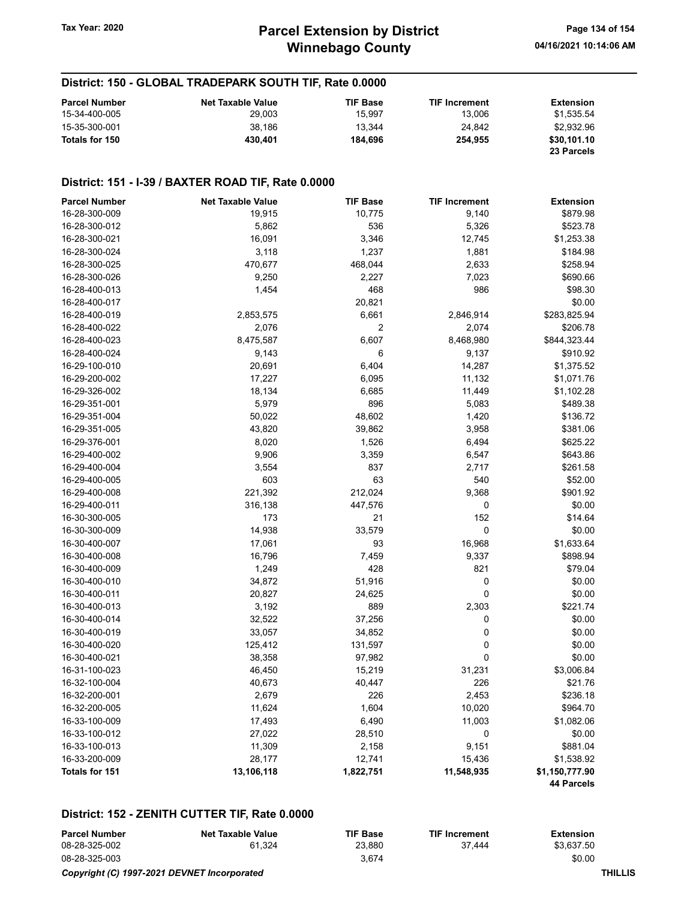## District: 150 - GLOBAL TRADEPARK SOUTH TIF, Rate 0.0000

| Parcel Number | Net Taxable Value | TIF Base | TIF Increment | Extension |
|---|---|---|---|---|
| 15-34-400-005 | 29,003 | 15,997 | 13,006 | $1,535.54 |
| 15-35-300-001 | 38,186 | 13,344 | 24,842 | $2,932.96 |
| **Totals for 150** | **430,401** | **184,696** | **254,955** | **$30,101.10** |
| | | | | **23 Parcels** |

## District: 151 - I-39 / BAXTER ROAD TIF, Rate 0.0000

| Parcel Number | Net Taxable Value | TIF Base | TIF Increment | Extension |
|---|---|---|---|---|
| 16-28-300-009 | 19,915 | 10,775 | 9,140 | $879.98 |
| 16-28-300-012 | 5,862 | 536 | 5,326 | $523.78 |
| 16-28-300-021 | 16,091 | 3,346 | 12,745 | $1,253.38 |
| 16-28-300-024 | 3,118 | 1,237 | 1,881 | $184.98 |
| 16-28-300-025 | 470,677 | 468,044 | 2,633 | $258.94 |
| 16-28-300-026 | 9,250 | 2,227 | 7,023 | $690.66 |
| 16-28-400-013 | 1,454 | 468 | 986 | $98.30 |
| 16-28-400-017 | | 20,821 | | $0.00 |
| 16-28-400-019 | 2,853,575 | 6,661 | 2,846,914 | $283,825.94 |
| 16-28-400-022 | 2,076 | 2 | 2,074 | $206.78 |
| 16-28-400-023 | 8,475,587 | 6,607 | 8,468,980 | $844,323.44 |
| 16-28-400-024 | 9,143 | 6 | 9,137 | $910.92 |
| 16-29-100-010 | 20,691 | 6,404 | 14,287 | $1,375.52 |
| 16-29-200-002 | 17,227 | 6,095 | 11,132 | $1,071.76 |
| 16-29-326-002 | 18,134 | 6,685 | 11,449 | $1,102.28 |
| 16-29-351-001 | 5,979 | 896 | 5,083 | $489.38 |
| 16-29-351-004 | 50,022 | 48,602 | 1,420 | $136.72 |
| 16-29-351-005 | 43,820 | 39,862 | 3,958 | $381.06 |
| 16-29-376-001 | 8,020 | 1,526 | 6,494 | $625.22 |
| 16-29-400-002 | 9,906 | 3,359 | 6,547 | $643.86 |
| 16-29-400-004 | 3,554 | 837 | 2,717 | $261.58 |
| 16-29-400-005 | 603 | 63 | 540 | $52.00 |
| 16-29-400-008 | 221,392 | 212,024 | 9,368 | $901.92 |
| 16-29-400-011 | 316,138 | 447,576 | 0 | $0.00 |
| 16-30-300-005 | 173 | 21 | 152 | $14.64 |
| 16-30-300-009 | 14,938 | 33,579 | 0 | $0.00 |
| 16-30-400-007 | 17,061 | 93 | 16,968 | $1,633.64 |
| 16-30-400-008 | 16,796 | 7,459 | 9,337 | $898.94 |
| 16-30-400-009 | 1,249 | 428 | 821 | $79.04 |
| 16-30-400-010 | 34,872 | 51,916 | 0 | $0.00 |
| 16-30-400-011 | 20,827 | 24,625 | 0 | $0.00 |
| 16-30-400-013 | 3,192 | 889 | 2,303 | $221.74 |
| 16-30-400-014 | 32,522 | 37,256 | 0 | $0.00 |
| 16-30-400-019 | 33,057 | 34,852 | 0 | $0.00 |
| 16-30-400-020 | 125,412 | 131,597 | 0 | $0.00 |
| 16-30-400-021 | 38,358 | 97,982 | 0 | $0.00 |
| 16-31-100-023 | 46,450 | 15,219 | 31,231 | $3,006.84 |
| 16-32-100-004 | 40,673 | 40,447 | 226 | $21.76 |
| 16-32-200-001 | 2,679 | 226 | 2,453 | $236.18 |
| 16-32-200-005 | 11,624 | 1,604 | 10,020 | $964.70 |
| 16-33-100-009 | 17,493 | 6,490 | 11,003 | $1,082.06 |
| 16-33-100-012 | 27,022 | 28,510 | 0 | $0.00 |
| 16-33-100-013 | 11,309 | 2,158 | 9,151 | $881.04 |
| 16-33-200-009 | 28,177 | 12,741 | 15,436 | $1,538.92 |
| **Totals for 151** | **13,106,118** | **1,822,751** | **11,548,935** | **$1,150,777.90** |
| | | | | **44 Parcels** |

## District: 152 - ZENITH CUTTER TIF, Rate 0.0000

| Parcel Number | Net Taxable Value | TIF Base | TIF Increment | Extension |
|---|---|---|---|---|
| 08-28-325-002 | 61,324 | 23,880 | 37,444 | $3,637.50 |
| 08-28-325-003 | | 3,674 | | $0.00 |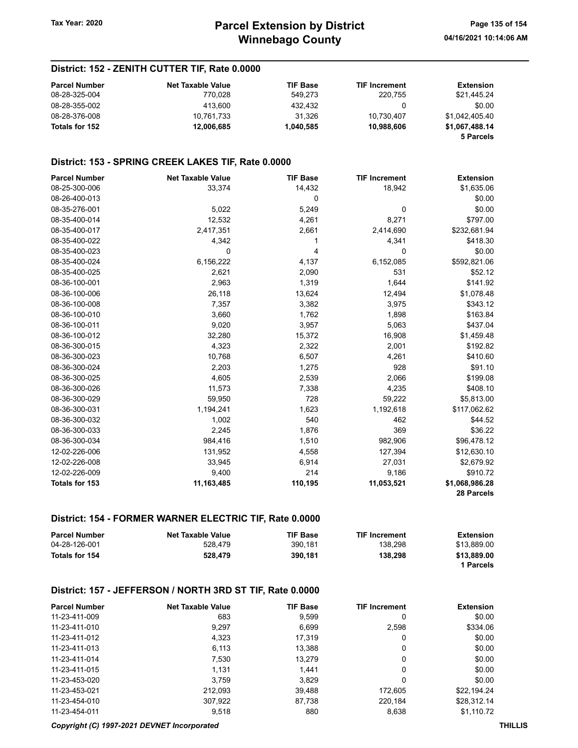## District: 152 - ZENITH CUTTER TIF, Rate 0.0000

| Parcel Number | Net Taxable Value | TIF Base | TIF Increment | Extension |
|---|---|---|---|---|
| 08-28-325-004 | 770,028 | 549,273 | 220,755 | $21,445.24 |
| 08-28-355-002 | 413,600 | 432,432 | 0 | $0.00 |
| 08-28-376-008 | 10,761,733 | 31,326 | 10,730,407 | $1,042,405.40 |
| **Totals for 152** | **12,006,685** | **1,040,585** | **10,988,606** | **$1,067,488.14** |
| | | | | **5 Parcels** |

## District: 153 - SPRING CREEK LAKES TIF, Rate 0.0000

| Parcel Number | Net Taxable Value | TIF Base | TIF Increment | Extension |
|---|---|---|---|---|
| 08-25-300-006 | 33,374 | 14,432 | 18,942 | $1,635.06 |
| 08-26-400-013 | | 0 | | $0.00 |
| 08-35-276-001 | 5,022 | 5,249 | 0 | $0.00 |
| 08-35-400-014 | 12,532 | 4,261 | 8,271 | $797.00 |
| 08-35-400-017 | 2,417,351 | 2,661 | 2,414,690 | $232,681.94 |
| 08-35-400-022 | 4,342 | 1 | 4,341 | $418.30 |
| 08-35-400-023 | 0 | 4 | 0 | $0.00 |
| 08-35-400-024 | 6,156,222 | 4,137 | 6,152,085 | $592,821.06 |
| 08-35-400-025 | 2,621 | 2,090 | 531 | $52.12 |
| 08-36-100-001 | 2,963 | 1,319 | 1,644 | $141.92 |
| 08-36-100-006 | 26,118 | 13,624 | 12,494 | $1,078.48 |
| 08-36-100-008 | 7,357 | 3,382 | 3,975 | $343.12 |
| 08-36-100-010 | 3,660 | 1,762 | 1,898 | $163.84 |
| 08-36-100-011 | 9,020 | 3,957 | 5,063 | $437.04 |
| 08-36-100-012 | 32,280 | 15,372 | 16,908 | $1,459.48 |
| 08-36-300-015 | 4,323 | 2,322 | 2,001 | $192.82 |
| 08-36-300-023 | 10,768 | 6,507 | 4,261 | $410.60 |
| 08-36-300-024 | 2,203 | 1,275 | 928 | $91.10 |
| 08-36-300-025 | 4,605 | 2,539 | 2,066 | $199.08 |
| 08-36-300-026 | 11,573 | 7,338 | 4,235 | $408.10 |
| 08-36-300-029 | 59,950 | 728 | 59,222 | $5,813.00 |
| 08-36-300-031 | 1,194,241 | 1,623 | 1,192,618 | $117,062.62 |
| 08-36-300-032 | 1,002 | 540 | 462 | $44.52 |
| 08-36-300-033 | 2,245 | 1,876 | 369 | $36.22 |
| 08-36-300-034 | 984,416 | 1,510 | 982,906 | $96,478.12 |
| 12-02-226-006 | 131,952 | 4,558 | 127,394 | $12,630.10 |
| 12-02-226-008 | 33,945 | 6,914 | 27,031 | $2,679.92 |
| 12-02-226-009 | 9,400 | 214 | 9,186 | $910.72 |
| **Totals for 153** | **11,163,485** | **110,195** | **11,053,521** | **$1,068,986.28** |
| | | | | **28 Parcels** |

## District: 154 - FORMER WARNER ELECTRIC TIF, Rate 0.0000

| Parcel Number | Net Taxable Value | TIF Base | TIF Increment | Extension |
|---|---|---|---|---|
| 04-28-126-001 | 528,479 | 390,181 | 138,298 | $13,889.00 |
| **Totals for 154** | **528,479** | **390,181** | **138,298** | **$13,889.00** |
| | | | | **1 Parcels** |

## District: 157 - JEFFERSON / NORTH 3RD ST TIF, Rate 0.0000

| Parcel Number | Net Taxable Value | TIF Base | TIF Increment | Extension |
|---|---|---|---|---|
| 11-23-411-009 | 683 | 9,599 | 0 | $0.00 |
| 11-23-411-010 | 9,297 | 6,699 | 2,598 | $334.06 |
| 11-23-411-012 | 4,323 | 17,319 | 0 | $0.00 |
| 11-23-411-013 | 6,113 | 13,388 | 0 | $0.00 |
| 11-23-411-014 | 7,530 | 13,279 | 0 | $0.00 |
| 11-23-411-015 | 1,131 | 1,441 | 0 | $0.00 |
| 11-23-453-020 | 3,759 | 3,829 | 0 | $0.00 |
| 11-23-453-021 | 212,093 | 39,488 | 172,605 | $22,194.24 |
| 11-23-454-010 | 307,922 | 87,738 | 220,184 | $28,312.14 |
| 11-23-454-011 | 9,518 | 880 | 8,638 | $1,110.72 |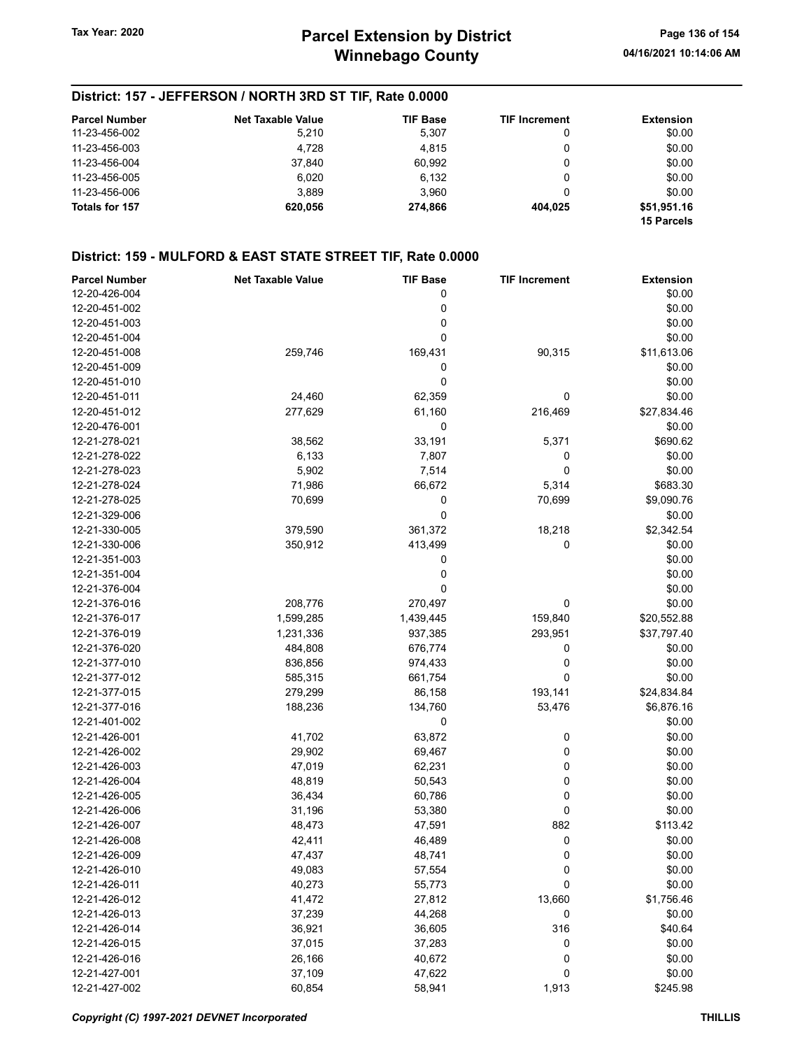## District: 157 - JEFFERSON / NORTH 3RD ST TIF, Rate 0.0000

| Parcel Number | Net Taxable Value | TIF Base | TIF Increment | Extension |
|---|---|---|---|---|
| 11-23-456-002 | 5,210 | 5,307 | 0 | $0.00 |
| 11-23-456-003 | 4,728 | 4,815 | 0 | $0.00 |
| 11-23-456-004 | 37,840 | 60,992 | 0 | $0.00 |
| 11-23-456-005 | 6,020 | 6,132 | 0 | $0.00 |
| 11-23-456-006 | 3,889 | 3,960 | 0 | $0.00 |
| **Totals for 157** | **620,056** | **274,866** | **404,025** | **$51,951.16** |
| | | | | **15 Parcels** |

## District: 159 - MULFORD & EAST STATE STREET TIF, Rate 0.0000

| Parcel Number | Net Taxable Value | TIF Base | TIF Increment | Extension |
|---|---|---|---|---|
| 12-20-426-004 | | 0 | | $0.00 |
| 12-20-451-002 | | 0 | | $0.00 |
| 12-20-451-003 | | 0 | | $0.00 |
| 12-20-451-004 | | 0 | | $0.00 |
| 12-20-451-008 | 259,746 | 169,431 | 90,315 | $11,613.06 |
| 12-20-451-009 | | 0 | | $0.00 |
| 12-20-451-010 | | 0 | | $0.00 |
| 12-20-451-011 | 24,460 | 62,359 | 0 | $0.00 |
| 12-20-451-012 | 277,629 | 61,160 | 216,469 | $27,834.46 |
| 12-20-476-001 | | 0 | | $0.00 |
| 12-21-278-021 | 38,562 | 33,191 | 5,371 | $690.62 |
| 12-21-278-022 | 6,133 | 7,807 | 0 | $0.00 |
| 12-21-278-023 | 5,902 | 7,514 | 0 | $0.00 |
| 12-21-278-024 | 71,986 | 66,672 | 5,314 | $683.30 |
| 12-21-278-025 | 70,699 | 0 | 70,699 | $9,090.76 |
| 12-21-329-006 | | 0 | | $0.00 |
| 12-21-330-005 | 379,590 | 361,372 | 18,218 | $2,342.54 |
| 12-21-330-006 | 350,912 | 413,499 | 0 | $0.00 |
| 12-21-351-003 | | 0 | | $0.00 |
| 12-21-351-004 | | 0 | | $0.00 |
| 12-21-376-004 | | 0 | | $0.00 |
| 12-21-376-016 | 208,776 | 270,497 | 0 | $0.00 |
| 12-21-376-017 | 1,599,285 | 1,439,445 | 159,840 | $20,552.88 |
| 12-21-376-019 | 1,231,336 | 937,385 | 293,951 | $37,797.40 |
| 12-21-376-020 | 484,808 | 676,774 | 0 | $0.00 |
| 12-21-377-010 | 836,856 | 974,433 | 0 | $0.00 |
| 12-21-377-012 | 585,315 | 661,754 | 0 | $0.00 |
| 12-21-377-015 | 279,299 | 86,158 | 193,141 | $24,834.84 |
| 12-21-377-016 | 188,236 | 134,760 | 53,476 | $6,876.16 |
| 12-21-401-002 | | 0 | | $0.00 |
| 12-21-426-001 | 41,702 | 63,872 | 0 | $0.00 |
| 12-21-426-002 | 29,902 | 69,467 | 0 | $0.00 |
| 12-21-426-003 | 47,019 | 62,231 | 0 | $0.00 |
| 12-21-426-004 | 48,819 | 50,543 | 0 | $0.00 |
| 12-21-426-005 | 36,434 | 60,786 | 0 | $0.00 |
| 12-21-426-006 | 31,196 | 53,380 | 0 | $0.00 |
| 12-21-426-007 | 48,473 | 47,591 | 882 | $113.42 |
| 12-21-426-008 | 42,411 | 46,489 | 0 | $0.00 |
| 12-21-426-009 | 47,437 | 48,741 | 0 | $0.00 |
| 12-21-426-010 | 49,083 | 57,554 | 0 | $0.00 |
| 12-21-426-011 | 40,273 | 55,773 | 0 | $0.00 |
| 12-21-426-012 | 41,472 | 27,812 | 13,660 | $1,756.46 |
| 12-21-426-013 | 37,239 | 44,268 | 0 | $0.00 |
| 12-21-426-014 | 36,921 | 36,605 | 316 | $40.64 |
| 12-21-426-015 | 37,015 | 37,283 | 0 | $0.00 |
| 12-21-426-016 | 26,166 | 40,672 | 0 | $0.00 |
| 12-21-427-001 | 37,109 | 47,622 | 0 | $0.00 |
| 12-21-427-002 | 60,854 | 58,941 | 1,913 | $245.98 |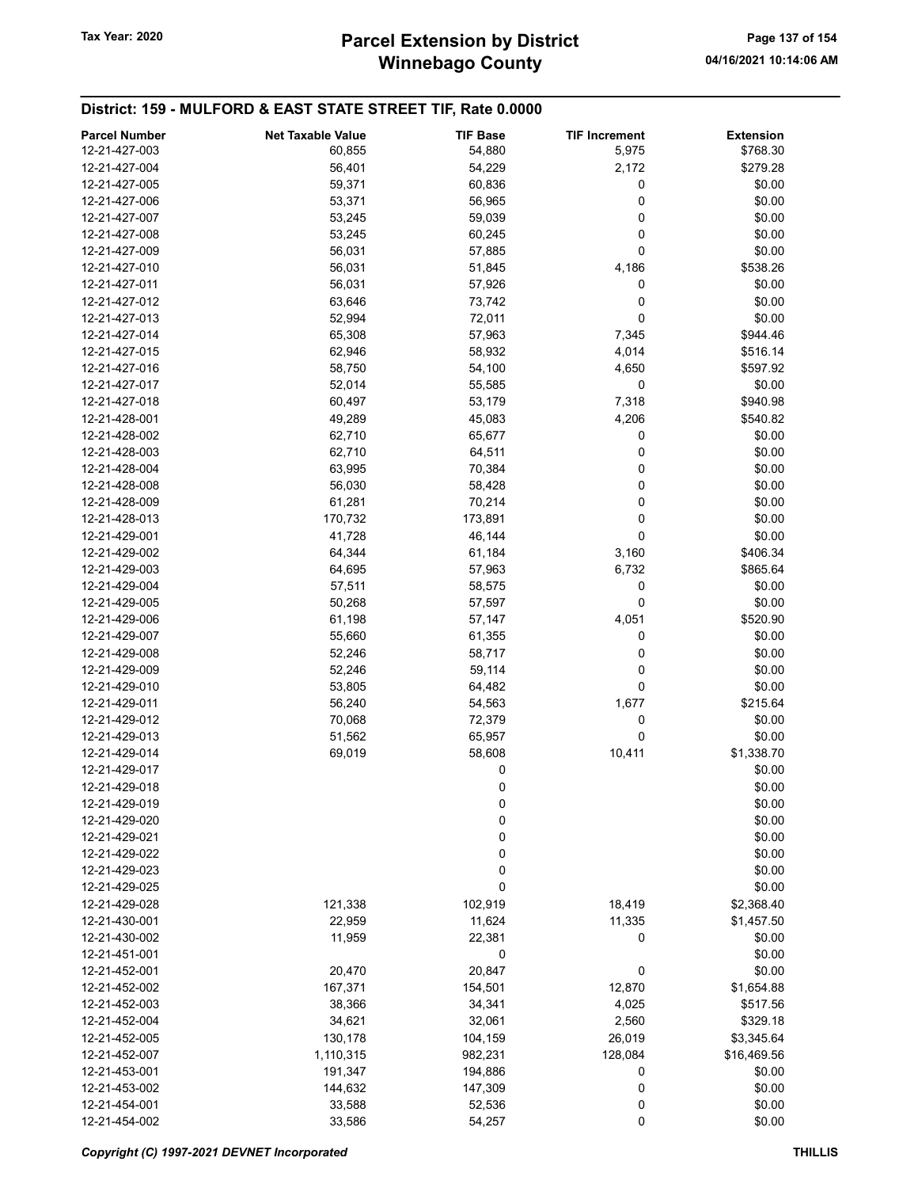## District: 159 - MULFORD & EAST STATE STREET TIF, Rate 0.0000

| Parcel Number | Net Taxable Value | TIF Base | TIF Increment | Extension |
|---|---|---|---|---|
| 12-21-427-003 | 60,855 | 54,880 | 5,975 | $768.30 |
| 12-21-427-004 | 56,401 | 54,229 | 2,172 | $279.28 |
| 12-21-427-005 | 59,371 | 60,836 | 0 | $0.00 |
| 12-21-427-006 | 53,371 | 56,965 | 0 | $0.00 |
| 12-21-427-007 | 53,245 | 59,039 | 0 | $0.00 |
| 12-21-427-008 | 53,245 | 60,245 | 0 | $0.00 |
| 12-21-427-009 | 56,031 | 57,885 | 0 | $0.00 |
| 12-21-427-010 | 56,031 | 51,845 | 4,186 | $538.26 |
| 12-21-427-011 | 56,031 | 57,926 | 0 | $0.00 |
| 12-21-427-012 | 63,646 | 73,742 | 0 | $0.00 |
| 12-21-427-013 | 52,994 | 72,011 | 0 | $0.00 |
| 12-21-427-014 | 65,308 | 57,963 | 7,345 | $944.46 |
| 12-21-427-015 | 62,946 | 58,932 | 4,014 | $516.14 |
| 12-21-427-016 | 58,750 | 54,100 | 4,650 | $597.92 |
| 12-21-427-017 | 52,014 | 55,585 | 0 | $0.00 |
| 12-21-427-018 | 60,497 | 53,179 | 7,318 | $940.98 |
| 12-21-428-001 | 49,289 | 45,083 | 4,206 | $540.82 |
| 12-21-428-002 | 62,710 | 65,677 | 0 | $0.00 |
| 12-21-428-003 | 62,710 | 64,511 | 0 | $0.00 |
| 12-21-428-004 | 63,995 | 70,384 | 0 | $0.00 |
| 12-21-428-008 | 56,030 | 58,428 | 0 | $0.00 |
| 12-21-428-009 | 61,281 | 70,214 | 0 | $0.00 |
| 12-21-428-013 | 170,732 | 173,891 | 0 | $0.00 |
| 12-21-429-001 | 41,728 | 46,144 | 0 | $0.00 |
| 12-21-429-002 | 64,344 | 61,184 | 3,160 | $406.34 |
| 12-21-429-003 | 64,695 | 57,963 | 6,732 | $865.64 |
| 12-21-429-004 | 57,511 | 58,575 | 0 | $0.00 |
| 12-21-429-005 | 50,268 | 57,597 | 0 | $0.00 |
| 12-21-429-006 | 61,198 | 57,147 | 4,051 | $520.90 |
| 12-21-429-007 | 55,660 | 61,355 | 0 | $0.00 |
| 12-21-429-008 | 52,246 | 58,717 | 0 | $0.00 |
| 12-21-429-009 | 52,246 | 59,114 | 0 | $0.00 |
| 12-21-429-010 | 53,805 | 64,482 | 0 | $0.00 |
| 12-21-429-011 | 56,240 | 54,563 | 1,677 | $215.64 |
| 12-21-429-012 | 70,068 | 72,379 | 0 | $0.00 |
| 12-21-429-013 | 51,562 | 65,957 | 0 | $0.00 |
| 12-21-429-014 | 69,019 | 58,608 | 10,411 | $1,338.70 |
| 12-21-429-017 | | 0 | | $0.00 |
| 12-21-429-018 | | 0 | | $0.00 |
| 12-21-429-019 | | 0 | | $0.00 |
| 12-21-429-020 | | 0 | | $0.00 |
| 12-21-429-021 | | 0 | | $0.00 |
| 12-21-429-022 | | 0 | | $0.00 |
| 12-21-429-023 | | 0 | | $0.00 |
| 12-21-429-025 | | 0 | | $0.00 |
| 12-21-429-028 | 121,338 | 102,919 | 18,419 | $2,368.40 |
| 12-21-430-001 | 22,959 | 11,624 | 11,335 | $1,457.50 |
| 12-21-430-002 | 11,959 | 22,381 | 0 | $0.00 |
| 12-21-451-001 | | 0 | | $0.00 |
| 12-21-452-001 | 20,470 | 20,847 | 0 | $0.00 |
| 12-21-452-002 | 167,371 | 154,501 | 12,870 | $1,654.88 |
| 12-21-452-003 | 38,366 | 34,341 | 4,025 | $517.56 |
| 12-21-452-004 | 34,621 | 32,061 | 2,560 | $329.18 |
| 12-21-452-005 | 130,178 | 104,159 | 26,019 | $3,345.64 |
| 12-21-452-007 | 1,110,315 | 982,231 | 128,084 | $16,469.56 |
| 12-21-453-001 | 191,347 | 194,886 | 0 | $0.00 |
| 12-21-453-002 | 144,632 | 147,309 | 0 | $0.00 |
| 12-21-454-001 | 33,588 | 52,536 | 0 | $0.00 |
| 12-21-454-002 | 33,586 | 54,257 | 0 | $0.00 |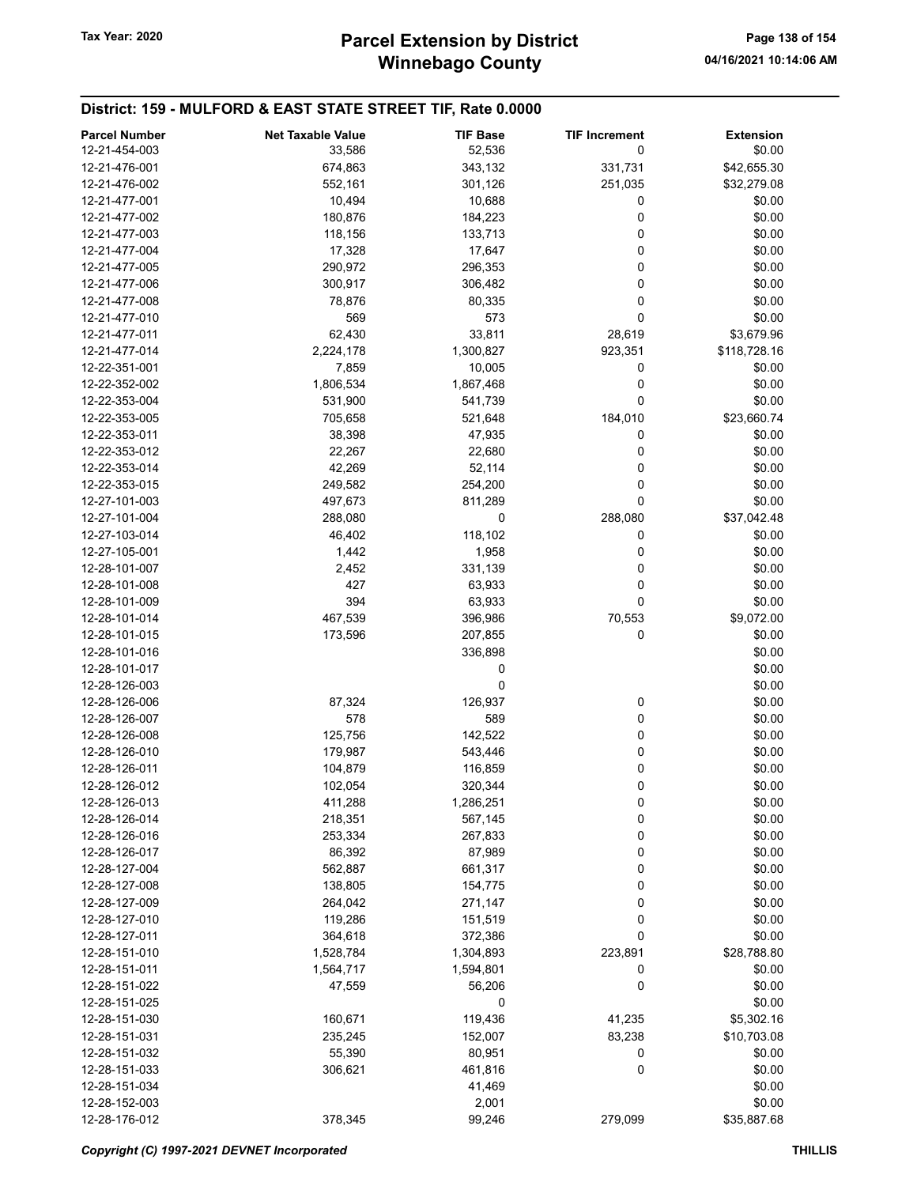## District: 159 - MULFORD & EAST STATE STREET TIF, Rate 0.0000

| Parcel Number | Net Taxable Value | TIF Base | TIF Increment | Extension |
|---|---|---|---|---|
| 12-21-454-003 | 33,586 | 52,536 | 0 | $0.00 |
| 12-21-476-001 | 674,863 | 343,132 | 331,731 | $42,655.30 |
| 12-21-476-002 | 552,161 | 301,126 | 251,035 | $32,279.08 |
| 12-21-477-001 | 10,494 | 10,688 | 0 | $0.00 |
| 12-21-477-002 | 180,876 | 184,223 | 0 | $0.00 |
| 12-21-477-003 | 118,156 | 133,713 | 0 | $0.00 |
| 12-21-477-004 | 17,328 | 17,647 | 0 | $0.00 |
| 12-21-477-005 | 290,972 | 296,353 | 0 | $0.00 |
| 12-21-477-006 | 300,917 | 306,482 | 0 | $0.00 |
| 12-21-477-008 | 78,876 | 80,335 | 0 | $0.00 |
| 12-21-477-010 | 569 | 573 | 0 | $0.00 |
| 12-21-477-011 | 62,430 | 33,811 | 28,619 | $3,679.96 |
| 12-21-477-014 | 2,224,178 | 1,300,827 | 923,351 | $118,728.16 |
| 12-22-351-001 | 7,859 | 10,005 | 0 | $0.00 |
| 12-22-352-002 | 1,806,534 | 1,867,468 | 0 | $0.00 |
| 12-22-353-004 | 531,900 | 541,739 | 0 | $0.00 |
| 12-22-353-005 | 705,658 | 521,648 | 184,010 | $23,660.74 |
| 12-22-353-011 | 38,398 | 47,935 | 0 | $0.00 |
| 12-22-353-012 | 22,267 | 22,680 | 0 | $0.00 |
| 12-22-353-014 | 42,269 | 52,114 | 0 | $0.00 |
| 12-22-353-015 | 249,582 | 254,200 | 0 | $0.00 |
| 12-27-101-003 | 497,673 | 811,289 | 0 | $0.00 |
| 12-27-101-004 | 288,080 | 0 | 288,080 | $37,042.48 |
| 12-27-103-014 | 46,402 | 118,102 | 0 | $0.00 |
| 12-27-105-001 | 1,442 | 1,958 | 0 | $0.00 |
| 12-28-101-007 | 2,452 | 331,139 | 0 | $0.00 |
| 12-28-101-008 | 427 | 63,933 | 0 | $0.00 |
| 12-28-101-009 | 394 | 63,933 | 0 | $0.00 |
| 12-28-101-014 | 467,539 | 396,986 | 70,553 | $9,072.00 |
| 12-28-101-015 | 173,596 | 207,855 | 0 | $0.00 |
| 12-28-101-016 | | 336,898 | | $0.00 |
| 12-28-101-017 | | 0 | | $0.00 |
| 12-28-126-003 | | 0 | | $0.00 |
| 12-28-126-006 | 87,324 | 126,937 | 0 | $0.00 |
| 12-28-126-007 | 578 | 589 | 0 | $0.00 |
| 12-28-126-008 | 125,756 | 142,522 | 0 | $0.00 |
| 12-28-126-010 | 179,987 | 543,446 | 0 | $0.00 |
| 12-28-126-011 | 104,879 | 116,859 | 0 | $0.00 |
| 12-28-126-012 | 102,054 | 320,344 | 0 | $0.00 |
| 12-28-126-013 | 411,288 | 1,286,251 | 0 | $0.00 |
| 12-28-126-014 | 218,351 | 567,145 | 0 | $0.00 |
| 12-28-126-016 | 253,334 | 267,833 | 0 | $0.00 |
| 12-28-126-017 | 86,392 | 87,989 | 0 | $0.00 |
| 12-28-127-004 | 562,887 | 661,317 | 0 | $0.00 |
| 12-28-127-008 | 138,805 | 154,775 | 0 | $0.00 |
| 12-28-127-009 | 264,042 | 271,147 | 0 | $0.00 |
| 12-28-127-010 | 119,286 | 151,519 | 0 | $0.00 |
| 12-28-127-011 | 364,618 | 372,386 | 0 | $0.00 |
| 12-28-151-010 | 1,528,784 | 1,304,893 | 223,891 | $28,788.80 |
| 12-28-151-011 | 1,564,717 | 1,594,801 | 0 | $0.00 |
| 12-28-151-022 | 47,559 | 56,206 | 0 | $0.00 |
| 12-28-151-025 | | 0 | | $0.00 |
| 12-28-151-030 | 160,671 | 119,436 | 41,235 | $5,302.16 |
| 12-28-151-031 | 235,245 | 152,007 | 83,238 | $10,703.08 |
| 12-28-151-032 | 55,390 | 80,951 | 0 | $0.00 |
| 12-28-151-033 | 306,621 | 461,816 | 0 | $0.00 |
| 12-28-151-034 | | 41,469 | | $0.00 |
| 12-28-152-003 | | 2,001 | | $0.00 |
| 12-28-176-012 | 378,345 | 99,246 | 279,099 | $35,887.68 |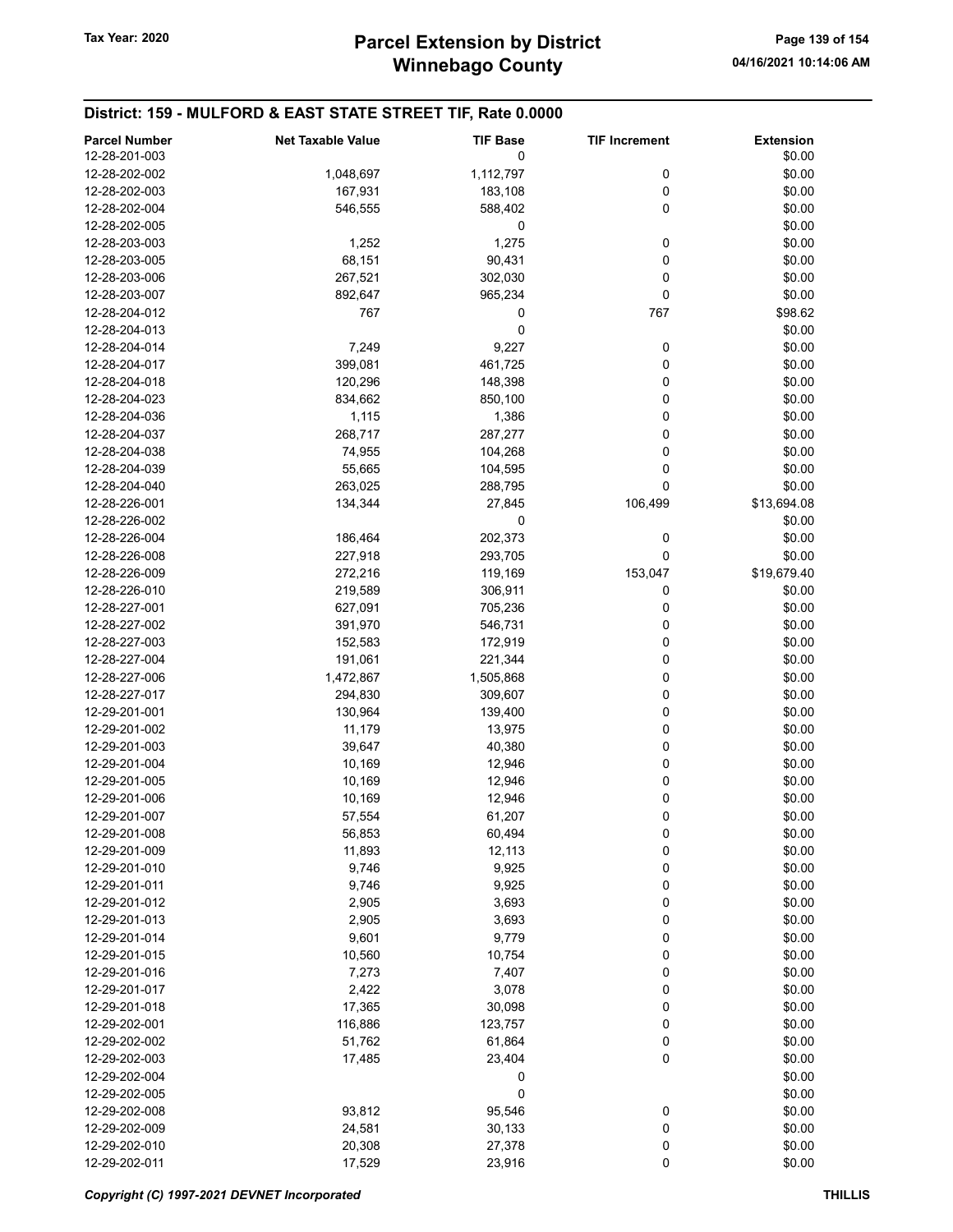# Parcel Extension by District
# Winnebago County

Tax Year: 2020

04/16/2021 10:14:06 AM

## District: 159 - MULFORD & EAST STATE STREET TIF, Rate 0.0000

| Parcel Number | Net Taxable Value | TIF Base | TIF Increment | Extension |
|---|---|---|---|---|
| 12-28-201-003 | | 0 | | $0.00 |
| 12-28-202-002 | 1,048,697 | 1,112,797 | 0 | $0.00 |
| 12-28-202-003 | 167,931 | 183,108 | 0 | $0.00 |
| 12-28-202-004 | 546,555 | 588,402 | 0 | $0.00 |
| 12-28-202-005 | | 0 | | $0.00 |
| 12-28-203-003 | 1,252 | 1,275 | 0 | $0.00 |
| 12-28-203-005 | 68,151 | 90,431 | 0 | $0.00 |
| 12-28-203-006 | 267,521 | 302,030 | 0 | $0.00 |
| 12-28-203-007 | 892,647 | 965,234 | 0 | $0.00 |
| 12-28-204-012 | 767 | 0 | 767 | $98.62 |
| 12-28-204-013 | | 0 | | $0.00 |
| 12-28-204-014 | 7,249 | 9,227 | 0 | $0.00 |
| 12-28-204-017 | 399,081 | 461,725 | 0 | $0.00 |
| 12-28-204-018 | 120,296 | 148,398 | 0 | $0.00 |
| 12-28-204-023 | 834,662 | 850,100 | 0 | $0.00 |
| 12-28-204-036 | 1,115 | 1,386 | 0 | $0.00 |
| 12-28-204-037 | 268,717 | 287,277 | 0 | $0.00 |
| 12-28-204-038 | 74,955 | 104,268 | 0 | $0.00 |
| 12-28-204-039 | 55,665 | 104,595 | 0 | $0.00 |
| 12-28-204-040 | 263,025 | 288,795 | 0 | $0.00 |
| 12-28-226-001 | 134,344 | 27,845 | 106,499 | $13,694.08 |
| 12-28-226-002 | | 0 | | $0.00 |
| 12-28-226-004 | 186,464 | 202,373 | 0 | $0.00 |
| 12-28-226-008 | 227,918 | 293,705 | 0 | $0.00 |
| 12-28-226-009 | 272,216 | 119,169 | 153,047 | $19,679.40 |
| 12-28-226-010 | 219,589 | 306,911 | 0 | $0.00 |
| 12-28-227-001 | 627,091 | 705,236 | 0 | $0.00 |
| 12-28-227-002 | 391,970 | 546,731 | 0 | $0.00 |
| 12-28-227-003 | 152,583 | 172,919 | 0 | $0.00 |
| 12-28-227-004 | 191,061 | 221,344 | 0 | $0.00 |
| 12-28-227-006 | 1,472,867 | 1,505,868 | 0 | $0.00 |
| 12-28-227-017 | 294,830 | 309,607 | 0 | $0.00 |
| 12-29-201-001 | 130,964 | 139,400 | 0 | $0.00 |
| 12-29-201-002 | 11,179 | 13,975 | 0 | $0.00 |
| 12-29-201-003 | 39,647 | 40,380 | 0 | $0.00 |
| 12-29-201-004 | 10,169 | 12,946 | 0 | $0.00 |
| 12-29-201-005 | 10,169 | 12,946 | 0 | $0.00 |
| 12-29-201-006 | 10,169 | 12,946 | 0 | $0.00 |
| 12-29-201-007 | 57,554 | 61,207 | 0 | $0.00 |
| 12-29-201-008 | 56,853 | 60,494 | 0 | $0.00 |
| 12-29-201-009 | 11,893 | 12,113 | 0 | $0.00 |
| 12-29-201-010 | 9,746 | 9,925 | 0 | $0.00 |
| 12-29-201-011 | 9,746 | 9,925 | 0 | $0.00 |
| 12-29-201-012 | 2,905 | 3,693 | 0 | $0.00 |
| 12-29-201-013 | 2,905 | 3,693 | 0 | $0.00 |
| 12-29-201-014 | 9,601 | 9,779 | 0 | $0.00 |
| 12-29-201-015 | 10,560 | 10,754 | 0 | $0.00 |
| 12-29-201-016 | 7,273 | 7,407 | 0 | $0.00 |
| 12-29-201-017 | 2,422 | 3,078 | 0 | $0.00 |
| 12-29-201-018 | 17,365 | 30,098 | 0 | $0.00 |
| 12-29-202-001 | 116,886 | 123,757 | 0 | $0.00 |
| 12-29-202-002 | 51,762 | 61,864 | 0 | $0.00 |
| 12-29-202-003 | 17,485 | 23,404 | 0 | $0.00 |
| 12-29-202-004 | | 0 | | $0.00 |
| 12-29-202-005 | | 0 | | $0.00 |
| 12-29-202-008 | 93,812 | 95,546 | 0 | $0.00 |
| 12-29-202-009 | 24,581 | 30,133 | 0 | $0.00 |
| 12-29-202-010 | 20,308 | 27,378 | 0 | $0.00 |
| 12-29-202-011 | 17,529 | 23,916 | 0 | $0.00 |

*Copyright (C) 1997-2021 DEVNET Incorporated* THILLIS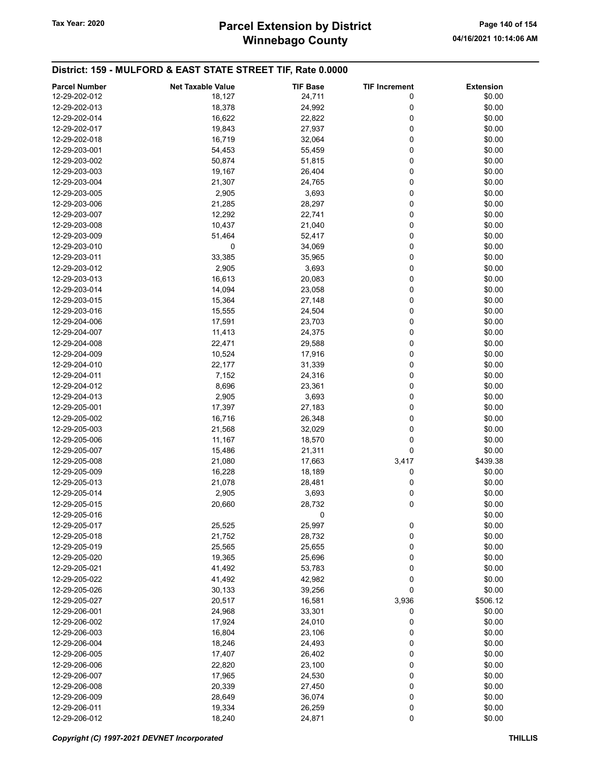## District: 159 - MULFORD & EAST STATE STREET TIF, Rate 0.0000

| Parcel Number | Net Taxable Value | TIF Base | TIF Increment | Extension |
|---|---|---|---|---|
| 12-29-202-012 | 18,127 | 24,711 | 0 | $0.00 |
| 12-29-202-013 | 18,378 | 24,992 | 0 | $0.00 |
| 12-29-202-014 | 16,622 | 22,822 | 0 | $0.00 |
| 12-29-202-017 | 19,843 | 27,937 | 0 | $0.00 |
| 12-29-202-018 | 16,719 | 32,064 | 0 | $0.00 |
| 12-29-203-001 | 54,453 | 55,459 | 0 | $0.00 |
| 12-29-203-002 | 50,874 | 51,815 | 0 | $0.00 |
| 12-29-203-003 | 19,167 | 26,404 | 0 | $0.00 |
| 12-29-203-004 | 21,307 | 24,765 | 0 | $0.00 |
| 12-29-203-005 | 2,905 | 3,693 | 0 | $0.00 |
| 12-29-203-006 | 21,285 | 28,297 | 0 | $0.00 |
| 12-29-203-007 | 12,292 | 22,741 | 0 | $0.00 |
| 12-29-203-008 | 10,437 | 21,040 | 0 | $0.00 |
| 12-29-203-009 | 51,464 | 52,417 | 0 | $0.00 |
| 12-29-203-010 | 0 | 34,069 | 0 | $0.00 |
| 12-29-203-011 | 33,385 | 35,965 | 0 | $0.00 |
| 12-29-203-012 | 2,905 | 3,693 | 0 | $0.00 |
| 12-29-203-013 | 16,613 | 20,083 | 0 | $0.00 |
| 12-29-203-014 | 14,094 | 23,058 | 0 | $0.00 |
| 12-29-203-015 | 15,364 | 27,148 | 0 | $0.00 |
| 12-29-203-016 | 15,555 | 24,504 | 0 | $0.00 |
| 12-29-204-006 | 17,591 | 23,703 | 0 | $0.00 |
| 12-29-204-007 | 11,413 | 24,375 | 0 | $0.00 |
| 12-29-204-008 | 22,471 | 29,588 | 0 | $0.00 |
| 12-29-204-009 | 10,524 | 17,916 | 0 | $0.00 |
| 12-29-204-010 | 22,177 | 31,339 | 0 | $0.00 |
| 12-29-204-011 | 7,152 | 24,316 | 0 | $0.00 |
| 12-29-204-012 | 8,696 | 23,361 | 0 | $0.00 |
| 12-29-204-013 | 2,905 | 3,693 | 0 | $0.00 |
| 12-29-205-001 | 17,397 | 27,183 | 0 | $0.00 |
| 12-29-205-002 | 16,716 | 26,348 | 0 | $0.00 |
| 12-29-205-003 | 21,568 | 32,029 | 0 | $0.00 |
| 12-29-205-006 | 11,167 | 18,570 | 0 | $0.00 |
| 12-29-205-007 | 15,486 | 21,311 | 0 | $0.00 |
| 12-29-205-008 | 21,080 | 17,663 | 3,417 | $439.38 |
| 12-29-205-009 | 16,228 | 18,189 | 0 | $0.00 |
| 12-29-205-013 | 21,078 | 28,481 | 0 | $0.00 |
| 12-29-205-014 | 2,905 | 3,693 | 0 | $0.00 |
| 12-29-205-015 | 20,660 | 28,732 | 0 | $0.00 |
| 12-29-205-016 | | 0 | | $0.00 |
| 12-29-205-017 | 25,525 | 25,997 | 0 | $0.00 |
| 12-29-205-018 | 21,752 | 28,732 | 0 | $0.00 |
| 12-29-205-019 | 25,565 | 25,655 | 0 | $0.00 |
| 12-29-205-020 | 19,365 | 25,696 | 0 | $0.00 |
| 12-29-205-021 | 41,492 | 53,783 | 0 | $0.00 |
| 12-29-205-022 | 41,492 | 42,982 | 0 | $0.00 |
| 12-29-205-026 | 30,133 | 39,256 | 0 | $0.00 |
| 12-29-205-027 | 20,517 | 16,581 | 3,936 | $506.12 |
| 12-29-206-001 | 24,968 | 33,301 | 0 | $0.00 |
| 12-29-206-002 | 17,924 | 24,010 | 0 | $0.00 |
| 12-29-206-003 | 16,804 | 23,106 | 0 | $0.00 |
| 12-29-206-004 | 18,246 | 24,493 | 0 | $0.00 |
| 12-29-206-005 | 17,407 | 26,402 | 0 | $0.00 |
| 12-29-206-006 | 22,820 | 23,100 | 0 | $0.00 |
| 12-29-206-007 | 17,965 | 24,530 | 0 | $0.00 |
| 12-29-206-008 | 20,339 | 27,450 | 0 | $0.00 |
| 12-29-206-009 | 28,649 | 36,074 | 0 | $0.00 |
| 12-29-206-011 | 19,334 | 26,259 | 0 | $0.00 |
| 12-29-206-012 | 18,240 | 24,871 | 0 | $0.00 |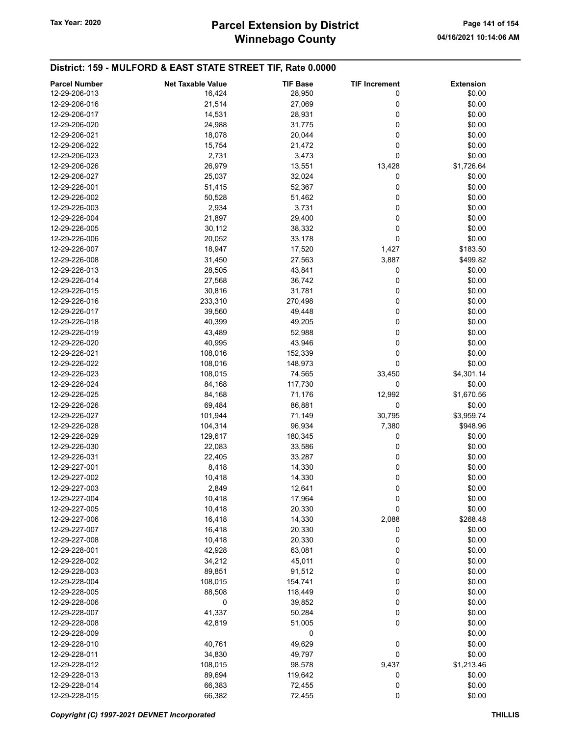## District: 159 - MULFORD & EAST STATE STREET TIF, Rate 0.0000

| Parcel Number | Net Taxable Value | TIF Base | TIF Increment | Extension |
|---|---|---|---|---|
| 12-29-206-013 | 16,424 | 28,950 | 0 | $0.00 |
| 12-29-206-016 | 21,514 | 27,069 | 0 | $0.00 |
| 12-29-206-017 | 14,531 | 28,931 | 0 | $0.00 |
| 12-29-206-020 | 24,988 | 31,775 | 0 | $0.00 |
| 12-29-206-021 | 18,078 | 20,044 | 0 | $0.00 |
| 12-29-206-022 | 15,754 | 21,472 | 0 | $0.00 |
| 12-29-206-023 | 2,731 | 3,473 | 0 | $0.00 |
| 12-29-206-026 | 26,979 | 13,551 | 13,428 | $1,726.64 |
| 12-29-206-027 | 25,037 | 32,024 | 0 | $0.00 |
| 12-29-226-001 | 51,415 | 52,367 | 0 | $0.00 |
| 12-29-226-002 | 50,528 | 51,462 | 0 | $0.00 |
| 12-29-226-003 | 2,934 | 3,731 | 0 | $0.00 |
| 12-29-226-004 | 21,897 | 29,400 | 0 | $0.00 |
| 12-29-226-005 | 30,112 | 38,332 | 0 | $0.00 |
| 12-29-226-006 | 20,052 | 33,178 | 0 | $0.00 |
| 12-29-226-007 | 18,947 | 17,520 | 1,427 | $183.50 |
| 12-29-226-008 | 31,450 | 27,563 | 3,887 | $499.82 |
| 12-29-226-013 | 28,505 | 43,841 | 0 | $0.00 |
| 12-29-226-014 | 27,568 | 36,742 | 0 | $0.00 |
| 12-29-226-015 | 30,816 | 31,781 | 0 | $0.00 |
| 12-29-226-016 | 233,310 | 270,498 | 0 | $0.00 |
| 12-29-226-017 | 39,560 | 49,448 | 0 | $0.00 |
| 12-29-226-018 | 40,399 | 49,205 | 0 | $0.00 |
| 12-29-226-019 | 43,489 | 52,988 | 0 | $0.00 |
| 12-29-226-020 | 40,995 | 43,946 | 0 | $0.00 |
| 12-29-226-021 | 108,016 | 152,339 | 0 | $0.00 |
| 12-29-226-022 | 108,016 | 148,973 | 0 | $0.00 |
| 12-29-226-023 | 108,015 | 74,565 | 33,450 | $4,301.14 |
| 12-29-226-024 | 84,168 | 117,730 | 0 | $0.00 |
| 12-29-226-025 | 84,168 | 71,176 | 12,992 | $1,670.56 |
| 12-29-226-026 | 69,484 | 86,881 | 0 | $0.00 |
| 12-29-226-027 | 101,944 | 71,149 | 30,795 | $3,959.74 |
| 12-29-226-028 | 104,314 | 96,934 | 7,380 | $948.96 |
| 12-29-226-029 | 129,617 | 180,345 | 0 | $0.00 |
| 12-29-226-030 | 22,083 | 33,586 | 0 | $0.00 |
| 12-29-226-031 | 22,405 | 33,287 | 0 | $0.00 |
| 12-29-227-001 | 8,418 | 14,330 | 0 | $0.00 |
| 12-29-227-002 | 10,418 | 14,330 | 0 | $0.00 |
| 12-29-227-003 | 2,849 | 12,641 | 0 | $0.00 |
| 12-29-227-004 | 10,418 | 17,964 | 0 | $0.00 |
| 12-29-227-005 | 10,418 | 20,330 | 0 | $0.00 |
| 12-29-227-006 | 16,418 | 14,330 | 2,088 | $268.48 |
| 12-29-227-007 | 16,418 | 20,330 | 0 | $0.00 |
| 12-29-227-008 | 10,418 | 20,330 | 0 | $0.00 |
| 12-29-228-001 | 42,928 | 63,081 | 0 | $0.00 |
| 12-29-228-002 | 34,212 | 45,011 | 0 | $0.00 |
| 12-29-228-003 | 89,851 | 91,512 | 0 | $0.00 |
| 12-29-228-004 | 108,015 | 154,741 | 0 | $0.00 |
| 12-29-228-005 | 88,508 | 118,449 | 0 | $0.00 |
| 12-29-228-006 | 0 | 39,852 | 0 | $0.00 |
| 12-29-228-007 | 41,337 | 50,284 | 0 | $0.00 |
| 12-29-228-008 | 42,819 | 51,005 | 0 | $0.00 |
| 12-29-228-009 | | 0 | | $0.00 |
| 12-29-228-010 | 40,761 | 49,629 | 0 | $0.00 |
| 12-29-228-011 | 34,830 | 49,797 | 0 | $0.00 |
| 12-29-228-012 | 108,015 | 98,578 | 9,437 | $1,213.46 |
| 12-29-228-013 | 89,694 | 119,642 | 0 | $0.00 |
| 12-29-228-014 | 66,383 | 72,455 | 0 | $0.00 |
| 12-29-228-015 | 66,382 | 72,455 | 0 | $0.00 |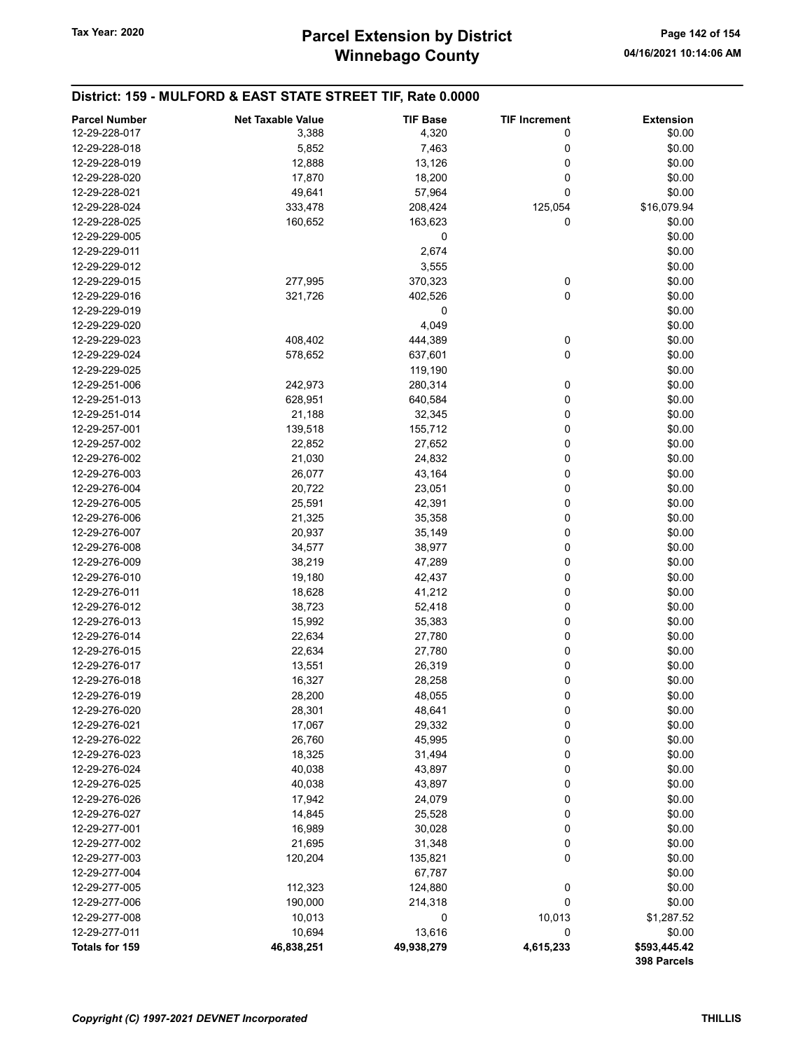## District: 159 - MULFORD & EAST STATE STREET TIF, Rate 0.0000

| Parcel Number | Net Taxable Value | TIF Base | TIF Increment | Extension |
|---|---|---|---|---|
| 12-29-228-017 | 3,388 | 4,320 | 0 | $0.00 |
| 12-29-228-018 | 5,852 | 7,463 | 0 | $0.00 |
| 12-29-228-019 | 12,888 | 13,126 | 0 | $0.00 |
| 12-29-228-020 | 17,870 | 18,200 | 0 | $0.00 |
| 12-29-228-021 | 49,641 | 57,964 | 0 | $0.00 |
| 12-29-228-024 | 333,478 | 208,424 | 125,054 | $16,079.94 |
| 12-29-228-025 | 160,652 | 163,623 | 0 | $0.00 |
| 12-29-229-005 | | 0 | | $0.00 |
| 12-29-229-011 | | 2,674 | | $0.00 |
| 12-29-229-012 | | 3,555 | | $0.00 |
| 12-29-229-015 | 277,995 | 370,323 | 0 | $0.00 |
| 12-29-229-016 | 321,726 | 402,526 | 0 | $0.00 |
| 12-29-229-019 | | 0 | | $0.00 |
| 12-29-229-020 | | 4,049 | | $0.00 |
| 12-29-229-023 | 408,402 | 444,389 | 0 | $0.00 |
| 12-29-229-024 | 578,652 | 637,601 | 0 | $0.00 |
| 12-29-229-025 | | 119,190 | | $0.00 |
| 12-29-251-006 | 242,973 | 280,314 | 0 | $0.00 |
| 12-29-251-013 | 628,951 | 640,584 | 0 | $0.00 |
| 12-29-251-014 | 21,188 | 32,345 | 0 | $0.00 |
| 12-29-257-001 | 139,518 | 155,712 | 0 | $0.00 |
| 12-29-257-002 | 22,852 | 27,652 | 0 | $0.00 |
| 12-29-276-002 | 21,030 | 24,832 | 0 | $0.00 |
| 12-29-276-003 | 26,077 | 43,164 | 0 | $0.00 |
| 12-29-276-004 | 20,722 | 23,051 | 0 | $0.00 |
| 12-29-276-005 | 25,591 | 42,391 | 0 | $0.00 |
| 12-29-276-006 | 21,325 | 35,358 | 0 | $0.00 |
| 12-29-276-007 | 20,937 | 35,149 | 0 | $0.00 |
| 12-29-276-008 | 34,577 | 38,977 | 0 | $0.00 |
| 12-29-276-009 | 38,219 | 47,289 | 0 | $0.00 |
| 12-29-276-010 | 19,180 | 42,437 | 0 | $0.00 |
| 12-29-276-011 | 18,628 | 41,212 | 0 | $0.00 |
| 12-29-276-012 | 38,723 | 52,418 | 0 | $0.00 |
| 12-29-276-013 | 15,992 | 35,383 | 0 | $0.00 |
| 12-29-276-014 | 22,634 | 27,780 | 0 | $0.00 |
| 12-29-276-015 | 22,634 | 27,780 | 0 | $0.00 |
| 12-29-276-017 | 13,551 | 26,319 | 0 | $0.00 |
| 12-29-276-018 | 16,327 | 28,258 | 0 | $0.00 |
| 12-29-276-019 | 28,200 | 48,055 | 0 | $0.00 |
| 12-29-276-020 | 28,301 | 48,641 | 0 | $0.00 |
| 12-29-276-021 | 17,067 | 29,332 | 0 | $0.00 |
| 12-29-276-022 | 26,760 | 45,995 | 0 | $0.00 |
| 12-29-276-023 | 18,325 | 31,494 | 0 | $0.00 |
| 12-29-276-024 | 40,038 | 43,897 | 0 | $0.00 |
| 12-29-276-025 | 40,038 | 43,897 | 0 | $0.00 |
| 12-29-276-026 | 17,942 | 24,079 | 0 | $0.00 |
| 12-29-276-027 | 14,845 | 25,528 | 0 | $0.00 |
| 12-29-277-001 | 16,989 | 30,028 | 0 | $0.00 |
| 12-29-277-002 | 21,695 | 31,348 | 0 | $0.00 |
| 12-29-277-003 | 120,204 | 135,821 | 0 | $0.00 |
| 12-29-277-004 | | 67,787 | | $0.00 |
| 12-29-277-005 | 112,323 | 124,880 | 0 | $0.00 |
| 12-29-277-006 | 190,000 | 214,318 | 0 | $0.00 |
| 12-29-277-008 | 10,013 | 0 | 10,013 | $1,287.52 |
| 12-29-277-011 | 10,694 | 13,616 | 0 | $0.00 |
| **Totals for 159** | **46,838,251** | **49,938,279** | **4,615,233** | **$593,445.42** |
| | | | | **398 Parcels** |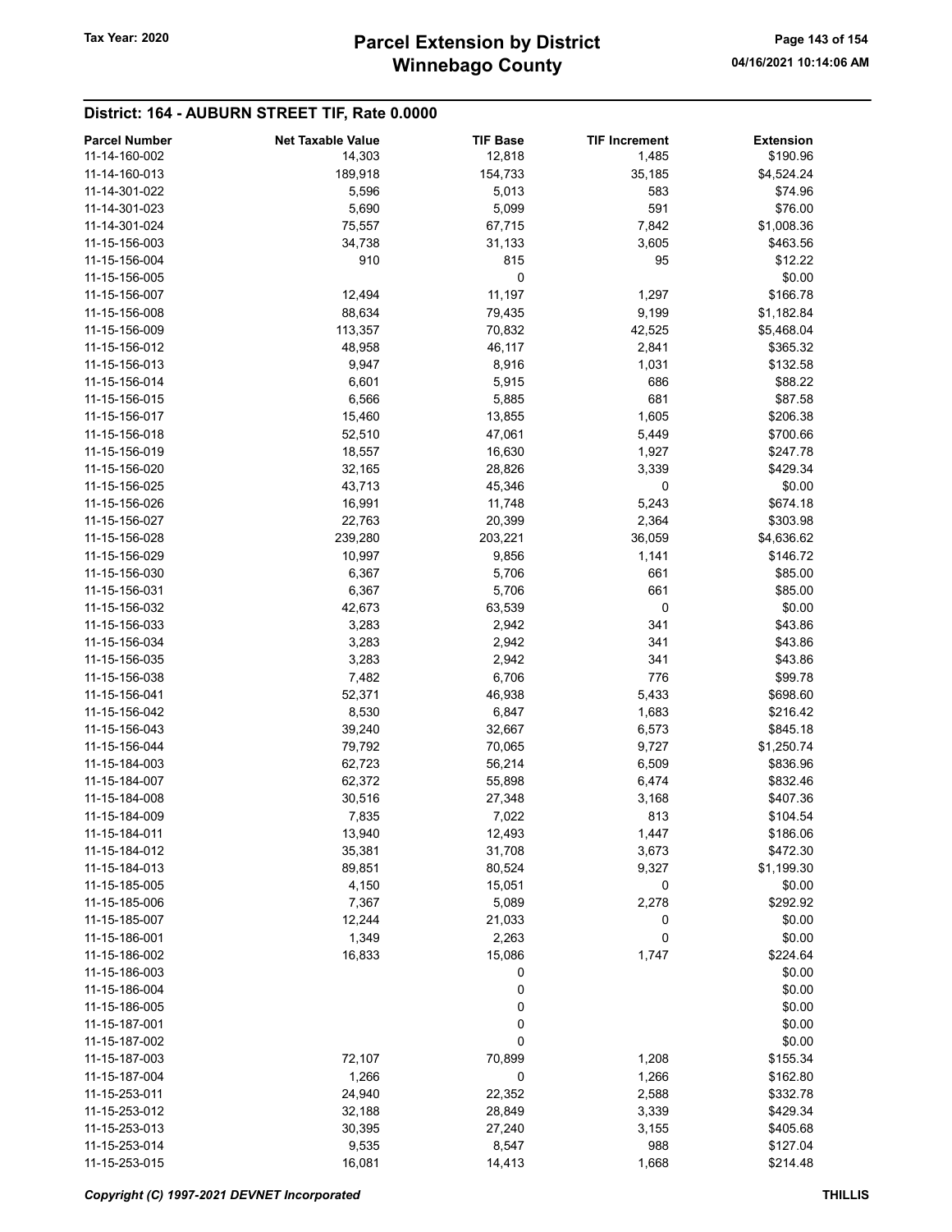# Parcel Extension by District
# Winnebago County

Tax Year: 2020

04/16/2021 10:14:06 AM

## District: 164 - AUBURN STREET TIF, Rate 0.0000

| Parcel Number | Net Taxable Value | TIF Base | TIF Increment | Extension |
|---|---|---|---|---|
| 11-14-160-002 | 14,303 | 12,818 | 1,485 | $190.96 |
| 11-14-160-013 | 189,918 | 154,733 | 35,185 | $4,524.24 |
| 11-14-301-022 | 5,596 | 5,013 | 583 | $74.96 |
| 11-14-301-023 | 5,690 | 5,099 | 591 | $76.00 |
| 11-14-301-024 | 75,557 | 67,715 | 7,842 | $1,008.36 |
| 11-15-156-003 | 34,738 | 31,133 | 3,605 | $463.56 |
| 11-15-156-004 | 910 | 815 | 95 | $12.22 |
| 11-15-156-005 | | 0 | | $0.00 |
| 11-15-156-007 | 12,494 | 11,197 | 1,297 | $166.78 |
| 11-15-156-008 | 88,634 | 79,435 | 9,199 | $1,182.84 |
| 11-15-156-009 | 113,357 | 70,832 | 42,525 | $5,468.04 |
| 11-15-156-012 | 48,958 | 46,117 | 2,841 | $365.32 |
| 11-15-156-013 | 9,947 | 8,916 | 1,031 | $132.58 |
| 11-15-156-014 | 6,601 | 5,915 | 686 | $88.22 |
| 11-15-156-015 | 6,566 | 5,885 | 681 | $87.58 |
| 11-15-156-017 | 15,460 | 13,855 | 1,605 | $206.38 |
| 11-15-156-018 | 52,510 | 47,061 | 5,449 | $700.66 |
| 11-15-156-019 | 18,557 | 16,630 | 1,927 | $247.78 |
| 11-15-156-020 | 32,165 | 28,826 | 3,339 | $429.34 |
| 11-15-156-025 | 43,713 | 45,346 | 0 | $0.00 |
| 11-15-156-026 | 16,991 | 11,748 | 5,243 | $674.18 |
| 11-15-156-027 | 22,763 | 20,399 | 2,364 | $303.98 |
| 11-15-156-028 | 239,280 | 203,221 | 36,059 | $4,636.62 |
| 11-15-156-029 | 10,997 | 9,856 | 1,141 | $146.72 |
| 11-15-156-030 | 6,367 | 5,706 | 661 | $85.00 |
| 11-15-156-031 | 6,367 | 5,706 | 661 | $85.00 |
| 11-15-156-032 | 42,673 | 63,539 | 0 | $0.00 |
| 11-15-156-033 | 3,283 | 2,942 | 341 | $43.86 |
| 11-15-156-034 | 3,283 | 2,942 | 341 | $43.86 |
| 11-15-156-035 | 3,283 | 2,942 | 341 | $43.86 |
| 11-15-156-038 | 7,482 | 6,706 | 776 | $99.78 |
| 11-15-156-041 | 52,371 | 46,938 | 5,433 | $698.60 |
| 11-15-156-042 | 8,530 | 6,847 | 1,683 | $216.42 |
| 11-15-156-043 | 39,240 | 32,667 | 6,573 | $845.18 |
| 11-15-156-044 | 79,792 | 70,065 | 9,727 | $1,250.74 |
| 11-15-184-003 | 62,723 | 56,214 | 6,509 | $836.96 |
| 11-15-184-007 | 62,372 | 55,898 | 6,474 | $832.46 |
| 11-15-184-008 | 30,516 | 27,348 | 3,168 | $407.36 |
| 11-15-184-009 | 7,835 | 7,022 | 813 | $104.54 |
| 11-15-184-011 | 13,940 | 12,493 | 1,447 | $186.06 |
| 11-15-184-012 | 35,381 | 31,708 | 3,673 | $472.30 |
| 11-15-184-013 | 89,851 | 80,524 | 9,327 | $1,199.30 |
| 11-15-185-005 | 4,150 | 15,051 | 0 | $0.00 |
| 11-15-185-006 | 7,367 | 5,089 | 2,278 | $292.92 |
| 11-15-185-007 | 12,244 | 21,033 | 0 | $0.00 |
| 11-15-186-001 | 1,349 | 2,263 | 0 | $0.00 |
| 11-15-186-002 | 16,833 | 15,086 | 1,747 | $224.64 |
| 11-15-186-003 | | 0 | | $0.00 |
| 11-15-186-004 | | 0 | | $0.00 |
| 11-15-186-005 | | 0 | | $0.00 |
| 11-15-187-001 | | 0 | | $0.00 |
| 11-15-187-002 | | 0 | | $0.00 |
| 11-15-187-003 | 72,107 | 70,899 | 1,208 | $155.34 |
| 11-15-187-004 | 1,266 | 0 | 1,266 | $162.80 |
| 11-15-253-011 | 24,940 | 22,352 | 2,588 | $332.78 |
| 11-15-253-012 | 32,188 | 28,849 | 3,339 | $429.34 |
| 11-15-253-013 | 30,395 | 27,240 | 3,155 | $405.68 |
| 11-15-253-014 | 9,535 | 8,547 | 988 | $127.04 |
| 11-15-253-015 | 16,081 | 14,413 | 1,668 | $214.48 |

*Copyright (C) 1997-2021 DEVNET Incorporated* THILLIS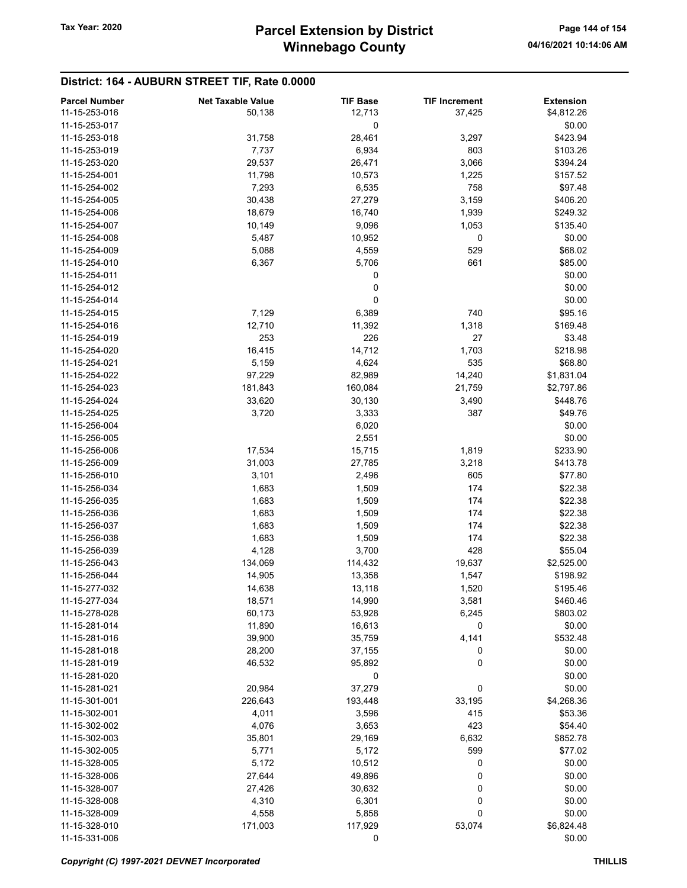## District: 164 - AUBURN STREET TIF, Rate 0.0000

| Parcel Number | Net Taxable Value | TIF Base | TIF Increment | Extension |
|---|---|---|---|---|
| 11-15-253-016 | 50,138 | 12,713 | 37,425 | $4,812.26 |
| 11-15-253-017 | | 0 | | $0.00 |
| 11-15-253-018 | 31,758 | 28,461 | 3,297 | $423.94 |
| 11-15-253-019 | 7,737 | 6,934 | 803 | $103.26 |
| 11-15-253-020 | 29,537 | 26,471 | 3,066 | $394.24 |
| 11-15-254-001 | 11,798 | 10,573 | 1,225 | $157.52 |
| 11-15-254-002 | 7,293 | 6,535 | 758 | $97.48 |
| 11-15-254-005 | 30,438 | 27,279 | 3,159 | $406.20 |
| 11-15-254-006 | 18,679 | 16,740 | 1,939 | $249.32 |
| 11-15-254-007 | 10,149 | 9,096 | 1,053 | $135.40 |
| 11-15-254-008 | 5,487 | 10,952 | 0 | $0.00 |
| 11-15-254-009 | 5,088 | 4,559 | 529 | $68.02 |
| 11-15-254-010 | 6,367 | 5,706 | 661 | $85.00 |
| 11-15-254-011 | | 0 | | $0.00 |
| 11-15-254-012 | | 0 | | $0.00 |
| 11-15-254-014 | | 0 | | $0.00 |
| 11-15-254-015 | 7,129 | 6,389 | 740 | $95.16 |
| 11-15-254-016 | 12,710 | 11,392 | 1,318 | $169.48 |
| 11-15-254-019 | 253 | 226 | 27 | $3.48 |
| 11-15-254-020 | 16,415 | 14,712 | 1,703 | $218.98 |
| 11-15-254-021 | 5,159 | 4,624 | 535 | $68.80 |
| 11-15-254-022 | 97,229 | 82,989 | 14,240 | $1,831.04 |
| 11-15-254-023 | 181,843 | 160,084 | 21,759 | $2,797.86 |
| 11-15-254-024 | 33,620 | 30,130 | 3,490 | $448.76 |
| 11-15-254-025 | 3,720 | 3,333 | 387 | $49.76 |
| 11-15-256-004 | | 6,020 | | $0.00 |
| 11-15-256-005 | | 2,551 | | $0.00 |
| 11-15-256-006 | 17,534 | 15,715 | 1,819 | $233.90 |
| 11-15-256-009 | 31,003 | 27,785 | 3,218 | $413.78 |
| 11-15-256-010 | 3,101 | 2,496 | 605 | $77.80 |
| 11-15-256-034 | 1,683 | 1,509 | 174 | $22.38 |
| 11-15-256-035 | 1,683 | 1,509 | 174 | $22.38 |
| 11-15-256-036 | 1,683 | 1,509 | 174 | $22.38 |
| 11-15-256-037 | 1,683 | 1,509 | 174 | $22.38 |
| 11-15-256-038 | 1,683 | 1,509 | 174 | $22.38 |
| 11-15-256-039 | 4,128 | 3,700 | 428 | $55.04 |
| 11-15-256-043 | 134,069 | 114,432 | 19,637 | $2,525.00 |
| 11-15-256-044 | 14,905 | 13,358 | 1,547 | $198.92 |
| 11-15-277-032 | 14,638 | 13,118 | 1,520 | $195.46 |
| 11-15-277-034 | 18,571 | 14,990 | 3,581 | $460.46 |
| 11-15-278-028 | 60,173 | 53,928 | 6,245 | $803.02 |
| 11-15-281-014 | 11,890 | 16,613 | 0 | $0.00 |
| 11-15-281-016 | 39,900 | 35,759 | 4,141 | $532.48 |
| 11-15-281-018 | 28,200 | 37,155 | 0 | $0.00 |
| 11-15-281-019 | 46,532 | 95,892 | 0 | $0.00 |
| 11-15-281-020 | | 0 | | $0.00 |
| 11-15-281-021 | 20,984 | 37,279 | 0 | $0.00 |
| 11-15-301-001 | 226,643 | 193,448 | 33,195 | $4,268.36 |
| 11-15-302-001 | 4,011 | 3,596 | 415 | $53.36 |
| 11-15-302-002 | 4,076 | 3,653 | 423 | $54.40 |
| 11-15-302-003 | 35,801 | 29,169 | 6,632 | $852.78 |
| 11-15-302-005 | 5,771 | 5,172 | 599 | $77.02 |
| 11-15-328-005 | 5,172 | 10,512 | 0 | $0.00 |
| 11-15-328-006 | 27,644 | 49,896 | 0 | $0.00 |
| 11-15-328-007 | 27,426 | 30,632 | 0 | $0.00 |
| 11-15-328-008 | 4,310 | 6,301 | 0 | $0.00 |
| 11-15-328-009 | 4,558 | 5,858 | 0 | $0.00 |
| 11-15-328-010 | 171,003 | 117,929 | 53,074 | $6,824.48 |
| 11-15-331-006 | | 0 | | $0.00 |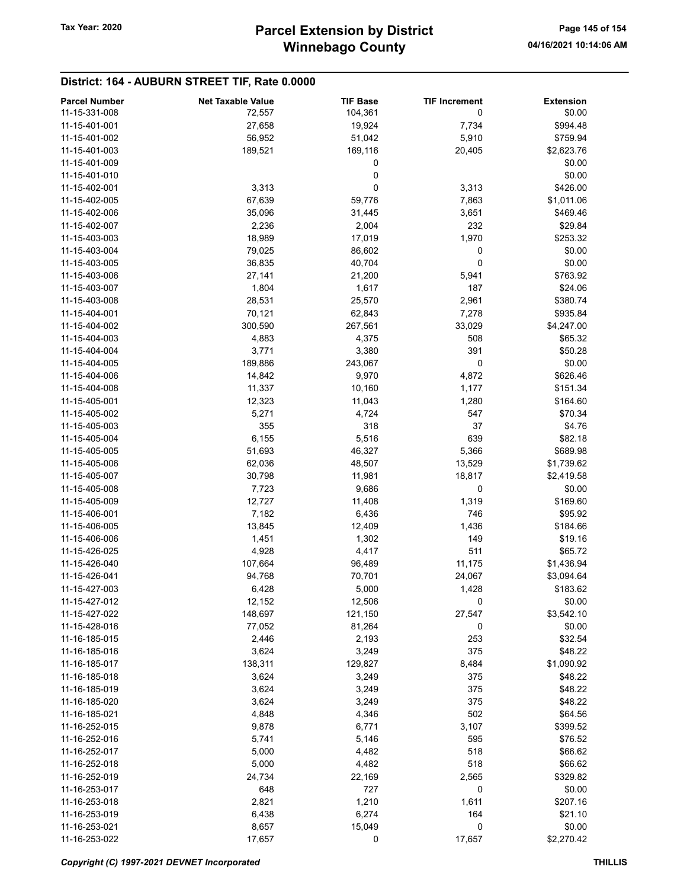## District: 164 - AUBURN STREET TIF, Rate 0.0000

| Parcel Number | Net Taxable Value | TIF Base | TIF Increment | Extension |
|---|---|---|---|---|
| 11-15-331-008 | 72,557 | 104,361 | 0 | $0.00 |
| 11-15-401-001 | 27,658 | 19,924 | 7,734 | $994.48 |
| 11-15-401-002 | 56,952 | 51,042 | 5,910 | $759.94 |
| 11-15-401-003 | 189,521 | 169,116 | 20,405 | $2,623.76 |
| 11-15-401-009 | | 0 | | $0.00 |
| 11-15-401-010 | | 0 | | $0.00 |
| 11-15-402-001 | 3,313 | 0 | 3,313 | $426.00 |
| 11-15-402-005 | 67,639 | 59,776 | 7,863 | $1,011.06 |
| 11-15-402-006 | 35,096 | 31,445 | 3,651 | $469.46 |
| 11-15-402-007 | 2,236 | 2,004 | 232 | $29.84 |
| 11-15-403-003 | 18,989 | 17,019 | 1,970 | $253.32 |
| 11-15-403-004 | 79,025 | 86,602 | 0 | $0.00 |
| 11-15-403-005 | 36,835 | 40,704 | 0 | $0.00 |
| 11-15-403-006 | 27,141 | 21,200 | 5,941 | $763.92 |
| 11-15-403-007 | 1,804 | 1,617 | 187 | $24.06 |
| 11-15-403-008 | 28,531 | 25,570 | 2,961 | $380.74 |
| 11-15-404-001 | 70,121 | 62,843 | 7,278 | $935.84 |
| 11-15-404-002 | 300,590 | 267,561 | 33,029 | $4,247.00 |
| 11-15-404-003 | 4,883 | 4,375 | 508 | $65.32 |
| 11-15-404-004 | 3,771 | 3,380 | 391 | $50.28 |
| 11-15-404-005 | 189,886 | 243,067 | 0 | $0.00 |
| 11-15-404-006 | 14,842 | 9,970 | 4,872 | $626.46 |
| 11-15-404-008 | 11,337 | 10,160 | 1,177 | $151.34 |
| 11-15-405-001 | 12,323 | 11,043 | 1,280 | $164.60 |
| 11-15-405-002 | 5,271 | 4,724 | 547 | $70.34 |
| 11-15-405-003 | 355 | 318 | 37 | $4.76 |
| 11-15-405-004 | 6,155 | 5,516 | 639 | $82.18 |
| 11-15-405-005 | 51,693 | 46,327 | 5,366 | $689.98 |
| 11-15-405-006 | 62,036 | 48,507 | 13,529 | $1,739.62 |
| 11-15-405-007 | 30,798 | 11,981 | 18,817 | $2,419.58 |
| 11-15-405-008 | 7,723 | 9,686 | 0 | $0.00 |
| 11-15-405-009 | 12,727 | 11,408 | 1,319 | $169.60 |
| 11-15-406-001 | 7,182 | 6,436 | 746 | $95.92 |
| 11-15-406-005 | 13,845 | 12,409 | 1,436 | $184.66 |
| 11-15-406-006 | 1,451 | 1,302 | 149 | $19.16 |
| 11-15-426-025 | 4,928 | 4,417 | 511 | $65.72 |
| 11-15-426-040 | 107,664 | 96,489 | 11,175 | $1,436.94 |
| 11-15-426-041 | 94,768 | 70,701 | 24,067 | $3,094.64 |
| 11-15-427-003 | 6,428 | 5,000 | 1,428 | $183.62 |
| 11-15-427-012 | 12,152 | 12,506 | 0 | $0.00 |
| 11-15-427-022 | 148,697 | 121,150 | 27,547 | $3,542.10 |
| 11-15-428-016 | 77,052 | 81,264 | 0 | $0.00 |
| 11-16-185-015 | 2,446 | 2,193 | 253 | $32.54 |
| 11-16-185-016 | 3,624 | 3,249 | 375 | $48.22 |
| 11-16-185-017 | 138,311 | 129,827 | 8,484 | $1,090.92 |
| 11-16-185-018 | 3,624 | 3,249 | 375 | $48.22 |
| 11-16-185-019 | 3,624 | 3,249 | 375 | $48.22 |
| 11-16-185-020 | 3,624 | 3,249 | 375 | $48.22 |
| 11-16-185-021 | 4,848 | 4,346 | 502 | $64.56 |
| 11-16-252-015 | 9,878 | 6,771 | 3,107 | $399.52 |
| 11-16-252-016 | 5,741 | 5,146 | 595 | $76.52 |
| 11-16-252-017 | 5,000 | 4,482 | 518 | $66.62 |
| 11-16-252-018 | 5,000 | 4,482 | 518 | $66.62 |
| 11-16-252-019 | 24,734 | 22,169 | 2,565 | $329.82 |
| 11-16-253-017 | 648 | 727 | 0 | $0.00 |
| 11-16-253-018 | 2,821 | 1,210 | 1,611 | $207.16 |
| 11-16-253-019 | 6,438 | 6,274 | 164 | $21.10 |
| 11-16-253-021 | 8,657 | 15,049 | 0 | $0.00 |
| 11-16-253-022 | 17,657 | 0 | 17,657 | $2,270.42 |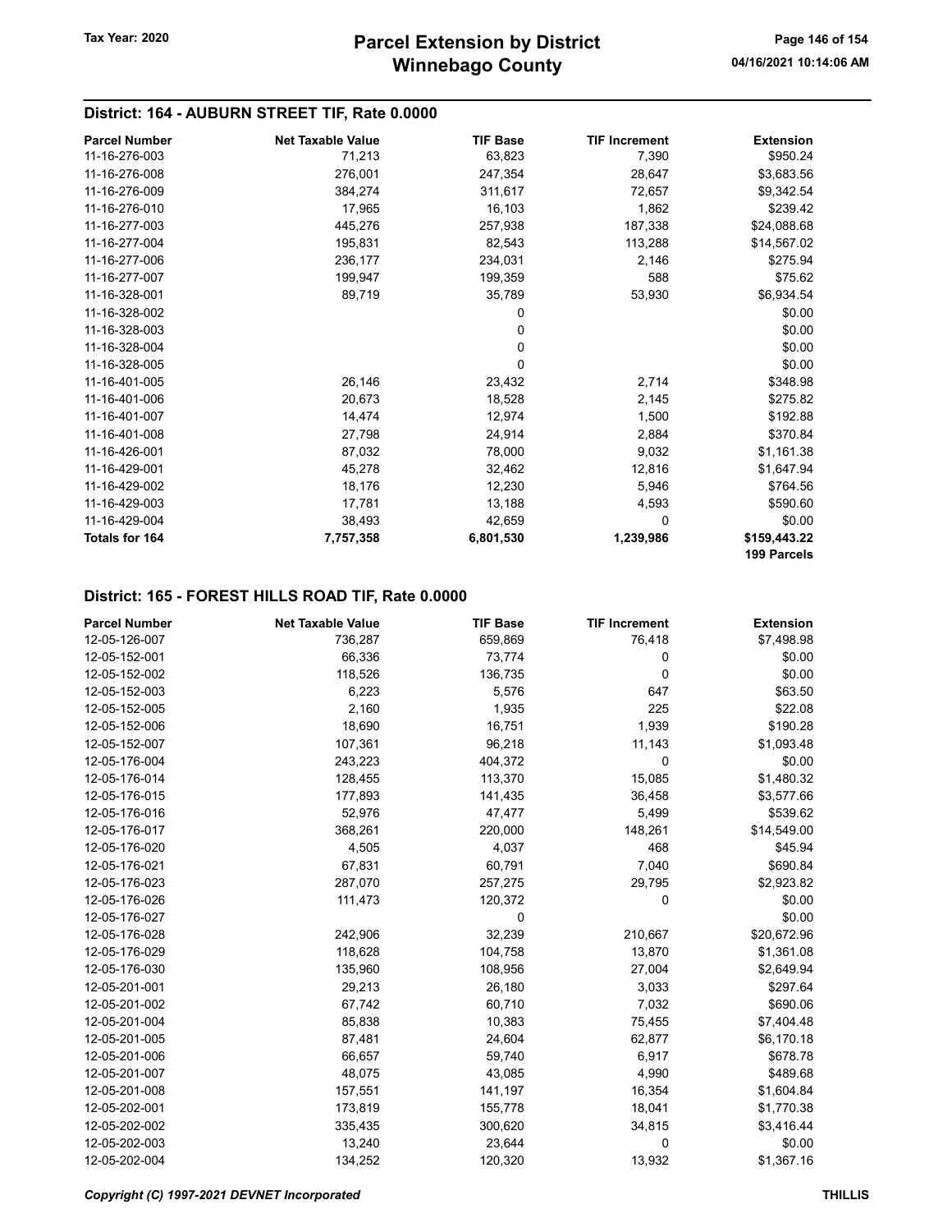## District: 164 - AUBURN STREET TIF, Rate 0.0000

| Parcel Number | Net Taxable Value | TIF Base | TIF Increment | Extension |
|---|---|---|---|---|
| 11-16-276-003 | 71,213 | 63,823 | 7,390 | $950.24 |
| 11-16-276-008 | 276,001 | 247,354 | 28,647 | $3,683.56 |
| 11-16-276-009 | 384,274 | 311,617 | 72,657 | $9,342.54 |
| 11-16-276-010 | 17,965 | 16,103 | 1,862 | $239.42 |
| 11-16-277-003 | 445,276 | 257,938 | 187,338 | $24,088.68 |
| 11-16-277-004 | 195,831 | 82,543 | 113,288 | $14,567.02 |
| 11-16-277-006 | 236,177 | 234,031 | 2,146 | $275.94 |
| 11-16-277-007 | 199,947 | 199,359 | 588 | $75.62 |
| 11-16-328-001 | 89,719 | 35,789 | 53,930 | $6,934.54 |
| 11-16-328-002 | | 0 | | $0.00 |
| 11-16-328-003 | | 0 | | $0.00 |
| 11-16-328-004 | | 0 | | $0.00 |
| 11-16-328-005 | | 0 | | $0.00 |
| 11-16-401-005 | 26,146 | 23,432 | 2,714 | $348.98 |
| 11-16-401-006 | 20,673 | 18,528 | 2,145 | $275.82 |
| 11-16-401-007 | 14,474 | 12,974 | 1,500 | $192.88 |
| 11-16-401-008 | 27,798 | 24,914 | 2,884 | $370.84 |
| 11-16-426-001 | 87,032 | 78,000 | 9,032 | $1,161.38 |
| 11-16-429-001 | 45,278 | 32,462 | 12,816 | $1,647.94 |
| 11-16-429-002 | 18,176 | 12,230 | 5,946 | $764.56 |
| 11-16-429-003 | 17,781 | 13,188 | 4,593 | $590.60 |
| 11-16-429-004 | 38,493 | 42,659 | 0 | $0.00 |
| **Totals for 164** | **7,757,358** | **6,801,530** | **1,239,986** | **$159,443.22** |
| | | | | **199 Parcels** |

## District: 165 - FOREST HILLS ROAD TIF, Rate 0.0000

| Parcel Number | Net Taxable Value | TIF Base | TIF Increment | Extension |
|---|---|---|---|---|
| 12-05-126-007 | 736,287 | 659,869 | 76,418 | $7,498.98 |
| 12-05-152-001 | 66,336 | 73,774 | 0 | $0.00 |
| 12-05-152-002 | 118,526 | 136,735 | 0 | $0.00 |
| 12-05-152-003 | 6,223 | 5,576 | 647 | $63.50 |
| 12-05-152-005 | 2,160 | 1,935 | 225 | $22.08 |
| 12-05-152-006 | 18,690 | 16,751 | 1,939 | $190.28 |
| 12-05-152-007 | 107,361 | 96,218 | 11,143 | $1,093.48 |
| 12-05-176-004 | 243,223 | 404,372 | 0 | $0.00 |
| 12-05-176-014 | 128,455 | 113,370 | 15,085 | $1,480.32 |
| 12-05-176-015 | 177,893 | 141,435 | 36,458 | $3,577.66 |
| 12-05-176-016 | 52,976 | 47,477 | 5,499 | $539.62 |
| 12-05-176-017 | 368,261 | 220,000 | 148,261 | $14,549.00 |
| 12-05-176-020 | 4,505 | 4,037 | 468 | $45.94 |
| 12-05-176-021 | 67,831 | 60,791 | 7,040 | $690.84 |
| 12-05-176-023 | 287,070 | 257,275 | 29,795 | $2,923.82 |
| 12-05-176-026 | 111,473 | 120,372 | 0 | $0.00 |
| 12-05-176-027 | | 0 | | $0.00 |
| 12-05-176-028 | 242,906 | 32,239 | 210,667 | $20,672.96 |
| 12-05-176-029 | 118,628 | 104,758 | 13,870 | $1,361.08 |
| 12-05-176-030 | 135,960 | 108,956 | 27,004 | $2,649.94 |
| 12-05-201-001 | 29,213 | 26,180 | 3,033 | $297.64 |
| 12-05-201-002 | 67,742 | 60,710 | 7,032 | $690.06 |
| 12-05-201-004 | 85,838 | 10,383 | 75,455 | $7,404.48 |
| 12-05-201-005 | 87,481 | 24,604 | 62,877 | $6,170.18 |
| 12-05-201-006 | 66,657 | 59,740 | 6,917 | $678.78 |
| 12-05-201-007 | 48,075 | 43,085 | 4,990 | $489.68 |
| 12-05-201-008 | 157,551 | 141,197 | 16,354 | $1,604.84 |
| 12-05-202-001 | 173,819 | 155,778 | 18,041 | $1,770.38 |
| 12-05-202-002 | 335,435 | 300,620 | 34,815 | $3,416.44 |
| 12-05-202-003 | 13,240 | 23,644 | 0 | $0.00 |
| 12-05-202-004 | 134,252 | 120,320 | 13,932 | $1,367.16 |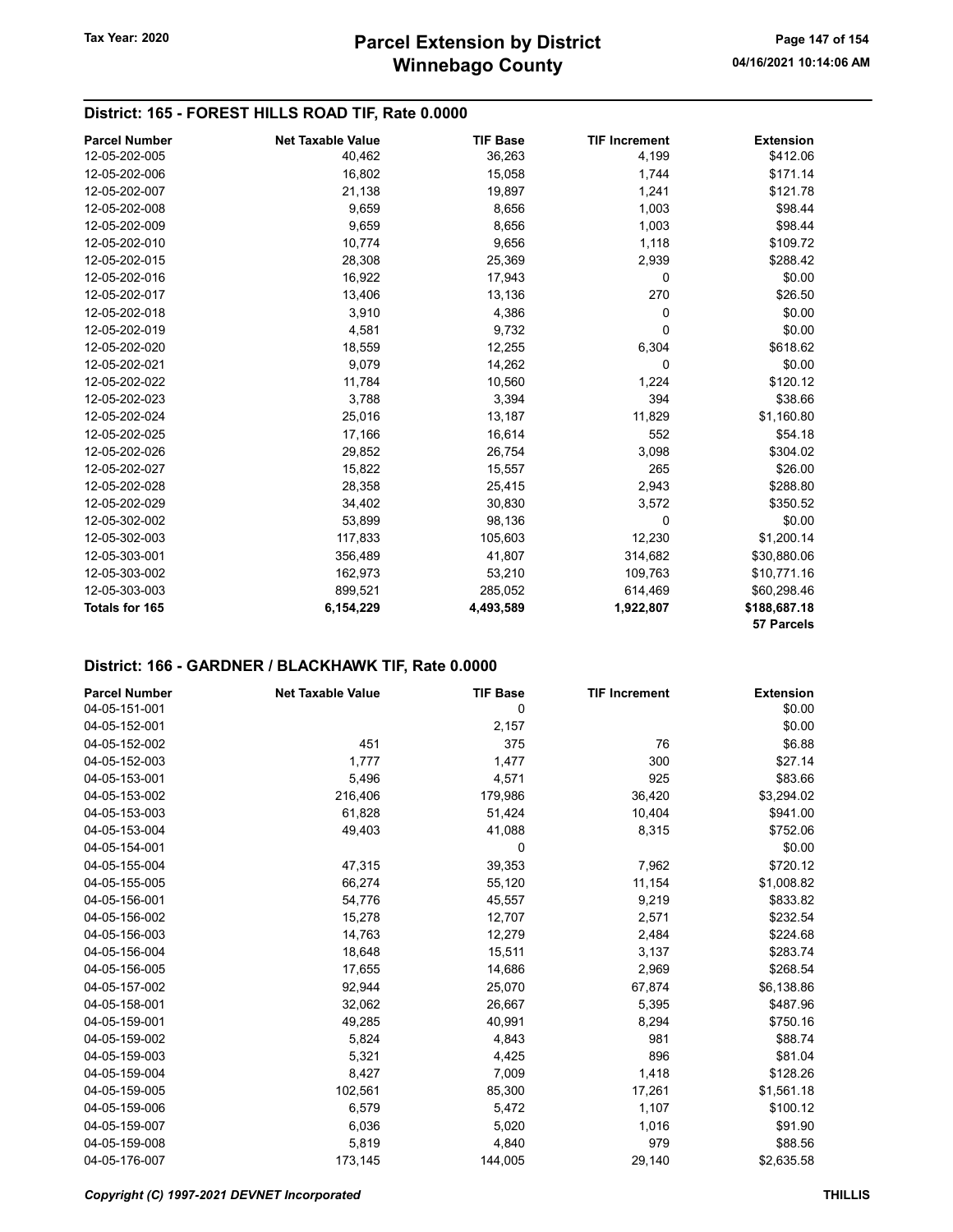## District: 165 - FOREST HILLS ROAD TIF, Rate 0.0000

| Parcel Number | Net Taxable Value | TIF Base | TIF Increment | Extension |
|---|---|---|---|---|
| 12-05-202-005 | 40,462 | 36,263 | 4,199 | $412.06 |
| 12-05-202-006 | 16,802 | 15,058 | 1,744 | $171.14 |
| 12-05-202-007 | 21,138 | 19,897 | 1,241 | $121.78 |
| 12-05-202-008 | 9,659 | 8,656 | 1,003 | $98.44 |
| 12-05-202-009 | 9,659 | 8,656 | 1,003 | $98.44 |
| 12-05-202-010 | 10,774 | 9,656 | 1,118 | $109.72 |
| 12-05-202-015 | 28,308 | 25,369 | 2,939 | $288.42 |
| 12-05-202-016 | 16,922 | 17,943 | 0 | $0.00 |
| 12-05-202-017 | 13,406 | 13,136 | 270 | $26.50 |
| 12-05-202-018 | 3,910 | 4,386 | 0 | $0.00 |
| 12-05-202-019 | 4,581 | 9,732 | 0 | $0.00 |
| 12-05-202-020 | 18,559 | 12,255 | 6,304 | $618.62 |
| 12-05-202-021 | 9,079 | 14,262 | 0 | $0.00 |
| 12-05-202-022 | 11,784 | 10,560 | 1,224 | $120.12 |
| 12-05-202-023 | 3,788 | 3,394 | 394 | $38.66 |
| 12-05-202-024 | 25,016 | 13,187 | 11,829 | $1,160.80 |
| 12-05-202-025 | 17,166 | 16,614 | 552 | $54.18 |
| 12-05-202-026 | 29,852 | 26,754 | 3,098 | $304.02 |
| 12-05-202-027 | 15,822 | 15,557 | 265 | $26.00 |
| 12-05-202-028 | 28,358 | 25,415 | 2,943 | $288.80 |
| 12-05-202-029 | 34,402 | 30,830 | 3,572 | $350.52 |
| 12-05-302-002 | 53,899 | 98,136 | 0 | $0.00 |
| 12-05-302-003 | 117,833 | 105,603 | 12,230 | $1,200.14 |
| 12-05-303-001 | 356,489 | 41,807 | 314,682 | $30,880.06 |
| 12-05-303-002 | 162,973 | 53,210 | 109,763 | $10,771.16 |
| 12-05-303-003 | 899,521 | 285,052 | 614,469 | $60,298.46 |
| **Totals for 165** | **6,154,229** | **4,493,589** | **1,922,807** | **$188,687.18** |
| | | | | **57 Parcels** |

## District: 166 - GARDNER / BLACKHAWK TIF, Rate 0.0000

| Parcel Number | Net Taxable Value | TIF Base | TIF Increment | Extension |
|---|---|---|---|---|
| 04-05-151-001 | | 0 | | $0.00 |
| 04-05-152-001 | | 2,157 | | $0.00 |
| 04-05-152-002 | 451 | 375 | 76 | $6.88 |
| 04-05-152-003 | 1,777 | 1,477 | 300 | $27.14 |
| 04-05-153-001 | 5,496 | 4,571 | 925 | $83.66 |
| 04-05-153-002 | 216,406 | 179,986 | 36,420 | $3,294.02 |
| 04-05-153-003 | 61,828 | 51,424 | 10,404 | $941.00 |
| 04-05-153-004 | 49,403 | 41,088 | 8,315 | $752.06 |
| 04-05-154-001 | | 0 | | $0.00 |
| 04-05-155-004 | 47,315 | 39,353 | 7,962 | $720.12 |
| 04-05-155-005 | 66,274 | 55,120 | 11,154 | $1,008.82 |
| 04-05-156-001 | 54,776 | 45,557 | 9,219 | $833.82 |
| 04-05-156-002 | 15,278 | 12,707 | 2,571 | $232.54 |
| 04-05-156-003 | 14,763 | 12,279 | 2,484 | $224.68 |
| 04-05-156-004 | 18,648 | 15,511 | 3,137 | $283.74 |
| 04-05-156-005 | 17,655 | 14,686 | 2,969 | $268.54 |
| 04-05-157-002 | 92,944 | 25,070 | 67,874 | $6,138.86 |
| 04-05-158-001 | 32,062 | 26,667 | 5,395 | $487.96 |
| 04-05-159-001 | 49,285 | 40,991 | 8,294 | $750.16 |
| 04-05-159-002 | 5,824 | 4,843 | 981 | $88.74 |
| 04-05-159-003 | 5,321 | 4,425 | 896 | $81.04 |
| 04-05-159-004 | 8,427 | 7,009 | 1,418 | $128.26 |
| 04-05-159-005 | 102,561 | 85,300 | 17,261 | $1,561.18 |
| 04-05-159-006 | 6,579 | 5,472 | 1,107 | $100.12 |
| 04-05-159-007 | 6,036 | 5,020 | 1,016 | $91.90 |
| 04-05-159-008 | 5,819 | 4,840 | 979 | $88.56 |
| 04-05-176-007 | 173,145 | 144,005 | 29,140 | $2,635.58 |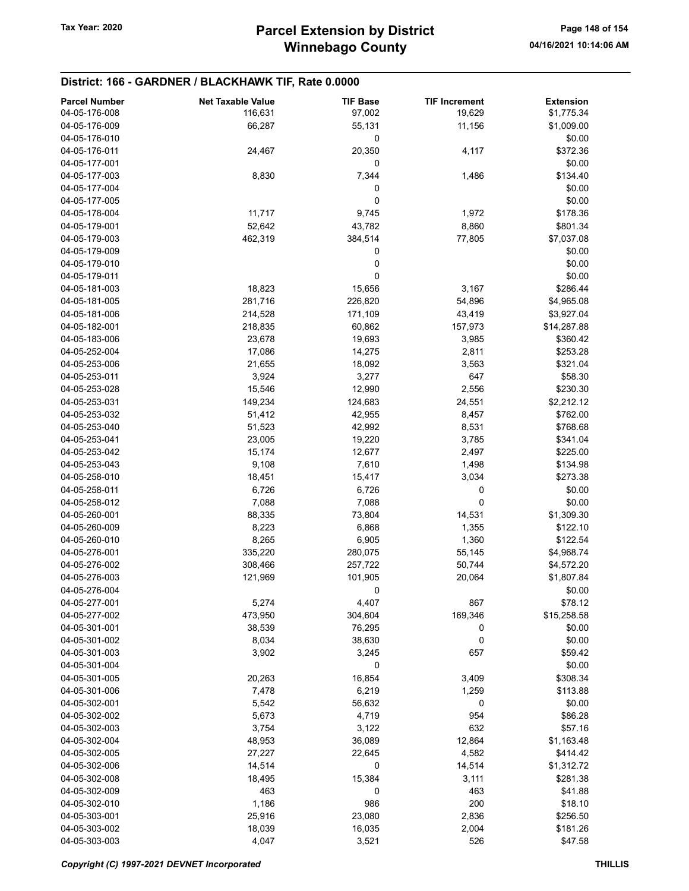## District: 166 - GARDNER / BLACKHAWK TIF, Rate 0.0000

| Parcel Number | Net Taxable Value | TIF Base | TIF Increment | Extension |
|---|---|---|---|---|
| 04-05-176-008 | 116,631 | 97,002 | 19,629 | $1,775.34 |
| 04-05-176-009 | 66,287 | 55,131 | 11,156 | $1,009.00 |
| 04-05-176-010 | | 0 | | $0.00 |
| 04-05-176-011 | 24,467 | 20,350 | 4,117 | $372.36 |
| 04-05-177-001 | | 0 | | $0.00 |
| 04-05-177-003 | 8,830 | 7,344 | 1,486 | $134.40 |
| 04-05-177-004 | | 0 | | $0.00 |
| 04-05-177-005 | | 0 | | $0.00 |
| 04-05-178-004 | 11,717 | 9,745 | 1,972 | $178.36 |
| 04-05-179-001 | 52,642 | 43,782 | 8,860 | $801.34 |
| 04-05-179-003 | 462,319 | 384,514 | 77,805 | $7,037.08 |
| 04-05-179-009 | | 0 | | $0.00 |
| 04-05-179-010 | | 0 | | $0.00 |
| 04-05-179-011 | | 0 | | $0.00 |
| 04-05-181-003 | 18,823 | 15,656 | 3,167 | $286.44 |
| 04-05-181-005 | 281,716 | 226,820 | 54,896 | $4,965.08 |
| 04-05-181-006 | 214,528 | 171,109 | 43,419 | $3,927.04 |
| 04-05-182-001 | 218,835 | 60,862 | 157,973 | $14,287.88 |
| 04-05-183-006 | 23,678 | 19,693 | 3,985 | $360.42 |
| 04-05-252-004 | 17,086 | 14,275 | 2,811 | $253.28 |
| 04-05-253-006 | 21,655 | 18,092 | 3,563 | $321.04 |
| 04-05-253-011 | 3,924 | 3,277 | 647 | $58.30 |
| 04-05-253-028 | 15,546 | 12,990 | 2,556 | $230.30 |
| 04-05-253-031 | 149,234 | 124,683 | 24,551 | $2,212.12 |
| 04-05-253-032 | 51,412 | 42,955 | 8,457 | $762.00 |
| 04-05-253-040 | 51,523 | 42,992 | 8,531 | $768.68 |
| 04-05-253-041 | 23,005 | 19,220 | 3,785 | $341.04 |
| 04-05-253-042 | 15,174 | 12,677 | 2,497 | $225.00 |
| 04-05-253-043 | 9,108 | 7,610 | 1,498 | $134.98 |
| 04-05-258-010 | 18,451 | 15,417 | 3,034 | $273.38 |
| 04-05-258-011 | 6,726 | 6,726 | 0 | $0.00 |
| 04-05-258-012 | 7,088 | 7,088 | 0 | $0.00 |
| 04-05-260-001 | 88,335 | 73,804 | 14,531 | $1,309.30 |
| 04-05-260-009 | 8,223 | 6,868 | 1,355 | $122.10 |
| 04-05-260-010 | 8,265 | 6,905 | 1,360 | $122.54 |
| 04-05-276-001 | 335,220 | 280,075 | 55,145 | $4,968.74 |
| 04-05-276-002 | 308,466 | 257,722 | 50,744 | $4,572.20 |
| 04-05-276-003 | 121,969 | 101,905 | 20,064 | $1,807.84 |
| 04-05-276-004 | | 0 | | $0.00 |
| 04-05-277-001 | 5,274 | 4,407 | 867 | $78.12 |
| 04-05-277-002 | 473,950 | 304,604 | 169,346 | $15,258.58 |
| 04-05-301-001 | 38,539 | 76,295 | 0 | $0.00 |
| 04-05-301-002 | 8,034 | 38,630 | 0 | $0.00 |
| 04-05-301-003 | 3,902 | 3,245 | 657 | $59.42 |
| 04-05-301-004 | | 0 | | $0.00 |
| 04-05-301-005 | 20,263 | 16,854 | 3,409 | $308.34 |
| 04-05-301-006 | 7,478 | 6,219 | 1,259 | $113.88 |
| 04-05-302-001 | 5,542 | 56,632 | 0 | $0.00 |
| 04-05-302-002 | 5,673 | 4,719 | 954 | $86.28 |
| 04-05-302-003 | 3,754 | 3,122 | 632 | $57.16 |
| 04-05-302-004 | 48,953 | 36,089 | 12,864 | $1,163.48 |
| 04-05-302-005 | 27,227 | 22,645 | 4,582 | $414.42 |
| 04-05-302-006 | 14,514 | 0 | 14,514 | $1,312.72 |
| 04-05-302-008 | 18,495 | 15,384 | 3,111 | $281.38 |
| 04-05-302-009 | 463 | 0 | 463 | $41.88 |
| 04-05-302-010 | 1,186 | 986 | 200 | $18.10 |
| 04-05-303-001 | 25,916 | 23,080 | 2,836 | $256.50 |
| 04-05-303-002 | 18,039 | 16,035 | 2,004 | $181.26 |
| 04-05-303-003 | 4,047 | 3,521 | 526 | $47.58 |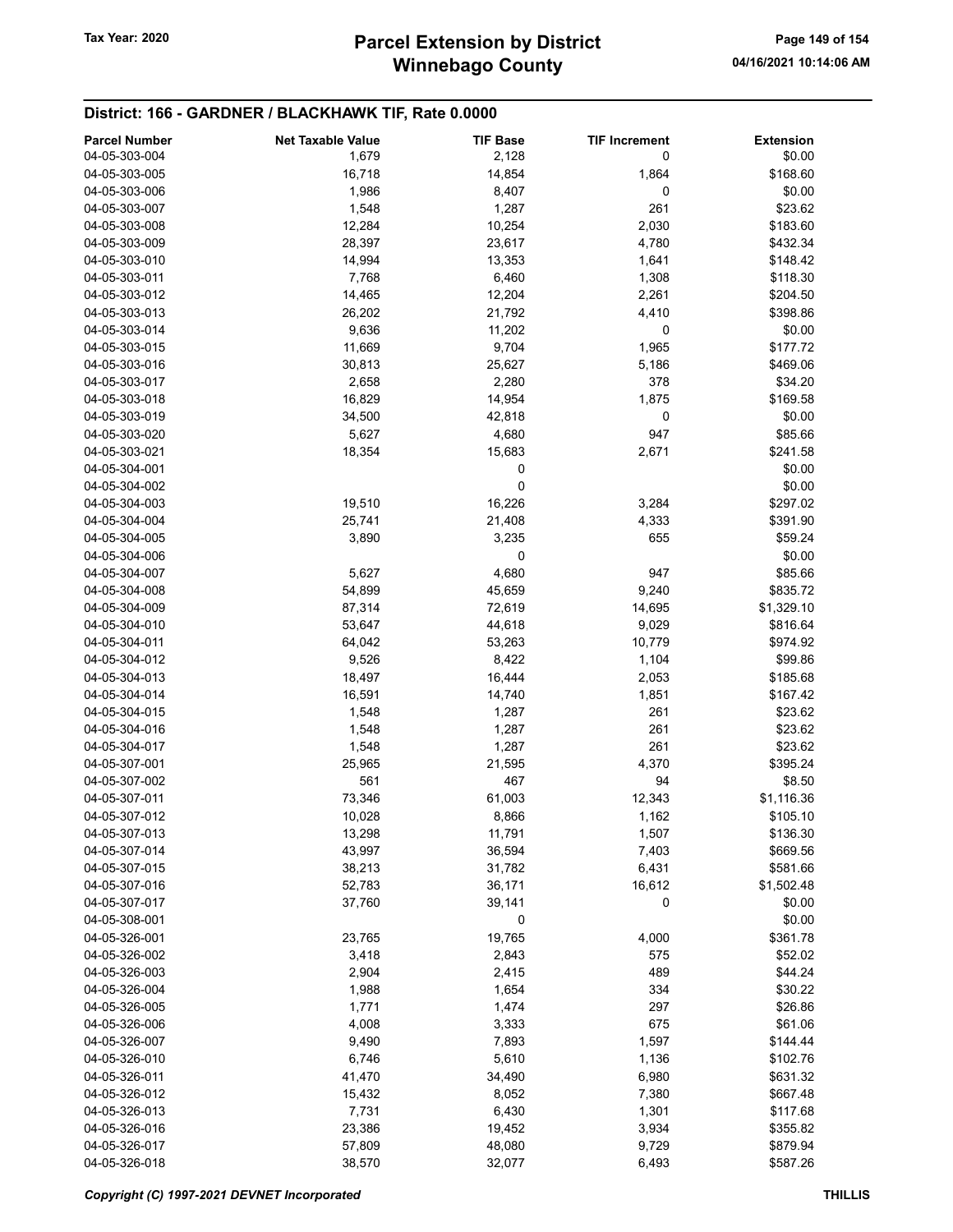## District: 166 - GARDNER / BLACKHAWK TIF, Rate 0.0000

| Parcel Number | Net Taxable Value | TIF Base | TIF Increment | Extension |
|---|---|---|---|---|
| 04-05-303-004 | 1,679 | 2,128 | 0 | $0.00 |
| 04-05-303-005 | 16,718 | 14,854 | 1,864 | $168.60 |
| 04-05-303-006 | 1,986 | 8,407 | 0 | $0.00 |
| 04-05-303-007 | 1,548 | 1,287 | 261 | $23.62 |
| 04-05-303-008 | 12,284 | 10,254 | 2,030 | $183.60 |
| 04-05-303-009 | 28,397 | 23,617 | 4,780 | $432.34 |
| 04-05-303-010 | 14,994 | 13,353 | 1,641 | $148.42 |
| 04-05-303-011 | 7,768 | 6,460 | 1,308 | $118.30 |
| 04-05-303-012 | 14,465 | 12,204 | 2,261 | $204.50 |
| 04-05-303-013 | 26,202 | 21,792 | 4,410 | $398.86 |
| 04-05-303-014 | 9,636 | 11,202 | 0 | $0.00 |
| 04-05-303-015 | 11,669 | 9,704 | 1,965 | $177.72 |
| 04-05-303-016 | 30,813 | 25,627 | 5,186 | $469.06 |
| 04-05-303-017 | 2,658 | 2,280 | 378 | $34.20 |
| 04-05-303-018 | 16,829 | 14,954 | 1,875 | $169.58 |
| 04-05-303-019 | 34,500 | 42,818 | 0 | $0.00 |
| 04-05-303-020 | 5,627 | 4,680 | 947 | $85.66 |
| 04-05-303-021 | 18,354 | 15,683 | 2,671 | $241.58 |
| 04-05-304-001 | | 0 | | $0.00 |
| 04-05-304-002 | | 0 | | $0.00 |
| 04-05-304-003 | 19,510 | 16,226 | 3,284 | $297.02 |
| 04-05-304-004 | 25,741 | 21,408 | 4,333 | $391.90 |
| 04-05-304-005 | 3,890 | 3,235 | 655 | $59.24 |
| 04-05-304-006 | | 0 | | $0.00 |
| 04-05-304-007 | 5,627 | 4,680 | 947 | $85.66 |
| 04-05-304-008 | 54,899 | 45,659 | 9,240 | $835.72 |
| 04-05-304-009 | 87,314 | 72,619 | 14,695 | $1,329.10 |
| 04-05-304-010 | 53,647 | 44,618 | 9,029 | $816.64 |
| 04-05-304-011 | 64,042 | 53,263 | 10,779 | $974.92 |
| 04-05-304-012 | 9,526 | 8,422 | 1,104 | $99.86 |
| 04-05-304-013 | 18,497 | 16,444 | 2,053 | $185.68 |
| 04-05-304-014 | 16,591 | 14,740 | 1,851 | $167.42 |
| 04-05-304-015 | 1,548 | 1,287 | 261 | $23.62 |
| 04-05-304-016 | 1,548 | 1,287 | 261 | $23.62 |
| 04-05-304-017 | 1,548 | 1,287 | 261 | $23.62 |
| 04-05-307-001 | 25,965 | 21,595 | 4,370 | $395.24 |
| 04-05-307-002 | 561 | 467 | 94 | $8.50 |
| 04-05-307-011 | 73,346 | 61,003 | 12,343 | $1,116.36 |
| 04-05-307-012 | 10,028 | 8,866 | 1,162 | $105.10 |
| 04-05-307-013 | 13,298 | 11,791 | 1,507 | $136.30 |
| 04-05-307-014 | 43,997 | 36,594 | 7,403 | $669.56 |
| 04-05-307-015 | 38,213 | 31,782 | 6,431 | $581.66 |
| 04-05-307-016 | 52,783 | 36,171 | 16,612 | $1,502.48 |
| 04-05-307-017 | 37,760 | 39,141 | 0 | $0.00 |
| 04-05-308-001 | | 0 | | $0.00 |
| 04-05-326-001 | 23,765 | 19,765 | 4,000 | $361.78 |
| 04-05-326-002 | 3,418 | 2,843 | 575 | $52.02 |
| 04-05-326-003 | 2,904 | 2,415 | 489 | $44.24 |
| 04-05-326-004 | 1,988 | 1,654 | 334 | $30.22 |
| 04-05-326-005 | 1,771 | 1,474 | 297 | $26.86 |
| 04-05-326-006 | 4,008 | 3,333 | 675 | $61.06 |
| 04-05-326-007 | 9,490 | 7,893 | 1,597 | $144.44 |
| 04-05-326-010 | 6,746 | 5,610 | 1,136 | $102.76 |
| 04-05-326-011 | 41,470 | 34,490 | 6,980 | $631.32 |
| 04-05-326-012 | 15,432 | 8,052 | 7,380 | $667.48 |
| 04-05-326-013 | 7,731 | 6,430 | 1,301 | $117.68 |
| 04-05-326-016 | 23,386 | 19,452 | 3,934 | $355.82 |
| 04-05-326-017 | 57,809 | 48,080 | 9,729 | $879.94 |
| 04-05-326-018 | 38,570 | 32,077 | 6,493 | $587.26 |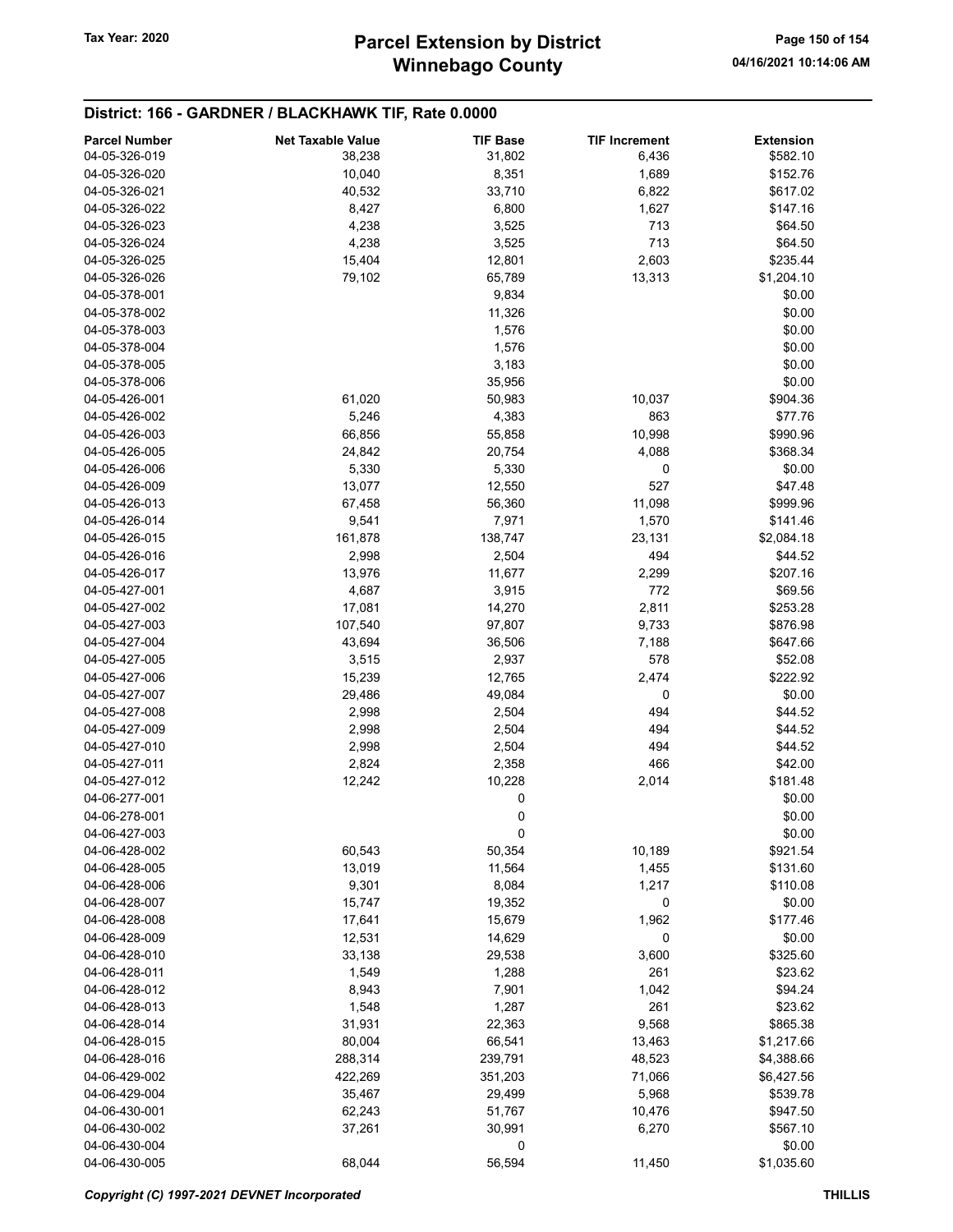## District: 166 - GARDNER / BLACKHAWK TIF, Rate 0.0000

| Parcel Number | Net Taxable Value | TIF Base | TIF Increment | Extension |
|---|---|---|---|---|
| 04-05-326-019 | 38,238 | 31,802 | 6,436 | $582.10 |
| 04-05-326-020 | 10,040 | 8,351 | 1,689 | $152.76 |
| 04-05-326-021 | 40,532 | 33,710 | 6,822 | $617.02 |
| 04-05-326-022 | 8,427 | 6,800 | 1,627 | $147.16 |
| 04-05-326-023 | 4,238 | 3,525 | 713 | $64.50 |
| 04-05-326-024 | 4,238 | 3,525 | 713 | $64.50 |
| 04-05-326-025 | 15,404 | 12,801 | 2,603 | $235.44 |
| 04-05-326-026 | 79,102 | 65,789 | 13,313 | $1,204.10 |
| 04-05-378-001 | | 9,834 | | $0.00 |
| 04-05-378-002 | | 11,326 | | $0.00 |
| 04-05-378-003 | | 1,576 | | $0.00 |
| 04-05-378-004 | | 1,576 | | $0.00 |
| 04-05-378-005 | | 3,183 | | $0.00 |
| 04-05-378-006 | | 35,956 | | $0.00 |
| 04-05-426-001 | 61,020 | 50,983 | 10,037 | $904.36 |
| 04-05-426-002 | 5,246 | 4,383 | 863 | $77.76 |
| 04-05-426-003 | 66,856 | 55,858 | 10,998 | $990.96 |
| 04-05-426-005 | 24,842 | 20,754 | 4,088 | $368.34 |
| 04-05-426-006 | 5,330 | 5,330 | 0 | $0.00 |
| 04-05-426-009 | 13,077 | 12,550 | 527 | $47.48 |
| 04-05-426-013 | 67,458 | 56,360 | 11,098 | $999.96 |
| 04-05-426-014 | 9,541 | 7,971 | 1,570 | $141.46 |
| 04-05-426-015 | 161,878 | 138,747 | 23,131 | $2,084.18 |
| 04-05-426-016 | 2,998 | 2,504 | 494 | $44.52 |
| 04-05-426-017 | 13,976 | 11,677 | 2,299 | $207.16 |
| 04-05-427-001 | 4,687 | 3,915 | 772 | $69.56 |
| 04-05-427-002 | 17,081 | 14,270 | 2,811 | $253.28 |
| 04-05-427-003 | 107,540 | 97,807 | 9,733 | $876.98 |
| 04-05-427-004 | 43,694 | 36,506 | 7,188 | $647.66 |
| 04-05-427-005 | 3,515 | 2,937 | 578 | $52.08 |
| 04-05-427-006 | 15,239 | 12,765 | 2,474 | $222.92 |
| 04-05-427-007 | 29,486 | 49,084 | 0 | $0.00 |
| 04-05-427-008 | 2,998 | 2,504 | 494 | $44.52 |
| 04-05-427-009 | 2,998 | 2,504 | 494 | $44.52 |
| 04-05-427-010 | 2,998 | 2,504 | 494 | $44.52 |
| 04-05-427-011 | 2,824 | 2,358 | 466 | $42.00 |
| 04-05-427-012 | 12,242 | 10,228 | 2,014 | $181.48 |
| 04-06-277-001 | | 0 | | $0.00 |
| 04-06-278-001 | | 0 | | $0.00 |
| 04-06-427-003 | | 0 | | $0.00 |
| 04-06-428-002 | 60,543 | 50,354 | 10,189 | $921.54 |
| 04-06-428-005 | 13,019 | 11,564 | 1,455 | $131.60 |
| 04-06-428-006 | 9,301 | 8,084 | 1,217 | $110.08 |
| 04-06-428-007 | 15,747 | 19,352 | 0 | $0.00 |
| 04-06-428-008 | 17,641 | 15,679 | 1,962 | $177.46 |
| 04-06-428-009 | 12,531 | 14,629 | 0 | $0.00 |
| 04-06-428-010 | 33,138 | 29,538 | 3,600 | $325.60 |
| 04-06-428-011 | 1,549 | 1,288 | 261 | $23.62 |
| 04-06-428-012 | 8,943 | 7,901 | 1,042 | $94.24 |
| 04-06-428-013 | 1,548 | 1,287 | 261 | $23.62 |
| 04-06-428-014 | 31,931 | 22,363 | 9,568 | $865.38 |
| 04-06-428-015 | 80,004 | 66,541 | 13,463 | $1,217.66 |
| 04-06-428-016 | 288,314 | 239,791 | 48,523 | $4,388.66 |
| 04-06-429-002 | 422,269 | 351,203 | 71,066 | $6,427.56 |
| 04-06-429-004 | 35,467 | 29,499 | 5,968 | $539.78 |
| 04-06-430-001 | 62,243 | 51,767 | 10,476 | $947.50 |
| 04-06-430-002 | 37,261 | 30,991 | 6,270 | $567.10 |
| 04-06-430-004 | | 0 | | $0.00 |
| 04-06-430-005 | 68,044 | 56,594 | 11,450 | $1,035.60 |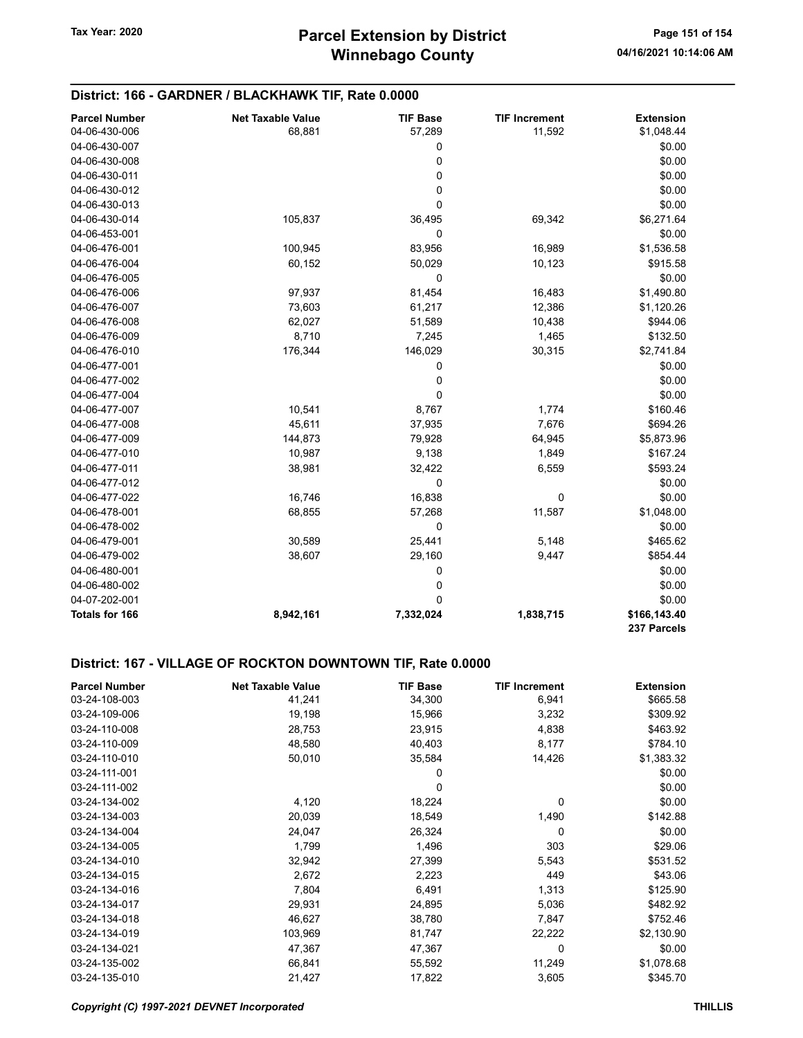## District: 166 - GARDNER / BLACKHAWK TIF, Rate 0.0000

| Parcel Number | Net Taxable Value | TIF Base | TIF Increment | Extension |
|---|---|---|---|---|
| 04-06-430-006 | 68,881 | 57,289 | 11,592 | $1,048.44 |
| 04-06-430-007 | | 0 | | $0.00 |
| 04-06-430-008 | | 0 | | $0.00 |
| 04-06-430-011 | | 0 | | $0.00 |
| 04-06-430-012 | | 0 | | $0.00 |
| 04-06-430-013 | | 0 | | $0.00 |
| 04-06-430-014 | 105,837 | 36,495 | 69,342 | $6,271.64 |
| 04-06-453-001 | | 0 | | $0.00 |
| 04-06-476-001 | 100,945 | 83,956 | 16,989 | $1,536.58 |
| 04-06-476-004 | 60,152 | 50,029 | 10,123 | $915.58 |
| 04-06-476-005 | | 0 | | $0.00 |
| 04-06-476-006 | 97,937 | 81,454 | 16,483 | $1,490.80 |
| 04-06-476-007 | 73,603 | 61,217 | 12,386 | $1,120.26 |
| 04-06-476-008 | 62,027 | 51,589 | 10,438 | $944.06 |
| 04-06-476-009 | 8,710 | 7,245 | 1,465 | $132.50 |
| 04-06-476-010 | 176,344 | 146,029 | 30,315 | $2,741.84 |
| 04-06-477-001 | | 0 | | $0.00 |
| 04-06-477-002 | | 0 | | $0.00 |
| 04-06-477-004 | | 0 | | $0.00 |
| 04-06-477-007 | 10,541 | 8,767 | 1,774 | $160.46 |
| 04-06-477-008 | 45,611 | 37,935 | 7,676 | $694.26 |
| 04-06-477-009 | 144,873 | 79,928 | 64,945 | $5,873.96 |
| 04-06-477-010 | 10,987 | 9,138 | 1,849 | $167.24 |
| 04-06-477-011 | 38,981 | 32,422 | 6,559 | $593.24 |
| 04-06-477-012 | | 0 | | $0.00 |
| 04-06-477-022 | 16,746 | 16,838 | 0 | $0.00 |
| 04-06-478-001 | 68,855 | 57,268 | 11,587 | $1,048.00 |
| 04-06-478-002 | | 0 | | $0.00 |
| 04-06-479-001 | 30,589 | 25,441 | 5,148 | $465.62 |
| 04-06-479-002 | 38,607 | 29,160 | 9,447 | $854.44 |
| 04-06-480-001 | | 0 | | $0.00 |
| 04-06-480-002 | | 0 | | $0.00 |
| 04-07-202-001 | | 0 | | $0.00 |
| **Totals for 166** | **8,942,161** | **7,332,024** | **1,838,715** | **$166,143.40** |
| | | | | **237 Parcels** |

## District: 167 - VILLAGE OF ROCKTON DOWNTOWN TIF, Rate 0.0000

| Parcel Number | Net Taxable Value | TIF Base | TIF Increment | Extension |
|---|---|---|---|---|
| 03-24-108-003 | 41,241 | 34,300 | 6,941 | $665.58 |
| 03-24-109-006 | 19,198 | 15,966 | 3,232 | $309.92 |
| 03-24-110-008 | 28,753 | 23,915 | 4,838 | $463.92 |
| 03-24-110-009 | 48,580 | 40,403 | 8,177 | $784.10 |
| 03-24-110-010 | 50,010 | 35,584 | 14,426 | $1,383.32 |
| 03-24-111-001 | | 0 | | $0.00 |
| 03-24-111-002 | | 0 | | $0.00 |
| 03-24-134-002 | 4,120 | 18,224 | 0 | $0.00 |
| 03-24-134-003 | 20,039 | 18,549 | 1,490 | $142.88 |
| 03-24-134-004 | 24,047 | 26,324 | 0 | $0.00 |
| 03-24-134-005 | 1,799 | 1,496 | 303 | $29.06 |
| 03-24-134-010 | 32,942 | 27,399 | 5,543 | $531.52 |
| 03-24-134-015 | 2,672 | 2,223 | 449 | $43.06 |
| 03-24-134-016 | 7,804 | 6,491 | 1,313 | $125.90 |
| 03-24-134-017 | 29,931 | 24,895 | 5,036 | $482.92 |
| 03-24-134-018 | 46,627 | 38,780 | 7,847 | $752.46 |
| 03-24-134-019 | 103,969 | 81,747 | 22,222 | $2,130.90 |
| 03-24-134-021 | 47,367 | 47,367 | 0 | $0.00 |
| 03-24-135-002 | 66,841 | 55,592 | 11,249 | $1,078.68 |
| 03-24-135-010 | 21,427 | 17,822 | 3,605 | $345.70 |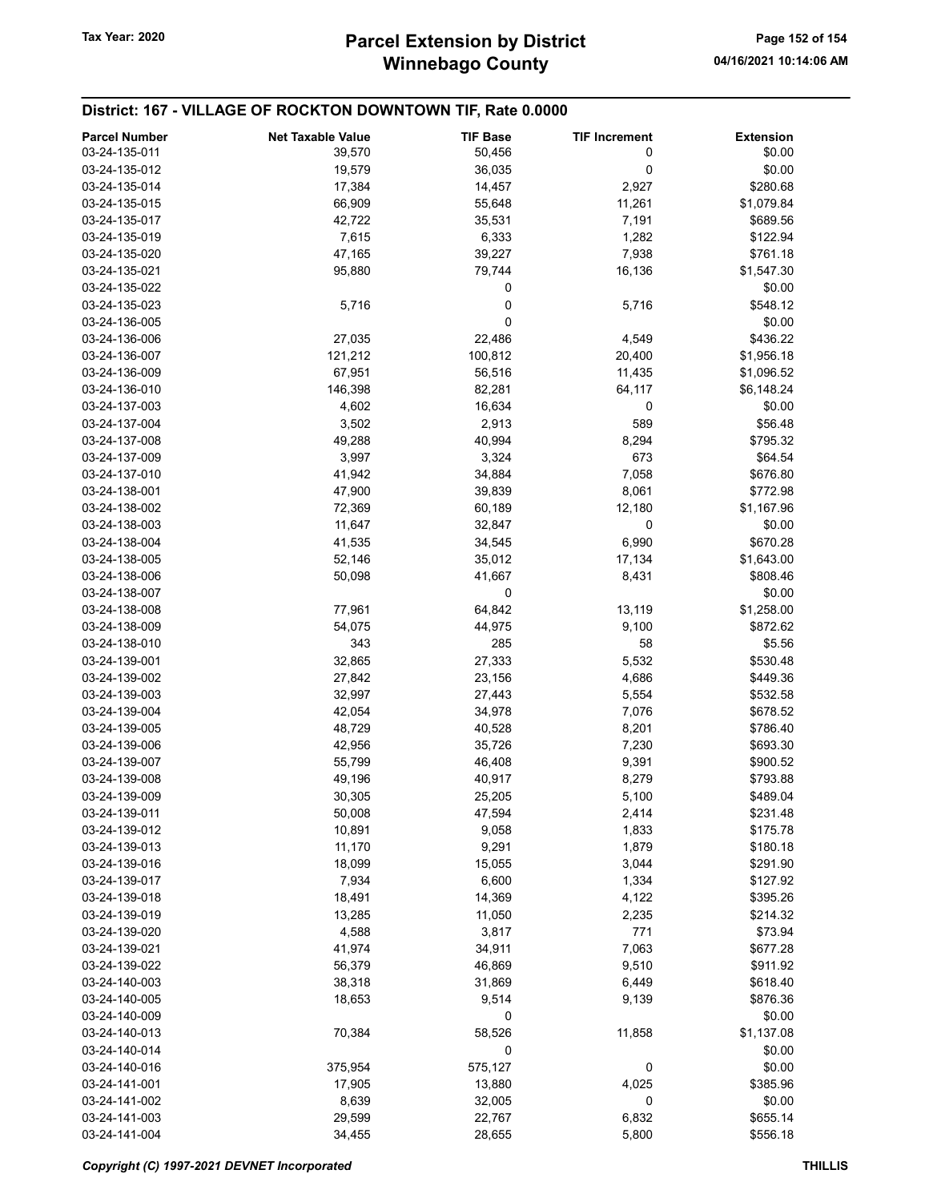## District: 167 - VILLAGE OF ROCKTON DOWNTOWN TIF, Rate 0.0000

| Parcel Number | Net Taxable Value | TIF Base | TIF Increment | Extension |
|---|---|---|---|---|
| 03-24-135-011 | 39,570 | 50,456 | 0 | $0.00 |
| 03-24-135-012 | 19,579 | 36,035 | 0 | $0.00 |
| 03-24-135-014 | 17,384 | 14,457 | 2,927 | $280.68 |
| 03-24-135-015 | 66,909 | 55,648 | 11,261 | $1,079.84 |
| 03-24-135-017 | 42,722 | 35,531 | 7,191 | $689.56 |
| 03-24-135-019 | 7,615 | 6,333 | 1,282 | $122.94 |
| 03-24-135-020 | 47,165 | 39,227 | 7,938 | $761.18 |
| 03-24-135-021 | 95,880 | 79,744 | 16,136 | $1,547.30 |
| 03-24-135-022 | | 0 | | $0.00 |
| 03-24-135-023 | 5,716 | 0 | 5,716 | $548.12 |
| 03-24-136-005 | | 0 | | $0.00 |
| 03-24-136-006 | 27,035 | 22,486 | 4,549 | $436.22 |
| 03-24-136-007 | 121,212 | 100,812 | 20,400 | $1,956.18 |
| 03-24-136-009 | 67,951 | 56,516 | 11,435 | $1,096.52 |
| 03-24-136-010 | 146,398 | 82,281 | 64,117 | $6,148.24 |
| 03-24-137-003 | 4,602 | 16,634 | 0 | $0.00 |
| 03-24-137-004 | 3,502 | 2,913 | 589 | $56.48 |
| 03-24-137-008 | 49,288 | 40,994 | 8,294 | $795.32 |
| 03-24-137-009 | 3,997 | 3,324 | 673 | $64.54 |
| 03-24-137-010 | 41,942 | 34,884 | 7,058 | $676.80 |
| 03-24-138-001 | 47,900 | 39,839 | 8,061 | $772.98 |
| 03-24-138-002 | 72,369 | 60,189 | 12,180 | $1,167.96 |
| 03-24-138-003 | 11,647 | 32,847 | 0 | $0.00 |
| 03-24-138-004 | 41,535 | 34,545 | 6,990 | $670.28 |
| 03-24-138-005 | 52,146 | 35,012 | 17,134 | $1,643.00 |
| 03-24-138-006 | 50,098 | 41,667 | 8,431 | $808.46 |
| 03-24-138-007 | | 0 | | $0.00 |
| 03-24-138-008 | 77,961 | 64,842 | 13,119 | $1,258.00 |
| 03-24-138-009 | 54,075 | 44,975 | 9,100 | $872.62 |
| 03-24-138-010 | 343 | 285 | 58 | $5.56 |
| 03-24-139-001 | 32,865 | 27,333 | 5,532 | $530.48 |
| 03-24-139-002 | 27,842 | 23,156 | 4,686 | $449.36 |
| 03-24-139-003 | 32,997 | 27,443 | 5,554 | $532.58 |
| 03-24-139-004 | 42,054 | 34,978 | 7,076 | $678.52 |
| 03-24-139-005 | 48,729 | 40,528 | 8,201 | $786.40 |
| 03-24-139-006 | 42,956 | 35,726 | 7,230 | $693.30 |
| 03-24-139-007 | 55,799 | 46,408 | 9,391 | $900.52 |
| 03-24-139-008 | 49,196 | 40,917 | 8,279 | $793.88 |
| 03-24-139-009 | 30,305 | 25,205 | 5,100 | $489.04 |
| 03-24-139-011 | 50,008 | 47,594 | 2,414 | $231.48 |
| 03-24-139-012 | 10,891 | 9,058 | 1,833 | $175.78 |
| 03-24-139-013 | 11,170 | 9,291 | 1,879 | $180.18 |
| 03-24-139-016 | 18,099 | 15,055 | 3,044 | $291.90 |
| 03-24-139-017 | 7,934 | 6,600 | 1,334 | $127.92 |
| 03-24-139-018 | 18,491 | 14,369 | 4,122 | $395.26 |
| 03-24-139-019 | 13,285 | 11,050 | 2,235 | $214.32 |
| 03-24-139-020 | 4,588 | 3,817 | 771 | $73.94 |
| 03-24-139-021 | 41,974 | 34,911 | 7,063 | $677.28 |
| 03-24-139-022 | 56,379 | 46,869 | 9,510 | $911.92 |
| 03-24-140-003 | 38,318 | 31,869 | 6,449 | $618.40 |
| 03-24-140-005 | 18,653 | 9,514 | 9,139 | $876.36 |
| 03-24-140-009 | | 0 | | $0.00 |
| 03-24-140-013 | 70,384 | 58,526 | 11,858 | $1,137.08 |
| 03-24-140-014 | | 0 | | $0.00 |
| 03-24-140-016 | 375,954 | 575,127 | 0 | $0.00 |
| 03-24-141-001 | 17,905 | 13,880 | 4,025 | $385.96 |
| 03-24-141-002 | 8,639 | 32,005 | 0 | $0.00 |
| 03-24-141-003 | 29,599 | 22,767 | 6,832 | $655.14 |
| 03-24-141-004 | 34,455 | 28,655 | 5,800 | $556.18 |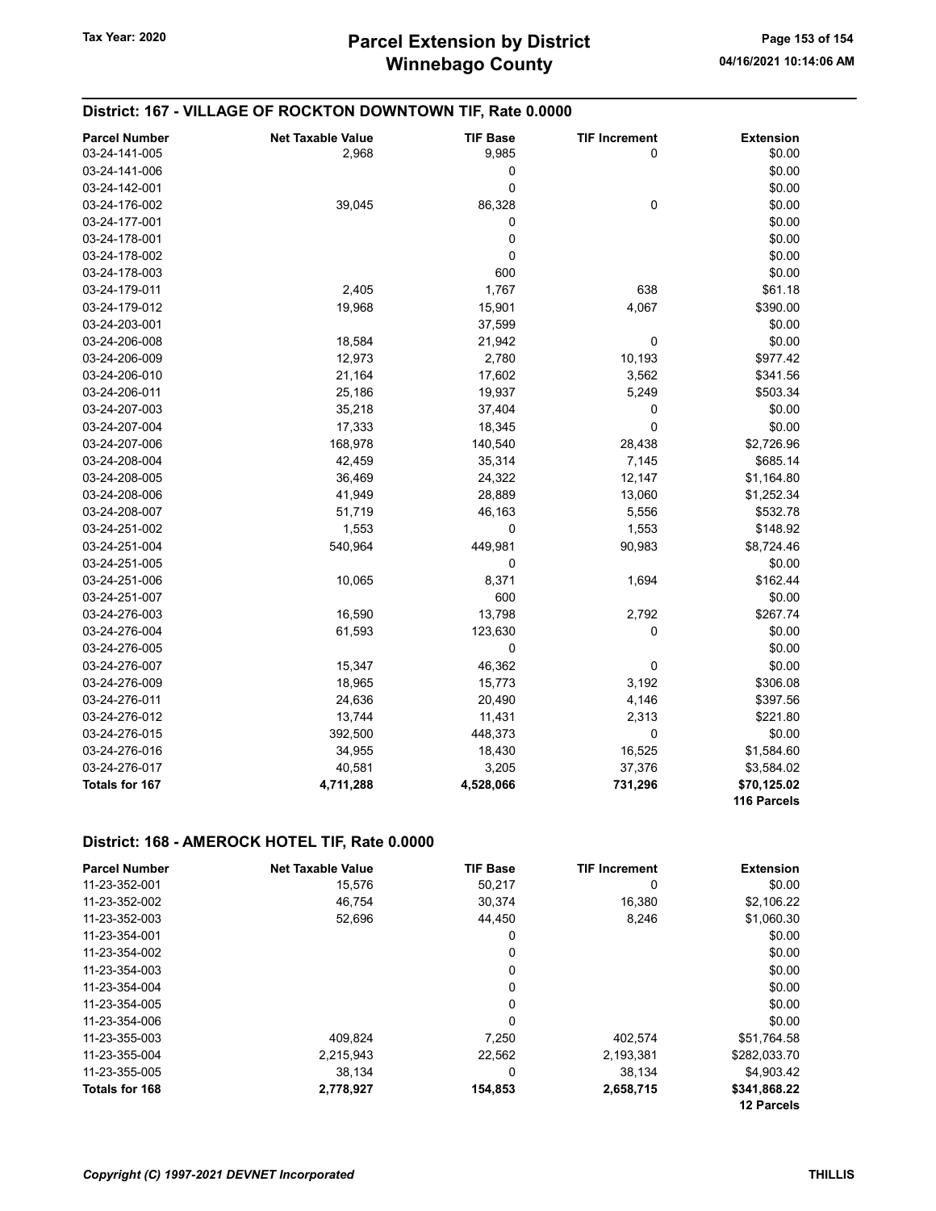## District: 167 - VILLAGE OF ROCKTON DOWNTOWN TIF, Rate 0.0000

| Parcel Number | Net Taxable Value | TIF Base | TIF Increment | Extension |
|---|---|---|---|---|
| 03-24-141-005 | 2,968 | 9,985 | 0 | $0.00 |
| 03-24-141-006 | | 0 | | $0.00 |
| 03-24-142-001 | | 0 | | $0.00 |
| 03-24-176-002 | 39,045 | 86,328 | 0 | $0.00 |
| 03-24-177-001 | | 0 | | $0.00 |
| 03-24-178-001 | | 0 | | $0.00 |
| 03-24-178-002 | | 0 | | $0.00 |
| 03-24-178-003 | | 600 | | $0.00 |
| 03-24-179-011 | 2,405 | 1,767 | 638 | $61.18 |
| 03-24-179-012 | 19,968 | 15,901 | 4,067 | $390.00 |
| 03-24-203-001 | | 37,599 | | $0.00 |
| 03-24-206-008 | 18,584 | 21,942 | 0 | $0.00 |
| 03-24-206-009 | 12,973 | 2,780 | 10,193 | $977.42 |
| 03-24-206-010 | 21,164 | 17,602 | 3,562 | $341.56 |
| 03-24-206-011 | 25,186 | 19,937 | 5,249 | $503.34 |
| 03-24-207-003 | 35,218 | 37,404 | 0 | $0.00 |
| 03-24-207-004 | 17,333 | 18,345 | 0 | $0.00 |
| 03-24-207-006 | 168,978 | 140,540 | 28,438 | $2,726.96 |
| 03-24-208-004 | 42,459 | 35,314 | 7,145 | $685.14 |
| 03-24-208-005 | 36,469 | 24,322 | 12,147 | $1,164.80 |
| 03-24-208-006 | 41,949 | 28,889 | 13,060 | $1,252.34 |
| 03-24-208-007 | 51,719 | 46,163 | 5,556 | $532.78 |
| 03-24-251-002 | 1,553 | 0 | 1,553 | $148.92 |
| 03-24-251-004 | 540,964 | 449,981 | 90,983 | $8,724.46 |
| 03-24-251-005 | | 0 | | $0.00 |
| 03-24-251-006 | 10,065 | 8,371 | 1,694 | $162.44 |
| 03-24-251-007 | | 600 | | $0.00 |
| 03-24-276-003 | 16,590 | 13,798 | 2,792 | $267.74 |
| 03-24-276-004 | 61,593 | 123,630 | 0 | $0.00 |
| 03-24-276-005 | | 0 | | $0.00 |
| 03-24-276-007 | 15,347 | 46,362 | 0 | $0.00 |
| 03-24-276-009 | 18,965 | 15,773 | 3,192 | $306.08 |
| 03-24-276-011 | 24,636 | 20,490 | 4,146 | $397.56 |
| 03-24-276-012 | 13,744 | 11,431 | 2,313 | $221.80 |
| 03-24-276-015 | 392,500 | 448,373 | 0 | $0.00 |
| 03-24-276-016 | 34,955 | 18,430 | 16,525 | $1,584.60 |
| 03-24-276-017 | 40,581 | 3,205 | 37,376 | $3,584.02 |
| **Totals for 167** | **4,711,288** | **4,528,066** | **731,296** | **$70,125.02** |
| | | | | **116 Parcels** |

## District: 168 - AMEROCK HOTEL TIF, Rate 0.0000

| Parcel Number | Net Taxable Value | TIF Base | TIF Increment | Extension |
|---|---|---|---|---|
| 11-23-352-001 | 15,576 | 50,217 | 0 | $0.00 |
| 11-23-352-002 | 46,754 | 30,374 | 16,380 | $2,106.22 |
| 11-23-352-003 | 52,696 | 44,450 | 8,246 | $1,060.30 |
| 11-23-354-001 | | 0 | | $0.00 |
| 11-23-354-002 | | 0 | | $0.00 |
| 11-23-354-003 | | 0 | | $0.00 |
| 11-23-354-004 | | 0 | | $0.00 |
| 11-23-354-005 | | 0 | | $0.00 |
| 11-23-354-006 | | 0 | | $0.00 |
| 11-23-355-003 | 409,824 | 7,250 | 402,574 | $51,764.58 |
| 11-23-355-004 | 2,215,943 | 22,562 | 2,193,381 | $282,033.70 |
| 11-23-355-005 | 38,134 | 0 | 38,134 | $4,903.42 |
| **Totals for 168** | **2,778,927** | **154,853** | **2,658,715** | **$341,868.22** |
| | | | | **12 Parcels** |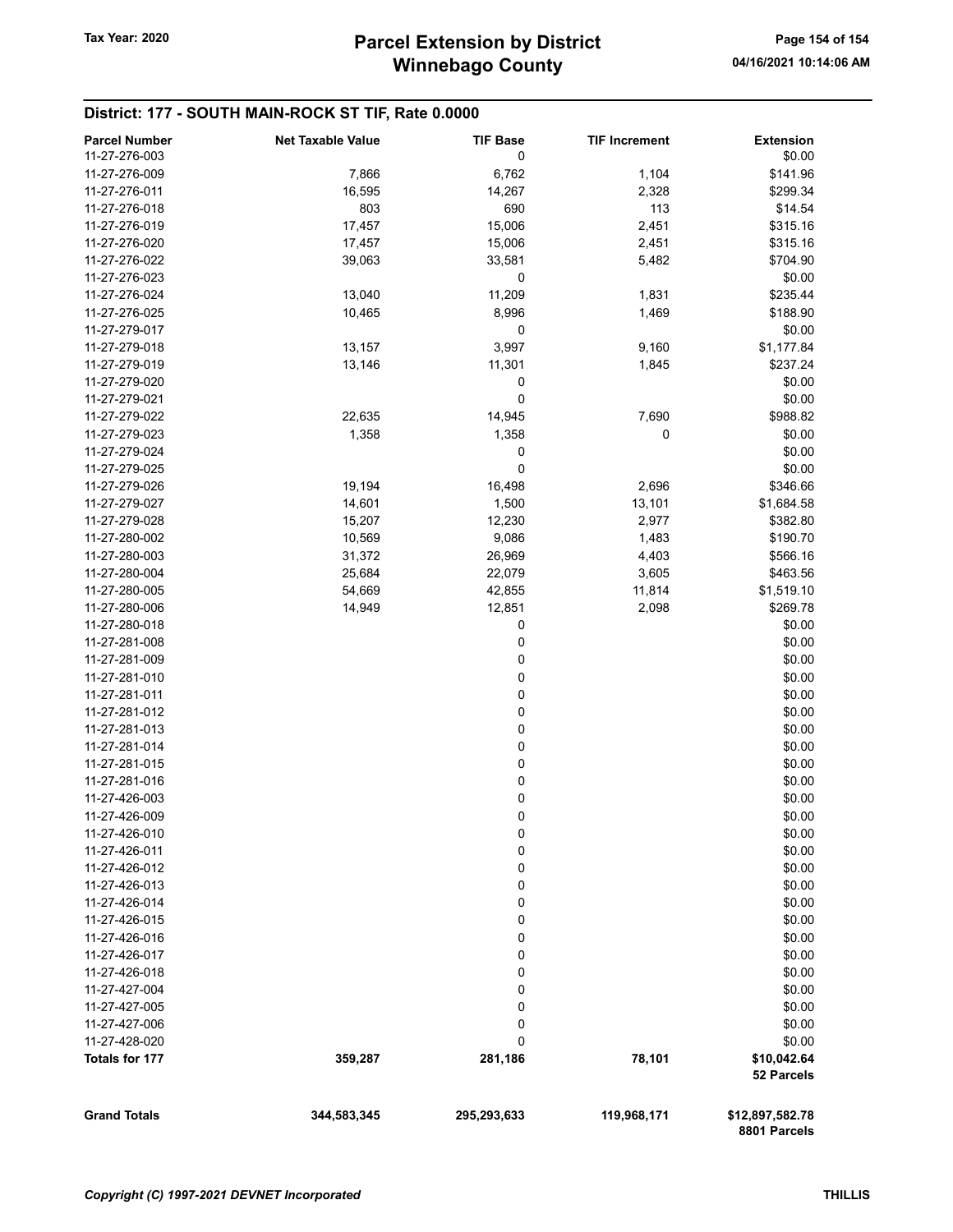## District: 177 - SOUTH MAIN-ROCK ST TIF, Rate 0.0000

| Parcel Number | Net Taxable Value | TIF Base | TIF Increment | Extension |
|---|---|---|---|---|
| 11-27-276-003 | | 0 | | $0.00 |
| 11-27-276-009 | 7,866 | 6,762 | 1,104 | $141.96 |
| 11-27-276-011 | 16,595 | 14,267 | 2,328 | $299.34 |
| 11-27-276-018 | 803 | 690 | 113 | $14.54 |
| 11-27-276-019 | 17,457 | 15,006 | 2,451 | $315.16 |
| 11-27-276-020 | 17,457 | 15,006 | 2,451 | $315.16 |
| 11-27-276-022 | 39,063 | 33,581 | 5,482 | $704.90 |
| 11-27-276-023 | | 0 | | $0.00 |
| 11-27-276-024 | 13,040 | 11,209 | 1,831 | $235.44 |
| 11-27-276-025 | 10,465 | 8,996 | 1,469 | $188.90 |
| 11-27-279-017 | | 0 | | $0.00 |
| 11-27-279-018 | 13,157 | 3,997 | 9,160 | $1,177.84 |
| 11-27-279-019 | 13,146 | 11,301 | 1,845 | $237.24 |
| 11-27-279-020 | | 0 | | $0.00 |
| 11-27-279-021 | | 0 | | $0.00 |
| 11-27-279-022 | 22,635 | 14,945 | 7,690 | $988.82 |
| 11-27-279-023 | 1,358 | 1,358 | 0 | $0.00 |
| 11-27-279-024 | | 0 | | $0.00 |
| 11-27-279-025 | | 0 | | $0.00 |
| 11-27-279-026 | 19,194 | 16,498 | 2,696 | $346.66 |
| 11-27-279-027 | 14,601 | 1,500 | 13,101 | $1,684.58 |
| 11-27-279-028 | 15,207 | 12,230 | 2,977 | $382.80 |
| 11-27-280-002 | 10,569 | 9,086 | 1,483 | $190.70 |
| 11-27-280-003 | 31,372 | 26,969 | 4,403 | $566.16 |
| 11-27-280-004 | 25,684 | 22,079 | 3,605 | $463.56 |
| 11-27-280-005 | 54,669 | 42,855 | 11,814 | $1,519.10 |
| 11-27-280-006 | 14,949 | 12,851 | 2,098 | $269.78 |
| 11-27-280-018 | | 0 | | $0.00 |
| 11-27-281-008 | | 0 | | $0.00 |
| 11-27-281-009 | | 0 | | $0.00 |
| 11-27-281-010 | | 0 | | $0.00 |
| 11-27-281-011 | | 0 | | $0.00 |
| 11-27-281-012 | | 0 | | $0.00 |
| 11-27-281-013 | | 0 | | $0.00 |
| 11-27-281-014 | | 0 | | $0.00 |
| 11-27-281-015 | | 0 | | $0.00 |
| 11-27-281-016 | | 0 | | $0.00 |
| 11-27-426-003 | | 0 | | $0.00 |
| 11-27-426-009 | | 0 | | $0.00 |
| 11-27-426-010 | | 0 | | $0.00 |
| 11-27-426-011 | | 0 | | $0.00 |
| 11-27-426-012 | | 0 | | $0.00 |
| 11-27-426-013 | | 0 | | $0.00 |
| 11-27-426-014 | | 0 | | $0.00 |
| 11-27-426-015 | | 0 | | $0.00 |
| 11-27-426-016 | | 0 | | $0.00 |
| 11-27-426-017 | | 0 | | $0.00 |
| 11-27-426-018 | | 0 | | $0.00 |
| 11-27-427-004 | | 0 | | $0.00 |
| 11-27-427-005 | | 0 | | $0.00 |
| 11-27-427-006 | | 0 | | $0.00 |
| 11-27-428-020 | | 0 | | $0.00 |
| **Totals for 177** | **359,287** | **281,186** | **78,101** | **$10,042.64**<br>**52 Parcels** |
| **Grand Totals** | **344,583,345** | **295,293,633** | **119,968,171** | **$12,897,582.78**<br>**8801 Parcels** |